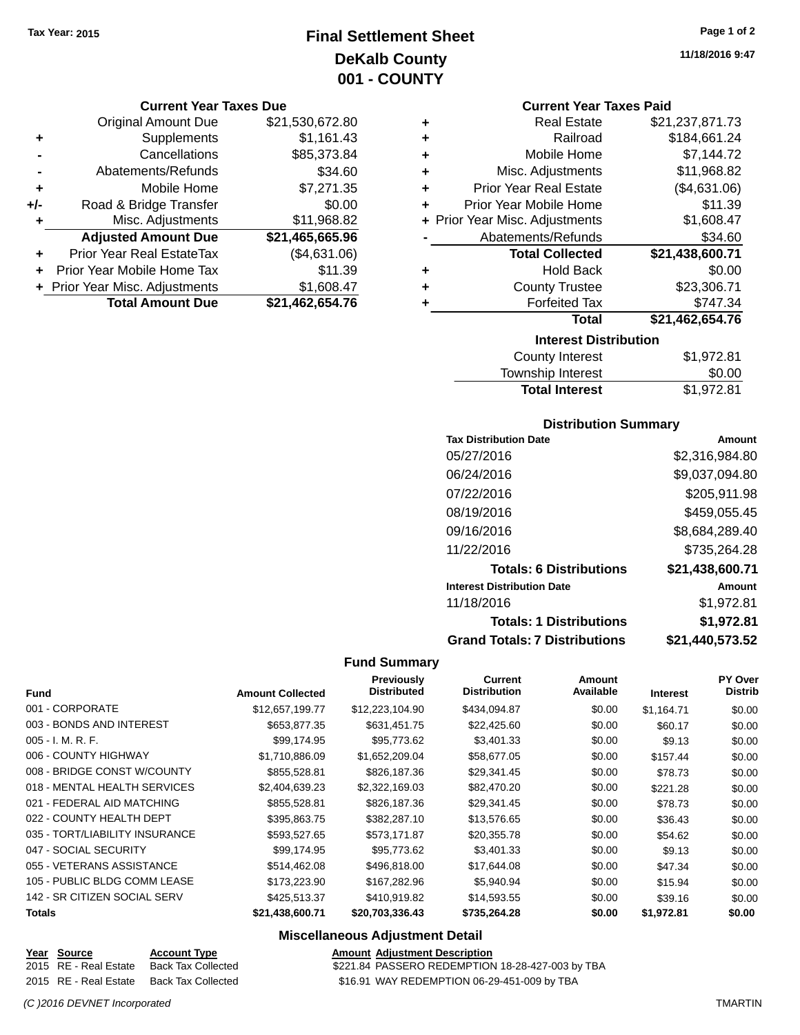**Tax Year: 2015**

# Final Settlement Sheet
## DeKalb County
## 001 - COUNTY

11/18/2016 9:47

### Current Year Taxes Due

| | | |
|---|---|---|
| | Original Amount Due | $21,530,672.80 |
| + | Supplements | $1,161.43 |
| - | Cancellations | $85,373.84 |
| - | Abatements/Refunds | $34.60 |
| + | Mobile Home | $7,271.35 |
| +/- | Road & Bridge Transfer | $0.00 |
| + | Misc. Adjustments | $11,968.82 |
| | **Adjusted Amount Due** | **$21,465,665.96** |
| + | Prior Year Real EstateTax | ($4,631.06) |
| + | Prior Year Mobile Home Tax | $11.39 |
| + | Prior Year Misc. Adjustments | $1,608.47 |
| | **Total Amount Due** | **$21,462,654.76** |

### Current Year Taxes Paid

| | | |
|---|---|---|
| + | Real Estate | $21,237,871.73 |
| + | Railroad | $184,661.24 |
| + | Mobile Home | $7,144.72 |
| + | Misc. Adjustments | $11,968.82 |
| + | Prior Year Real Estate | ($4,631.06) |
| + | Prior Year Mobile Home | $11.39 |
| + | Prior Year Misc. Adjustments | $1,608.47 |
| - | Abatements/Refunds | $34.60 |
| | **Total Collected** | **$21,438,600.71** |
| + | Hold Back | $0.00 |
| + | County Trustee | $23,306.71 |
| + | Forfeited Tax | $747.34 |
| | **Total** | **$21,462,654.76** |

### Interest Distribution

| | |
|---|---|
| County Interest | $1,972.81 |
| Township Interest | $0.00 |
| **Total Interest** | $1,972.81 |

### Distribution Summary

| Tax Distribution Date | Amount |
|---|---|
| 05/27/2016 | $2,316,984.80 |
| 06/24/2016 | $9,037,094.80 |
| 07/22/2016 | $205,911.98 |
| 08/19/2016 | $459,055.45 |
| 09/16/2016 | $8,684,289.40 |
| 11/22/2016 | $735,264.28 |
| **Totals: 6 Distributions** | **$21,438,600.71** |
| **Interest Distribution Date** | **Amount** |
| 11/18/2016 | $1,972.81 |
| **Totals: 1 Distributions** | **$1,972.81** |
| **Grand Totals: 7 Distributions** | **$21,440,573.52** |

### Fund Summary

| Fund | Amount Collected | Previously Distributed | Current Distribution | Amount Available | Interest | PY Over Distrib |
|---|---|---|---|---|---|---|
| 001 - CORPORATE | $12,657,199.77 | $12,223,104.90 | $434,094.87 | $0.00 | $1,164.71 | $0.00 |
| 003 - BONDS AND INTEREST | $653,877.35 | $631,451.75 | $22,425.60 | $0.00 | $60.17 | $0.00 |
| 005 - I. M. R. F. | $99,174.95 | $95,773.62 | $3,401.33 | $0.00 | $9.13 | $0.00 |
| 006 - COUNTY HIGHWAY | $1,710,886.09 | $1,652,209.04 | $58,677.05 | $0.00 | $157.44 | $0.00 |
| 008 - BRIDGE CONST W/COUNTY | $855,528.81 | $826,187.36 | $29,341.45 | $0.00 | $78.73 | $0.00 |
| 018 - MENTAL HEALTH SERVICES | $2,404,639.23 | $2,322,169.03 | $82,470.20 | $0.00 | $221.28 | $0.00 |
| 021 - FEDERAL AID MATCHING | $855,528.81 | $826,187.36 | $29,341.45 | $0.00 | $78.73 | $0.00 |
| 022 - COUNTY HEALTH DEPT | $395,863.75 | $382,287.10 | $13,576.65 | $0.00 | $36.43 | $0.00 |
| 035 - TORT/LIABILITY INSURANCE | $593,527.65 | $573,171.87 | $20,355.78 | $0.00 | $54.62 | $0.00 |
| 047 - SOCIAL SECURITY | $99,174.95 | $95,773.62 | $3,401.33 | $0.00 | $9.13 | $0.00 |
| 055 - VETERANS ASSISTANCE | $514,462.08 | $496,818.00 | $17,644.08 | $0.00 | $47.34 | $0.00 |
| 105 - PUBLIC BLDG COMM LEASE | $173,223.90 | $167,282.96 | $5,940.94 | $0.00 | $15.94 | $0.00 |
| 142 - SR CITIZEN SOCIAL SERV | $425,513.37 | $410,919.82 | $14,593.55 | $0.00 | $39.16 | $0.00 |
| **Totals** | **$21,438,600.71** | **$20,703,336.43** | **$735,264.28** | **$0.00** | **$1,972.81** | **$0.00** |

### Miscellaneous Adjustment Detail

| Year | Source | Account Type | Amount | Adjustment Description |
|---|---|---|---|---|
| 2015 | RE - Real Estate | Back Tax Collected | $221.84 | PASSERO REDEMPTION 18-28-427-003 by TBA |
| 2015 | RE - Real Estate | Back Tax Collected | $16.91 | WAY REDEMPTION 06-29-451-009 by TBA |

*(C )2016 DEVNET Incorporated* TMARTIN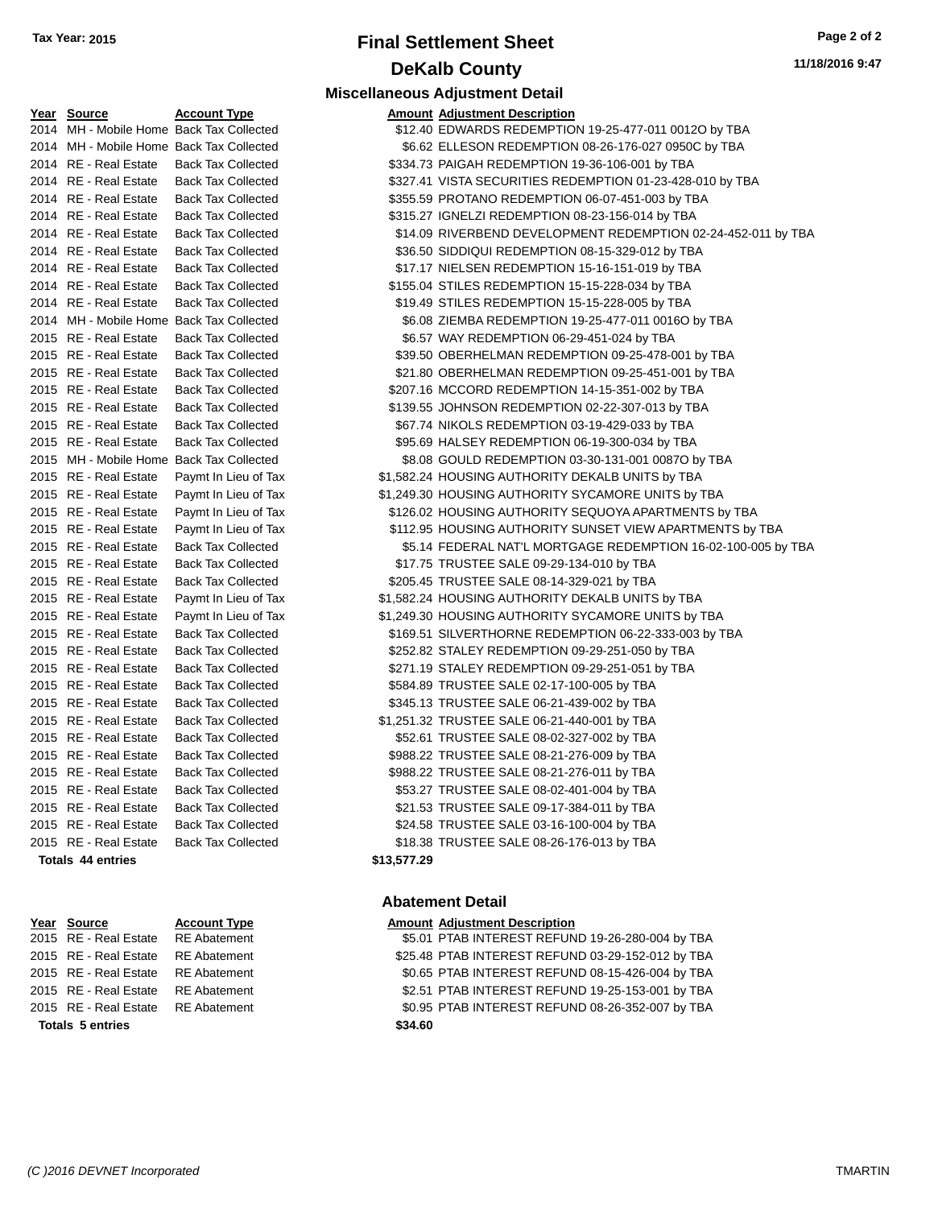# Final Settlement Sheet

## DeKalb County

Tax Year: 2015

11/18/2016 9:47

### Miscellaneous Adjustment Detail

| Year | Source | Account Type | Amount | Adjustment Description |
|---|---|---|---|---|
| 2014 | MH - Mobile Home | Back Tax Collected | $12.40 | EDWARDS REDEMPTION 19-25-477-011 0012O by TBA |
| 2014 | MH - Mobile Home | Back Tax Collected | $6.62 | ELLESON REDEMPTION 08-26-176-027 0950C by TBA |
| 2014 | RE - Real Estate | Back Tax Collected | $334.73 | PAIGAH REDEMPTION 19-36-106-001 by TBA |
| 2014 | RE - Real Estate | Back Tax Collected | $327.41 | VISTA SECURITIES REDEMPTION 01-23-428-010 by TBA |
| 2014 | RE - Real Estate | Back Tax Collected | $355.59 | PROTANO REDEMPTION 06-07-451-003 by TBA |
| 2014 | RE - Real Estate | Back Tax Collected | $315.27 | IGNELZI REDEMPTION 08-23-156-014 by TBA |
| 2014 | RE - Real Estate | Back Tax Collected | $14.09 | RIVERBEND DEVELOPMENT REDEMPTION 02-24-452-011 by TBA |
| 2014 | RE - Real Estate | Back Tax Collected | $36.50 | SIDDIQUI REDEMPTION 08-15-329-012 by TBA |
| 2014 | RE - Real Estate | Back Tax Collected | $17.17 | NIELSEN REDEMPTION 15-16-151-019 by TBA |
| 2014 | RE - Real Estate | Back Tax Collected | $155.04 | STILES REDEMPTION 15-15-228-034 by TBA |
| 2014 | RE - Real Estate | Back Tax Collected | $19.49 | STILES REDEMPTION 15-15-228-005 by TBA |
| 2014 | MH - Mobile Home | Back Tax Collected | $6.08 | ZIEMBA REDEMPTION 19-25-477-011 0016O by TBA |
| 2015 | RE - Real Estate | Back Tax Collected | $6.57 | WAY REDEMPTION 06-29-451-024 by TBA |
| 2015 | RE - Real Estate | Back Tax Collected | $39.50 | OBERHELMAN REDEMPTION 09-25-478-001 by TBA |
| 2015 | RE - Real Estate | Back Tax Collected | $21.80 | OBERHELMAN REDEMPTION 09-25-451-001 by TBA |
| 2015 | RE - Real Estate | Back Tax Collected | $207.16 | MCCORD REDEMPTION 14-15-351-002 by TBA |
| 2015 | RE - Real Estate | Back Tax Collected | $139.55 | JOHNSON REDEMPTION 02-22-307-013 by TBA |
| 2015 | RE - Real Estate | Back Tax Collected | $67.74 | NIKOLS REDEMPTION 03-19-429-033 by TBA |
| 2015 | RE - Real Estate | Back Tax Collected | $95.69 | HALSEY REDEMPTION 06-19-300-034 by TBA |
| 2015 | MH - Mobile Home | Back Tax Collected | $8.08 | GOULD REDEMPTION 03-30-131-001 0087O by TBA |
| 2015 | RE - Real Estate | Paymt In Lieu of Tax | $1,582.24 | HOUSING AUTHORITY DEKALB UNITS by TBA |
| 2015 | RE - Real Estate | Paymt In Lieu of Tax | $1,249.30 | HOUSING AUTHORITY SYCAMORE UNITS by TBA |
| 2015 | RE - Real Estate | Paymt In Lieu of Tax | $126.02 | HOUSING AUTHORITY SEQUOYA APARTMENTS by TBA |
| 2015 | RE - Real Estate | Paymt In Lieu of Tax | $112.95 | HOUSING AUTHORITY SUNSET VIEW APARTMENTS by TBA |
| 2015 | RE - Real Estate | Back Tax Collected | $5.14 | FEDERAL NAT'L MORTGAGE REDEMPTION 16-02-100-005 by TBA |
| 2015 | RE - Real Estate | Back Tax Collected | $17.75 | TRUSTEE SALE 09-29-134-010 by TBA |
| 2015 | RE - Real Estate | Back Tax Collected | $205.45 | TRUSTEE SALE 08-14-329-021 by TBA |
| 2015 | RE - Real Estate | Paymt In Lieu of Tax | $1,582.24 | HOUSING AUTHORITY DEKALB UNITS by TBA |
| 2015 | RE - Real Estate | Paymt In Lieu of Tax | $1,249.30 | HOUSING AUTHORITY SYCAMORE UNITS by TBA |
| 2015 | RE - Real Estate | Back Tax Collected | $169.51 | SILVERTHORNE REDEMPTION 06-22-333-003 by TBA |
| 2015 | RE - Real Estate | Back Tax Collected | $252.82 | STALEY REDEMPTION 09-29-251-050 by TBA |
| 2015 | RE - Real Estate | Back Tax Collected | $271.19 | STALEY REDEMPTION 09-29-251-051 by TBA |
| 2015 | RE - Real Estate | Back Tax Collected | $584.89 | TRUSTEE SALE 02-17-100-005 by TBA |
| 2015 | RE - Real Estate | Back Tax Collected | $345.13 | TRUSTEE SALE 06-21-439-002 by TBA |
| 2015 | RE - Real Estate | Back Tax Collected | $1,251.32 | TRUSTEE SALE 06-21-440-001 by TBA |
| 2015 | RE - Real Estate | Back Tax Collected | $52.61 | TRUSTEE SALE 08-02-327-002 by TBA |
| 2015 | RE - Real Estate | Back Tax Collected | $988.22 | TRUSTEE SALE 08-21-276-009 by TBA |
| 2015 | RE - Real Estate | Back Tax Collected | $988.22 | TRUSTEE SALE 08-21-276-011 by TBA |
| 2015 | RE - Real Estate | Back Tax Collected | $53.27 | TRUSTEE SALE 08-02-401-004 by TBA |
| 2015 | RE - Real Estate | Back Tax Collected | $21.53 | TRUSTEE SALE 09-17-384-011 by TBA |
| 2015 | RE - Real Estate | Back Tax Collected | $24.58 | TRUSTEE SALE 03-16-100-004 by TBA |
| 2015 | RE - Real Estate | Back Tax Collected | $18.38 | TRUSTEE SALE 08-26-176-013 by TBA |
| **Totals 44 entries** | | | **$13,577.29** | |

### Abatement Detail

| Year | Source | Account Type | Amount | Adjustment Description |
|---|---|---|---|---|
| 2015 | RE - Real Estate | RE Abatement | $5.01 | PTAB INTEREST REFUND 19-26-280-004 by TBA |
| 2015 | RE - Real Estate | RE Abatement | $25.48 | PTAB INTEREST REFUND 03-29-152-012 by TBA |
| 2015 | RE - Real Estate | RE Abatement | $0.65 | PTAB INTEREST REFUND 08-15-426-004 by TBA |
| 2015 | RE - Real Estate | RE Abatement | $2.51 | PTAB INTEREST REFUND 19-25-153-001 by TBA |
| 2015 | RE - Real Estate | RE Abatement | $0.95 | PTAB INTEREST REFUND 08-26-352-007 by TBA |
| **Totals 5 entries** | | | **$34.60** | |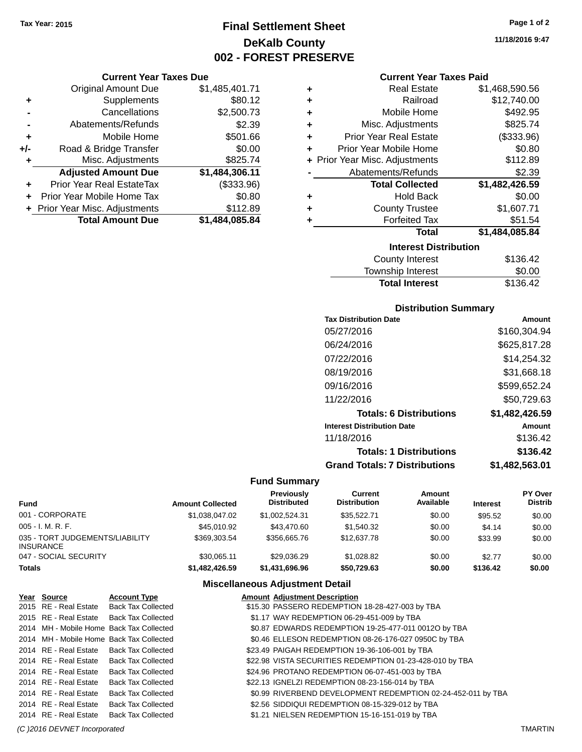Tax Year: 2015

# Final Settlement Sheet
## DeKalb County
## 002 - FOREST PRESERVE

11/18/2016 9:47

### Current Year Taxes Due

| | | |
|---|---|---|
| | Original Amount Due | $1,485,401.71 |
| + | Supplements | $80.12 |
| - | Cancellations | $2,500.73 |
| - | Abatements/Refunds | $2.39 |
| + | Mobile Home | $501.66 |
| +/- | Road & Bridge Transfer | $0.00 |
| + | Misc. Adjustments | $825.74 |
| | **Adjusted Amount Due** | **$1,484,306.11** |
| + | Prior Year Real EstateTax | ($333.96) |
| + | Prior Year Mobile Home Tax | $0.80 |
| + | Prior Year Misc. Adjustments | $112.89 |
| | **Total Amount Due** | **$1,484,085.84** |

### Current Year Taxes Paid

| | | |
|---|---|---|
| + | Real Estate | $1,468,590.56 |
| + | Railroad | $12,740.00 |
| + | Mobile Home | $492.95 |
| + | Misc. Adjustments | $825.74 |
| + | Prior Year Real Estate | ($333.96) |
| + | Prior Year Mobile Home | $0.80 |
| + | Prior Year Misc. Adjustments | $112.89 |
| - | Abatements/Refunds | $2.39 |
| | **Total Collected** | **$1,482,426.59** |
| + | Hold Back | $0.00 |
| + | County Trustee | $1,607.71 |
| + | Forfeited Tax | $51.54 |
| | **Total** | **$1,484,085.84** |

### Interest Distribution

| | |
|---|---|
| County Interest | $136.42 |
| Township Interest | $0.00 |
| **Total Interest** | $136.42 |

### Distribution Summary

| Tax Distribution Date | Amount |
|---|---|
| 05/27/2016 | $160,304.94 |
| 06/24/2016 | $625,817.28 |
| 07/22/2016 | $14,254.32 |
| 08/19/2016 | $31,668.18 |
| 09/16/2016 | $599,652.24 |
| 11/22/2016 | $50,729.63 |
| **Totals: 6 Distributions** | **$1,482,426.59** |
| **Interest Distribution Date** | **Amount** |
| 11/18/2016 | $136.42 |
| **Totals: 1 Distributions** | **$136.42** |
| **Grand Totals: 7 Distributions** | **$1,482,563.01** |

### Fund Summary

| Fund | Amount Collected | Previously Distributed | Current Distribution | Amount Available | Interest | PY Over Distrib |
|---|---|---|---|---|---|---|
| 001 - CORPORATE | $1,038,047.02 | $1,002,524.31 | $35,522.71 | $0.00 | $95.52 | $0.00 |
| 005 - I. M. R. F. | $45,010.92 | $43,470.60 | $1,540.32 | $0.00 | $4.14 | $0.00 |
| 035 - TORT JUDGEMENTS/LIABILITY INSURANCE | $369,303.54 | $356,665.76 | $12,637.78 | $0.00 | $33.99 | $0.00 |
| 047 - SOCIAL SECURITY | $30,065.11 | $29,036.29 | $1,028.82 | $0.00 | $2.77 | $0.00 |
| **Totals** | **$1,482,426.59** | **$1,431,696.96** | **$50,729.63** | **$0.00** | **$136.42** | **$0.00** |

### Miscellaneous Adjustment Detail

| Year | Source | Account Type | Amount | Adjustment Description |
|---|---|---|---|---|
| 2015 | RE - Real Estate | Back Tax Collected | $15.30 | PASSERO REDEMPTION 18-28-427-003 by TBA |
| 2015 | RE - Real Estate | Back Tax Collected | $1.17 | WAY REDEMPTION 06-29-451-009 by TBA |
| 2014 | MH - Mobile Home | Back Tax Collected | $0.87 | EDWARDS REDEMPTION 19-25-477-011 0012O by TBA |
| 2014 | MH - Mobile Home | Back Tax Collected | $0.46 | ELLESON REDEMPTION 08-26-176-027 0950C by TBA |
| 2014 | RE - Real Estate | Back Tax Collected | $23.49 | PAIGAH REDEMPTION 19-36-106-001 by TBA |
| 2014 | RE - Real Estate | Back Tax Collected | $22.98 | VISTA SECURITIES REDEMPTION 01-23-428-010 by TBA |
| 2014 | RE - Real Estate | Back Tax Collected | $24.96 | PROTANO REDEMPTION 06-07-451-003 by TBA |
| 2014 | RE - Real Estate | Back Tax Collected | $22.13 | IGNELZI REDEMPTION 08-23-156-014 by TBA |
| 2014 | RE - Real Estate | Back Tax Collected | $0.99 | RIVERBEND DEVELOPMENT REDEMPTION 02-24-452-011 by TBA |
| 2014 | RE - Real Estate | Back Tax Collected | $2.56 | SIDDIQUI REDEMPTION 08-15-329-012 by TBA |
| 2014 | RE - Real Estate | Back Tax Collected | $1.21 | NIELSEN REDEMPTION 15-16-151-019 by TBA |

(C )2016 DEVNET Incorporated — TMARTIN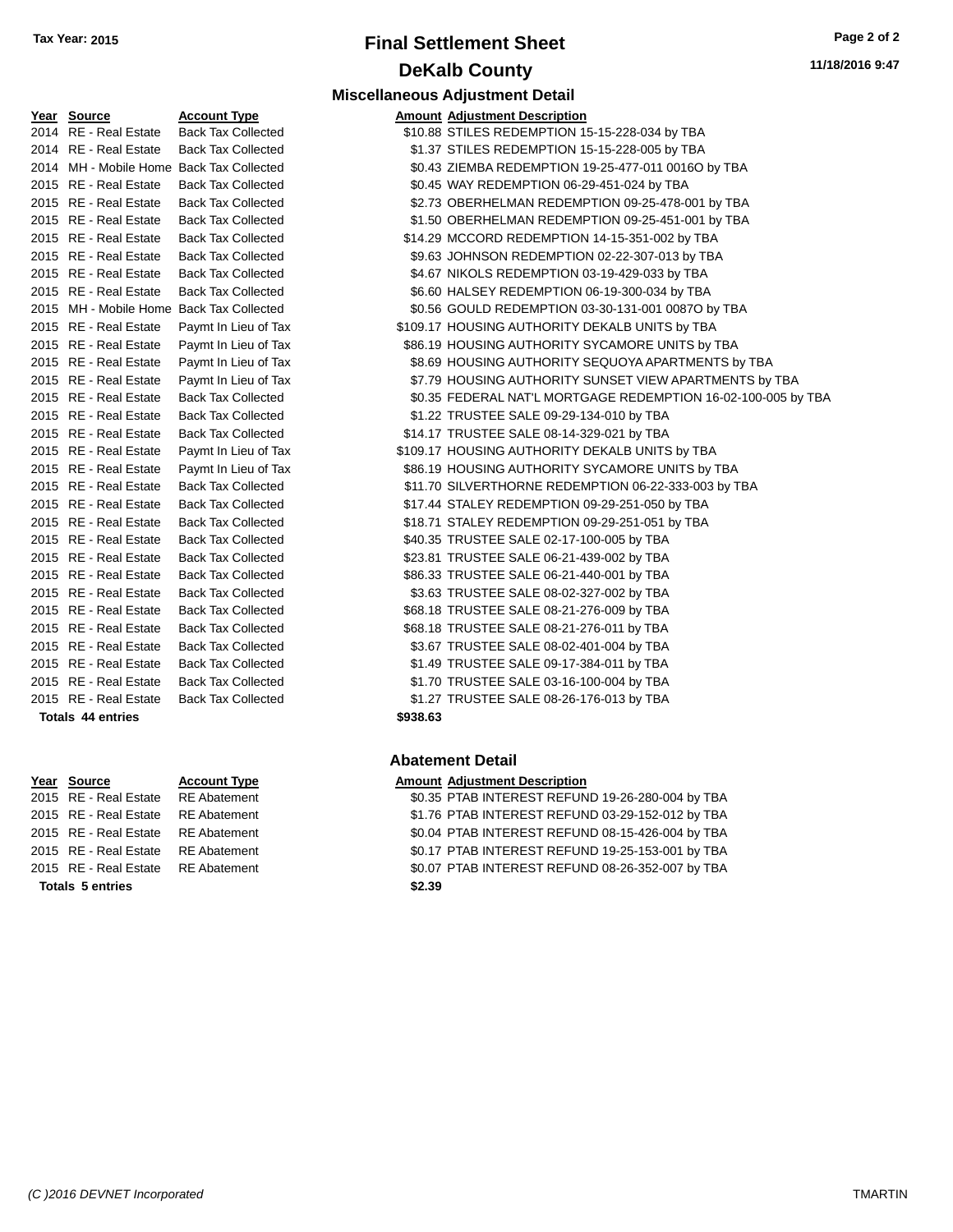Tax Year: 2015

# Final Settlement Sheet

## DeKalb County

11/18/2016 9:47

### Miscellaneous Adjustment Detail

| Year | Source | Account Type | Amount | Adjustment Description |
|---|---|---|---|---|
| 2014 | RE - Real Estate | Back Tax Collected | $10.88 | STILES REDEMPTION 15-15-228-034 by TBA |
| 2014 | RE - Real Estate | Back Tax Collected | $1.37 | STILES REDEMPTION 15-15-228-005 by TBA |
| 2014 | MH - Mobile Home | Back Tax Collected | $0.43 | ZIEMBA REDEMPTION 19-25-477-011 0016O by TBA |
| 2015 | RE - Real Estate | Back Tax Collected | $0.45 | WAY REDEMPTION 06-29-451-024 by TBA |
| 2015 | RE - Real Estate | Back Tax Collected | $2.73 | OBERHELMAN REDEMPTION 09-25-478-001 by TBA |
| 2015 | RE - Real Estate | Back Tax Collected | $1.50 | OBERHELMAN REDEMPTION 09-25-451-001 by TBA |
| 2015 | RE - Real Estate | Back Tax Collected | $14.29 | MCCORD REDEMPTION 14-15-351-002 by TBA |
| 2015 | RE - Real Estate | Back Tax Collected | $9.63 | JOHNSON REDEMPTION 02-22-307-013 by TBA |
| 2015 | RE - Real Estate | Back Tax Collected | $4.67 | NIKOLS REDEMPTION 03-19-429-033 by TBA |
| 2015 | RE - Real Estate | Back Tax Collected | $6.60 | HALSEY REDEMPTION 06-19-300-034 by TBA |
| 2015 | MH - Mobile Home | Back Tax Collected | $0.56 | GOULD REDEMPTION 03-30-131-001 0087O by TBA |
| 2015 | RE - Real Estate | Paymt In Lieu of Tax | $109.17 | HOUSING AUTHORITY DEKALB UNITS by TBA |
| 2015 | RE - Real Estate | Paymt In Lieu of Tax | $86.19 | HOUSING AUTHORITY SYCAMORE UNITS by TBA |
| 2015 | RE - Real Estate | Paymt In Lieu of Tax | $8.69 | HOUSING AUTHORITY SEQUOYA APARTMENTS by TBA |
| 2015 | RE - Real Estate | Paymt In Lieu of Tax | $7.79 | HOUSING AUTHORITY SUNSET VIEW APARTMENTS by TBA |
| 2015 | RE - Real Estate | Back Tax Collected | $0.35 | FEDERAL NAT'L MORTGAGE REDEMPTION 16-02-100-005 by TBA |
| 2015 | RE - Real Estate | Back Tax Collected | $1.22 | TRUSTEE SALE 09-29-134-010 by TBA |
| 2015 | RE - Real Estate | Back Tax Collected | $14.17 | TRUSTEE SALE 08-14-329-021 by TBA |
| 2015 | RE - Real Estate | Paymt In Lieu of Tax | $109.17 | HOUSING AUTHORITY DEKALB UNITS by TBA |
| 2015 | RE - Real Estate | Paymt In Lieu of Tax | $86.19 | HOUSING AUTHORITY SYCAMORE UNITS by TBA |
| 2015 | RE - Real Estate | Back Tax Collected | $11.70 | SILVERTHORNE REDEMPTION 06-22-333-003 by TBA |
| 2015 | RE - Real Estate | Back Tax Collected | $17.44 | STALEY REDEMPTION 09-29-251-050 by TBA |
| 2015 | RE - Real Estate | Back Tax Collected | $18.71 | STALEY REDEMPTION 09-29-251-051 by TBA |
| 2015 | RE - Real Estate | Back Tax Collected | $40.35 | TRUSTEE SALE 02-17-100-005 by TBA |
| 2015 | RE - Real Estate | Back Tax Collected | $23.81 | TRUSTEE SALE 06-21-439-002 by TBA |
| 2015 | RE - Real Estate | Back Tax Collected | $86.33 | TRUSTEE SALE 06-21-440-001 by TBA |
| 2015 | RE - Real Estate | Back Tax Collected | $3.63 | TRUSTEE SALE 08-02-327-002 by TBA |
| 2015 | RE - Real Estate | Back Tax Collected | $68.18 | TRUSTEE SALE 08-21-276-009 by TBA |
| 2015 | RE - Real Estate | Back Tax Collected | $68.18 | TRUSTEE SALE 08-21-276-011 by TBA |
| 2015 | RE - Real Estate | Back Tax Collected | $3.67 | TRUSTEE SALE 08-02-401-004 by TBA |
| 2015 | RE - Real Estate | Back Tax Collected | $1.49 | TRUSTEE SALE 09-17-384-011 by TBA |
| 2015 | RE - Real Estate | Back Tax Collected | $1.70 | TRUSTEE SALE 03-16-100-004 by TBA |
| 2015 | RE - Real Estate | Back Tax Collected | $1.27 | TRUSTEE SALE 08-26-176-013 by TBA |
| **Totals 44 entries** | | | **$938.63** | |

### Abatement Detail

| Year | Source | Account Type | Amount | Adjustment Description |
|---|---|---|---|---|
| 2015 | RE - Real Estate | RE Abatement | $0.35 | PTAB INTEREST REFUND 19-26-280-004 by TBA |
| 2015 | RE - Real Estate | RE Abatement | $1.76 | PTAB INTEREST REFUND 03-29-152-012 by TBA |
| 2015 | RE - Real Estate | RE Abatement | $0.04 | PTAB INTEREST REFUND 08-15-426-004 by TBA |
| 2015 | RE - Real Estate | RE Abatement | $0.17 | PTAB INTEREST REFUND 19-25-153-001 by TBA |
| 2015 | RE - Real Estate | RE Abatement | $0.07 | PTAB INTEREST REFUND 08-26-352-007 by TBA |
| **Totals 5 entries** | | | **$2.39** | |

(C )2016 DEVNET Incorporated TMARTIN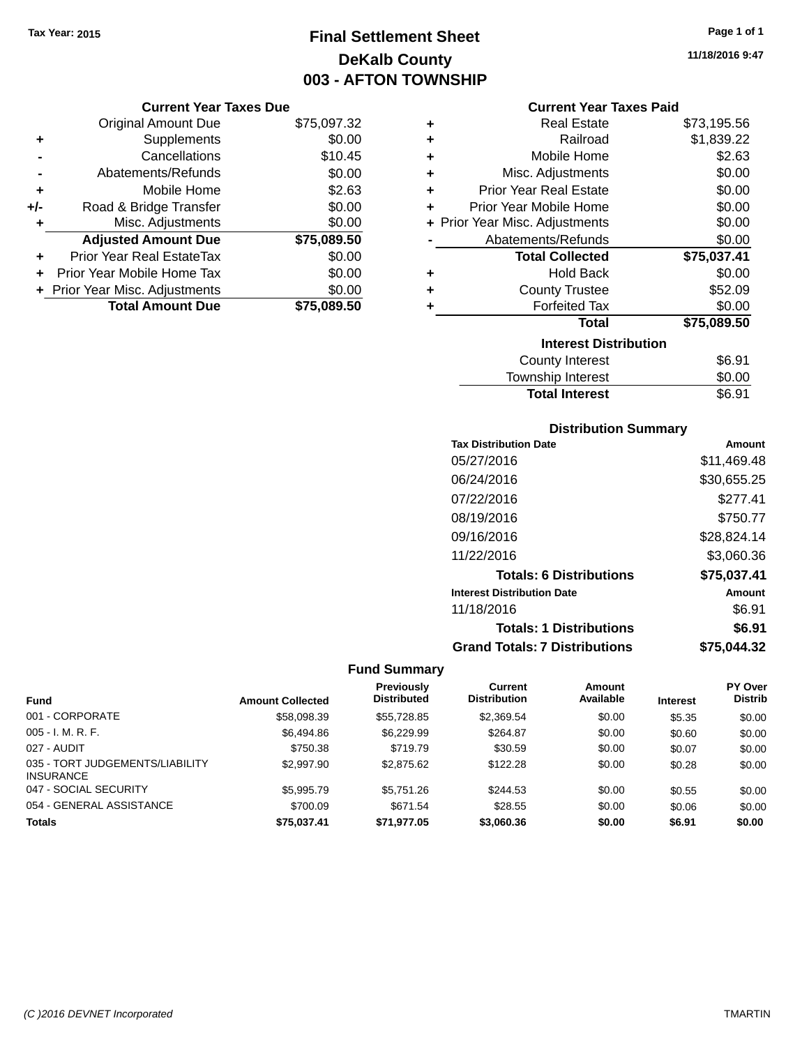Tax Year: 2015

# Final Settlement Sheet
## DeKalb County
## 003 - AFTON TOWNSHIP

11/18/2016 9:47

### Current Year Taxes Due

| | | |
|---|---|---|
| | Original Amount Due | $75,097.32 |
| + | Supplements | $0.00 |
| - | Cancellations | $10.45 |
| - | Abatements/Refunds | $0.00 |
| + | Mobile Home | $2.63 |
| +/- | Road & Bridge Transfer | $0.00 |
| + | Misc. Adjustments | $0.00 |
| | **Adjusted Amount Due** | **$75,089.50** |
| + | Prior Year Real EstateTax | $0.00 |
| + | Prior Year Mobile Home Tax | $0.00 |
| + | Prior Year Misc. Adjustments | $0.00 |
| | **Total Amount Due** | **$75,089.50** |

### Current Year Taxes Paid

| | | |
|---|---|---|
| + | Real Estate | $73,195.56 |
| + | Railroad | $1,839.22 |
| + | Mobile Home | $2.63 |
| + | Misc. Adjustments | $0.00 |
| + | Prior Year Real Estate | $0.00 |
| + | Prior Year Mobile Home | $0.00 |
| + | Prior Year Misc. Adjustments | $0.00 |
| - | Abatements/Refunds | $0.00 |
| | **Total Collected** | **$75,037.41** |
| + | Hold Back | $0.00 |
| + | County Trustee | $52.09 |
| + | Forfeited Tax | $0.00 |
| | **Total** | **$75,089.50** |

### Interest Distribution

| | |
|---|---|
| County Interest | $6.91 |
| Township Interest | $0.00 |
| **Total Interest** | $6.91 |

### Distribution Summary

| Tax Distribution Date | Amount |
|---|---|
| 05/27/2016 | $11,469.48 |
| 06/24/2016 | $30,655.25 |
| 07/22/2016 | $277.41 |
| 08/19/2016 | $750.77 |
| 09/16/2016 | $28,824.14 |
| 11/22/2016 | $3,060.36 |
| **Totals: 6 Distributions** | **$75,037.41** |
| **Interest Distribution Date** | **Amount** |
| 11/18/2016 | $6.91 |
| **Totals: 1 Distributions** | **$6.91** |
| **Grand Totals: 7 Distributions** | **$75,044.32** |

### Fund Summary

| Fund | Amount Collected | Previously Distributed | Current Distribution | Amount Available | Interest | PY Over Distrib |
|---|---|---|---|---|---|---|
| 001 - CORPORATE | $58,098.39 | $55,728.85 | $2,369.54 | $0.00 | $5.35 | $0.00 |
| 005 - I. M. R. F. | $6,494.86 | $6,229.99 | $264.87 | $0.00 | $0.60 | $0.00 |
| 027 - AUDIT | $750.38 | $719.79 | $30.59 | $0.00 | $0.07 | $0.00 |
| 035 - TORT JUDGEMENTS/LIABILITY INSURANCE | $2,997.90 | $2,875.62 | $122.28 | $0.00 | $0.28 | $0.00 |
| 047 - SOCIAL SECURITY | $5,995.79 | $5,751.26 | $244.53 | $0.00 | $0.55 | $0.00 |
| 054 - GENERAL ASSISTANCE | $700.09 | $671.54 | $28.55 | $0.00 | $0.06 | $0.00 |
| **Totals** | **$75,037.41** | **$71,977.05** | **$3,060.36** | **$0.00** | **$6.91** | **$0.00** |

(C )2016 DEVNET Incorporated TMARTIN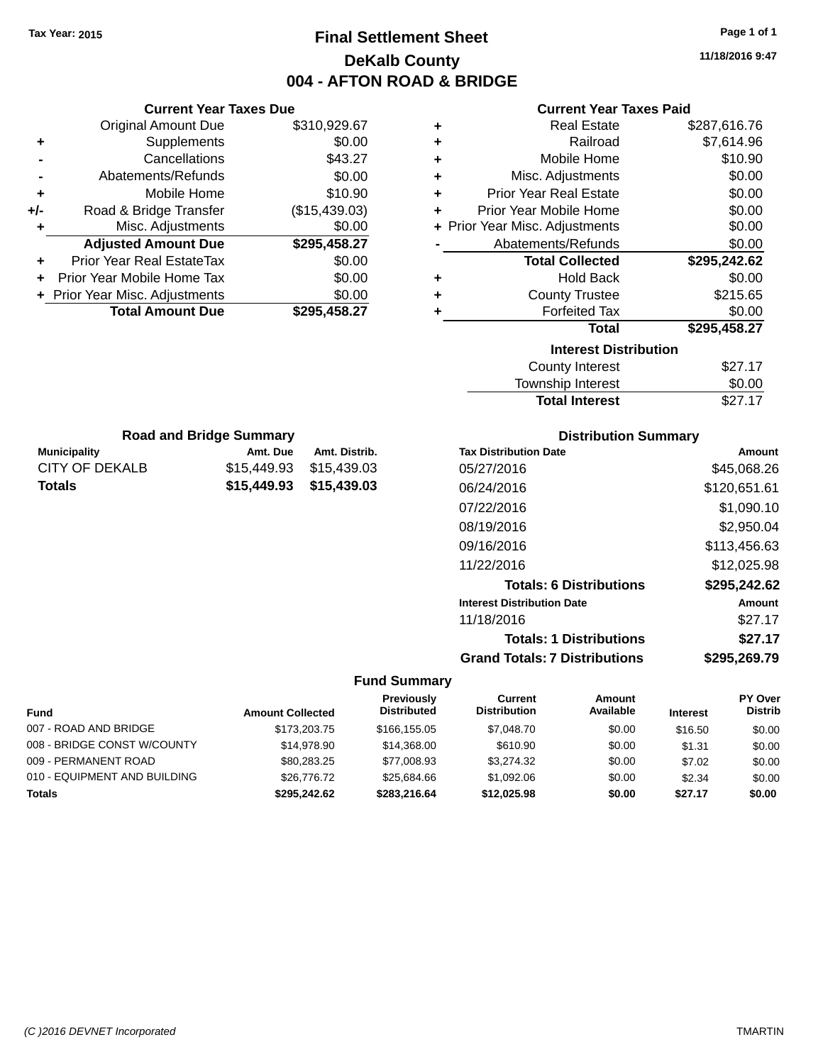Tax Year: 2015

# Final Settlement Sheet

## DeKalb County

## 004 - AFTON ROAD & BRIDGE

11/18/2016 9:47

### Current Year Taxes Due

| | | |
|---|---|---|
| | Original Amount Due | $310,929.67 |
| + | Supplements | $0.00 |
| - | Cancellations | $43.27 |
| - | Abatements/Refunds | $0.00 |
| + | Mobile Home | $10.90 |
| +/- | Road & Bridge Transfer | ($15,439.03) |
| + | Misc. Adjustments | $0.00 |
| | **Adjusted Amount Due** | **$295,458.27** |
| + | Prior Year Real EstateTax | $0.00 |
| + | Prior Year Mobile Home Tax | $0.00 |
| + | Prior Year Misc. Adjustments | $0.00 |
| | **Total Amount Due** | **$295,458.27** |

### Current Year Taxes Paid

| | | |
|---|---|---|
| + | Real Estate | $287,616.76 |
| + | Railroad | $7,614.96 |
| + | Mobile Home | $10.90 |
| + | Misc. Adjustments | $0.00 |
| + | Prior Year Real Estate | $0.00 |
| + | Prior Year Mobile Home | $0.00 |
| + | Prior Year Misc. Adjustments | $0.00 |
| - | Abatements/Refunds | $0.00 |
| | **Total Collected** | **$295,242.62** |
| + | Hold Back | $0.00 |
| + | County Trustee | $215.65 |
| + | Forfeited Tax | $0.00 |
| | **Total** | **$295,458.27** |

### Interest Distribution

| | |
|---|---|
| County Interest | $27.17 |
| Township Interest | $0.00 |
| **Total Interest** | $27.17 |

### Road and Bridge Summary

| Municipality | Amt. Due | Amt. Distrib. |
|---|---|---|
| CITY OF DEKALB | $15,449.93 | $15,439.03 |
| **Totals** | **$15,449.93** | **$15,439.03** |

### Distribution Summary

| Tax Distribution Date | Amount |
|---|---|
| 05/27/2016 | $45,068.26 |
| 06/24/2016 | $120,651.61 |
| 07/22/2016 | $1,090.10 |
| 08/19/2016 | $2,950.04 |
| 09/16/2016 | $113,456.63 |
| 11/22/2016 | $12,025.98 |
| **Totals: 6 Distributions** | **$295,242.62** |
| **Interest Distribution Date** | **Amount** |
| 11/18/2016 | $27.17 |
| **Totals: 1 Distributions** | **$27.17** |
| **Grand Totals: 7 Distributions** | **$295,269.79** |

### Fund Summary

| Fund | Amount Collected | Previously Distributed | Current Distribution | Amount Available | Interest | PY Over Distrib |
|---|---|---|---|---|---|---|
| 007 - ROAD AND BRIDGE | $173,203.75 | $166,155.05 | $7,048.70 | $0.00 | $16.50 | $0.00 |
| 008 - BRIDGE CONST W/COUNTY | $14,978.90 | $14,368.00 | $610.90 | $0.00 | $1.31 | $0.00 |
| 009 - PERMANENT ROAD | $80,283.25 | $77,008.93 | $3,274.32 | $0.00 | $7.02 | $0.00 |
| 010 - EQUIPMENT AND BUILDING | $26,776.72 | $25,684.66 | $1,092.06 | $0.00 | $2.34 | $0.00 |
| **Totals** | **$295,242.62** | **$283,216.64** | **$12,025.98** | **$0.00** | **$27.17** | **$0.00** |

(C )2016 DEVNET Incorporated TMARTIN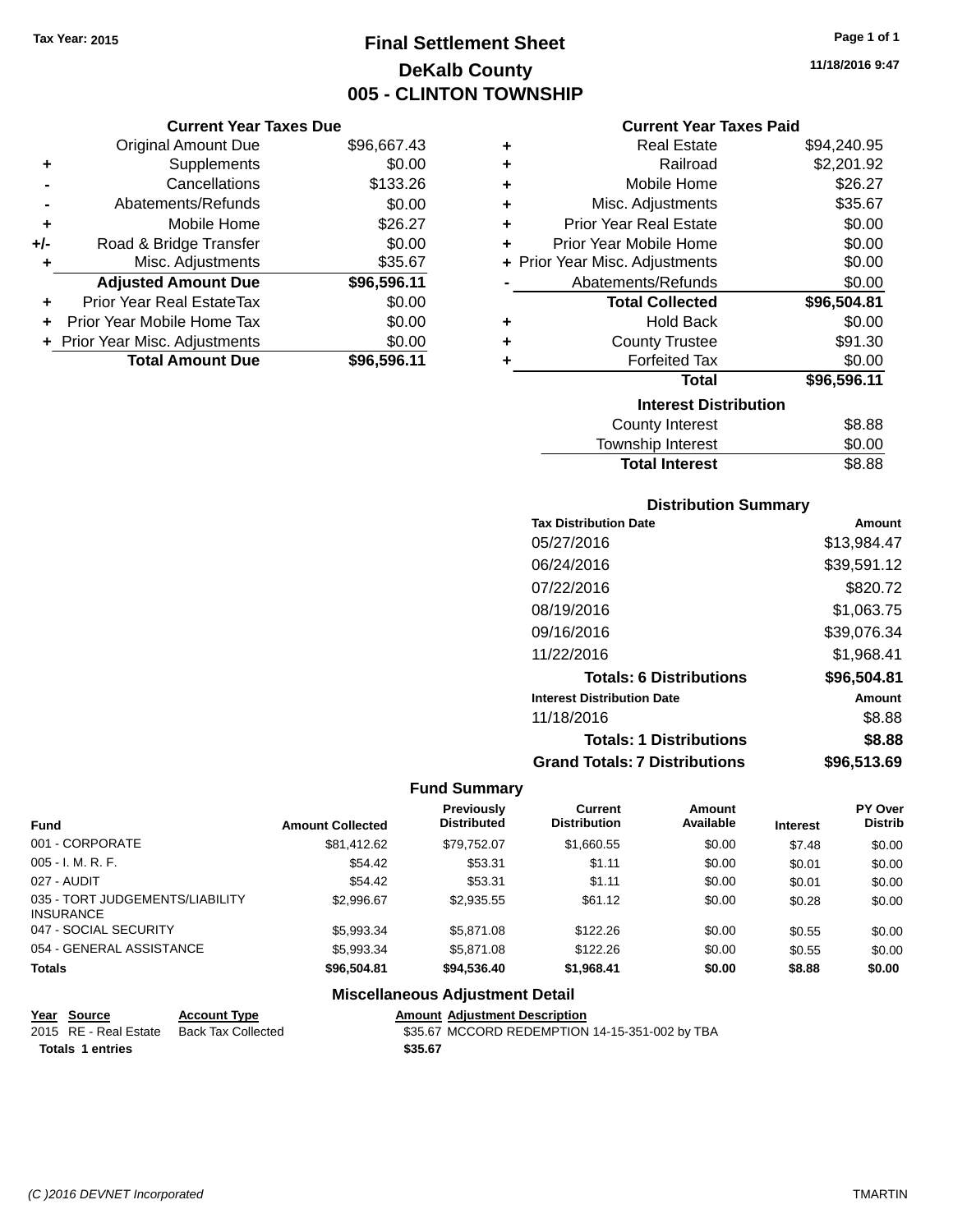Tax Year: 2015

# Final Settlement Sheet

## DeKalb County

## 005 - CLINTON TOWNSHIP

11/18/2016 9:47

### Current Year Taxes Due

| | | |
|---|---|---|
| | Original Amount Due | $96,667.43 |
| + | Supplements | $0.00 |
| - | Cancellations | $133.26 |
| - | Abatements/Refunds | $0.00 |
| + | Mobile Home | $26.27 |
| +/- | Road & Bridge Transfer | $0.00 |
| + | Misc. Adjustments | $35.67 |
| | **Adjusted Amount Due** | **$96,596.11** |
| + | Prior Year Real EstateTax | $0.00 |
| + | Prior Year Mobile Home Tax | $0.00 |
| + | Prior Year Misc. Adjustments | $0.00 |
| | **Total Amount Due** | **$96,596.11** |

### Current Year Taxes Paid

| | | |
|---|---|---|
| + | Real Estate | $94,240.95 |
| + | Railroad | $2,201.92 |
| + | Mobile Home | $26.27 |
| + | Misc. Adjustments | $35.67 |
| + | Prior Year Real Estate | $0.00 |
| + | Prior Year Mobile Home | $0.00 |
| + | Prior Year Misc. Adjustments | $0.00 |
| - | Abatements/Refunds | $0.00 |
| | **Total Collected** | **$96,504.81** |
| + | Hold Back | $0.00 |
| + | County Trustee | $91.30 |
| + | Forfeited Tax | $0.00 |
| | **Total** | **$96,596.11** |

### Interest Distribution

| | |
|---|---|
| County Interest | $8.88 |
| Township Interest | $0.00 |
| **Total Interest** | **$8.88** |

### Distribution Summary

| Tax Distribution Date | Amount |
|---|---|
| 05/27/2016 | $13,984.47 |
| 06/24/2016 | $39,591.12 |
| 07/22/2016 | $820.72 |
| 08/19/2016 | $1,063.75 |
| 09/16/2016 | $39,076.34 |
| 11/22/2016 | $1,968.41 |
| **Totals: 6 Distributions** | **$96,504.81** |
| **Interest Distribution Date** | **Amount** |
| 11/18/2016 | $8.88 |
| **Totals: 1 Distributions** | **$8.88** |
| **Grand Totals: 7 Distributions** | **$96,513.69** |

### Fund Summary

| Fund | Amount Collected | Previously Distributed | Current Distribution | Amount Available | Interest | PY Over Distrib |
|---|---|---|---|---|---|---|
| 001 - CORPORATE | $81,412.62 | $79,752.07 | $1,660.55 | $0.00 | $7.48 | $0.00 |
| 005 - I. M. R. F. | $54.42 | $53.31 | $1.11 | $0.00 | $0.01 | $0.00 |
| 027 - AUDIT | $54.42 | $53.31 | $1.11 | $0.00 | $0.01 | $0.00 |
| 035 - TORT JUDGEMENTS/LIABILITY INSURANCE | $2,996.67 | $2,935.55 | $61.12 | $0.00 | $0.28 | $0.00 |
| 047 - SOCIAL SECURITY | $5,993.34 | $5,871.08 | $122.26 | $0.00 | $0.55 | $0.00 |
| 054 - GENERAL ASSISTANCE | $5,993.34 | $5,871.08 | $122.26 | $0.00 | $0.55 | $0.00 |
| **Totals** | **$96,504.81** | **$94,536.40** | **$1,968.41** | **$0.00** | **$8.88** | **$0.00** |

### Miscellaneous Adjustment Detail

| Year | Source | Account Type | Amount | Adjustment Description |
|---|---|---|---|---|
| 2015 | RE - Real Estate | Back Tax Collected | $35.67 | MCCORD REDEMPTION 14-15-351-002 by TBA |
| **Totals 1 entries** | | | **$35.67** | |

(C )2016 DEVNET Incorporated — TMARTIN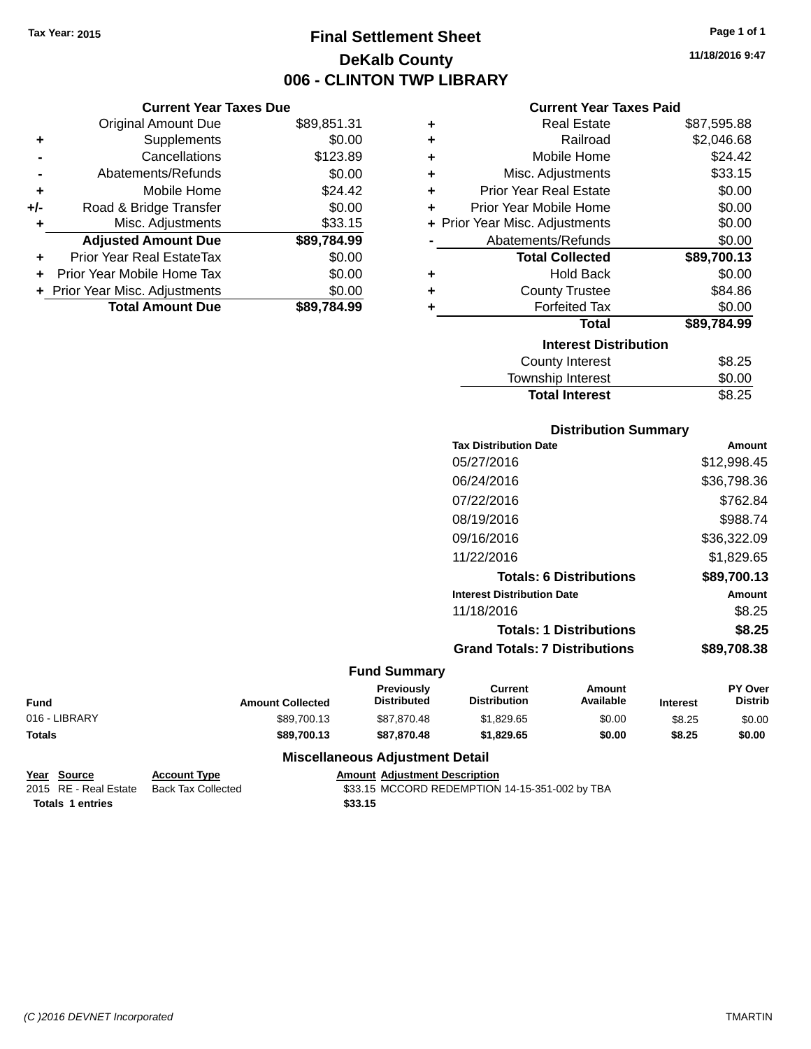Tax Year: 2015

# Final Settlement Sheet

## DeKalb County

## 006 - CLINTON TWP LIBRARY

11/18/2016 9:47

### Current Year Taxes Due

| | | |
|---|---|---|
| | Original Amount Due | $89,851.31 |
| + | Supplements | $0.00 |
| - | Cancellations | $123.89 |
| - | Abatements/Refunds | $0.00 |
| + | Mobile Home | $24.42 |
| +/- | Road & Bridge Transfer | $0.00 |
| + | Misc. Adjustments | $33.15 |
| | **Adjusted Amount Due** | **$89,784.99** |
| + | Prior Year Real EstateTax | $0.00 |
| + | Prior Year Mobile Home Tax | $0.00 |
| + | Prior Year Misc. Adjustments | $0.00 |
| | **Total Amount Due** | **$89,784.99** |

### Current Year Taxes Paid

| | | |
|---|---|---|
| + | Real Estate | $87,595.88 |
| + | Railroad | $2,046.68 |
| + | Mobile Home | $24.42 |
| + | Misc. Adjustments | $33.15 |
| + | Prior Year Real Estate | $0.00 |
| + | Prior Year Mobile Home | $0.00 |
| + | Prior Year Misc. Adjustments | $0.00 |
| - | Abatements/Refunds | $0.00 |
| | **Total Collected** | **$89,700.13** |
| + | Hold Back | $0.00 |
| + | County Trustee | $84.86 |
| + | Forfeited Tax | $0.00 |
| | **Total** | **$89,784.99** |

### Interest Distribution

| | |
|---|---|
| County Interest | $8.25 |
| Township Interest | $0.00 |
| **Total Interest** | **$8.25** |

### Distribution Summary

| Tax Distribution Date | Amount |
|---|---|
| 05/27/2016 | $12,998.45 |
| 06/24/2016 | $36,798.36 |
| 07/22/2016 | $762.84 |
| 08/19/2016 | $988.74 |
| 09/16/2016 | $36,322.09 |
| 11/22/2016 | $1,829.65 |
| **Totals: 6 Distributions** | **$89,700.13** |
| **Interest Distribution Date** | **Amount** |
| 11/18/2016 | $8.25 |
| **Totals: 1 Distributions** | **$8.25** |
| **Grand Totals: 7 Distributions** | **$89,708.38** |

### Fund Summary

| Fund | Amount Collected | Previously Distributed | Current Distribution | Amount Available | Interest | PY Over Distrib |
|---|---|---|---|---|---|---|
| 016 - LIBRARY | $89,700.13 | $87,870.48 | $1,829.65 | $0.00 | $8.25 | $0.00 |
| **Totals** | **$89,700.13** | **$87,870.48** | **$1,829.65** | **$0.00** | **$8.25** | **$0.00** |

### Miscellaneous Adjustment Detail

| Year | Source | Account Type | Amount | Adjustment Description |
|---|---|---|---|---|
| 2015 | RE - Real Estate | Back Tax Collected | $33.15 | MCCORD REDEMPTION 14-15-351-002 by TBA |
| **Totals** | **1 entries** | | **$33.15** | |

(C )2016 DEVNET Incorporated TMARTIN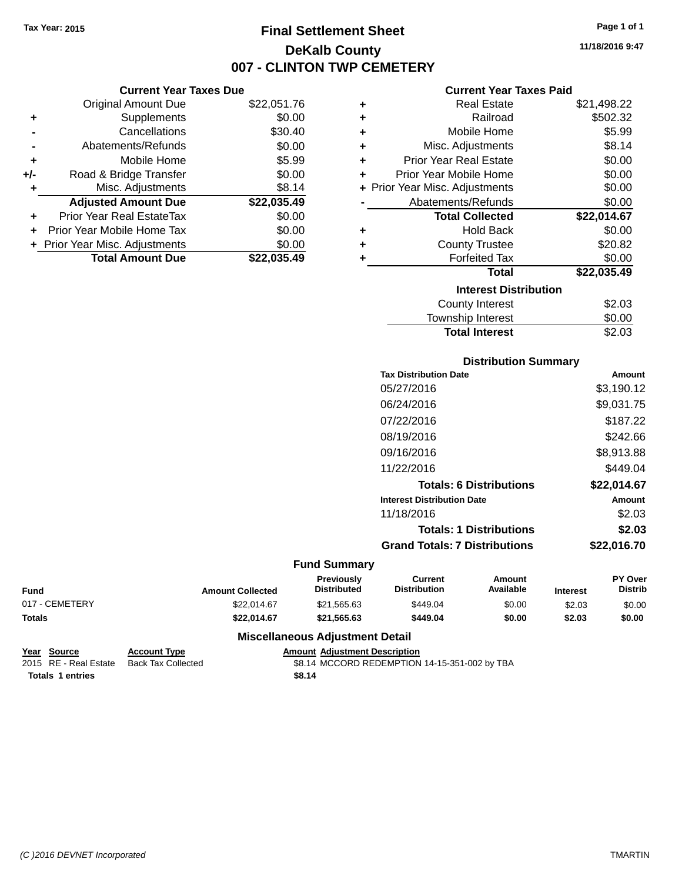Tax Year: 2015

# Final Settlement Sheet

## DeKalb County

## 007 - CLINTON TWP CEMETERY

11/18/2016 9:47

### Current Year Taxes Due

| | | |
|---|---|---|
| | Original Amount Due | $22,051.76 |
| + | Supplements | $0.00 |
| - | Cancellations | $30.40 |
| - | Abatements/Refunds | $0.00 |
| + | Mobile Home | $5.99 |
| +/- | Road & Bridge Transfer | $0.00 |
| + | Misc. Adjustments | $8.14 |
| | **Adjusted Amount Due** | **$22,035.49** |
| + | Prior Year Real EstateTax | $0.00 |
| + | Prior Year Mobile Home Tax | $0.00 |
| + | Prior Year Misc. Adjustments | $0.00 |
| | **Total Amount Due** | **$22,035.49** |

### Current Year Taxes Paid

| | | |
|---|---|---|
| + | Real Estate | $21,498.22 |
| + | Railroad | $502.32 |
| + | Mobile Home | $5.99 |
| + | Misc. Adjustments | $8.14 |
| + | Prior Year Real Estate | $0.00 |
| + | Prior Year Mobile Home | $0.00 |
| + | Prior Year Misc. Adjustments | $0.00 |
| - | Abatements/Refunds | $0.00 |
| | **Total Collected** | **$22,014.67** |
| + | Hold Back | $0.00 |
| + | County Trustee | $20.82 |
| + | Forfeited Tax | $0.00 |
| | **Total** | **$22,035.49** |

### Interest Distribution

| | |
|---|---|
| County Interest | $2.03 |
| Township Interest | $0.00 |
| **Total Interest** | $2.03 |

### Distribution Summary

| Tax Distribution Date | Amount |
|---|---|
| 05/27/2016 | $3,190.12 |
| 06/24/2016 | $9,031.75 |
| 07/22/2016 | $187.22 |
| 08/19/2016 | $242.66 |
| 09/16/2016 | $8,913.88 |
| 11/22/2016 | $449.04 |
| **Totals: 6 Distributions** | **$22,014.67** |
| **Interest Distribution Date** | **Amount** |
| 11/18/2016 | $2.03 |
| **Totals: 1 Distributions** | **$2.03** |
| **Grand Totals: 7 Distributions** | **$22,016.70** |

### Fund Summary

| Fund | Amount Collected | Previously Distributed | Current Distribution | Amount Available | Interest | PY Over Distrib |
|---|---|---|---|---|---|---|
| 017 - CEMETERY | $22,014.67 | $21,565.63 | $449.04 | $0.00 | $2.03 | $0.00 |
| **Totals** | **$22,014.67** | **$21,565.63** | **$449.04** | **$0.00** | **$2.03** | **$0.00** |

### Miscellaneous Adjustment Detail

| Year | Source | Account Type | Amount | Adjustment Description |
|---|---|---|---|---|
| 2015 | RE - Real Estate | Back Tax Collected | $8.14 | MCCORD REDEMPTION 14-15-351-002 by TBA |
| **Totals** | **1 entries** | | **$8.14** | |

(C )2016 DEVNET Incorporated TMARTIN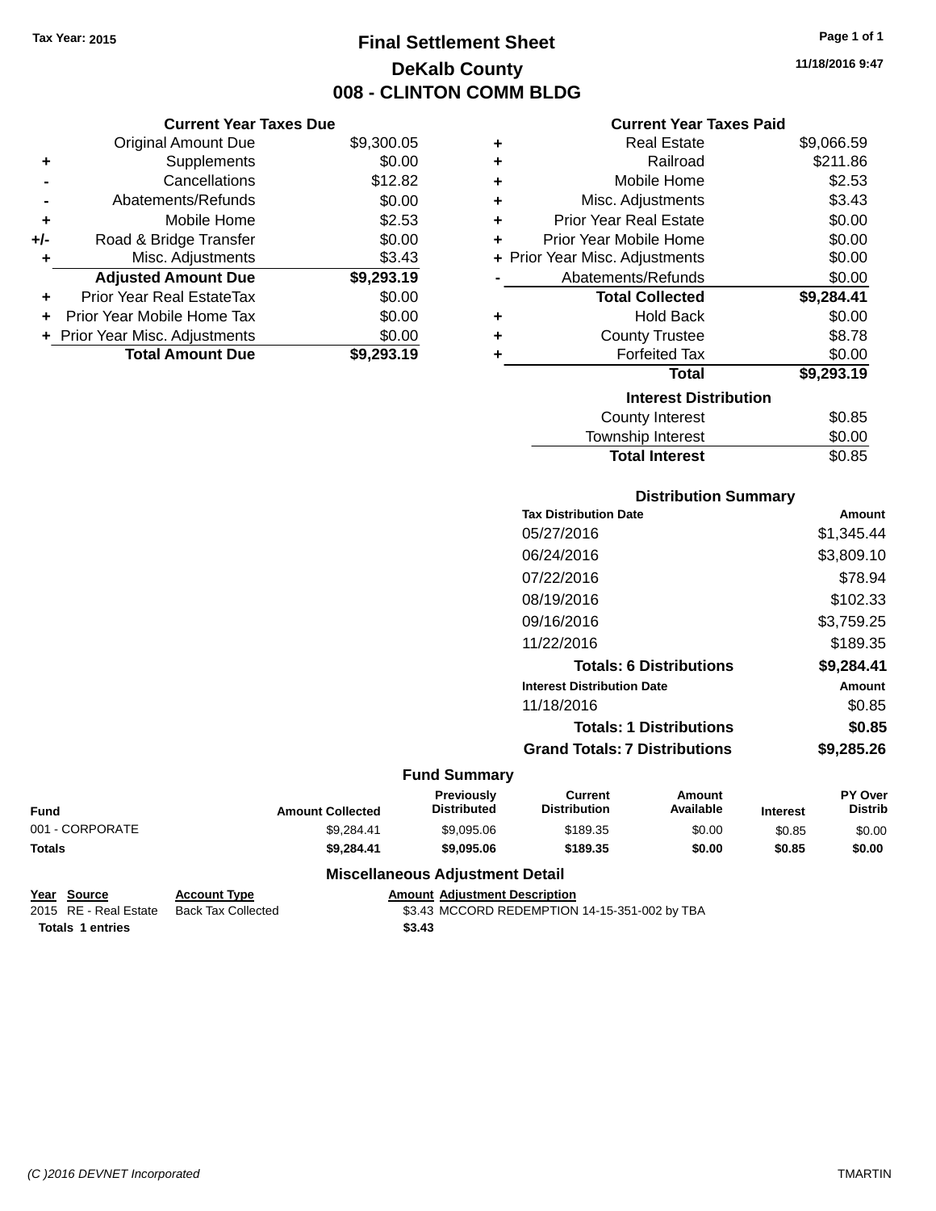Tax Year: 2015

# Final Settlement Sheet

## DeKalb County

## 008 - CLINTON COMM BLDG

11/18/2016 9:47

### Current Year Taxes Due

| | | |
|---|---|---|
| | Original Amount Due | $9,300.05 |
| + | Supplements | $0.00 |
| - | Cancellations | $12.82 |
| - | Abatements/Refunds | $0.00 |
| + | Mobile Home | $2.53 |
| +/- | Road & Bridge Transfer | $0.00 |
| + | Misc. Adjustments | $3.43 |
| | **Adjusted Amount Due** | **$9,293.19** |
| + | Prior Year Real EstateTax | $0.00 |
| + | Prior Year Mobile Home Tax | $0.00 |
| + | Prior Year Misc. Adjustments | $0.00 |
| | **Total Amount Due** | **$9,293.19** |

### Current Year Taxes Paid

| | | |
|---|---|---|
| + | Real Estate | $9,066.59 |
| + | Railroad | $211.86 |
| + | Mobile Home | $2.53 |
| + | Misc. Adjustments | $3.43 |
| + | Prior Year Real Estate | $0.00 |
| + | Prior Year Mobile Home | $0.00 |
| + | Prior Year Misc. Adjustments | $0.00 |
| - | Abatements/Refunds | $0.00 |
| | **Total Collected** | **$9,284.41** |
| + | Hold Back | $0.00 |
| + | County Trustee | $8.78 |
| + | Forfeited Tax | $0.00 |
| | **Total** | **$9,293.19** |

### Interest Distribution

| | |
|---|---|
| County Interest | $0.85 |
| Township Interest | $0.00 |
| **Total Interest** | $0.85 |

### Distribution Summary

| Tax Distribution Date | Amount |
|---|---|
| 05/27/2016 | $1,345.44 |
| 06/24/2016 | $3,809.10 |
| 07/22/2016 | $78.94 |
| 08/19/2016 | $102.33 |
| 09/16/2016 | $3,759.25 |
| 11/22/2016 | $189.35 |
| **Totals: 6 Distributions** | **$9,284.41** |
| **Interest Distribution Date** | **Amount** |
| 11/18/2016 | $0.85 |
| **Totals: 1 Distributions** | **$0.85** |
| **Grand Totals: 7 Distributions** | **$9,285.26** |

### Fund Summary

| Fund | Amount Collected | Previously Distributed | Current Distribution | Amount Available | Interest | PY Over Distrib |
|---|---|---|---|---|---|---|
| 001 - CORPORATE | $9,284.41 | $9,095.06 | $189.35 | $0.00 | $0.85 | $0.00 |
| **Totals** | **$9,284.41** | **$9,095.06** | **$189.35** | **$0.00** | **$0.85** | **$0.00** |

### Miscellaneous Adjustment Detail

| Year | Source | Account Type | Amount | Adjustment Description |
|---|---|---|---|---|
| 2015 | RE - Real Estate | Back Tax Collected | $3.43 | MCCORD REDEMPTION 14-15-351-002 by TBA |
| **Totals** | **1 entries** | | **$3.43** | |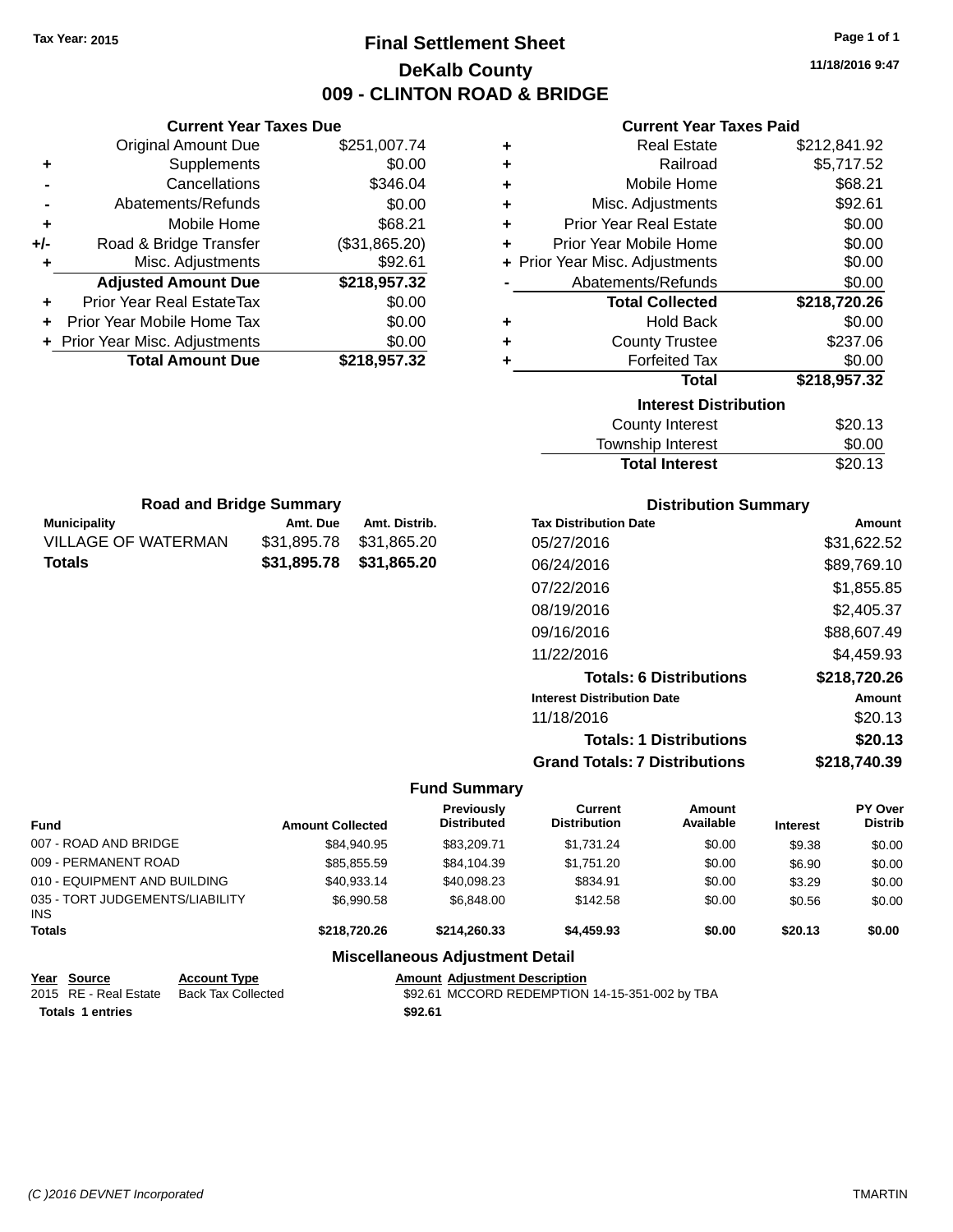Tax Year: 2015

# Final Settlement Sheet

## DeKalb County

## 009 - CLINTON ROAD & BRIDGE

11/18/2016 9:47

### Current Year Taxes Due

| | | |
|---|---|---|
| | Original Amount Due | $251,007.74 |
| + | Supplements | $0.00 |
| - | Cancellations | $346.04 |
| - | Abatements/Refunds | $0.00 |
| + | Mobile Home | $68.21 |
| +/- | Road & Bridge Transfer | ($31,865.20) |
| + | Misc. Adjustments | $92.61 |
| | **Adjusted Amount Due** | **$218,957.32** |
| + | Prior Year Real EstateTax | $0.00 |
| + | Prior Year Mobile Home Tax | $0.00 |
| + | Prior Year Misc. Adjustments | $0.00 |
| | **Total Amount Due** | **$218,957.32** |

### Current Year Taxes Paid

| | | |
|---|---|---|
| + | Real Estate | $212,841.92 |
| + | Railroad | $5,717.52 |
| + | Mobile Home | $68.21 |
| + | Misc. Adjustments | $92.61 |
| + | Prior Year Real Estate | $0.00 |
| + | Prior Year Mobile Home | $0.00 |
| + | Prior Year Misc. Adjustments | $0.00 |
| - | Abatements/Refunds | $0.00 |
| | **Total Collected** | **$218,720.26** |
| + | Hold Back | $0.00 |
| + | County Trustee | $237.06 |
| + | Forfeited Tax | $0.00 |
| | **Total** | **$218,957.32** |

### Interest Distribution

| | |
|---|---|
| County Interest | $20.13 |
| Township Interest | $0.00 |
| **Total Interest** | $20.13 |

### Road and Bridge Summary

| Municipality | Amt. Due | Amt. Distrib. |
|---|---|---|
| VILLAGE OF WATERMAN | $31,895.78 | $31,865.20 |
| **Totals** | **$31,895.78** | **$31,865.20** |

### Distribution Summary

| Tax Distribution Date | Amount |
|---|---|
| 05/27/2016 | $31,622.52 |
| 06/24/2016 | $89,769.10 |
| 07/22/2016 | $1,855.85 |
| 08/19/2016 | $2,405.37 |
| 09/16/2016 | $88,607.49 |
| 11/22/2016 | $4,459.93 |
| **Totals: 6 Distributions** | **$218,720.26** |
| **Interest Distribution Date** | **Amount** |
| 11/18/2016 | $20.13 |
| **Totals: 1 Distributions** | **$20.13** |
| **Grand Totals: 7 Distributions** | **$218,740.39** |

### Fund Summary

| Fund | Amount Collected | Previously Distributed | Current Distribution | Amount Available | Interest | PY Over Distrib |
|---|---|---|---|---|---|---|
| 007 - ROAD AND BRIDGE | $84,940.95 | $83,209.71 | $1,731.24 | $0.00 | $9.38 | $0.00 |
| 009 - PERMANENT ROAD | $85,855.59 | $84,104.39 | $1,751.20 | $0.00 | $6.90 | $0.00 |
| 010 - EQUIPMENT AND BUILDING | $40,933.14 | $40,098.23 | $834.91 | $0.00 | $3.29 | $0.00 |
| 035 - TORT JUDGEMENTS/LIABILITY INS | $6,990.58 | $6,848.00 | $142.58 | $0.00 | $0.56 | $0.00 |
| **Totals** | **$218,720.26** | **$214,260.33** | **$4,459.93** | **$0.00** | **$20.13** | **$0.00** |

### Miscellaneous Adjustment Detail

| Year | Source | Account Type | Amount | Adjustment Description |
|---|---|---|---|---|
| 2015 | RE - Real Estate | Back Tax Collected | $92.61 | MCCORD REDEMPTION 14-15-351-002 by TBA |
| **Totals 1 entries** | | | **$92.61** | |

(C )2016 DEVNET Incorporated TMARTIN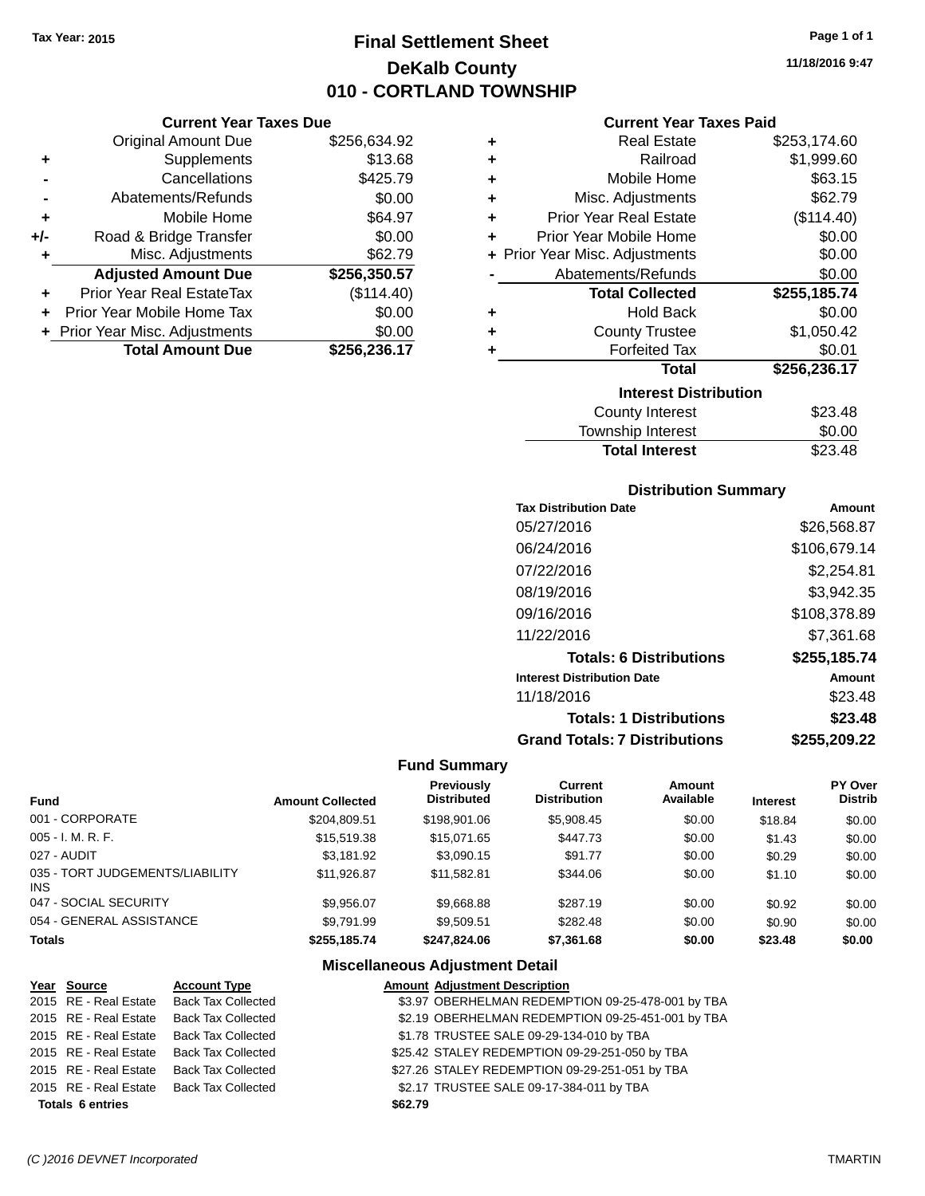Tax Year: 2015

# Final Settlement Sheet
## DeKalb County
## 010 - CORTLAND TOWNSHIP

11/18/2016 9:47

### Current Year Taxes Due

| | | |
|---|---|---|
| | Original Amount Due | $256,634.92 |
| + | Supplements | $13.68 |
| - | Cancellations | $425.79 |
| - | Abatements/Refunds | $0.00 |
| + | Mobile Home | $64.97 |
| +/- | Road & Bridge Transfer | $0.00 |
| + | Misc. Adjustments | $62.79 |
| | **Adjusted Amount Due** | **$256,350.57** |
| + | Prior Year Real EstateTax | ($114.40) |
| + | Prior Year Mobile Home Tax | $0.00 |
| + | Prior Year Misc. Adjustments | $0.00 |
| | **Total Amount Due** | **$256,236.17** |

### Current Year Taxes Paid

| | | |
|---|---|---|
| + | Real Estate | $253,174.60 |
| + | Railroad | $1,999.60 |
| + | Mobile Home | $63.15 |
| + | Misc. Adjustments | $62.79 |
| + | Prior Year Real Estate | ($114.40) |
| + | Prior Year Mobile Home | $0.00 |
| + | Prior Year Misc. Adjustments | $0.00 |
| - | Abatements/Refunds | $0.00 |
| | **Total Collected** | **$255,185.74** |
| + | Hold Back | $0.00 |
| + | County Trustee | $1,050.42 |
| + | Forfeited Tax | $0.01 |
| | **Total** | **$256,236.17** |

### Interest Distribution

| | |
|---|---|
| County Interest | $23.48 |
| Township Interest | $0.00 |
| **Total Interest** | $23.48 |

### Distribution Summary

| Tax Distribution Date | Amount |
|---|---|
| 05/27/2016 | $26,568.87 |
| 06/24/2016 | $106,679.14 |
| 07/22/2016 | $2,254.81 |
| 08/19/2016 | $3,942.35 |
| 09/16/2016 | $108,378.89 |
| 11/22/2016 | $7,361.68 |
| **Totals: 6 Distributions** | **$255,185.74** |
| **Interest Distribution Date** | **Amount** |
| 11/18/2016 | $23.48 |
| **Totals: 1 Distributions** | **$23.48** |
| **Grand Totals: 7 Distributions** | **$255,209.22** |

### Fund Summary

| Fund | Amount Collected | Previously Distributed | Current Distribution | Amount Available | Interest | PY Over Distrib |
|---|---|---|---|---|---|---|
| 001 - CORPORATE | $204,809.51 | $198,901.06 | $5,908.45 | $0.00 | $18.84 | $0.00 |
| 005 - I. M. R. F. | $15,519.38 | $15,071.65 | $447.73 | $0.00 | $1.43 | $0.00 |
| 027 - AUDIT | $3,181.92 | $3,090.15 | $91.77 | $0.00 | $0.29 | $0.00 |
| 035 - TORT JUDGEMENTS/LIABILITY INS | $11,926.87 | $11,582.81 | $344.06 | $0.00 | $1.10 | $0.00 |
| 047 - SOCIAL SECURITY | $9,956.07 | $9,668.88 | $287.19 | $0.00 | $0.92 | $0.00 |
| 054 - GENERAL ASSISTANCE | $9,791.99 | $9,509.51 | $282.48 | $0.00 | $0.90 | $0.00 |
| **Totals** | **$255,185.74** | **$247,824.06** | **$7,361.68** | **$0.00** | **$23.48** | **$0.00** |

### Miscellaneous Adjustment Detail

| Year | Source | Account Type | Amount | Adjustment Description |
|---|---|---|---|---|
| 2015 | RE - Real Estate | Back Tax Collected | $3.97 | OBERHELMAN REDEMPTION 09-25-478-001 by TBA |
| 2015 | RE - Real Estate | Back Tax Collected | $2.19 | OBERHELMAN REDEMPTION 09-25-451-001 by TBA |
| 2015 | RE - Real Estate | Back Tax Collected | $1.78 | TRUSTEE SALE 09-29-134-010 by TBA |
| 2015 | RE - Real Estate | Back Tax Collected | $25.42 | STALEY REDEMPTION 09-29-251-050 by TBA |
| 2015 | RE - Real Estate | Back Tax Collected | $27.26 | STALEY REDEMPTION 09-29-251-051 by TBA |
| 2015 | RE - Real Estate | Back Tax Collected | $2.17 | TRUSTEE SALE 09-17-384-011 by TBA |
| **Totals 6 entries** | | | **$62.79** | |

(C )2016 DEVNET Incorporated TMARTIN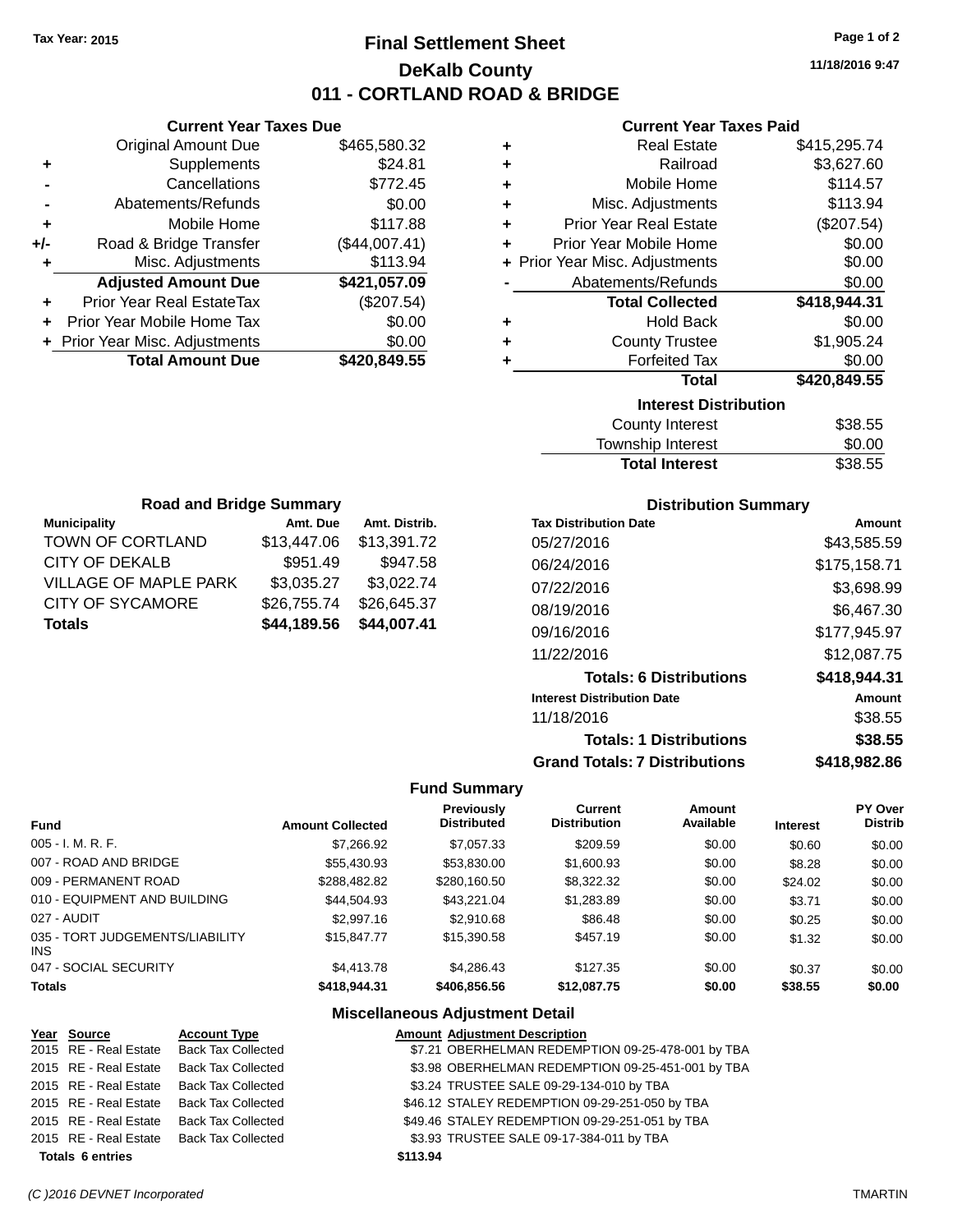Tax Year: 2015

# Final Settlement Sheet

## DeKalb County

## 011 - CORTLAND ROAD & BRIDGE

11/18/2016 9:47

### Current Year Taxes Due

| | | |
|---|---|---|
| | Original Amount Due | $465,580.32 |
| + | Supplements | $24.81 |
| - | Cancellations | $772.45 |
| - | Abatements/Refunds | $0.00 |
| + | Mobile Home | $117.88 |
| +/- | Road & Bridge Transfer | ($44,007.41) |
| + | Misc. Adjustments | $113.94 |
| | **Adjusted Amount Due** | **$421,057.09** |
| + | Prior Year Real EstateTax | ($207.54) |
| + | Prior Year Mobile Home Tax | $0.00 |
| + | Prior Year Misc. Adjustments | $0.00 |
| | **Total Amount Due** | **$420,849.55** |

### Current Year Taxes Paid

| | | |
|---|---|---|
| + | Real Estate | $415,295.74 |
| + | Railroad | $3,627.60 |
| + | Mobile Home | $114.57 |
| + | Misc. Adjustments | $113.94 |
| + | Prior Year Real Estate | ($207.54) |
| + | Prior Year Mobile Home | $0.00 |
| + | Prior Year Misc. Adjustments | $0.00 |
| - | Abatements/Refunds | $0.00 |
| | **Total Collected** | **$418,944.31** |
| + | Hold Back | $0.00 |
| + | County Trustee | $1,905.24 |
| + | Forfeited Tax | $0.00 |
| | **Total** | **$420,849.55** |

### Interest Distribution

| | |
|---|---|
| County Interest | $38.55 |
| Township Interest | $0.00 |
| **Total Interest** | $38.55 |

### Road and Bridge Summary

| Municipality | Amt. Due | Amt. Distrib. |
|---|---|---|
| TOWN OF CORTLAND | $13,447.06 | $13,391.72 |
| CITY OF DEKALB | $951.49 | $947.58 |
| VILLAGE OF MAPLE PARK | $3,035.27 | $3,022.74 |
| CITY OF SYCAMORE | $26,755.74 | $26,645.37 |
| **Totals** | **$44,189.56** | **$44,007.41** |

### Distribution Summary

| Tax Distribution Date | Amount |
|---|---|
| 05/27/2016 | $43,585.59 |
| 06/24/2016 | $175,158.71 |
| 07/22/2016 | $3,698.99 |
| 08/19/2016 | $6,467.30 |
| 09/16/2016 | $177,945.97 |
| 11/22/2016 | $12,087.75 |
| **Totals: 6 Distributions** | **$418,944.31** |
| **Interest Distribution Date** | **Amount** |
| 11/18/2016 | $38.55 |
| **Totals: 1 Distributions** | **$38.55** |
| **Grand Totals: 7 Distributions** | **$418,982.86** |

### Fund Summary

| Fund | Amount Collected | Previously Distributed | Current Distribution | Amount Available | Interest | PY Over Distrib |
|---|---|---|---|---|---|---|
| 005 - I. M. R. F. | $7,266.92 | $7,057.33 | $209.59 | $0.00 | $0.60 | $0.00 |
| 007 - ROAD AND BRIDGE | $55,430.93 | $53,830.00 | $1,600.93 | $0.00 | $8.28 | $0.00 |
| 009 - PERMANENT ROAD | $288,482.82 | $280,160.50 | $8,322.32 | $0.00 | $24.02 | $0.00 |
| 010 - EQUIPMENT AND BUILDING | $44,504.93 | $43,221.04 | $1,283.89 | $0.00 | $3.71 | $0.00 |
| 027 - AUDIT | $2,997.16 | $2,910.68 | $86.48 | $0.00 | $0.25 | $0.00 |
| 035 - TORT JUDGEMENTS/LIABILITY INS | $15,847.77 | $15,390.58 | $457.19 | $0.00 | $1.32 | $0.00 |
| 047 - SOCIAL SECURITY | $4,413.78 | $4,286.43 | $127.35 | $0.00 | $0.37 | $0.00 |
| **Totals** | **$418,944.31** | **$406,856.56** | **$12,087.75** | **$0.00** | **$38.55** | **$0.00** |

### Miscellaneous Adjustment Detail

| Year | Source | Account Type | Amount | Adjustment Description |
|---|---|---|---|---|
| 2015 | RE - Real Estate | Back Tax Collected | $7.21 | OBERHELMAN REDEMPTION 09-25-478-001 by TBA |
| 2015 | RE - Real Estate | Back Tax Collected | $3.98 | OBERHELMAN REDEMPTION 09-25-451-001 by TBA |
| 2015 | RE - Real Estate | Back Tax Collected | $3.24 | TRUSTEE SALE 09-29-134-010 by TBA |
| 2015 | RE - Real Estate | Back Tax Collected | $46.12 | STALEY REDEMPTION 09-29-251-050 by TBA |
| 2015 | RE - Real Estate | Back Tax Collected | $49.46 | STALEY REDEMPTION 09-29-251-051 by TBA |
| 2015 | RE - Real Estate | Back Tax Collected | $3.93 | TRUSTEE SALE 09-17-384-011 by TBA |
| **Totals 6 entries** | | | **$113.94** | |

(C )2016 DEVNET Incorporated — TMARTIN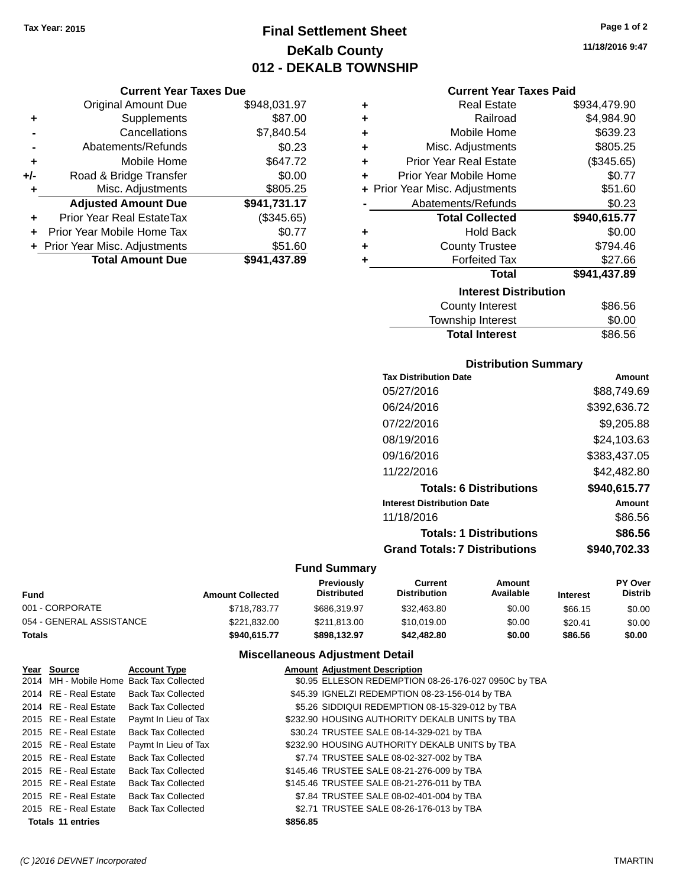Tax Year: 2015

# Final Settlement Sheet
## DeKalb County
## 012 - DEKALB TOWNSHIP

11/18/2016 9:47

### Current Year Taxes Due

| | | |
|---|---|---|
| | Original Amount Due | $948,031.97 |
| + | Supplements | $87.00 |
| - | Cancellations | $7,840.54 |
| - | Abatements/Refunds | $0.23 |
| + | Mobile Home | $647.72 |
| +/- | Road & Bridge Transfer | $0.00 |
| + | Misc. Adjustments | $805.25 |
| | **Adjusted Amount Due** | **$941,731.17** |
| + | Prior Year Real EstateTax | ($345.65) |
| + | Prior Year Mobile Home Tax | $0.77 |
| + | Prior Year Misc. Adjustments | $51.60 |
| | **Total Amount Due** | **$941,437.89** |

### Current Year Taxes Paid

| | | |
|---|---|---|
| + | Real Estate | $934,479.90 |
| + | Railroad | $4,984.90 |
| + | Mobile Home | $639.23 |
| + | Misc. Adjustments | $805.25 |
| + | Prior Year Real Estate | ($345.65) |
| + | Prior Year Mobile Home | $0.77 |
| + | Prior Year Misc. Adjustments | $51.60 |
| - | Abatements/Refunds | $0.23 |
| | **Total Collected** | **$940,615.77** |
| + | Hold Back | $0.00 |
| + | County Trustee | $794.46 |
| + | Forfeited Tax | $27.66 |
| | **Total** | **$941,437.89** |

### Interest Distribution

| | |
|---|---|
| County Interest | $86.56 |
| Township Interest | $0.00 |
| **Total Interest** | $86.56 |

### Distribution Summary

| Tax Distribution Date | Amount |
|---|---|
| 05/27/2016 | $88,749.69 |
| 06/24/2016 | $392,636.72 |
| 07/22/2016 | $9,205.88 |
| 08/19/2016 | $24,103.63 |
| 09/16/2016 | $383,437.05 |
| 11/22/2016 | $42,482.80 |
| **Totals: 6 Distributions** | **$940,615.77** |
| **Interest Distribution Date** | **Amount** |
| 11/18/2016 | $86.56 |
| **Totals: 1 Distributions** | **$86.56** |
| **Grand Totals: 7 Distributions** | **$940,702.33** |

### Fund Summary

| Fund | Amount Collected | Previously Distributed | Current Distribution | Amount Available | Interest | PY Over Distrib |
|---|---|---|---|---|---|---|
| 001 - CORPORATE | $718,783.77 | $686,319.97 | $32,463.80 | $0.00 | $66.15 | $0.00 |
| 054 - GENERAL ASSISTANCE | $221,832.00 | $211,813.00 | $10,019.00 | $0.00 | $20.41 | $0.00 |
| **Totals** | **$940,615.77** | **$898,132.97** | **$42,482.80** | **$0.00** | **$86.56** | **$0.00** |

### Miscellaneous Adjustment Detail

| Year | Source | Account Type | Amount | Adjustment Description |
|---|---|---|---|---|
| 2014 | MH - Mobile Home | Back Tax Collected | $0.95 | ELLESON REDEMPTION 08-26-176-027 0950C by TBA |
| 2014 | RE - Real Estate | Back Tax Collected | $45.39 | IGNELZI REDEMPTION 08-23-156-014 by TBA |
| 2014 | RE - Real Estate | Back Tax Collected | $5.26 | SIDDIQUI REDEMPTION 08-15-329-012 by TBA |
| 2015 | RE - Real Estate | Paymt In Lieu of Tax | $232.90 | HOUSING AUTHORITY DEKALB UNITS by TBA |
| 2015 | RE - Real Estate | Back Tax Collected | $30.24 | TRUSTEE SALE 08-14-329-021 by TBA |
| 2015 | RE - Real Estate | Paymt In Lieu of Tax | $232.90 | HOUSING AUTHORITY DEKALB UNITS by TBA |
| 2015 | RE - Real Estate | Back Tax Collected | $7.74 | TRUSTEE SALE 08-02-327-002 by TBA |
| 2015 | RE - Real Estate | Back Tax Collected | $145.46 | TRUSTEE SALE 08-21-276-009 by TBA |
| 2015 | RE - Real Estate | Back Tax Collected | $145.46 | TRUSTEE SALE 08-21-276-011 by TBA |
| 2015 | RE - Real Estate | Back Tax Collected | $7.84 | TRUSTEE SALE 08-02-401-004 by TBA |
| 2015 | RE - Real Estate | Back Tax Collected | $2.71 | TRUSTEE SALE 08-26-176-013 by TBA |
| **Totals 11 entries** | | | **$856.85** | |

(C )2016 DEVNET Incorporated TMARTIN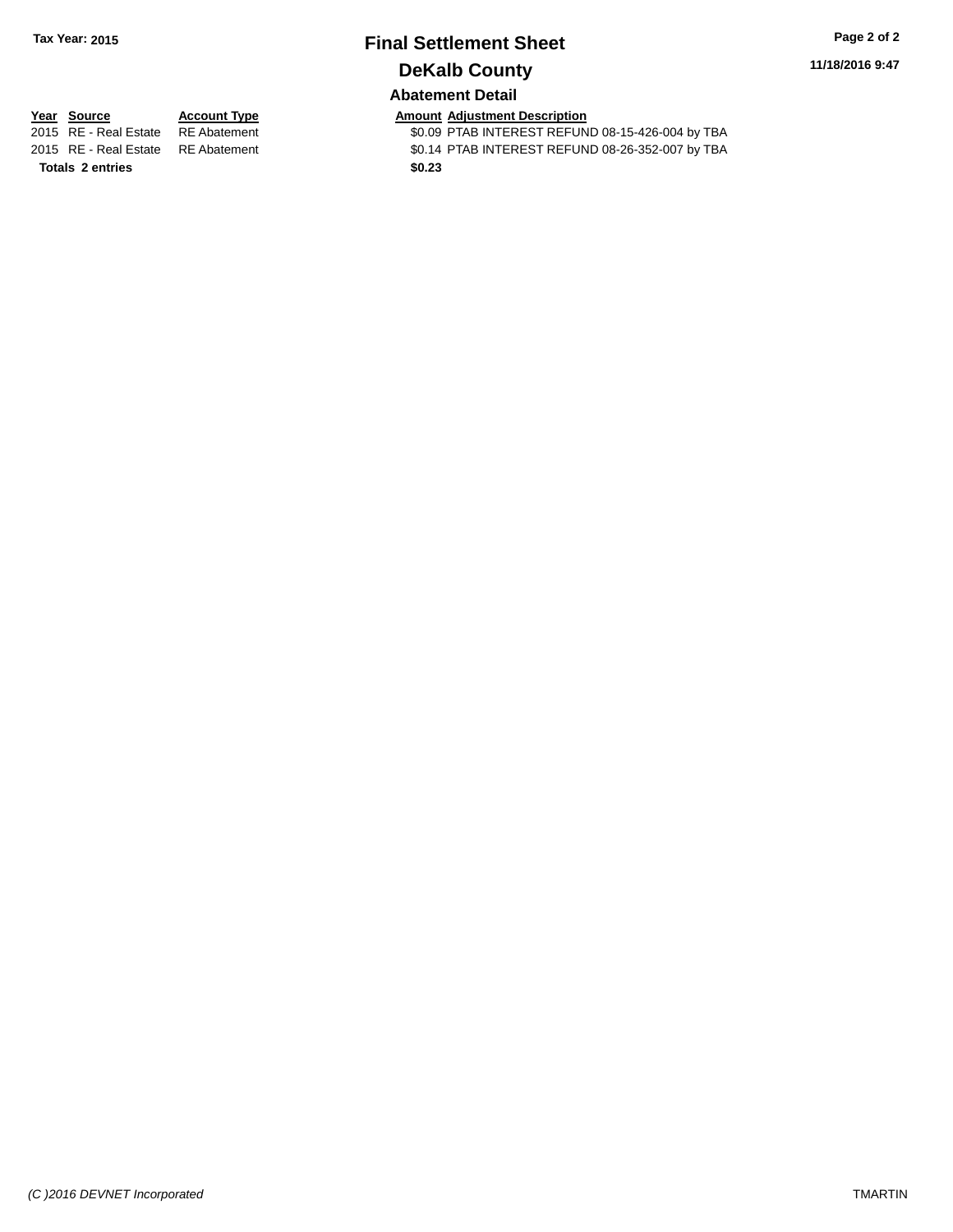Tax Year: 2015

# Final Settlement Sheet

## DeKalb County

### Abatement Detail

| Year | Source | Account Type | Amount | Adjustment Description |
|---|---|---|---|---|
| 2015 | RE - Real Estate | RE Abatement | $0.09 | PTAB INTEREST REFUND 08-15-426-004 by TBA |
| 2015 | RE - Real Estate | RE Abatement | $0.14 | PTAB INTEREST REFUND 08-26-352-007 by TBA |
| **Totals** | **2 entries** | | **$0.23** | |

11/18/2016 9:47

*(C )2016 DEVNET Incorporated*

TMARTIN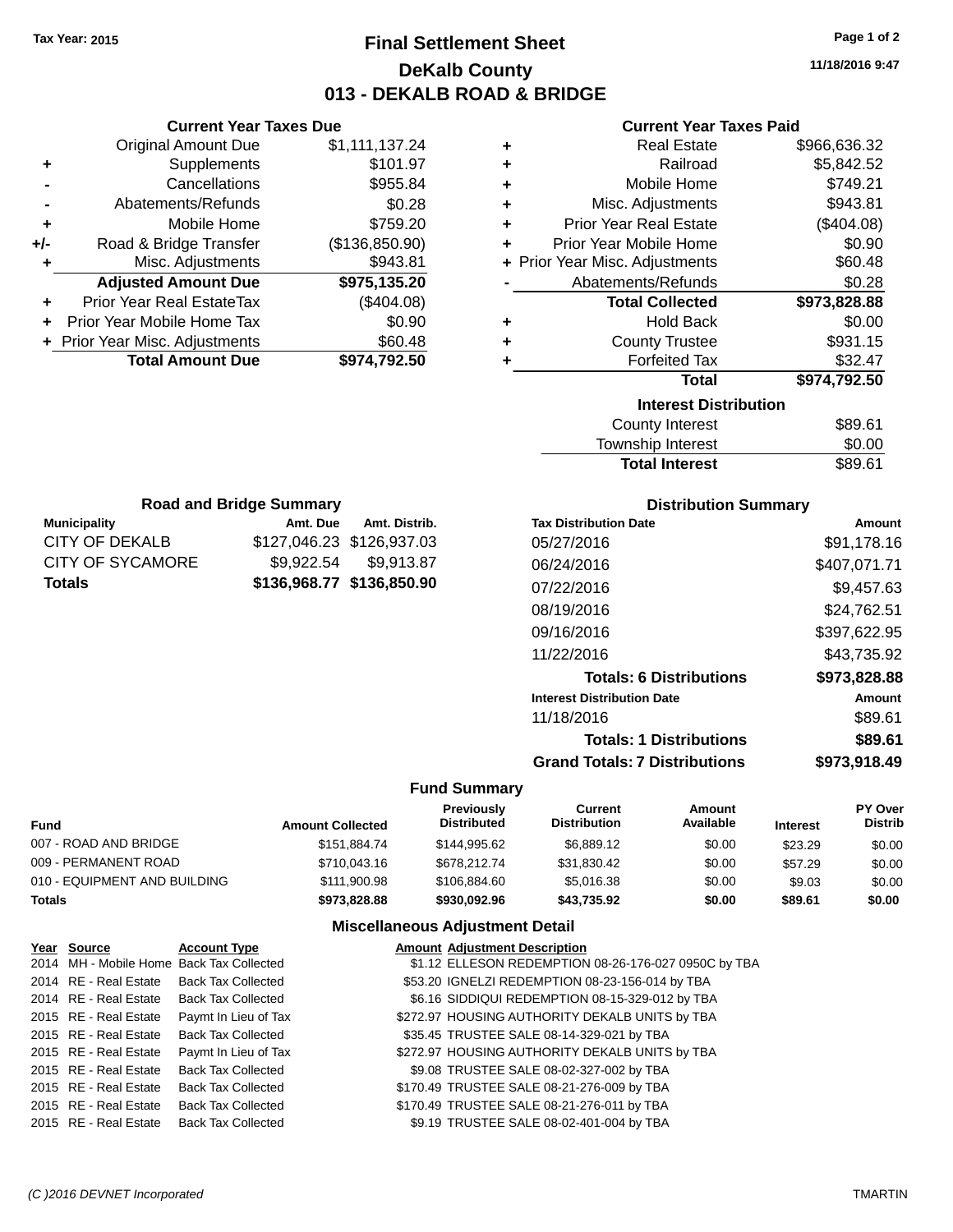Tax Year: 2015

# Final Settlement Sheet
## DeKalb County
## 013 - DEKALB ROAD & BRIDGE

11/18/2016 9:47

### Current Year Taxes Due

| | | |
|---|---|---|
| | Original Amount Due | $1,111,137.24 |
| + | Supplements | $101.97 |
| - | Cancellations | $955.84 |
| - | Abatements/Refunds | $0.28 |
| + | Mobile Home | $759.20 |
| +/- | Road & Bridge Transfer | ($136,850.90) |
| + | Misc. Adjustments | $943.81 |
| | **Adjusted Amount Due** | **$975,135.20** |
| + | Prior Year Real EstateTax | ($404.08) |
| + | Prior Year Mobile Home Tax | $0.90 |
| + | Prior Year Misc. Adjustments | $60.48 |
| | **Total Amount Due** | **$974,792.50** |

### Current Year Taxes Paid

| | | |
|---|---|---|
| + | Real Estate | $966,636.32 |
| + | Railroad | $5,842.52 |
| + | Mobile Home | $749.21 |
| + | Misc. Adjustments | $943.81 |
| + | Prior Year Real Estate | ($404.08) |
| + | Prior Year Mobile Home | $0.90 |
| + | Prior Year Misc. Adjustments | $60.48 |
| - | Abatements/Refunds | $0.28 |
| | **Total Collected** | **$973,828.88** |
| + | Hold Back | $0.00 |
| + | County Trustee | $931.15 |
| + | Forfeited Tax | $32.47 |
| | **Total** | **$974,792.50** |

### Interest Distribution

| | |
|---|---|
| County Interest | $89.61 |
| Township Interest | $0.00 |
| **Total Interest** | $89.61 |

### Road and Bridge Summary

| Municipality | Amt. Due | Amt. Distrib. |
|---|---|---|
| CITY OF DEKALB | $127,046.23 | $126,937.03 |
| CITY OF SYCAMORE | $9,922.54 | $9,913.87 |
| **Totals** | **$136,968.77** | **$136,850.90** |

### Distribution Summary

| Tax Distribution Date | Amount |
|---|---|
| 05/27/2016 | $91,178.16 |
| 06/24/2016 | $407,071.71 |
| 07/22/2016 | $9,457.63 |
| 08/19/2016 | $24,762.51 |
| 09/16/2016 | $397,622.95 |
| 11/22/2016 | $43,735.92 |
| **Totals: 6 Distributions** | **$973,828.88** |
| **Interest Distribution Date** | **Amount** |
| 11/18/2016 | $89.61 |
| **Totals: 1 Distributions** | **$89.61** |
| **Grand Totals: 7 Distributions** | **$973,918.49** |

### Fund Summary

| Fund | Amount Collected | Previously Distributed | Current Distribution | Amount Available | Interest | PY Over Distrib |
|---|---|---|---|---|---|---|
| 007 - ROAD AND BRIDGE | $151,884.74 | $144,995.62 | $6,889.12 | $0.00 | $23.29 | $0.00 |
| 009 - PERMANENT ROAD | $710,043.16 | $678,212.74 | $31,830.42 | $0.00 | $57.29 | $0.00 |
| 010 - EQUIPMENT AND BUILDING | $111,900.98 | $106,884.60 | $5,016.38 | $0.00 | $9.03 | $0.00 |
| **Totals** | **$973,828.88** | **$930,092.96** | **$43,735.92** | **$0.00** | **$89.61** | **$0.00** |

### Miscellaneous Adjustment Detail

| Year | Source | Account Type | Amount | Adjustment Description |
|---|---|---|---|---|
| 2014 | MH - Mobile Home | Back Tax Collected | $1.12 | ELLESON REDEMPTION 08-26-176-027 0950C by TBA |
| 2014 | RE - Real Estate | Back Tax Collected | $53.20 | IGNELZI REDEMPTION 08-23-156-014 by TBA |
| 2014 | RE - Real Estate | Back Tax Collected | $6.16 | SIDDIQUI REDEMPTION 08-15-329-012 by TBA |
| 2015 | RE - Real Estate | Paymt In Lieu of Tax | $272.97 | HOUSING AUTHORITY DEKALB UNITS by TBA |
| 2015 | RE - Real Estate | Back Tax Collected | $35.45 | TRUSTEE SALE 08-14-329-021 by TBA |
| 2015 | RE - Real Estate | Paymt In Lieu of Tax | $272.97 | HOUSING AUTHORITY DEKALB UNITS by TBA |
| 2015 | RE - Real Estate | Back Tax Collected | $9.08 | TRUSTEE SALE 08-02-327-002 by TBA |
| 2015 | RE - Real Estate | Back Tax Collected | $170.49 | TRUSTEE SALE 08-21-276-009 by TBA |
| 2015 | RE - Real Estate | Back Tax Collected | $170.49 | TRUSTEE SALE 08-21-276-011 by TBA |
| 2015 | RE - Real Estate | Back Tax Collected | $9.19 | TRUSTEE SALE 08-02-401-004 by TBA |

(C )2016 DEVNET Incorporated TMARTIN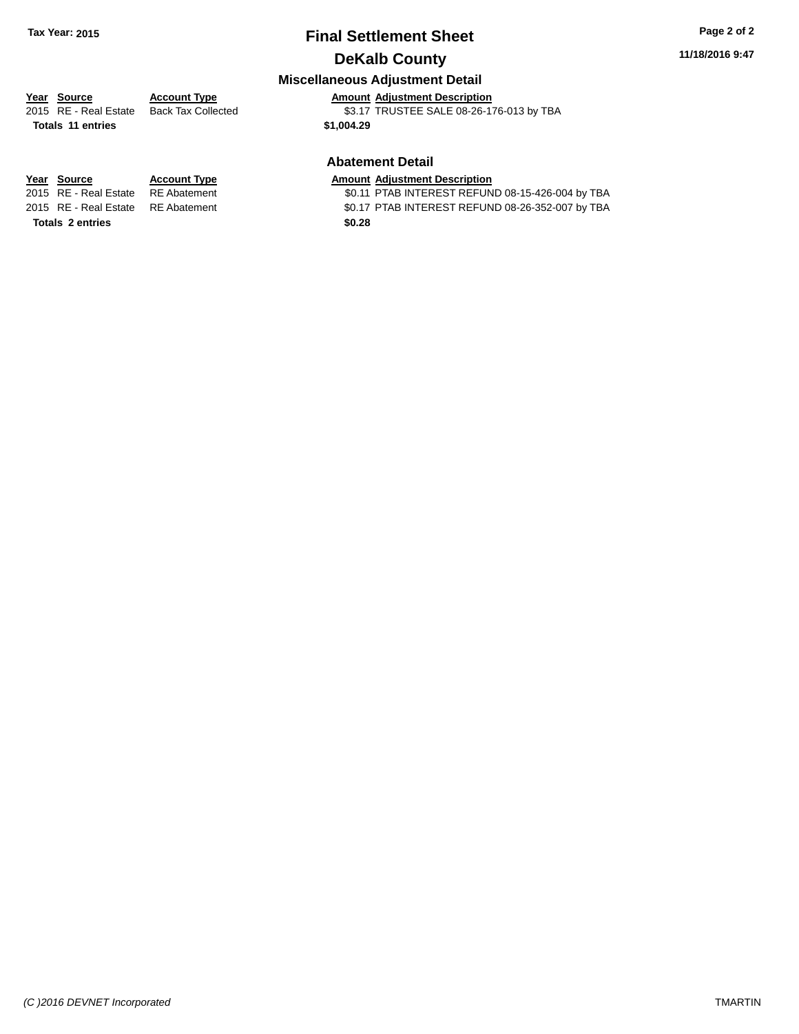# Final Settlement Sheet

## DeKalb County

**Tax Year: 2015**

### Miscellaneous Adjustment Detail

| Year | Source | Account Type | Amount | Adjustment Description |
|---|---|---|---|---|
| 2015 | RE - Real Estate | Back Tax Collected | $3.17 | TRUSTEE SALE 08-26-176-013 by TBA |
| **Totals** | **11 entries** | | **$1,004.29** | |

### Abatement Detail

| Year | Source | Account Type | Amount | Adjustment Description |
|---|---|---|---|---|
| 2015 | RE - Real Estate | RE Abatement | $0.11 | PTAB INTEREST REFUND 08-15-426-004 by TBA |
| 2015 | RE - Real Estate | RE Abatement | $0.17 | PTAB INTEREST REFUND 08-26-352-007 by TBA |
| **Totals** | **2 entries** | | **$0.28** | |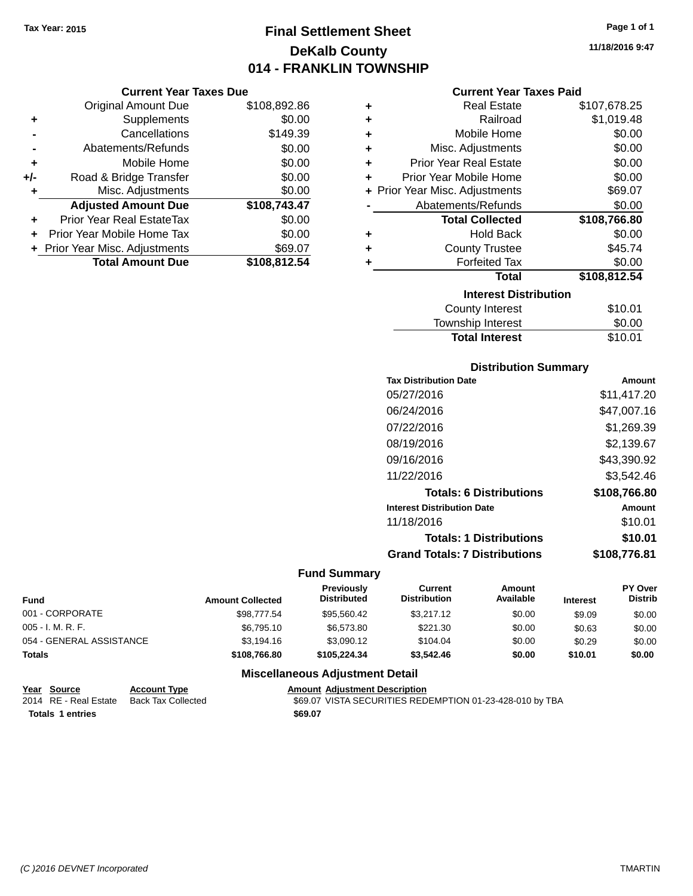Tax Year: 2015

# Final Settlement Sheet
## DeKalb County
## 014 - FRANKLIN TOWNSHIP

11/18/2016 9:47

### Current Year Taxes Due

| | | |
|---|---|---|
| | Original Amount Due | $108,892.86 |
| + | Supplements | $0.00 |
| - | Cancellations | $149.39 |
| - | Abatements/Refunds | $0.00 |
| + | Mobile Home | $0.00 |
| +/- | Road & Bridge Transfer | $0.00 |
| + | Misc. Adjustments | $0.00 |
| | **Adjusted Amount Due** | **$108,743.47** |
| + | Prior Year Real EstateTax | $0.00 |
| + | Prior Year Mobile Home Tax | $0.00 |
| + | Prior Year Misc. Adjustments | $69.07 |
| | **Total Amount Due** | **$108,812.54** |

### Current Year Taxes Paid

| | | |
|---|---|---|
| + | Real Estate | $107,678.25 |
| + | Railroad | $1,019.48 |
| + | Mobile Home | $0.00 |
| + | Misc. Adjustments | $0.00 |
| + | Prior Year Real Estate | $0.00 |
| + | Prior Year Mobile Home | $0.00 |
| + | Prior Year Misc. Adjustments | $69.07 |
| - | Abatements/Refunds | $0.00 |
| | **Total Collected** | **$108,766.80** |
| + | Hold Back | $0.00 |
| + | County Trustee | $45.74 |
| + | Forfeited Tax | $0.00 |
| | **Total** | **$108,812.54** |

### Interest Distribution

| | |
|---|---|
| County Interest | $10.01 |
| Township Interest | $0.00 |
| **Total Interest** | $10.01 |

### Distribution Summary

| Tax Distribution Date | Amount |
|---|---|
| 05/27/2016 | $11,417.20 |
| 06/24/2016 | $47,007.16 |
| 07/22/2016 | $1,269.39 |
| 08/19/2016 | $2,139.67 |
| 09/16/2016 | $43,390.92 |
| 11/22/2016 | $3,542.46 |
| **Totals: 6 Distributions** | **$108,766.80** |
| **Interest Distribution Date** | **Amount** |
| 11/18/2016 | $10.01 |
| **Totals: 1 Distributions** | **$10.01** |
| **Grand Totals: 7 Distributions** | **$108,776.81** |

### Fund Summary

| Fund | Amount Collected | Previously Distributed | Current Distribution | Amount Available | Interest | PY Over Distrib |
|---|---|---|---|---|---|---|
| 001 - CORPORATE | $98,777.54 | $95,560.42 | $3,217.12 | $0.00 | $9.09 | $0.00 |
| 005 - I. M. R. F. | $6,795.10 | $6,573.80 | $221.30 | $0.00 | $0.63 | $0.00 |
| 054 - GENERAL ASSISTANCE | $3,194.16 | $3,090.12 | $104.04 | $0.00 | $0.29 | $0.00 |
| **Totals** | **$108,766.80** | **$105,224.34** | **$3,542.46** | **$0.00** | **$10.01** | **$0.00** |

### Miscellaneous Adjustment Detail

| Year | Source | Account Type | Amount | Adjustment Description |
|---|---|---|---|---|
| 2014 | RE - Real Estate | Back Tax Collected | $69.07 | VISTA SECURITIES REDEMPTION 01-23-428-010 by TBA |
| **Totals 1 entries** | | | **$69.07** | |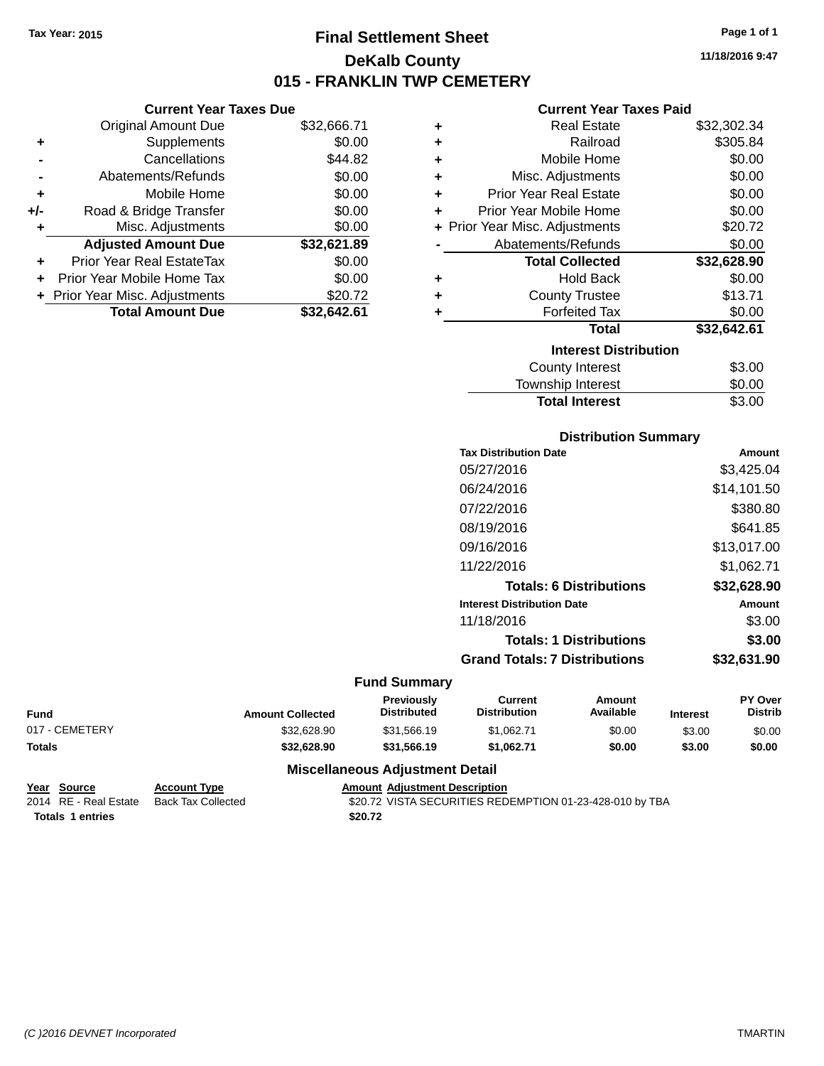Tax Year: 2015

# Final Settlement Sheet

## DeKalb County

## 015 - FRANKLIN TWP CEMETERY

11/18/2016 9:47

### Current Year Taxes Due

| | | |
|---|---|---|
| | Original Amount Due | $32,666.71 |
| + | Supplements | $0.00 |
| - | Cancellations | $44.82 |
| - | Abatements/Refunds | $0.00 |
| + | Mobile Home | $0.00 |
| +/- | Road & Bridge Transfer | $0.00 |
| + | Misc. Adjustments | $0.00 |
| | **Adjusted Amount Due** | **$32,621.89** |
| + | Prior Year Real EstateTax | $0.00 |
| + | Prior Year Mobile Home Tax | $0.00 |
| + | Prior Year Misc. Adjustments | $20.72 |
| | **Total Amount Due** | **$32,642.61** |

### Current Year Taxes Paid

| | | |
|---|---|---|
| + | Real Estate | $32,302.34 |
| + | Railroad | $305.84 |
| + | Mobile Home | $0.00 |
| + | Misc. Adjustments | $0.00 |
| + | Prior Year Real Estate | $0.00 |
| + | Prior Year Mobile Home | $0.00 |
| + | Prior Year Misc. Adjustments | $20.72 |
| - | Abatements/Refunds | $0.00 |
| | **Total Collected** | **$32,628.90** |
| + | Hold Back | $0.00 |
| + | County Trustee | $13.71 |
| + | Forfeited Tax | $0.00 |
| | **Total** | **$32,642.61** |

### Interest Distribution

| | |
|---|---|
| County Interest | $3.00 |
| Township Interest | $0.00 |
| **Total Interest** | $3.00 |

### Distribution Summary

| Tax Distribution Date | Amount |
|---|---|
| 05/27/2016 | $3,425.04 |
| 06/24/2016 | $14,101.50 |
| 07/22/2016 | $380.80 |
| 08/19/2016 | $641.85 |
| 09/16/2016 | $13,017.00 |
| 11/22/2016 | $1,062.71 |
| **Totals: 6 Distributions** | **$32,628.90** |
| **Interest Distribution Date** | **Amount** |
| 11/18/2016 | $3.00 |
| **Totals: 1 Distributions** | **$3.00** |
| **Grand Totals: 7 Distributions** | **$32,631.90** |

### Fund Summary

| Fund | Amount Collected | Previously Distributed | Current Distribution | Amount Available | Interest | PY Over Distrib |
|---|---|---|---|---|---|---|
| 017 - CEMETERY | $32,628.90 | $31,566.19 | $1,062.71 | $0.00 | $3.00 | $0.00 |
| **Totals** | **$32,628.90** | **$31,566.19** | **$1,062.71** | **$0.00** | **$3.00** | **$0.00** |

### Miscellaneous Adjustment Detail

| Year | Source | Account Type | Amount | Adjustment Description |
|---|---|---|---|---|
| 2014 | RE - Real Estate | Back Tax Collected | $20.72 | VISTA SECURITIES REDEMPTION 01-23-428-010 by TBA |
| **Totals** | **1 entries** | | **$20.72** | |

(C )2016 DEVNET Incorporated TMARTIN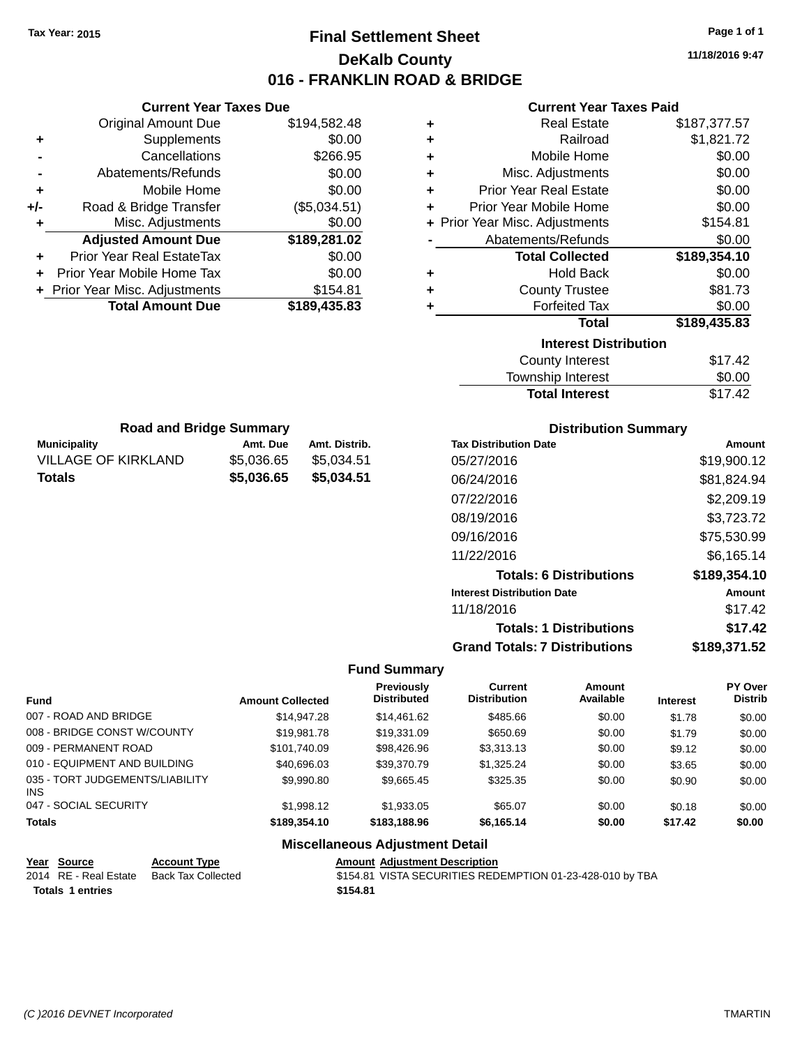Tax Year: 2015

# Final Settlement Sheet
## DeKalb County
## 016 - FRANKLIN ROAD & BRIDGE

11/18/2016 9:47

### Current Year Taxes Due

| | | |
|---|---|---|
| | Original Amount Due | $194,582.48 |
| + | Supplements | $0.00 |
| - | Cancellations | $266.95 |
| - | Abatements/Refunds | $0.00 |
| + | Mobile Home | $0.00 |
| +/- | Road & Bridge Transfer | ($5,034.51) |
| + | Misc. Adjustments | $0.00 |
| | **Adjusted Amount Due** | **$189,281.02** |
| + | Prior Year Real EstateTax | $0.00 |
| + | Prior Year Mobile Home Tax | $0.00 |
| + | Prior Year Misc. Adjustments | $154.81 |
| | **Total Amount Due** | **$189,435.83** |

### Current Year Taxes Paid

| | | |
|---|---|---|
| + | Real Estate | $187,377.57 |
| + | Railroad | $1,821.72 |
| + | Mobile Home | $0.00 |
| + | Misc. Adjustments | $0.00 |
| + | Prior Year Real Estate | $0.00 |
| + | Prior Year Mobile Home | $0.00 |
| + | Prior Year Misc. Adjustments | $154.81 |
| - | Abatements/Refunds | $0.00 |
| | **Total Collected** | **$189,354.10** |
| + | Hold Back | $0.00 |
| + | County Trustee | $81.73 |
| + | Forfeited Tax | $0.00 |
| | **Total** | **$189,435.83** |

### Interest Distribution

| | |
|---|---|
| County Interest | $17.42 |
| Township Interest | $0.00 |
| **Total Interest** | $17.42 |

### Road and Bridge Summary

| Municipality | Amt. Due | Amt. Distrib. |
|---|---|---|
| VILLAGE OF KIRKLAND | $5,036.65 | $5,034.51 |
| **Totals** | **$5,036.65** | **$5,034.51** |

### Distribution Summary

| Tax Distribution Date | Amount |
|---|---|
| 05/27/2016 | $19,900.12 |
| 06/24/2016 | $81,824.94 |
| 07/22/2016 | $2,209.19 |
| 08/19/2016 | $3,723.72 |
| 09/16/2016 | $75,530.99 |
| 11/22/2016 | $6,165.14 |
| **Totals: 6 Distributions** | **$189,354.10** |
| **Interest Distribution Date** | **Amount** |
| 11/18/2016 | $17.42 |
| **Totals: 1 Distributions** | **$17.42** |
| **Grand Totals: 7 Distributions** | **$189,371.52** |

### Fund Summary

| Fund | Amount Collected | Previously Distributed | Current Distribution | Amount Available | Interest | PY Over Distrib |
|---|---|---|---|---|---|---|
| 007 - ROAD AND BRIDGE | $14,947.28 | $14,461.62 | $485.66 | $0.00 | $1.78 | $0.00 |
| 008 - BRIDGE CONST W/COUNTY | $19,981.78 | $19,331.09 | $650.69 | $0.00 | $1.79 | $0.00 |
| 009 - PERMANENT ROAD | $101,740.09 | $98,426.96 | $3,313.13 | $0.00 | $9.12 | $0.00 |
| 010 - EQUIPMENT AND BUILDING | $40,696.03 | $39,370.79 | $1,325.24 | $0.00 | $3.65 | $0.00 |
| 035 - TORT JUDGEMENTS/LIABILITY INS | $9,990.80 | $9,665.45 | $325.35 | $0.00 | $0.90 | $0.00 |
| 047 - SOCIAL SECURITY | $1,998.12 | $1,933.05 | $65.07 | $0.00 | $0.18 | $0.00 |
| **Totals** | **$189,354.10** | **$183,188.96** | **$6,165.14** | **$0.00** | **$17.42** | **$0.00** |

### Miscellaneous Adjustment Detail

| Year | Source | Account Type | Amount | Adjustment Description |
|---|---|---|---|---|
| 2014 | RE - Real Estate | Back Tax Collected | $154.81 | VISTA SECURITIES REDEMPTION 01-23-428-010 by TBA |
| **Totals** | **1 entries** | | **$154.81** | |

(C )2016 DEVNET Incorporated — TMARTIN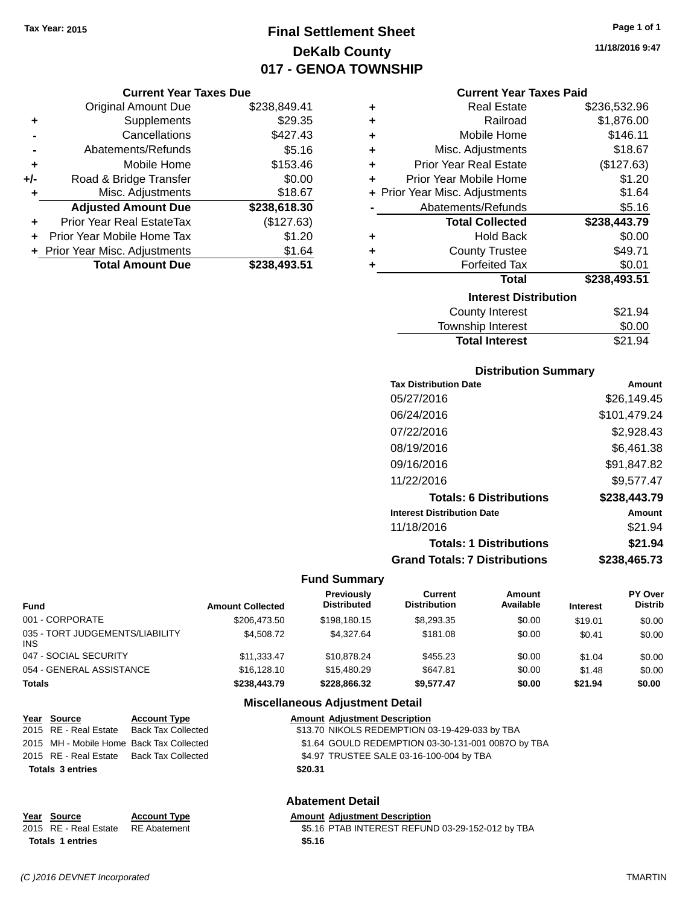Tax Year: 2015

# Final Settlement Sheet
## DeKalb County
## 017 - GENOA TOWNSHIP

11/18/2016 9:47

### Current Year Taxes Due

| | | |
|---|---|---|
| | Original Amount Due | $238,849.41 |
| + | Supplements | $29.35 |
| - | Cancellations | $427.43 |
| - | Abatements/Refunds | $5.16 |
| + | Mobile Home | $153.46 |
| +/- | Road & Bridge Transfer | $0.00 |
| + | Misc. Adjustments | $18.67 |
| | **Adjusted Amount Due** | **$238,618.30** |
| + | Prior Year Real EstateTax | ($127.63) |
| + | Prior Year Mobile Home Tax | $1.20 |
| + | Prior Year Misc. Adjustments | $1.64 |
| | **Total Amount Due** | **$238,493.51** |

### Current Year Taxes Paid

| | | |
|---|---|---|
| + | Real Estate | $236,532.96 |
| + | Railroad | $1,876.00 |
| + | Mobile Home | $146.11 |
| + | Misc. Adjustments | $18.67 |
| + | Prior Year Real Estate | ($127.63) |
| + | Prior Year Mobile Home | $1.20 |
| + | Prior Year Misc. Adjustments | $1.64 |
| - | Abatements/Refunds | $5.16 |
| | **Total Collected** | **$238,443.79** |
| + | Hold Back | $0.00 |
| + | County Trustee | $49.71 |
| + | Forfeited Tax | $0.01 |
| | **Total** | **$238,493.51** |

### Interest Distribution

| | |
|---|---|
| County Interest | $21.94 |
| Township Interest | $0.00 |
| **Total Interest** | $21.94 |

### Distribution Summary

| Tax Distribution Date | Amount |
|---|---|
| 05/27/2016 | $26,149.45 |
| 06/24/2016 | $101,479.24 |
| 07/22/2016 | $2,928.43 |
| 08/19/2016 | $6,461.38 |
| 09/16/2016 | $91,847.82 |
| 11/22/2016 | $9,577.47 |
| **Totals: 6 Distributions** | **$238,443.79** |
| **Interest Distribution Date** | **Amount** |
| 11/18/2016 | $21.94 |
| **Totals: 1 Distributions** | **$21.94** |
| **Grand Totals: 7 Distributions** | **$238,465.73** |

### Fund Summary

| Fund | Amount Collected | Previously Distributed | Current Distribution | Amount Available | Interest | PY Over Distrib |
|---|---|---|---|---|---|---|
| 001 - CORPORATE | $206,473.50 | $198,180.15 | $8,293.35 | $0.00 | $19.01 | $0.00 |
| 035 - TORT JUDGEMENTS/LIABILITY INS | $4,508.72 | $4,327.64 | $181.08 | $0.00 | $0.41 | $0.00 |
| 047 - SOCIAL SECURITY | $11,333.47 | $10,878.24 | $455.23 | $0.00 | $1.04 | $0.00 |
| 054 - GENERAL ASSISTANCE | $16,128.10 | $15,480.29 | $647.81 | $0.00 | $1.48 | $0.00 |
| **Totals** | **$238,443.79** | **$228,866.32** | **$9,577.47** | **$0.00** | **$21.94** | **$0.00** |

### Miscellaneous Adjustment Detail

| Year | Source | Account Type | Amount | Adjustment Description |
|---|---|---|---|---|
| 2015 | RE - Real Estate | Back Tax Collected | $13.70 | NIKOLS REDEMPTION 03-19-429-033 by TBA |
| 2015 | MH - Mobile Home | Back Tax Collected | $1.64 | GOULD REDEMPTION 03-30-131-001 0087O by TBA |
| 2015 | RE - Real Estate | Back Tax Collected | $4.97 | TRUSTEE SALE 03-16-100-004 by TBA |
| **Totals 3 entries** | | | **$20.31** | |

### Abatement Detail

| Year | Source | Account Type | Amount | Adjustment Description |
|---|---|---|---|---|
| 2015 | RE - Real Estate | RE Abatement | $5.16 | PTAB INTEREST REFUND 03-29-152-012 by TBA |
| **Totals 1 entries** | | | **$5.16** | |

(C )2016 DEVNET Incorporated TMARTIN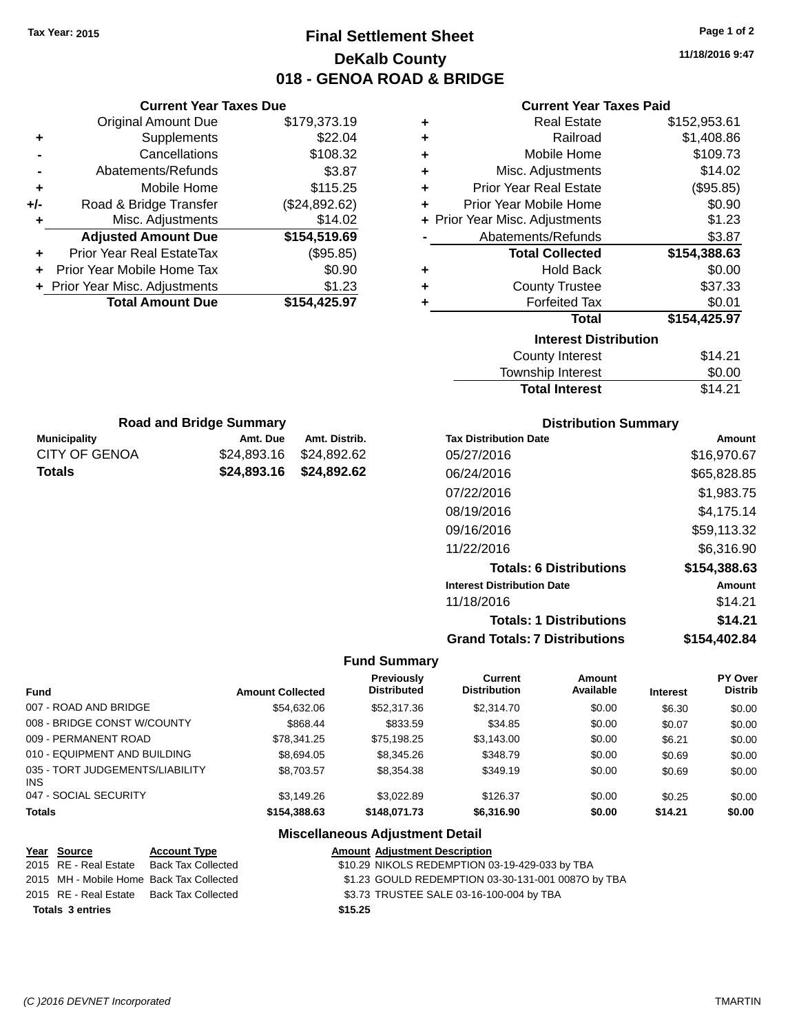Tax Year: 2015

# Final Settlement Sheet
## DeKalb County
## 018 - GENOA ROAD & BRIDGE

11/18/2016 9:47

### Current Year Taxes Due

| | | |
|---|---|---|
| | Original Amount Due | $179,373.19 |
| + | Supplements | $22.04 |
| - | Cancellations | $108.32 |
| - | Abatements/Refunds | $3.87 |
| + | Mobile Home | $115.25 |
| +/- | Road & Bridge Transfer | ($24,892.62) |
| + | Misc. Adjustments | $14.02 |
| | **Adjusted Amount Due** | **$154,519.69** |
| + | Prior Year Real EstateTax | ($95.85) |
| + | Prior Year Mobile Home Tax | $0.90 |
| + | Prior Year Misc. Adjustments | $1.23 |
| | **Total Amount Due** | **$154,425.97** |

### Current Year Taxes Paid

| | | |
|---|---|---|
| + | Real Estate | $152,953.61 |
| + | Railroad | $1,408.86 |
| + | Mobile Home | $109.73 |
| + | Misc. Adjustments | $14.02 |
| + | Prior Year Real Estate | ($95.85) |
| + | Prior Year Mobile Home | $0.90 |
| + | Prior Year Misc. Adjustments | $1.23 |
| - | Abatements/Refunds | $3.87 |
| | **Total Collected** | **$154,388.63** |
| + | Hold Back | $0.00 |
| + | County Trustee | $37.33 |
| + | Forfeited Tax | $0.01 |
| | **Total** | **$154,425.97** |

### Interest Distribution

| | |
|---|---|
| County Interest | $14.21 |
| Township Interest | $0.00 |
| **Total Interest** | $14.21 |

### Road and Bridge Summary

| Municipality | Amt. Due | Amt. Distrib. |
|---|---|---|
| CITY OF GENOA | $24,893.16 | $24,892.62 |
| **Totals** | **$24,893.16** | **$24,892.62** |

### Distribution Summary

| Tax Distribution Date | Amount |
|---|---|
| 05/27/2016 | $16,970.67 |
| 06/24/2016 | $65,828.85 |
| 07/22/2016 | $1,983.75 |
| 08/19/2016 | $4,175.14 |
| 09/16/2016 | $59,113.32 |
| 11/22/2016 | $6,316.90 |
| **Totals: 6 Distributions** | **$154,388.63** |
| **Interest Distribution Date** | **Amount** |
| 11/18/2016 | $14.21 |
| **Totals: 1 Distributions** | **$14.21** |
| **Grand Totals: 7 Distributions** | **$154,402.84** |

### Fund Summary

| Fund | Amount Collected | Previously Distributed | Current Distribution | Amount Available | Interest | PY Over Distrib |
|---|---|---|---|---|---|---|
| 007 - ROAD AND BRIDGE | $54,632.06 | $52,317.36 | $2,314.70 | $0.00 | $6.30 | $0.00 |
| 008 - BRIDGE CONST W/COUNTY | $868.44 | $833.59 | $34.85 | $0.00 | $0.07 | $0.00 |
| 009 - PERMANENT ROAD | $78,341.25 | $75,198.25 | $3,143.00 | $0.00 | $6.21 | $0.00 |
| 010 - EQUIPMENT AND BUILDING | $8,694.05 | $8,345.26 | $348.79 | $0.00 | $0.69 | $0.00 |
| 035 - TORT JUDGEMENTS/LIABILITY INS | $8,703.57 | $8,354.38 | $349.19 | $0.00 | $0.69 | $0.00 |
| 047 - SOCIAL SECURITY | $3,149.26 | $3,022.89 | $126.37 | $0.00 | $0.25 | $0.00 |
| **Totals** | **$154,388.63** | **$148,071.73** | **$6,316.90** | **$0.00** | **$14.21** | **$0.00** |

### Miscellaneous Adjustment Detail

| Year | Source | Account Type | Amount | Adjustment Description |
|---|---|---|---|---|
| 2015 | RE - Real Estate | Back Tax Collected | $10.29 | NIKOLS REDEMPTION 03-19-429-033 by TBA |
| 2015 | MH - Mobile Home | Back Tax Collected | $1.23 | GOULD REDEMPTION 03-30-131-001 0087O by TBA |
| 2015 | RE - Real Estate | Back Tax Collected | $3.73 | TRUSTEE SALE 03-16-100-004 by TBA |
| **Totals** | **3 entries** | | **$15.25** | |

(C )2016 DEVNET Incorporated    TMARTIN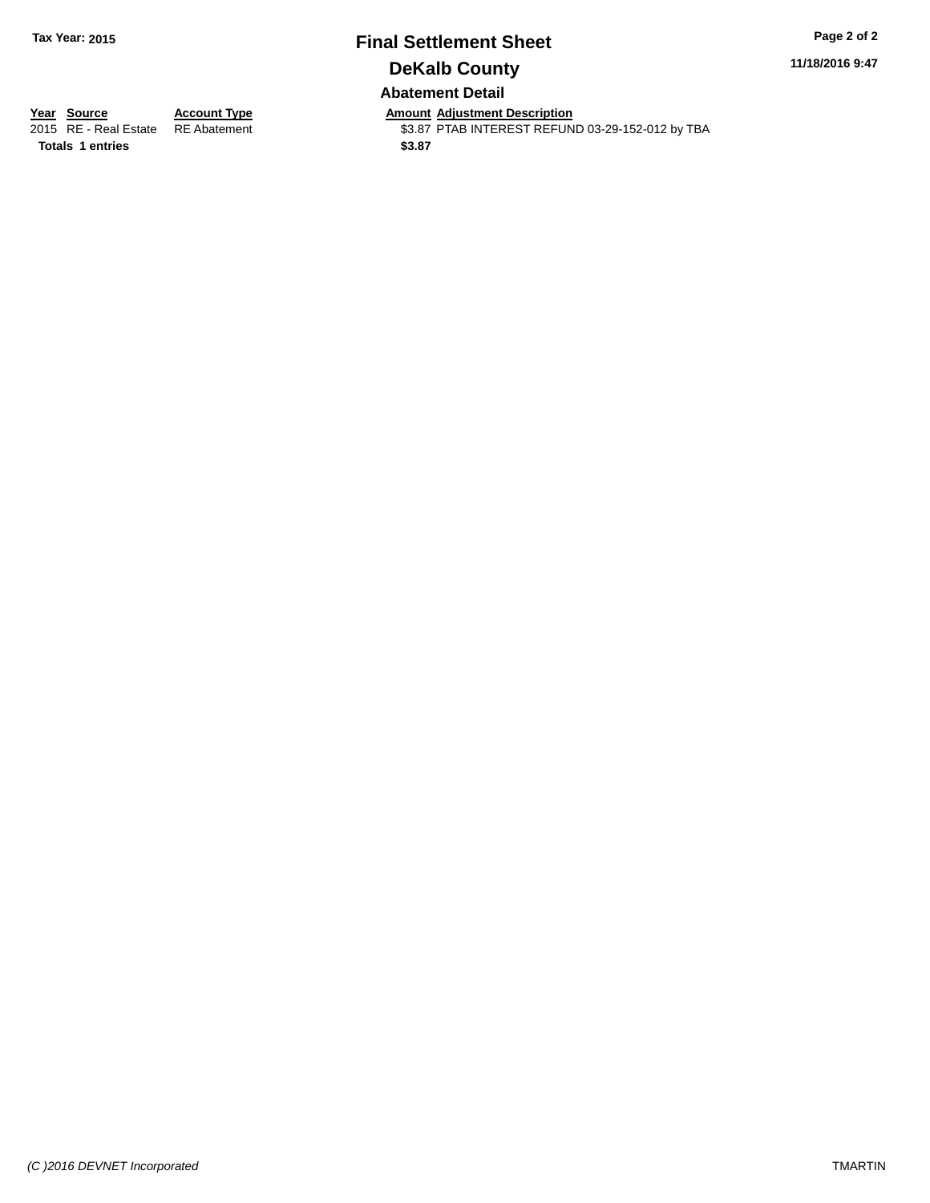**Tax Year: 2015**

# Final Settlement Sheet

## DeKalb County

### Abatement Detail

| Year | Source | Account Type | Amount | Adjustment Description |
|---|---|---|---|---|
| 2015 | RE - Real Estate | RE Abatement | $3.87 | PTAB INTEREST REFUND 03-29-152-012 by TBA |
| **Totals** | **1 entries** | | **$3.87** | |

*(C )2016 DEVNET Incorporated*

TMARTIN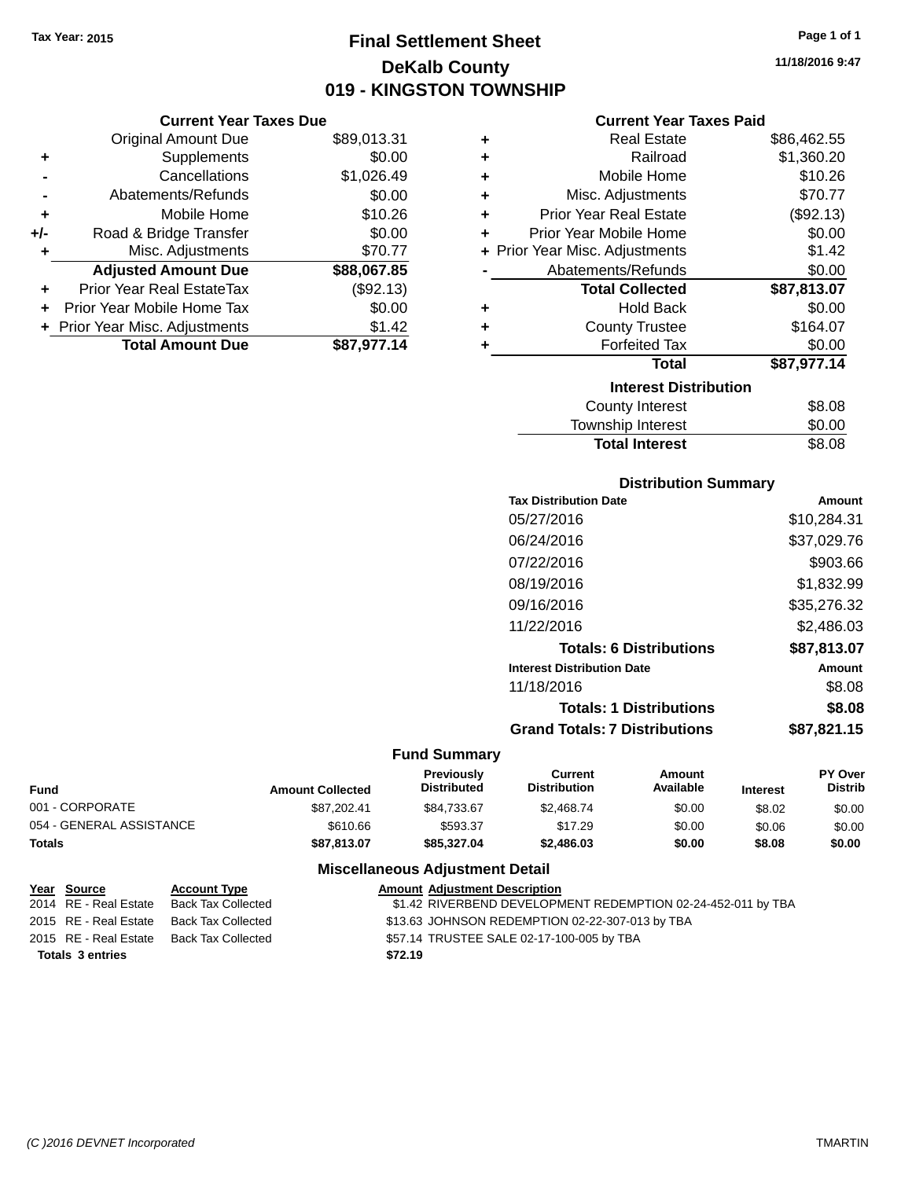**Tax Year: 2015**

# Final Settlement Sheet
## DeKalb County
## 019 - KINGSTON TOWNSHIP

11/18/2016 9:47

### Current Year Taxes Due

| | | |
|---|---|---|
| | Original Amount Due | $89,013.31 |
| + | Supplements | $0.00 |
| - | Cancellations | $1,026.49 |
| - | Abatements/Refunds | $0.00 |
| + | Mobile Home | $10.26 |
| +/- | Road & Bridge Transfer | $0.00 |
| + | Misc. Adjustments | $70.77 |
| | **Adjusted Amount Due** | **$88,067.85** |
| + | Prior Year Real EstateTax | ($92.13) |
| + | Prior Year Mobile Home Tax | $0.00 |
| + | Prior Year Misc. Adjustments | $1.42 |
| | **Total Amount Due** | **$87,977.14** |

### Current Year Taxes Paid

| | | |
|---|---|---|
| + | Real Estate | $86,462.55 |
| + | Railroad | $1,360.20 |
| + | Mobile Home | $10.26 |
| + | Misc. Adjustments | $70.77 |
| + | Prior Year Real Estate | ($92.13) |
| + | Prior Year Mobile Home | $0.00 |
| + | Prior Year Misc. Adjustments | $1.42 |
| - | Abatements/Refunds | $0.00 |
| | **Total Collected** | **$87,813.07** |
| + | Hold Back | $0.00 |
| + | County Trustee | $164.07 |
| + | Forfeited Tax | $0.00 |
| | **Total** | **$87,977.14** |

### Interest Distribution

| | |
|---|---|
| County Interest | $8.08 |
| Township Interest | $0.00 |
| **Total Interest** | $8.08 |

### Distribution Summary

| Tax Distribution Date | Amount |
|---|---|
| 05/27/2016 | $10,284.31 |
| 06/24/2016 | $37,029.76 |
| 07/22/2016 | $903.66 |
| 08/19/2016 | $1,832.99 |
| 09/16/2016 | $35,276.32 |
| 11/22/2016 | $2,486.03 |
| **Totals: 6 Distributions** | **$87,813.07** |
| **Interest Distribution Date** | **Amount** |
| 11/18/2016 | $8.08 |
| **Totals: 1 Distributions** | **$8.08** |
| **Grand Totals: 7 Distributions** | **$87,821.15** |

### Fund Summary

| Fund | Amount Collected | Previously Distributed | Current Distribution | Amount Available | Interest | PY Over Distrib |
|---|---|---|---|---|---|---|
| 001 - CORPORATE | $87,202.41 | $84,733.67 | $2,468.74 | $0.00 | $8.02 | $0.00 |
| 054 - GENERAL ASSISTANCE | $610.66 | $593.37 | $17.29 | $0.00 | $0.06 | $0.00 |
| **Totals** | **$87,813.07** | **$85,327.04** | **$2,486.03** | **$0.00** | **$8.08** | **$0.00** |

### Miscellaneous Adjustment Detail

| Year | Source | Account Type | Amount | Adjustment Description |
|---|---|---|---|---|
| 2014 | RE - Real Estate | Back Tax Collected | $1.42 | RIVERBEND DEVELOPMENT REDEMPTION 02-24-452-011 by TBA |
| 2015 | RE - Real Estate | Back Tax Collected | $13.63 | JOHNSON REDEMPTION 02-22-307-013 by TBA |
| 2015 | RE - Real Estate | Back Tax Collected | $57.14 | TRUSTEE SALE 02-17-100-005 by TBA |
| **Totals** | **3 entries** | | **$72.19** | |

(C )2016 DEVNET Incorporated TMARTIN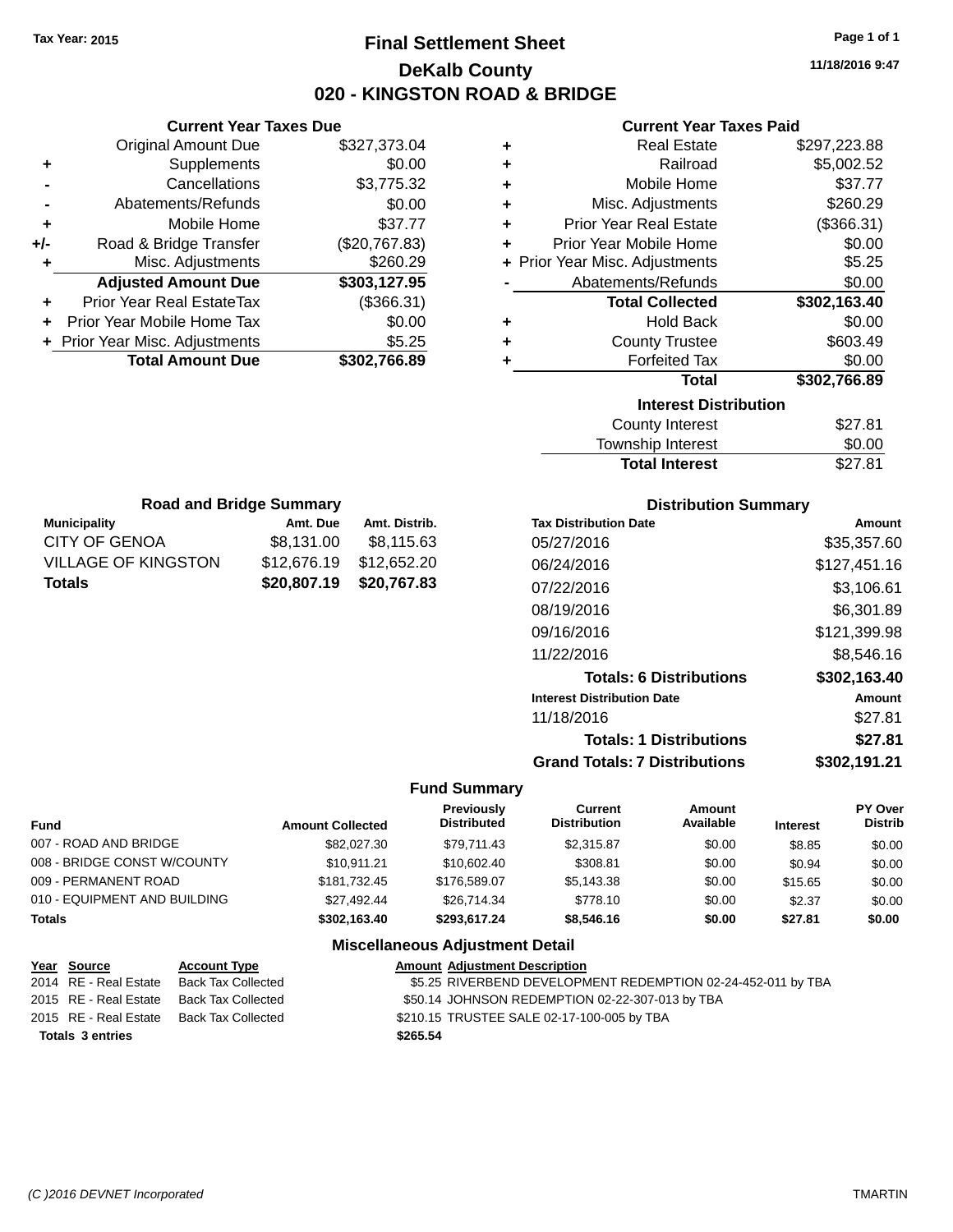Tax Year: 2015

# Final Settlement Sheet
## DeKalb County
## 020 - KINGSTON ROAD & BRIDGE

11/18/2016 9:47

### Current Year Taxes Due

| | | |
|---|---|---|
| | Original Amount Due | $327,373.04 |
| + | Supplements | $0.00 |
| - | Cancellations | $3,775.32 |
| - | Abatements/Refunds | $0.00 |
| + | Mobile Home | $37.77 |
| +/- | Road & Bridge Transfer | ($20,767.83) |
| + | Misc. Adjustments | $260.29 |
| | **Adjusted Amount Due** | **$303,127.95** |
| + | Prior Year Real EstateTax | ($366.31) |
| + | Prior Year Mobile Home Tax | $0.00 |
| + | Prior Year Misc. Adjustments | $5.25 |
| | **Total Amount Due** | **$302,766.89** |

### Current Year Taxes Paid

| | | |
|---|---|---|
| + | Real Estate | $297,223.88 |
| + | Railroad | $5,002.52 |
| + | Mobile Home | $37.77 |
| + | Misc. Adjustments | $260.29 |
| + | Prior Year Real Estate | ($366.31) |
| + | Prior Year Mobile Home | $0.00 |
| + | Prior Year Misc. Adjustments | $5.25 |
| - | Abatements/Refunds | $0.00 |
| | **Total Collected** | **$302,163.40** |
| + | Hold Back | $0.00 |
| + | County Trustee | $603.49 |
| + | Forfeited Tax | $0.00 |
| | **Total** | **$302,766.89** |

### Interest Distribution

| | |
|---|---|
| County Interest | $27.81 |
| Township Interest | $0.00 |
| **Total Interest** | $27.81 |

### Road and Bridge Summary

| Municipality | Amt. Due | Amt. Distrib. |
|---|---|---|
| CITY OF GENOA | $8,131.00 | $8,115.63 |
| VILLAGE OF KINGSTON | $12,676.19 | $12,652.20 |
| **Totals** | **$20,807.19** | **$20,767.83** |

### Distribution Summary

| Tax Distribution Date | Amount |
|---|---|
| 05/27/2016 | $35,357.60 |
| 06/24/2016 | $127,451.16 |
| 07/22/2016 | $3,106.61 |
| 08/19/2016 | $6,301.89 |
| 09/16/2016 | $121,399.98 |
| 11/22/2016 | $8,546.16 |
| **Totals: 6 Distributions** | **$302,163.40** |
| **Interest Distribution Date** | **Amount** |
| 11/18/2016 | $27.81 |
| **Totals: 1 Distributions** | **$27.81** |
| **Grand Totals: 7 Distributions** | **$302,191.21** |

### Fund Summary

| Fund | Amount Collected | Previously Distributed | Current Distribution | Amount Available | Interest | PY Over Distrib |
|---|---|---|---|---|---|---|
| 007 - ROAD AND BRIDGE | $82,027.30 | $79,711.43 | $2,315.87 | $0.00 | $8.85 | $0.00 |
| 008 - BRIDGE CONST W/COUNTY | $10,911.21 | $10,602.40 | $308.81 | $0.00 | $0.94 | $0.00 |
| 009 - PERMANENT ROAD | $181,732.45 | $176,589.07 | $5,143.38 | $0.00 | $15.65 | $0.00 |
| 010 - EQUIPMENT AND BUILDING | $27,492.44 | $26,714.34 | $778.10 | $0.00 | $2.37 | $0.00 |
| **Totals** | **$302,163.40** | **$293,617.24** | **$8,546.16** | **$0.00** | **$27.81** | **$0.00** |

### Miscellaneous Adjustment Detail

| Year | Source | Account Type | Amount | Adjustment Description |
|---|---|---|---|---|
| 2014 | RE - Real Estate | Back Tax Collected | $5.25 | RIVERBEND DEVELOPMENT REDEMPTION 02-24-452-011 by TBA |
| 2015 | RE - Real Estate | Back Tax Collected | $50.14 | JOHNSON REDEMPTION 02-22-307-013 by TBA |
| 2015 | RE - Real Estate | Back Tax Collected | $210.15 | TRUSTEE SALE 02-17-100-005 by TBA |
| **Totals 3 entries** | | | **$265.54** | |

(C )2016 DEVNET Incorporated — TMARTIN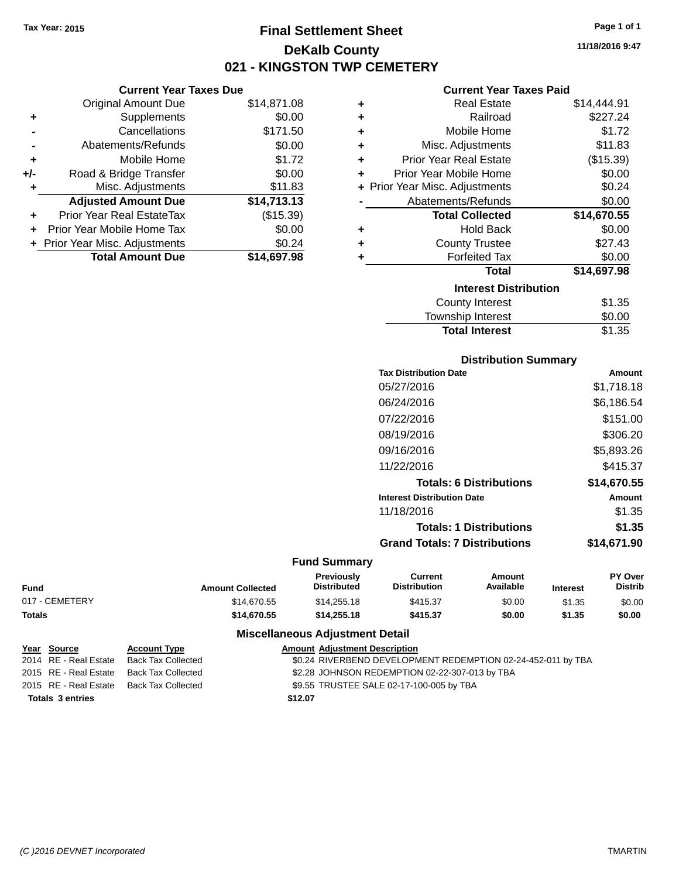Tax Year: 2015

# Final Settlement Sheet

## DeKalb County

## 021 - KINGSTON TWP CEMETERY

11/18/2016 9:47

### Current Year Taxes Due

| | | |
|---|---|---|
| | Original Amount Due | $14,871.08 |
| + | Supplements | $0.00 |
| - | Cancellations | $171.50 |
| - | Abatements/Refunds | $0.00 |
| + | Mobile Home | $1.72 |
| +/- | Road & Bridge Transfer | $0.00 |
| + | Misc. Adjustments | $11.83 |
| | **Adjusted Amount Due** | **$14,713.13** |
| + | Prior Year Real EstateTax | ($15.39) |
| + | Prior Year Mobile Home Tax | $0.00 |
| + | Prior Year Misc. Adjustments | $0.24 |
| | **Total Amount Due** | **$14,697.98** |

### Current Year Taxes Paid

| | | |
|---|---|---|
| + | Real Estate | $14,444.91 |
| + | Railroad | $227.24 |
| + | Mobile Home | $1.72 |
| + | Misc. Adjustments | $11.83 |
| + | Prior Year Real Estate | ($15.39) |
| + | Prior Year Mobile Home | $0.00 |
| + | Prior Year Misc. Adjustments | $0.24 |
| - | Abatements/Refunds | $0.00 |
| | **Total Collected** | **$14,670.55** |
| + | Hold Back | $0.00 |
| + | County Trustee | $27.43 |
| + | Forfeited Tax | $0.00 |
| | **Total** | **$14,697.98** |

### Interest Distribution

| | |
|---|---|
| County Interest | $1.35 |
| Township Interest | $0.00 |
| **Total Interest** | $1.35 |

### Distribution Summary

| Tax Distribution Date | Amount |
|---|---|
| 05/27/2016 | $1,718.18 |
| 06/24/2016 | $6,186.54 |
| 07/22/2016 | $151.00 |
| 08/19/2016 | $306.20 |
| 09/16/2016 | $5,893.26 |
| 11/22/2016 | $415.37 |
| **Totals: 6 Distributions** | **$14,670.55** |
| **Interest Distribution Date** | **Amount** |
| 11/18/2016 | $1.35 |
| **Totals: 1 Distributions** | **$1.35** |
| **Grand Totals: 7 Distributions** | **$14,671.90** |

### Fund Summary

| Fund | Amount Collected | Previously Distributed | Current Distribution | Amount Available | Interest | PY Over Distrib |
|---|---|---|---|---|---|---|
| 017 - CEMETERY | $14,670.55 | $14,255.18 | $415.37 | $0.00 | $1.35 | $0.00 |
| **Totals** | **$14,670.55** | **$14,255.18** | **$415.37** | **$0.00** | **$1.35** | **$0.00** |

### Miscellaneous Adjustment Detail

| Year | Source | Account Type | Amount | Adjustment Description |
|---|---|---|---|---|
| 2014 | RE - Real Estate | Back Tax Collected | $0.24 | RIVERBEND DEVELOPMENT REDEMPTION 02-24-452-011 by TBA |
| 2015 | RE - Real Estate | Back Tax Collected | $2.28 | JOHNSON REDEMPTION 02-22-307-013 by TBA |
| 2015 | RE - Real Estate | Back Tax Collected | $9.55 | TRUSTEE SALE 02-17-100-005 by TBA |
| **Totals 3 entries** | | | **$12.07** | |

(C )2016 DEVNET Incorporated TMARTIN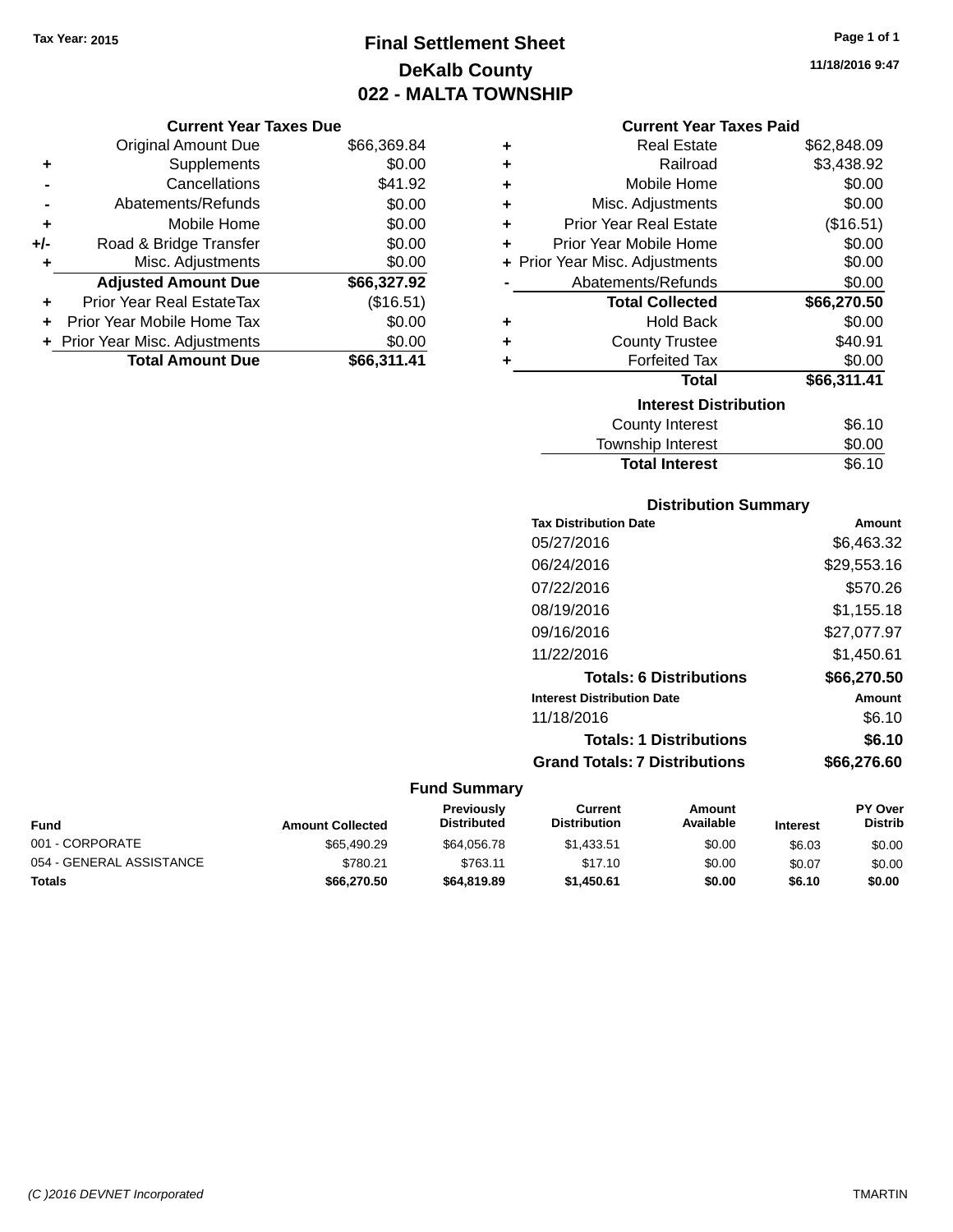Tax Year: 2015

# Final Settlement Sheet

## DeKalb County

## 022 - MALTA TOWNSHIP

11/18/2016 9:47

### Current Year Taxes Due

| | | |
|---|---|---|
| | Original Amount Due | $66,369.84 |
| + | Supplements | $0.00 |
| - | Cancellations | $41.92 |
| - | Abatements/Refunds | $0.00 |
| + | Mobile Home | $0.00 |
| +/- | Road & Bridge Transfer | $0.00 |
| + | Misc. Adjustments | $0.00 |
| | **Adjusted Amount Due** | **$66,327.92** |
| + | Prior Year Real EstateTax | ($16.51) |
| + | Prior Year Mobile Home Tax | $0.00 |
| + | Prior Year Misc. Adjustments | $0.00 |
| | **Total Amount Due** | **$66,311.41** |

### Current Year Taxes Paid

| | | |
|---|---|---|
| + | Real Estate | $62,848.09 |
| + | Railroad | $3,438.92 |
| + | Mobile Home | $0.00 |
| + | Misc. Adjustments | $0.00 |
| + | Prior Year Real Estate | ($16.51) |
| + | Prior Year Mobile Home | $0.00 |
| + | Prior Year Misc. Adjustments | $0.00 |
| - | Abatements/Refunds | $0.00 |
| | **Total Collected** | **$66,270.50** |
| + | Hold Back | $0.00 |
| + | County Trustee | $40.91 |
| + | Forfeited Tax | $0.00 |
| | **Total** | **$66,311.41** |

### Interest Distribution

| | |
|---|---|
| County Interest | $6.10 |
| Township Interest | $0.00 |
| **Total Interest** | $6.10 |

### Distribution Summary

| Tax Distribution Date | Amount |
|---|---|
| 05/27/2016 | $6,463.32 |
| 06/24/2016 | $29,553.16 |
| 07/22/2016 | $570.26 |
| 08/19/2016 | $1,155.18 |
| 09/16/2016 | $27,077.97 |
| 11/22/2016 | $1,450.61 |
| **Totals: 6 Distributions** | **$66,270.50** |
| **Interest Distribution Date** | **Amount** |
| 11/18/2016 | $6.10 |
| **Totals: 1 Distributions** | **$6.10** |
| **Grand Totals: 7 Distributions** | **$66,276.60** |

### Fund Summary

| Fund | Amount Collected | Previously Distributed | Current Distribution | Amount Available | Interest | PY Over Distrib |
|---|---|---|---|---|---|---|
| 001 - CORPORATE | $65,490.29 | $64,056.78 | $1,433.51 | $0.00 | $6.03 | $0.00 |
| 054 - GENERAL ASSISTANCE | $780.21 | $763.11 | $17.10 | $0.00 | $0.07 | $0.00 |
| **Totals** | **$66,270.50** | **$64,819.89** | **$1,450.61** | **$0.00** | **$6.10** | **$0.00** |

(C )2016 DEVNET Incorporated TMARTIN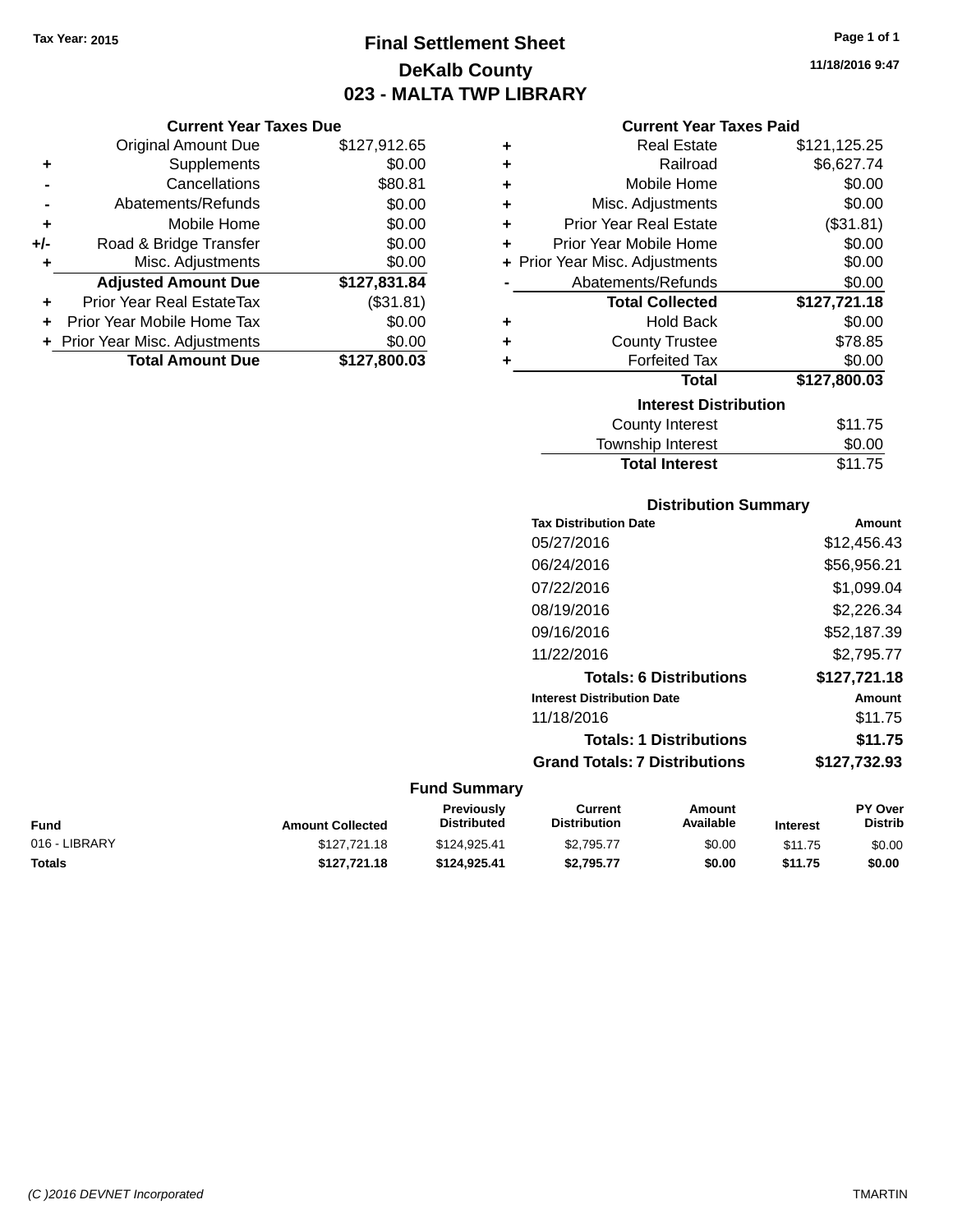Tax Year: 2015

# Final Settlement Sheet

## DeKalb County

## 023 - MALTA TWP LIBRARY

11/18/2016 9:47

### Current Year Taxes Due

| | | |
|---|---|---|
| | Original Amount Due | $127,912.65 |
| + | Supplements | $0.00 |
| - | Cancellations | $80.81 |
| - | Abatements/Refunds | $0.00 |
| + | Mobile Home | $0.00 |
| +/- | Road & Bridge Transfer | $0.00 |
| + | Misc. Adjustments | $0.00 |
| | **Adjusted Amount Due** | **$127,831.84** |
| + | Prior Year Real EstateTax | ($31.81) |
| + | Prior Year Mobile Home Tax | $0.00 |
| + | Prior Year Misc. Adjustments | $0.00 |
| | **Total Amount Due** | **$127,800.03** |

### Current Year Taxes Paid

| | | |
|---|---|---|
| + | Real Estate | $121,125.25 |
| + | Railroad | $6,627.74 |
| + | Mobile Home | $0.00 |
| + | Misc. Adjustments | $0.00 |
| + | Prior Year Real Estate | ($31.81) |
| + | Prior Year Mobile Home | $0.00 |
| + | Prior Year Misc. Adjustments | $0.00 |
| - | Abatements/Refunds | $0.00 |
| | **Total Collected** | **$127,721.18** |
| + | Hold Back | $0.00 |
| + | County Trustee | $78.85 |
| + | Forfeited Tax | $0.00 |
| | **Total** | **$127,800.03** |

### Interest Distribution

| | |
|---|---|
| County Interest | $11.75 |
| Township Interest | $0.00 |
| **Total Interest** | $11.75 |

### Distribution Summary

| Tax Distribution Date | Amount |
|---|---|
| 05/27/2016 | $12,456.43 |
| 06/24/2016 | $56,956.21 |
| 07/22/2016 | $1,099.04 |
| 08/19/2016 | $2,226.34 |
| 09/16/2016 | $52,187.39 |
| 11/22/2016 | $2,795.77 |
| **Totals: 6 Distributions** | **$127,721.18** |
| **Interest Distribution Date** | **Amount** |
| 11/18/2016 | $11.75 |
| **Totals: 1 Distributions** | **$11.75** |
| **Grand Totals: 7 Distributions** | **$127,732.93** |

### Fund Summary

| Fund | Amount Collected | Previously Distributed | Current Distribution | Amount Available | Interest | PY Over Distrib |
|---|---|---|---|---|---|---|
| 016 - LIBRARY | $127,721.18 | $124,925.41 | $2,795.77 | $0.00 | $11.75 | $0.00 |
| **Totals** | **$127,721.18** | **$124,925.41** | **$2,795.77** | **$0.00** | **$11.75** | **$0.00** |

(C )2016 DEVNET Incorporated TMARTIN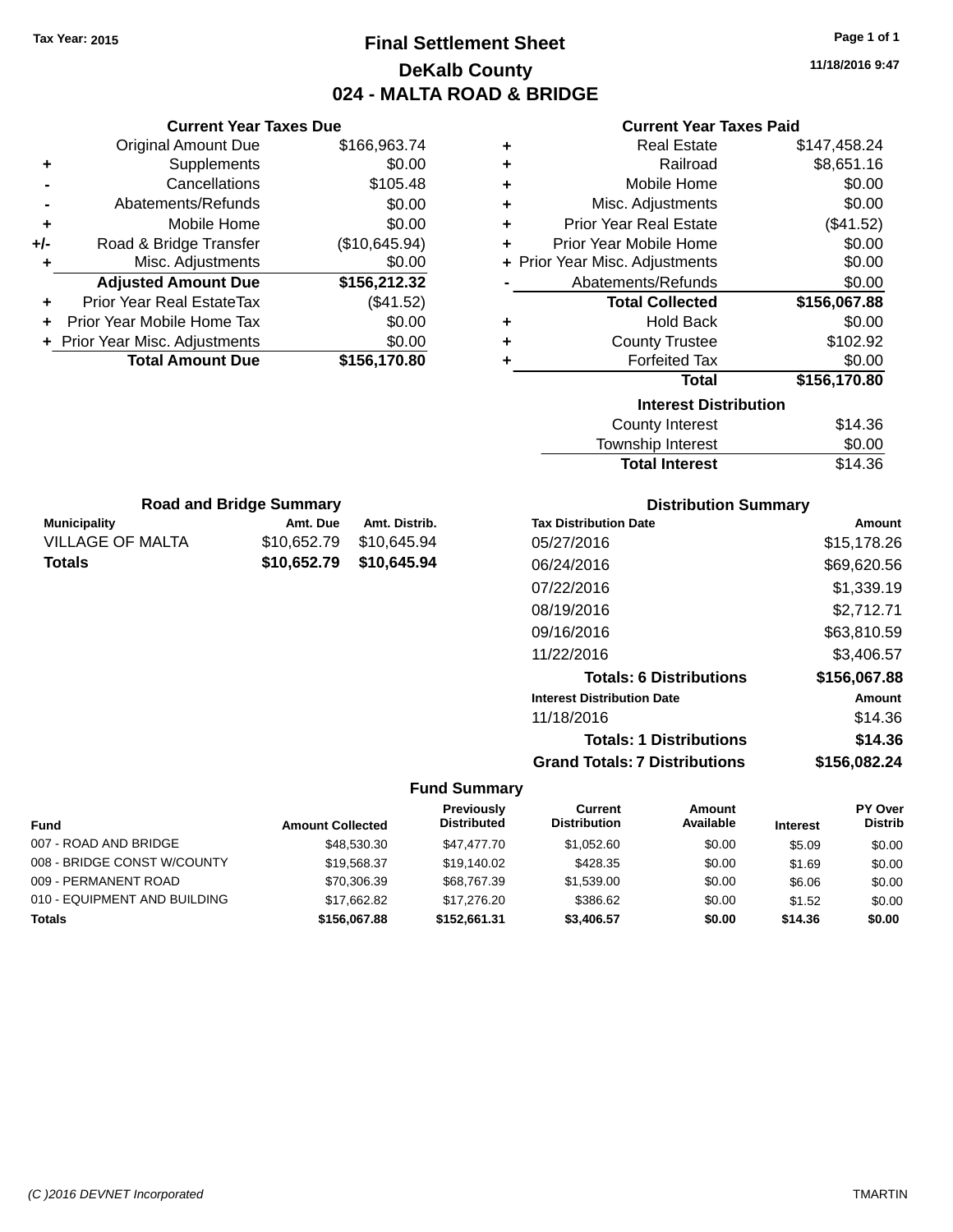Tax Year: 2015

# Final Settlement Sheet

## DeKalb County

## 024 - MALTA ROAD & BRIDGE

11/18/2016 9:47

### Current Year Taxes Due

| | | |
|---|---|---|
| | Original Amount Due | $166,963.74 |
| + | Supplements | $0.00 |
| - | Cancellations | $105.48 |
| - | Abatements/Refunds | $0.00 |
| + | Mobile Home | $0.00 |
| +/- | Road & Bridge Transfer | ($10,645.94) |
| + | Misc. Adjustments | $0.00 |
| | **Adjusted Amount Due** | **$156,212.32** |
| + | Prior Year Real EstateTax | ($41.52) |
| + | Prior Year Mobile Home Tax | $0.00 |
| + | Prior Year Misc. Adjustments | $0.00 |
| | **Total Amount Due** | **$156,170.80** |

### Current Year Taxes Paid

| | | |
|---|---|---|
| + | Real Estate | $147,458.24 |
| + | Railroad | $8,651.16 |
| + | Mobile Home | $0.00 |
| + | Misc. Adjustments | $0.00 |
| + | Prior Year Real Estate | ($41.52) |
| + | Prior Year Mobile Home | $0.00 |
| + | Prior Year Misc. Adjustments | $0.00 |
| - | Abatements/Refunds | $0.00 |
| | **Total Collected** | **$156,067.88** |
| + | Hold Back | $0.00 |
| + | County Trustee | $102.92 |
| + | Forfeited Tax | $0.00 |
| | **Total** | **$156,170.80** |

### Interest Distribution

| | |
|---|---|
| County Interest | $14.36 |
| Township Interest | $0.00 |
| **Total Interest** | $14.36 |

### Road and Bridge Summary

| Municipality | Amt. Due | Amt. Distrib. |
|---|---|---|
| VILLAGE OF MALTA | $10,652.79 | $10,645.94 |
| **Totals** | **$10,652.79** | **$10,645.94** |

### Distribution Summary

| Tax Distribution Date | Amount |
|---|---|
| 05/27/2016 | $15,178.26 |
| 06/24/2016 | $69,620.56 |
| 07/22/2016 | $1,339.19 |
| 08/19/2016 | $2,712.71 |
| 09/16/2016 | $63,810.59 |
| 11/22/2016 | $3,406.57 |
| **Totals: 6 Distributions** | **$156,067.88** |
| **Interest Distribution Date** | **Amount** |
| 11/18/2016 | $14.36 |
| **Totals: 1 Distributions** | **$14.36** |
| **Grand Totals: 7 Distributions** | **$156,082.24** |

### Fund Summary

| Fund | Amount Collected | Previously Distributed | Current Distribution | Amount Available | Interest | PY Over Distrib |
|---|---|---|---|---|---|---|
| 007 - ROAD AND BRIDGE | $48,530.30 | $47,477.70 | $1,052.60 | $0.00 | $5.09 | $0.00 |
| 008 - BRIDGE CONST W/COUNTY | $19,568.37 | $19,140.02 | $428.35 | $0.00 | $1.69 | $0.00 |
| 009 - PERMANENT ROAD | $70,306.39 | $68,767.39 | $1,539.00 | $0.00 | $6.06 | $0.00 |
| 010 - EQUIPMENT AND BUILDING | $17,662.82 | $17,276.20 | $386.62 | $0.00 | $1.52 | $0.00 |
| **Totals** | **$156,067.88** | **$152,661.31** | **$3,406.57** | **$0.00** | **$14.36** | **$0.00** |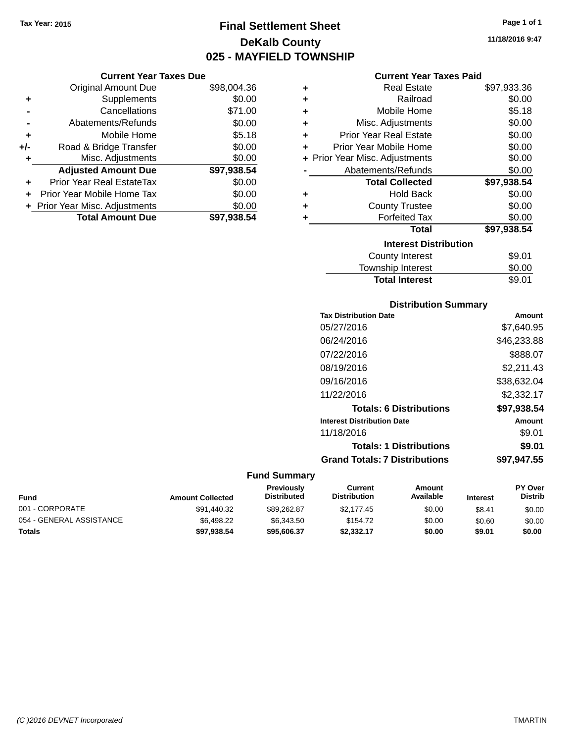Tax Year: 2015

# Final Settlement Sheet
## DeKalb County
## 025 - MAYFIELD TOWNSHIP

11/18/2016 9:47

### Current Year Taxes Due

| | | |
|---|---|---|
| | Original Amount Due | $98,004.36 |
| + | Supplements | $0.00 |
| - | Cancellations | $71.00 |
| - | Abatements/Refunds | $0.00 |
| + | Mobile Home | $5.18 |
| +/- | Road & Bridge Transfer | $0.00 |
| + | Misc. Adjustments | $0.00 |
| | **Adjusted Amount Due** | **$97,938.54** |
| + | Prior Year Real EstateTax | $0.00 |
| + | Prior Year Mobile Home Tax | $0.00 |
| + | Prior Year Misc. Adjustments | $0.00 |
| | **Total Amount Due** | **$97,938.54** |

### Current Year Taxes Paid

| | | |
|---|---|---|
| + | Real Estate | $97,933.36 |
| + | Railroad | $0.00 |
| + | Mobile Home | $5.18 |
| + | Misc. Adjustments | $0.00 |
| + | Prior Year Real Estate | $0.00 |
| + | Prior Year Mobile Home | $0.00 |
| + | Prior Year Misc. Adjustments | $0.00 |
| - | Abatements/Refunds | $0.00 |
| | **Total Collected** | **$97,938.54** |
| + | Hold Back | $0.00 |
| + | County Trustee | $0.00 |
| + | Forfeited Tax | $0.00 |
| | **Total** | **$97,938.54** |

### Interest Distribution

| | |
|---|---|
| County Interest | $9.01 |
| Township Interest | $0.00 |
| **Total Interest** | $9.01 |

### Distribution Summary

| Tax Distribution Date | Amount |
|---|---|
| 05/27/2016 | $7,640.95 |
| 06/24/2016 | $46,233.88 |
| 07/22/2016 | $888.07 |
| 08/19/2016 | $2,211.43 |
| 09/16/2016 | $38,632.04 |
| 11/22/2016 | $2,332.17 |
| **Totals: 6 Distributions** | **$97,938.54** |
| **Interest Distribution Date** | **Amount** |
| 11/18/2016 | $9.01 |
| **Totals: 1 Distributions** | **$9.01** |
| **Grand Totals: 7 Distributions** | **$97,947.55** |

### Fund Summary

| Fund | Amount Collected | Previously Distributed | Current Distribution | Amount Available | Interest | PY Over Distrib |
|---|---|---|---|---|---|---|
| 001 - CORPORATE | $91,440.32 | $89,262.87 | $2,177.45 | $0.00 | $8.41 | $0.00 |
| 054 - GENERAL ASSISTANCE | $6,498.22 | $6,343.50 | $154.72 | $0.00 | $0.60 | $0.00 |
| **Totals** | **$97,938.54** | **$95,606.37** | **$2,332.17** | **$0.00** | **$9.01** | **$0.00** |

(C )2016 DEVNET Incorporated — TMARTIN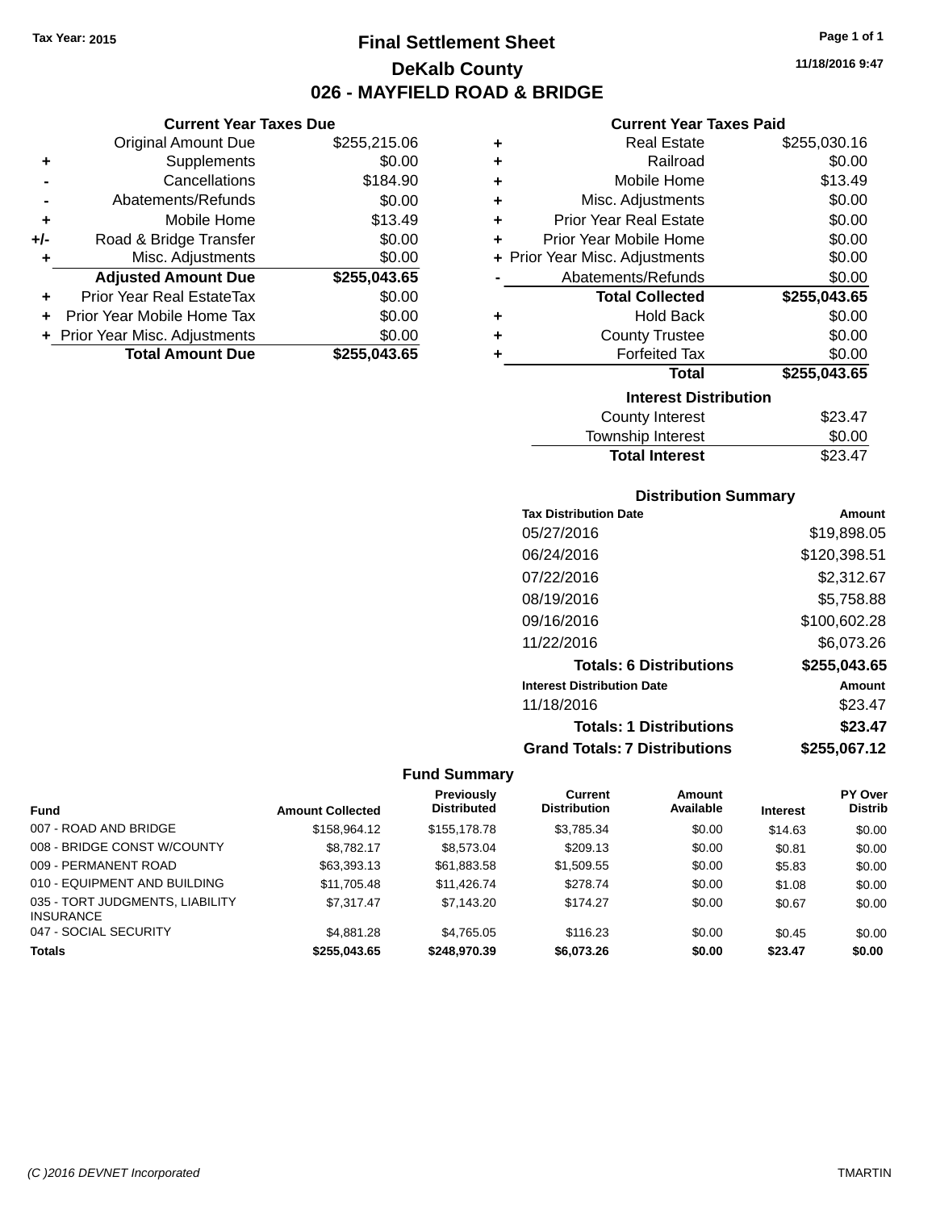Tax Year: 2015

# Final Settlement Sheet

## DeKalb County

## 026 - MAYFIELD ROAD & BRIDGE

11/18/2016 9:47

### Current Year Taxes Due

| | | |
|---|---|---|
| | Original Amount Due | $255,215.06 |
| + | Supplements | $0.00 |
| - | Cancellations | $184.90 |
| - | Abatements/Refunds | $0.00 |
| + | Mobile Home | $13.49 |
| +/- | Road & Bridge Transfer | $0.00 |
| + | Misc. Adjustments | $0.00 |
| | **Adjusted Amount Due** | **$255,043.65** |
| + | Prior Year Real EstateTax | $0.00 |
| + | Prior Year Mobile Home Tax | $0.00 |
| + | Prior Year Misc. Adjustments | $0.00 |
| | **Total Amount Due** | **$255,043.65** |

### Current Year Taxes Paid

| | | |
|---|---|---|
| + | Real Estate | $255,030.16 |
| + | Railroad | $0.00 |
| + | Mobile Home | $13.49 |
| + | Misc. Adjustments | $0.00 |
| + | Prior Year Real Estate | $0.00 |
| + | Prior Year Mobile Home | $0.00 |
| + | Prior Year Misc. Adjustments | $0.00 |
| - | Abatements/Refunds | $0.00 |
| | **Total Collected** | **$255,043.65** |
| + | Hold Back | $0.00 |
| + | County Trustee | $0.00 |
| + | Forfeited Tax | $0.00 |
| | **Total** | **$255,043.65** |

### Interest Distribution

| | |
|---|---|
| County Interest | $23.47 |
| Township Interest | $0.00 |
| **Total Interest** | $23.47 |

### Distribution Summary

| Tax Distribution Date | Amount |
|---|---|
| 05/27/2016 | $19,898.05 |
| 06/24/2016 | $120,398.51 |
| 07/22/2016 | $2,312.67 |
| 08/19/2016 | $5,758.88 |
| 09/16/2016 | $100,602.28 |
| 11/22/2016 | $6,073.26 |
| **Totals: 6 Distributions** | **$255,043.65** |
| **Interest Distribution Date** | **Amount** |
| 11/18/2016 | $23.47 |
| **Totals: 1 Distributions** | **$23.47** |
| **Grand Totals: 7 Distributions** | **$255,067.12** |

### Fund Summary

| Fund | Amount Collected | Previously Distributed | Current Distribution | Amount Available | Interest | PY Over Distrib |
|---|---|---|---|---|---|---|
| 007 - ROAD AND BRIDGE | $158,964.12 | $155,178.78 | $3,785.34 | $0.00 | $14.63 | $0.00 |
| 008 - BRIDGE CONST W/COUNTY | $8,782.17 | $8,573.04 | $209.13 | $0.00 | $0.81 | $0.00 |
| 009 - PERMANENT ROAD | $63,393.13 | $61,883.58 | $1,509.55 | $0.00 | $5.83 | $0.00 |
| 010 - EQUIPMENT AND BUILDING | $11,705.48 | $11,426.74 | $278.74 | $0.00 | $1.08 | $0.00 |
| 035 - TORT JUDGMENTS, LIABILITY INSURANCE | $7,317.47 | $7,143.20 | $174.27 | $0.00 | $0.67 | $0.00 |
| 047 - SOCIAL SECURITY | $4,881.28 | $4,765.05 | $116.23 | $0.00 | $0.45 | $0.00 |
| **Totals** | **$255,043.65** | **$248,970.39** | **$6,073.26** | **$0.00** | **$23.47** | **$0.00** |

(C )2016 DEVNET Incorporated TMARTIN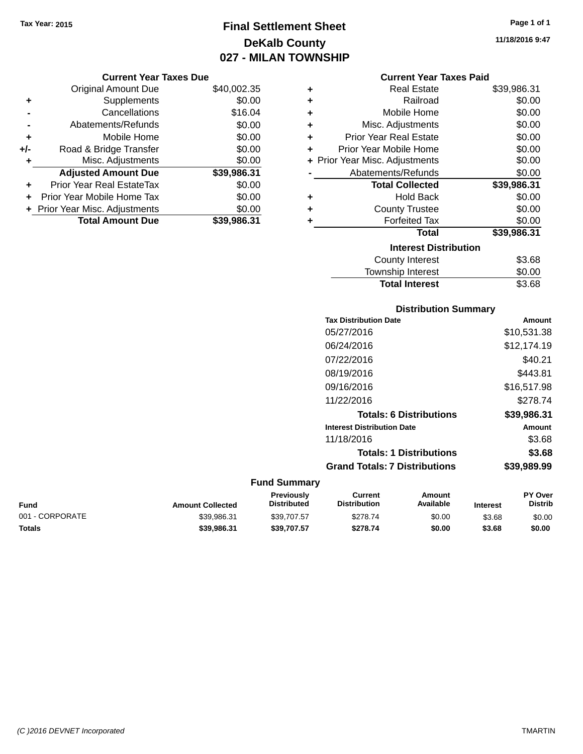Tax Year: 2015

# Final Settlement Sheet
## DeKalb County
## 027 - MILAN TOWNSHIP

11/18/2016 9:47

### Current Year Taxes Due

| | | |
|---|---|---|
| | Original Amount Due | $40,002.35 |
| + | Supplements | $0.00 |
| - | Cancellations | $16.04 |
| - | Abatements/Refunds | $0.00 |
| + | Mobile Home | $0.00 |
| +/- | Road & Bridge Transfer | $0.00 |
| + | Misc. Adjustments | $0.00 |
| | **Adjusted Amount Due** | **$39,986.31** |
| + | Prior Year Real EstateTax | $0.00 |
| + | Prior Year Mobile Home Tax | $0.00 |
| + | Prior Year Misc. Adjustments | $0.00 |
| | **Total Amount Due** | **$39,986.31** |

### Current Year Taxes Paid

| | | |
|---|---|---|
| + | Real Estate | $39,986.31 |
| + | Railroad | $0.00 |
| + | Mobile Home | $0.00 |
| + | Misc. Adjustments | $0.00 |
| + | Prior Year Real Estate | $0.00 |
| + | Prior Year Mobile Home | $0.00 |
| + | Prior Year Misc. Adjustments | $0.00 |
| - | Abatements/Refunds | $0.00 |
| | **Total Collected** | **$39,986.31** |
| + | Hold Back | $0.00 |
| + | County Trustee | $0.00 |
| + | Forfeited Tax | $0.00 |
| | **Total** | **$39,986.31** |

### Interest Distribution

| | |
|---|---|
| County Interest | $3.68 |
| Township Interest | $0.00 |
| **Total Interest** | $3.68 |

### Distribution Summary

| Tax Distribution Date | Amount |
|---|---|
| 05/27/2016 | $10,531.38 |
| 06/24/2016 | $12,174.19 |
| 07/22/2016 | $40.21 |
| 08/19/2016 | $443.81 |
| 09/16/2016 | $16,517.98 |
| 11/22/2016 | $278.74 |
| **Totals: 6 Distributions** | **$39,986.31** |

| Interest Distribution Date | Amount |
|---|---|
| 11/18/2016 | $3.68 |
| **Totals: 1 Distributions** | **$3.68** |
| **Grand Totals: 7 Distributions** | **$39,989.99** |

### Fund Summary

| Fund | Amount Collected | Previously Distributed | Current Distribution | Amount Available | Interest | PY Over Distrib |
|---|---|---|---|---|---|---|
| 001 - CORPORATE | $39,986.31 | $39,707.57 | $278.74 | $0.00 | $3.68 | $0.00 |
| **Totals** | **$39,986.31** | **$39,707.57** | **$278.74** | **$0.00** | **$3.68** | **$0.00** |

(C )2016 DEVNET Incorporated TMARTIN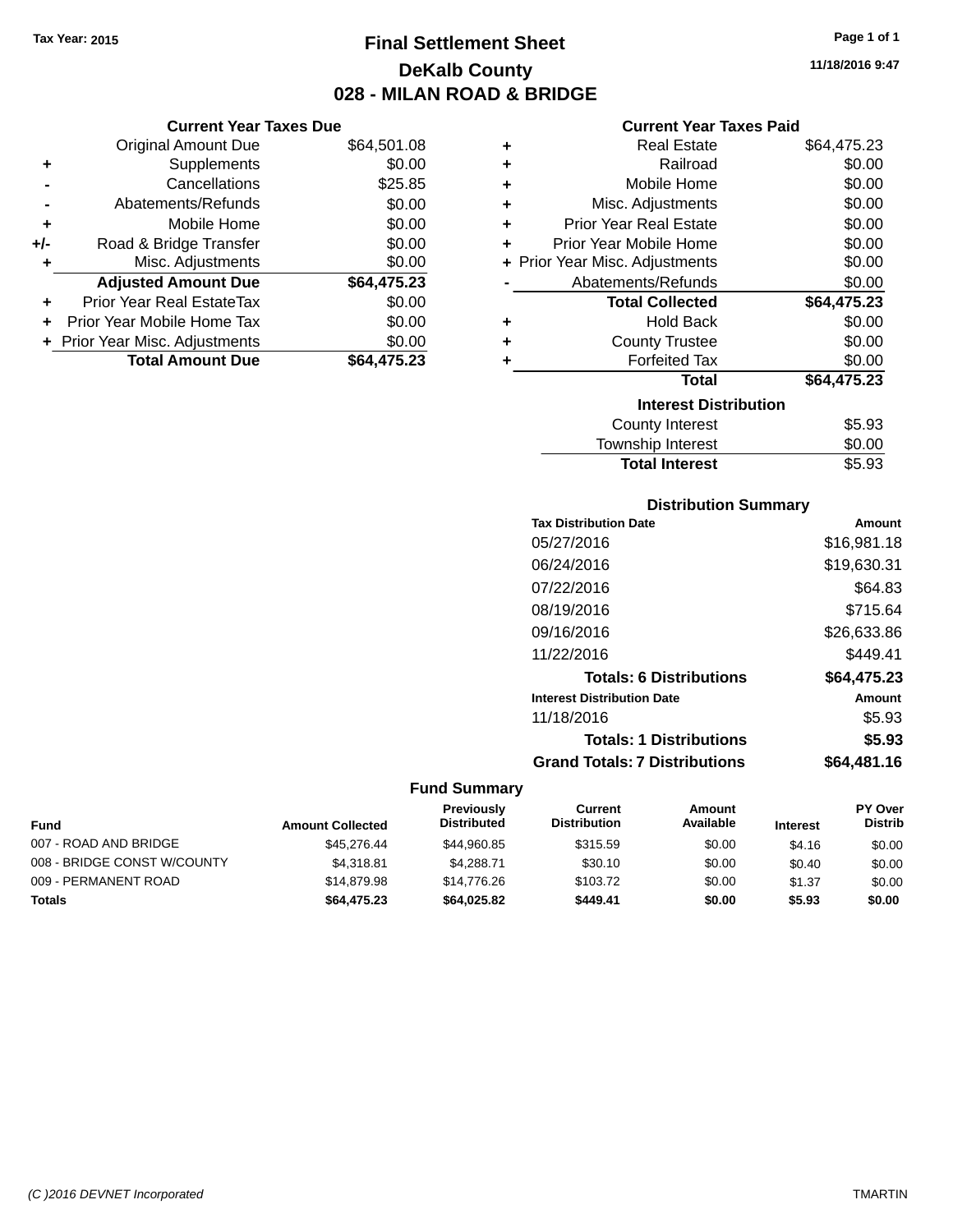Tax Year: 2015

# Final Settlement Sheet
## DeKalb County
## 028 - MILAN ROAD & BRIDGE

11/18/2016 9:47

### Current Year Taxes Due

| | | |
|---|---|---|
| | Original Amount Due | $64,501.08 |
| + | Supplements | $0.00 |
| - | Cancellations | $25.85 |
| - | Abatements/Refunds | $0.00 |
| + | Mobile Home | $0.00 |
| +/- | Road & Bridge Transfer | $0.00 |
| + | Misc. Adjustments | $0.00 |
| | **Adjusted Amount Due** | **$64,475.23** |
| + | Prior Year Real EstateTax | $0.00 |
| + | Prior Year Mobile Home Tax | $0.00 |
| + | Prior Year Misc. Adjustments | $0.00 |
| | **Total Amount Due** | **$64,475.23** |

### Current Year Taxes Paid

| | | |
|---|---|---|
| + | Real Estate | $64,475.23 |
| + | Railroad | $0.00 |
| + | Mobile Home | $0.00 |
| + | Misc. Adjustments | $0.00 |
| + | Prior Year Real Estate | $0.00 |
| + | Prior Year Mobile Home | $0.00 |
| + | Prior Year Misc. Adjustments | $0.00 |
| - | Abatements/Refunds | $0.00 |
| | **Total Collected** | **$64,475.23** |
| + | Hold Back | $0.00 |
| + | County Trustee | $0.00 |
| + | Forfeited Tax | $0.00 |
| | **Total** | **$64,475.23** |

### Interest Distribution

| | |
|---|---|
| County Interest | $5.93 |
| Township Interest | $0.00 |
| **Total Interest** | $5.93 |

### Distribution Summary

| Tax Distribution Date | Amount |
|---|---|
| 05/27/2016 | $16,981.18 |
| 06/24/2016 | $19,630.31 |
| 07/22/2016 | $64.83 |
| 08/19/2016 | $715.64 |
| 09/16/2016 | $26,633.86 |
| 11/22/2016 | $449.41 |
| **Totals: 6 Distributions** | **$64,475.23** |
| **Interest Distribution Date** | **Amount** |
| 11/18/2016 | $5.93 |
| **Totals: 1 Distributions** | **$5.93** |
| **Grand Totals: 7 Distributions** | **$64,481.16** |

### Fund Summary

| Fund | Amount Collected | Previously Distributed | Current Distribution | Amount Available | Interest | PY Over Distrib |
|---|---|---|---|---|---|---|
| 007 - ROAD AND BRIDGE | $45,276.44 | $44,960.85 | $315.59 | $0.00 | $4.16 | $0.00 |
| 008 - BRIDGE CONST W/COUNTY | $4,318.81 | $4,288.71 | $30.10 | $0.00 | $0.40 | $0.00 |
| 009 - PERMANENT ROAD | $14,879.98 | $14,776.26 | $103.72 | $0.00 | $1.37 | $0.00 |
| **Totals** | **$64,475.23** | **$64,025.82** | **$449.41** | **$0.00** | **$5.93** | **$0.00** |

(C )2016 DEVNET Incorporated TMARTIN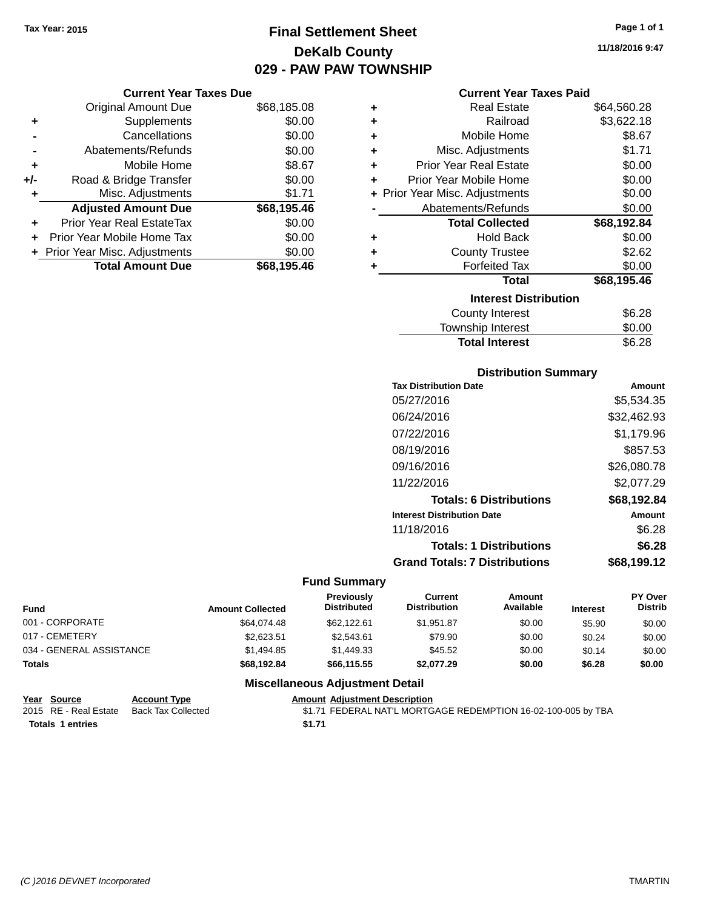Tax Year: 2015

# Final Settlement Sheet

## DeKalb County

## 029 - PAW PAW TOWNSHIP

11/18/2016 9:47

### Current Year Taxes Due

| | | |
|---|---|---|
| | Original Amount Due | $68,185.08 |
| + | Supplements | $0.00 |
| - | Cancellations | $0.00 |
| - | Abatements/Refunds | $0.00 |
| + | Mobile Home | $8.67 |
| +/- | Road & Bridge Transfer | $0.00 |
| + | Misc. Adjustments | $1.71 |
| | **Adjusted Amount Due** | **$68,195.46** |
| + | Prior Year Real EstateTax | $0.00 |
| + | Prior Year Mobile Home Tax | $0.00 |
| + | Prior Year Misc. Adjustments | $0.00 |
| | **Total Amount Due** | **$68,195.46** |

### Current Year Taxes Paid

| | | |
|---|---|---|
| + | Real Estate | $64,560.28 |
| + | Railroad | $3,622.18 |
| + | Mobile Home | $8.67 |
| + | Misc. Adjustments | $1.71 |
| + | Prior Year Real Estate | $0.00 |
| + | Prior Year Mobile Home | $0.00 |
| + | Prior Year Misc. Adjustments | $0.00 |
| - | Abatements/Refunds | $0.00 |
| | **Total Collected** | **$68,192.84** |
| + | Hold Back | $0.00 |
| + | County Trustee | $2.62 |
| + | Forfeited Tax | $0.00 |
| | **Total** | **$68,195.46** |

### Interest Distribution

| | |
|---|---|
| County Interest | $6.28 |
| Township Interest | $0.00 |
| **Total Interest** | $6.28 |

### Distribution Summary

| Tax Distribution Date | Amount |
|---|---|
| 05/27/2016 | $5,534.35 |
| 06/24/2016 | $32,462.93 |
| 07/22/2016 | $1,179.96 |
| 08/19/2016 | $857.53 |
| 09/16/2016 | $26,080.78 |
| 11/22/2016 | $2,077.29 |
| **Totals: 6 Distributions** | **$68,192.84** |
| **Interest Distribution Date** | **Amount** |
| 11/18/2016 | $6.28 |
| **Totals: 1 Distributions** | **$6.28** |
| **Grand Totals: 7 Distributions** | **$68,199.12** |

### Fund Summary

| Fund | Amount Collected | Previously Distributed | Current Distribution | Amount Available | Interest | PY Over Distrib |
|---|---|---|---|---|---|---|
| 001 - CORPORATE | $64,074.48 | $62,122.61 | $1,951.87 | $0.00 | $5.90 | $0.00 |
| 017 - CEMETERY | $2,623.51 | $2,543.61 | $79.90 | $0.00 | $0.24 | $0.00 |
| 034 - GENERAL ASSISTANCE | $1,494.85 | $1,449.33 | $45.52 | $0.00 | $0.14 | $0.00 |
| **Totals** | **$68,192.84** | **$66,115.55** | **$2,077.29** | **$0.00** | **$6.28** | **$0.00** |

### Miscellaneous Adjustment Detail

| Year | Source | Account Type | Amount | Adjustment Description |
|---|---|---|---|---|
| 2015 | RE - Real Estate | Back Tax Collected | $1.71 | FEDERAL NAT'L MORTGAGE REDEMPTION 16-02-100-005 by TBA |
| **Totals 1 entries** | | | **$1.71** | |

(C )2016 DEVNET Incorporated TMARTIN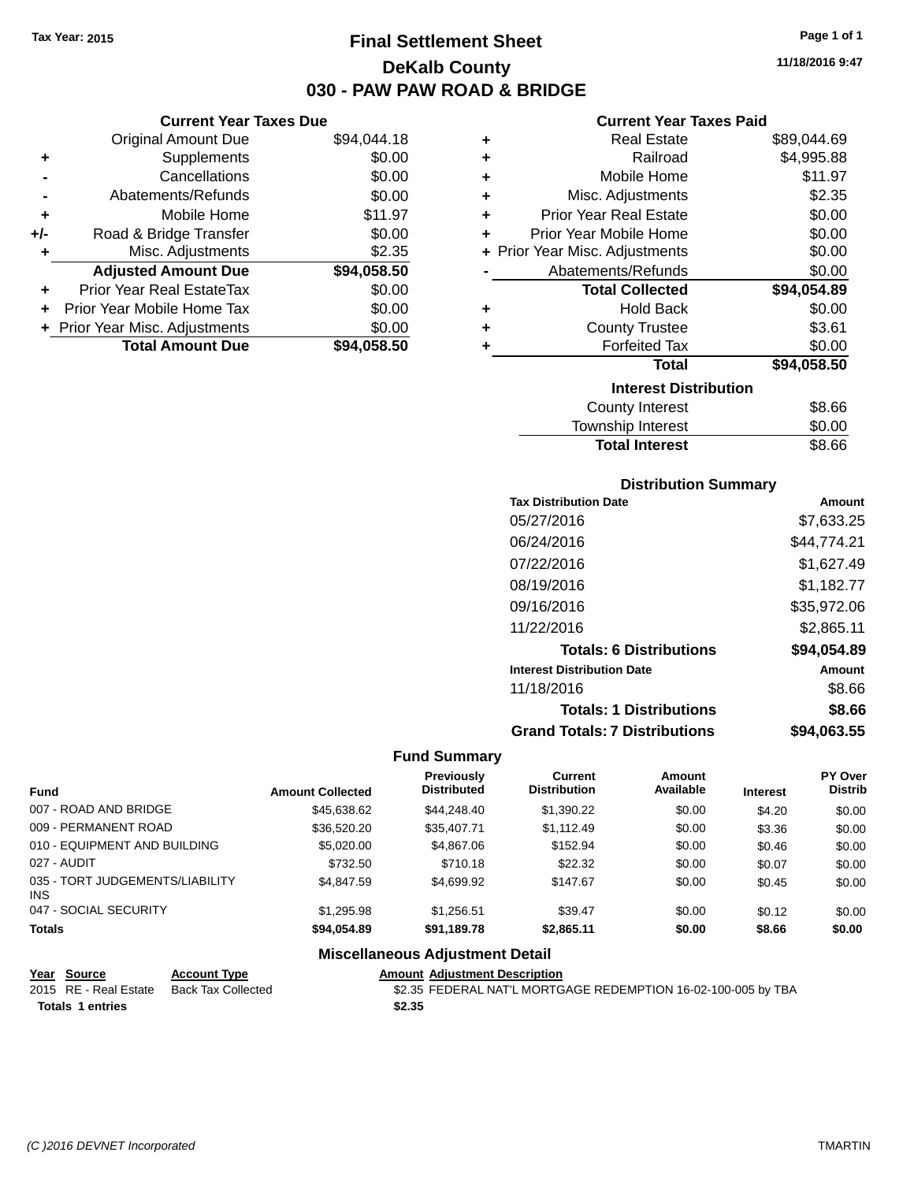Tax Year: 2015

# Final Settlement Sheet

## DeKalb County

## 030 - PAW PAW ROAD & BRIDGE

11/18/2016 9:47

### Current Year Taxes Due

| | | |
|---|---|---|
| | Original Amount Due | $94,044.18 |
| + | Supplements | $0.00 |
| - | Cancellations | $0.00 |
| - | Abatements/Refunds | $0.00 |
| + | Mobile Home | $11.97 |
| +/- | Road & Bridge Transfer | $0.00 |
| + | Misc. Adjustments | $2.35 |
| | **Adjusted Amount Due** | **$94,058.50** |
| + | Prior Year Real EstateTax | $0.00 |
| + | Prior Year Mobile Home Tax | $0.00 |
| + | Prior Year Misc. Adjustments | $0.00 |
| | **Total Amount Due** | **$94,058.50** |

### Current Year Taxes Paid

| | | |
|---|---|---|
| + | Real Estate | $89,044.69 |
| + | Railroad | $4,995.88 |
| + | Mobile Home | $11.97 |
| + | Misc. Adjustments | $2.35 |
| + | Prior Year Real Estate | $0.00 |
| + | Prior Year Mobile Home | $0.00 |
| + | Prior Year Misc. Adjustments | $0.00 |
| - | Abatements/Refunds | $0.00 |
| | **Total Collected** | **$94,054.89** |
| + | Hold Back | $0.00 |
| + | County Trustee | $3.61 |
| + | Forfeited Tax | $0.00 |
| | **Total** | **$94,058.50** |

### Interest Distribution

| | |
|---|---|
| County Interest | $8.66 |
| Township Interest | $0.00 |
| **Total Interest** | $8.66 |

### Distribution Summary

| Tax Distribution Date | Amount |
|---|---|
| 05/27/2016 | $7,633.25 |
| 06/24/2016 | $44,774.21 |
| 07/22/2016 | $1,627.49 |
| 08/19/2016 | $1,182.77 |
| 09/16/2016 | $35,972.06 |
| 11/22/2016 | $2,865.11 |
| **Totals: 6 Distributions** | **$94,054.89** |
| **Interest Distribution Date** | **Amount** |
| 11/18/2016 | $8.66 |
| **Totals: 1 Distributions** | **$8.66** |
| **Grand Totals: 7 Distributions** | **$94,063.55** |

### Fund Summary

| Fund | Amount Collected | Previously Distributed | Current Distribution | Amount Available | Interest | PY Over Distrib |
|---|---|---|---|---|---|---|
| 007 - ROAD AND BRIDGE | $45,638.62 | $44,248.40 | $1,390.22 | $0.00 | $4.20 | $0.00 |
| 009 - PERMANENT ROAD | $36,520.20 | $35,407.71 | $1,112.49 | $0.00 | $3.36 | $0.00 |
| 010 - EQUIPMENT AND BUILDING | $5,020.00 | $4,867.06 | $152.94 | $0.00 | $0.46 | $0.00 |
| 027 - AUDIT | $732.50 | $710.18 | $22.32 | $0.00 | $0.07 | $0.00 |
| 035 - TORT JUDGEMENTS/LIABILITY INS | $4,847.59 | $4,699.92 | $147.67 | $0.00 | $0.45 | $0.00 |
| 047 - SOCIAL SECURITY | $1,295.98 | $1,256.51 | $39.47 | $0.00 | $0.12 | $0.00 |
| **Totals** | **$94,054.89** | **$91,189.78** | **$2,865.11** | **$0.00** | **$8.66** | **$0.00** |

### Miscellaneous Adjustment Detail

| Year | Source | Account Type | Amount | Adjustment Description |
|---|---|---|---|---|
| 2015 | RE - Real Estate | Back Tax Collected | $2.35 | FEDERAL NAT'L MORTGAGE REDEMPTION 16-02-100-005 by TBA |
| **Totals** | **1 entries** | | **$2.35** | |

(C )2016 DEVNET Incorporated TMARTIN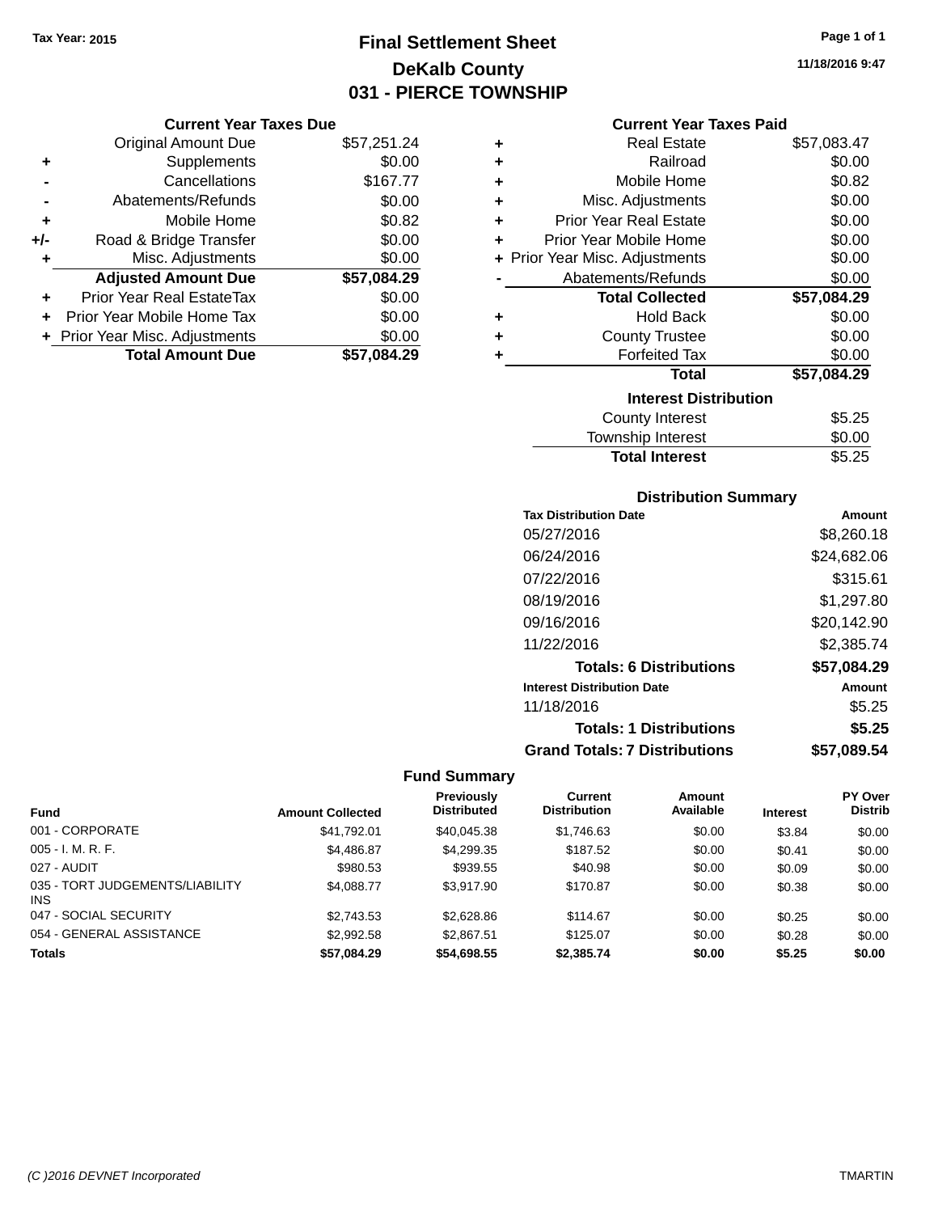Tax Year: 2015

# Final Settlement Sheet
## DeKalb County
## 031 - PIERCE TOWNSHIP

11/18/2016 9:47

### Current Year Taxes Due

| | | |
|---|---|---|
| | Original Amount Due | $57,251.24 |
| + | Supplements | $0.00 |
| - | Cancellations | $167.77 |
| - | Abatements/Refunds | $0.00 |
| + | Mobile Home | $0.82 |
| +/- | Road & Bridge Transfer | $0.00 |
| + | Misc. Adjustments | $0.00 |
| | **Adjusted Amount Due** | **$57,084.29** |
| + | Prior Year Real EstateTax | $0.00 |
| + | Prior Year Mobile Home Tax | $0.00 |
| + | Prior Year Misc. Adjustments | $0.00 |
| | **Total Amount Due** | **$57,084.29** |

### Current Year Taxes Paid

| | | |
|---|---|---|
| + | Real Estate | $57,083.47 |
| + | Railroad | $0.00 |
| + | Mobile Home | $0.82 |
| + | Misc. Adjustments | $0.00 |
| + | Prior Year Real Estate | $0.00 |
| + | Prior Year Mobile Home | $0.00 |
| + | Prior Year Misc. Adjustments | $0.00 |
| - | Abatements/Refunds | $0.00 |
| | **Total Collected** | **$57,084.29** |
| + | Hold Back | $0.00 |
| + | County Trustee | $0.00 |
| + | Forfeited Tax | $0.00 |
| | **Total** | **$57,084.29** |

### Interest Distribution

| | |
|---|---|
| County Interest | $5.25 |
| Township Interest | $0.00 |
| **Total Interest** | $5.25 |

### Distribution Summary

| Tax Distribution Date | Amount |
|---|---|
| 05/27/2016 | $8,260.18 |
| 06/24/2016 | $24,682.06 |
| 07/22/2016 | $315.61 |
| 08/19/2016 | $1,297.80 |
| 09/16/2016 | $20,142.90 |
| 11/22/2016 | $2,385.74 |
| **Totals: 6 Distributions** | **$57,084.29** |
| **Interest Distribution Date** | **Amount** |
| 11/18/2016 | $5.25 |
| **Totals: 1 Distributions** | **$5.25** |
| **Grand Totals: 7 Distributions** | **$57,089.54** |

### Fund Summary

| Fund | Amount Collected | Previously Distributed | Current Distribution | Amount Available | Interest | PY Over Distrib |
|---|---|---|---|---|---|---|
| 001 - CORPORATE | $41,792.01 | $40,045.38 | $1,746.63 | $0.00 | $3.84 | $0.00 |
| 005 - I. M. R. F. | $4,486.87 | $4,299.35 | $187.52 | $0.00 | $0.41 | $0.00 |
| 027 - AUDIT | $980.53 | $939.55 | $40.98 | $0.00 | $0.09 | $0.00 |
| 035 - TORT JUDGEMENTS/LIABILITY INS | $4,088.77 | $3,917.90 | $170.87 | $0.00 | $0.38 | $0.00 |
| 047 - SOCIAL SECURITY | $2,743.53 | $2,628.86 | $114.67 | $0.00 | $0.25 | $0.00 |
| 054 - GENERAL ASSISTANCE | $2,992.58 | $2,867.51 | $125.07 | $0.00 | $0.28 | $0.00 |
| **Totals** | **$57,084.29** | **$54,698.55** | **$2,385.74** | **$0.00** | **$5.25** | **$0.00** |

(C )2016 DEVNET Incorporated TMARTIN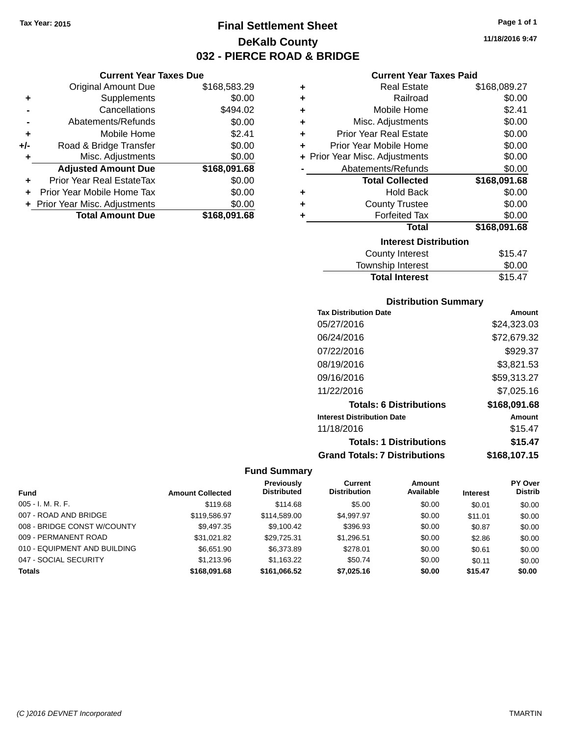Tax Year: 2015

# Final Settlement Sheet

## DeKalb County

## 032 - PIERCE ROAD & BRIDGE

11/18/2016 9:47

### Current Year Taxes Due

| | | |
|---|---|---|
| | Original Amount Due | $168,583.29 |
| + | Supplements | $0.00 |
| - | Cancellations | $494.02 |
| - | Abatements/Refunds | $0.00 |
| + | Mobile Home | $2.41 |
| +/- | Road & Bridge Transfer | $0.00 |
| + | Misc. Adjustments | $0.00 |
| | **Adjusted Amount Due** | **$168,091.68** |
| + | Prior Year Real EstateTax | $0.00 |
| + | Prior Year Mobile Home Tax | $0.00 |
| + | Prior Year Misc. Adjustments | $0.00 |
| | **Total Amount Due** | **$168,091.68** |

### Current Year Taxes Paid

| | | |
|---|---|---|
| + | Real Estate | $168,089.27 |
| + | Railroad | $0.00 |
| + | Mobile Home | $2.41 |
| + | Misc. Adjustments | $0.00 |
| + | Prior Year Real Estate | $0.00 |
| + | Prior Year Mobile Home | $0.00 |
| + | Prior Year Misc. Adjustments | $0.00 |
| - | Abatements/Refunds | $0.00 |
| | **Total Collected** | **$168,091.68** |
| + | Hold Back | $0.00 |
| + | County Trustee | $0.00 |
| + | Forfeited Tax | $0.00 |
| | **Total** | **$168,091.68** |

### Interest Distribution

| | |
|---|---|
| County Interest | $15.47 |
| Township Interest | $0.00 |
| **Total Interest** | $15.47 |

### Distribution Summary

| Tax Distribution Date | Amount |
|---|---|
| 05/27/2016 | $24,323.03 |
| 06/24/2016 | $72,679.32 |
| 07/22/2016 | $929.37 |
| 08/19/2016 | $3,821.53 |
| 09/16/2016 | $59,313.27 |
| 11/22/2016 | $7,025.16 |
| **Totals: 6 Distributions** | **$168,091.68** |
| **Interest Distribution Date** | **Amount** |
| 11/18/2016 | $15.47 |
| **Totals: 1 Distributions** | **$15.47** |
| **Grand Totals: 7 Distributions** | **$168,107.15** |

### Fund Summary

| Fund | Amount Collected | Previously Distributed | Current Distribution | Amount Available | Interest | PY Over Distrib |
|---|---|---|---|---|---|---|
| 005 - I. M. R. F. | $119.68 | $114.68 | $5.00 | $0.00 | $0.01 | $0.00 |
| 007 - ROAD AND BRIDGE | $119,586.97 | $114,589.00 | $4,997.97 | $0.00 | $11.01 | $0.00 |
| 008 - BRIDGE CONST W/COUNTY | $9,497.35 | $9,100.42 | $396.93 | $0.00 | $0.87 | $0.00 |
| 009 - PERMANENT ROAD | $31,021.82 | $29,725.31 | $1,296.51 | $0.00 | $2.86 | $0.00 |
| 010 - EQUIPMENT AND BUILDING | $6,651.90 | $6,373.89 | $278.01 | $0.00 | $0.61 | $0.00 |
| 047 - SOCIAL SECURITY | $1,213.96 | $1,163.22 | $50.74 | $0.00 | $0.11 | $0.00 |
| **Totals** | **$168,091.68** | **$161,066.52** | **$7,025.16** | **$0.00** | **$15.47** | **$0.00** |

(C )2016 DEVNET Incorporated TMARTIN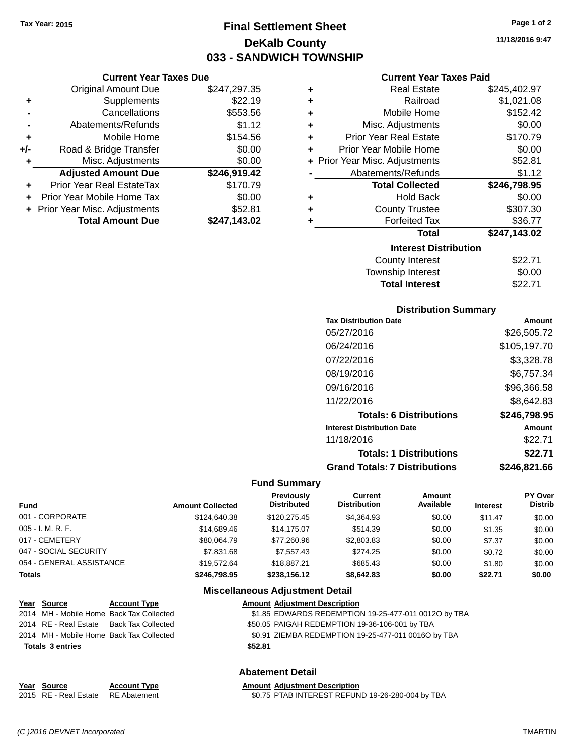Tax Year: 2015

# Final Settlement Sheet
## DeKalb County
## 033 - SANDWICH TOWNSHIP

11/18/2016 9:47

### Current Year Taxes Due

| | | |
|---|---|---|
| | Original Amount Due | $247,297.35 |
| + | Supplements | $22.19 |
| - | Cancellations | $553.56 |
| - | Abatements/Refunds | $1.12 |
| + | Mobile Home | $154.56 |
| +/- | Road & Bridge Transfer | $0.00 |
| + | Misc. Adjustments | $0.00 |
| | **Adjusted Amount Due** | **$246,919.42** |
| + | Prior Year Real EstateTax | $170.79 |
| + | Prior Year Mobile Home Tax | $0.00 |
| + | Prior Year Misc. Adjustments | $52.81 |
| | **Total Amount Due** | **$247,143.02** |

### Current Year Taxes Paid

| | | |
|---|---|---|
| + | Real Estate | $245,402.97 |
| + | Railroad | $1,021.08 |
| + | Mobile Home | $152.42 |
| + | Misc. Adjustments | $0.00 |
| + | Prior Year Real Estate | $170.79 |
| + | Prior Year Mobile Home | $0.00 |
| + | Prior Year Misc. Adjustments | $52.81 |
| - | Abatements/Refunds | $1.12 |
| | **Total Collected** | **$246,798.95** |
| + | Hold Back | $0.00 |
| + | County Trustee | $307.30 |
| + | Forfeited Tax | $36.77 |
| | **Total** | **$247,143.02** |

### Interest Distribution

| | |
|---|---|
| County Interest | $22.71 |
| Township Interest | $0.00 |
| **Total Interest** | $22.71 |

### Distribution Summary

| Tax Distribution Date | Amount |
|---|---|
| 05/27/2016 | $26,505.72 |
| 06/24/2016 | $105,197.70 |
| 07/22/2016 | $3,328.78 |
| 08/19/2016 | $6,757.34 |
| 09/16/2016 | $96,366.58 |
| 11/22/2016 | $8,642.83 |
| **Totals: 6 Distributions** | **$246,798.95** |
| **Interest Distribution Date** | **Amount** |
| 11/18/2016 | $22.71 |
| **Totals: 1 Distributions** | **$22.71** |
| **Grand Totals: 7 Distributions** | **$246,821.66** |

### Fund Summary

| Fund | Amount Collected | Previously Distributed | Current Distribution | Amount Available | Interest | PY Over Distrib |
|---|---|---|---|---|---|---|
| 001 - CORPORATE | $124,640.38 | $120,275.45 | $4,364.93 | $0.00 | $11.47 | $0.00 |
| 005 - I. M. R. F. | $14,689.46 | $14,175.07 | $514.39 | $0.00 | $1.35 | $0.00 |
| 017 - CEMETERY | $80,064.79 | $77,260.96 | $2,803.83 | $0.00 | $7.37 | $0.00 |
| 047 - SOCIAL SECURITY | $7,831.68 | $7,557.43 | $274.25 | $0.00 | $0.72 | $0.00 |
| 054 - GENERAL ASSISTANCE | $19,572.64 | $18,887.21 | $685.43 | $0.00 | $1.80 | $0.00 |
| **Totals** | **$246,798.95** | **$238,156.12** | **$8,642.83** | **$0.00** | **$22.71** | **$0.00** |

### Miscellaneous Adjustment Detail

| Year | Source | Account Type | Amount | Adjustment Description |
|---|---|---|---|---|
| 2014 | MH - Mobile Home | Back Tax Collected | $1.85 | EDWARDS REDEMPTION 19-25-477-011 0012O by TBA |
| 2014 | RE - Real Estate | Back Tax Collected | $50.05 | PAIGAH REDEMPTION 19-36-106-001 by TBA |
| 2014 | MH - Mobile Home | Back Tax Collected | $0.91 | ZIEMBA REDEMPTION 19-25-477-011 0016O by TBA |
| **Totals 3 entries** | | | **$52.81** | |

### Abatement Detail

| Year | Source | Account Type | Amount | Adjustment Description |
|---|---|---|---|---|
| 2015 | RE - Real Estate | RE Abatement | $0.75 | PTAB INTEREST REFUND 19-26-280-004 by TBA |

(C )2016 DEVNET Incorporated TMARTIN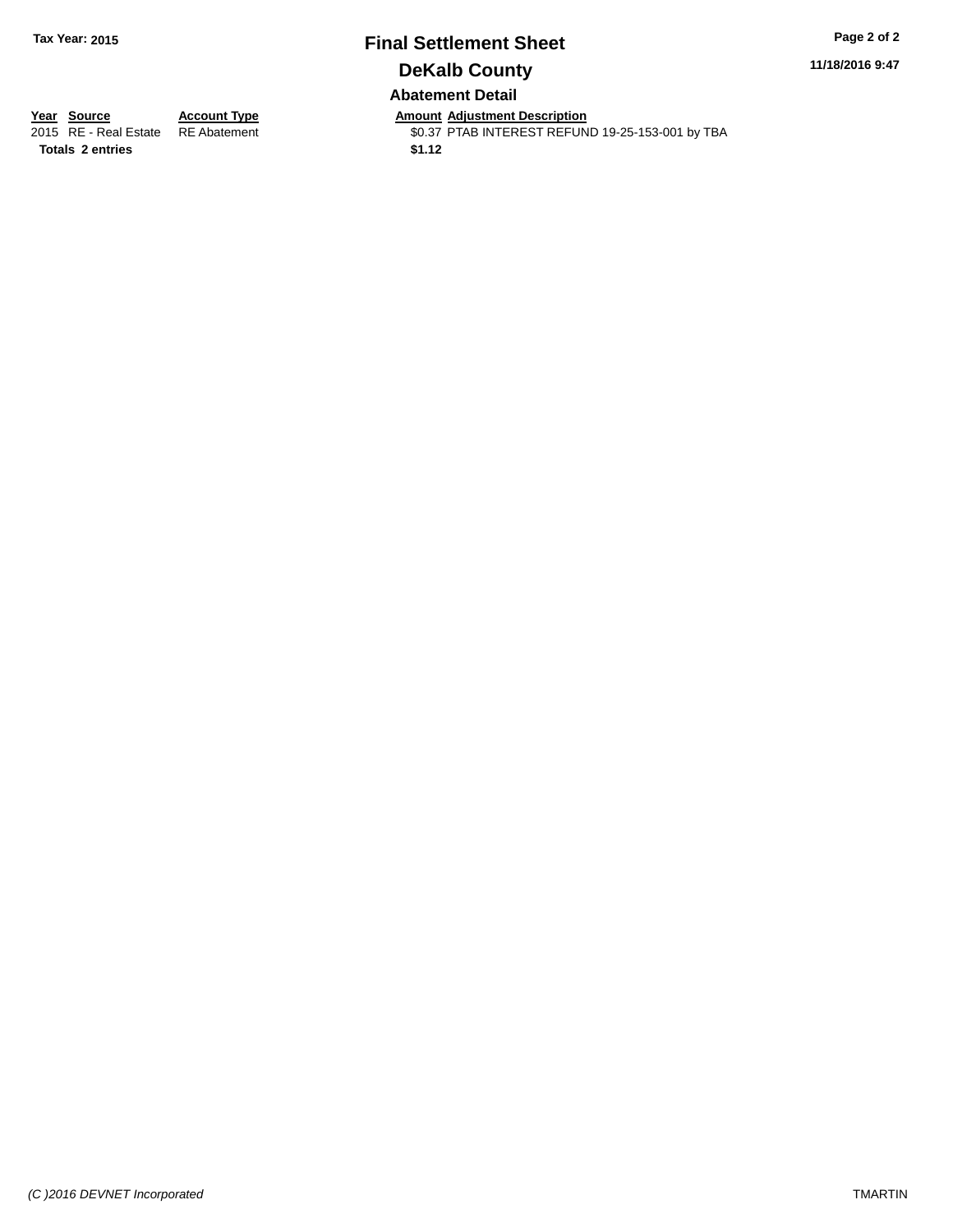# Final Settlement Sheet

## DeKalb County

### Abatement Detail

| Year | Source | Account Type | Amount | Adjustment Description |
| --- | --- | --- | --- | --- |
| 2015 | RE - Real Estate | RE Abatement | $0.37 | PTAB INTEREST REFUND 19-25-153-001 by TBA |
| **Totals** | **2 entries** | | **$1.12** | |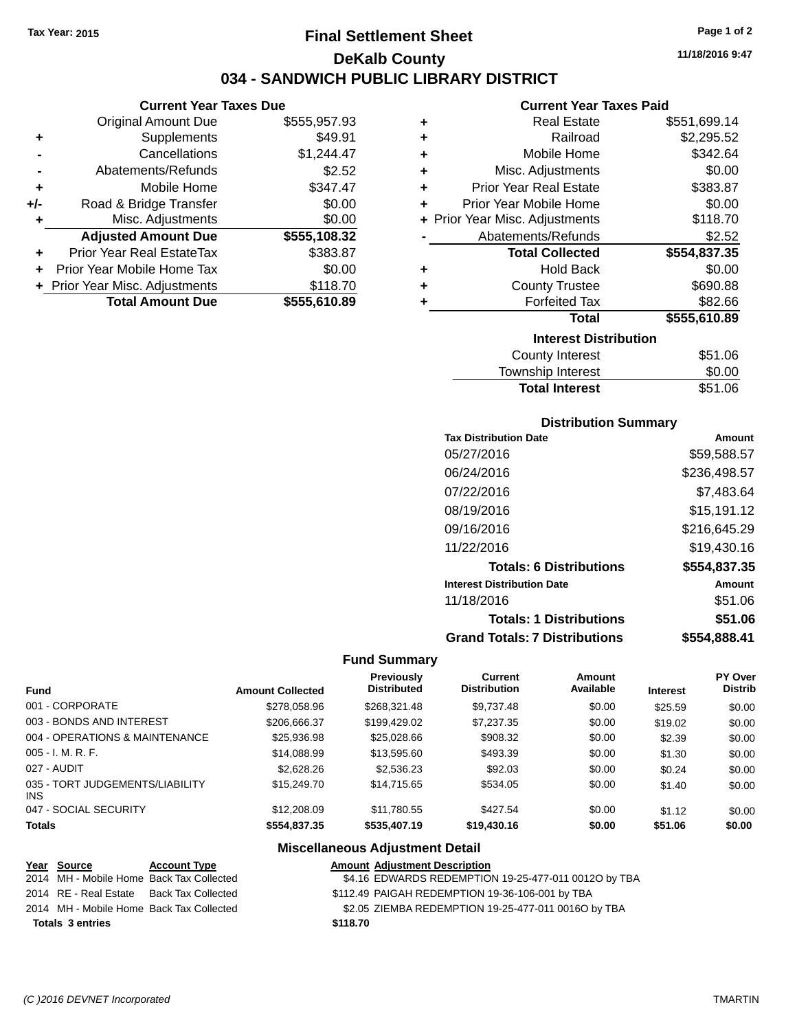Tax Year: 2015

# Final Settlement Sheet

## DeKalb County

## 034 - SANDWICH PUBLIC LIBRARY DISTRICT

11/18/2016 9:47

### Current Year Taxes Due

| | | |
|---|---|---|
| | Original Amount Due | $555,957.93 |
| + | Supplements | $49.91 |
| - | Cancellations | $1,244.47 |
| - | Abatements/Refunds | $2.52 |
| + | Mobile Home | $347.47 |
| +/- | Road & Bridge Transfer | $0.00 |
| + | Misc. Adjustments | $0.00 |
| | **Adjusted Amount Due** | **$555,108.32** |
| + | Prior Year Real EstateTax | $383.87 |
| + | Prior Year Mobile Home Tax | $0.00 |
| + | Prior Year Misc. Adjustments | $118.70 |
| | **Total Amount Due** | **$555,610.89** |

### Current Year Taxes Paid

| | | |
|---|---|---|
| + | Real Estate | $551,699.14 |
| + | Railroad | $2,295.52 |
| + | Mobile Home | $342.64 |
| + | Misc. Adjustments | $0.00 |
| + | Prior Year Real Estate | $383.87 |
| + | Prior Year Mobile Home | $0.00 |
| + | Prior Year Misc. Adjustments | $118.70 |
| - | Abatements/Refunds | $2.52 |
| | **Total Collected** | **$554,837.35** |
| + | Hold Back | $0.00 |
| + | County Trustee | $690.88 |
| + | Forfeited Tax | $82.66 |
| | **Total** | **$555,610.89** |

### Interest Distribution

| | |
|---|---|
| County Interest | $51.06 |
| Township Interest | $0.00 |
| **Total Interest** | $51.06 |

### Distribution Summary

| Tax Distribution Date | Amount |
|---|---|
| 05/27/2016 | $59,588.57 |
| 06/24/2016 | $236,498.57 |
| 07/22/2016 | $7,483.64 |
| 08/19/2016 | $15,191.12 |
| 09/16/2016 | $216,645.29 |
| 11/22/2016 | $19,430.16 |
| **Totals: 6 Distributions** | **$554,837.35** |
| **Interest Distribution Date** | **Amount** |
| 11/18/2016 | $51.06 |
| **Totals: 1 Distributions** | **$51.06** |
| **Grand Totals: 7 Distributions** | **$554,888.41** |

### Fund Summary

| Fund | Amount Collected | Previously Distributed | Current Distribution | Amount Available | Interest | PY Over Distrib |
|---|---|---|---|---|---|---|
| 001 - CORPORATE | $278,058.96 | $268,321.48 | $9,737.48 | $0.00 | $25.59 | $0.00 |
| 003 - BONDS AND INTEREST | $206,666.37 | $199,429.02 | $7,237.35 | $0.00 | $19.02 | $0.00 |
| 004 - OPERATIONS & MAINTENANCE | $25,936.98 | $25,028.66 | $908.32 | $0.00 | $2.39 | $0.00 |
| 005 - I. M. R. F. | $14,088.99 | $13,595.60 | $493.39 | $0.00 | $1.30 | $0.00 |
| 027 - AUDIT | $2,628.26 | $2,536.23 | $92.03 | $0.00 | $0.24 | $0.00 |
| 035 - TORT JUDGEMENTS/LIABILITY INS | $15,249.70 | $14,715.65 | $534.05 | $0.00 | $1.40 | $0.00 |
| 047 - SOCIAL SECURITY | $12,208.09 | $11,780.55 | $427.54 | $0.00 | $1.12 | $0.00 |
| **Totals** | **$554,837.35** | **$535,407.19** | **$19,430.16** | **$0.00** | **$51.06** | **$0.00** |

### Miscellaneous Adjustment Detail

| Year | Source | Account Type | Amount | Adjustment Description |
|---|---|---|---|---|
| 2014 | MH - Mobile Home | Back Tax Collected | $4.16 | EDWARDS REDEMPTION 19-25-477-011 0012O by TBA |
| 2014 | RE - Real Estate | Back Tax Collected | $112.49 | PAIGAH REDEMPTION 19-36-106-001 by TBA |
| 2014 | MH - Mobile Home | Back Tax Collected | $2.05 | ZIEMBA REDEMPTION 19-25-477-011 0016O by TBA |
| **Totals 3 entries** | | | **$118.70** | |

(C )2016 DEVNET Incorporated TMARTIN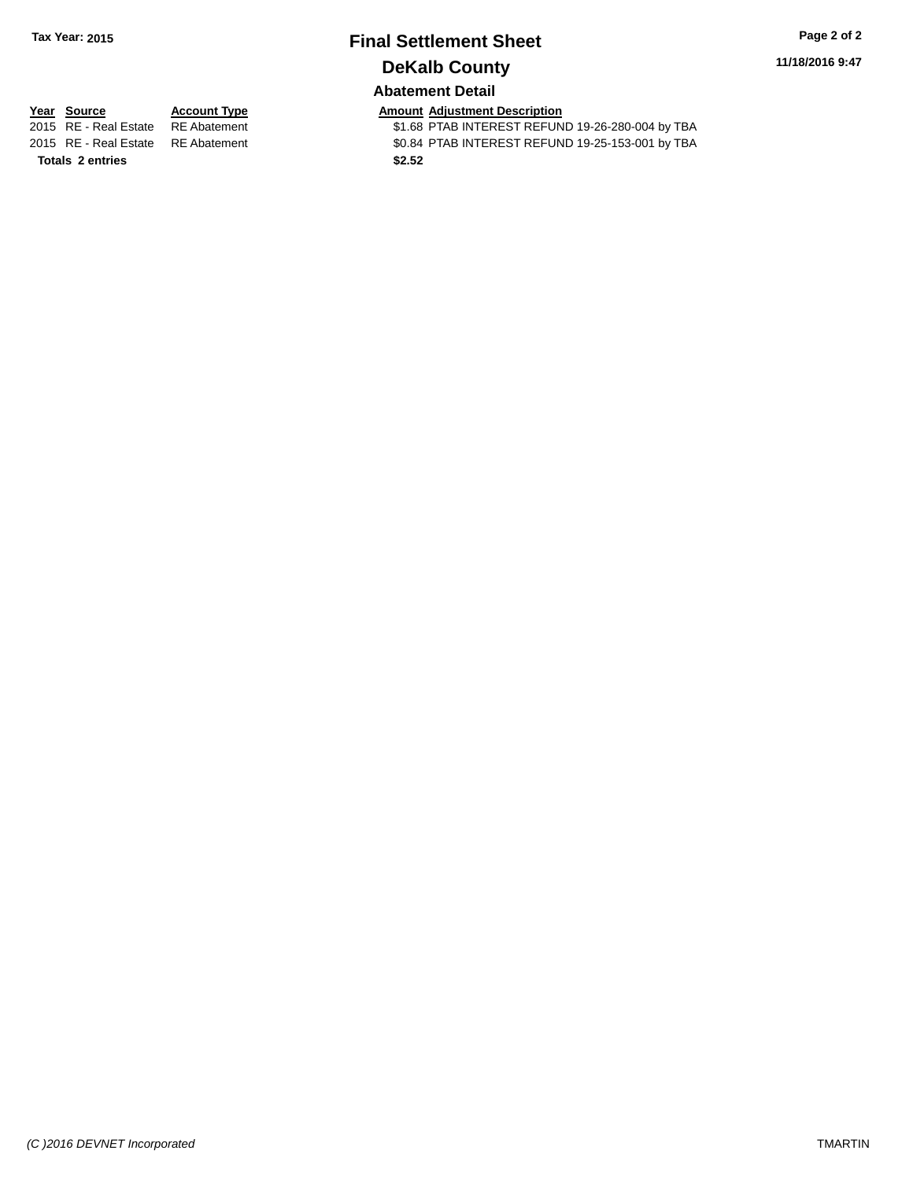**Tax Year: 2015**

# Final Settlement Sheet

## DeKalb County

**11/18/2016 9:47**

### Abatement Detail

| Year | Source | Account Type | Amount | Adjustment Description |
|---|---|---|---|---|
| 2015 | RE - Real Estate | RE Abatement | $1.68 | PTAB INTEREST REFUND 19-26-280-004 by TBA |
| 2015 | RE - Real Estate | RE Abatement | $0.84 | PTAB INTEREST REFUND 19-25-153-001 by TBA |
| **Totals** | **2 entries** | | **$2.52** | |

*(C )2016 DEVNET Incorporated* TMARTIN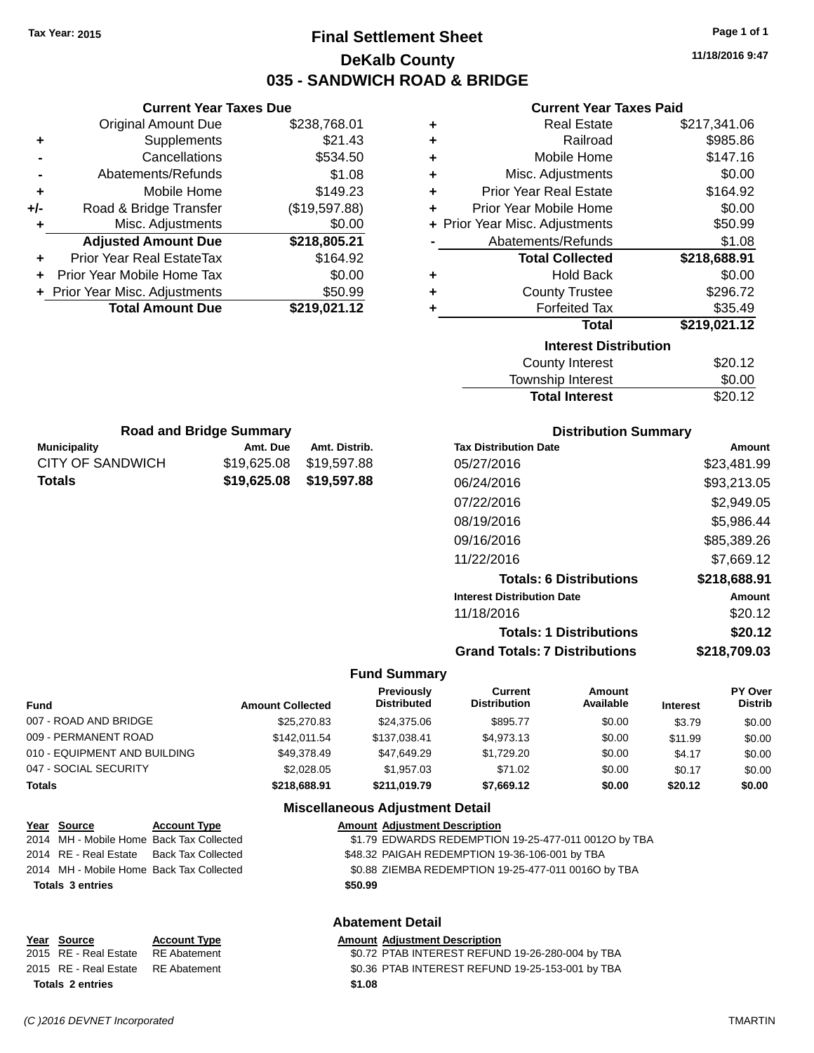Tax Year: 2015

# Final Settlement Sheet

## DeKalb County

## 035 - SANDWICH ROAD & BRIDGE

11/18/2016 9:47

### Current Year Taxes Due

| | | |
|---|---|---|
| | Original Amount Due | $238,768.01 |
| + | Supplements | $21.43 |
| - | Cancellations | $534.50 |
| - | Abatements/Refunds | $1.08 |
| + | Mobile Home | $149.23 |
| +/- | Road & Bridge Transfer | ($19,597.88) |
| + | Misc. Adjustments | $0.00 |
| | **Adjusted Amount Due** | **$218,805.21** |
| + | Prior Year Real EstateTax | $164.92 |
| + | Prior Year Mobile Home Tax | $0.00 |
| + | Prior Year Misc. Adjustments | $50.99 |
| | **Total Amount Due** | **$219,021.12** |

### Current Year Taxes Paid

| | | |
|---|---|---|
| + | Real Estate | $217,341.06 |
| + | Railroad | $985.86 |
| + | Mobile Home | $147.16 |
| + | Misc. Adjustments | $0.00 |
| + | Prior Year Real Estate | $164.92 |
| + | Prior Year Mobile Home | $0.00 |
| + | Prior Year Misc. Adjustments | $50.99 |
| - | Abatements/Refunds | $1.08 |
| | **Total Collected** | **$218,688.91** |
| + | Hold Back | $0.00 |
| + | County Trustee | $296.72 |
| + | Forfeited Tax | $35.49 |
| | **Total** | **$219,021.12** |

### Interest Distribution

| | |
|---|---|
| County Interest | $20.12 |
| Township Interest | $0.00 |
| **Total Interest** | $20.12 |

### Road and Bridge Summary

| Municipality | Amt. Due | Amt. Distrib. |
|---|---|---|
| CITY OF SANDWICH | $19,625.08 | $19,597.88 |
| **Totals** | **$19,625.08** | **$19,597.88** |

### Distribution Summary

| Tax Distribution Date | Amount |
|---|---|
| 05/27/2016 | $23,481.99 |
| 06/24/2016 | $93,213.05 |
| 07/22/2016 | $2,949.05 |
| 08/19/2016 | $5,986.44 |
| 09/16/2016 | $85,389.26 |
| 11/22/2016 | $7,669.12 |
| **Totals: 6 Distributions** | **$218,688.91** |
| **Interest Distribution Date** | **Amount** |
| 11/18/2016 | $20.12 |
| **Totals: 1 Distributions** | **$20.12** |
| **Grand Totals: 7 Distributions** | **$218,709.03** |

### Fund Summary

| Fund | Amount Collected | Previously Distributed | Current Distribution | Amount Available | Interest | PY Over Distrib |
|---|---|---|---|---|---|---|
| 007 - ROAD AND BRIDGE | $25,270.83 | $24,375.06 | $895.77 | $0.00 | $3.79 | $0.00 |
| 009 - PERMANENT ROAD | $142,011.54 | $137,038.41 | $4,973.13 | $0.00 | $11.99 | $0.00 |
| 010 - EQUIPMENT AND BUILDING | $49,378.49 | $47,649.29 | $1,729.20 | $0.00 | $4.17 | $0.00 |
| 047 - SOCIAL SECURITY | $2,028.05 | $1,957.03 | $71.02 | $0.00 | $0.17 | $0.00 |
| **Totals** | **$218,688.91** | **$211,019.79** | **$7,669.12** | **$0.00** | **$20.12** | **$0.00** |

### Miscellaneous Adjustment Detail

| Year | Source | Account Type | Amount | Adjustment Description |
|---|---|---|---|---|
| 2014 | MH - Mobile Home | Back Tax Collected | $1.79 | EDWARDS REDEMPTION 19-25-477-011 0012O by TBA |
| 2014 | RE - Real Estate | Back Tax Collected | $48.32 | PAIGAH REDEMPTION 19-36-106-001 by TBA |
| 2014 | MH - Mobile Home | Back Tax Collected | $0.88 | ZIEMBA REDEMPTION 19-25-477-011 0016O by TBA |
| **Totals 3 entries** | | | **$50.99** | |

### Abatement Detail

| Year | Source | Account Type | Amount | Adjustment Description |
|---|---|---|---|---|
| 2015 | RE - Real Estate | RE Abatement | $0.72 | PTAB INTEREST REFUND 19-26-280-004 by TBA |
| 2015 | RE - Real Estate | RE Abatement | $0.36 | PTAB INTEREST REFUND 19-25-153-001 by TBA |
| **Totals 2 entries** | | | **$1.08** | |

(C )2016 DEVNET Incorporated TMARTIN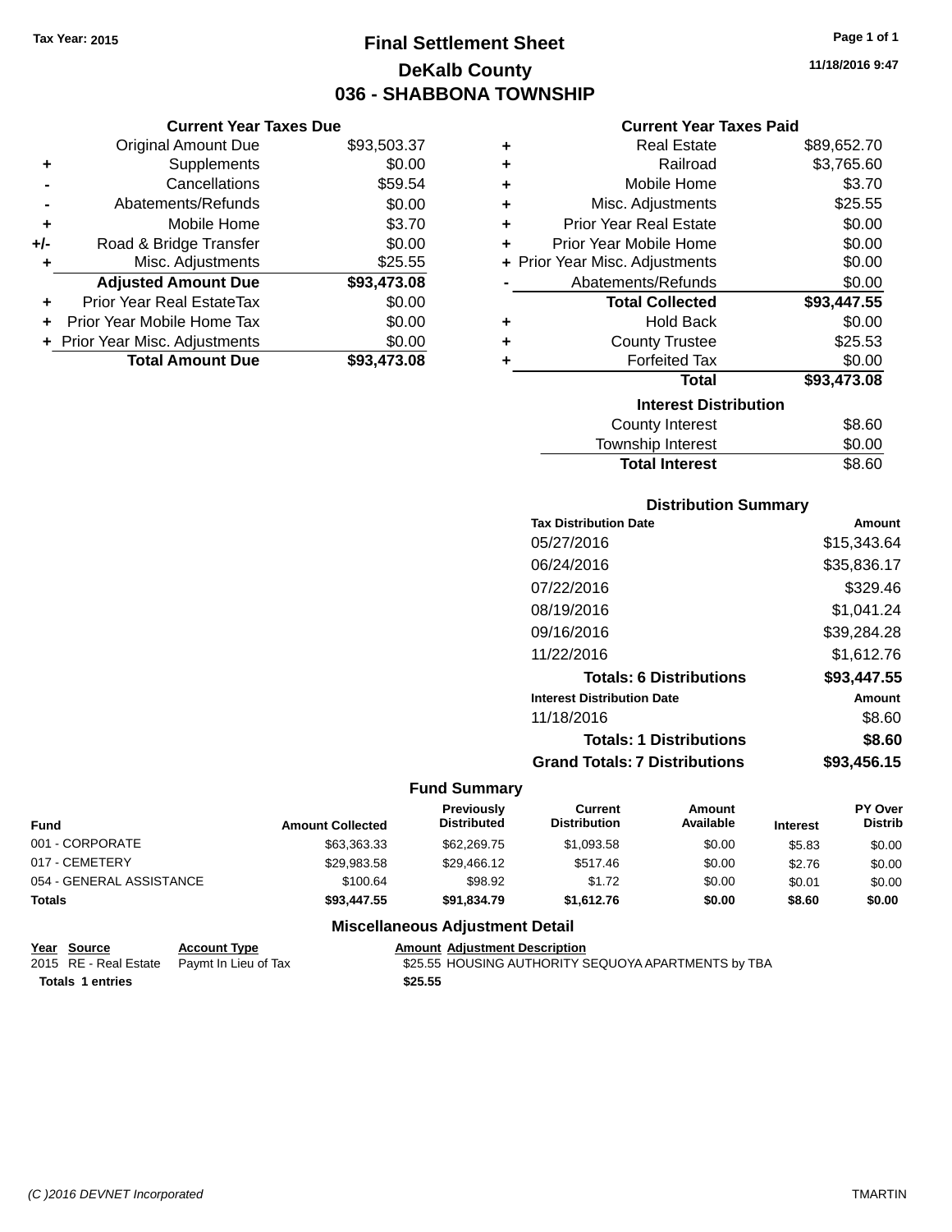Tax Year: 2015

# Final Settlement Sheet
## DeKalb County
## 036 - SHABBONA TOWNSHIP

11/18/2016 9:47

### Current Year Taxes Due

| | | |
|---|---|---|
| | Original Amount Due | $93,503.37 |
| + | Supplements | $0.00 |
| - | Cancellations | $59.54 |
| - | Abatements/Refunds | $0.00 |
| + | Mobile Home | $3.70 |
| +/- | Road & Bridge Transfer | $0.00 |
| + | Misc. Adjustments | $25.55 |
| | **Adjusted Amount Due** | **$93,473.08** |
| + | Prior Year Real EstateTax | $0.00 |
| + | Prior Year Mobile Home Tax | $0.00 |
| + | Prior Year Misc. Adjustments | $0.00 |
| | **Total Amount Due** | **$93,473.08** |

### Current Year Taxes Paid

| | | |
|---|---|---|
| + | Real Estate | $89,652.70 |
| + | Railroad | $3,765.60 |
| + | Mobile Home | $3.70 |
| + | Misc. Adjustments | $25.55 |
| + | Prior Year Real Estate | $0.00 |
| + | Prior Year Mobile Home | $0.00 |
| + | Prior Year Misc. Adjustments | $0.00 |
| - | Abatements/Refunds | $0.00 |
| | **Total Collected** | **$93,447.55** |
| + | Hold Back | $0.00 |
| + | County Trustee | $25.53 |
| + | Forfeited Tax | $0.00 |
| | **Total** | **$93,473.08** |

### Interest Distribution

| | |
|---|---|
| County Interest | $8.60 |
| Township Interest | $0.00 |
| **Total Interest** | $8.60 |

### Distribution Summary

| Tax Distribution Date | Amount |
|---|---|
| 05/27/2016 | $15,343.64 |
| 06/24/2016 | $35,836.17 |
| 07/22/2016 | $329.46 |
| 08/19/2016 | $1,041.24 |
| 09/16/2016 | $39,284.28 |
| 11/22/2016 | $1,612.76 |
| **Totals: 6 Distributions** | **$93,447.55** |
| **Interest Distribution Date** | **Amount** |
| 11/18/2016 | $8.60 |
| **Totals: 1 Distributions** | **$8.60** |
| **Grand Totals: 7 Distributions** | **$93,456.15** |

### Fund Summary

| Fund | Amount Collected | Previously Distributed | Current Distribution | Amount Available | Interest | PY Over Distrib |
|---|---|---|---|---|---|---|
| 001 - CORPORATE | $63,363.33 | $62,269.75 | $1,093.58 | $0.00 | $5.83 | $0.00 |
| 017 - CEMETERY | $29,983.58 | $29,466.12 | $517.46 | $0.00 | $2.76 | $0.00 |
| 054 - GENERAL ASSISTANCE | $100.64 | $98.92 | $1.72 | $0.00 | $0.01 | $0.00 |
| **Totals** | **$93,447.55** | **$91,834.79** | **$1,612.76** | **$0.00** | **$8.60** | **$0.00** |

### Miscellaneous Adjustment Detail

| Year | Source | Account Type | Amount | Adjustment Description |
|---|---|---|---|---|
| 2015 | RE - Real Estate | Paymt In Lieu of Tax | $25.55 | HOUSING AUTHORITY SEQUOYA APARTMENTS by TBA |
| **Totals 1 entries** | | | **$25.55** | |

(C )2016 DEVNET Incorporated TMARTIN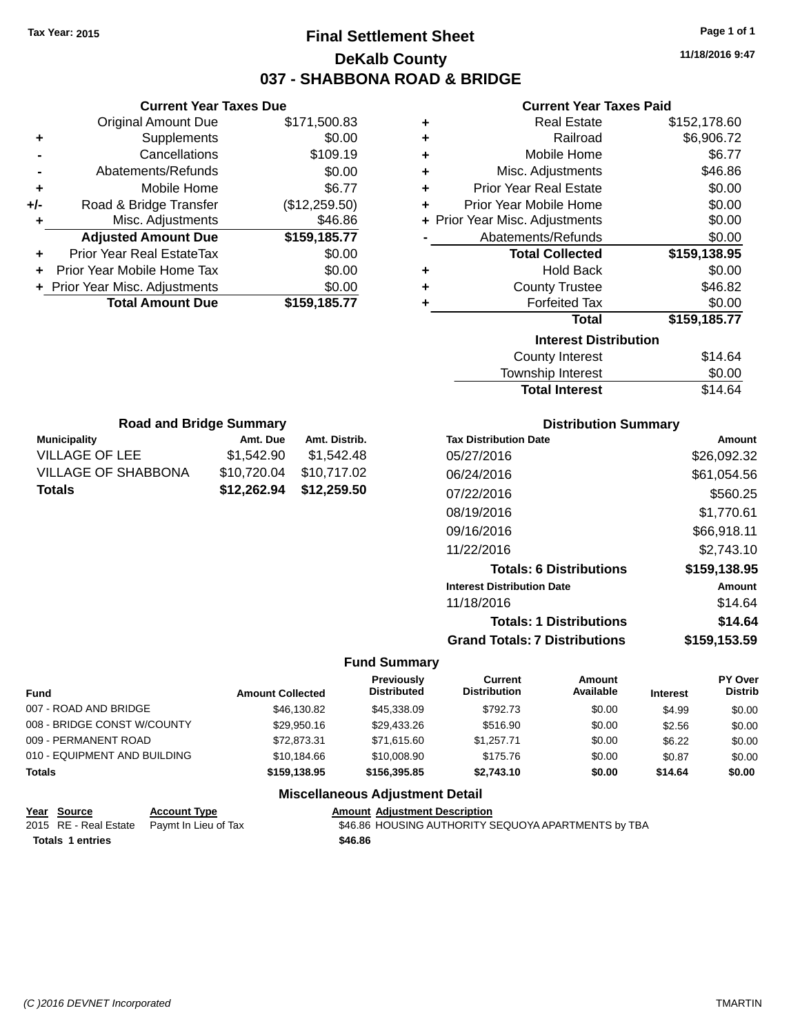Tax Year: 2015

# Final Settlement Sheet

## DeKalb County

## 037 - SHABBONA ROAD & BRIDGE

11/18/2016 9:47

### Current Year Taxes Due

| | | |
|---|---|---|
| | Original Amount Due | $171,500.83 |
| + | Supplements | $0.00 |
| - | Cancellations | $109.19 |
| - | Abatements/Refunds | $0.00 |
| + | Mobile Home | $6.77 |
| +/- | Road & Bridge Transfer | ($12,259.50) |
| + | Misc. Adjustments | $46.86 |
| | **Adjusted Amount Due** | **$159,185.77** |
| + | Prior Year Real EstateTax | $0.00 |
| + | Prior Year Mobile Home Tax | $0.00 |
| + | Prior Year Misc. Adjustments | $0.00 |
| | **Total Amount Due** | **$159,185.77** |

### Current Year Taxes Paid

| | | |
|---|---|---|
| + | Real Estate | $152,178.60 |
| + | Railroad | $6,906.72 |
| + | Mobile Home | $6.77 |
| + | Misc. Adjustments | $46.86 |
| + | Prior Year Real Estate | $0.00 |
| + | Prior Year Mobile Home | $0.00 |
| + | Prior Year Misc. Adjustments | $0.00 |
| - | Abatements/Refunds | $0.00 |
| | **Total Collected** | **$159,138.95** |
| + | Hold Back | $0.00 |
| + | County Trustee | $46.82 |
| + | Forfeited Tax | $0.00 |
| | **Total** | **$159,185.77** |

### Interest Distribution

| | |
|---|---|
| County Interest | $14.64 |
| Township Interest | $0.00 |
| **Total Interest** | $14.64 |

### Road and Bridge Summary

| Municipality | Amt. Due | Amt. Distrib. |
|---|---|---|
| VILLAGE OF LEE | $1,542.90 | $1,542.48 |
| VILLAGE OF SHABBONA | $10,720.04 | $10,717.02 |
| **Totals** | **$12,262.94** | **$12,259.50** |

### Distribution Summary

| Tax Distribution Date | Amount |
|---|---|
| 05/27/2016 | $26,092.32 |
| 06/24/2016 | $61,054.56 |
| 07/22/2016 | $560.25 |
| 08/19/2016 | $1,770.61 |
| 09/16/2016 | $66,918.11 |
| 11/22/2016 | $2,743.10 |
| **Totals: 6 Distributions** | **$159,138.95** |
| **Interest Distribution Date** | **Amount** |
| 11/18/2016 | $14.64 |
| **Totals: 1 Distributions** | **$14.64** |
| **Grand Totals: 7 Distributions** | **$159,153.59** |

### Fund Summary

| Fund | Amount Collected | Previously Distributed | Current Distribution | Amount Available | Interest | PY Over Distrib |
|---|---|---|---|---|---|---|
| 007 - ROAD AND BRIDGE | $46,130.82 | $45,338.09 | $792.73 | $0.00 | $4.99 | $0.00 |
| 008 - BRIDGE CONST W/COUNTY | $29,950.16 | $29,433.26 | $516.90 | $0.00 | $2.56 | $0.00 |
| 009 - PERMANENT ROAD | $72,873.31 | $71,615.60 | $1,257.71 | $0.00 | $6.22 | $0.00 |
| 010 - EQUIPMENT AND BUILDING | $10,184.66 | $10,008.90 | $175.76 | $0.00 | $0.87 | $0.00 |
| **Totals** | **$159,138.95** | **$156,395.85** | **$2,743.10** | **$0.00** | **$14.64** | **$0.00** |

### Miscellaneous Adjustment Detail

| Year | Source | Account Type | Amount | Adjustment Description |
|---|---|---|---|---|
| 2015 | RE - Real Estate | Paymt In Lieu of Tax | $46.86 | HOUSING AUTHORITY SEQUOYA APARTMENTS by TBA |
| **Totals** | **1 entries** | | **$46.86** | |

(C )2016 DEVNET Incorporated TMARTIN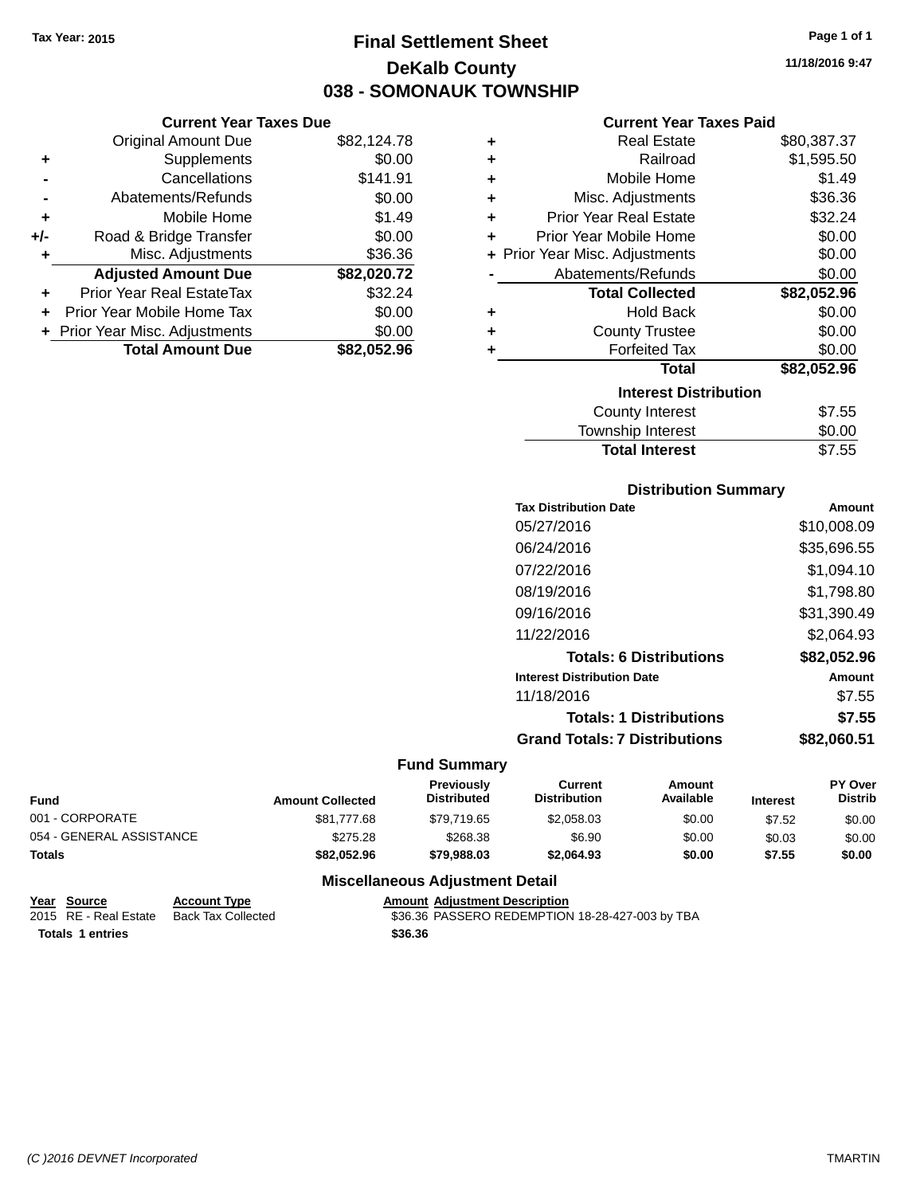**Tax Year: 2015**

# Final Settlement Sheet
## DeKalb County
## 038 - SOMONAUK TOWNSHIP

11/18/2016 9:47

### Current Year Taxes Due

| | | |
|---|---|---|
| | Original Amount Due | $82,124.78 |
| + | Supplements | $0.00 |
| - | Cancellations | $141.91 |
| - | Abatements/Refunds | $0.00 |
| + | Mobile Home | $1.49 |
| +/- | Road & Bridge Transfer | $0.00 |
| + | Misc. Adjustments | $36.36 |
| | **Adjusted Amount Due** | **$82,020.72** |
| + | Prior Year Real EstateTax | $32.24 |
| + | Prior Year Mobile Home Tax | $0.00 |
| + | Prior Year Misc. Adjustments | $0.00 |
| | **Total Amount Due** | **$82,052.96** |

### Current Year Taxes Paid

| | | |
|---|---|---|
| + | Real Estate | $80,387.37 |
| + | Railroad | $1,595.50 |
| + | Mobile Home | $1.49 |
| + | Misc. Adjustments | $36.36 |
| + | Prior Year Real Estate | $32.24 |
| + | Prior Year Mobile Home | $0.00 |
| + | Prior Year Misc. Adjustments | $0.00 |
| - | Abatements/Refunds | $0.00 |
| | **Total Collected** | **$82,052.96** |
| + | Hold Back | $0.00 |
| + | County Trustee | $0.00 |
| + | Forfeited Tax | $0.00 |
| | **Total** | **$82,052.96** |

### Interest Distribution

| | |
|---|---|
| County Interest | $7.55 |
| Township Interest | $0.00 |
| **Total Interest** | $7.55 |

### Distribution Summary

| Tax Distribution Date | Amount |
|---|---|
| 05/27/2016 | $10,008.09 |
| 06/24/2016 | $35,696.55 |
| 07/22/2016 | $1,094.10 |
| 08/19/2016 | $1,798.80 |
| 09/16/2016 | $31,390.49 |
| 11/22/2016 | $2,064.93 |
| **Totals: 6 Distributions** | **$82,052.96** |
| **Interest Distribution Date** | **Amount** |
| 11/18/2016 | $7.55 |
| **Totals: 1 Distributions** | **$7.55** |
| **Grand Totals: 7 Distributions** | **$82,060.51** |

### Fund Summary

| Fund | Amount Collected | Previously Distributed | Current Distribution | Amount Available | Interest | PY Over Distrib |
|---|---|---|---|---|---|---|
| 001 - CORPORATE | $81,777.68 | $79,719.65 | $2,058.03 | $0.00 | $7.52 | $0.00 |
| 054 - GENERAL ASSISTANCE | $275.28 | $268.38 | $6.90 | $0.00 | $0.03 | $0.00 |
| **Totals** | **$82,052.96** | **$79,988.03** | **$2,064.93** | **$0.00** | **$7.55** | **$0.00** |

### Miscellaneous Adjustment Detail

| Year | Source | Account Type | Amount | Adjustment Description |
|---|---|---|---|---|
| 2015 | RE - Real Estate | Back Tax Collected | $36.36 | PASSERO REDEMPTION 18-28-427-003 by TBA |
| **Totals** | **1 entries** | | **$36.36** | |

*(C )2016 DEVNET Incorporated* TMARTIN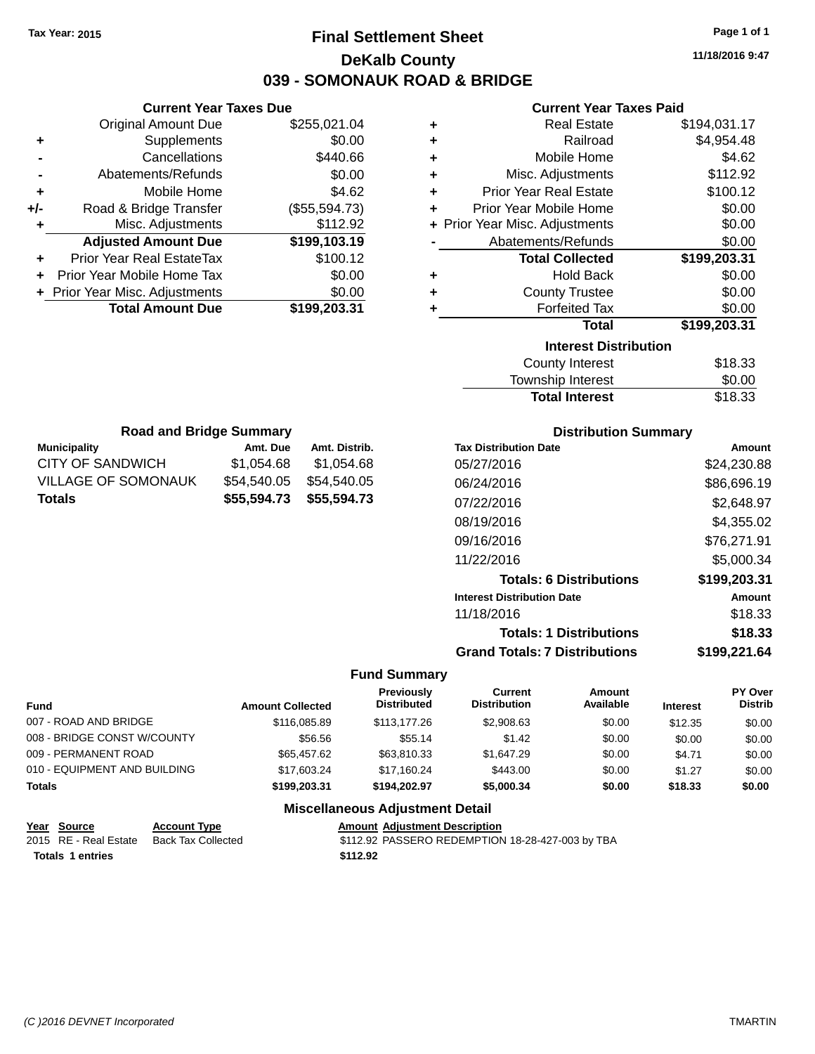Tax Year: 2015

# Final Settlement Sheet

## DeKalb County

## 039 - SOMONAUK ROAD & BRIDGE

11/18/2016 9:47

### Current Year Taxes Due

| | | |
|---|---|---|
| | Original Amount Due | $255,021.04 |
| + | Supplements | $0.00 |
| - | Cancellations | $440.66 |
| - | Abatements/Refunds | $0.00 |
| + | Mobile Home | $4.62 |
| +/- | Road & Bridge Transfer | ($55,594.73) |
| + | Misc. Adjustments | $112.92 |
| | **Adjusted Amount Due** | **$199,103.19** |
| + | Prior Year Real EstateTax | $100.12 |
| + | Prior Year Mobile Home Tax | $0.00 |
| + | Prior Year Misc. Adjustments | $0.00 |
| | **Total Amount Due** | **$199,203.31** |

### Current Year Taxes Paid

| | | |
|---|---|---|
| + | Real Estate | $194,031.17 |
| + | Railroad | $4,954.48 |
| + | Mobile Home | $4.62 |
| + | Misc. Adjustments | $112.92 |
| + | Prior Year Real Estate | $100.12 |
| + | Prior Year Mobile Home | $0.00 |
| + | Prior Year Misc. Adjustments | $0.00 |
| - | Abatements/Refunds | $0.00 |
| | **Total Collected** | **$199,203.31** |
| + | Hold Back | $0.00 |
| + | County Trustee | $0.00 |
| + | Forfeited Tax | $0.00 |
| | **Total** | **$199,203.31** |

### Interest Distribution

| | |
|---|---|
| County Interest | $18.33 |
| Township Interest | $0.00 |
| **Total Interest** | $18.33 |

### Road and Bridge Summary

| Municipality | Amt. Due | Amt. Distrib. |
|---|---|---|
| CITY OF SANDWICH | $1,054.68 | $1,054.68 |
| VILLAGE OF SOMONAUK | $54,540.05 | $54,540.05 |
| **Totals** | **$55,594.73** | **$55,594.73** |

### Distribution Summary

| Tax Distribution Date | Amount |
|---|---|
| 05/27/2016 | $24,230.88 |
| 06/24/2016 | $86,696.19 |
| 07/22/2016 | $2,648.97 |
| 08/19/2016 | $4,355.02 |
| 09/16/2016 | $76,271.91 |
| 11/22/2016 | $5,000.34 |
| **Totals: 6 Distributions** | **$199,203.31** |
| **Interest Distribution Date** | **Amount** |
| 11/18/2016 | $18.33 |
| **Totals: 1 Distributions** | **$18.33** |
| **Grand Totals: 7 Distributions** | **$199,221.64** |

### Fund Summary

| Fund | Amount Collected | Previously Distributed | Current Distribution | Amount Available | Interest | PY Over Distrib |
|---|---|---|---|---|---|---|
| 007 - ROAD AND BRIDGE | $116,085.89 | $113,177.26 | $2,908.63 | $0.00 | $12.35 | $0.00 |
| 008 - BRIDGE CONST W/COUNTY | $56.56 | $55.14 | $1.42 | $0.00 | $0.00 | $0.00 |
| 009 - PERMANENT ROAD | $65,457.62 | $63,810.33 | $1,647.29 | $0.00 | $4.71 | $0.00 |
| 010 - EQUIPMENT AND BUILDING | $17,603.24 | $17,160.24 | $443.00 | $0.00 | $1.27 | $0.00 |
| **Totals** | **$199,203.31** | **$194,202.97** | **$5,000.34** | **$0.00** | **$18.33** | **$0.00** |

### Miscellaneous Adjustment Detail

| Year | Source | Account Type | Amount | Adjustment Description |
|---|---|---|---|---|
| 2015 | RE - Real Estate | Back Tax Collected | $112.92 | PASSERO REDEMPTION 18-28-427-003 by TBA |
| **Totals** | **1 entries** | | **$112.92** | |

(C )2016 DEVNET Incorporated TMARTIN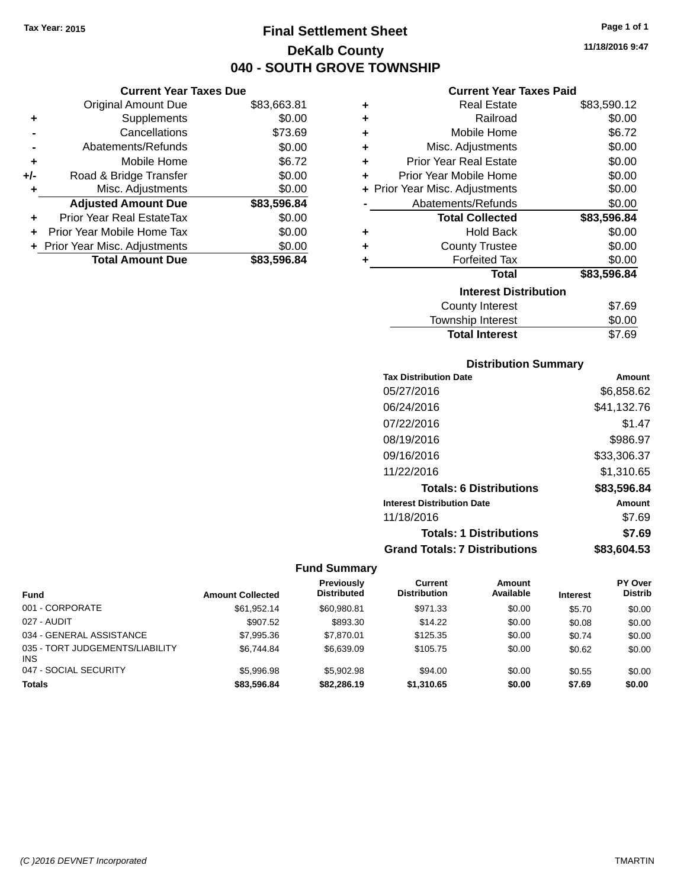Tax Year: 2015

# Final Settlement Sheet

## DeKalb County

## 040 - SOUTH GROVE TOWNSHIP

11/18/2016 9:47

### Current Year Taxes Due

| | | |
|---|---|---|
| | Original Amount Due | $83,663.81 |
| + | Supplements | $0.00 |
| - | Cancellations | $73.69 |
| - | Abatements/Refunds | $0.00 |
| + | Mobile Home | $6.72 |
| +/- | Road & Bridge Transfer | $0.00 |
| + | Misc. Adjustments | $0.00 |
| | **Adjusted Amount Due** | **$83,596.84** |
| + | Prior Year Real EstateTax | $0.00 |
| + | Prior Year Mobile Home Tax | $0.00 |
| + | Prior Year Misc. Adjustments | $0.00 |
| | **Total Amount Due** | **$83,596.84** |

### Current Year Taxes Paid

| | | |
|---|---|---|
| + | Real Estate | $83,590.12 |
| + | Railroad | $0.00 |
| + | Mobile Home | $6.72 |
| + | Misc. Adjustments | $0.00 |
| + | Prior Year Real Estate | $0.00 |
| + | Prior Year Mobile Home | $0.00 |
| + | Prior Year Misc. Adjustments | $0.00 |
| - | Abatements/Refunds | $0.00 |
| | **Total Collected** | **$83,596.84** |
| + | Hold Back | $0.00 |
| + | County Trustee | $0.00 |
| + | Forfeited Tax | $0.00 |
| | **Total** | **$83,596.84** |

### Interest Distribution

| | |
|---|---|
| County Interest | $7.69 |
| Township Interest | $0.00 |
| **Total Interest** | $7.69 |

### Distribution Summary

| Tax Distribution Date | Amount |
|---|---|
| 05/27/2016 | $6,858.62 |
| 06/24/2016 | $41,132.76 |
| 07/22/2016 | $1.47 |
| 08/19/2016 | $986.97 |
| 09/16/2016 | $33,306.37 |
| 11/22/2016 | $1,310.65 |
| **Totals: 6 Distributions** | **$83,596.84** |
| **Interest Distribution Date** | **Amount** |
| 11/18/2016 | $7.69 |
| **Totals: 1 Distributions** | **$7.69** |
| **Grand Totals: 7 Distributions** | **$83,604.53** |

### Fund Summary

| Fund | Amount Collected | Previously Distributed | Current Distribution | Amount Available | Interest | PY Over Distrib |
|---|---|---|---|---|---|---|
| 001 - CORPORATE | $61,952.14 | $60,980.81 | $971.33 | $0.00 | $5.70 | $0.00 |
| 027 - AUDIT | $907.52 | $893.30 | $14.22 | $0.00 | $0.08 | $0.00 |
| 034 - GENERAL ASSISTANCE | $7,995.36 | $7,870.01 | $125.35 | $0.00 | $0.74 | $0.00 |
| 035 - TORT JUDGEMENTS/LIABILITY INS | $6,744.84 | $6,639.09 | $105.75 | $0.00 | $0.62 | $0.00 |
| 047 - SOCIAL SECURITY | $5,996.98 | $5,902.98 | $94.00 | $0.00 | $0.55 | $0.00 |
| **Totals** | **$83,596.84** | **$82,286.19** | **$1,310.65** | **$0.00** | **$7.69** | **$0.00** |

(C )2016 DEVNET Incorporated — TMARTIN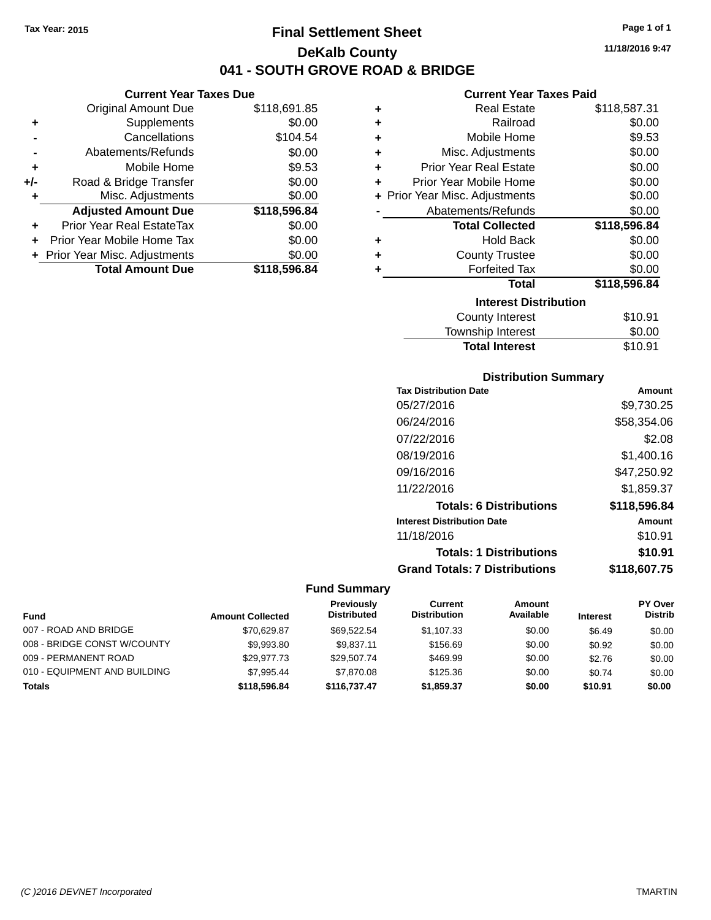Tax Year: 2015

# Final Settlement Sheet

## DeKalb County

## 041 - SOUTH GROVE ROAD & BRIDGE

11/18/2016 9:47

### Current Year Taxes Due

| | | |
|---|---|---|
| | Original Amount Due | $118,691.85 |
| + | Supplements | $0.00 |
| - | Cancellations | $104.54 |
| - | Abatements/Refunds | $0.00 |
| + | Mobile Home | $9.53 |
| +/- | Road & Bridge Transfer | $0.00 |
| + | Misc. Adjustments | $0.00 |
| | **Adjusted Amount Due** | **$118,596.84** |
| + | Prior Year Real EstateTax | $0.00 |
| + | Prior Year Mobile Home Tax | $0.00 |
| + | Prior Year Misc. Adjustments | $0.00 |
| | **Total Amount Due** | **$118,596.84** |

### Current Year Taxes Paid

| | | |
|---|---|---|
| + | Real Estate | $118,587.31 |
| + | Railroad | $0.00 |
| + | Mobile Home | $9.53 |
| + | Misc. Adjustments | $0.00 |
| + | Prior Year Real Estate | $0.00 |
| + | Prior Year Mobile Home | $0.00 |
| + | Prior Year Misc. Adjustments | $0.00 |
| - | Abatements/Refunds | $0.00 |
| | **Total Collected** | **$118,596.84** |
| + | Hold Back | $0.00 |
| + | County Trustee | $0.00 |
| + | Forfeited Tax | $0.00 |
| | **Total** | **$118,596.84** |

### Interest Distribution

| | |
|---|---|
| County Interest | $10.91 |
| Township Interest | $0.00 |
| **Total Interest** | $10.91 |

### Distribution Summary

| Tax Distribution Date | Amount |
|---|---|
| 05/27/2016 | $9,730.25 |
| 06/24/2016 | $58,354.06 |
| 07/22/2016 | $2.08 |
| 08/19/2016 | $1,400.16 |
| 09/16/2016 | $47,250.92 |
| 11/22/2016 | $1,859.37 |
| **Totals: 6 Distributions** | **$118,596.84** |
| **Interest Distribution Date** | **Amount** |
| 11/18/2016 | $10.91 |
| **Totals: 1 Distributions** | **$10.91** |
| **Grand Totals: 7 Distributions** | **$118,607.75** |

### Fund Summary

| Fund | Amount Collected | Previously Distributed | Current Distribution | Amount Available | Interest | PY Over Distrib |
|---|---|---|---|---|---|---|
| 007 - ROAD AND BRIDGE | $70,629.87 | $69,522.54 | $1,107.33 | $0.00 | $6.49 | $0.00 |
| 008 - BRIDGE CONST W/COUNTY | $9,993.80 | $9,837.11 | $156.69 | $0.00 | $0.92 | $0.00 |
| 009 - PERMANENT ROAD | $29,977.73 | $29,507.74 | $469.99 | $0.00 | $2.76 | $0.00 |
| 010 - EQUIPMENT AND BUILDING | $7,995.44 | $7,870.08 | $125.36 | $0.00 | $0.74 | $0.00 |
| **Totals** | **$118,596.84** | **$116,737.47** | **$1,859.37** | **$0.00** | **$10.91** | **$0.00** |

(C )2016 DEVNET Incorporated — TMARTIN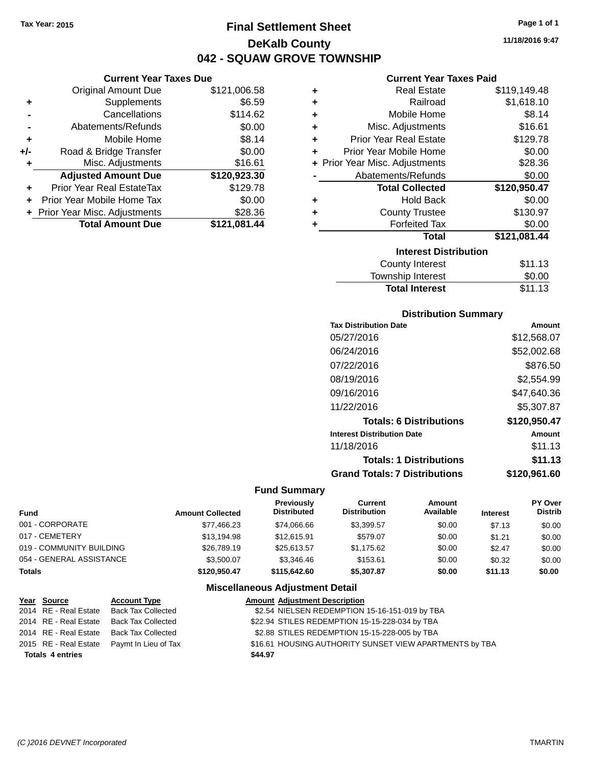Tax Year: 2015

# Final Settlement Sheet

## DeKalb County

## 042 - SQUAW GROVE TOWNSHIP

11/18/2016 9:47

### Current Year Taxes Due

| | | |
|---|---|---|
| | Original Amount Due | $121,006.58 |
| + | Supplements | $6.59 |
| - | Cancellations | $114.62 |
| - | Abatements/Refunds | $0.00 |
| + | Mobile Home | $8.14 |
| +/- | Road & Bridge Transfer | $0.00 |
| + | Misc. Adjustments | $16.61 |
| | **Adjusted Amount Due** | **$120,923.30** |
| + | Prior Year Real EstateTax | $129.78 |
| + | Prior Year Mobile Home Tax | $0.00 |
| + | Prior Year Misc. Adjustments | $28.36 |
| | **Total Amount Due** | **$121,081.44** |

### Current Year Taxes Paid

| | | |
|---|---|---|
| + | Real Estate | $119,149.48 |
| + | Railroad | $1,618.10 |
| + | Mobile Home | $8.14 |
| + | Misc. Adjustments | $16.61 |
| + | Prior Year Real Estate | $129.78 |
| + | Prior Year Mobile Home | $0.00 |
| + | Prior Year Misc. Adjustments | $28.36 |
| - | Abatements/Refunds | $0.00 |
| | **Total Collected** | **$120,950.47** |
| + | Hold Back | $0.00 |
| + | County Trustee | $130.97 |
| + | Forfeited Tax | $0.00 |
| | **Total** | **$121,081.44** |

### Interest Distribution

| | |
|---|---|
| County Interest | $11.13 |
| Township Interest | $0.00 |
| **Total Interest** | **$11.13** |

### Distribution Summary

| Tax Distribution Date | Amount |
|---|---|
| 05/27/2016 | $12,568.07 |
| 06/24/2016 | $52,002.68 |
| 07/22/2016 | $876.50 |
| 08/19/2016 | $2,554.99 |
| 09/16/2016 | $47,640.36 |
| 11/22/2016 | $5,307.87 |
| **Totals: 6 Distributions** | **$120,950.47** |
| **Interest Distribution Date** | **Amount** |
| 11/18/2016 | $11.13 |
| **Totals: 1 Distributions** | **$11.13** |
| **Grand Totals: 7 Distributions** | **$120,961.60** |

### Fund Summary

| Fund | Amount Collected | Previously Distributed | Current Distribution | Amount Available | Interest | PY Over Distrib |
|---|---|---|---|---|---|---|
| 001 - CORPORATE | $77,466.23 | $74,066.66 | $3,399.57 | $0.00 | $7.13 | $0.00 |
| 017 - CEMETERY | $13,194.98 | $12,615.91 | $579.07 | $0.00 | $1.21 | $0.00 |
| 019 - COMMUNITY BUILDING | $26,789.19 | $25,613.57 | $1,175.62 | $0.00 | $2.47 | $0.00 |
| 054 - GENERAL ASSISTANCE | $3,500.07 | $3,346.46 | $153.61 | $0.00 | $0.32 | $0.00 |
| **Totals** | **$120,950.47** | **$115,642.60** | **$5,307.87** | **$0.00** | **$11.13** | **$0.00** |

### Miscellaneous Adjustment Detail

| Year | Source | Account Type | Amount | Adjustment Description |
|---|---|---|---|---|
| 2014 | RE - Real Estate | Back Tax Collected | $2.54 | NIELSEN REDEMPTION 15-16-151-019 by TBA |
| 2014 | RE - Real Estate | Back Tax Collected | $22.94 | STILES REDEMPTION 15-15-228-034 by TBA |
| 2014 | RE - Real Estate | Back Tax Collected | $2.88 | STILES REDEMPTION 15-15-228-005 by TBA |
| 2015 | RE - Real Estate | Paymt In Lieu of Tax | $16.61 | HOUSING AUTHORITY SUNSET VIEW APARTMENTS by TBA |
| **Totals 4 entries** | | | **$44.97** | |

(C )2016 DEVNET Incorporated TMARTIN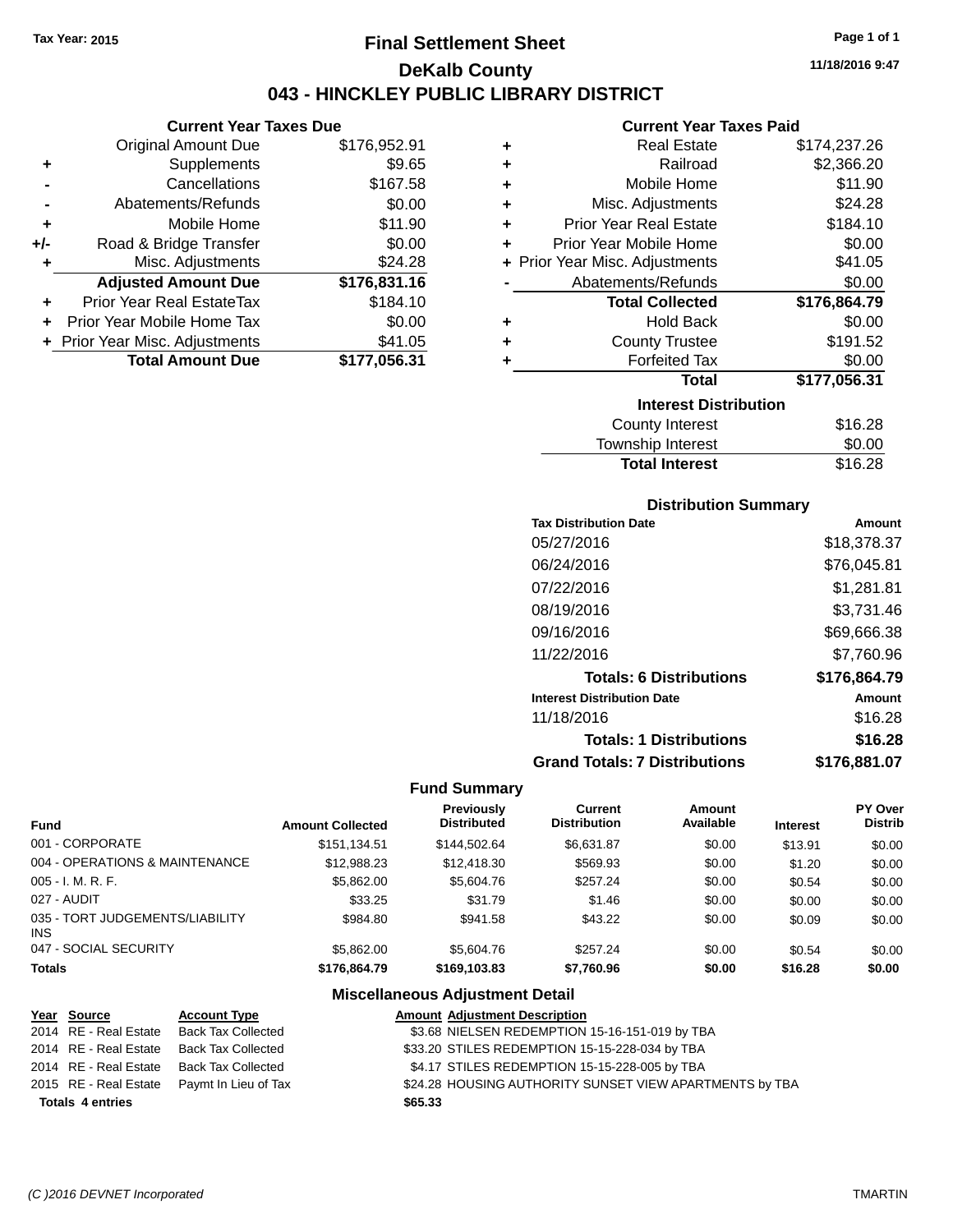**Tax Year: 2015**

# Final Settlement Sheet

## DeKalb County

## 043 - HINCKLEY PUBLIC LIBRARY DISTRICT

11/18/2016 9:47

### Current Year Taxes Due

| | | |
|---|---|---|
| | Original Amount Due | $176,952.91 |
| + | Supplements | $9.65 |
| - | Cancellations | $167.58 |
| - | Abatements/Refunds | $0.00 |
| + | Mobile Home | $11.90 |
| +/- | Road & Bridge Transfer | $0.00 |
| + | Misc. Adjustments | $24.28 |
| | **Adjusted Amount Due** | **$176,831.16** |
| + | Prior Year Real EstateTax | $184.10 |
| + | Prior Year Mobile Home Tax | $0.00 |
| + | Prior Year Misc. Adjustments | $41.05 |
| | **Total Amount Due** | **$177,056.31** |

### Current Year Taxes Paid

| | | |
|---|---|---|
| + | Real Estate | $174,237.26 |
| + | Railroad | $2,366.20 |
| + | Mobile Home | $11.90 |
| + | Misc. Adjustments | $24.28 |
| + | Prior Year Real Estate | $184.10 |
| + | Prior Year Mobile Home | $0.00 |
| + | Prior Year Misc. Adjustments | $41.05 |
| - | Abatements/Refunds | $0.00 |
| | **Total Collected** | **$176,864.79** |
| + | Hold Back | $0.00 |
| + | County Trustee | $191.52 |
| + | Forfeited Tax | $0.00 |
| | **Total** | **$177,056.31** |

### Interest Distribution

| | |
|---|---|
| County Interest | $16.28 |
| Township Interest | $0.00 |
| **Total Interest** | $16.28 |

### Distribution Summary

| Tax Distribution Date | Amount |
|---|---|
| 05/27/2016 | $18,378.37 |
| 06/24/2016 | $76,045.81 |
| 07/22/2016 | $1,281.81 |
| 08/19/2016 | $3,731.46 |
| 09/16/2016 | $69,666.38 |
| 11/22/2016 | $7,760.96 |
| **Totals: 6 Distributions** | **$176,864.79** |
| **Interest Distribution Date** | **Amount** |
| 11/18/2016 | $16.28 |
| **Totals: 1 Distributions** | **$16.28** |
| **Grand Totals: 7 Distributions** | **$176,881.07** |

### Fund Summary

| Fund | Amount Collected | Previously Distributed | Current Distribution | Amount Available | Interest | PY Over Distrib |
|---|---|---|---|---|---|---|
| 001 - CORPORATE | $151,134.51 | $144,502.64 | $6,631.87 | $0.00 | $13.91 | $0.00 |
| 004 - OPERATIONS & MAINTENANCE | $12,988.23 | $12,418.30 | $569.93 | $0.00 | $1.20 | $0.00 |
| 005 - I. M. R. F. | $5,862.00 | $5,604.76 | $257.24 | $0.00 | $0.54 | $0.00 |
| 027 - AUDIT | $33.25 | $31.79 | $1.46 | $0.00 | $0.00 | $0.00 |
| 035 - TORT JUDGEMENTS/LIABILITY INS | $984.80 | $941.58 | $43.22 | $0.00 | $0.09 | $0.00 |
| 047 - SOCIAL SECURITY | $5,862.00 | $5,604.76 | $257.24 | $0.00 | $0.54 | $0.00 |
| **Totals** | **$176,864.79** | **$169,103.83** | **$7,760.96** | **$0.00** | **$16.28** | **$0.00** |

### Miscellaneous Adjustment Detail

| Year | Source | Account Type | Amount | Adjustment Description |
|---|---|---|---|---|
| 2014 | RE - Real Estate | Back Tax Collected | $3.68 | NIELSEN REDEMPTION 15-16-151-019 by TBA |
| 2014 | RE - Real Estate | Back Tax Collected | $33.20 | STILES REDEMPTION 15-15-228-034 by TBA |
| 2014 | RE - Real Estate | Back Tax Collected | $4.17 | STILES REDEMPTION 15-15-228-005 by TBA |
| 2015 | RE - Real Estate | Paymt In Lieu of Tax | $24.28 | HOUSING AUTHORITY SUNSET VIEW APARTMENTS by TBA |
| **Totals** | **4 entries** | | **$65.33** | |

(C )2016 DEVNET Incorporated — TMARTIN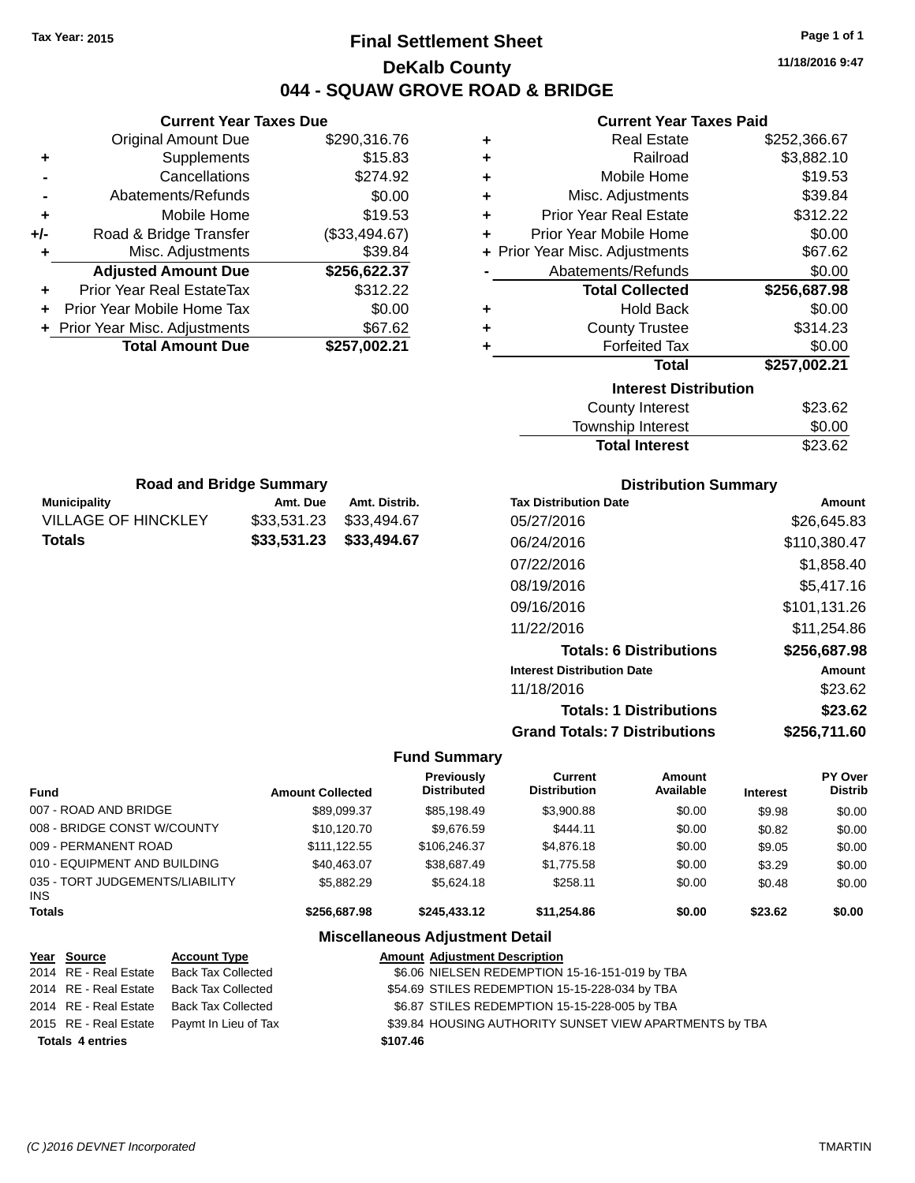Tax Year: 2015

# Final Settlement Sheet

## DeKalb County

## 044 - SQUAW GROVE ROAD & BRIDGE

11/18/2016 9:47

### Current Year Taxes Due

| | | |
|---|---|---|
| | Original Amount Due | $290,316.76 |
| + | Supplements | $15.83 |
| - | Cancellations | $274.92 |
| - | Abatements/Refunds | $0.00 |
| + | Mobile Home | $19.53 |
| +/- | Road & Bridge Transfer | ($33,494.67) |
| + | Misc. Adjustments | $39.84 |
| | **Adjusted Amount Due** | **$256,622.37** |
| + | Prior Year Real EstateTax | $312.22 |
| + | Prior Year Mobile Home Tax | $0.00 |
| + | Prior Year Misc. Adjustments | $67.62 |
| | **Total Amount Due** | **$257,002.21** |

### Current Year Taxes Paid

| | | |
|---|---|---|
| + | Real Estate | $252,366.67 |
| + | Railroad | $3,882.10 |
| + | Mobile Home | $19.53 |
| + | Misc. Adjustments | $39.84 |
| + | Prior Year Real Estate | $312.22 |
| + | Prior Year Mobile Home | $0.00 |
| + | Prior Year Misc. Adjustments | $67.62 |
| - | Abatements/Refunds | $0.00 |
| | **Total Collected** | **$256,687.98** |
| + | Hold Back | $0.00 |
| + | County Trustee | $314.23 |
| + | Forfeited Tax | $0.00 |
| | **Total** | **$257,002.21** |

### Interest Distribution

| | |
|---|---|
| County Interest | $23.62 |
| Township Interest | $0.00 |
| **Total Interest** | $23.62 |

### Road and Bridge Summary

| Municipality | Amt. Due | Amt. Distrib. |
|---|---|---|
| VILLAGE OF HINCKLEY | $33,531.23 | $33,494.67 |
| **Totals** | **$33,531.23** | **$33,494.67** |

### Distribution Summary

| Tax Distribution Date | Amount |
|---|---|
| 05/27/2016 | $26,645.83 |
| 06/24/2016 | $110,380.47 |
| 07/22/2016 | $1,858.40 |
| 08/19/2016 | $5,417.16 |
| 09/16/2016 | $101,131.26 |
| 11/22/2016 | $11,254.86 |
| **Totals: 6 Distributions** | **$256,687.98** |
| **Interest Distribution Date** | **Amount** |
| 11/18/2016 | $23.62 |
| **Totals: 1 Distributions** | **$23.62** |
| **Grand Totals: 7 Distributions** | **$256,711.60** |

### Fund Summary

| Fund | Amount Collected | Previously Distributed | Current Distribution | Amount Available | Interest | PY Over Distrib |
|---|---|---|---|---|---|---|
| 007 - ROAD AND BRIDGE | $89,099.37 | $85,198.49 | $3,900.88 | $0.00 | $9.98 | $0.00 |
| 008 - BRIDGE CONST W/COUNTY | $10,120.70 | $9,676.59 | $444.11 | $0.00 | $0.82 | $0.00 |
| 009 - PERMANENT ROAD | $111,122.55 | $106,246.37 | $4,876.18 | $0.00 | $9.05 | $0.00 |
| 010 - EQUIPMENT AND BUILDING | $40,463.07 | $38,687.49 | $1,775.58 | $0.00 | $3.29 | $0.00 |
| 035 - TORT JUDGEMENTS/LIABILITY INS | $5,882.29 | $5,624.18 | $258.11 | $0.00 | $0.48 | $0.00 |
| **Totals** | **$256,687.98** | **$245,433.12** | **$11,254.86** | **$0.00** | **$23.62** | **$0.00** |

### Miscellaneous Adjustment Detail

| Year | Source | Account Type | Amount | Adjustment Description |
|---|---|---|---|---|
| 2014 | RE - Real Estate | Back Tax Collected | $6.06 | NIELSEN REDEMPTION 15-16-151-019 by TBA |
| 2014 | RE - Real Estate | Back Tax Collected | $54.69 | STILES REDEMPTION 15-15-228-034 by TBA |
| 2014 | RE - Real Estate | Back Tax Collected | $6.87 | STILES REDEMPTION 15-15-228-005 by TBA |
| 2015 | RE - Real Estate | Paymt In Lieu of Tax | $39.84 | HOUSING AUTHORITY SUNSET VIEW APARTMENTS by TBA |
| **Totals 4 entries** | | | **$107.46** | |

(C )2016 DEVNET Incorporated TMARTIN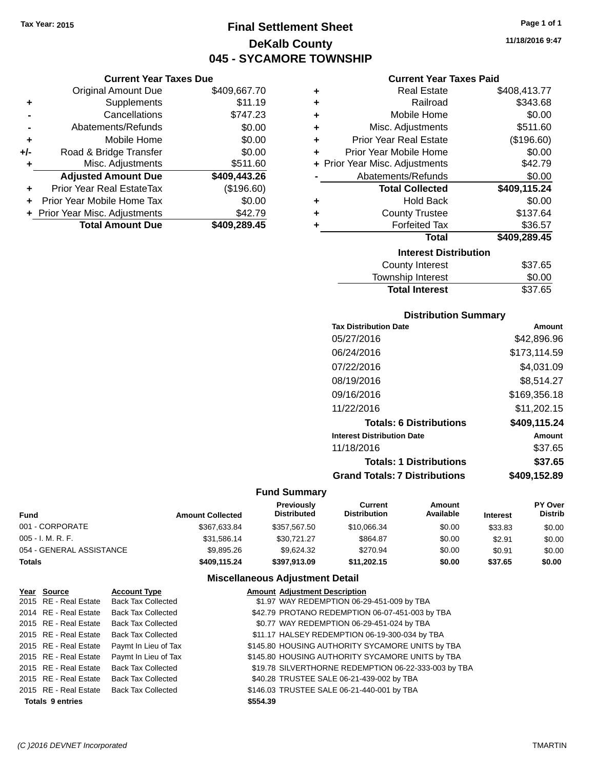Tax Year: 2015

# Final Settlement Sheet
## DeKalb County
## 045 - SYCAMORE TOWNSHIP

11/18/2016 9:47

### Current Year Taxes Due

| | | |
|---|---|---|
| | Original Amount Due | $409,667.70 |
| + | Supplements | $11.19 |
| - | Cancellations | $747.23 |
| - | Abatements/Refunds | $0.00 |
| + | Mobile Home | $0.00 |
| +/- | Road & Bridge Transfer | $0.00 |
| + | Misc. Adjustments | $511.60 |
| | **Adjusted Amount Due** | **$409,443.26** |
| + | Prior Year Real EstateTax | ($196.60) |
| + | Prior Year Mobile Home Tax | $0.00 |
| + | Prior Year Misc. Adjustments | $42.79 |
| | **Total Amount Due** | **$409,289.45** |

### Current Year Taxes Paid

| | | |
|---|---|---|
| + | Real Estate | $408,413.77 |
| + | Railroad | $343.68 |
| + | Mobile Home | $0.00 |
| + | Misc. Adjustments | $511.60 |
| + | Prior Year Real Estate | ($196.60) |
| + | Prior Year Mobile Home | $0.00 |
| + | Prior Year Misc. Adjustments | $42.79 |
| - | Abatements/Refunds | $0.00 |
| | **Total Collected** | **$409,115.24** |
| + | Hold Back | $0.00 |
| + | County Trustee | $137.64 |
| + | Forfeited Tax | $36.57 |
| | **Total** | **$409,289.45** |

### Interest Distribution

| | |
|---|---|
| County Interest | $37.65 |
| Township Interest | $0.00 |
| **Total Interest** | $37.65 |

### Distribution Summary

| Tax Distribution Date | Amount |
|---|---|
| 05/27/2016 | $42,896.96 |
| 06/24/2016 | $173,114.59 |
| 07/22/2016 | $4,031.09 |
| 08/19/2016 | $8,514.27 |
| 09/16/2016 | $169,356.18 |
| 11/22/2016 | $11,202.15 |
| **Totals: 6 Distributions** | **$409,115.24** |
| **Interest Distribution Date** | **Amount** |
| 11/18/2016 | $37.65 |
| **Totals: 1 Distributions** | **$37.65** |
| **Grand Totals: 7 Distributions** | **$409,152.89** |

### Fund Summary

| Fund | Amount Collected | Previously Distributed | Current Distribution | Amount Available | Interest | PY Over Distrib |
|---|---|---|---|---|---|---|
| 001 - CORPORATE | $367,633.84 | $357,567.50 | $10,066.34 | $0.00 | $33.83 | $0.00 |
| 005 - I. M. R. F. | $31,586.14 | $30,721.27 | $864.87 | $0.00 | $2.91 | $0.00 |
| 054 - GENERAL ASSISTANCE | $9,895.26 | $9,624.32 | $270.94 | $0.00 | $0.91 | $0.00 |
| **Totals** | **$409,115.24** | **$397,913.09** | **$11,202.15** | **$0.00** | **$37.65** | **$0.00** |

### Miscellaneous Adjustment Detail

| Year | Source | Account Type | Amount | Adjustment Description |
|---|---|---|---|---|
| 2015 | RE - Real Estate | Back Tax Collected | $1.97 | WAY REDEMPTION 06-29-451-009 by TBA |
| 2014 | RE - Real Estate | Back Tax Collected | $42.79 | PROTANO REDEMPTION 06-07-451-003 by TBA |
| 2015 | RE - Real Estate | Back Tax Collected | $0.77 | WAY REDEMPTION 06-29-451-024 by TBA |
| 2015 | RE - Real Estate | Back Tax Collected | $11.17 | HALSEY REDEMPTION 06-19-300-034 by TBA |
| 2015 | RE - Real Estate | Paymt In Lieu of Tax | $145.80 | HOUSING AUTHORITY SYCAMORE UNITS by TBA |
| 2015 | RE - Real Estate | Paymt In Lieu of Tax | $145.80 | HOUSING AUTHORITY SYCAMORE UNITS by TBA |
| 2015 | RE - Real Estate | Back Tax Collected | $19.78 | SILVERTHORNE REDEMPTION 06-22-333-003 by TBA |
| 2015 | RE - Real Estate | Back Tax Collected | $40.28 | TRUSTEE SALE 06-21-439-002 by TBA |
| 2015 | RE - Real Estate | Back Tax Collected | $146.03 | TRUSTEE SALE 06-21-440-001 by TBA |
| **Totals 9 entries** | | | **$554.39** | |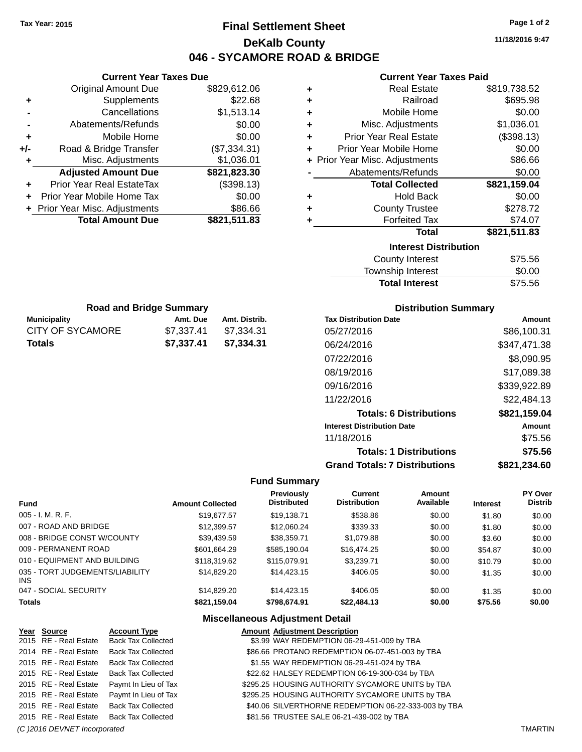Tax Year: 2015

# Final Settlement Sheet

## DeKalb County

## 046 - SYCAMORE ROAD & BRIDGE

11/18/2016 9:47

### Current Year Taxes Due

| | | |
|---|---|---|
| | Original Amount Due | $829,612.06 |
| + | Supplements | $22.68 |
| - | Cancellations | $1,513.14 |
| - | Abatements/Refunds | $0.00 |
| + | Mobile Home | $0.00 |
| +/- | Road & Bridge Transfer | ($7,334.31) |
| + | Misc. Adjustments | $1,036.01 |
| | **Adjusted Amount Due** | **$821,823.30** |
| + | Prior Year Real EstateTax | ($398.13) |
| + | Prior Year Mobile Home Tax | $0.00 |
| + | Prior Year Misc. Adjustments | $86.66 |
| | **Total Amount Due** | **$821,511.83** |

### Current Year Taxes Paid

| | | |
|---|---|---|
| + | Real Estate | $819,738.52 |
| + | Railroad | $695.98 |
| + | Mobile Home | $0.00 |
| + | Misc. Adjustments | $1,036.01 |
| + | Prior Year Real Estate | ($398.13) |
| + | Prior Year Mobile Home | $0.00 |
| + | Prior Year Misc. Adjustments | $86.66 |
| - | Abatements/Refunds | $0.00 |
| | **Total Collected** | **$821,159.04** |
| + | Hold Back | $0.00 |
| + | County Trustee | $278.72 |
| + | Forfeited Tax | $74.07 |
| | **Total** | **$821,511.83** |

### Interest Distribution

| | |
|---|---|
| County Interest | $75.56 |
| Township Interest | $0.00 |
| **Total Interest** | $75.56 |

### Road and Bridge Summary

| Municipality | Amt. Due | Amt. Distrib. |
|---|---|---|
| CITY OF SYCAMORE | $7,337.41 | $7,334.31 |
| **Totals** | **$7,337.41** | **$7,334.31** |

### Distribution Summary

| Tax Distribution Date | Amount |
|---|---|
| 05/27/2016 | $86,100.31 |
| 06/24/2016 | $347,471.38 |
| 07/22/2016 | $8,090.95 |
| 08/19/2016 | $17,089.38 |
| 09/16/2016 | $339,922.89 |
| 11/22/2016 | $22,484.13 |
| **Totals: 6 Distributions** | **$821,159.04** |
| **Interest Distribution Date** | **Amount** |
| 11/18/2016 | $75.56 |
| **Totals: 1 Distributions** | **$75.56** |
| **Grand Totals: 7 Distributions** | **$821,234.60** |

### Fund Summary

| Fund | Amount Collected | Previously Distributed | Current Distribution | Amount Available | Interest | PY Over Distrib |
|---|---|---|---|---|---|---|
| 005 - I. M. R. F. | $19,677.57 | $19,138.71 | $538.86 | $0.00 | $1.80 | $0.00 |
| 007 - ROAD AND BRIDGE | $12,399.57 | $12,060.24 | $339.33 | $0.00 | $1.80 | $0.00 |
| 008 - BRIDGE CONST W/COUNTY | $39,439.59 | $38,359.71 | $1,079.88 | $0.00 | $3.60 | $0.00 |
| 009 - PERMANENT ROAD | $601,664.29 | $585,190.04 | $16,474.25 | $0.00 | $54.87 | $0.00 |
| 010 - EQUIPMENT AND BUILDING | $118,319.62 | $115,079.91 | $3,239.71 | $0.00 | $10.79 | $0.00 |
| 035 - TORT JUDGEMENTS/LIABILITY INS | $14,829.20 | $14,423.15 | $406.05 | $0.00 | $1.35 | $0.00 |
| 047 - SOCIAL SECURITY | $14,829.20 | $14,423.15 | $406.05 | $0.00 | $1.35 | $0.00 |
| **Totals** | **$821,159.04** | **$798,674.91** | **$22,484.13** | **$0.00** | **$75.56** | **$0.00** |

### Miscellaneous Adjustment Detail

| Year | Source | Account Type | Amount | Adjustment Description |
|---|---|---|---|---|
| 2015 | RE - Real Estate | Back Tax Collected | $3.99 | WAY REDEMPTION 06-29-451-009 by TBA |
| 2014 | RE - Real Estate | Back Tax Collected | $86.66 | PROTANO REDEMPTION 06-07-451-003 by TBA |
| 2015 | RE - Real Estate | Back Tax Collected | $1.55 | WAY REDEMPTION 06-29-451-024 by TBA |
| 2015 | RE - Real Estate | Back Tax Collected | $22.62 | HALSEY REDEMPTION 06-19-300-034 by TBA |
| 2015 | RE - Real Estate | Paymt In Lieu of Tax | $295.25 | HOUSING AUTHORITY SYCAMORE UNITS by TBA |
| 2015 | RE - Real Estate | Paymt In Lieu of Tax | $295.25 | HOUSING AUTHORITY SYCAMORE UNITS by TBA |
| 2015 | RE - Real Estate | Back Tax Collected | $40.06 | SILVERTHORNE REDEMPTION 06-22-333-003 by TBA |
| 2015 | RE - Real Estate | Back Tax Collected | $81.56 | TRUSTEE SALE 06-21-439-002 by TBA |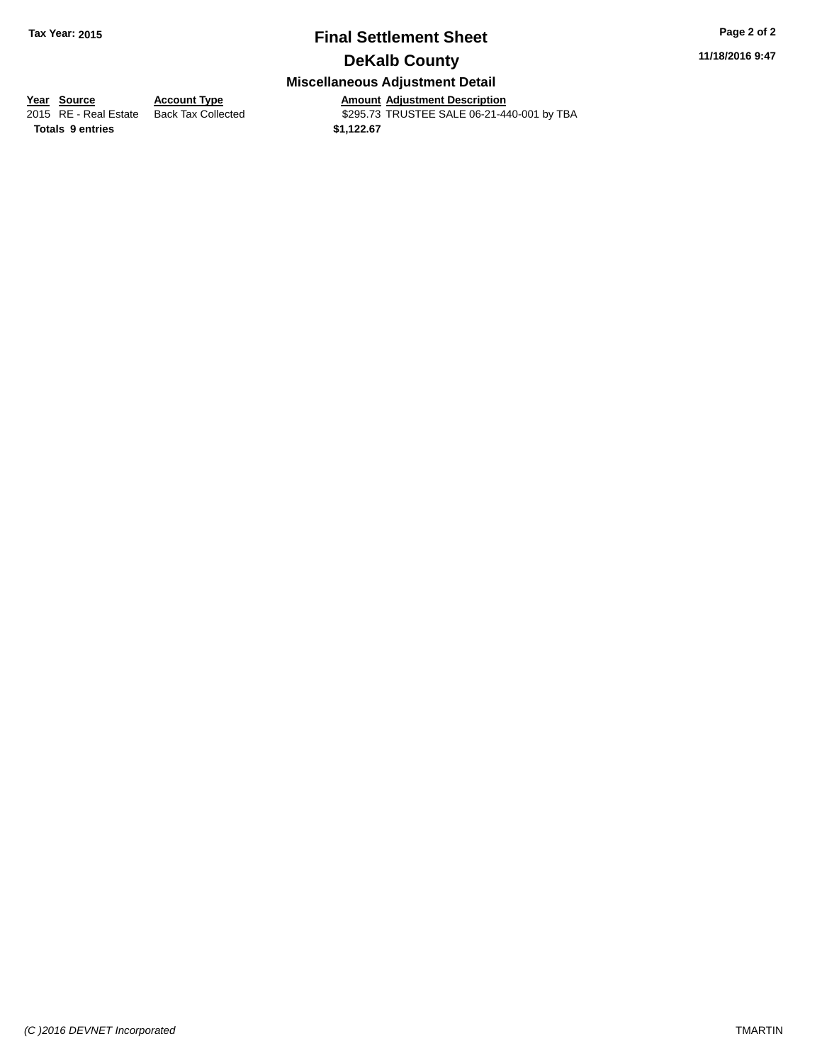## Final Settlement Sheet

**Tax Year: 2015**

**11/18/2016 9:47**

## DeKalb County

### Miscellaneous Adjustment Detail

| Year | Source | Account Type | Amount | Adjustment Description |
|---|---|---|---|---|
| 2015 | RE - Real Estate | Back Tax Collected | $295.73 | TRUSTEE SALE 06-21-440-001 by TBA |
| **Totals** | **9 entries** | | **$1,122.67** | |

*(C )2016 DEVNET Incorporated*

TMARTIN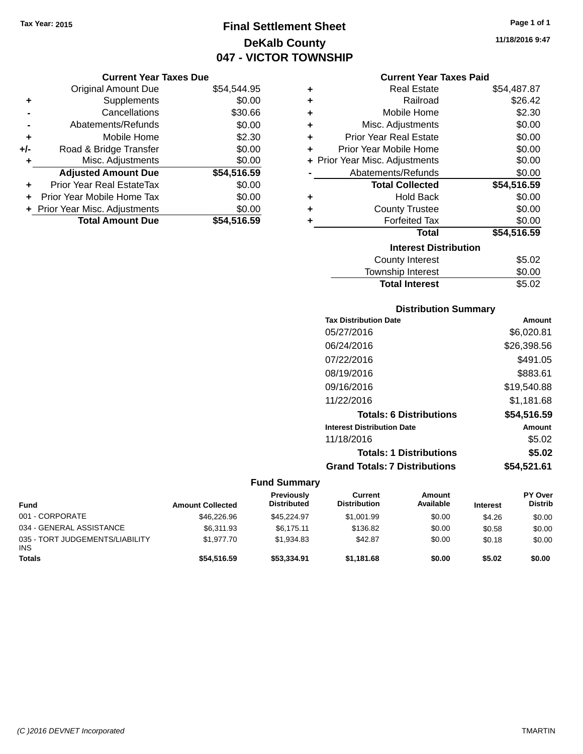Tax Year: 2015

# Final Settlement Sheet
## DeKalb County
## 047 - VICTOR TOWNSHIP

11/18/2016 9:47

### Current Year Taxes Due

| | | |
|---|---|---|
| | Original Amount Due | $54,544.95 |
| + | Supplements | $0.00 |
| - | Cancellations | $30.66 |
| - | Abatements/Refunds | $0.00 |
| + | Mobile Home | $2.30 |
| +/- | Road & Bridge Transfer | $0.00 |
| + | Misc. Adjustments | $0.00 |
| | **Adjusted Amount Due** | **$54,516.59** |
| + | Prior Year Real EstateTax | $0.00 |
| + | Prior Year Mobile Home Tax | $0.00 |
| + | Prior Year Misc. Adjustments | $0.00 |
| | **Total Amount Due** | **$54,516.59** |

### Current Year Taxes Paid

| | | |
|---|---|---|
| + | Real Estate | $54,487.87 |
| + | Railroad | $26.42 |
| + | Mobile Home | $2.30 |
| + | Misc. Adjustments | $0.00 |
| + | Prior Year Real Estate | $0.00 |
| + | Prior Year Mobile Home | $0.00 |
| + | Prior Year Misc. Adjustments | $0.00 |
| - | Abatements/Refunds | $0.00 |
| | **Total Collected** | **$54,516.59** |
| + | Hold Back | $0.00 |
| + | County Trustee | $0.00 |
| + | Forfeited Tax | $0.00 |
| | **Total** | **$54,516.59** |

### Interest Distribution

| | |
|---|---|
| County Interest | $5.02 |
| Township Interest | $0.00 |
| **Total Interest** | $5.02 |

### Distribution Summary

| Tax Distribution Date | Amount |
|---|---|
| 05/27/2016 | $6,020.81 |
| 06/24/2016 | $26,398.56 |
| 07/22/2016 | $491.05 |
| 08/19/2016 | $883.61 |
| 09/16/2016 | $19,540.88 |
| 11/22/2016 | $1,181.68 |
| **Totals: 6 Distributions** | **$54,516.59** |
| **Interest Distribution Date** | **Amount** |
| 11/18/2016 | $5.02 |
| **Totals: 1 Distributions** | **$5.02** |
| **Grand Totals: 7 Distributions** | **$54,521.61** |

### Fund Summary

| Fund | Amount Collected | Previously Distributed | Current Distribution | Amount Available | Interest | PY Over Distrib |
|---|---|---|---|---|---|---|
| 001 - CORPORATE | $46,226.96 | $45,224.97 | $1,001.99 | $0.00 | $4.26 | $0.00 |
| 034 - GENERAL ASSISTANCE | $6,311.93 | $6,175.11 | $136.82 | $0.00 | $0.58 | $0.00 |
| 035 - TORT JUDGEMENTS/LIABILITY INS | $1,977.70 | $1,934.83 | $42.87 | $0.00 | $0.18 | $0.00 |
| **Totals** | **$54,516.59** | **$53,334.91** | **$1,181.68** | **$0.00** | **$5.02** | **$0.00** |

(C )2016 DEVNET Incorporated — TMARTIN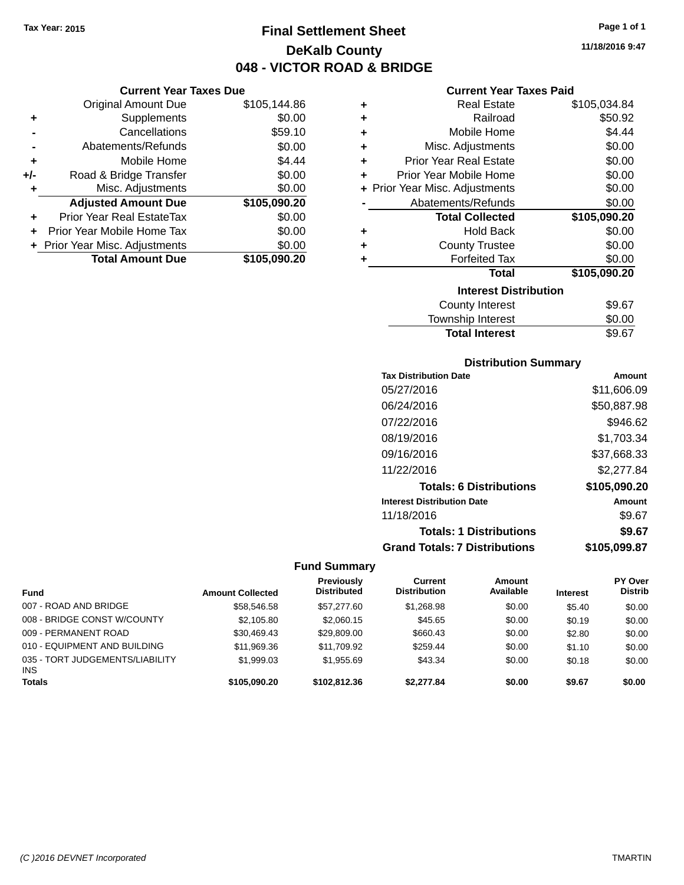Tax Year: 2015

# Final Settlement Sheet

## DeKalb County

## 048 - VICTOR ROAD & BRIDGE

11/18/2016 9:47

### Current Year Taxes Due

| | | |
|---|---|---|
| | Original Amount Due | $105,144.86 |
| + | Supplements | $0.00 |
| - | Cancellations | $59.10 |
| - | Abatements/Refunds | $0.00 |
| + | Mobile Home | $4.44 |
| +/- | Road & Bridge Transfer | $0.00 |
| + | Misc. Adjustments | $0.00 |
| | **Adjusted Amount Due** | **$105,090.20** |
| + | Prior Year Real EstateTax | $0.00 |
| + | Prior Year Mobile Home Tax | $0.00 |
| + | Prior Year Misc. Adjustments | $0.00 |
| | **Total Amount Due** | **$105,090.20** |

### Current Year Taxes Paid

| | | |
|---|---|---|
| + | Real Estate | $105,034.84 |
| + | Railroad | $50.92 |
| + | Mobile Home | $4.44 |
| + | Misc. Adjustments | $0.00 |
| + | Prior Year Real Estate | $0.00 |
| + | Prior Year Mobile Home | $0.00 |
| + | Prior Year Misc. Adjustments | $0.00 |
| - | Abatements/Refunds | $0.00 |
| | **Total Collected** | **$105,090.20** |
| + | Hold Back | $0.00 |
| + | County Trustee | $0.00 |
| + | Forfeited Tax | $0.00 |
| | **Total** | **$105,090.20** |

### Interest Distribution

| | |
|---|---|
| County Interest | $9.67 |
| Township Interest | $0.00 |
| **Total Interest** | **$9.67** |

### Distribution Summary

| Tax Distribution Date | Amount |
|---|---|
| 05/27/2016 | $11,606.09 |
| 06/24/2016 | $50,887.98 |
| 07/22/2016 | $946.62 |
| 08/19/2016 | $1,703.34 |
| 09/16/2016 | $37,668.33 |
| 11/22/2016 | $2,277.84 |
| **Totals: 6 Distributions** | **$105,090.20** |
| **Interest Distribution Date** | **Amount** |
| 11/18/2016 | $9.67 |
| **Totals: 1 Distributions** | **$9.67** |
| **Grand Totals: 7 Distributions** | **$105,099.87** |

### Fund Summary

| Fund | Amount Collected | Previously Distributed | Current Distribution | Amount Available | Interest | PY Over Distrib |
|---|---|---|---|---|---|---|
| 007 - ROAD AND BRIDGE | $58,546.58 | $57,277.60 | $1,268.98 | $0.00 | $5.40 | $0.00 |
| 008 - BRIDGE CONST W/COUNTY | $2,105.80 | $2,060.15 | $45.65 | $0.00 | $0.19 | $0.00 |
| 009 - PERMANENT ROAD | $30,469.43 | $29,809.00 | $660.43 | $0.00 | $2.80 | $0.00 |
| 010 - EQUIPMENT AND BUILDING | $11,969.36 | $11,709.92 | $259.44 | $0.00 | $1.10 | $0.00 |
| 035 - TORT JUDGEMENTS/LIABILITY INS | $1,999.03 | $1,955.69 | $43.34 | $0.00 | $0.18 | $0.00 |
| **Totals** | **$105,090.20** | **$102,812.36** | **$2,277.84** | **$0.00** | **$9.67** | **$0.00** |

(C )2016 DEVNET Incorporated TMARTIN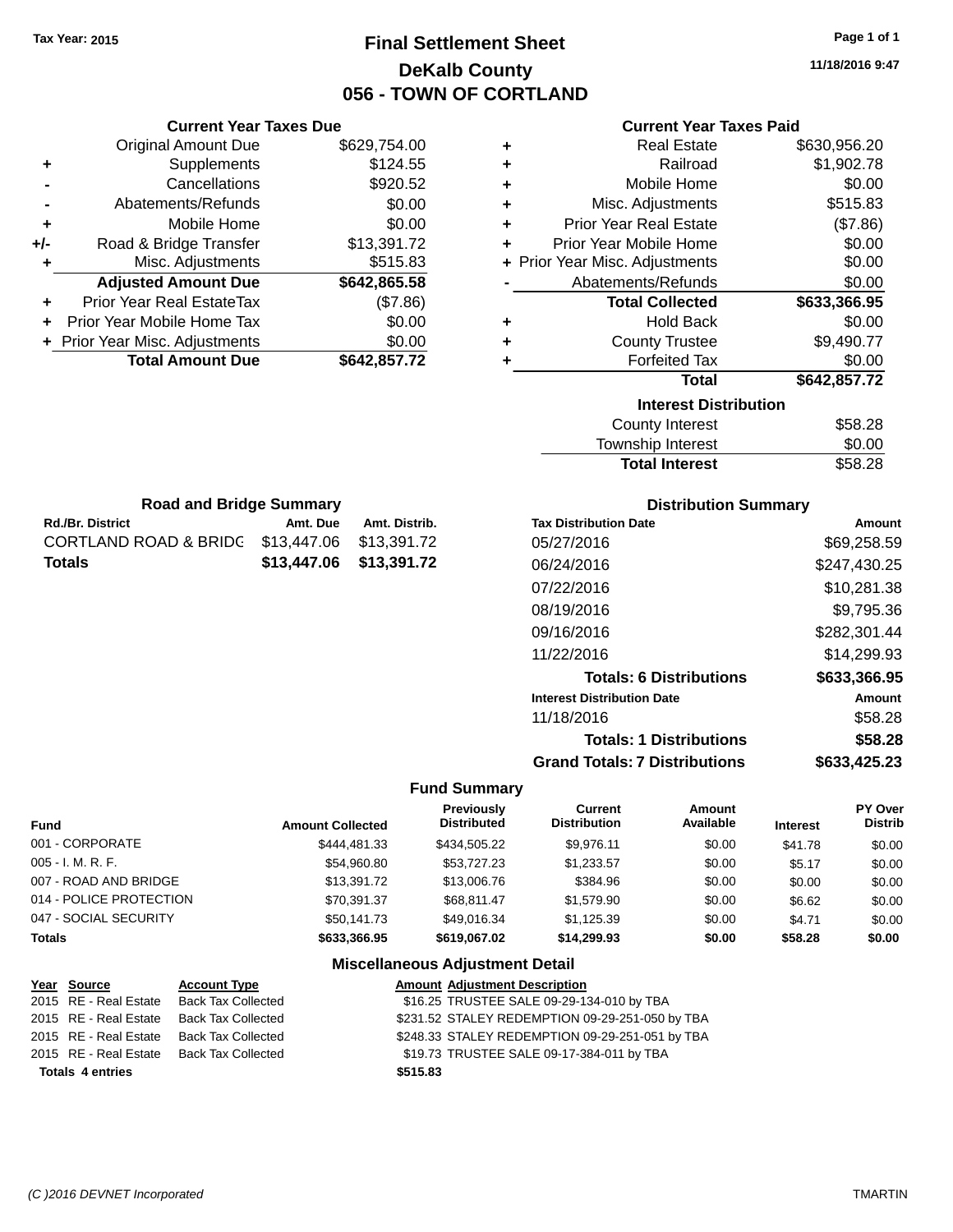**Tax Year: 2015**

# Final Settlement Sheet
## DeKalb County
## 056 - TOWN OF CORTLAND

11/18/2016 9:47

### Current Year Taxes Due

| | | |
|---|---|---|
| | Original Amount Due | $629,754.00 |
| + | Supplements | $124.55 |
| - | Cancellations | $920.52 |
| - | Abatements/Refunds | $0.00 |
| + | Mobile Home | $0.00 |
| +/- | Road & Bridge Transfer | $13,391.72 |
| + | Misc. Adjustments | $515.83 |
| | **Adjusted Amount Due** | **$642,865.58** |
| + | Prior Year Real EstateTax | ($7.86) |
| + | Prior Year Mobile Home Tax | $0.00 |
| + | Prior Year Misc. Adjustments | $0.00 |
| | **Total Amount Due** | **$642,857.72** |

### Current Year Taxes Paid

| | | |
|---|---|---|
| + | Real Estate | $630,956.20 |
| + | Railroad | $1,902.78 |
| + | Mobile Home | $0.00 |
| + | Misc. Adjustments | $515.83 |
| + | Prior Year Real Estate | ($7.86) |
| + | Prior Year Mobile Home | $0.00 |
| + | Prior Year Misc. Adjustments | $0.00 |
| - | Abatements/Refunds | $0.00 |
| | **Total Collected** | **$633,366.95** |
| + | Hold Back | $0.00 |
| + | County Trustee | $9,490.77 |
| + | Forfeited Tax | $0.00 |
| | **Total** | **$642,857.72** |

### Interest Distribution

| | |
|---|---|
| County Interest | $58.28 |
| Township Interest | $0.00 |
| **Total Interest** | $58.28 |

### Road and Bridge Summary

| Rd./Br. District | Amt. Due | Amt. Distrib. |
|---|---|---|
| CORTLAND ROAD & BRIDG | $13,447.06 | $13,391.72 |
| **Totals** | **$13,447.06** | **$13,391.72** |

### Distribution Summary

| Tax Distribution Date | Amount |
|---|---|
| 05/27/2016 | $69,258.59 |
| 06/24/2016 | $247,430.25 |
| 07/22/2016 | $10,281.38 |
| 08/19/2016 | $9,795.36 |
| 09/16/2016 | $282,301.44 |
| 11/22/2016 | $14,299.93 |
| **Totals: 6 Distributions** | **$633,366.95** |
| **Interest Distribution Date** | **Amount** |
| 11/18/2016 | $58.28 |
| **Totals: 1 Distributions** | **$58.28** |
| **Grand Totals: 7 Distributions** | **$633,425.23** |

### Fund Summary

| Fund | Amount Collected | Previously Distributed | Current Distribution | Amount Available | Interest | PY Over Distrib |
|---|---|---|---|---|---|---|
| 001 - CORPORATE | $444,481.33 | $434,505.22 | $9,976.11 | $0.00 | $41.78 | $0.00 |
| 005 - I. M. R. F. | $54,960.80 | $53,727.23 | $1,233.57 | $0.00 | $5.17 | $0.00 |
| 007 - ROAD AND BRIDGE | $13,391.72 | $13,006.76 | $384.96 | $0.00 | $0.00 | $0.00 |
| 014 - POLICE PROTECTION | $70,391.37 | $68,811.47 | $1,579.90 | $0.00 | $6.62 | $0.00 |
| 047 - SOCIAL SECURITY | $50,141.73 | $49,016.34 | $1,125.39 | $0.00 | $4.71 | $0.00 |
| **Totals** | **$633,366.95** | **$619,067.02** | **$14,299.93** | **$0.00** | **$58.28** | **$0.00** |

### Miscellaneous Adjustment Detail

| Year | Source | Account Type | Amount | Adjustment Description |
|---|---|---|---|---|
| 2015 | RE - Real Estate | Back Tax Collected | $16.25 | TRUSTEE SALE 09-29-134-010 by TBA |
| 2015 | RE - Real Estate | Back Tax Collected | $231.52 | STALEY REDEMPTION 09-29-251-050 by TBA |
| 2015 | RE - Real Estate | Back Tax Collected | $248.33 | STALEY REDEMPTION 09-29-251-051 by TBA |
| 2015 | RE - Real Estate | Back Tax Collected | $19.73 | TRUSTEE SALE 09-17-384-011 by TBA |
| **Totals 4 entries** | | | **$515.83** | |

(C )2016 DEVNET Incorporated TMARTIN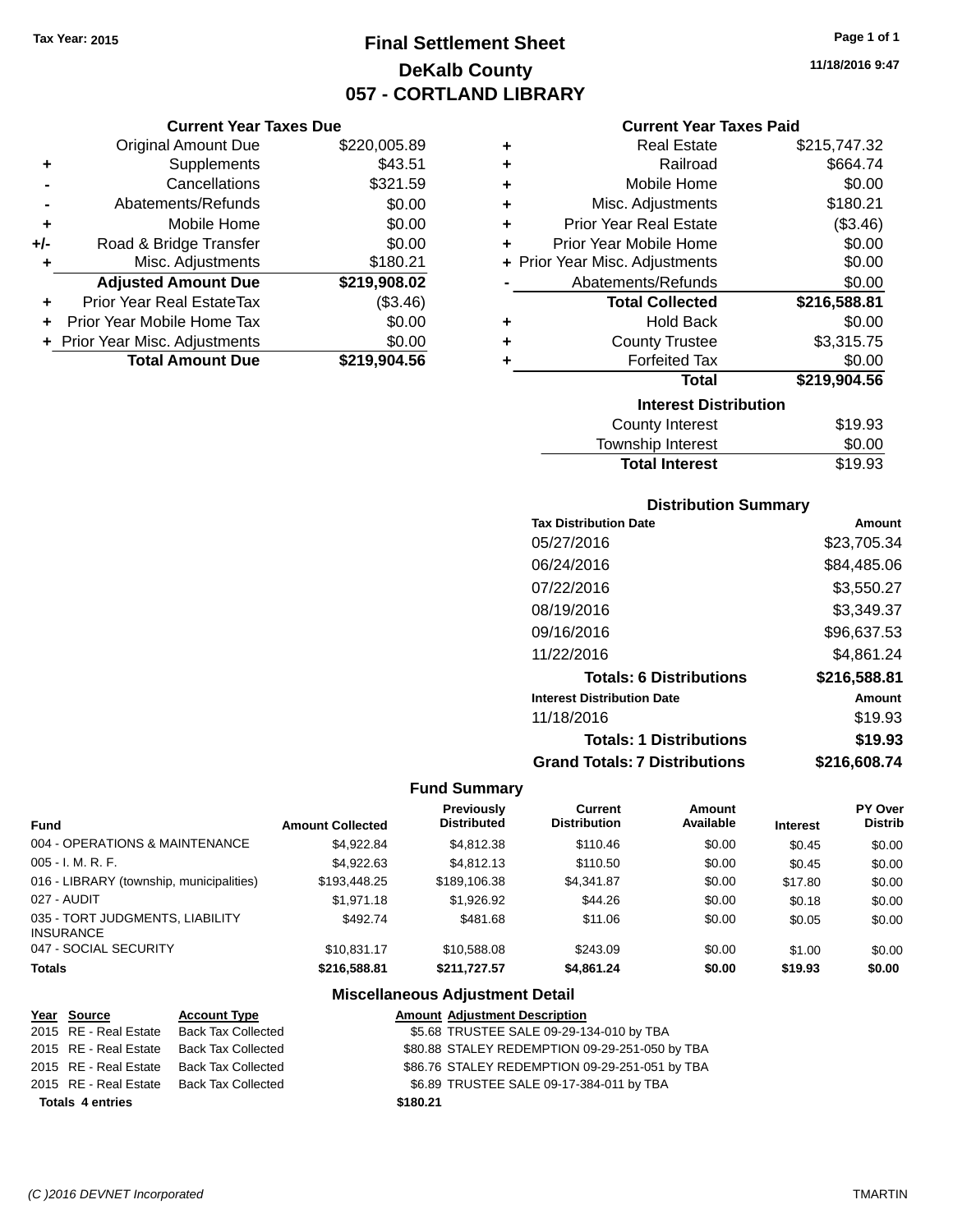Tax Year: 2015

# Final Settlement Sheet
## DeKalb County
## 057 - CORTLAND LIBRARY

11/18/2016 9:47

### Current Year Taxes Due

| | | |
|---|---|---|
| | Original Amount Due | $220,005.89 |
| + | Supplements | $43.51 |
| - | Cancellations | $321.59 |
| - | Abatements/Refunds | $0.00 |
| + | Mobile Home | $0.00 |
| +/- | Road & Bridge Transfer | $0.00 |
| + | Misc. Adjustments | $180.21 |
| | **Adjusted Amount Due** | **$219,908.02** |
| + | Prior Year Real EstateTax | ($3.46) |
| + | Prior Year Mobile Home Tax | $0.00 |
| + | Prior Year Misc. Adjustments | $0.00 |
| | **Total Amount Due** | **$219,904.56** |

### Current Year Taxes Paid

| | | |
|---|---|---|
| + | Real Estate | $215,747.32 |
| + | Railroad | $664.74 |
| + | Mobile Home | $0.00 |
| + | Misc. Adjustments | $180.21 |
| + | Prior Year Real Estate | ($3.46) |
| + | Prior Year Mobile Home | $0.00 |
| + | Prior Year Misc. Adjustments | $0.00 |
| - | Abatements/Refunds | $0.00 |
| | **Total Collected** | **$216,588.81** |
| + | Hold Back | $0.00 |
| + | County Trustee | $3,315.75 |
| + | Forfeited Tax | $0.00 |
| | **Total** | **$219,904.56** |

### Interest Distribution

| | |
|---|---|
| County Interest | $19.93 |
| Township Interest | $0.00 |
| **Total Interest** | $19.93 |

### Distribution Summary

| Tax Distribution Date | Amount |
|---|---|
| 05/27/2016 | $23,705.34 |
| 06/24/2016 | $84,485.06 |
| 07/22/2016 | $3,550.27 |
| 08/19/2016 | $3,349.37 |
| 09/16/2016 | $96,637.53 |
| 11/22/2016 | $4,861.24 |
| **Totals: 6 Distributions** | **$216,588.81** |
| **Interest Distribution Date** | **Amount** |
| 11/18/2016 | $19.93 |
| **Totals: 1 Distributions** | **$19.93** |
| **Grand Totals: 7 Distributions** | **$216,608.74** |

### Fund Summary

| Fund | Amount Collected | Previously Distributed | Current Distribution | Amount Available | Interest | PY Over Distrib |
|---|---|---|---|---|---|---|
| 004 - OPERATIONS & MAINTENANCE | $4,922.84 | $4,812.38 | $110.46 | $0.00 | $0.45 | $0.00 |
| 005 - I. M. R. F. | $4,922.63 | $4,812.13 | $110.50 | $0.00 | $0.45 | $0.00 |
| 016 - LIBRARY (township, municipalities) | $193,448.25 | $189,106.38 | $4,341.87 | $0.00 | $17.80 | $0.00 |
| 027 - AUDIT | $1,971.18 | $1,926.92 | $44.26 | $0.00 | $0.18 | $0.00 |
| 035 - TORT JUDGMENTS, LIABILITY INSURANCE | $492.74 | $481.68 | $11.06 | $0.00 | $0.05 | $0.00 |
| 047 - SOCIAL SECURITY | $10,831.17 | $10,588.08 | $243.09 | $0.00 | $1.00 | $0.00 |
| **Totals** | **$216,588.81** | **$211,727.57** | **$4,861.24** | **$0.00** | **$19.93** | **$0.00** |

### Miscellaneous Adjustment Detail

| Year | Source | Account Type | Amount | Adjustment Description |
|---|---|---|---|---|
| 2015 | RE - Real Estate | Back Tax Collected | $5.68 | TRUSTEE SALE 09-29-134-010 by TBA |
| 2015 | RE - Real Estate | Back Tax Collected | $80.88 | STALEY REDEMPTION 09-29-251-050 by TBA |
| 2015 | RE - Real Estate | Back Tax Collected | $86.76 | STALEY REDEMPTION 09-29-251-051 by TBA |
| 2015 | RE - Real Estate | Back Tax Collected | $6.89 | TRUSTEE SALE 09-17-384-011 by TBA |
| **Totals 4 entries** | | | **$180.21** | |

(C )2016 DEVNET Incorporated TMARTIN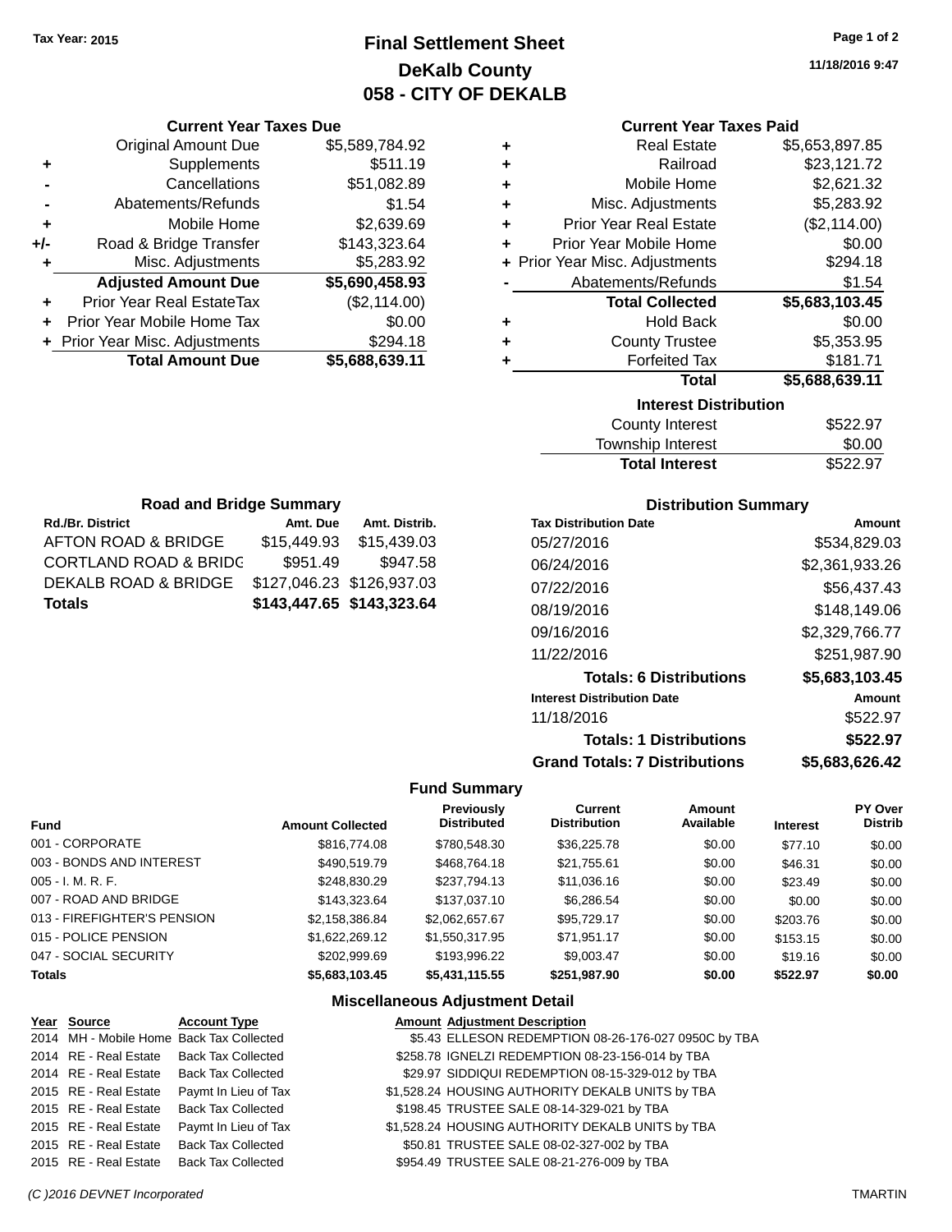Tax Year: 2015

# Final Settlement Sheet
## DeKalb County
## 058 - CITY OF DEKALB

11/18/2016 9:47

### Current Year Taxes Due

| | | |
|---|---|---|
| | Original Amount Due | $5,589,784.92 |
| + | Supplements | $511.19 |
| - | Cancellations | $51,082.89 |
| - | Abatements/Refunds | $1.54 |
| + | Mobile Home | $2,639.69 |
| +/- | Road & Bridge Transfer | $143,323.64 |
| + | Misc. Adjustments | $5,283.92 |
| | **Adjusted Amount Due** | **$5,690,458.93** |
| + | Prior Year Real EstateTax | ($2,114.00) |
| + | Prior Year Mobile Home Tax | $0.00 |
| + | Prior Year Misc. Adjustments | $294.18 |
| | **Total Amount Due** | **$5,688,639.11** |

### Current Year Taxes Paid

| | | |
|---|---|---|
| + | Real Estate | $5,653,897.85 |
| + | Railroad | $23,121.72 |
| + | Mobile Home | $2,621.32 |
| + | Misc. Adjustments | $5,283.92 |
| + | Prior Year Real Estate | ($2,114.00) |
| + | Prior Year Mobile Home | $0.00 |
| + | Prior Year Misc. Adjustments | $294.18 |
| - | Abatements/Refunds | $1.54 |
| | **Total Collected** | **$5,683,103.45** |
| + | Hold Back | $0.00 |
| + | County Trustee | $5,353.95 |
| + | Forfeited Tax | $181.71 |
| | **Total** | **$5,688,639.11** |

### Interest Distribution

| | |
|---|---|
| County Interest | $522.97 |
| Township Interest | $0.00 |
| **Total Interest** | $522.97 |

### Road and Bridge Summary

| Rd./Br. District | Amt. Due | Amt. Distrib. |
|---|---|---|
| AFTON ROAD & BRIDGE | $15,449.93 | $15,439.03 |
| CORTLAND ROAD & BRIDG | $951.49 | $947.58 |
| DEKALB ROAD & BRIDGE | $127,046.23 | $126,937.03 |
| **Totals** | **$143,447.65** | **$143,323.64** |

### Distribution Summary

| Tax Distribution Date | Amount |
|---|---|
| 05/27/2016 | $534,829.03 |
| 06/24/2016 | $2,361,933.26 |
| 07/22/2016 | $56,437.43 |
| 08/19/2016 | $148,149.06 |
| 09/16/2016 | $2,329,766.77 |
| 11/22/2016 | $251,987.90 |
| **Totals: 6 Distributions** | **$5,683,103.45** |
| **Interest Distribution Date** | **Amount** |
| 11/18/2016 | $522.97 |
| **Totals: 1 Distributions** | **$522.97** |
| **Grand Totals: 7 Distributions** | **$5,683,626.42** |

### Fund Summary

| Fund | Amount Collected | Previously Distributed | Current Distribution | Amount Available | Interest | PY Over Distrib |
|---|---|---|---|---|---|---|
| 001 - CORPORATE | $816,774.08 | $780,548.30 | $36,225.78 | $0.00 | $77.10 | $0.00 |
| 003 - BONDS AND INTEREST | $490,519.79 | $468,764.18 | $21,755.61 | $0.00 | $46.31 | $0.00 |
| 005 - I. M. R. F. | $248,830.29 | $237,794.13 | $11,036.16 | $0.00 | $23.49 | $0.00 |
| 007 - ROAD AND BRIDGE | $143,323.64 | $137,037.10 | $6,286.54 | $0.00 | $0.00 | $0.00 |
| 013 - FIREFIGHTER'S PENSION | $2,158,386.84 | $2,062,657.67 | $95,729.17 | $0.00 | $203.76 | $0.00 |
| 015 - POLICE PENSION | $1,622,269.12 | $1,550,317.95 | $71,951.17 | $0.00 | $153.15 | $0.00 |
| 047 - SOCIAL SECURITY | $202,999.69 | $193,996.22 | $9,003.47 | $0.00 | $19.16 | $0.00 |
| **Totals** | **$5,683,103.45** | **$5,431,115.55** | **$251,987.90** | **$0.00** | **$522.97** | **$0.00** |

### Miscellaneous Adjustment Detail

| Year | Source | Account Type | Amount | Adjustment Description |
|---|---|---|---|---|
| 2014 | MH - Mobile Home | Back Tax Collected | $5.43 | ELLESON REDEMPTION 08-26-176-027 0950C by TBA |
| 2014 | RE - Real Estate | Back Tax Collected | $258.78 | IGNELZI REDEMPTION 08-23-156-014 by TBA |
| 2014 | RE - Real Estate | Back Tax Collected | $29.97 | SIDDIQUI REDEMPTION 08-15-329-012 by TBA |
| 2015 | RE - Real Estate | Paymt In Lieu of Tax | $1,528.24 | HOUSING AUTHORITY DEKALB UNITS by TBA |
| 2015 | RE - Real Estate | Back Tax Collected | $198.45 | TRUSTEE SALE 08-14-329-021 by TBA |
| 2015 | RE - Real Estate | Paymt In Lieu of Tax | $1,528.24 | HOUSING AUTHORITY DEKALB UNITS by TBA |
| 2015 | RE - Real Estate | Back Tax Collected | $50.81 | TRUSTEE SALE 08-02-327-002 by TBA |
| 2015 | RE - Real Estate | Back Tax Collected | $954.49 | TRUSTEE SALE 08-21-276-009 by TBA |

(C )2016 DEVNET Incorporated    TMARTIN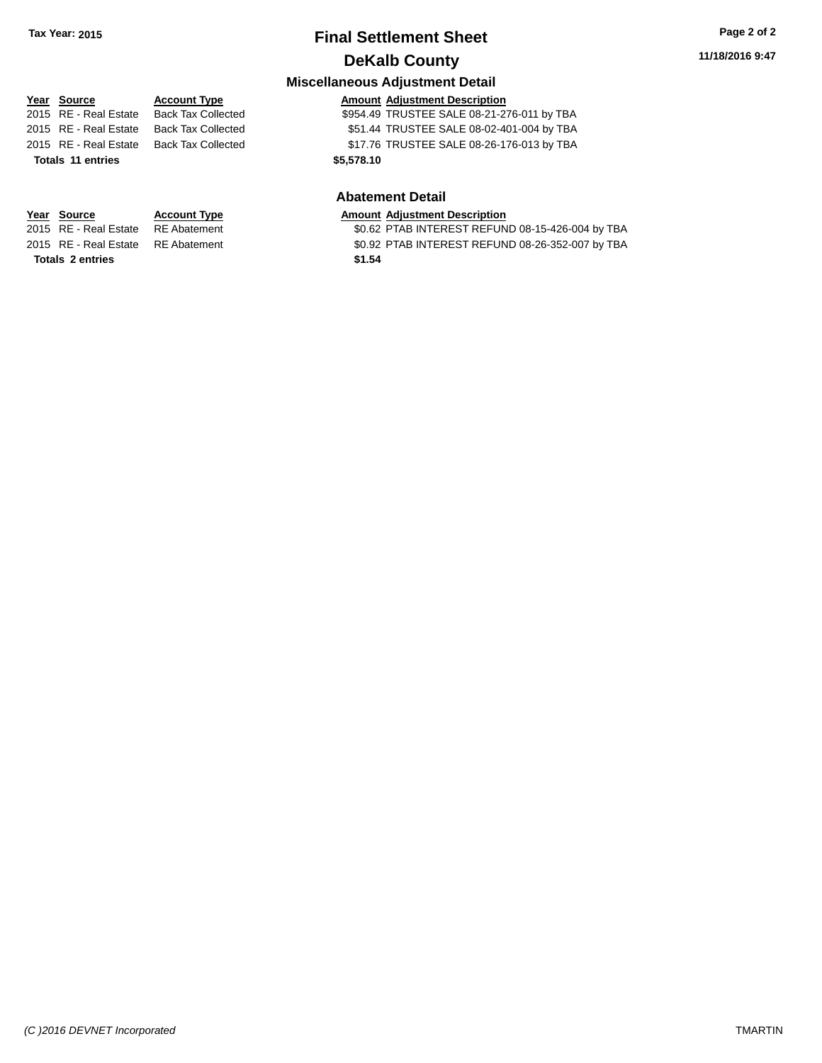# Final Settlement Sheet

## DeKalb County

**Tax Year: 2015**

**11/18/2016 9:47**

### Miscellaneous Adjustment Detail

| Year | Source | Account Type | Amount | Adjustment Description |
|---|---|---|---|---|
| 2015 | RE - Real Estate | Back Tax Collected | $954.49 | TRUSTEE SALE 08-21-276-011 by TBA |
| 2015 | RE - Real Estate | Back Tax Collected | $51.44 | TRUSTEE SALE 08-02-401-004 by TBA |
| 2015 | RE - Real Estate | Back Tax Collected | $17.76 | TRUSTEE SALE 08-26-176-013 by TBA |
| **Totals** | **11 entries** | | **$5,578.10** | |

### Abatement Detail

| Year | Source | Account Type | Amount | Adjustment Description |
|---|---|---|---|---|
| 2015 | RE - Real Estate | RE Abatement | $0.62 | PTAB INTEREST REFUND 08-15-426-004 by TBA |
| 2015 | RE - Real Estate | RE Abatement | $0.92 | PTAB INTEREST REFUND 08-26-352-007 by TBA |
| **Totals** | **2 entries** | | **$1.54** | |

*(C )2016 DEVNET Incorporated* TMARTIN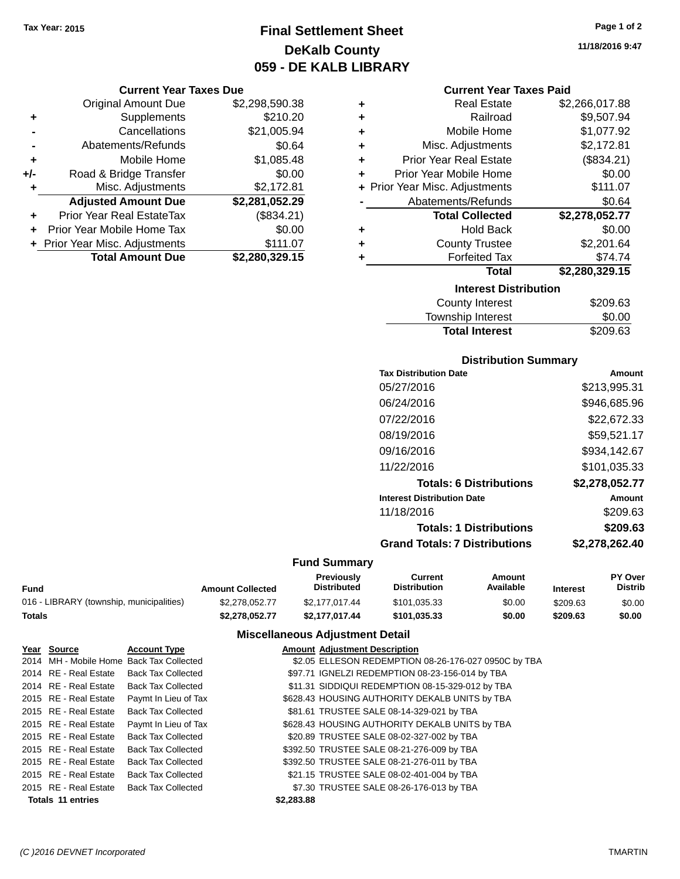Tax Year: 2015

# Final Settlement Sheet
## DeKalb County
## 059 - DE KALB LIBRARY

11/18/2016 9:47

### Current Year Taxes Due

| | | |
|---|---|---|
| | Original Amount Due | $2,298,590.38 |
| + | Supplements | $210.20 |
| - | Cancellations | $21,005.94 |
| - | Abatements/Refunds | $0.64 |
| + | Mobile Home | $1,085.48 |
| +/- | Road & Bridge Transfer | $0.00 |
| + | Misc. Adjustments | $2,172.81 |
| | **Adjusted Amount Due** | **$2,281,052.29** |
| + | Prior Year Real EstateTax | ($834.21) |
| + | Prior Year Mobile Home Tax | $0.00 |
| + | Prior Year Misc. Adjustments | $111.07 |
| | **Total Amount Due** | **$2,280,329.15** |

### Current Year Taxes Paid

| | | |
|---|---|---|
| + | Real Estate | $2,266,017.88 |
| + | Railroad | $9,507.94 |
| + | Mobile Home | $1,077.92 |
| + | Misc. Adjustments | $2,172.81 |
| + | Prior Year Real Estate | ($834.21) |
| + | Prior Year Mobile Home | $0.00 |
| + | Prior Year Misc. Adjustments | $111.07 |
| - | Abatements/Refunds | $0.64 |
| | **Total Collected** | **$2,278,052.77** |
| + | Hold Back | $0.00 |
| + | County Trustee | $2,201.64 |
| + | Forfeited Tax | $74.74 |
| | **Total** | **$2,280,329.15** |

### Interest Distribution

| | |
|---|---|
| County Interest | $209.63 |
| Township Interest | $0.00 |
| **Total Interest** | $209.63 |

### Distribution Summary

| Tax Distribution Date | Amount |
|---|---|
| 05/27/2016 | $213,995.31 |
| 06/24/2016 | $946,685.96 |
| 07/22/2016 | $22,672.33 |
| 08/19/2016 | $59,521.17 |
| 09/16/2016 | $934,142.67 |
| 11/22/2016 | $101,035.33 |
| **Totals: 6 Distributions** | **$2,278,052.77** |
| **Interest Distribution Date** | **Amount** |
| 11/18/2016 | $209.63 |
| **Totals: 1 Distributions** | **$209.63** |
| **Grand Totals: 7 Distributions** | **$2,278,262.40** |

### Fund Summary

| Fund | Amount Collected | Previously Distributed | Current Distribution | Amount Available | Interest | PY Over Distrib |
|---|---|---|---|---|---|---|
| 016 - LIBRARY (township, municipalities) | $2,278,052.77 | $2,177,017.44 | $101,035.33 | $0.00 | $209.63 | $0.00 |
| **Totals** | **$2,278,052.77** | **$2,177,017.44** | **$101,035.33** | **$0.00** | **$209.63** | **$0.00** |

### Miscellaneous Adjustment Detail

| Year | Source | Account Type | Amount | Adjustment Description |
|---|---|---|---|---|
| 2014 | MH - Mobile Home | Back Tax Collected | $2.05 | ELLESON REDEMPTION 08-26-176-027 0950C by TBA |
| 2014 | RE - Real Estate | Back Tax Collected | $97.71 | IGNELZI REDEMPTION 08-23-156-014 by TBA |
| 2014 | RE - Real Estate | Back Tax Collected | $11.31 | SIDDIQUI REDEMPTION 08-15-329-012 by TBA |
| 2015 | RE - Real Estate | Paymt In Lieu of Tax | $628.43 | HOUSING AUTHORITY DEKALB UNITS by TBA |
| 2015 | RE - Real Estate | Back Tax Collected | $81.61 | TRUSTEE SALE 08-14-329-021 by TBA |
| 2015 | RE - Real Estate | Paymt In Lieu of Tax | $628.43 | HOUSING AUTHORITY DEKALB UNITS by TBA |
| 2015 | RE - Real Estate | Back Tax Collected | $20.89 | TRUSTEE SALE 08-02-327-002 by TBA |
| 2015 | RE - Real Estate | Back Tax Collected | $392.50 | TRUSTEE SALE 08-21-276-009 by TBA |
| 2015 | RE - Real Estate | Back Tax Collected | $392.50 | TRUSTEE SALE 08-21-276-011 by TBA |
| 2015 | RE - Real Estate | Back Tax Collected | $21.15 | TRUSTEE SALE 08-02-401-004 by TBA |
| 2015 | RE - Real Estate | Back Tax Collected | $7.30 | TRUSTEE SALE 08-26-176-013 by TBA |
| **Totals 11 entries** | | | **$2,283.88** | |

(C )2016 DEVNET Incorporated TMARTIN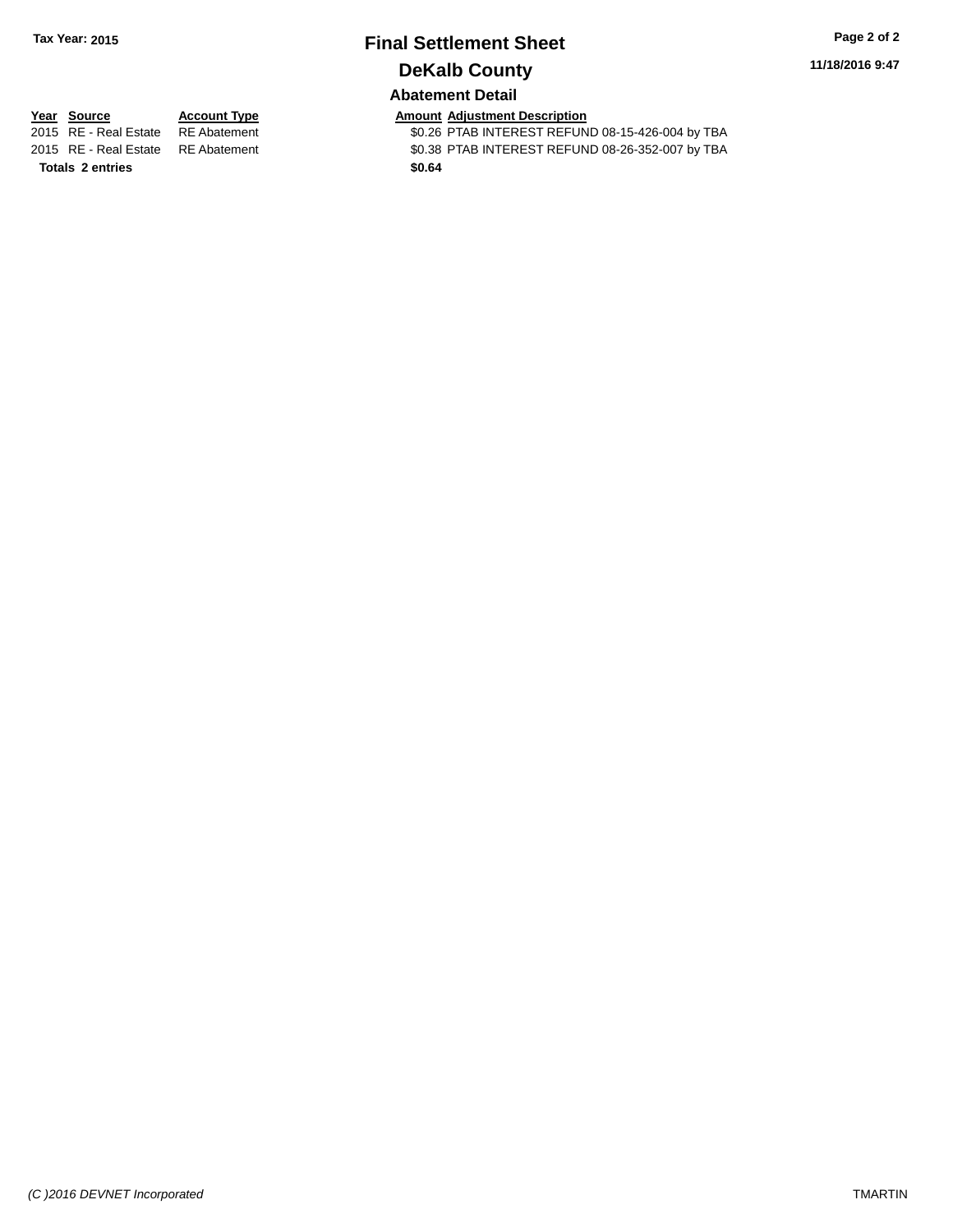Tax Year: 2015

# Final Settlement Sheet

## DeKalb County

11/18/2016 9:47

### Abatement Detail

| Year | Source | Account Type | Amount | Adjustment Description |
|---|---|---|---|---|
| 2015 | RE - Real Estate | RE Abatement | $0.26 | PTAB INTEREST REFUND 08-15-426-004 by TBA |
| 2015 | RE - Real Estate | RE Abatement | $0.38 | PTAB INTEREST REFUND 08-26-352-007 by TBA |
| **Totals** | **2 entries** | | **$0.64** | |

*(C )2016 DEVNET Incorporated*

TMARTIN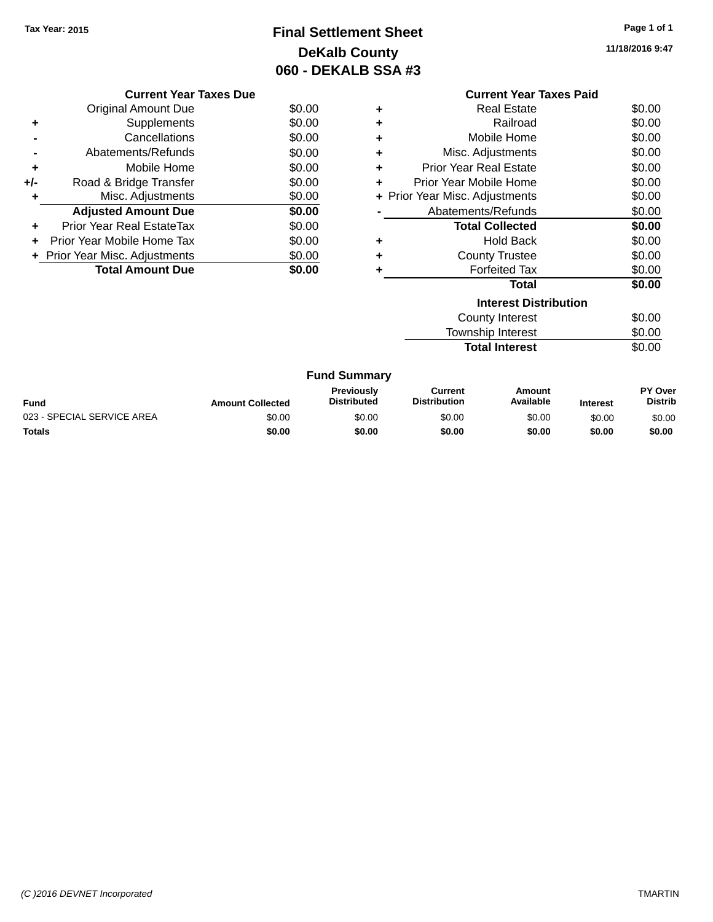Tax Year: 2015

# Final Settlement Sheet
## DeKalb County
## 060 - DEKALB SSA #3

11/18/2016 9:47

### Current Year Taxes Due

| | | |
|---|---|---|
| | Original Amount Due | $0.00 |
| + | Supplements | $0.00 |
| - | Cancellations | $0.00 |
| - | Abatements/Refunds | $0.00 |
| + | Mobile Home | $0.00 |
| +/- | Road & Bridge Transfer | $0.00 |
| + | Misc. Adjustments | $0.00 |
| | **Adjusted Amount Due** | **$0.00** |
| + | Prior Year Real EstateTax | $0.00 |
| + | Prior Year Mobile Home Tax | $0.00 |
| + | Prior Year Misc. Adjustments | $0.00 |
| | **Total Amount Due** | **$0.00** |

### Current Year Taxes Paid

| | | |
|---|---|---|
| + | Real Estate | $0.00 |
| + | Railroad | $0.00 |
| + | Mobile Home | $0.00 |
| + | Misc. Adjustments | $0.00 |
| + | Prior Year Real Estate | $0.00 |
| + | Prior Year Mobile Home | $0.00 |
| + | Prior Year Misc. Adjustments | $0.00 |
| - | Abatements/Refunds | $0.00 |
| | **Total Collected** | **$0.00** |
| + | Hold Back | $0.00 |
| + | County Trustee | $0.00 |
| + | Forfeited Tax | $0.00 |
| | **Total** | **$0.00** |

### Interest Distribution

| | |
|---|---|
| County Interest | $0.00 |
| Township Interest | $0.00 |
| **Total Interest** | $0.00 |

### Fund Summary

| Fund | Amount Collected | Previously Distributed | Current Distribution | Amount Available | Interest | PY Over Distrib |
|---|---|---|---|---|---|---|
| 023 - SPECIAL SERVICE AREA | $0.00 | $0.00 | $0.00 | $0.00 | $0.00 | $0.00 |
| **Totals** | **$0.00** | **$0.00** | **$0.00** | **$0.00** | **$0.00** | **$0.00** |

*(C )2016 DEVNET Incorporated* TMARTIN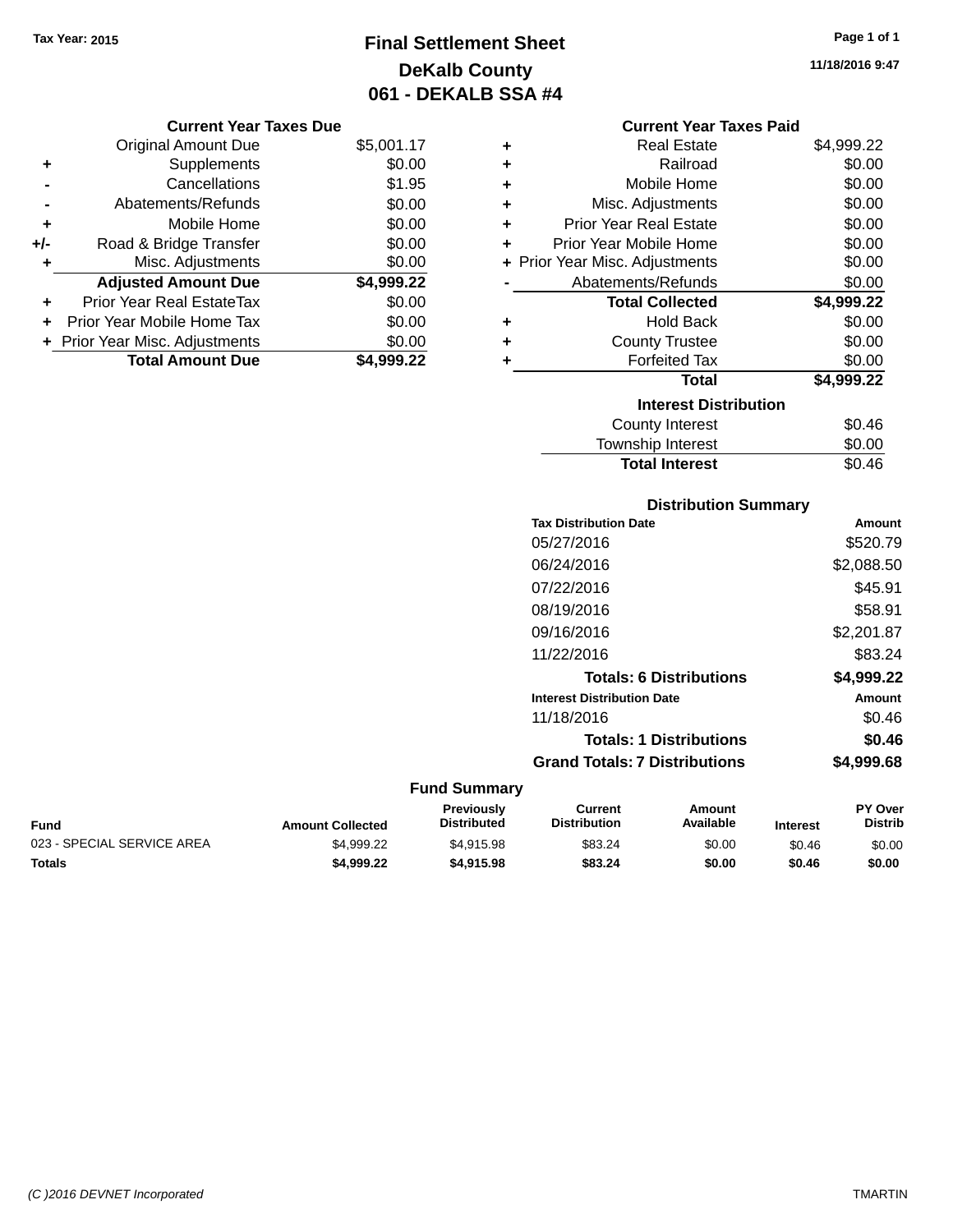Tax Year: 2015

# Final Settlement Sheet
## DeKalb County
## 061 - DEKALB SSA #4

11/18/2016 9:47

### Current Year Taxes Due

| | | |
|---|---|---|
| | Original Amount Due | $5,001.17 |
| + | Supplements | $0.00 |
| - | Cancellations | $1.95 |
| - | Abatements/Refunds | $0.00 |
| + | Mobile Home | $0.00 |
| +/- | Road & Bridge Transfer | $0.00 |
| + | Misc. Adjustments | $0.00 |
| | **Adjusted Amount Due** | **$4,999.22** |
| + | Prior Year Real EstateTax | $0.00 |
| + | Prior Year Mobile Home Tax | $0.00 |
| + | Prior Year Misc. Adjustments | $0.00 |
| | **Total Amount Due** | **$4,999.22** |

### Current Year Taxes Paid

| | | |
|---|---|---|
| + | Real Estate | $4,999.22 |
| + | Railroad | $0.00 |
| + | Mobile Home | $0.00 |
| + | Misc. Adjustments | $0.00 |
| + | Prior Year Real Estate | $0.00 |
| + | Prior Year Mobile Home | $0.00 |
| + | Prior Year Misc. Adjustments | $0.00 |
| - | Abatements/Refunds | $0.00 |
| | **Total Collected** | **$4,999.22** |
| + | Hold Back | $0.00 |
| + | County Trustee | $0.00 |
| + | Forfeited Tax | $0.00 |
| | **Total** | **$4,999.22** |

### Interest Distribution

| | |
|---|---|
| County Interest | $0.46 |
| Township Interest | $0.00 |
| **Total Interest** | $0.46 |

### Distribution Summary

| Tax Distribution Date | Amount |
|---|---|
| 05/27/2016 | $520.79 |
| 06/24/2016 | $2,088.50 |
| 07/22/2016 | $45.91 |
| 08/19/2016 | $58.91 |
| 09/16/2016 | $2,201.87 |
| 11/22/2016 | $83.24 |
| **Totals: 6 Distributions** | **$4,999.22** |

| Interest Distribution Date | Amount |
|---|---|
| 11/18/2016 | $0.46 |
| **Totals: 1 Distributions** | **$0.46** |
| **Grand Totals: 7 Distributions** | **$4,999.68** |

### Fund Summary

| Fund | Amount Collected | Previously Distributed | Current Distribution | Amount Available | Interest | PY Over Distrib |
|---|---|---|---|---|---|---|
| 023 - SPECIAL SERVICE AREA | $4,999.22 | $4,915.98 | $83.24 | $0.00 | $0.46 | $0.00 |
| **Totals** | **$4,999.22** | **$4,915.98** | **$83.24** | **$0.00** | **$0.46** | **$0.00** |

(C )2016 DEVNET Incorporated TMARTIN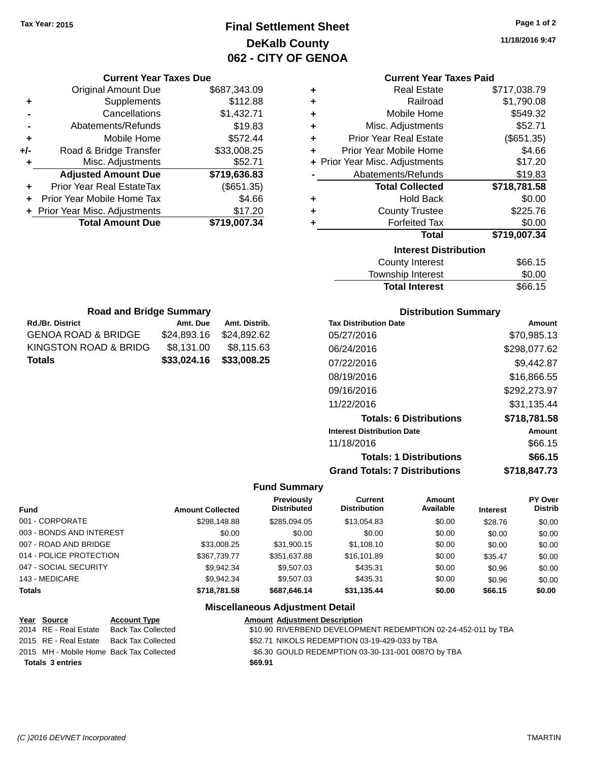Tax Year: 2015

# Final Settlement Sheet
## DeKalb County
## 062 - CITY OF GENOA

11/18/2016 9:47

### Current Year Taxes Due

| | | |
|---|---|---|
| | Original Amount Due | $687,343.09 |
| + | Supplements | $112.88 |
| - | Cancellations | $1,432.71 |
| - | Abatements/Refunds | $19.83 |
| + | Mobile Home | $572.44 |
| +/- | Road & Bridge Transfer | $33,008.25 |
| + | Misc. Adjustments | $52.71 |
| | **Adjusted Amount Due** | **$719,636.83** |
| + | Prior Year Real EstateTax | ($651.35) |
| + | Prior Year Mobile Home Tax | $4.66 |
| + | Prior Year Misc. Adjustments | $17.20 |
| | **Total Amount Due** | **$719,007.34** |

### Current Year Taxes Paid

| | | |
|---|---|---|
| + | Real Estate | $717,038.79 |
| + | Railroad | $1,790.08 |
| + | Mobile Home | $549.32 |
| + | Misc. Adjustments | $52.71 |
| + | Prior Year Real Estate | ($651.35) |
| + | Prior Year Mobile Home | $4.66 |
| + | Prior Year Misc. Adjustments | $17.20 |
| - | Abatements/Refunds | $19.83 |
| | **Total Collected** | **$718,781.58** |
| + | Hold Back | $0.00 |
| + | County Trustee | $225.76 |
| + | Forfeited Tax | $0.00 |
| | **Total** | **$719,007.34** |

### Interest Distribution

| | |
|---|---|
| County Interest | $66.15 |
| Township Interest | $0.00 |
| **Total Interest** | $66.15 |

### Road and Bridge Summary

| Rd./Br. District | Amt. Due | Amt. Distrib. |
|---|---|---|
| GENOA ROAD & BRIDGE | $24,893.16 | $24,892.62 |
| KINGSTON ROAD & BRIDG | $8,131.00 | $8,115.63 |
| **Totals** | **$33,024.16** | **$33,008.25** |

### Distribution Summary

| Tax Distribution Date | Amount |
|---|---|
| 05/27/2016 | $70,985.13 |
| 06/24/2016 | $298,077.62 |
| 07/22/2016 | $9,442.87 |
| 08/19/2016 | $16,866.55 |
| 09/16/2016 | $292,273.97 |
| 11/22/2016 | $31,135.44 |
| **Totals: 6 Distributions** | **$718,781.58** |
| **Interest Distribution Date** | **Amount** |
| 11/18/2016 | $66.15 |
| **Totals: 1 Distributions** | **$66.15** |
| **Grand Totals: 7 Distributions** | **$718,847.73** |

### Fund Summary

| Fund | Amount Collected | Previously Distributed | Current Distribution | Amount Available | Interest | PY Over Distrib |
|---|---|---|---|---|---|---|
| 001 - CORPORATE | $298,148.88 | $285,094.05 | $13,054.83 | $0.00 | $28.76 | $0.00 |
| 003 - BONDS AND INTEREST | $0.00 | $0.00 | $0.00 | $0.00 | $0.00 | $0.00 |
| 007 - ROAD AND BRIDGE | $33,008.25 | $31,900.15 | $1,108.10 | $0.00 | $0.00 | $0.00 |
| 014 - POLICE PROTECTION | $367,739.77 | $351,637.88 | $16,101.89 | $0.00 | $35.47 | $0.00 |
| 047 - SOCIAL SECURITY | $9,942.34 | $9,507.03 | $435.31 | $0.00 | $0.96 | $0.00 |
| 143 - MEDICARE | $9,942.34 | $9,507.03 | $435.31 | $0.00 | $0.96 | $0.00 |
| **Totals** | **$718,781.58** | **$687,646.14** | **$31,135.44** | **$0.00** | **$66.15** | **$0.00** |

### Miscellaneous Adjustment Detail

| Year | Source | Account Type | Amount | Adjustment Description |
|---|---|---|---|---|
| 2014 | RE - Real Estate | Back Tax Collected | $10.90 | RIVERBEND DEVELOPMENT REDEMPTION 02-24-452-011 by TBA |
| 2015 | RE - Real Estate | Back Tax Collected | $52.71 | NIKOLS REDEMPTION 03-19-429-033 by TBA |
| 2015 | MH - Mobile Home | Back Tax Collected | $6.30 | GOULD REDEMPTION 03-30-131-001 0087O by TBA |
| **Totals 3 entries** | | | **$69.91** | |

(C )2016 DEVNET Incorporated TMARTIN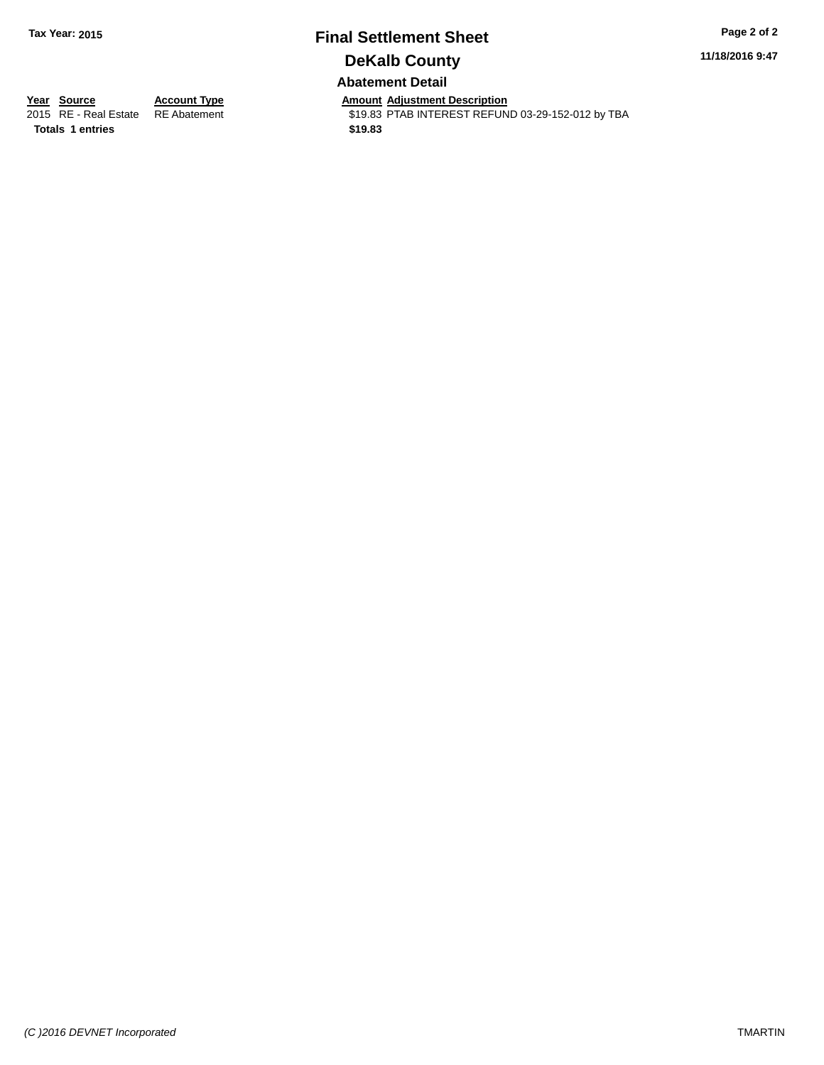Tax Year: 2015

# Final Settlement Sheet

## DeKalb County

11/18/2016 9:47

### Abatement Detail

| Year | Source | Account Type | Amount | Adjustment Description |
|---|---|---|---|---|
| 2015 | RE - Real Estate | RE Abatement | $19.83 | PTAB INTEREST REFUND 03-29-152-012 by TBA |
| **Totals** | **1 entries** | | **$19.83** | |

*(C )2016 DEVNET Incorporated* TMARTIN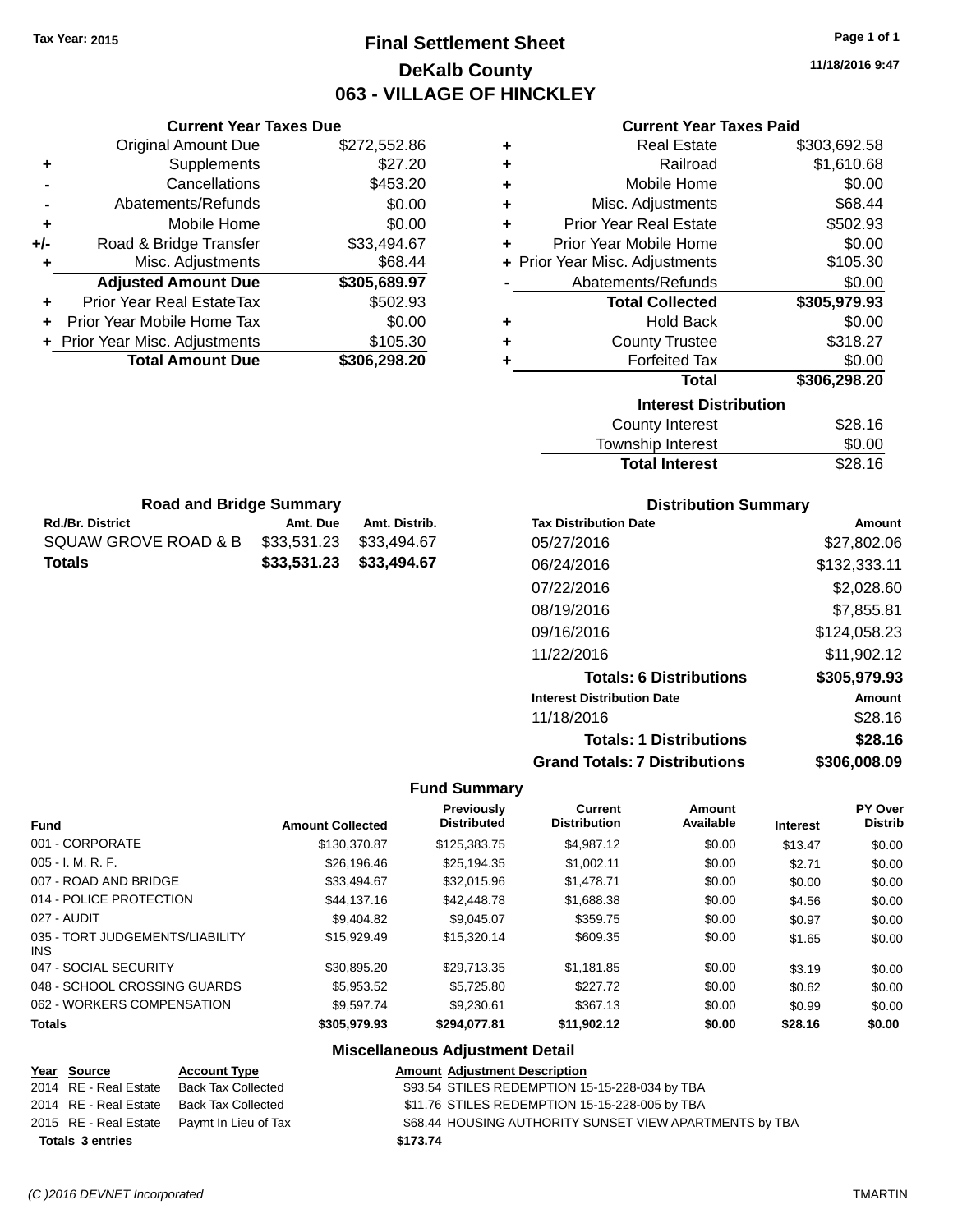Tax Year: 2015

# Final Settlement Sheet

## DeKalb County

## 063 - VILLAGE OF HINCKLEY

11/18/2016 9:47

### Current Year Taxes Due

| | | |
|---|---|---|
| | Original Amount Due | $272,552.86 |
| + | Supplements | $27.20 |
| - | Cancellations | $453.20 |
| - | Abatements/Refunds | $0.00 |
| + | Mobile Home | $0.00 |
| +/- | Road & Bridge Transfer | $33,494.67 |
| + | Misc. Adjustments | $68.44 |
| | **Adjusted Amount Due** | **$305,689.97** |
| + | Prior Year Real EstateTax | $502.93 |
| + | Prior Year Mobile Home Tax | $0.00 |
| + | Prior Year Misc. Adjustments | $105.30 |
| | **Total Amount Due** | **$306,298.20** |

### Current Year Taxes Paid

| | | |
|---|---|---|
| + | Real Estate | $303,692.58 |
| + | Railroad | $1,610.68 |
| + | Mobile Home | $0.00 |
| + | Misc. Adjustments | $68.44 |
| + | Prior Year Real Estate | $502.93 |
| + | Prior Year Mobile Home | $0.00 |
| + | Prior Year Misc. Adjustments | $105.30 |
| - | Abatements/Refunds | $0.00 |
| | **Total Collected** | **$305,979.93** |
| + | Hold Back | $0.00 |
| + | County Trustee | $318.27 |
| + | Forfeited Tax | $0.00 |
| | **Total** | **$306,298.20** |

### Interest Distribution

| | |
|---|---|
| County Interest | $28.16 |
| Township Interest | $0.00 |
| **Total Interest** | $28.16 |

### Road and Bridge Summary

| Rd./Br. District | Amt. Due | Amt. Distrib. |
|---|---|---|
| SQUAW GROVE ROAD & B | $33,531.23 | $33,494.67 |
| **Totals** | **$33,531.23** | **$33,494.67** |

### Distribution Summary

| Tax Distribution Date | Amount |
|---|---|
| 05/27/2016 | $27,802.06 |
| 06/24/2016 | $132,333.11 |
| 07/22/2016 | $2,028.60 |
| 08/19/2016 | $7,855.81 |
| 09/16/2016 | $124,058.23 |
| 11/22/2016 | $11,902.12 |
| **Totals: 6 Distributions** | **$305,979.93** |
| **Interest Distribution Date** | **Amount** |
| 11/18/2016 | $28.16 |
| **Totals: 1 Distributions** | **$28.16** |
| **Grand Totals: 7 Distributions** | **$306,008.09** |

### Fund Summary

| Fund | Amount Collected | Previously Distributed | Current Distribution | Amount Available | Interest | PY Over Distrib |
|---|---|---|---|---|---|---|
| 001 - CORPORATE | $130,370.87 | $125,383.75 | $4,987.12 | $0.00 | $13.47 | $0.00 |
| 005 - I. M. R. F. | $26,196.46 | $25,194.35 | $1,002.11 | $0.00 | $2.71 | $0.00 |
| 007 - ROAD AND BRIDGE | $33,494.67 | $32,015.96 | $1,478.71 | $0.00 | $0.00 | $0.00 |
| 014 - POLICE PROTECTION | $44,137.16 | $42,448.78 | $1,688.38 | $0.00 | $4.56 | $0.00 |
| 027 - AUDIT | $9,404.82 | $9,045.07 | $359.75 | $0.00 | $0.97 | $0.00 |
| 035 - TORT JUDGEMENTS/LIABILITY INS | $15,929.49 | $15,320.14 | $609.35 | $0.00 | $1.65 | $0.00 |
| 047 - SOCIAL SECURITY | $30,895.20 | $29,713.35 | $1,181.85 | $0.00 | $3.19 | $0.00 |
| 048 - SCHOOL CROSSING GUARDS | $5,953.52 | $5,725.80 | $227.72 | $0.00 | $0.62 | $0.00 |
| 062 - WORKERS COMPENSATION | $9,597.74 | $9,230.61 | $367.13 | $0.00 | $0.99 | $0.00 |
| **Totals** | **$305,979.93** | **$294,077.81** | **$11,902.12** | **$0.00** | **$28.16** | **$0.00** |

### Miscellaneous Adjustment Detail

| Year | Source | Account Type | Amount | Adjustment Description |
|---|---|---|---|---|
| 2014 | RE - Real Estate | Back Tax Collected | $93.54 | STILES REDEMPTION 15-15-228-034 by TBA |
| 2014 | RE - Real Estate | Back Tax Collected | $11.76 | STILES REDEMPTION 15-15-228-005 by TBA |
| 2015 | RE - Real Estate | Paymt In Lieu of Tax | $68.44 | HOUSING AUTHORITY SUNSET VIEW APARTMENTS by TBA |
| **Totals 3 entries** | | | **$173.74** | |

(C )2016 DEVNET Incorporated — TMARTIN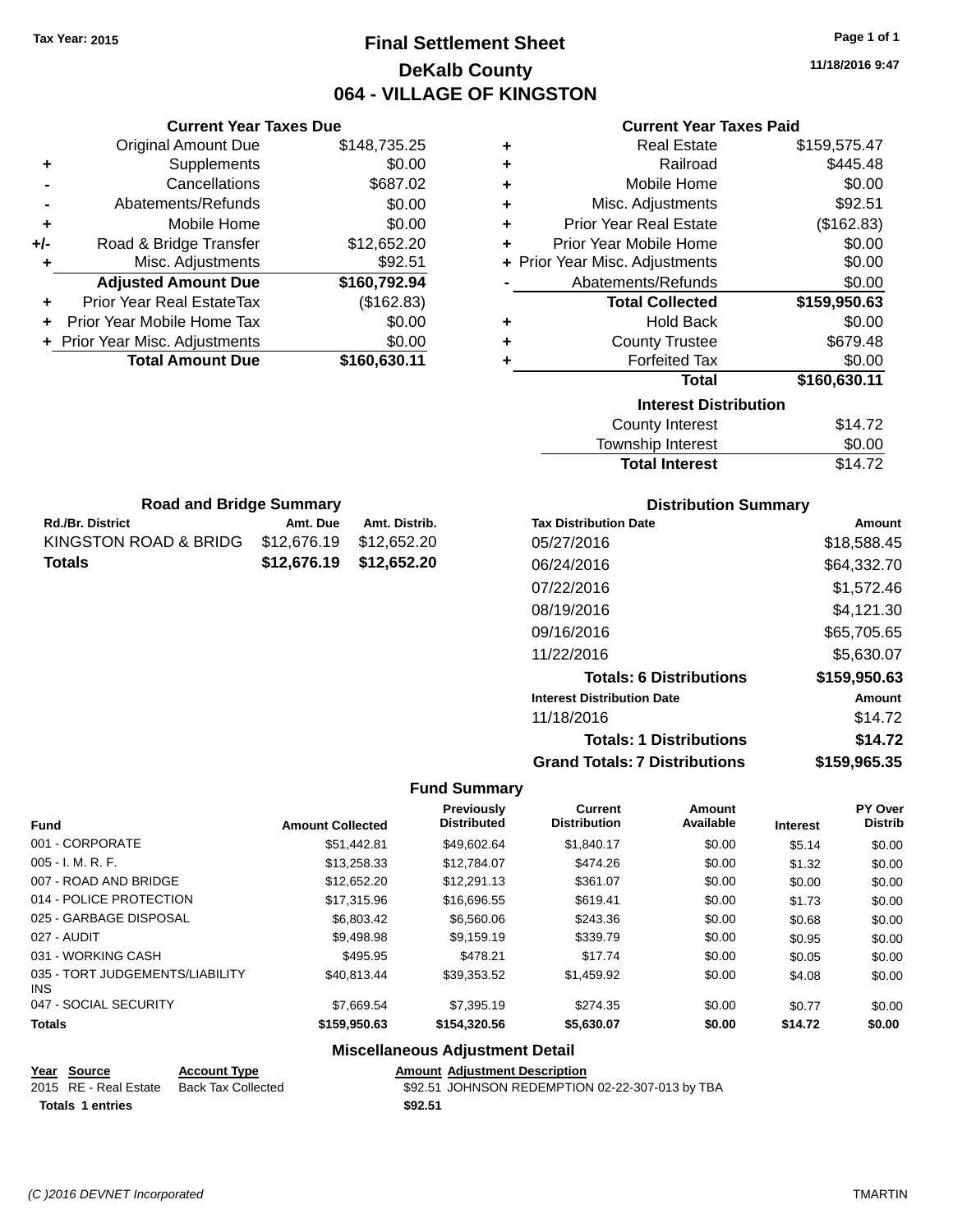Tax Year: 2015

# Final Settlement Sheet
## DeKalb County
## 064 - VILLAGE OF KINGSTON

11/18/2016 9:47

### Current Year Taxes Due

| | | |
|---|---|---|
| | Original Amount Due | $148,735.25 |
| + | Supplements | $0.00 |
| - | Cancellations | $687.02 |
| - | Abatements/Refunds | $0.00 |
| + | Mobile Home | $0.00 |
| +/- | Road & Bridge Transfer | $12,652.20 |
| + | Misc. Adjustments | $92.51 |
| | **Adjusted Amount Due** | **$160,792.94** |
| + | Prior Year Real EstateTax | ($162.83) |
| + | Prior Year Mobile Home Tax | $0.00 |
| + | Prior Year Misc. Adjustments | $0.00 |
| | **Total Amount Due** | **$160,630.11** |

### Current Year Taxes Paid

| | | |
|---|---|---|
| + | Real Estate | $159,575.47 |
| + | Railroad | $445.48 |
| + | Mobile Home | $0.00 |
| + | Misc. Adjustments | $92.51 |
| + | Prior Year Real Estate | ($162.83) |
| + | Prior Year Mobile Home | $0.00 |
| + | Prior Year Misc. Adjustments | $0.00 |
| - | Abatements/Refunds | $0.00 |
| | **Total Collected** | **$159,950.63** |
| + | Hold Back | $0.00 |
| + | County Trustee | $679.48 |
| + | Forfeited Tax | $0.00 |
| | **Total** | **$160,630.11** |

### Interest Distribution

| | |
|---|---|
| County Interest | $14.72 |
| Township Interest | $0.00 |
| **Total Interest** | $14.72 |

### Road and Bridge Summary

| Rd./Br. District | Amt. Due | Amt. Distrib. |
|---|---|---|
| KINGSTON ROAD & BRIDG | $12,676.19 | $12,652.20 |
| **Totals** | **$12,676.19** | **$12,652.20** |

### Distribution Summary

| Tax Distribution Date | Amount |
|---|---|
| 05/27/2016 | $18,588.45 |
| 06/24/2016 | $64,332.70 |
| 07/22/2016 | $1,572.46 |
| 08/19/2016 | $4,121.30 |
| 09/16/2016 | $65,705.65 |
| 11/22/2016 | $5,630.07 |
| **Totals: 6 Distributions** | **$159,950.63** |
| **Interest Distribution Date** | **Amount** |
| 11/18/2016 | $14.72 |
| **Totals: 1 Distributions** | **$14.72** |
| **Grand Totals: 7 Distributions** | **$159,965.35** |

### Fund Summary

| Fund | Amount Collected | Previously Distributed | Current Distribution | Amount Available | Interest | PY Over Distrib |
|---|---|---|---|---|---|---|
| 001 - CORPORATE | $51,442.81 | $49,602.64 | $1,840.17 | $0.00 | $5.14 | $0.00 |
| 005 - I. M. R. F. | $13,258.33 | $12,784.07 | $474.26 | $0.00 | $1.32 | $0.00 |
| 007 - ROAD AND BRIDGE | $12,652.20 | $12,291.13 | $361.07 | $0.00 | $0.00 | $0.00 |
| 014 - POLICE PROTECTION | $17,315.96 | $16,696.55 | $619.41 | $0.00 | $1.73 | $0.00 |
| 025 - GARBAGE DISPOSAL | $6,803.42 | $6,560.06 | $243.36 | $0.00 | $0.68 | $0.00 |
| 027 - AUDIT | $9,498.98 | $9,159.19 | $339.79 | $0.00 | $0.95 | $0.00 |
| 031 - WORKING CASH | $495.95 | $478.21 | $17.74 | $0.00 | $0.05 | $0.00 |
| 035 - TORT JUDGEMENTS/LIABILITY INS | $40,813.44 | $39,353.52 | $1,459.92 | $0.00 | $4.08 | $0.00 |
| 047 - SOCIAL SECURITY | $7,669.54 | $7,395.19 | $274.35 | $0.00 | $0.77 | $0.00 |
| **Totals** | **$159,950.63** | **$154,320.56** | **$5,630.07** | **$0.00** | **$14.72** | **$0.00** |

### Miscellaneous Adjustment Detail

| Year | Source | Account Type | Amount | Adjustment Description |
|---|---|---|---|---|
| 2015 | RE - Real Estate | Back Tax Collected | $92.51 | JOHNSON REDEMPTION 02-22-307-013 by TBA |
| **Totals** | **1 entries** | | **$92.51** | |

(C )2016 DEVNET Incorporated — TMARTIN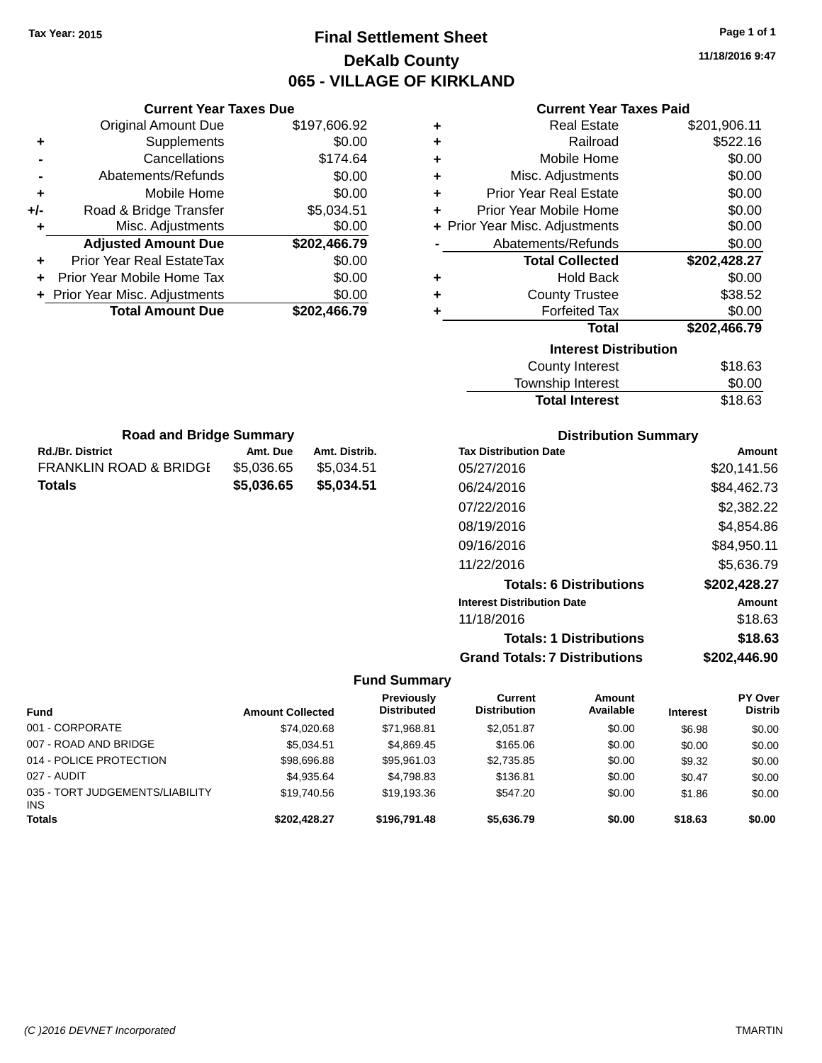Tax Year: 2015

# Final Settlement Sheet

## DeKalb County

## 065 - VILLAGE OF KIRKLAND

11/18/2016 9:47

### Current Year Taxes Due

| | | |
|---|---|---|
| | Original Amount Due | $197,606.92 |
| + | Supplements | $0.00 |
| - | Cancellations | $174.64 |
| - | Abatements/Refunds | $0.00 |
| + | Mobile Home | $0.00 |
| +/- | Road & Bridge Transfer | $5,034.51 |
| + | Misc. Adjustments | $0.00 |
| | **Adjusted Amount Due** | **$202,466.79** |
| + | Prior Year Real EstateTax | $0.00 |
| + | Prior Year Mobile Home Tax | $0.00 |
| + | Prior Year Misc. Adjustments | $0.00 |
| | **Total Amount Due** | **$202,466.79** |

### Current Year Taxes Paid

| | | |
|---|---|---|
| + | Real Estate | $201,906.11 |
| + | Railroad | $522.16 |
| + | Mobile Home | $0.00 |
| + | Misc. Adjustments | $0.00 |
| + | Prior Year Real Estate | $0.00 |
| + | Prior Year Mobile Home | $0.00 |
| + | Prior Year Misc. Adjustments | $0.00 |
| - | Abatements/Refunds | $0.00 |
| | **Total Collected** | **$202,428.27** |
| + | Hold Back | $0.00 |
| + | County Trustee | $38.52 |
| + | Forfeited Tax | $0.00 |
| | **Total** | **$202,466.79** |

### Interest Distribution

| | |
|---|---|
| County Interest | $18.63 |
| Township Interest | $0.00 |
| **Total Interest** | $18.63 |

### Road and Bridge Summary

| Rd./Br. District | Amt. Due | Amt. Distrib. |
|---|---|---|
| FRANKLIN ROAD & BRIDGE | $5,036.65 | $5,034.51 |
| **Totals** | **$5,036.65** | **$5,034.51** |

### Distribution Summary

| Tax Distribution Date | Amount |
|---|---|
| 05/27/2016 | $20,141.56 |
| 06/24/2016 | $84,462.73 |
| 07/22/2016 | $2,382.22 |
| 08/19/2016 | $4,854.86 |
| 09/16/2016 | $84,950.11 |
| 11/22/2016 | $5,636.79 |
| **Totals: 6 Distributions** | **$202,428.27** |
| **Interest Distribution Date** | **Amount** |
| 11/18/2016 | $18.63 |
| **Totals: 1 Distributions** | **$18.63** |
| **Grand Totals: 7 Distributions** | **$202,446.90** |

### Fund Summary

| Fund | Amount Collected | Previously Distributed | Current Distribution | Amount Available | Interest | PY Over Distrib |
|---|---|---|---|---|---|---|
| 001 - CORPORATE | $74,020.68 | $71,968.81 | $2,051.87 | $0.00 | $6.98 | $0.00 |
| 007 - ROAD AND BRIDGE | $5,034.51 | $4,869.45 | $165.06 | $0.00 | $0.00 | $0.00 |
| 014 - POLICE PROTECTION | $98,696.88 | $95,961.03 | $2,735.85 | $0.00 | $9.32 | $0.00 |
| 027 - AUDIT | $4,935.64 | $4,798.83 | $136.81 | $0.00 | $0.47 | $0.00 |
| 035 - TORT JUDGEMENTS/LIABILITY INS | $19,740.56 | $19,193.36 | $547.20 | $0.00 | $1.86 | $0.00 |
| **Totals** | **$202,428.27** | **$196,791.48** | **$5,636.79** | **$0.00** | **$18.63** | **$0.00** |

(C )2016 DEVNET Incorporated — TMARTIN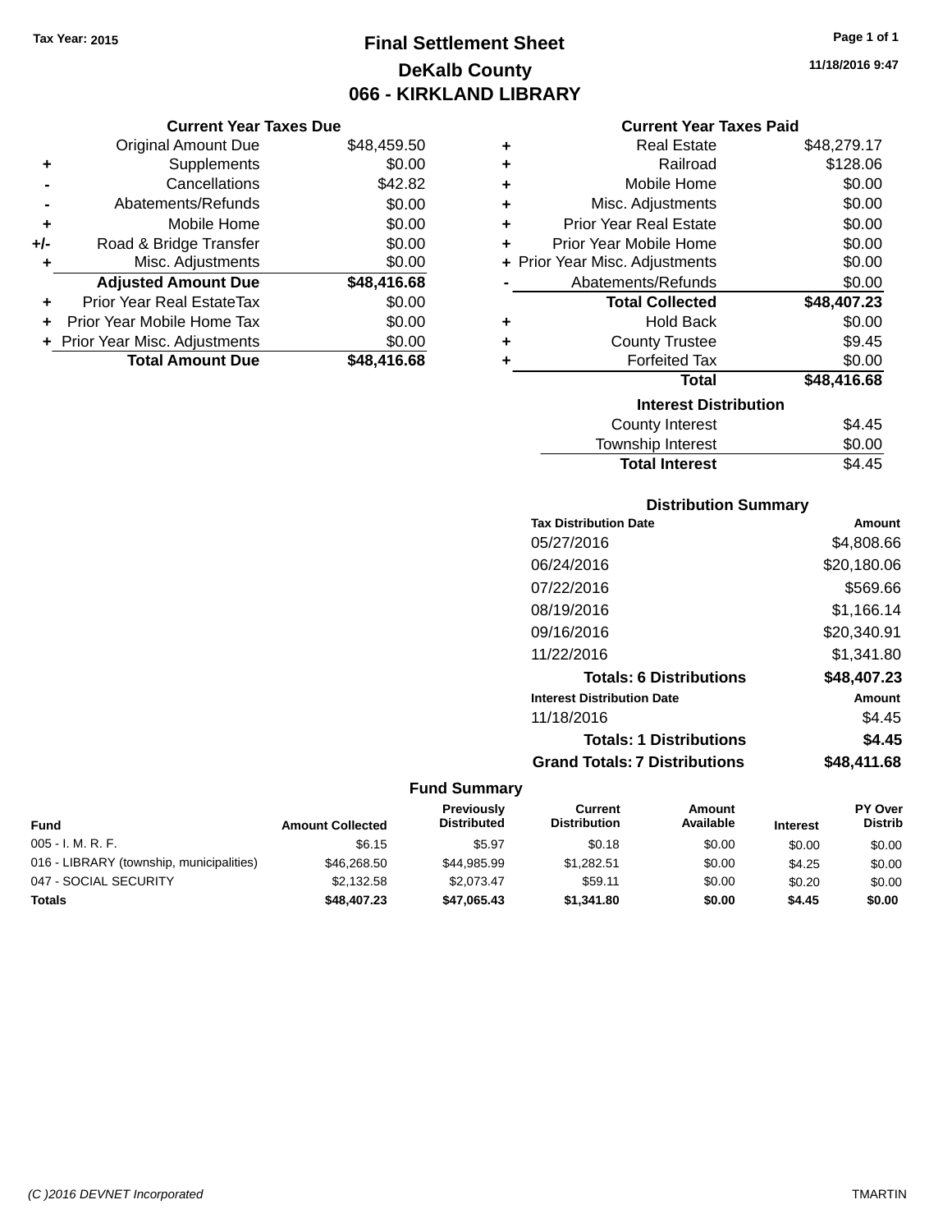Tax Year: 2015

# Final Settlement Sheet
## DeKalb County
## 066 - KIRKLAND LIBRARY

11/18/2016 9:47

### Current Year Taxes Due

| | | |
|---|---|---|
| | Original Amount Due | $48,459.50 |
| + | Supplements | $0.00 |
| - | Cancellations | $42.82 |
| - | Abatements/Refunds | $0.00 |
| + | Mobile Home | $0.00 |
| +/- | Road & Bridge Transfer | $0.00 |
| + | Misc. Adjustments | $0.00 |
| | **Adjusted Amount Due** | **$48,416.68** |
| + | Prior Year Real EstateTax | $0.00 |
| + | Prior Year Mobile Home Tax | $0.00 |
| + | Prior Year Misc. Adjustments | $0.00 |
| | **Total Amount Due** | **$48,416.68** |

### Current Year Taxes Paid

| | | |
|---|---|---|
| + | Real Estate | $48,279.17 |
| + | Railroad | $128.06 |
| + | Mobile Home | $0.00 |
| + | Misc. Adjustments | $0.00 |
| + | Prior Year Real Estate | $0.00 |
| + | Prior Year Mobile Home | $0.00 |
| + | Prior Year Misc. Adjustments | $0.00 |
| - | Abatements/Refunds | $0.00 |
| | **Total Collected** | **$48,407.23** |
| + | Hold Back | $0.00 |
| + | County Trustee | $9.45 |
| + | Forfeited Tax | $0.00 |
| | **Total** | **$48,416.68** |

### Interest Distribution

| | |
|---|---|
| County Interest | $4.45 |
| Township Interest | $0.00 |
| **Total Interest** | **$4.45** |

### Distribution Summary

| Tax Distribution Date | Amount |
|---|---|
| 05/27/2016 | $4,808.66 |
| 06/24/2016 | $20,180.06 |
| 07/22/2016 | $569.66 |
| 08/19/2016 | $1,166.14 |
| 09/16/2016 | $20,340.91 |
| 11/22/2016 | $1,341.80 |
| **Totals: 6 Distributions** | **$48,407.23** |
| **Interest Distribution Date** | **Amount** |
| 11/18/2016 | $4.45 |
| **Totals: 1 Distributions** | **$4.45** |
| **Grand Totals: 7 Distributions** | **$48,411.68** |

### Fund Summary

| Fund | Amount Collected | Previously Distributed | Current Distribution | Amount Available | Interest | PY Over Distrib |
|---|---|---|---|---|---|---|
| 005 - I. M. R. F. | $6.15 | $5.97 | $0.18 | $0.00 | $0.00 | $0.00 |
| 016 - LIBRARY (township, municipalities) | $46,268.50 | $44,985.99 | $1,282.51 | $0.00 | $4.25 | $0.00 |
| 047 - SOCIAL SECURITY | $2,132.58 | $2,073.47 | $59.11 | $0.00 | $0.20 | $0.00 |
| **Totals** | **$48,407.23** | **$47,065.43** | **$1,341.80** | **$0.00** | **$4.45** | **$0.00** |

(C )2016 DEVNET Incorporated TMARTIN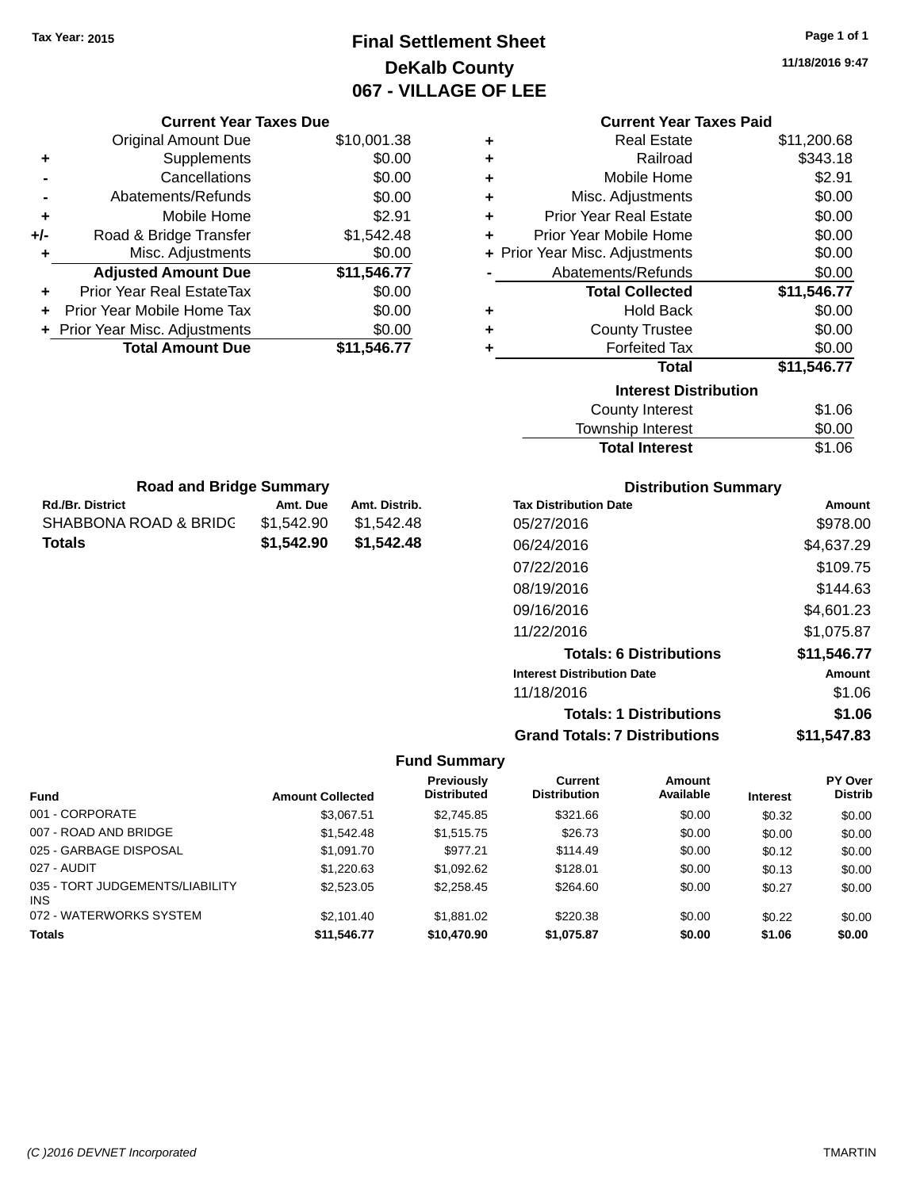Tax Year: 2015

# Final Settlement Sheet

## DeKalb County

## 067 - VILLAGE OF LEE

11/18/2016 9:47

### Current Year Taxes Due

| | | |
|---|---|---|
| | Original Amount Due | $10,001.38 |
| + | Supplements | $0.00 |
| - | Cancellations | $0.00 |
| - | Abatements/Refunds | $0.00 |
| + | Mobile Home | $2.91 |
| +/- | Road & Bridge Transfer | $1,542.48 |
| + | Misc. Adjustments | $0.00 |
| | **Adjusted Amount Due** | **$11,546.77** |
| + | Prior Year Real EstateTax | $0.00 |
| + | Prior Year Mobile Home Tax | $0.00 |
| + | Prior Year Misc. Adjustments | $0.00 |
| | **Total Amount Due** | **$11,546.77** |

### Current Year Taxes Paid

| | | |
|---|---|---|
| + | Real Estate | $11,200.68 |
| + | Railroad | $343.18 |
| + | Mobile Home | $2.91 |
| + | Misc. Adjustments | $0.00 |
| + | Prior Year Real Estate | $0.00 |
| + | Prior Year Mobile Home | $0.00 |
| + | Prior Year Misc. Adjustments | $0.00 |
| - | Abatements/Refunds | $0.00 |
| | **Total Collected** | **$11,546.77** |
| + | Hold Back | $0.00 |
| + | County Trustee | $0.00 |
| + | Forfeited Tax | $0.00 |
| | **Total** | **$11,546.77** |

### Interest Distribution

| | |
|---|---|
| County Interest | $1.06 |
| Township Interest | $0.00 |
| **Total Interest** | $1.06 |

### Road and Bridge Summary

| Rd./Br. District | Amt. Due | Amt. Distrib. |
|---|---|---|
| SHABBONA ROAD & BRIDG | $1,542.90 | $1,542.48 |
| **Totals** | **$1,542.90** | **$1,542.48** |

### Distribution Summary

| Tax Distribution Date | Amount |
|---|---|
| 05/27/2016 | $978.00 |
| 06/24/2016 | $4,637.29 |
| 07/22/2016 | $109.75 |
| 08/19/2016 | $144.63 |
| 09/16/2016 | $4,601.23 |
| 11/22/2016 | $1,075.87 |
| **Totals: 6 Distributions** | **$11,546.77** |
| **Interest Distribution Date** | **Amount** |
| 11/18/2016 | $1.06 |
| **Totals: 1 Distributions** | **$1.06** |
| **Grand Totals: 7 Distributions** | **$11,547.83** |

### Fund Summary

| Fund | Amount Collected | Previously Distributed | Current Distribution | Amount Available | Interest | PY Over Distrib |
|---|---|---|---|---|---|---|
| 001 - CORPORATE | $3,067.51 | $2,745.85 | $321.66 | $0.00 | $0.32 | $0.00 |
| 007 - ROAD AND BRIDGE | $1,542.48 | $1,515.75 | $26.73 | $0.00 | $0.00 | $0.00 |
| 025 - GARBAGE DISPOSAL | $1,091.70 | $977.21 | $114.49 | $0.00 | $0.12 | $0.00 |
| 027 - AUDIT | $1,220.63 | $1,092.62 | $128.01 | $0.00 | $0.13 | $0.00 |
| 035 - TORT JUDGEMENTS/LIABILITY INS | $2,523.05 | $2,258.45 | $264.60 | $0.00 | $0.27 | $0.00 |
| 072 - WATERWORKS SYSTEM | $2,101.40 | $1,881.02 | $220.38 | $0.00 | $0.22 | $0.00 |
| **Totals** | **$11,546.77** | **$10,470.90** | **$1,075.87** | **$0.00** | **$1.06** | **$0.00** |

(C )2016 DEVNET Incorporated TMARTIN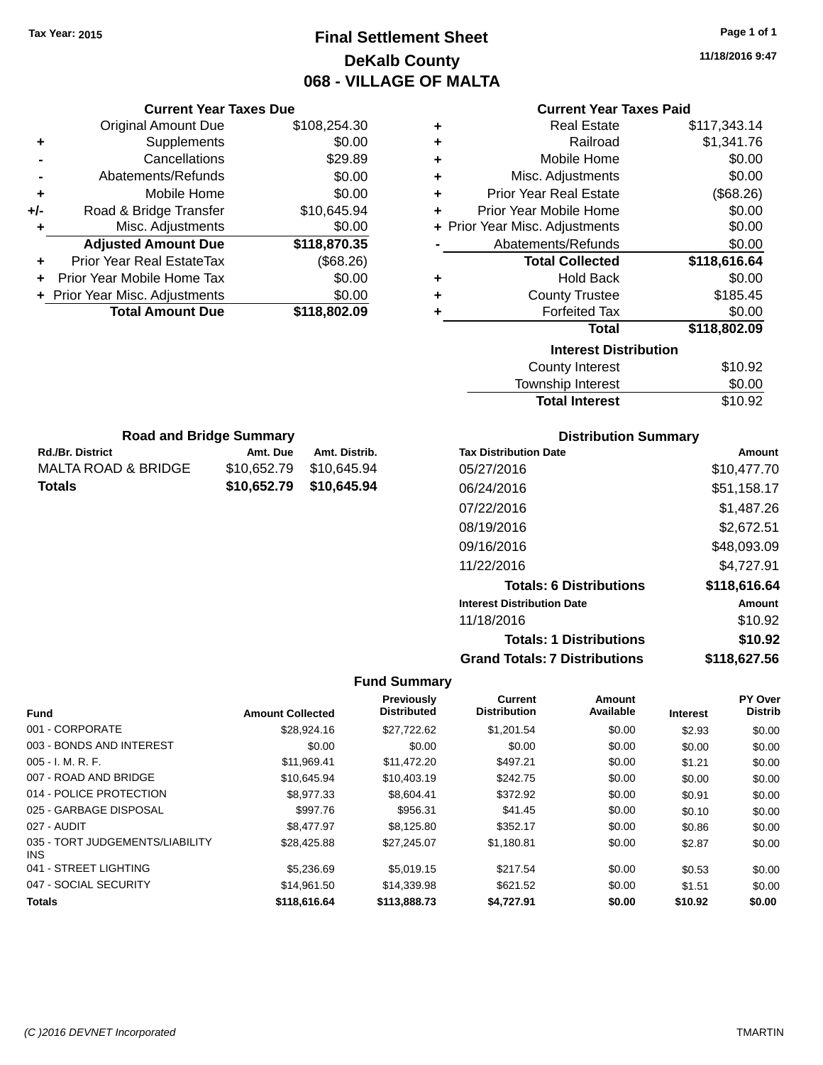Tax Year: 2015

# Final Settlement Sheet
## DeKalb County
## 068 - VILLAGE OF MALTA

11/18/2016 9:47

### Current Year Taxes Due

| | | |
|---|---|---|
| | Original Amount Due | $108,254.30 |
| + | Supplements | $0.00 |
| - | Cancellations | $29.89 |
| - | Abatements/Refunds | $0.00 |
| + | Mobile Home | $0.00 |
| +/- | Road & Bridge Transfer | $10,645.94 |
| + | Misc. Adjustments | $0.00 |
| | **Adjusted Amount Due** | **$118,870.35** |
| + | Prior Year Real EstateTax | ($68.26) |
| + | Prior Year Mobile Home Tax | $0.00 |
| + | Prior Year Misc. Adjustments | $0.00 |
| | **Total Amount Due** | **$118,802.09** |

### Current Year Taxes Paid

| | | |
|---|---|---|
| + | Real Estate | $117,343.14 |
| + | Railroad | $1,341.76 |
| + | Mobile Home | $0.00 |
| + | Misc. Adjustments | $0.00 |
| + | Prior Year Real Estate | ($68.26) |
| + | Prior Year Mobile Home | $0.00 |
| + | Prior Year Misc. Adjustments | $0.00 |
| - | Abatements/Refunds | $0.00 |
| | **Total Collected** | **$118,616.64** |
| + | Hold Back | $0.00 |
| + | County Trustee | $185.45 |
| + | Forfeited Tax | $0.00 |
| | **Total** | **$118,802.09** |

### Interest Distribution

| | |
|---|---|
| County Interest | $10.92 |
| Township Interest | $0.00 |
| **Total Interest** | $10.92 |

### Road and Bridge Summary

| Rd./Br. District | Amt. Due | Amt. Distrib. |
|---|---|---|
| MALTA ROAD & BRIDGE | $10,652.79 | $10,645.94 |
| **Totals** | **$10,652.79** | **$10,645.94** |

### Distribution Summary

| Tax Distribution Date | Amount |
|---|---|
| 05/27/2016 | $10,477.70 |
| 06/24/2016 | $51,158.17 |
| 07/22/2016 | $1,487.26 |
| 08/19/2016 | $2,672.51 |
| 09/16/2016 | $48,093.09 |
| 11/22/2016 | $4,727.91 |
| **Totals: 6 Distributions** | **$118,616.64** |
| **Interest Distribution Date** | **Amount** |
| 11/18/2016 | $10.92 |
| **Totals: 1 Distributions** | **$10.92** |
| **Grand Totals: 7 Distributions** | **$118,627.56** |

### Fund Summary

| Fund | Amount Collected | Previously Distributed | Current Distribution | Amount Available | Interest | PY Over Distrib |
|---|---|---|---|---|---|---|
| 001 - CORPORATE | $28,924.16 | $27,722.62 | $1,201.54 | $0.00 | $2.93 | $0.00 |
| 003 - BONDS AND INTEREST | $0.00 | $0.00 | $0.00 | $0.00 | $0.00 | $0.00 |
| 005 - I. M. R. F. | $11,969.41 | $11,472.20 | $497.21 | $0.00 | $1.21 | $0.00 |
| 007 - ROAD AND BRIDGE | $10,645.94 | $10,403.19 | $242.75 | $0.00 | $0.00 | $0.00 |
| 014 - POLICE PROTECTION | $8,977.33 | $8,604.41 | $372.92 | $0.00 | $0.91 | $0.00 |
| 025 - GARBAGE DISPOSAL | $997.76 | $956.31 | $41.45 | $0.00 | $0.10 | $0.00 |
| 027 - AUDIT | $8,477.97 | $8,125.80 | $352.17 | $0.00 | $0.86 | $0.00 |
| 035 - TORT JUDGEMENTS/LIABILITY INS | $28,425.88 | $27,245.07 | $1,180.81 | $0.00 | $2.87 | $0.00 |
| 041 - STREET LIGHTING | $5,236.69 | $5,019.15 | $217.54 | $0.00 | $0.53 | $0.00 |
| 047 - SOCIAL SECURITY | $14,961.50 | $14,339.98 | $621.52 | $0.00 | $1.51 | $0.00 |
| **Totals** | **$118,616.64** | **$113,888.73** | **$4,727.91** | **$0.00** | **$10.92** | **$0.00** |

(C )2016 DEVNET Incorporated TMARTIN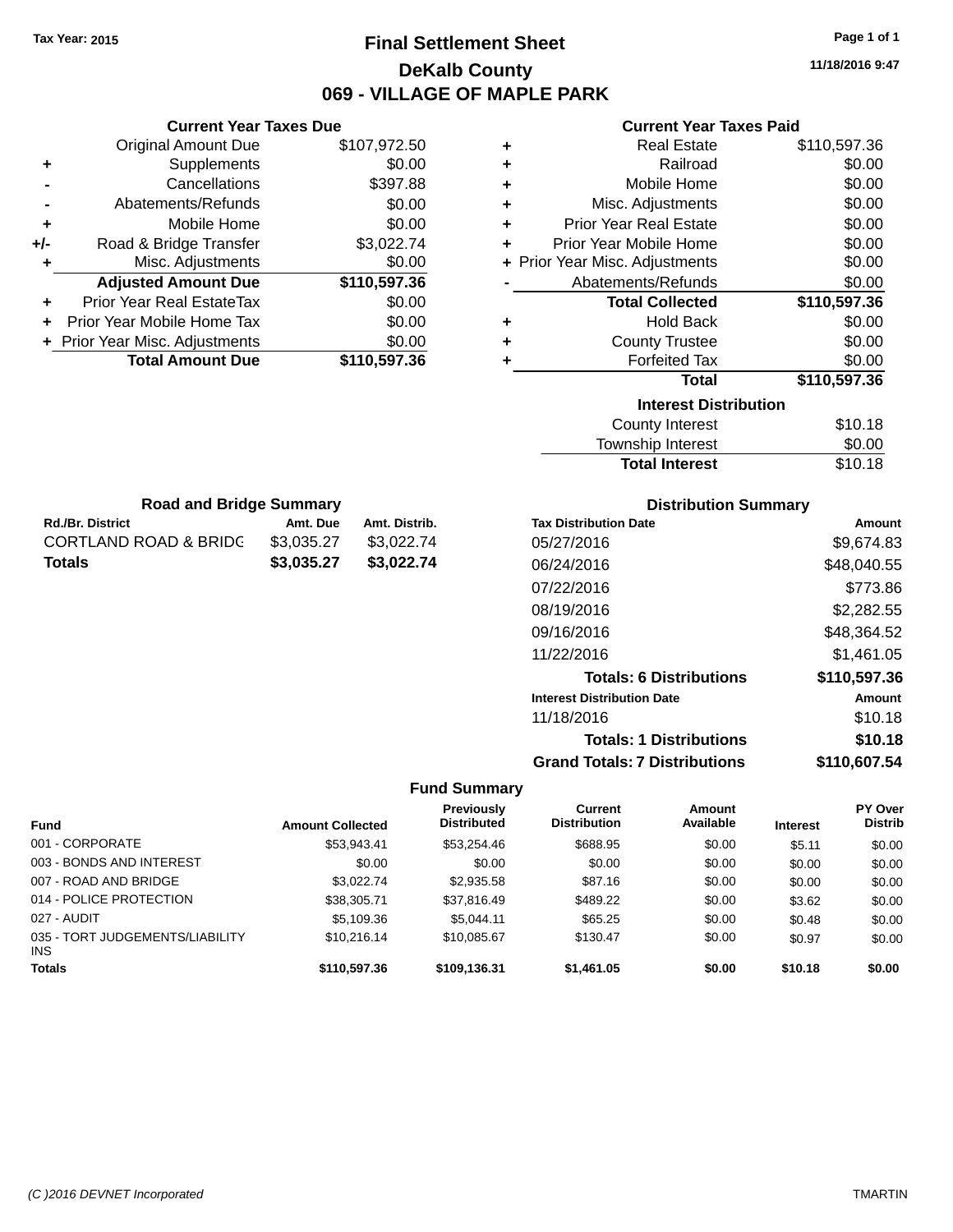Tax Year: 2015

# Final Settlement Sheet

## DeKalb County

## 069 - VILLAGE OF MAPLE PARK

11/18/2016 9:47

### Current Year Taxes Due

| | | |
|---|---|---|
| | Original Amount Due | $107,972.50 |
| + | Supplements | $0.00 |
| - | Cancellations | $397.88 |
| - | Abatements/Refunds | $0.00 |
| + | Mobile Home | $0.00 |
| +/- | Road & Bridge Transfer | $3,022.74 |
| + | Misc. Adjustments | $0.00 |
| | **Adjusted Amount Due** | **$110,597.36** |
| + | Prior Year Real EstateTax | $0.00 |
| + | Prior Year Mobile Home Tax | $0.00 |
| + | Prior Year Misc. Adjustments | $0.00 |
| | **Total Amount Due** | **$110,597.36** |

### Current Year Taxes Paid

| | | |
|---|---|---|
| + | Real Estate | $110,597.36 |
| + | Railroad | $0.00 |
| + | Mobile Home | $0.00 |
| + | Misc. Adjustments | $0.00 |
| + | Prior Year Real Estate | $0.00 |
| + | Prior Year Mobile Home | $0.00 |
| + | Prior Year Misc. Adjustments | $0.00 |
| - | Abatements/Refunds | $0.00 |
| | **Total Collected** | **$110,597.36** |
| + | Hold Back | $0.00 |
| + | County Trustee | $0.00 |
| + | Forfeited Tax | $0.00 |
| | **Total** | **$110,597.36** |

### Interest Distribution

| | |
|---|---|
| County Interest | $10.18 |
| Township Interest | $0.00 |
| **Total Interest** | $10.18 |

### Road and Bridge Summary

| Rd./Br. District | Amt. Due | Amt. Distrib. |
|---|---|---|
| CORTLAND ROAD & BRIDG | $3,035.27 | $3,022.74 |
| **Totals** | **$3,035.27** | **$3,022.74** |

### Distribution Summary

| Tax Distribution Date | Amount |
|---|---|
| 05/27/2016 | $9,674.83 |
| 06/24/2016 | $48,040.55 |
| 07/22/2016 | $773.86 |
| 08/19/2016 | $2,282.55 |
| 09/16/2016 | $48,364.52 |
| 11/22/2016 | $1,461.05 |
| **Totals: 6 Distributions** | **$110,597.36** |
| **Interest Distribution Date** | **Amount** |
| 11/18/2016 | $10.18 |
| **Totals: 1 Distributions** | **$10.18** |
| **Grand Totals: 7 Distributions** | **$110,607.54** |

### Fund Summary

| Fund | Amount Collected | Previously Distributed | Current Distribution | Amount Available | Interest | PY Over Distrib |
|---|---|---|---|---|---|---|
| 001 - CORPORATE | $53,943.41 | $53,254.46 | $688.95 | $0.00 | $5.11 | $0.00 |
| 003 - BONDS AND INTEREST | $0.00 | $0.00 | $0.00 | $0.00 | $0.00 | $0.00 |
| 007 - ROAD AND BRIDGE | $3,022.74 | $2,935.58 | $87.16 | $0.00 | $0.00 | $0.00 |
| 014 - POLICE PROTECTION | $38,305.71 | $37,816.49 | $489.22 | $0.00 | $3.62 | $0.00 |
| 027 - AUDIT | $5,109.36 | $5,044.11 | $65.25 | $0.00 | $0.48 | $0.00 |
| 035 - TORT JUDGEMENTS/LIABILITY INS | $10,216.14 | $10,085.67 | $130.47 | $0.00 | $0.97 | $0.00 |
| **Totals** | **$110,597.36** | **$109,136.31** | **$1,461.05** | **$0.00** | **$10.18** | **$0.00** |

(C )2016 DEVNET Incorporated — TMARTIN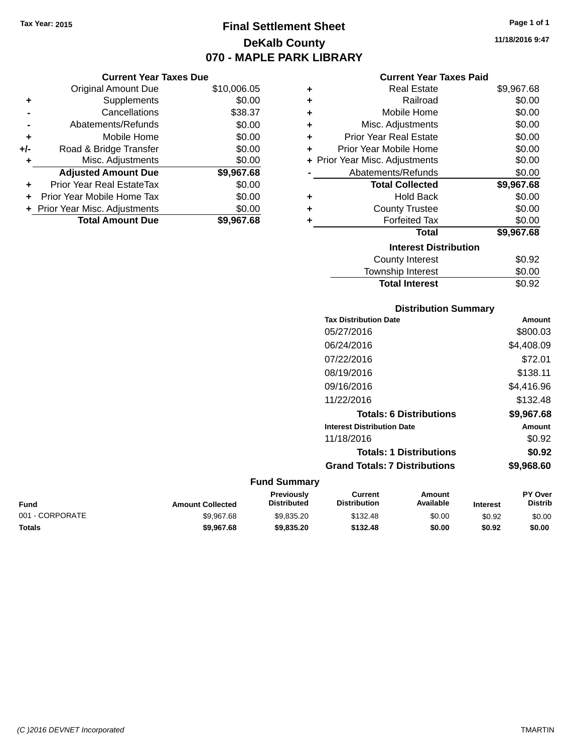Tax Year: 2015

# Final Settlement Sheet
## DeKalb County
## 070 - MAPLE PARK LIBRARY

11/18/2016 9:47

### Current Year Taxes Due

| | | |
|---|---|---|
| | Original Amount Due | $10,006.05 |
| + | Supplements | $0.00 |
| - | Cancellations | $38.37 |
| - | Abatements/Refunds | $0.00 |
| + | Mobile Home | $0.00 |
| +/- | Road & Bridge Transfer | $0.00 |
| + | Misc. Adjustments | $0.00 |
| | **Adjusted Amount Due** | **$9,967.68** |
| + | Prior Year Real EstateTax | $0.00 |
| + | Prior Year Mobile Home Tax | $0.00 |
| + | Prior Year Misc. Adjustments | $0.00 |
| | **Total Amount Due** | **$9,967.68** |

### Current Year Taxes Paid

| | | |
|---|---|---|
| + | Real Estate | $9,967.68 |
| + | Railroad | $0.00 |
| + | Mobile Home | $0.00 |
| + | Misc. Adjustments | $0.00 |
| + | Prior Year Real Estate | $0.00 |
| + | Prior Year Mobile Home | $0.00 |
| + | Prior Year Misc. Adjustments | $0.00 |
| - | Abatements/Refunds | $0.00 |
| | **Total Collected** | **$9,967.68** |
| + | Hold Back | $0.00 |
| + | County Trustee | $0.00 |
| + | Forfeited Tax | $0.00 |
| | **Total** | **$9,967.68** |

### Interest Distribution

| | |
|---|---|
| County Interest | $0.92 |
| Township Interest | $0.00 |
| **Total Interest** | $0.92 |

### Distribution Summary

| Tax Distribution Date | Amount |
|---|---|
| 05/27/2016 | $800.03 |
| 06/24/2016 | $4,408.09 |
| 07/22/2016 | $72.01 |
| 08/19/2016 | $138.11 |
| 09/16/2016 | $4,416.96 |
| 11/22/2016 | $132.48 |
| **Totals: 6 Distributions** | **$9,967.68** |

| Interest Distribution Date | Amount |
|---|---|
| 11/18/2016 | $0.92 |
| **Totals: 1 Distributions** | **$0.92** |
| **Grand Totals: 7 Distributions** | **$9,968.60** |

### Fund Summary

| Fund | Amount Collected | Previously Distributed | Current Distribution | Amount Available | Interest | PY Over Distrib |
|---|---|---|---|---|---|---|
| 001 - CORPORATE | $9,967.68 | $9,835.20 | $132.48 | $0.00 | $0.92 | $0.00 |
| **Totals** | **$9,967.68** | **$9,835.20** | **$132.48** | **$0.00** | **$0.92** | **$0.00** |

(C )2016 DEVNET Incorporated TMARTIN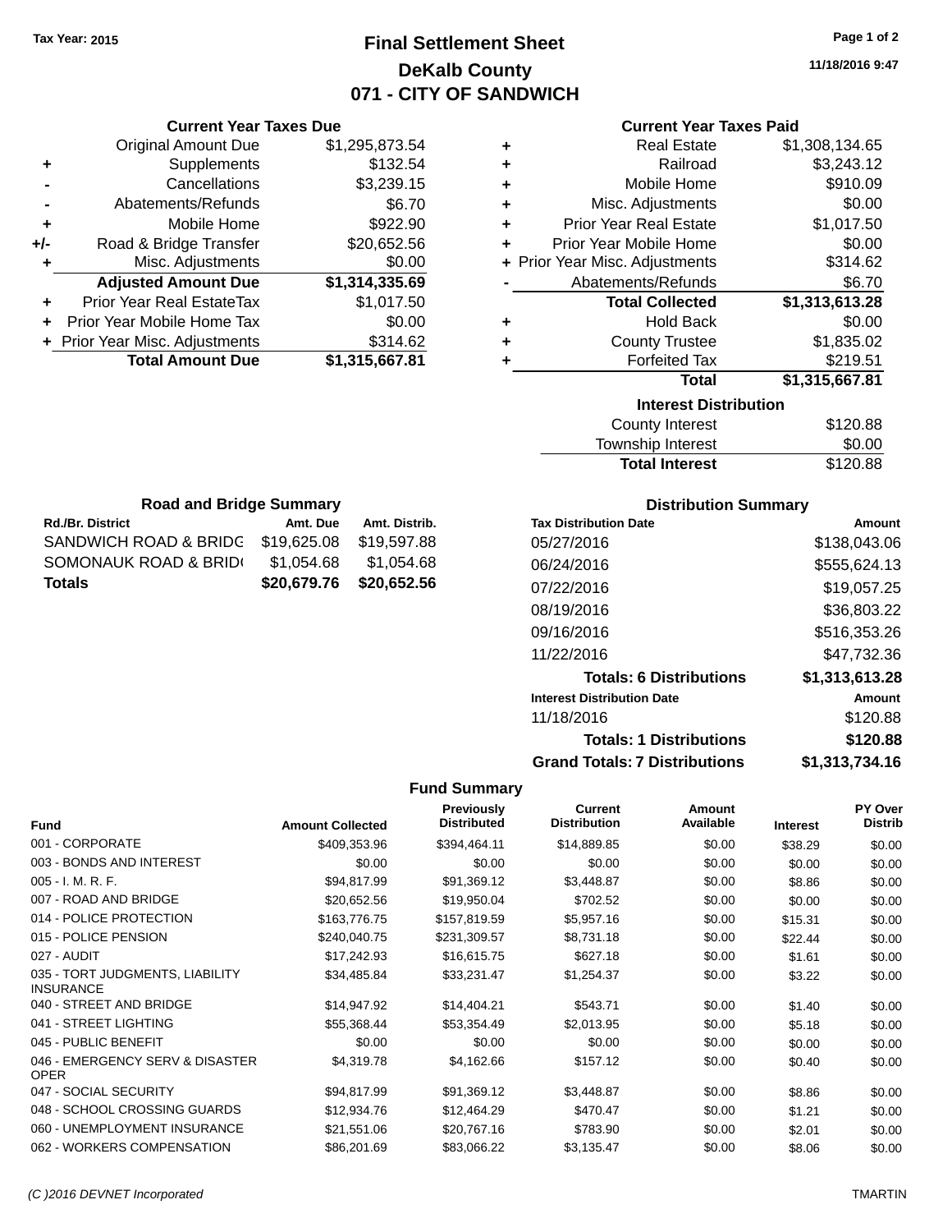Tax Year: 2015

# Final Settlement Sheet
## DeKalb County
## 071 - CITY OF SANDWICH

11/18/2016 9:47

### Current Year Taxes Due

| | | |
|---|---|---|
| | Original Amount Due | $1,295,873.54 |
| + | Supplements | $132.54 |
| - | Cancellations | $3,239.15 |
| - | Abatements/Refunds | $6.70 |
| + | Mobile Home | $922.90 |
| +/- | Road & Bridge Transfer | $20,652.56 |
| + | Misc. Adjustments | $0.00 |
| | **Adjusted Amount Due** | **$1,314,335.69** |
| + | Prior Year Real EstateTax | $1,017.50 |
| + | Prior Year Mobile Home Tax | $0.00 |
| + | Prior Year Misc. Adjustments | $314.62 |
| | **Total Amount Due** | **$1,315,667.81** |

### Current Year Taxes Paid

| | | |
|---|---|---|
| + | Real Estate | $1,308,134.65 |
| + | Railroad | $3,243.12 |
| + | Mobile Home | $910.09 |
| + | Misc. Adjustments | $0.00 |
| + | Prior Year Real Estate | $1,017.50 |
| + | Prior Year Mobile Home | $0.00 |
| + | Prior Year Misc. Adjustments | $314.62 |
| - | Abatements/Refunds | $6.70 |
| | **Total Collected** | **$1,313,613.28** |
| + | Hold Back | $0.00 |
| + | County Trustee | $1,835.02 |
| + | Forfeited Tax | $219.51 |
| | **Total** | **$1,315,667.81** |

### Interest Distribution

| | |
|---|---|
| County Interest | $120.88 |
| Township Interest | $0.00 |
| **Total Interest** | $120.88 |

### Road and Bridge Summary

| Rd./Br. District | Amt. Due | Amt. Distrib. |
|---|---|---|
| SANDWICH ROAD & BRIDG | $19,625.08 | $19,597.88 |
| SOMONAUK ROAD & BRID( | $1,054.68 | $1,054.68 |
| **Totals** | **$20,679.76** | **$20,652.56** |

### Distribution Summary

| Tax Distribution Date | Amount |
|---|---|
| 05/27/2016 | $138,043.06 |
| 06/24/2016 | $555,624.13 |
| 07/22/2016 | $19,057.25 |
| 08/19/2016 | $36,803.22 |
| 09/16/2016 | $516,353.26 |
| 11/22/2016 | $47,732.36 |
| **Totals: 6 Distributions** | **$1,313,613.28** |
| **Interest Distribution Date** | **Amount** |
| 11/18/2016 | $120.88 |
| **Totals: 1 Distributions** | **$120.88** |
| **Grand Totals: 7 Distributions** | **$1,313,734.16** |

### Fund Summary

| Fund | Amount Collected | Previously Distributed | Current Distribution | Amount Available | Interest | PY Over Distrib |
|---|---|---|---|---|---|---|
| 001 - CORPORATE | $409,353.96 | $394,464.11 | $14,889.85 | $0.00 | $38.29 | $0.00 |
| 003 - BONDS AND INTEREST | $0.00 | $0.00 | $0.00 | $0.00 | $0.00 | $0.00 |
| 005 - I. M. R. F. | $94,817.99 | $91,369.12 | $3,448.87 | $0.00 | $8.86 | $0.00 |
| 007 - ROAD AND BRIDGE | $20,652.56 | $19,950.04 | $702.52 | $0.00 | $0.00 | $0.00 |
| 014 - POLICE PROTECTION | $163,776.75 | $157,819.59 | $5,957.16 | $0.00 | $15.31 | $0.00 |
| 015 - POLICE PENSION | $240,040.75 | $231,309.57 | $8,731.18 | $0.00 | $22.44 | $0.00 |
| 027 - AUDIT | $17,242.93 | $16,615.75 | $627.18 | $0.00 | $1.61 | $0.00 |
| 035 - TORT JUDGMENTS, LIABILITY INSURANCE | $34,485.84 | $33,231.47 | $1,254.37 | $0.00 | $3.22 | $0.00 |
| 040 - STREET AND BRIDGE | $14,947.92 | $14,404.21 | $543.71 | $0.00 | $1.40 | $0.00 |
| 041 - STREET LIGHTING | $55,368.44 | $53,354.49 | $2,013.95 | $0.00 | $5.18 | $0.00 |
| 045 - PUBLIC BENEFIT | $0.00 | $0.00 | $0.00 | $0.00 | $0.00 | $0.00 |
| 046 - EMERGENCY SERV & DISASTER OPER | $4,319.78 | $4,162.66 | $157.12 | $0.00 | $0.40 | $0.00 |
| 047 - SOCIAL SECURITY | $94,817.99 | $91,369.12 | $3,448.87 | $0.00 | $8.86 | $0.00 |
| 048 - SCHOOL CROSSING GUARDS | $12,934.76 | $12,464.29 | $470.47 | $0.00 | $1.21 | $0.00 |
| 060 - UNEMPLOYMENT INSURANCE | $21,551.06 | $20,767.16 | $783.90 | $0.00 | $2.01 | $0.00 |
| 062 - WORKERS COMPENSATION | $86,201.69 | $83,066.22 | $3,135.47 | $0.00 | $8.06 | $0.00 |

(C )2016 DEVNET Incorporated — TMARTIN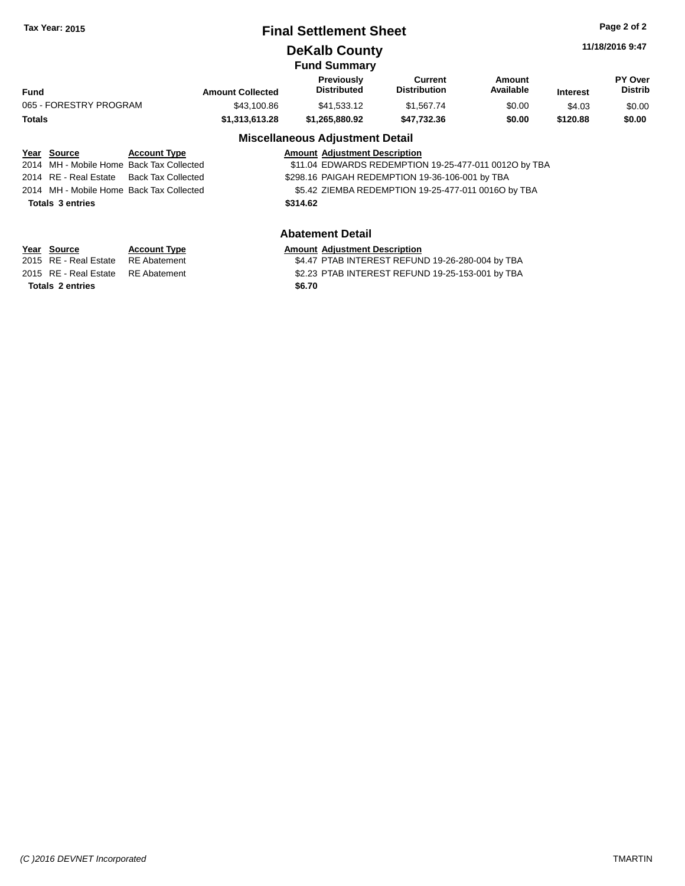Tax Year: 2015

# Final Settlement Sheet

## DeKalb County

11/18/2016 9:47

### Fund Summary

| Fund | Amount Collected | Previously Distributed | Current Distribution | Amount Available | Interest | PY Over Distrib |
|---|---|---|---|---|---|---|
| 065 - FORESTRY PROGRAM | $43,100.86 | $41,533.12 | $1,567.74 | $0.00 | $4.03 | $0.00 |
| **Totals** | **$1,313,613.28** | **$1,265,880.92** | **$47,732.36** | **$0.00** | **$120.88** | **$0.00** |

### Miscellaneous Adjustment Detail

| Year | Source | Account Type | Amount | Adjustment Description |
|---|---|---|---|---|
| 2014 | MH - Mobile Home | Back Tax Collected | $11.04 | EDWARDS REDEMPTION 19-25-477-011 0012O by TBA |
| 2014 | RE - Real Estate | Back Tax Collected | $298.16 | PAIGAH REDEMPTION 19-36-106-001 by TBA |
| 2014 | MH - Mobile Home | Back Tax Collected | $5.42 | ZIEMBA REDEMPTION 19-25-477-011 0016O by TBA |
| **Totals 3 entries** | | | **$314.62** | |

### Abatement Detail

| Year | Source | Account Type | Amount | Adjustment Description |
|---|---|---|---|---|
| 2015 | RE - Real Estate | RE Abatement | $4.47 | PTAB INTEREST REFUND 19-26-280-004 by TBA |
| 2015 | RE - Real Estate | RE Abatement | $2.23 | PTAB INTEREST REFUND 19-25-153-001 by TBA |
| **Totals 2 entries** | | | **$6.70** | |

*(C )2016 DEVNET Incorporated* TMARTIN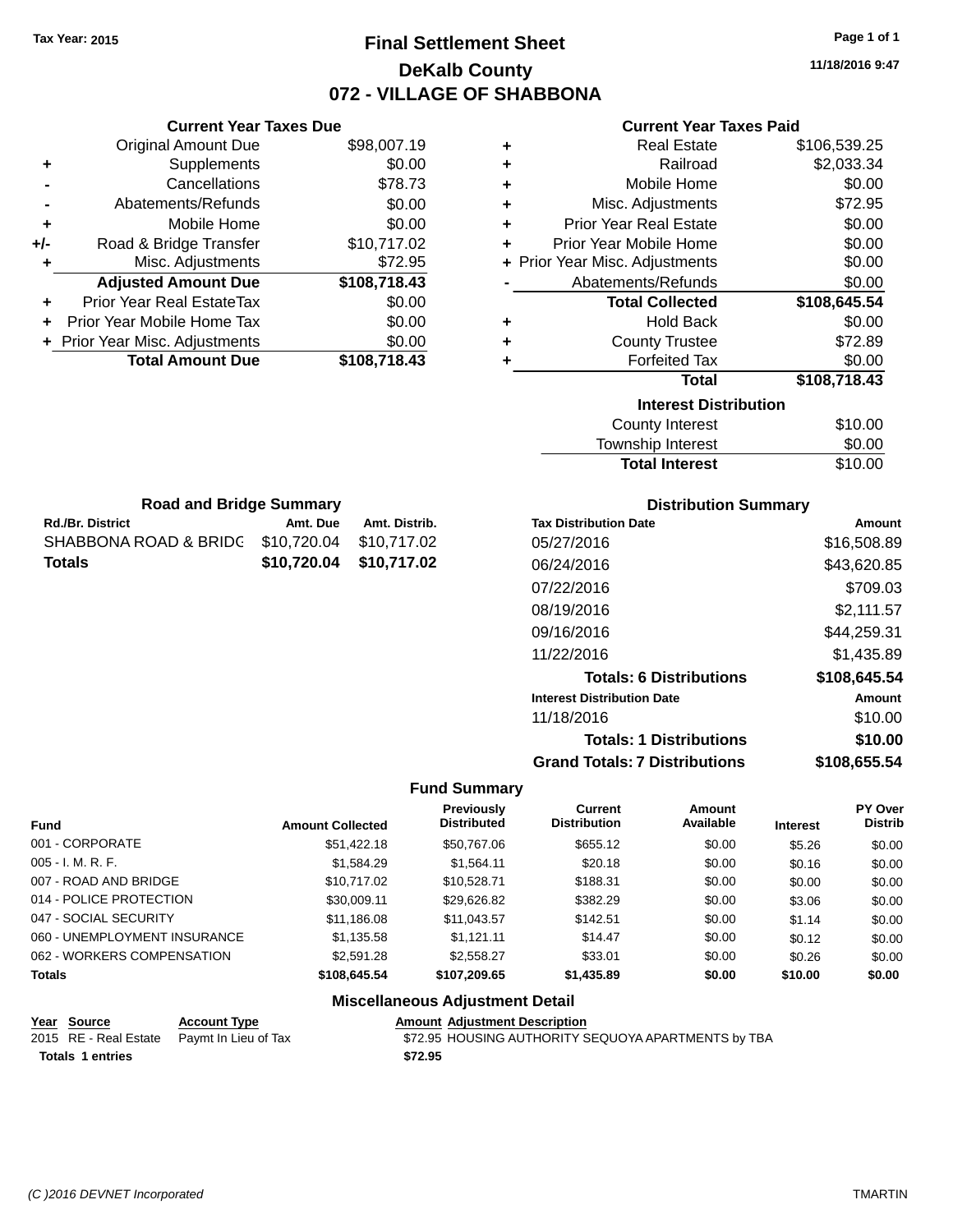Tax Year: 2015

# Final Settlement Sheet
## DeKalb County
## 072 - VILLAGE OF SHABBONA

11/18/2016 9:47

### Current Year Taxes Due

| | | |
|---|---|---|
| | Original Amount Due | $98,007.19 |
| + | Supplements | $0.00 |
| - | Cancellations | $78.73 |
| - | Abatements/Refunds | $0.00 |
| + | Mobile Home | $0.00 |
| +/- | Road & Bridge Transfer | $10,717.02 |
| + | Misc. Adjustments | $72.95 |
| | **Adjusted Amount Due** | **$108,718.43** |
| + | Prior Year Real EstateTax | $0.00 |
| + | Prior Year Mobile Home Tax | $0.00 |
| + | Prior Year Misc. Adjustments | $0.00 |
| | **Total Amount Due** | **$108,718.43** |

### Current Year Taxes Paid

| | | |
|---|---|---|
| + | Real Estate | $106,539.25 |
| + | Railroad | $2,033.34 |
| + | Mobile Home | $0.00 |
| + | Misc. Adjustments | $72.95 |
| + | Prior Year Real Estate | $0.00 |
| + | Prior Year Mobile Home | $0.00 |
| + | Prior Year Misc. Adjustments | $0.00 |
| - | Abatements/Refunds | $0.00 |
| | **Total Collected** | **$108,645.54** |
| + | Hold Back | $0.00 |
| + | County Trustee | $72.89 |
| + | Forfeited Tax | $0.00 |
| | **Total** | **$108,718.43** |

### Interest Distribution

| | |
|---|---|
| County Interest | $10.00 |
| Township Interest | $0.00 |
| **Total Interest** | $10.00 |

### Road and Bridge Summary

| Rd./Br. District | Amt. Due | Amt. Distrib. |
|---|---|---|
| SHABBONA ROAD & BRIDG | $10,720.04 | $10,717.02 |
| **Totals** | **$10,720.04** | **$10,717.02** |

### Distribution Summary

| Tax Distribution Date | Amount |
|---|---|
| 05/27/2016 | $16,508.89 |
| 06/24/2016 | $43,620.85 |
| 07/22/2016 | $709.03 |
| 08/19/2016 | $2,111.57 |
| 09/16/2016 | $44,259.31 |
| 11/22/2016 | $1,435.89 |
| **Totals: 6 Distributions** | **$108,645.54** |
| **Interest Distribution Date** | **Amount** |
| 11/18/2016 | $10.00 |
| **Totals: 1 Distributions** | **$10.00** |
| **Grand Totals: 7 Distributions** | **$108,655.54** |

### Fund Summary

| Fund | Amount Collected | Previously Distributed | Current Distribution | Amount Available | Interest | PY Over Distrib |
|---|---|---|---|---|---|---|
| 001 - CORPORATE | $51,422.18 | $50,767.06 | $655.12 | $0.00 | $5.26 | $0.00 |
| 005 - I. M. R. F. | $1,584.29 | $1,564.11 | $20.18 | $0.00 | $0.16 | $0.00 |
| 007 - ROAD AND BRIDGE | $10,717.02 | $10,528.71 | $188.31 | $0.00 | $0.00 | $0.00 |
| 014 - POLICE PROTECTION | $30,009.11 | $29,626.82 | $382.29 | $0.00 | $3.06 | $0.00 |
| 047 - SOCIAL SECURITY | $11,186.08 | $11,043.57 | $142.51 | $0.00 | $1.14 | $0.00 |
| 060 - UNEMPLOYMENT INSURANCE | $1,135.58 | $1,121.11 | $14.47 | $0.00 | $0.12 | $0.00 |
| 062 - WORKERS COMPENSATION | $2,591.28 | $2,558.27 | $33.01 | $0.00 | $0.26 | $0.00 |
| **Totals** | **$108,645.54** | **$107,209.65** | **$1,435.89** | **$0.00** | **$10.00** | **$0.00** |

### Miscellaneous Adjustment Detail

| Year | Source | Account Type | Amount | Adjustment Description |
|---|---|---|---|---|
| 2015 | RE - Real Estate | Paymt In Lieu of Tax | $72.95 | HOUSING AUTHORITY SEQUOYA APARTMENTS by TBA |
| **Totals 1 entries** | | | **$72.95** | |

(C )2016 DEVNET Incorporated — TMARTIN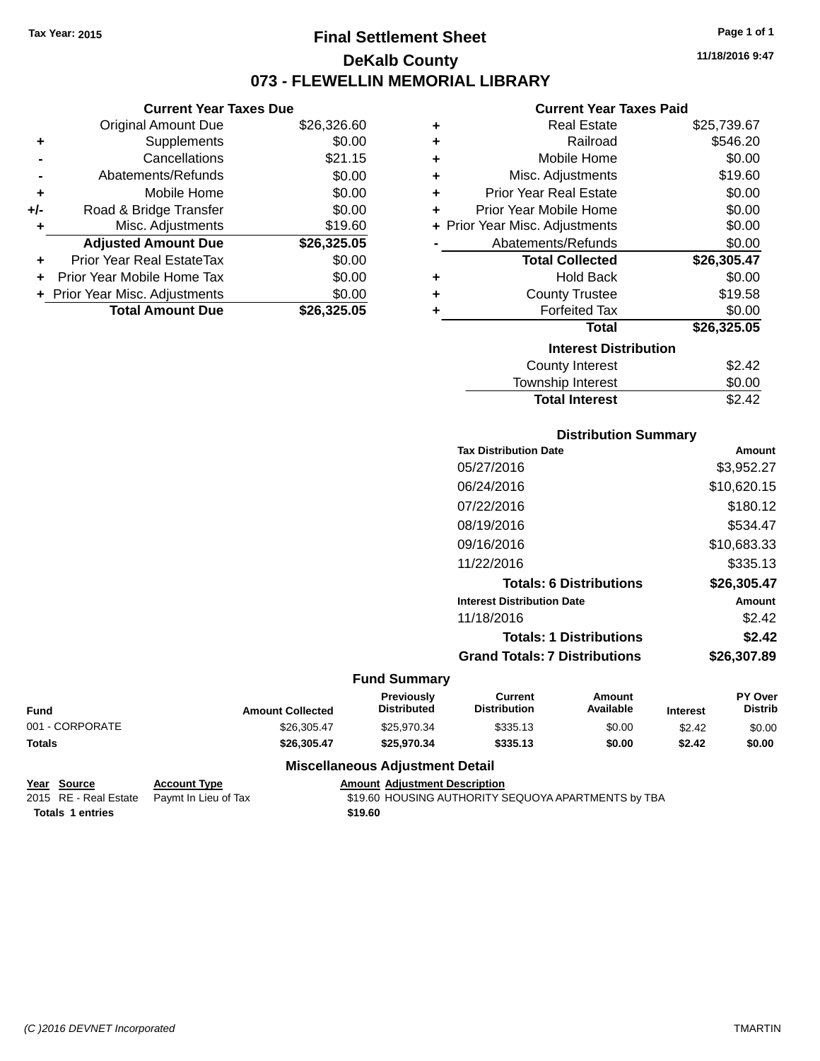Tax Year: 2015

# Final Settlement Sheet

## DeKalb County

## 073 - FLEWELLIN MEMORIAL LIBRARY

11/18/2016 9:47

### Current Year Taxes Due

| | | |
|---|---|---|
| | Original Amount Due | $26,326.60 |
| + | Supplements | $0.00 |
| - | Cancellations | $21.15 |
| - | Abatements/Refunds | $0.00 |
| + | Mobile Home | $0.00 |
| +/- | Road & Bridge Transfer | $0.00 |
| + | Misc. Adjustments | $19.60 |
| | **Adjusted Amount Due** | **$26,325.05** |
| + | Prior Year Real EstateTax | $0.00 |
| + | Prior Year Mobile Home Tax | $0.00 |
| + | Prior Year Misc. Adjustments | $0.00 |
| | **Total Amount Due** | **$26,325.05** |

### Current Year Taxes Paid

| | | |
|---|---|---|
| + | Real Estate | $25,739.67 |
| + | Railroad | $546.20 |
| + | Mobile Home | $0.00 |
| + | Misc. Adjustments | $19.60 |
| + | Prior Year Real Estate | $0.00 |
| + | Prior Year Mobile Home | $0.00 |
| + | Prior Year Misc. Adjustments | $0.00 |
| - | Abatements/Refunds | $0.00 |
| | **Total Collected** | **$26,305.47** |
| + | Hold Back | $0.00 |
| + | County Trustee | $19.58 |
| + | Forfeited Tax | $0.00 |
| | **Total** | **$26,325.05** |

### Interest Distribution

| | |
|---|---|
| County Interest | $2.42 |
| Township Interest | $0.00 |
| **Total Interest** | $2.42 |

### Distribution Summary

| Tax Distribution Date | Amount |
|---|---|
| 05/27/2016 | $3,952.27 |
| 06/24/2016 | $10,620.15 |
| 07/22/2016 | $180.12 |
| 08/19/2016 | $534.47 |
| 09/16/2016 | $10,683.33 |
| 11/22/2016 | $335.13 |
| **Totals: 6 Distributions** | **$26,305.47** |
| **Interest Distribution Date** | **Amount** |
| 11/18/2016 | $2.42 |
| **Totals: 1 Distributions** | **$2.42** |
| **Grand Totals: 7 Distributions** | **$26,307.89** |

### Fund Summary

| Fund | Amount Collected | Previously Distributed | Current Distribution | Amount Available | Interest | PY Over Distrib |
|---|---|---|---|---|---|---|
| 001 - CORPORATE | $26,305.47 | $25,970.34 | $335.13 | $0.00 | $2.42 | $0.00 |
| **Totals** | **$26,305.47** | **$25,970.34** | **$335.13** | **$0.00** | **$2.42** | **$0.00** |

### Miscellaneous Adjustment Detail

| Year | Source | Account Type | Amount | Adjustment Description |
|---|---|---|---|---|
| 2015 | RE - Real Estate | Paymt In Lieu of Tax | $19.60 | HOUSING AUTHORITY SEQUOYA APARTMENTS by TBA |
| **Totals** | **1 entries** | | **$19.60** | |

(C )2016 DEVNET Incorporated — TMARTIN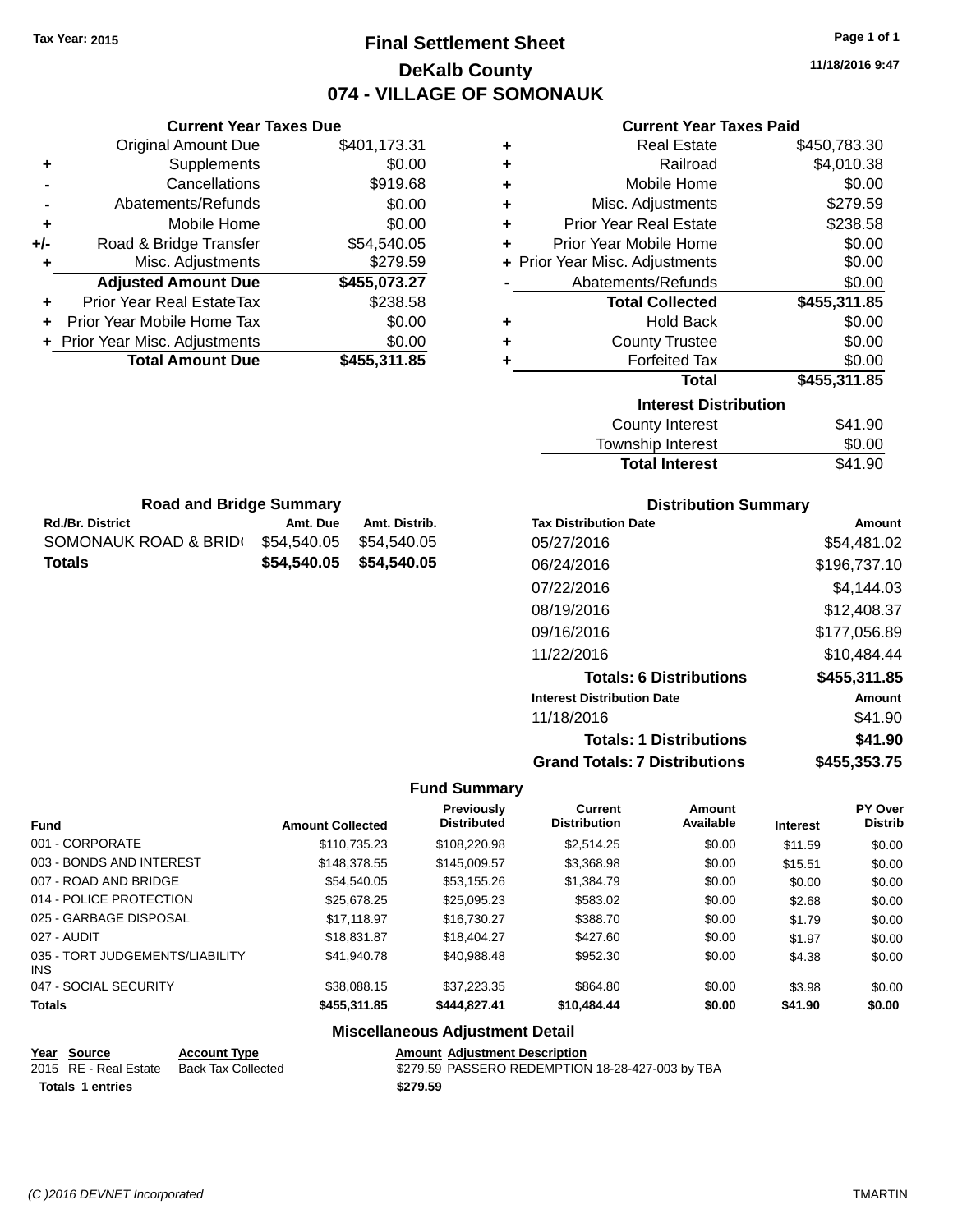Tax Year: 2015

# Final Settlement Sheet

## DeKalb County

## 074 - VILLAGE OF SOMONAUK

11/18/2016 9:47

### Current Year Taxes Due

| | | |
|---|---|---|
| | Original Amount Due | $401,173.31 |
| + | Supplements | $0.00 |
| - | Cancellations | $919.68 |
| - | Abatements/Refunds | $0.00 |
| + | Mobile Home | $0.00 |
| +/- | Road & Bridge Transfer | $54,540.05 |
| + | Misc. Adjustments | $279.59 |
| | **Adjusted Amount Due** | **$455,073.27** |
| + | Prior Year Real EstateTax | $238.58 |
| + | Prior Year Mobile Home Tax | $0.00 |
| + | Prior Year Misc. Adjustments | $0.00 |
| | **Total Amount Due** | **$455,311.85** |

### Current Year Taxes Paid

| | | |
|---|---|---|
| + | Real Estate | $450,783.30 |
| + | Railroad | $4,010.38 |
| + | Mobile Home | $0.00 |
| + | Misc. Adjustments | $279.59 |
| + | Prior Year Real Estate | $238.58 |
| + | Prior Year Mobile Home | $0.00 |
| + | Prior Year Misc. Adjustments | $0.00 |
| - | Abatements/Refunds | $0.00 |
| | **Total Collected** | **$455,311.85** |
| + | Hold Back | $0.00 |
| + | County Trustee | $0.00 |
| + | Forfeited Tax | $0.00 |
| | **Total** | **$455,311.85** |

### Interest Distribution

| | |
|---|---|
| County Interest | $41.90 |
| Township Interest | $0.00 |
| **Total Interest** | $41.90 |

### Road and Bridge Summary

| Rd./Br. District | Amt. Due | Amt. Distrib. |
|---|---|---|
| SOMONAUK ROAD & BRID( | $54,540.05 | $54,540.05 |
| **Totals** | **$54,540.05** | **$54,540.05** |

### Distribution Summary

| Tax Distribution Date | Amount |
|---|---|
| 05/27/2016 | $54,481.02 |
| 06/24/2016 | $196,737.10 |
| 07/22/2016 | $4,144.03 |
| 08/19/2016 | $12,408.37 |
| 09/16/2016 | $177,056.89 |
| 11/22/2016 | $10,484.44 |
| **Totals: 6 Distributions** | **$455,311.85** |
| **Interest Distribution Date** | **Amount** |
| 11/18/2016 | $41.90 |
| **Totals: 1 Distributions** | **$41.90** |
| **Grand Totals: 7 Distributions** | **$455,353.75** |

### Fund Summary

| Fund | Amount Collected | Previously Distributed | Current Distribution | Amount Available | Interest | PY Over Distrib |
|---|---|---|---|---|---|---|
| 001 - CORPORATE | $110,735.23 | $108,220.98 | $2,514.25 | $0.00 | $11.59 | $0.00 |
| 003 - BONDS AND INTEREST | $148,378.55 | $145,009.57 | $3,368.98 | $0.00 | $15.51 | $0.00 |
| 007 - ROAD AND BRIDGE | $54,540.05 | $53,155.26 | $1,384.79 | $0.00 | $0.00 | $0.00 |
| 014 - POLICE PROTECTION | $25,678.25 | $25,095.23 | $583.02 | $0.00 | $2.68 | $0.00 |
| 025 - GARBAGE DISPOSAL | $17,118.97 | $16,730.27 | $388.70 | $0.00 | $1.79 | $0.00 |
| 027 - AUDIT | $18,831.87 | $18,404.27 | $427.60 | $0.00 | $1.97 | $0.00 |
| 035 - TORT JUDGEMENTS/LIABILITY INS | $41,940.78 | $40,988.48 | $952.30 | $0.00 | $4.38 | $0.00 |
| 047 - SOCIAL SECURITY | $38,088.15 | $37,223.35 | $864.80 | $0.00 | $3.98 | $0.00 |
| **Totals** | **$455,311.85** | **$444,827.41** | **$10,484.44** | **$0.00** | **$41.90** | **$0.00** |

### Miscellaneous Adjustment Detail

| Year | Source | Account Type | Amount | Adjustment Description |
|---|---|---|---|---|
| 2015 | RE - Real Estate | Back Tax Collected | $279.59 | PASSERO REDEMPTION 18-28-427-003 by TBA |
| **Totals** | **1 entries** | | **$279.59** | |

(C )2016 DEVNET Incorporated TMARTIN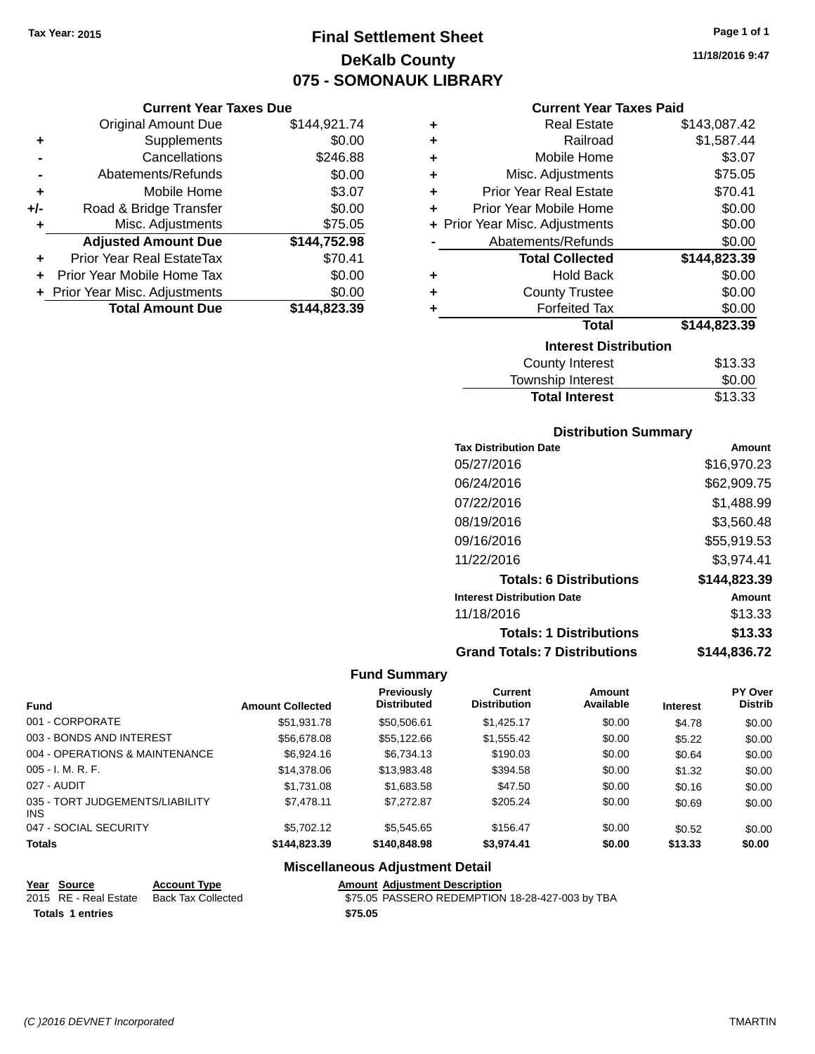Tax Year: 2015

# Final Settlement Sheet

## DeKalb County

## 075 - SOMONAUK LIBRARY

11/18/2016 9:47

### Current Year Taxes Due

| | | |
|---|---|---|
| | Original Amount Due | $144,921.74 |
| + | Supplements | $0.00 |
| - | Cancellations | $246.88 |
| - | Abatements/Refunds | $0.00 |
| + | Mobile Home | $3.07 |
| +/- | Road & Bridge Transfer | $0.00 |
| + | Misc. Adjustments | $75.05 |
| | **Adjusted Amount Due** | **$144,752.98** |
| + | Prior Year Real EstateTax | $70.41 |
| + | Prior Year Mobile Home Tax | $0.00 |
| + | Prior Year Misc. Adjustments | $0.00 |
| | **Total Amount Due** | **$144,823.39** |

### Current Year Taxes Paid

| | | |
|---|---|---|
| + | Real Estate | $143,087.42 |
| + | Railroad | $1,587.44 |
| + | Mobile Home | $3.07 |
| + | Misc. Adjustments | $75.05 |
| + | Prior Year Real Estate | $70.41 |
| + | Prior Year Mobile Home | $0.00 |
| + | Prior Year Misc. Adjustments | $0.00 |
| - | Abatements/Refunds | $0.00 |
| | **Total Collected** | **$144,823.39** |
| + | Hold Back | $0.00 |
| + | County Trustee | $0.00 |
| + | Forfeited Tax | $0.00 |
| | **Total** | **$144,823.39** |

### Interest Distribution

| | |
|---|---|
| County Interest | $13.33 |
| Township Interest | $0.00 |
| **Total Interest** | $13.33 |

### Distribution Summary

| Tax Distribution Date | Amount |
|---|---|
| 05/27/2016 | $16,970.23 |
| 06/24/2016 | $62,909.75 |
| 07/22/2016 | $1,488.99 |
| 08/19/2016 | $3,560.48 |
| 09/16/2016 | $55,919.53 |
| 11/22/2016 | $3,974.41 |
| **Totals: 6 Distributions** | **$144,823.39** |
| **Interest Distribution Date** | **Amount** |
| 11/18/2016 | $13.33 |
| **Totals: 1 Distributions** | **$13.33** |
| **Grand Totals: 7 Distributions** | **$144,836.72** |

### Fund Summary

| Fund | Amount Collected | Previously Distributed | Current Distribution | Amount Available | Interest | PY Over Distrib |
|---|---|---|---|---|---|---|
| 001 - CORPORATE | $51,931.78 | $50,506.61 | $1,425.17 | $0.00 | $4.78 | $0.00 |
| 003 - BONDS AND INTEREST | $56,678.08 | $55,122.66 | $1,555.42 | $0.00 | $5.22 | $0.00 |
| 004 - OPERATIONS & MAINTENANCE | $6,924.16 | $6,734.13 | $190.03 | $0.00 | $0.64 | $0.00 |
| 005 - I. M. R. F. | $14,378.06 | $13,983.48 | $394.58 | $0.00 | $1.32 | $0.00 |
| 027 - AUDIT | $1,731.08 | $1,683.58 | $47.50 | $0.00 | $0.16 | $0.00 |
| 035 - TORT JUDGEMENTS/LIABILITY INS | $7,478.11 | $7,272.87 | $205.24 | $0.00 | $0.69 | $0.00 |
| 047 - SOCIAL SECURITY | $5,702.12 | $5,545.65 | $156.47 | $0.00 | $0.52 | $0.00 |
| **Totals** | **$144,823.39** | **$140,848.98** | **$3,974.41** | **$0.00** | **$13.33** | **$0.00** |

### Miscellaneous Adjustment Detail

| Year | Source | Account Type | Amount | Adjustment Description |
|---|---|---|---|---|
| 2015 | RE - Real Estate | Back Tax Collected | $75.05 | PASSERO REDEMPTION 18-28-427-003 by TBA |
| **Totals 1 entries** | | | **$75.05** | |

(C )2016 DEVNET Incorporated — TMARTIN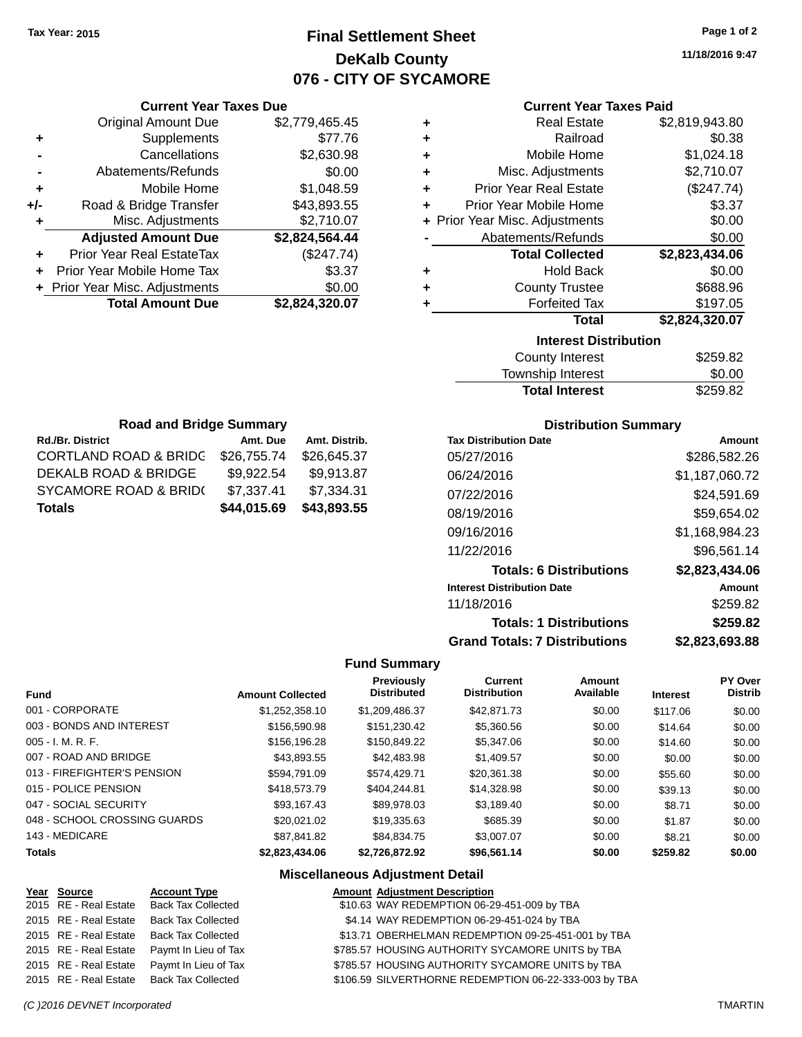Tax Year: 2015

# Final Settlement Sheet
## DeKalb County
## 076 - CITY OF SYCAMORE

11/18/2016 9:47

### Current Year Taxes Due

| | | |
|---|---|---|
| | Original Amount Due | $2,779,465.45 |
| + | Supplements | $77.76 |
| - | Cancellations | $2,630.98 |
| - | Abatements/Refunds | $0.00 |
| + | Mobile Home | $1,048.59 |
| +/- | Road & Bridge Transfer | $43,893.55 |
| + | Misc. Adjustments | $2,710.07 |
| | **Adjusted Amount Due** | **$2,824,564.44** |
| + | Prior Year Real EstateTax | ($247.74) |
| + | Prior Year Mobile Home Tax | $3.37 |
| + | Prior Year Misc. Adjustments | $0.00 |
| | **Total Amount Due** | **$2,824,320.07** |

### Current Year Taxes Paid

| | | |
|---|---|---|
| + | Real Estate | $2,819,943.80 |
| + | Railroad | $0.38 |
| + | Mobile Home | $1,024.18 |
| + | Misc. Adjustments | $2,710.07 |
| + | Prior Year Real Estate | ($247.74) |
| + | Prior Year Mobile Home | $3.37 |
| + | Prior Year Misc. Adjustments | $0.00 |
| - | Abatements/Refunds | $0.00 |
| | **Total Collected** | **$2,823,434.06** |
| + | Hold Back | $0.00 |
| + | County Trustee | $688.96 |
| + | Forfeited Tax | $197.05 |
| | **Total** | **$2,824,320.07** |

### Interest Distribution

| | |
|---|---|
| County Interest | $259.82 |
| Township Interest | $0.00 |
| **Total Interest** | $259.82 |

### Road and Bridge Summary

| Rd./Br. District | Amt. Due | Amt. Distrib. |
|---|---|---|
| CORTLAND ROAD & BRIDG | $26,755.74 | $26,645.37 |
| DEKALB ROAD & BRIDGE | $9,922.54 | $9,913.87 |
| SYCAMORE ROAD & BRID( | $7,337.41 | $7,334.31 |
| **Totals** | **$44,015.69** | **$43,893.55** |

### Distribution Summary

| Tax Distribution Date | Amount |
|---|---|
| 05/27/2016 | $286,582.26 |
| 06/24/2016 | $1,187,060.72 |
| 07/22/2016 | $24,591.69 |
| 08/19/2016 | $59,654.02 |
| 09/16/2016 | $1,168,984.23 |
| 11/22/2016 | $96,561.14 |
| **Totals: 6 Distributions** | **$2,823,434.06** |
| **Interest Distribution Date** | **Amount** |
| 11/18/2016 | $259.82 |
| **Totals: 1 Distributions** | **$259.82** |
| **Grand Totals: 7 Distributions** | **$2,823,693.88** |

### Fund Summary

| Fund | Amount Collected | Previously Distributed | Current Distribution | Amount Available | Interest | PY Over Distrib |
|---|---|---|---|---|---|---|
| 001 - CORPORATE | $1,252,358.10 | $1,209,486.37 | $42,871.73 | $0.00 | $117.06 | $0.00 |
| 003 - BONDS AND INTEREST | $156,590.98 | $151,230.42 | $5,360.56 | $0.00 | $14.64 | $0.00 |
| 005 - I. M. R. F. | $156,196.28 | $150,849.22 | $5,347.06 | $0.00 | $14.60 | $0.00 |
| 007 - ROAD AND BRIDGE | $43,893.55 | $42,483.98 | $1,409.57 | $0.00 | $0.00 | $0.00 |
| 013 - FIREFIGHTER'S PENSION | $594,791.09 | $574,429.71 | $20,361.38 | $0.00 | $55.60 | $0.00 |
| 015 - POLICE PENSION | $418,573.79 | $404,244.81 | $14,328.98 | $0.00 | $39.13 | $0.00 |
| 047 - SOCIAL SECURITY | $93,167.43 | $89,978.03 | $3,189.40 | $0.00 | $8.71 | $0.00 |
| 048 - SCHOOL CROSSING GUARDS | $20,021.02 | $19,335.63 | $685.39 | $0.00 | $1.87 | $0.00 |
| 143 - MEDICARE | $87,841.82 | $84,834.75 | $3,007.07 | $0.00 | $8.21 | $0.00 |
| **Totals** | **$2,823,434.06** | **$2,726,872.92** | **$96,561.14** | **$0.00** | **$259.82** | **$0.00** |

### Miscellaneous Adjustment Detail

| Year | Source | Account Type | Amount | Adjustment Description |
|---|---|---|---|---|
| 2015 | RE - Real Estate | Back Tax Collected | $10.63 | WAY REDEMPTION 06-29-451-009 by TBA |
| 2015 | RE - Real Estate | Back Tax Collected | $4.14 | WAY REDEMPTION 06-29-451-024 by TBA |
| 2015 | RE - Real Estate | Back Tax Collected | $13.71 | OBERHELMAN REDEMPTION 09-25-451-001 by TBA |
| 2015 | RE - Real Estate | Paymt In Lieu of Tax | $785.57 | HOUSING AUTHORITY SYCAMORE UNITS by TBA |
| 2015 | RE - Real Estate | Paymt In Lieu of Tax | $785.57 | HOUSING AUTHORITY SYCAMORE UNITS by TBA |
| 2015 | RE - Real Estate | Back Tax Collected | $106.59 | SILVERTHORNE REDEMPTION 06-22-333-003 by TBA |

(C )2016 DEVNET Incorporated TMARTIN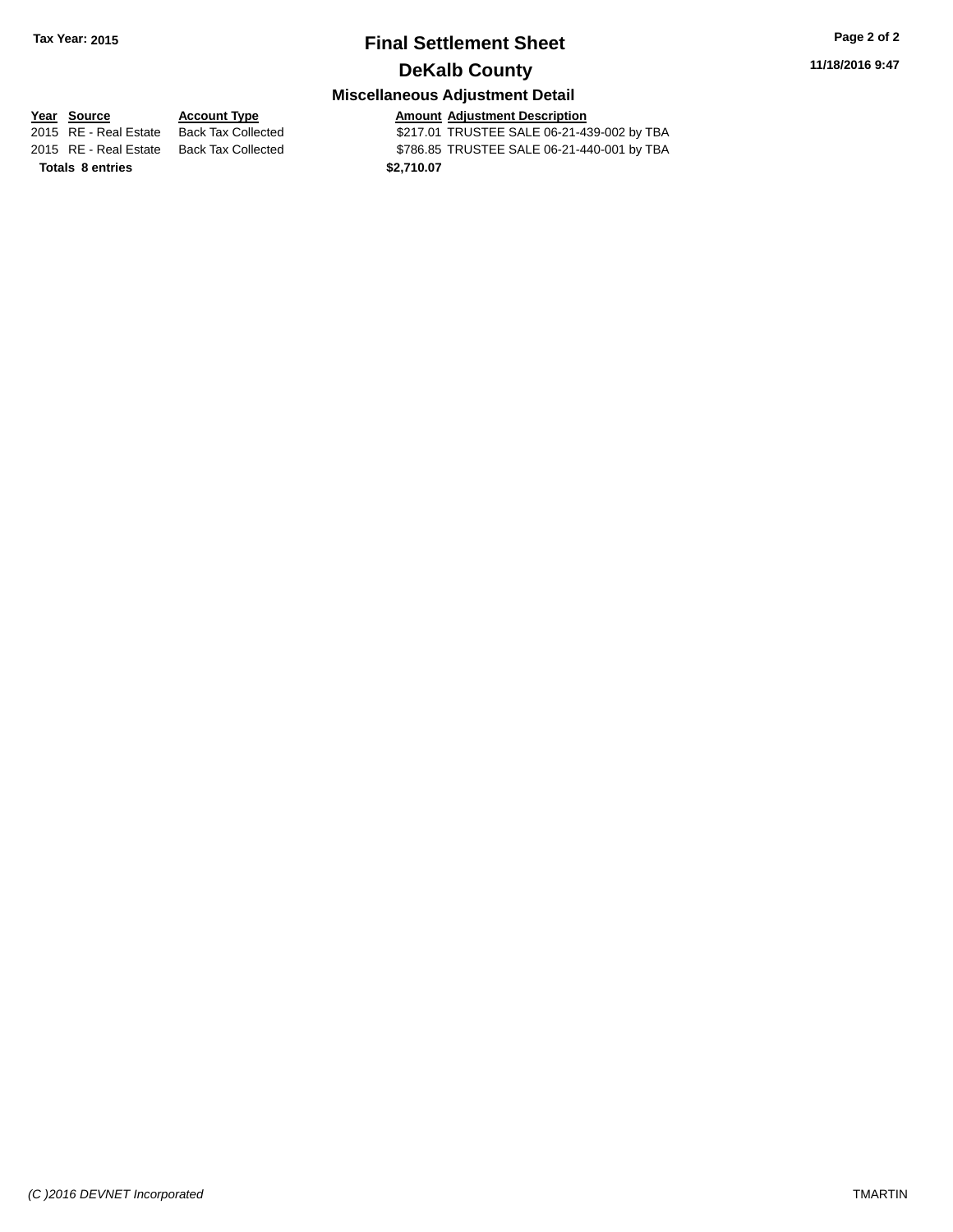**Tax Year: 2015**

# Final Settlement Sheet

## DeKalb County

### Miscellaneous Adjustment Detail

| Year | Source | Account Type | Amount | Adjustment Description |
|---|---|---|---|---|
| 2015 | RE - Real Estate | Back Tax Collected | $217.01 | TRUSTEE SALE 06-21-439-002 by TBA |
| 2015 | RE - Real Estate | Back Tax Collected | $786.85 | TRUSTEE SALE 06-21-440-001 by TBA |
| **Totals** | **8 entries** | | **$2,710.07** | |

*(C )2016 DEVNET Incorporated*

TMARTIN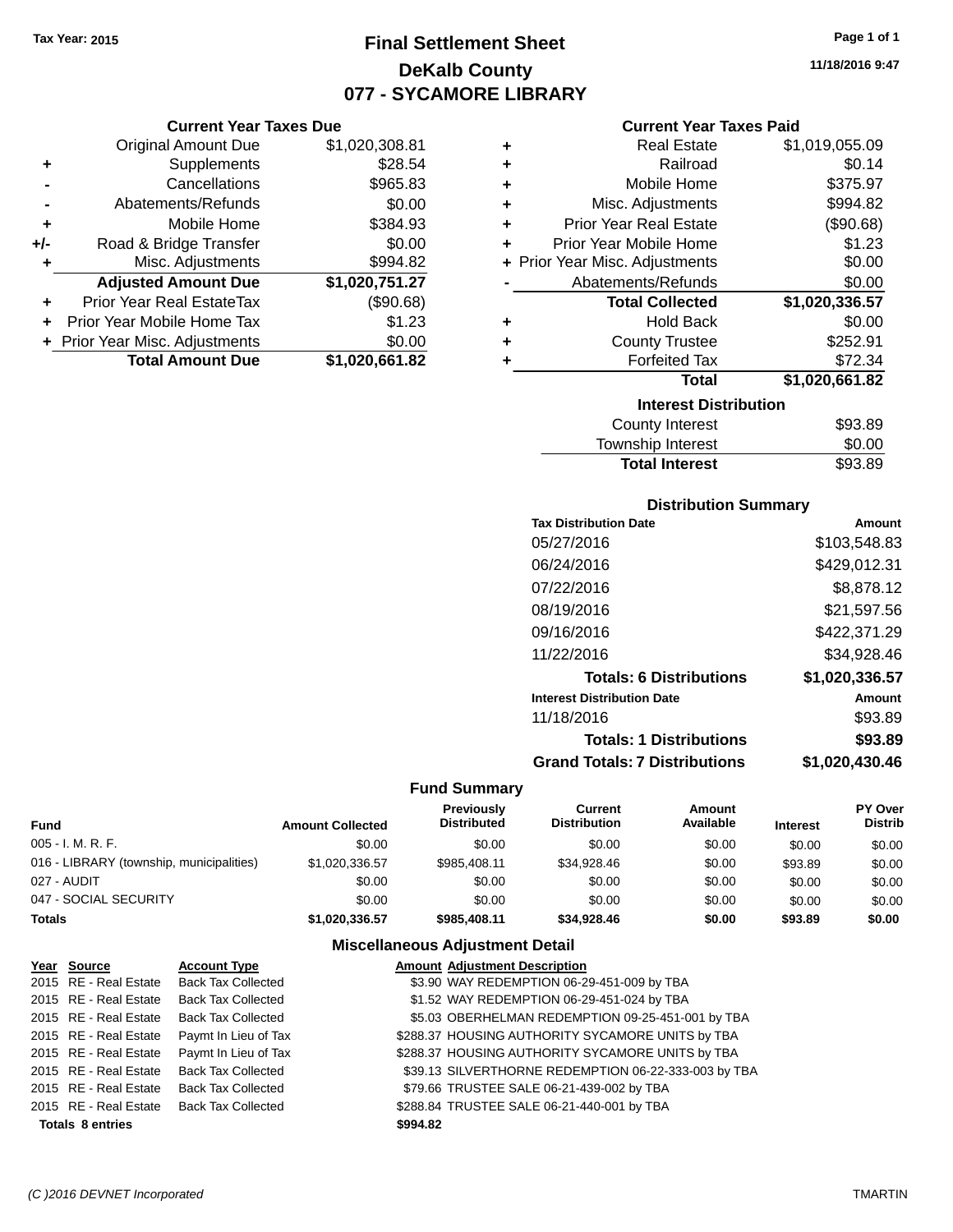Tax Year: 2015

# Final Settlement Sheet
## DeKalb County
## 077 - SYCAMORE LIBRARY

11/18/2016 9:47

### Current Year Taxes Due

| | | |
|---|---|---|
| | Original Amount Due | $1,020,308.81 |
| + | Supplements | $28.54 |
| - | Cancellations | $965.83 |
| - | Abatements/Refunds | $0.00 |
| + | Mobile Home | $384.93 |
| +/- | Road & Bridge Transfer | $0.00 |
| + | Misc. Adjustments | $994.82 |
| | **Adjusted Amount Due** | **$1,020,751.27** |
| + | Prior Year Real EstateTax | ($90.68) |
| + | Prior Year Mobile Home Tax | $1.23 |
| + | Prior Year Misc. Adjustments | $0.00 |
| | **Total Amount Due** | **$1,020,661.82** |

### Current Year Taxes Paid

| | | |
|---|---|---|
| + | Real Estate | $1,019,055.09 |
| + | Railroad | $0.14 |
| + | Mobile Home | $375.97 |
| + | Misc. Adjustments | $994.82 |
| + | Prior Year Real Estate | ($90.68) |
| + | Prior Year Mobile Home | $1.23 |
| + | Prior Year Misc. Adjustments | $0.00 |
| - | Abatements/Refunds | $0.00 |
| | **Total Collected** | **$1,020,336.57** |
| + | Hold Back | $0.00 |
| + | County Trustee | $252.91 |
| + | Forfeited Tax | $72.34 |
| | **Total** | **$1,020,661.82** |

### Interest Distribution

| | |
|---|---|
| County Interest | $93.89 |
| Township Interest | $0.00 |
| **Total Interest** | $93.89 |

### Distribution Summary

| Tax Distribution Date | Amount |
|---|---|
| 05/27/2016 | $103,548.83 |
| 06/24/2016 | $429,012.31 |
| 07/22/2016 | $8,878.12 |
| 08/19/2016 | $21,597.56 |
| 09/16/2016 | $422,371.29 |
| 11/22/2016 | $34,928.46 |
| **Totals: 6 Distributions** | **$1,020,336.57** |
| **Interest Distribution Date** | **Amount** |
| 11/18/2016 | $93.89 |
| **Totals: 1 Distributions** | **$93.89** |
| **Grand Totals: 7 Distributions** | **$1,020,430.46** |

### Fund Summary

| Fund | Amount Collected | Previously Distributed | Current Distribution | Amount Available | Interest | PY Over Distrib |
|---|---|---|---|---|---|---|
| 005 - I. M. R. F. | $0.00 | $0.00 | $0.00 | $0.00 | $0.00 | $0.00 |
| 016 - LIBRARY (township, municipalities) | $1,020,336.57 | $985,408.11 | $34,928.46 | $0.00 | $93.89 | $0.00 |
| 027 - AUDIT | $0.00 | $0.00 | $0.00 | $0.00 | $0.00 | $0.00 |
| 047 - SOCIAL SECURITY | $0.00 | $0.00 | $0.00 | $0.00 | $0.00 | $0.00 |
| **Totals** | **$1,020,336.57** | **$985,408.11** | **$34,928.46** | **$0.00** | **$93.89** | **$0.00** |

### Miscellaneous Adjustment Detail

| Year | Source | Account Type | Amount | Adjustment Description |
|---|---|---|---|---|
| 2015 | RE - Real Estate | Back Tax Collected | $3.90 | WAY REDEMPTION 06-29-451-009 by TBA |
| 2015 | RE - Real Estate | Back Tax Collected | $1.52 | WAY REDEMPTION 06-29-451-024 by TBA |
| 2015 | RE - Real Estate | Back Tax Collected | $5.03 | OBERHELMAN REDEMPTION 09-25-451-001 by TBA |
| 2015 | RE - Real Estate | Paymt In Lieu of Tax | $288.37 | HOUSING AUTHORITY SYCAMORE UNITS by TBA |
| 2015 | RE - Real Estate | Paymt In Lieu of Tax | $288.37 | HOUSING AUTHORITY SYCAMORE UNITS by TBA |
| 2015 | RE - Real Estate | Back Tax Collected | $39.13 | SILVERTHORNE REDEMPTION 06-22-333-003 by TBA |
| 2015 | RE - Real Estate | Back Tax Collected | $79.66 | TRUSTEE SALE 06-21-439-002 by TBA |
| 2015 | RE - Real Estate | Back Tax Collected | $288.84 | TRUSTEE SALE 06-21-440-001 by TBA |
| **Totals** | **8 entries** | | **$994.82** | |

(C )2016 DEVNET Incorporated TMARTIN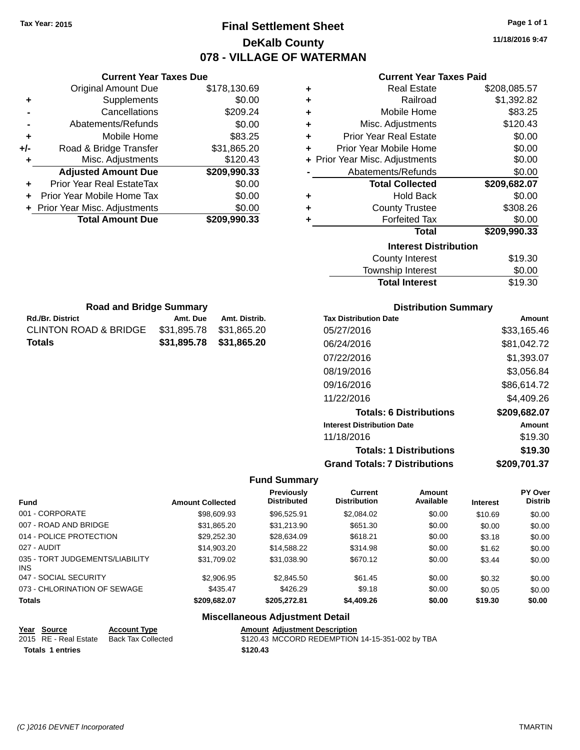Tax Year: 2015

# Final Settlement Sheet

## DeKalb County

## 078 - VILLAGE OF WATERMAN

11/18/2016 9:47

### Current Year Taxes Due

| | | |
|---|---|---|
| | Original Amount Due | $178,130.69 |
| + | Supplements | $0.00 |
| - | Cancellations | $209.24 |
| - | Abatements/Refunds | $0.00 |
| + | Mobile Home | $83.25 |
| +/- | Road & Bridge Transfer | $31,865.20 |
| + | Misc. Adjustments | $120.43 |
| | **Adjusted Amount Due** | **$209,990.33** |
| + | Prior Year Real EstateTax | $0.00 |
| + | Prior Year Mobile Home Tax | $0.00 |
| + | Prior Year Misc. Adjustments | $0.00 |
| | **Total Amount Due** | **$209,990.33** |

### Current Year Taxes Paid

| | | |
|---|---|---|
| + | Real Estate | $208,085.57 |
| + | Railroad | $1,392.82 |
| + | Mobile Home | $83.25 |
| + | Misc. Adjustments | $120.43 |
| + | Prior Year Real Estate | $0.00 |
| + | Prior Year Mobile Home | $0.00 |
| + | Prior Year Misc. Adjustments | $0.00 |
| - | Abatements/Refunds | $0.00 |
| | **Total Collected** | **$209,682.07** |
| + | Hold Back | $0.00 |
| + | County Trustee | $308.26 |
| + | Forfeited Tax | $0.00 |
| | **Total** | **$209,990.33** |

### Interest Distribution

| | |
|---|---|
| County Interest | $19.30 |
| Township Interest | $0.00 |
| **Total Interest** | $19.30 |

### Road and Bridge Summary

| Rd./Br. District | Amt. Due | Amt. Distrib. |
|---|---|---|
| CLINTON ROAD & BRIDGE | $31,895.78 | $31,865.20 |
| **Totals** | **$31,895.78** | **$31,865.20** |

### Distribution Summary

| Tax Distribution Date | Amount |
|---|---|
| 05/27/2016 | $33,165.46 |
| 06/24/2016 | $81,042.72 |
| 07/22/2016 | $1,393.07 |
| 08/19/2016 | $3,056.84 |
| 09/16/2016 | $86,614.72 |
| 11/22/2016 | $4,409.26 |
| **Totals: 6 Distributions** | **$209,682.07** |
| **Interest Distribution Date** | **Amount** |
| 11/18/2016 | $19.30 |
| **Totals: 1 Distributions** | **$19.30** |
| **Grand Totals: 7 Distributions** | **$209,701.37** |

### Fund Summary

| Fund | Amount Collected | Previously Distributed | Current Distribution | Amount Available | Interest | PY Over Distrib |
|---|---|---|---|---|---|---|
| 001 - CORPORATE | $98,609.93 | $96,525.91 | $2,084.02 | $0.00 | $10.69 | $0.00 |
| 007 - ROAD AND BRIDGE | $31,865.20 | $31,213.90 | $651.30 | $0.00 | $0.00 | $0.00 |
| 014 - POLICE PROTECTION | $29,252.30 | $28,634.09 | $618.21 | $0.00 | $3.18 | $0.00 |
| 027 - AUDIT | $14,903.20 | $14,588.22 | $314.98 | $0.00 | $1.62 | $0.00 |
| 035 - TORT JUDGEMENTS/LIABILITY INS | $31,709.02 | $31,038.90 | $670.12 | $0.00 | $3.44 | $0.00 |
| 047 - SOCIAL SECURITY | $2,906.95 | $2,845.50 | $61.45 | $0.00 | $0.32 | $0.00 |
| 073 - CHLORINATION OF SEWAGE | $435.47 | $426.29 | $9.18 | $0.00 | $0.05 | $0.00 |
| **Totals** | **$209,682.07** | **$205,272.81** | **$4,409.26** | **$0.00** | **$19.30** | **$0.00** |

### Miscellaneous Adjustment Detail

| Year | Source | Account Type | Amount | Adjustment Description |
|---|---|---|---|---|
| 2015 | RE - Real Estate | Back Tax Collected | $120.43 | MCCORD REDEMPTION 14-15-351-002 by TBA |
| **Totals 1 entries** | | | **$120.43** | |

(C )2016 DEVNET Incorporated TMARTIN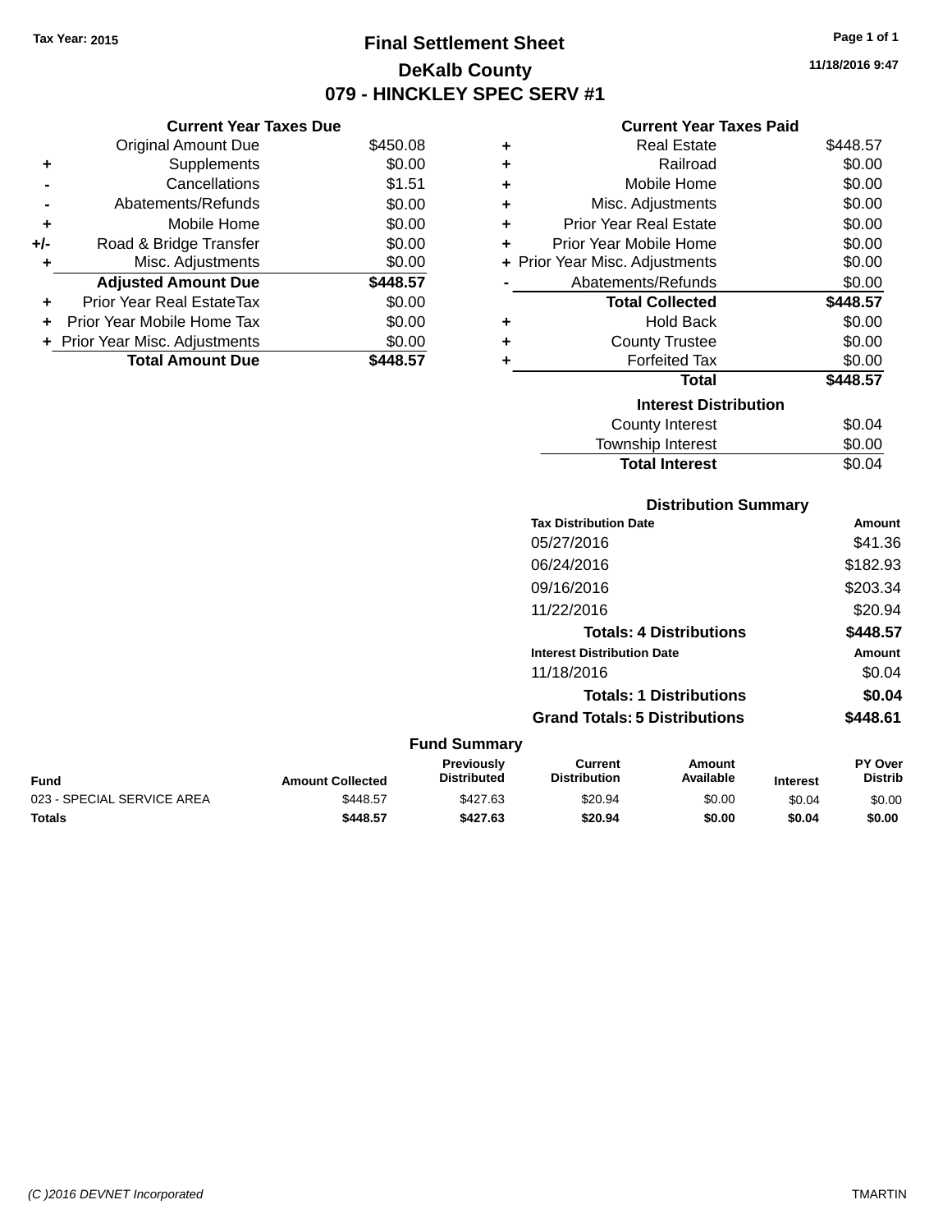Tax Year: 2015

# Final Settlement Sheet

## DeKalb County

## 079 - HINCKLEY SPEC SERV #1

11/18/2016 9:47

### Current Year Taxes Due

| | | |
|---|---|---|
| | Original Amount Due | $450.08 |
| + | Supplements | $0.00 |
| - | Cancellations | $1.51 |
| - | Abatements/Refunds | $0.00 |
| + | Mobile Home | $0.00 |
| +/- | Road & Bridge Transfer | $0.00 |
| + | Misc. Adjustments | $0.00 |
| | **Adjusted Amount Due** | **$448.57** |
| + | Prior Year Real EstateTax | $0.00 |
| + | Prior Year Mobile Home Tax | $0.00 |
| + | Prior Year Misc. Adjustments | $0.00 |
| | **Total Amount Due** | **$448.57** |

### Current Year Taxes Paid

| | | |
|---|---|---|
| + | Real Estate | $448.57 |
| + | Railroad | $0.00 |
| + | Mobile Home | $0.00 |
| + | Misc. Adjustments | $0.00 |
| + | Prior Year Real Estate | $0.00 |
| + | Prior Year Mobile Home | $0.00 |
| + | Prior Year Misc. Adjustments | $0.00 |
| - | Abatements/Refunds | $0.00 |
| | **Total Collected** | **$448.57** |
| + | Hold Back | $0.00 |
| + | County Trustee | $0.00 |
| + | Forfeited Tax | $0.00 |
| | **Total** | **$448.57** |

### Interest Distribution

| | |
|---|---|
| County Interest | $0.04 |
| Township Interest | $0.00 |
| **Total Interest** | $0.04 |

### Distribution Summary

| Tax Distribution Date | Amount |
|---|---|
| 05/27/2016 | $41.36 |
| 06/24/2016 | $182.93 |
| 09/16/2016 | $203.34 |
| 11/22/2016 | $20.94 |
| **Totals: 4 Distributions** | **$448.57** |
| **Interest Distribution Date** | **Amount** |
| 11/18/2016 | $0.04 |
| **Totals: 1 Distributions** | **$0.04** |
| **Grand Totals: 5 Distributions** | **$448.61** |

### Fund Summary

| Fund | Amount Collected | Previously Distributed | Current Distribution | Amount Available | Interest | PY Over Distrib |
|---|---|---|---|---|---|---|
| 023 - SPECIAL SERVICE AREA | $448.57 | $427.63 | $20.94 | $0.00 | $0.04 | $0.00 |
| **Totals** | **$448.57** | **$427.63** | **$20.94** | **$0.00** | **$0.04** | **$0.00** |

(C )2016 DEVNET Incorporated TMARTIN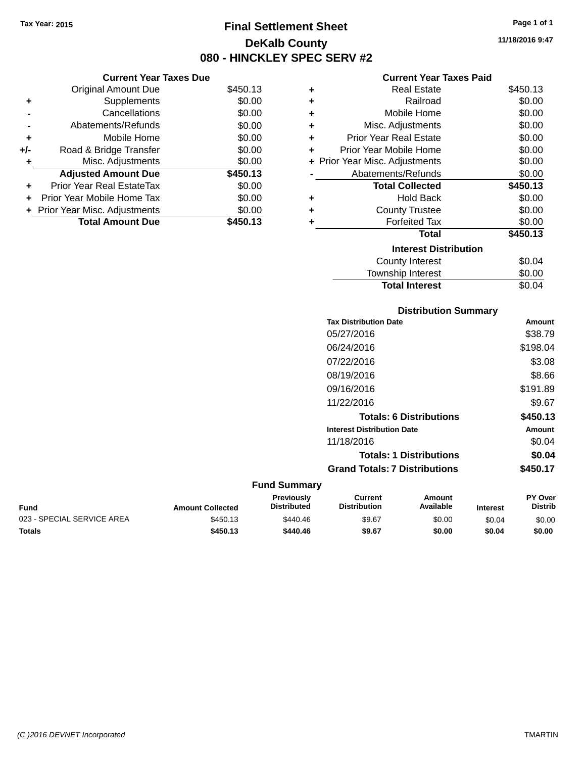Tax Year: 2015

# Final Settlement Sheet
## DeKalb County
## 080 - HINCKLEY SPEC SERV #2

11/18/2016 9:47

### Current Year Taxes Due

| | | |
|---|---|---|
| | Original Amount Due | $450.13 |
| + | Supplements | $0.00 |
| - | Cancellations | $0.00 |
| - | Abatements/Refunds | $0.00 |
| + | Mobile Home | $0.00 |
| +/- | Road & Bridge Transfer | $0.00 |
| + | Misc. Adjustments | $0.00 |
| | **Adjusted Amount Due** | **$450.13** |
| + | Prior Year Real EstateTax | $0.00 |
| + | Prior Year Mobile Home Tax | $0.00 |
| + | Prior Year Misc. Adjustments | $0.00 |
| | **Total Amount Due** | **$450.13** |

### Current Year Taxes Paid

| | | |
|---|---|---|
| + | Real Estate | $450.13 |
| + | Railroad | $0.00 |
| + | Mobile Home | $0.00 |
| + | Misc. Adjustments | $0.00 |
| + | Prior Year Real Estate | $0.00 |
| + | Prior Year Mobile Home | $0.00 |
| + | Prior Year Misc. Adjustments | $0.00 |
| - | Abatements/Refunds | $0.00 |
| | **Total Collected** | **$450.13** |
| + | Hold Back | $0.00 |
| + | County Trustee | $0.00 |
| + | Forfeited Tax | $0.00 |
| | **Total** | **$450.13** |

### Interest Distribution

| | |
|---|---|
| County Interest | $0.04 |
| Township Interest | $0.00 |
| **Total Interest** | $0.04 |

### Distribution Summary

| Tax Distribution Date | Amount |
|---|---|
| 05/27/2016 | $38.79 |
| 06/24/2016 | $198.04 |
| 07/22/2016 | $3.08 |
| 08/19/2016 | $8.66 |
| 09/16/2016 | $191.89 |
| 11/22/2016 | $9.67 |
| **Totals: 6 Distributions** | **$450.13** |
| **Interest Distribution Date** | **Amount** |
| 11/18/2016 | $0.04 |
| **Totals: 1 Distributions** | **$0.04** |
| **Grand Totals: 7 Distributions** | **$450.17** |

### Fund Summary

| Fund | Amount Collected | Previously Distributed | Current Distribution | Amount Available | Interest | PY Over Distrib |
|---|---|---|---|---|---|---|
| 023 - SPECIAL SERVICE AREA | $450.13 | $440.46 | $9.67 | $0.00 | $0.04 | $0.00 |
| **Totals** | **$450.13** | **$440.46** | **$9.67** | **$0.00** | **$0.04** | **$0.00** |

(C )2016 DEVNET Incorporated — TMARTIN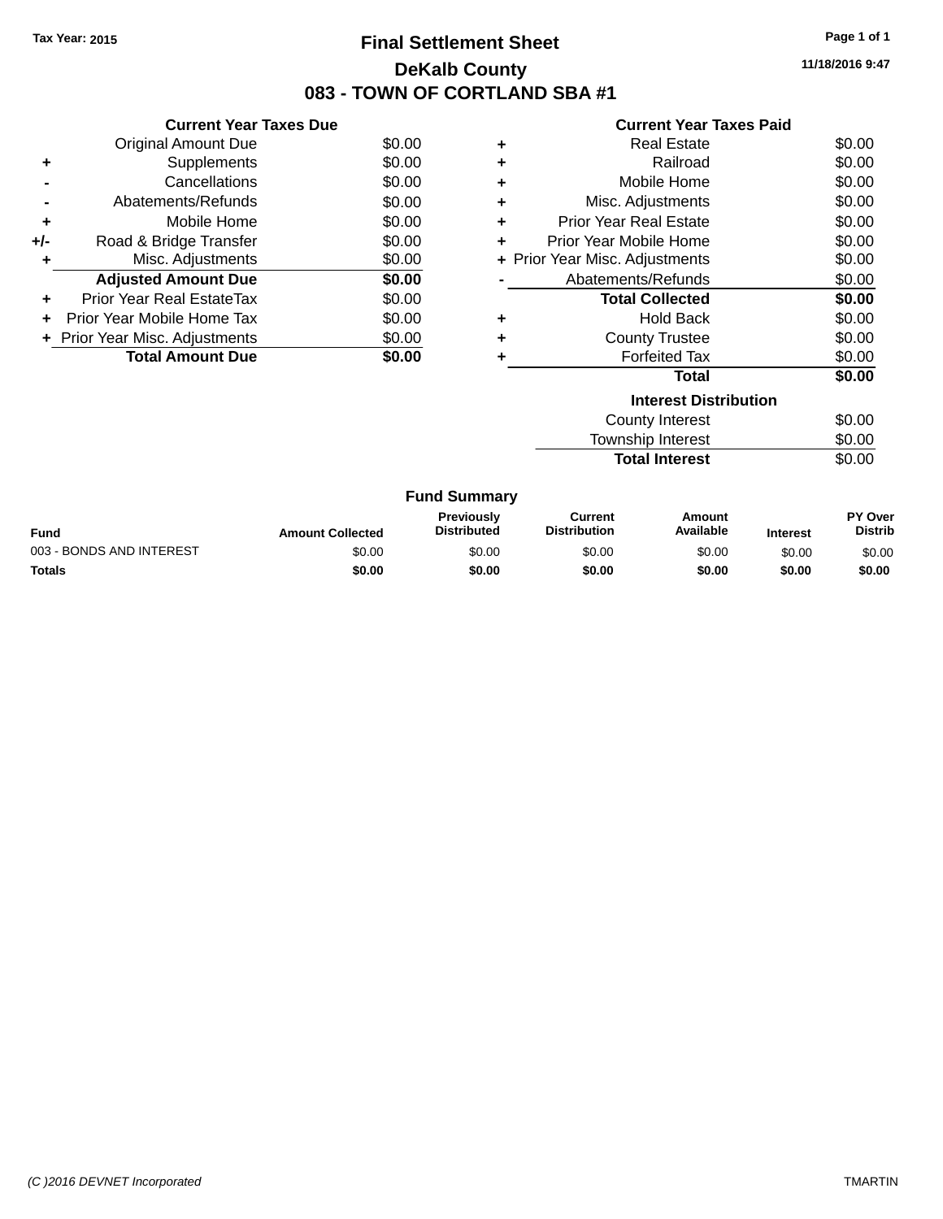Tax Year: 2015

# Final Settlement Sheet

## DeKalb County

## 083 - TOWN OF CORTLAND SBA #1

11/18/2016 9:47

### Current Year Taxes Due

| | | |
|---|---|---|
| | Original Amount Due | $0.00 |
| + | Supplements | $0.00 |
| - | Cancellations | $0.00 |
| - | Abatements/Refunds | $0.00 |
| + | Mobile Home | $0.00 |
| +/- | Road & Bridge Transfer | $0.00 |
| + | Misc. Adjustments | $0.00 |
| | **Adjusted Amount Due** | **$0.00** |
| + | Prior Year Real EstateTax | $0.00 |
| + | Prior Year Mobile Home Tax | $0.00 |
| + | Prior Year Misc. Adjustments | $0.00 |
| | **Total Amount Due** | **$0.00** |

### Current Year Taxes Paid

| | | |
|---|---|---|
| + | Real Estate | $0.00 |
| + | Railroad | $0.00 |
| + | Mobile Home | $0.00 |
| + | Misc. Adjustments | $0.00 |
| + | Prior Year Real Estate | $0.00 |
| + | Prior Year Mobile Home | $0.00 |
| + | Prior Year Misc. Adjustments | $0.00 |
| - | Abatements/Refunds | $0.00 |
| | **Total Collected** | **$0.00** |
| + | Hold Back | $0.00 |
| + | County Trustee | $0.00 |
| + | Forfeited Tax | $0.00 |
| | **Total** | **$0.00** |

### Interest Distribution

| | |
|---|---|
| County Interest | $0.00 |
| Township Interest | $0.00 |
| **Total Interest** | $0.00 |

### Fund Summary

| Fund | Amount Collected | Previously Distributed | Current Distribution | Amount Available | Interest | PY Over Distrib |
|---|---|---|---|---|---|---|
| 003 - BONDS AND INTEREST | $0.00 | $0.00 | $0.00 | $0.00 | $0.00 | $0.00 |
| **Totals** | **$0.00** | **$0.00** | **$0.00** | **$0.00** | **$0.00** | **$0.00** |

(C )2016 DEVNET Incorporated TMARTIN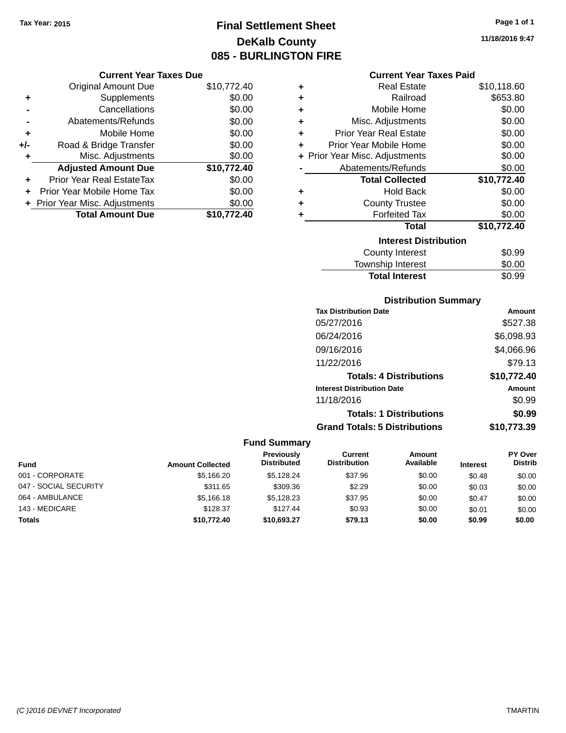Tax Year: 2015

# Final Settlement Sheet
## DeKalb County
## 085 - BURLINGTON FIRE

11/18/2016 9:47

### Current Year Taxes Due

| | | |
|---|---|---|
| | Original Amount Due | $10,772.40 |
| + | Supplements | $0.00 |
| - | Cancellations | $0.00 |
| - | Abatements/Refunds | $0.00 |
| + | Mobile Home | $0.00 |
| +/- | Road & Bridge Transfer | $0.00 |
| + | Misc. Adjustments | $0.00 |
| | **Adjusted Amount Due** | **$10,772.40** |
| + | Prior Year Real EstateTax | $0.00 |
| + | Prior Year Mobile Home Tax | $0.00 |
| + | Prior Year Misc. Adjustments | $0.00 |
| | **Total Amount Due** | **$10,772.40** |

### Current Year Taxes Paid

| | | |
|---|---|---|
| + | Real Estate | $10,118.60 |
| + | Railroad | $653.80 |
| + | Mobile Home | $0.00 |
| + | Misc. Adjustments | $0.00 |
| + | Prior Year Real Estate | $0.00 |
| + | Prior Year Mobile Home | $0.00 |
| + | Prior Year Misc. Adjustments | $0.00 |
| - | Abatements/Refunds | $0.00 |
| | **Total Collected** | **$10,772.40** |
| + | Hold Back | $0.00 |
| + | County Trustee | $0.00 |
| + | Forfeited Tax | $0.00 |
| | **Total** | **$10,772.40** |

### Interest Distribution

| | |
|---|---|
| County Interest | $0.99 |
| Township Interest | $0.00 |
| **Total Interest** | $0.99 |

### Distribution Summary

| Tax Distribution Date | Amount |
|---|---|
| 05/27/2016 | $527.38 |
| 06/24/2016 | $6,098.93 |
| 09/16/2016 | $4,066.96 |
| 11/22/2016 | $79.13 |
| **Totals: 4 Distributions** | **$10,772.40** |
| **Interest Distribution Date** | **Amount** |
| 11/18/2016 | $0.99 |
| **Totals: 1 Distributions** | **$0.99** |
| **Grand Totals: 5 Distributions** | **$10,773.39** |

### Fund Summary

| Fund | Amount Collected | Previously Distributed | Current Distribution | Amount Available | Interest | PY Over Distrib |
|---|---|---|---|---|---|---|
| 001 - CORPORATE | $5,166.20 | $5,128.24 | $37.96 | $0.00 | $0.48 | $0.00 |
| 047 - SOCIAL SECURITY | $311.65 | $309.36 | $2.29 | $0.00 | $0.03 | $0.00 |
| 064 - AMBULANCE | $5,166.18 | $5,128.23 | $37.95 | $0.00 | $0.47 | $0.00 |
| 143 - MEDICARE | $128.37 | $127.44 | $0.93 | $0.00 | $0.01 | $0.00 |
| **Totals** | **$10,772.40** | **$10,693.27** | **$79.13** | **$0.00** | **$0.99** | **$0.00** |

(C )2016 DEVNET Incorporated — TMARTIN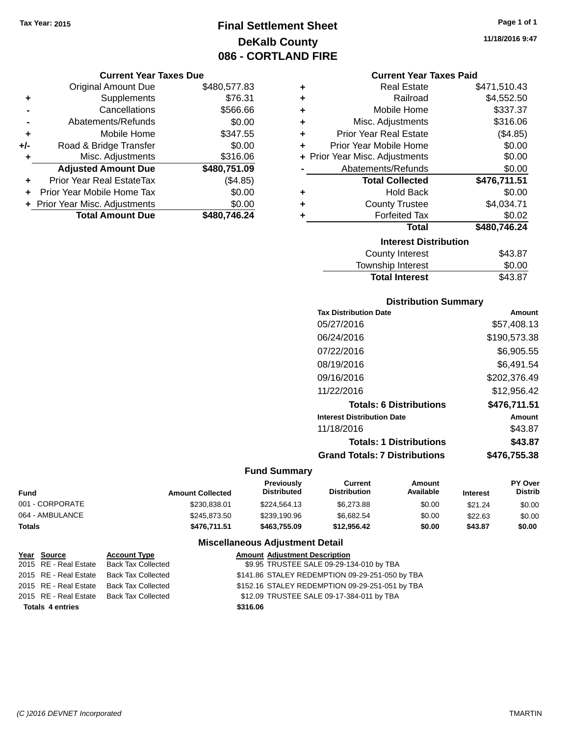Tax Year: 2015

# Final Settlement Sheet
## DeKalb County
## 086 - CORTLAND FIRE

11/18/2016 9:47

### Current Year Taxes Due

| | | |
|---|---|---|
| | Original Amount Due | $480,577.83 |
| + | Supplements | $76.31 |
| - | Cancellations | $566.66 |
| - | Abatements/Refunds | $0.00 |
| + | Mobile Home | $347.55 |
| +/- | Road & Bridge Transfer | $0.00 |
| + | Misc. Adjustments | $316.06 |
| | **Adjusted Amount Due** | **$480,751.09** |
| + | Prior Year Real EstateTax | ($4.85) |
| + | Prior Year Mobile Home Tax | $0.00 |
| + | Prior Year Misc. Adjustments | $0.00 |
| | **Total Amount Due** | **$480,746.24** |

### Current Year Taxes Paid

| | | |
|---|---|---|
| + | Real Estate | $471,510.43 |
| + | Railroad | $4,552.50 |
| + | Mobile Home | $337.37 |
| + | Misc. Adjustments | $316.06 |
| + | Prior Year Real Estate | ($4.85) |
| + | Prior Year Mobile Home | $0.00 |
| + | Prior Year Misc. Adjustments | $0.00 |
| - | Abatements/Refunds | $0.00 |
| | **Total Collected** | **$476,711.51** |
| + | Hold Back | $0.00 |
| + | County Trustee | $4,034.71 |
| + | Forfeited Tax | $0.02 |
| | **Total** | **$480,746.24** |

### Interest Distribution

| | |
|---|---|
| County Interest | $43.87 |
| Township Interest | $0.00 |
| **Total Interest** | $43.87 |

### Distribution Summary

| Tax Distribution Date | Amount |
|---|---|
| 05/27/2016 | $57,408.13 |
| 06/24/2016 | $190,573.38 |
| 07/22/2016 | $6,905.55 |
| 08/19/2016 | $6,491.54 |
| 09/16/2016 | $202,376.49 |
| 11/22/2016 | $12,956.42 |
| **Totals: 6 Distributions** | **$476,711.51** |
| **Interest Distribution Date** | **Amount** |
| 11/18/2016 | $43.87 |
| **Totals: 1 Distributions** | **$43.87** |
| **Grand Totals: 7 Distributions** | **$476,755.38** |

### Fund Summary

| Fund | Amount Collected | Previously Distributed | Current Distribution | Amount Available | Interest | PY Over Distrib |
|---|---|---|---|---|---|---|
| 001 - CORPORATE | $230,838.01 | $224,564.13 | $6,273.88 | $0.00 | $21.24 | $0.00 |
| 064 - AMBULANCE | $245,873.50 | $239,190.96 | $6,682.54 | $0.00 | $22.63 | $0.00 |
| **Totals** | **$476,711.51** | **$463,755.09** | **$12,956.42** | **$0.00** | **$43.87** | **$0.00** |

### Miscellaneous Adjustment Detail

| Year | Source | Account Type | Amount | Adjustment Description |
|---|---|---|---|---|
| 2015 | RE - Real Estate | Back Tax Collected | $9.95 | TRUSTEE SALE 09-29-134-010 by TBA |
| 2015 | RE - Real Estate | Back Tax Collected | $141.86 | STALEY REDEMPTION 09-29-251-050 by TBA |
| 2015 | RE - Real Estate | Back Tax Collected | $152.16 | STALEY REDEMPTION 09-29-251-051 by TBA |
| 2015 | RE - Real Estate | Back Tax Collected | $12.09 | TRUSTEE SALE 09-17-384-011 by TBA |
| **Totals 4 entries** | | | **$316.06** | |

(C )2016 DEVNET Incorporated — TMARTIN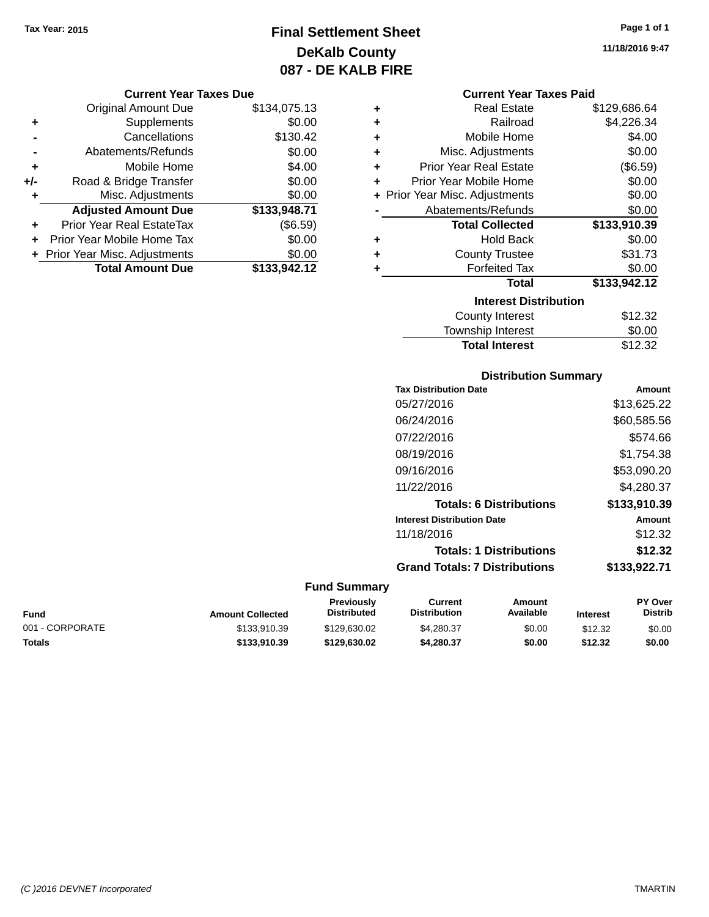Tax Year: 2015

# Final Settlement Sheet
## DeKalb County
## 087 - DE KALB FIRE

11/18/2016 9:47

### Current Year Taxes Due

| | | |
|---|---|---|
| | Original Amount Due | $134,075.13 |
| + | Supplements | $0.00 |
| - | Cancellations | $130.42 |
| - | Abatements/Refunds | $0.00 |
| + | Mobile Home | $4.00 |
| +/- | Road & Bridge Transfer | $0.00 |
| + | Misc. Adjustments | $0.00 |
| | **Adjusted Amount Due** | **$133,948.71** |
| + | Prior Year Real EstateTax | ($6.59) |
| + | Prior Year Mobile Home Tax | $0.00 |
| + | Prior Year Misc. Adjustments | $0.00 |
| | **Total Amount Due** | **$133,942.12** |

### Current Year Taxes Paid

| | | |
|---|---|---|
| + | Real Estate | $129,686.64 |
| + | Railroad | $4,226.34 |
| + | Mobile Home | $4.00 |
| + | Misc. Adjustments | $0.00 |
| + | Prior Year Real Estate | ($6.59) |
| + | Prior Year Mobile Home | $0.00 |
| + | Prior Year Misc. Adjustments | $0.00 |
| - | Abatements/Refunds | $0.00 |
| | **Total Collected** | **$133,910.39** |
| + | Hold Back | $0.00 |
| + | County Trustee | $31.73 |
| + | Forfeited Tax | $0.00 |
| | **Total** | **$133,942.12** |

### Interest Distribution

| | |
|---|---|
| County Interest | $12.32 |
| Township Interest | $0.00 |
| **Total Interest** | $12.32 |

### Distribution Summary

| Tax Distribution Date | Amount |
|---|---|
| 05/27/2016 | $13,625.22 |
| 06/24/2016 | $60,585.56 |
| 07/22/2016 | $574.66 |
| 08/19/2016 | $1,754.38 |
| 09/16/2016 | $53,090.20 |
| 11/22/2016 | $4,280.37 |
| **Totals: 6 Distributions** | **$133,910.39** |

| Interest Distribution Date | Amount |
|---|---|
| 11/18/2016 | $12.32 |
| **Totals: 1 Distributions** | **$12.32** |
| **Grand Totals: 7 Distributions** | **$133,922.71** |

### Fund Summary

| Fund | Amount Collected | Previously Distributed | Current Distribution | Amount Available | Interest | PY Over Distrib |
|---|---|---|---|---|---|---|
| 001 - CORPORATE | $133,910.39 | $129,630.02 | $4,280.37 | $0.00 | $12.32 | $0.00 |
| **Totals** | **$133,910.39** | **$129,630.02** | **$4,280.37** | **$0.00** | **$12.32** | **$0.00** |

(C )2016 DEVNET Incorporated TMARTIN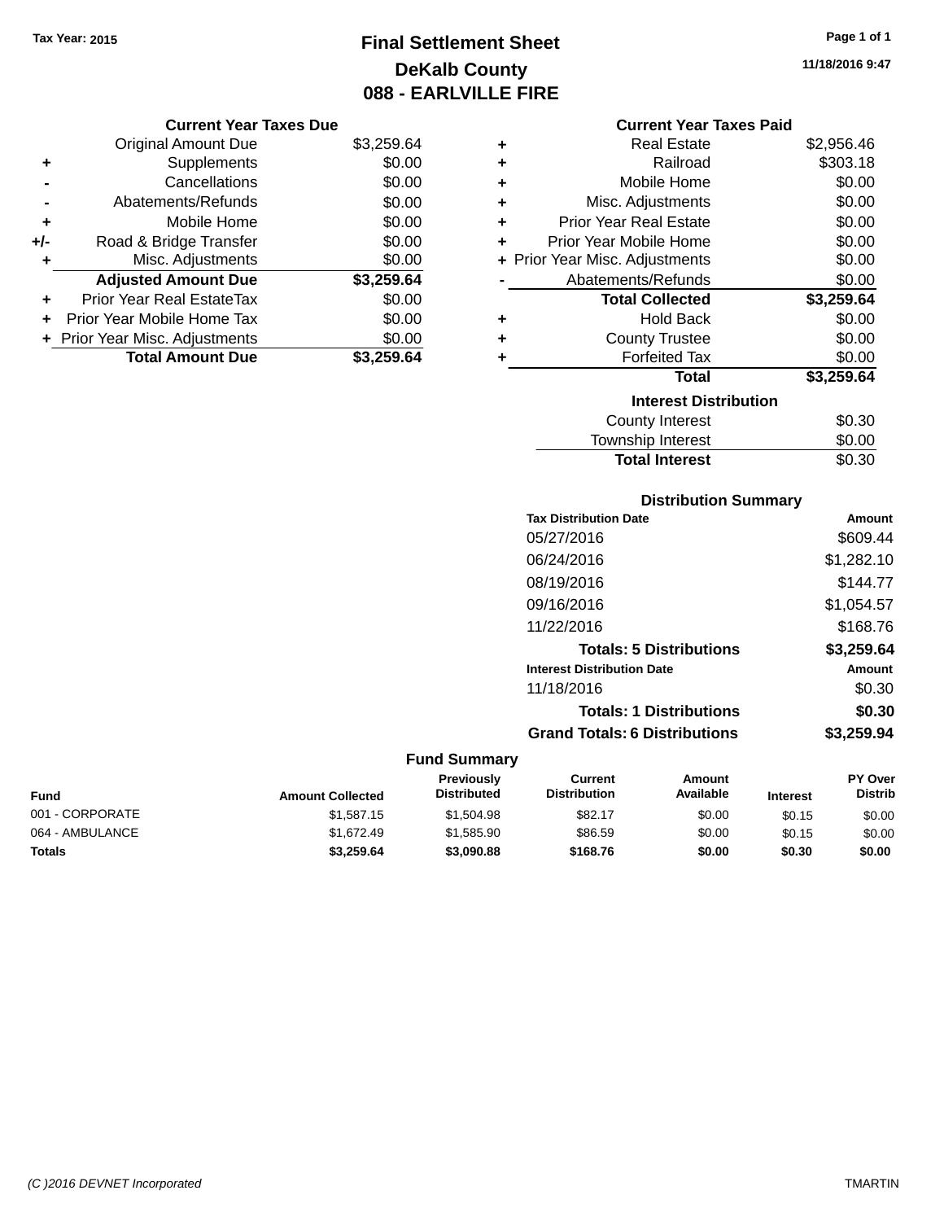**Tax Year: 2015**

# Final Settlement Sheet
## DeKalb County
## 088 - EARLVILLE FIRE

11/18/2016 9:47

### Current Year Taxes Due

| | | |
|---|---|---|
| | Original Amount Due | $3,259.64 |
| + | Supplements | $0.00 |
| - | Cancellations | $0.00 |
| - | Abatements/Refunds | $0.00 |
| + | Mobile Home | $0.00 |
| +/- | Road & Bridge Transfer | $0.00 |
| + | Misc. Adjustments | $0.00 |
| | **Adjusted Amount Due** | **$3,259.64** |
| + | Prior Year Real EstateTax | $0.00 |
| + | Prior Year Mobile Home Tax | $0.00 |
| + | Prior Year Misc. Adjustments | $0.00 |
| | **Total Amount Due** | **$3,259.64** |

### Current Year Taxes Paid

| | | |
|---|---|---|
| + | Real Estate | $2,956.46 |
| + | Railroad | $303.18 |
| + | Mobile Home | $0.00 |
| + | Misc. Adjustments | $0.00 |
| + | Prior Year Real Estate | $0.00 |
| + | Prior Year Mobile Home | $0.00 |
| + | Prior Year Misc. Adjustments | $0.00 |
| - | Abatements/Refunds | $0.00 |
| | **Total Collected** | **$3,259.64** |
| + | Hold Back | $0.00 |
| + | County Trustee | $0.00 |
| + | Forfeited Tax | $0.00 |
| | **Total** | **$3,259.64** |

### Interest Distribution

| | |
|---|---|
| County Interest | $0.30 |
| Township Interest | $0.00 |
| **Total Interest** | $0.30 |

### Distribution Summary

| Tax Distribution Date | Amount |
|---|---|
| 05/27/2016 | $609.44 |
| 06/24/2016 | $1,282.10 |
| 08/19/2016 | $144.77 |
| 09/16/2016 | $1,054.57 |
| 11/22/2016 | $168.76 |
| **Totals: 5 Distributions** | **$3,259.64** |

| Interest Distribution Date | Amount |
|---|---|
| 11/18/2016 | $0.30 |
| **Totals: 1 Distributions** | **$0.30** |
| **Grand Totals: 6 Distributions** | **$3,259.94** |

### Fund Summary

| Fund | Amount Collected | Previously Distributed | Current Distribution | Amount Available | Interest | PY Over Distrib |
|---|---|---|---|---|---|---|
| 001 - CORPORATE | $1,587.15 | $1,504.98 | $82.17 | $0.00 | $0.15 | $0.00 |
| 064 - AMBULANCE | $1,672.49 | $1,585.90 | $86.59 | $0.00 | $0.15 | $0.00 |
| **Totals** | **$3,259.64** | **$3,090.88** | **$168.76** | **$0.00** | **$0.30** | **$0.00** |

(C )2016 DEVNET Incorporated TMARTIN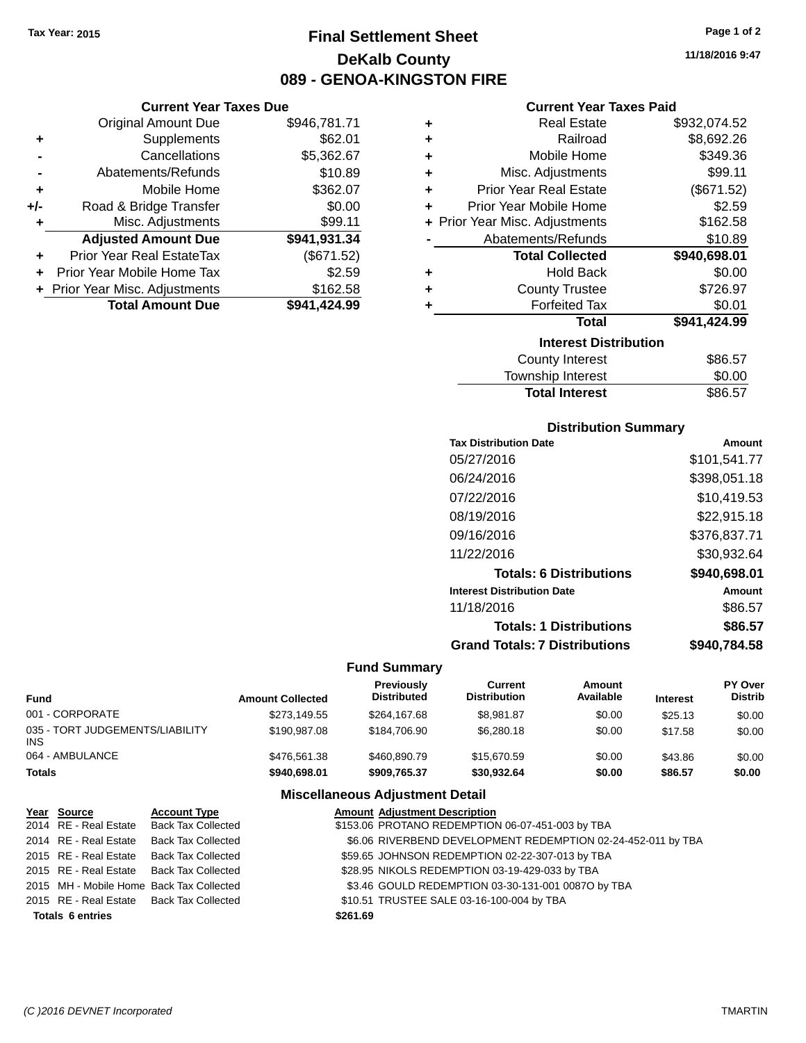Tax Year: 2015

# Final Settlement Sheet
## DeKalb County
## 089 - GENOA-KINGSTON FIRE

11/18/2016 9:47

### Current Year Taxes Due

| | | |
|---|---|---|
| | Original Amount Due | $946,781.71 |
| + | Supplements | $62.01 |
| - | Cancellations | $5,362.67 |
| - | Abatements/Refunds | $10.89 |
| + | Mobile Home | $362.07 |
| +/- | Road & Bridge Transfer | $0.00 |
| + | Misc. Adjustments | $99.11 |
| | **Adjusted Amount Due** | **$941,931.34** |
| + | Prior Year Real EstateTax | ($671.52) |
| + | Prior Year Mobile Home Tax | $2.59 |
| + | Prior Year Misc. Adjustments | $162.58 |
| | **Total Amount Due** | **$941,424.99** |

### Current Year Taxes Paid

| | | |
|---|---|---|
| + | Real Estate | $932,074.52 |
| + | Railroad | $8,692.26 |
| + | Mobile Home | $349.36 |
| + | Misc. Adjustments | $99.11 |
| + | Prior Year Real Estate | ($671.52) |
| + | Prior Year Mobile Home | $2.59 |
| + | Prior Year Misc. Adjustments | $162.58 |
| - | Abatements/Refunds | $10.89 |
| | **Total Collected** | **$940,698.01** |
| + | Hold Back | $0.00 |
| + | County Trustee | $726.97 |
| + | Forfeited Tax | $0.01 |
| | **Total** | **$941,424.99** |

### Interest Distribution

| | |
|---|---|
| County Interest | $86.57 |
| Township Interest | $0.00 |
| **Total Interest** | $86.57 |

### Distribution Summary

| Tax Distribution Date | Amount |
|---|---|
| 05/27/2016 | $101,541.77 |
| 06/24/2016 | $398,051.18 |
| 07/22/2016 | $10,419.53 |
| 08/19/2016 | $22,915.18 |
| 09/16/2016 | $376,837.71 |
| 11/22/2016 | $30,932.64 |
| **Totals: 6 Distributions** | **$940,698.01** |
| **Interest Distribution Date** | **Amount** |
| 11/18/2016 | $86.57 |
| **Totals: 1 Distributions** | **$86.57** |
| **Grand Totals: 7 Distributions** | **$940,784.58** |

### Fund Summary

| Fund | Amount Collected | Previously Distributed | Current Distribution | Amount Available | Interest | PY Over Distrib |
|---|---|---|---|---|---|---|
| 001 - CORPORATE | $273,149.55 | $264,167.68 | $8,981.87 | $0.00 | $25.13 | $0.00 |
| 035 - TORT JUDGEMENTS/LIABILITY INS | $190,987.08 | $184,706.90 | $6,280.18 | $0.00 | $17.58 | $0.00 |
| 064 - AMBULANCE | $476,561.38 | $460,890.79 | $15,670.59 | $0.00 | $43.86 | $0.00 |
| **Totals** | **$940,698.01** | **$909,765.37** | **$30,932.64** | **$0.00** | **$86.57** | **$0.00** |

### Miscellaneous Adjustment Detail

| Year | Source | Account Type | Amount | Adjustment Description |
|---|---|---|---|---|
| 2014 | RE - Real Estate | Back Tax Collected | $153.06 | PROTANO REDEMPTION 06-07-451-003 by TBA |
| 2014 | RE - Real Estate | Back Tax Collected | $6.06 | RIVERBEND DEVELOPMENT REDEMPTION 02-24-452-011 by TBA |
| 2015 | RE - Real Estate | Back Tax Collected | $59.65 | JOHNSON REDEMPTION 02-22-307-013 by TBA |
| 2015 | RE - Real Estate | Back Tax Collected | $28.95 | NIKOLS REDEMPTION 03-19-429-033 by TBA |
| 2015 | MH - Mobile Home | Back Tax Collected | $3.46 | GOULD REDEMPTION 03-30-131-001 0087O by TBA |
| 2015 | RE - Real Estate | Back Tax Collected | $10.51 | TRUSTEE SALE 03-16-100-004 by TBA |
| **Totals 6 entries** | | | **$261.69** | |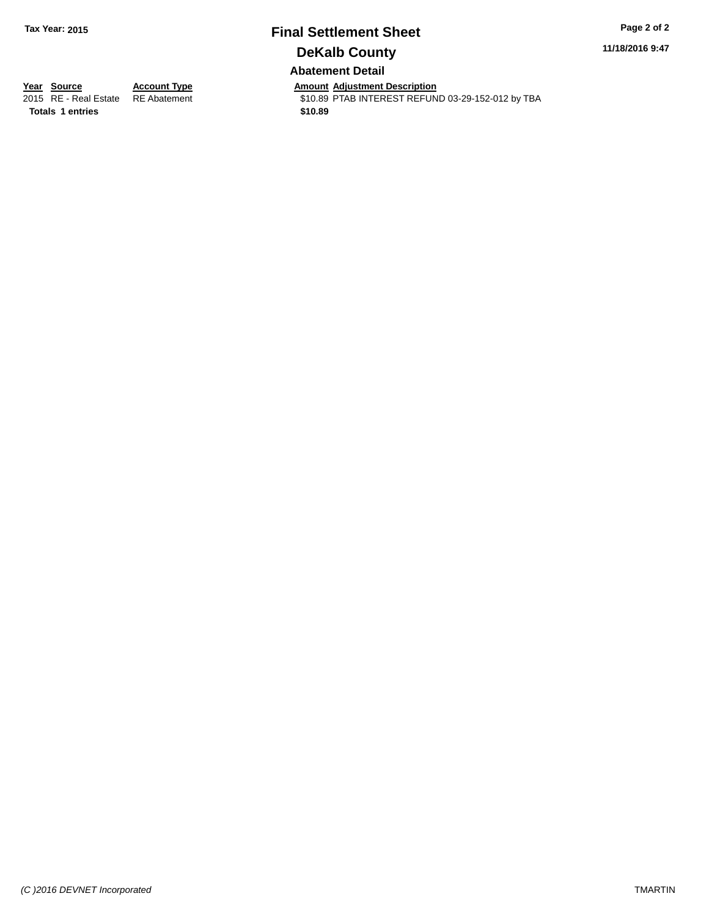# Final Settlement Sheet

## DeKalb County

### Abatement Detail

| Year | Source | Account Type | Amount | Adjustment Description |
|---|---|---|---|---|
| 2015 | RE - Real Estate | RE Abatement | $10.89 | PTAB INTEREST REFUND 03-29-152-012 by TBA |
| **Totals** | **1 entries** | | **$10.89** | |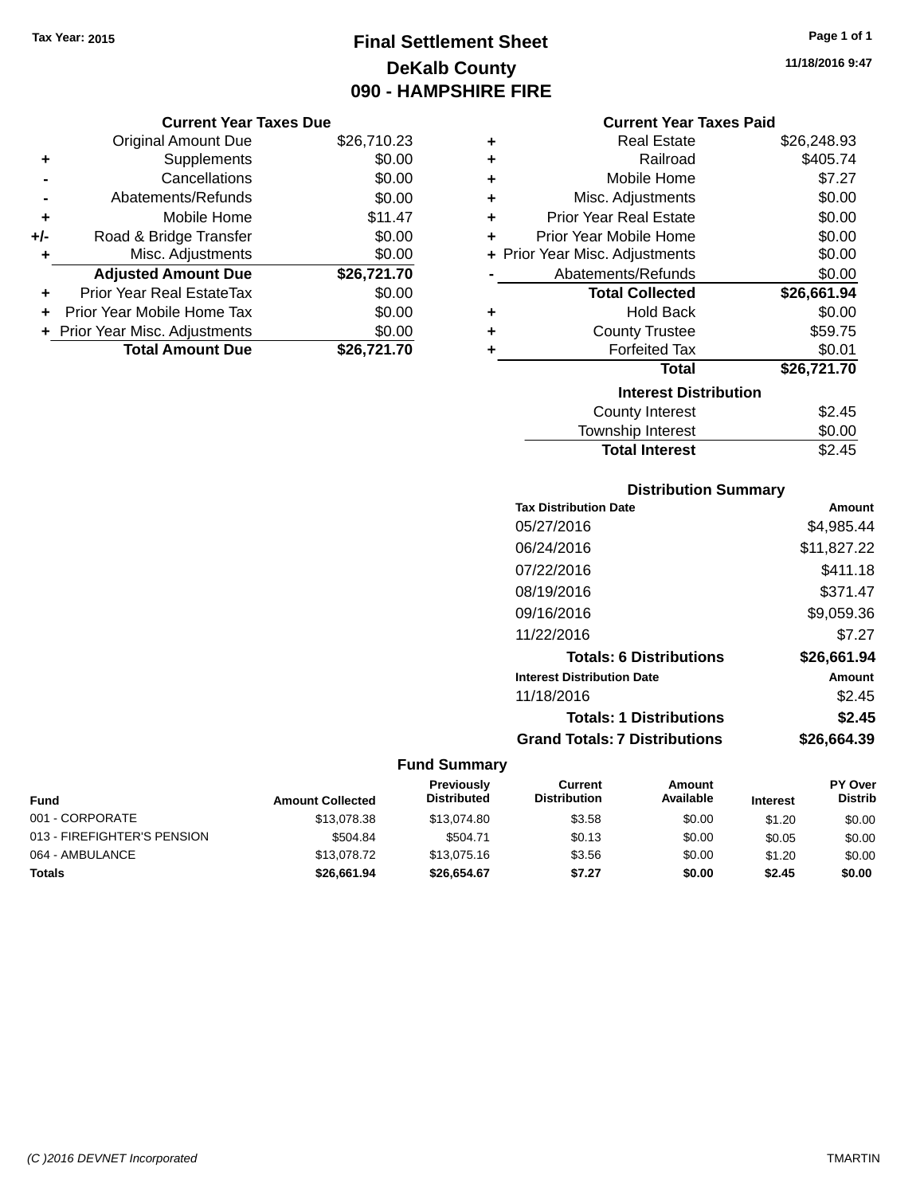Tax Year: 2015

# Final Settlement Sheet

## DeKalb County

## 090 - HAMPSHIRE FIRE

11/18/2016 9:47

### Current Year Taxes Due

| | | |
|---|---|---|
| | Original Amount Due | $26,710.23 |
| + | Supplements | $0.00 |
| - | Cancellations | $0.00 |
| - | Abatements/Refunds | $0.00 |
| + | Mobile Home | $11.47 |
| +/- | Road & Bridge Transfer | $0.00 |
| + | Misc. Adjustments | $0.00 |
| | **Adjusted Amount Due** | **$26,721.70** |
| + | Prior Year Real EstateTax | $0.00 |
| + | Prior Year Mobile Home Tax | $0.00 |
| + | Prior Year Misc. Adjustments | $0.00 |
| | **Total Amount Due** | **$26,721.70** |

### Current Year Taxes Paid

| | | |
|---|---|---|
| + | Real Estate | $26,248.93 |
| + | Railroad | $405.74 |
| + | Mobile Home | $7.27 |
| + | Misc. Adjustments | $0.00 |
| + | Prior Year Real Estate | $0.00 |
| + | Prior Year Mobile Home | $0.00 |
| + | Prior Year Misc. Adjustments | $0.00 |
| - | Abatements/Refunds | $0.00 |
| | **Total Collected** | **$26,661.94** |
| + | Hold Back | $0.00 |
| + | County Trustee | $59.75 |
| + | Forfeited Tax | $0.01 |
| | **Total** | **$26,721.70** |

### Interest Distribution

| | |
|---|---|
| County Interest | $2.45 |
| Township Interest | $0.00 |
| **Total Interest** | **$2.45** |

### Distribution Summary

| Tax Distribution Date | Amount |
|---|---|
| 05/27/2016 | $4,985.44 |
| 06/24/2016 | $11,827.22 |
| 07/22/2016 | $411.18 |
| 08/19/2016 | $371.47 |
| 09/16/2016 | $9,059.36 |
| 11/22/2016 | $7.27 |
| **Totals: 6 Distributions** | **$26,661.94** |
| **Interest Distribution Date** | **Amount** |
| 11/18/2016 | $2.45 |
| **Totals: 1 Distributions** | **$2.45** |
| **Grand Totals: 7 Distributions** | **$26,664.39** |

### Fund Summary

| Fund | Amount Collected | Previously Distributed | Current Distribution | Amount Available | Interest | PY Over Distrib |
|---|---|---|---|---|---|---|
| 001 - CORPORATE | $13,078.38 | $13,074.80 | $3.58 | $0.00 | $1.20 | $0.00 |
| 013 - FIREFIGHTER'S PENSION | $504.84 | $504.71 | $0.13 | $0.00 | $0.05 | $0.00 |
| 064 - AMBULANCE | $13,078.72 | $13,075.16 | $3.56 | $0.00 | $1.20 | $0.00 |
| **Totals** | **$26,661.94** | **$26,654.67** | **$7.27** | **$0.00** | **$2.45** | **$0.00** |

(C )2016 DEVNET Incorporated — TMARTIN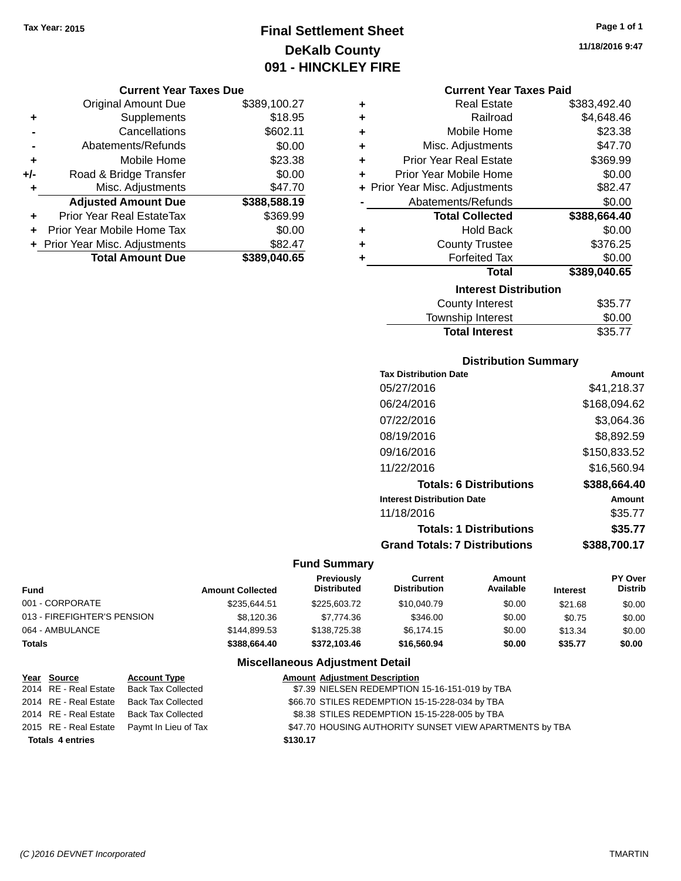Tax Year: 2015

# Final Settlement Sheet
## DeKalb County
## 091 - HINCKLEY FIRE

11/18/2016 9:47

### Current Year Taxes Due

| | | |
|---|---|---|
| | Original Amount Due | $389,100.27 |
| + | Supplements | $18.95 |
| - | Cancellations | $602.11 |
| - | Abatements/Refunds | $0.00 |
| + | Mobile Home | $23.38 |
| +/- | Road & Bridge Transfer | $0.00 |
| + | Misc. Adjustments | $47.70 |
| | **Adjusted Amount Due** | **$388,588.19** |
| + | Prior Year Real EstateTax | $369.99 |
| + | Prior Year Mobile Home Tax | $0.00 |
| + | Prior Year Misc. Adjustments | $82.47 |
| | **Total Amount Due** | **$389,040.65** |

### Current Year Taxes Paid

| | | |
|---|---|---|
| + | Real Estate | $383,492.40 |
| + | Railroad | $4,648.46 |
| + | Mobile Home | $23.38 |
| + | Misc. Adjustments | $47.70 |
| + | Prior Year Real Estate | $369.99 |
| + | Prior Year Mobile Home | $0.00 |
| + | Prior Year Misc. Adjustments | $82.47 |
| - | Abatements/Refunds | $0.00 |
| | **Total Collected** | **$388,664.40** |
| + | Hold Back | $0.00 |
| + | County Trustee | $376.25 |
| + | Forfeited Tax | $0.00 |
| | **Total** | **$389,040.65** |

### Interest Distribution

| | |
|---|---|
| County Interest | $35.77 |
| Township Interest | $0.00 |
| **Total Interest** | $35.77 |

### Distribution Summary

| Tax Distribution Date | Amount |
|---|---|
| 05/27/2016 | $41,218.37 |
| 06/24/2016 | $168,094.62 |
| 07/22/2016 | $3,064.36 |
| 08/19/2016 | $8,892.59 |
| 09/16/2016 | $150,833.52 |
| 11/22/2016 | $16,560.94 |
| **Totals: 6 Distributions** | **$388,664.40** |
| **Interest Distribution Date** | **Amount** |
| 11/18/2016 | $35.77 |
| **Totals: 1 Distributions** | **$35.77** |
| **Grand Totals: 7 Distributions** | **$388,700.17** |

### Fund Summary

| Fund | Amount Collected | Previously Distributed | Current Distribution | Amount Available | Interest | PY Over Distrib |
|---|---|---|---|---|---|---|
| 001 - CORPORATE | $235,644.51 | $225,603.72 | $10,040.79 | $0.00 | $21.68 | $0.00 |
| 013 - FIREFIGHTER'S PENSION | $8,120.36 | $7,774.36 | $346.00 | $0.00 | $0.75 | $0.00 |
| 064 - AMBULANCE | $144,899.53 | $138,725.38 | $6,174.15 | $0.00 | $13.34 | $0.00 |
| **Totals** | **$388,664.40** | **$372,103.46** | **$16,560.94** | **$0.00** | **$35.77** | **$0.00** |

### Miscellaneous Adjustment Detail

| Year | Source | Account Type | Amount | Adjustment Description |
|---|---|---|---|---|
| 2014 | RE - Real Estate | Back Tax Collected | $7.39 | NIELSEN REDEMPTION 15-16-151-019 by TBA |
| 2014 | RE - Real Estate | Back Tax Collected | $66.70 | STILES REDEMPTION 15-15-228-034 by TBA |
| 2014 | RE - Real Estate | Back Tax Collected | $8.38 | STILES REDEMPTION 15-15-228-005 by TBA |
| 2015 | RE - Real Estate | Paymt In Lieu of Tax | $47.70 | HOUSING AUTHORITY SUNSET VIEW APARTMENTS by TBA |
| **Totals 4 entries** | | | **$130.17** | |

(C )2016 DEVNET Incorporated TMARTIN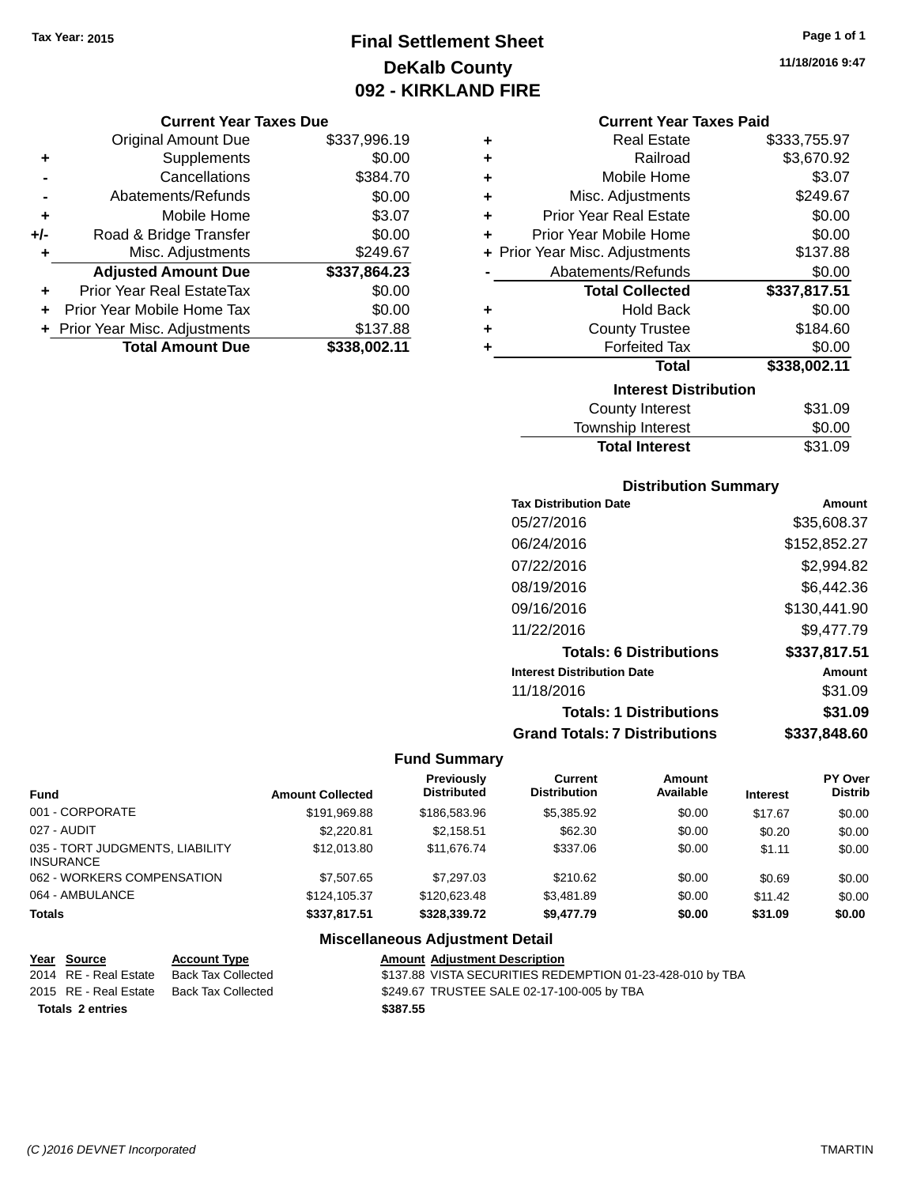Tax Year: 2015

# Final Settlement Sheet
## DeKalb County
## 092 - KIRKLAND FIRE

11/18/2016 9:47

### Current Year Taxes Due

| | | |
|---|---|---|
| | Original Amount Due | $337,996.19 |
| + | Supplements | $0.00 |
| - | Cancellations | $384.70 |
| - | Abatements/Refunds | $0.00 |
| + | Mobile Home | $3.07 |
| +/- | Road & Bridge Transfer | $0.00 |
| + | Misc. Adjustments | $249.67 |
| | **Adjusted Amount Due** | **$337,864.23** |
| + | Prior Year Real EstateTax | $0.00 |
| + | Prior Year Mobile Home Tax | $0.00 |
| + | Prior Year Misc. Adjustments | $137.88 |
| | **Total Amount Due** | **$338,002.11** |

### Current Year Taxes Paid

| | | |
|---|---|---|
| + | Real Estate | $333,755.97 |
| + | Railroad | $3,670.92 |
| + | Mobile Home | $3.07 |
| + | Misc. Adjustments | $249.67 |
| + | Prior Year Real Estate | $0.00 |
| + | Prior Year Mobile Home | $0.00 |
| + | Prior Year Misc. Adjustments | $137.88 |
| - | Abatements/Refunds | $0.00 |
| | **Total Collected** | **$337,817.51** |
| + | Hold Back | $0.00 |
| + | County Trustee | $184.60 |
| + | Forfeited Tax | $0.00 |
| | **Total** | **$338,002.11** |

### Interest Distribution

| | |
|---|---|
| County Interest | $31.09 |
| Township Interest | $0.00 |
| **Total Interest** | $31.09 |

### Distribution Summary

| Tax Distribution Date | Amount |
|---|---|
| 05/27/2016 | $35,608.37 |
| 06/24/2016 | $152,852.27 |
| 07/22/2016 | $2,994.82 |
| 08/19/2016 | $6,442.36 |
| 09/16/2016 | $130,441.90 |
| 11/22/2016 | $9,477.79 |
| **Totals: 6 Distributions** | **$337,817.51** |
| **Interest Distribution Date** | **Amount** |
| 11/18/2016 | $31.09 |
| **Totals: 1 Distributions** | **$31.09** |
| **Grand Totals: 7 Distributions** | **$337,848.60** |

### Fund Summary

| Fund | Amount Collected | Previously Distributed | Current Distribution | Amount Available | Interest | PY Over Distrib |
|---|---|---|---|---|---|---|
| 001 - CORPORATE | $191,969.88 | $186,583.96 | $5,385.92 | $0.00 | $17.67 | $0.00 |
| 027 - AUDIT | $2,220.81 | $2,158.51 | $62.30 | $0.00 | $0.20 | $0.00 |
| 035 - TORT JUDGMENTS, LIABILITY INSURANCE | $12,013.80 | $11,676.74 | $337.06 | $0.00 | $1.11 | $0.00 |
| 062 - WORKERS COMPENSATION | $7,507.65 | $7,297.03 | $210.62 | $0.00 | $0.69 | $0.00 |
| 064 - AMBULANCE | $124,105.37 | $120,623.48 | $3,481.89 | $0.00 | $11.42 | $0.00 |
| **Totals** | **$337,817.51** | **$328,339.72** | **$9,477.79** | **$0.00** | **$31.09** | **$0.00** |

### Miscellaneous Adjustment Detail

| Year | Source | Account Type | Amount | Adjustment Description |
|---|---|---|---|---|
| 2014 | RE - Real Estate | Back Tax Collected | $137.88 | VISTA SECURITIES REDEMPTION 01-23-428-010 by TBA |
| 2015 | RE - Real Estate | Back Tax Collected | $249.67 | TRUSTEE SALE 02-17-100-005 by TBA |
| **Totals** | **2 entries** | | **$387.55** | |

(C )2016 DEVNET Incorporated TMARTIN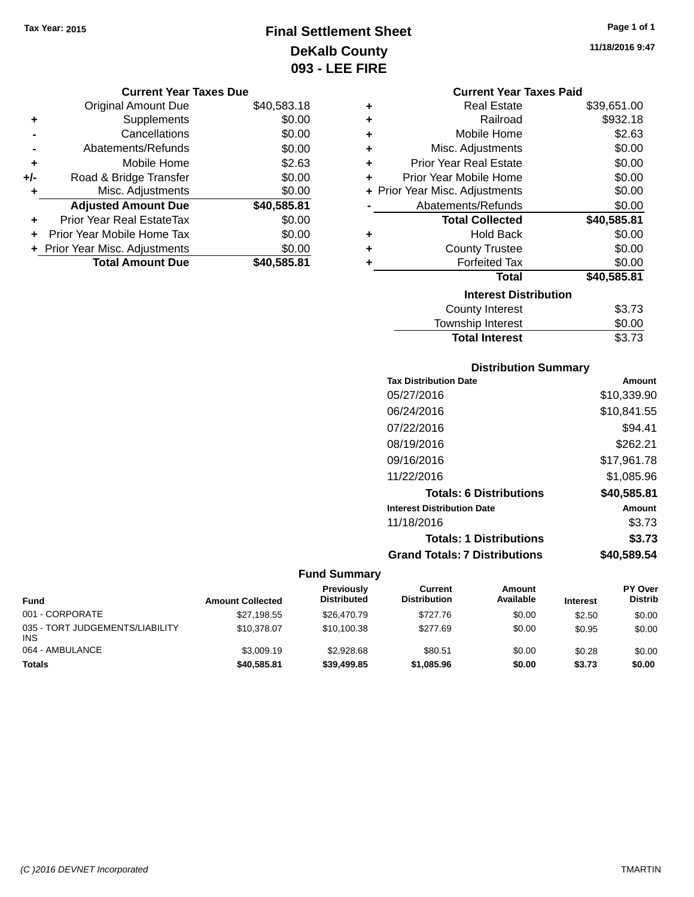Tax Year: 2015

# Final Settlement Sheet
## DeKalb County
## 093 - LEE FIRE

11/18/2016 9:47

### Current Year Taxes Due

| | | |
|---|---|---|
| | Original Amount Due | $40,583.18 |
| + | Supplements | $0.00 |
| - | Cancellations | $0.00 |
| - | Abatements/Refunds | $0.00 |
| + | Mobile Home | $2.63 |
| +/- | Road & Bridge Transfer | $0.00 |
| + | Misc. Adjustments | $0.00 |
| | **Adjusted Amount Due** | **$40,585.81** |
| + | Prior Year Real EstateTax | $0.00 |
| + | Prior Year Mobile Home Tax | $0.00 |
| + | Prior Year Misc. Adjustments | $0.00 |
| | **Total Amount Due** | **$40,585.81** |

### Current Year Taxes Paid

| | | |
|---|---|---|
| + | Real Estate | $39,651.00 |
| + | Railroad | $932.18 |
| + | Mobile Home | $2.63 |
| + | Misc. Adjustments | $0.00 |
| + | Prior Year Real Estate | $0.00 |
| + | Prior Year Mobile Home | $0.00 |
| + | Prior Year Misc. Adjustments | $0.00 |
| - | Abatements/Refunds | $0.00 |
| | **Total Collected** | **$40,585.81** |
| + | Hold Back | $0.00 |
| + | County Trustee | $0.00 |
| + | Forfeited Tax | $0.00 |
| | **Total** | **$40,585.81** |

### Interest Distribution

| | |
|---|---|
| County Interest | $3.73 |
| Township Interest | $0.00 |
| **Total Interest** | $3.73 |

### Distribution Summary

| Tax Distribution Date | Amount |
|---|---|
| 05/27/2016 | $10,339.90 |
| 06/24/2016 | $10,841.55 |
| 07/22/2016 | $94.41 |
| 08/19/2016 | $262.21 |
| 09/16/2016 | $17,961.78 |
| 11/22/2016 | $1,085.96 |
| **Totals: 6 Distributions** | **$40,585.81** |
| **Interest Distribution Date** | **Amount** |
| 11/18/2016 | $3.73 |
| **Totals: 1 Distributions** | **$3.73** |
| **Grand Totals: 7 Distributions** | **$40,589.54** |

### Fund Summary

| Fund | Amount Collected | Previously Distributed | Current Distribution | Amount Available | Interest | PY Over Distrib |
|---|---|---|---|---|---|---|
| 001 - CORPORATE | $27,198.55 | $26,470.79 | $727.76 | $0.00 | $2.50 | $0.00 |
| 035 - TORT JUDGEMENTS/LIABILITY INS | $10,378.07 | $10,100.38 | $277.69 | $0.00 | $0.95 | $0.00 |
| 064 - AMBULANCE | $3,009.19 | $2,928.68 | $80.51 | $0.00 | $0.28 | $0.00 |
| **Totals** | **$40,585.81** | **$39,499.85** | **$1,085.96** | **$0.00** | **$3.73** | **$0.00** |

(C )2016 DEVNET Incorporated TMARTIN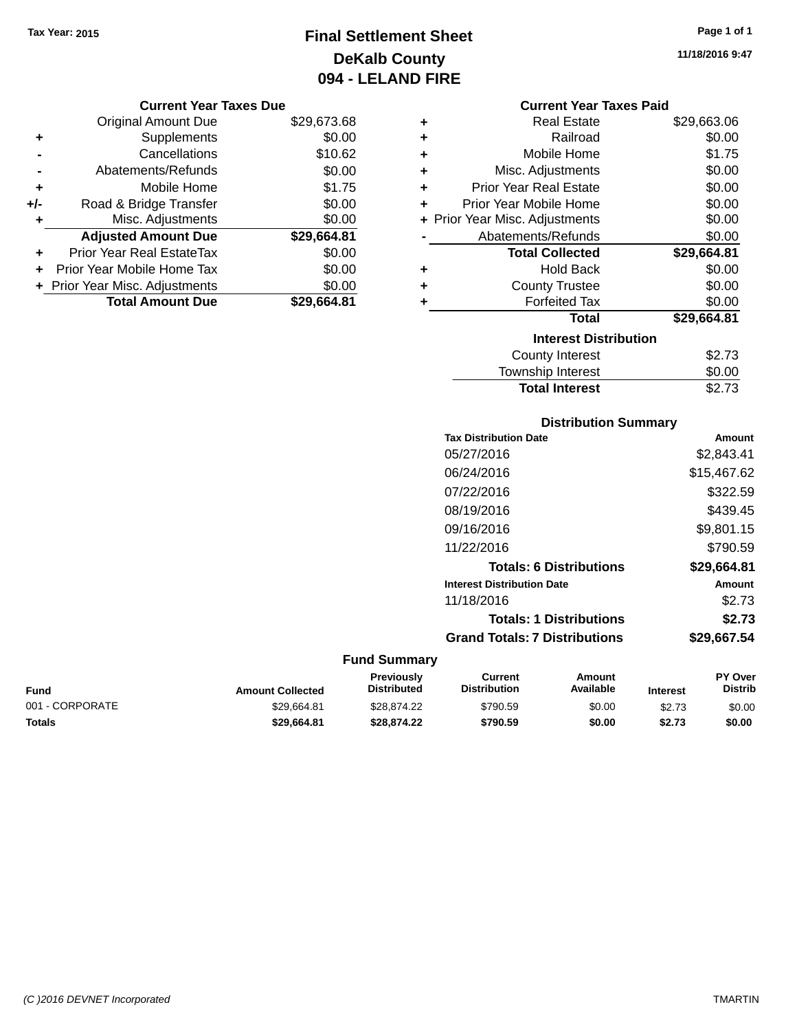Tax Year: 2015

# Final Settlement Sheet

## DeKalb County

## 094 - LELAND FIRE

11/18/2016 9:47

### Current Year Taxes Due

| | | |
|---|---|---|
| | Original Amount Due | $29,673.68 |
| + | Supplements | $0.00 |
| - | Cancellations | $10.62 |
| - | Abatements/Refunds | $0.00 |
| + | Mobile Home | $1.75 |
| +/- | Road & Bridge Transfer | $0.00 |
| + | Misc. Adjustments | $0.00 |
| | **Adjusted Amount Due** | **$29,664.81** |
| + | Prior Year Real EstateTax | $0.00 |
| + | Prior Year Mobile Home Tax | $0.00 |
| + | Prior Year Misc. Adjustments | $0.00 |
| | **Total Amount Due** | **$29,664.81** |

### Current Year Taxes Paid

| | | |
|---|---|---|
| + | Real Estate | $29,663.06 |
| + | Railroad | $0.00 |
| + | Mobile Home | $1.75 |
| + | Misc. Adjustments | $0.00 |
| + | Prior Year Real Estate | $0.00 |
| + | Prior Year Mobile Home | $0.00 |
| + | Prior Year Misc. Adjustments | $0.00 |
| - | Abatements/Refunds | $0.00 |
| | **Total Collected** | **$29,664.81** |
| + | Hold Back | $0.00 |
| + | County Trustee | $0.00 |
| + | Forfeited Tax | $0.00 |
| | **Total** | **$29,664.81** |

### Interest Distribution

| | |
|---|---|
| County Interest | $2.73 |
| Township Interest | $0.00 |
| **Total Interest** | $2.73 |

### Distribution Summary

| Tax Distribution Date | Amount |
|---|---|
| 05/27/2016 | $2,843.41 |
| 06/24/2016 | $15,467.62 |
| 07/22/2016 | $322.59 |
| 08/19/2016 | $439.45 |
| 09/16/2016 | $9,801.15 |
| 11/22/2016 | $790.59 |
| **Totals: 6 Distributions** | **$29,664.81** |
| **Interest Distribution Date** | **Amount** |
| 11/18/2016 | $2.73 |
| **Totals: 1 Distributions** | **$2.73** |
| **Grand Totals: 7 Distributions** | **$29,667.54** |

### Fund Summary

| Fund | Amount Collected | Previously Distributed | Current Distribution | Amount Available | Interest | PY Over Distrib |
|---|---|---|---|---|---|---|
| 001 - CORPORATE | $29,664.81 | $28,874.22 | $790.59 | $0.00 | $2.73 | $0.00 |
| **Totals** | **$29,664.81** | **$28,874.22** | **$790.59** | **$0.00** | **$2.73** | **$0.00** |

(C )2016 DEVNET Incorporated TMARTIN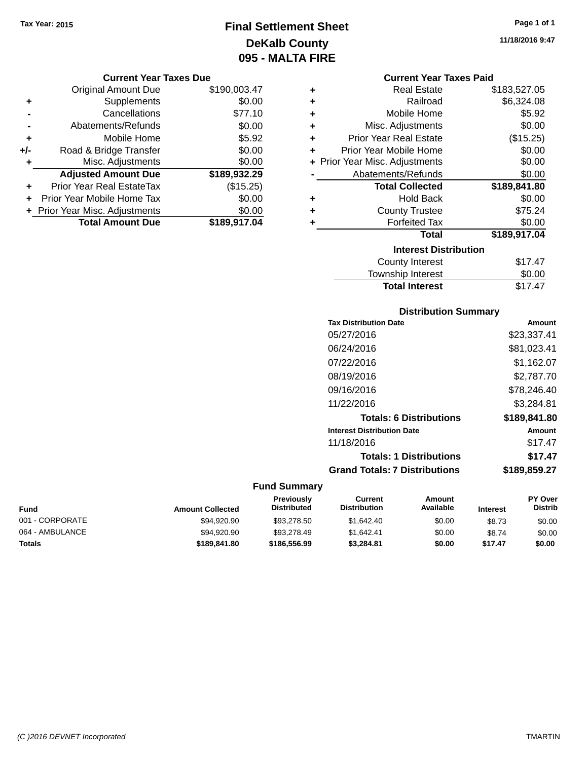Tax Year: 2015

# Final Settlement Sheet
## DeKalb County
## 095 - MALTA FIRE

11/18/2016 9:47

### Current Year Taxes Due

| | | |
|---|---|---|
| | Original Amount Due | $190,003.47 |
| + | Supplements | $0.00 |
| - | Cancellations | $77.10 |
| - | Abatements/Refunds | $0.00 |
| + | Mobile Home | $5.92 |
| +/- | Road & Bridge Transfer | $0.00 |
| + | Misc. Adjustments | $0.00 |
| | **Adjusted Amount Due** | **$189,932.29** |
| + | Prior Year Real EstateTax | ($15.25) |
| + | Prior Year Mobile Home Tax | $0.00 |
| + | Prior Year Misc. Adjustments | $0.00 |
| | **Total Amount Due** | **$189,917.04** |

### Current Year Taxes Paid

| | | |
|---|---|---|
| + | Real Estate | $183,527.05 |
| + | Railroad | $6,324.08 |
| + | Mobile Home | $5.92 |
| + | Misc. Adjustments | $0.00 |
| + | Prior Year Real Estate | ($15.25) |
| + | Prior Year Mobile Home | $0.00 |
| + | Prior Year Misc. Adjustments | $0.00 |
| - | Abatements/Refunds | $0.00 |
| | **Total Collected** | **$189,841.80** |
| + | Hold Back | $0.00 |
| + | County Trustee | $75.24 |
| + | Forfeited Tax | $0.00 |
| | **Total** | **$189,917.04** |

### Interest Distribution

| | |
|---|---|
| County Interest | $17.47 |
| Township Interest | $0.00 |
| **Total Interest** | $17.47 |

### Distribution Summary

| Tax Distribution Date | Amount |
|---|---|
| 05/27/2016 | $23,337.41 |
| 06/24/2016 | $81,023.41 |
| 07/22/2016 | $1,162.07 |
| 08/19/2016 | $2,787.70 |
| 09/16/2016 | $78,246.40 |
| 11/22/2016 | $3,284.81 |
| **Totals: 6 Distributions** | **$189,841.80** |

| Interest Distribution Date | Amount |
|---|---|
| 11/18/2016 | $17.47 |
| **Totals: 1 Distributions** | **$17.47** |
| **Grand Totals: 7 Distributions** | **$189,859.27** |

### Fund Summary

| Fund | Amount Collected | Previously Distributed | Current Distribution | Amount Available | Interest | PY Over Distrib |
|---|---|---|---|---|---|---|
| 001 - CORPORATE | $94,920.90 | $93,278.50 | $1,642.40 | $0.00 | $8.73 | $0.00 |
| 064 - AMBULANCE | $94,920.90 | $93,278.49 | $1,642.41 | $0.00 | $8.74 | $0.00 |
| **Totals** | **$189,841.80** | **$186,556.99** | **$3,284.81** | **$0.00** | **$17.47** | **$0.00** |

(C )2016 DEVNET Incorporated — TMARTIN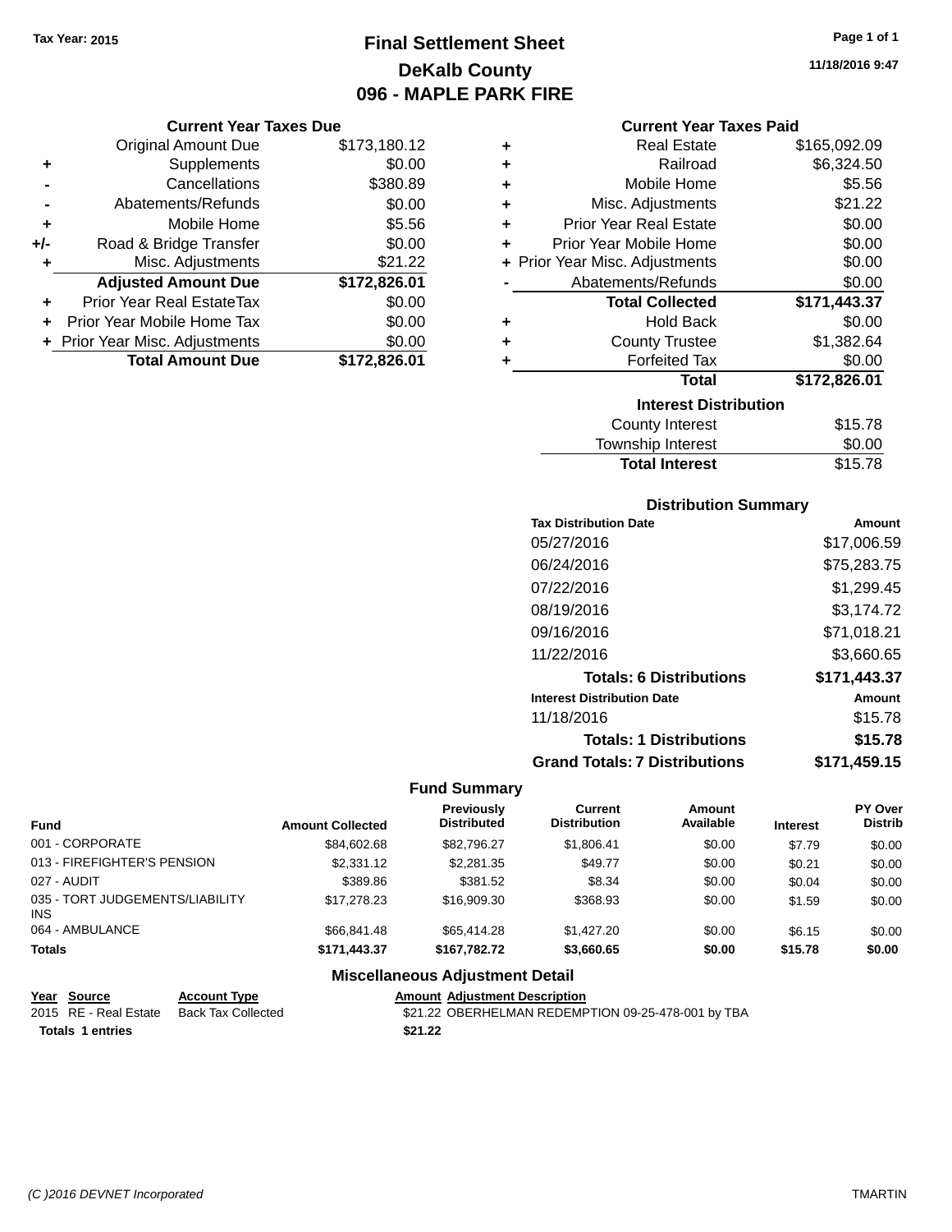Tax Year: 2015

# Final Settlement Sheet
## DeKalb County
## 096 - MAPLE PARK FIRE

11/18/2016 9:47

### Current Year Taxes Due

| | | |
|---|---|---|
| | Original Amount Due | $173,180.12 |
| + | Supplements | $0.00 |
| - | Cancellations | $380.89 |
| - | Abatements/Refunds | $0.00 |
| + | Mobile Home | $5.56 |
| +/- | Road & Bridge Transfer | $0.00 |
| + | Misc. Adjustments | $21.22 |
| | **Adjusted Amount Due** | **$172,826.01** |
| + | Prior Year Real EstateTax | $0.00 |
| + | Prior Year Mobile Home Tax | $0.00 |
| + | Prior Year Misc. Adjustments | $0.00 |
| | **Total Amount Due** | **$172,826.01** |

### Current Year Taxes Paid

| | | |
|---|---|---|
| + | Real Estate | $165,092.09 |
| + | Railroad | $6,324.50 |
| + | Mobile Home | $5.56 |
| + | Misc. Adjustments | $21.22 |
| + | Prior Year Real Estate | $0.00 |
| + | Prior Year Mobile Home | $0.00 |
| + | Prior Year Misc. Adjustments | $0.00 |
| - | Abatements/Refunds | $0.00 |
| | **Total Collected** | **$171,443.37** |
| + | Hold Back | $0.00 |
| + | County Trustee | $1,382.64 |
| + | Forfeited Tax | $0.00 |
| | **Total** | **$172,826.01** |

### Interest Distribution

| | |
|---|---|
| County Interest | $15.78 |
| Township Interest | $0.00 |
| **Total Interest** | $15.78 |

### Distribution Summary

| Tax Distribution Date | Amount |
|---|---|
| 05/27/2016 | $17,006.59 |
| 06/24/2016 | $75,283.75 |
| 07/22/2016 | $1,299.45 |
| 08/19/2016 | $3,174.72 |
| 09/16/2016 | $71,018.21 |
| 11/22/2016 | $3,660.65 |
| **Totals: 6 Distributions** | **$171,443.37** |
| **Interest Distribution Date** | **Amount** |
| 11/18/2016 | $15.78 |
| **Totals: 1 Distributions** | **$15.78** |
| **Grand Totals: 7 Distributions** | **$171,459.15** |

### Fund Summary

| Fund | Amount Collected | Previously Distributed | Current Distribution | Amount Available | Interest | PY Over Distrib |
|---|---|---|---|---|---|---|
| 001 - CORPORATE | $84,602.68 | $82,796.27 | $1,806.41 | $0.00 | $7.79 | $0.00 |
| 013 - FIREFIGHTER'S PENSION | $2,331.12 | $2,281.35 | $49.77 | $0.00 | $0.21 | $0.00 |
| 027 - AUDIT | $389.86 | $381.52 | $8.34 | $0.00 | $0.04 | $0.00 |
| 035 - TORT JUDGEMENTS/LIABILITY INS | $17,278.23 | $16,909.30 | $368.93 | $0.00 | $1.59 | $0.00 |
| 064 - AMBULANCE | $66,841.48 | $65,414.28 | $1,427.20 | $0.00 | $6.15 | $0.00 |
| **Totals** | **$171,443.37** | **$167,782.72** | **$3,660.65** | **$0.00** | **$15.78** | **$0.00** |

### Miscellaneous Adjustment Detail

| Year | Source | Account Type | Amount | Adjustment Description |
|---|---|---|---|---|
| 2015 | RE - Real Estate | Back Tax Collected | $21.22 | OBERHELMAN REDEMPTION 09-25-478-001 by TBA |
| **Totals** | **1 entries** | | **$21.22** | |

(C )2016 DEVNET Incorporated TMARTIN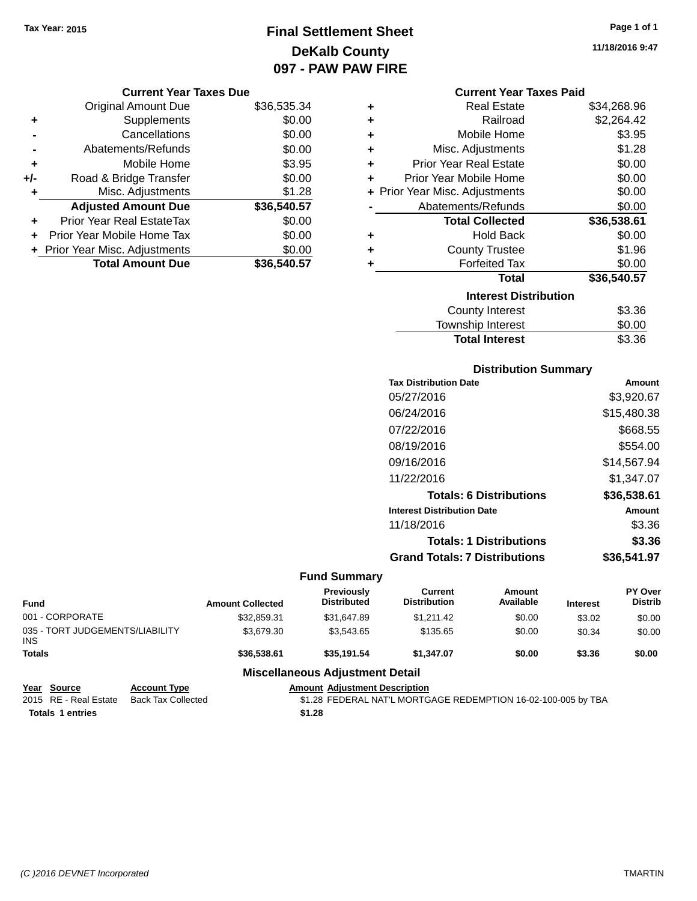Tax Year: 2015

# Final Settlement Sheet
## DeKalb County
## 097 - PAW PAW FIRE

11/18/2016 9:47

### Current Year Taxes Due

| | | |
|---|---|---|
| | Original Amount Due | $36,535.34 |
| + | Supplements | $0.00 |
| - | Cancellations | $0.00 |
| - | Abatements/Refunds | $0.00 |
| + | Mobile Home | $3.95 |
| +/- | Road & Bridge Transfer | $0.00 |
| + | Misc. Adjustments | $1.28 |
| | **Adjusted Amount Due** | **$36,540.57** |
| + | Prior Year Real EstateTax | $0.00 |
| + | Prior Year Mobile Home Tax | $0.00 |
| + | Prior Year Misc. Adjustments | $0.00 |
| | **Total Amount Due** | **$36,540.57** |

### Current Year Taxes Paid

| | | |
|---|---|---|
| + | Real Estate | $34,268.96 |
| + | Railroad | $2,264.42 |
| + | Mobile Home | $3.95 |
| + | Misc. Adjustments | $1.28 |
| + | Prior Year Real Estate | $0.00 |
| + | Prior Year Mobile Home | $0.00 |
| + | Prior Year Misc. Adjustments | $0.00 |
| - | Abatements/Refunds | $0.00 |
| | **Total Collected** | **$36,538.61** |
| + | Hold Back | $0.00 |
| + | County Trustee | $1.96 |
| + | Forfeited Tax | $0.00 |
| | **Total** | **$36,540.57** |

### Interest Distribution

| | |
|---|---|
| County Interest | $3.36 |
| Township Interest | $0.00 |
| **Total Interest** | $3.36 |

### Distribution Summary

| Tax Distribution Date | Amount |
|---|---|
| 05/27/2016 | $3,920.67 |
| 06/24/2016 | $15,480.38 |
| 07/22/2016 | $668.55 |
| 08/19/2016 | $554.00 |
| 09/16/2016 | $14,567.94 |
| 11/22/2016 | $1,347.07 |
| **Totals: 6 Distributions** | **$36,538.61** |
| **Interest Distribution Date** | **Amount** |
| 11/18/2016 | $3.36 |
| **Totals: 1 Distributions** | **$3.36** |
| **Grand Totals: 7 Distributions** | **$36,541.97** |

### Fund Summary

| Fund | Amount Collected | Previously Distributed | Current Distribution | Amount Available | Interest | PY Over Distrib |
|---|---|---|---|---|---|---|
| 001 - CORPORATE | $32,859.31 | $31,647.89 | $1,211.42 | $0.00 | $3.02 | $0.00 |
| 035 - TORT JUDGEMENTS/LIABILITY INS | $3,679.30 | $3,543.65 | $135.65 | $0.00 | $0.34 | $0.00 |
| **Totals** | **$36,538.61** | **$35,191.54** | **$1,347.07** | **$0.00** | **$3.36** | **$0.00** |

### Miscellaneous Adjustment Detail

| Year | Source | Account Type | Amount | Adjustment Description |
|---|---|---|---|---|
| 2015 | RE - Real Estate | Back Tax Collected | $1.28 | FEDERAL NAT'L MORTGAGE REDEMPTION 16-02-100-005 by TBA |
| **Totals 1 entries** | | | **$1.28** | |

(C )2016 DEVNET Incorporated — TMARTIN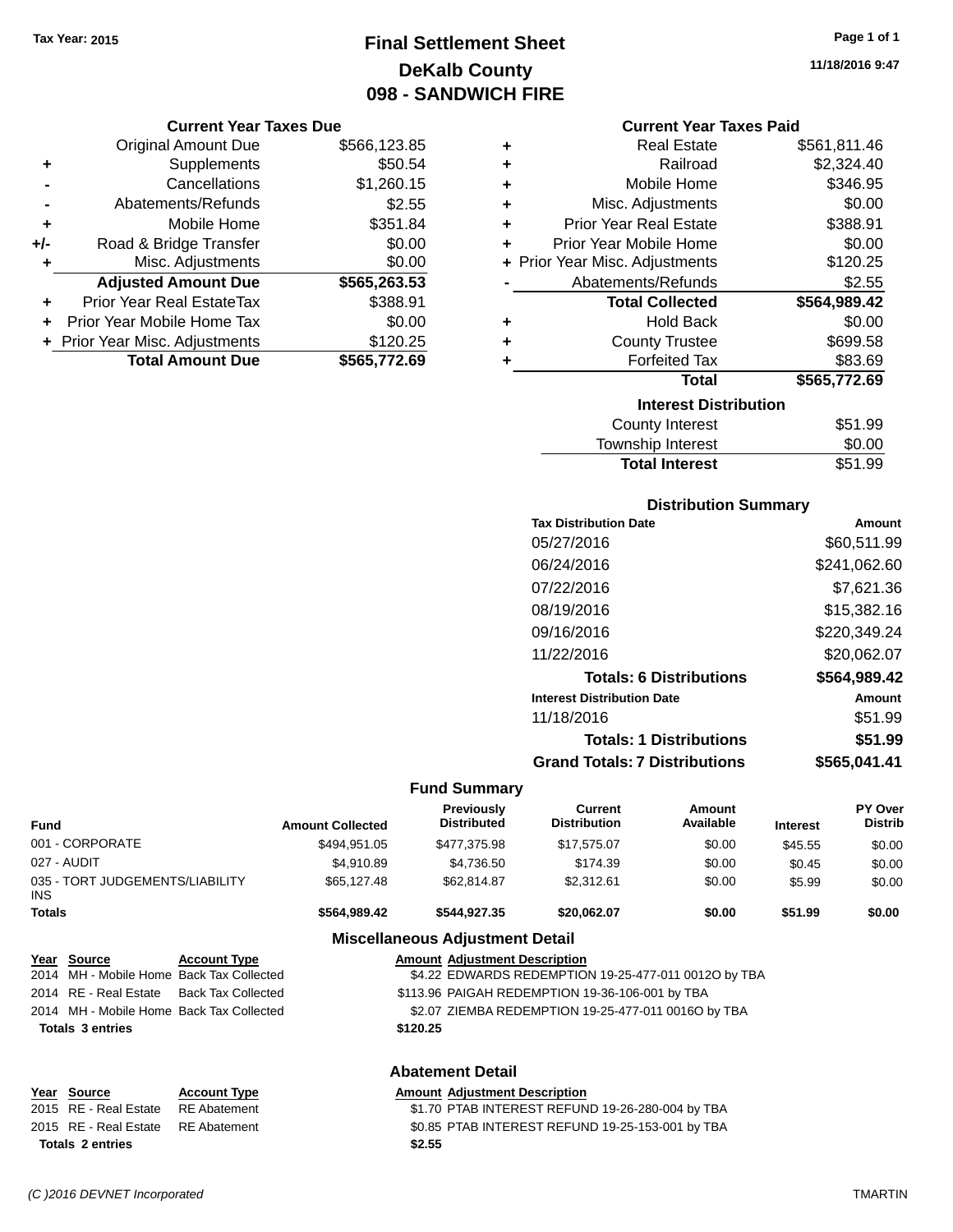Tax Year: 2015

# Final Settlement Sheet
## DeKalb County
## 098 - SANDWICH FIRE

11/18/2016 9:47

### Current Year Taxes Due

| | | |
|---|---|---|
| | Original Amount Due | $566,123.85 |
| + | Supplements | $50.54 |
| - | Cancellations | $1,260.15 |
| - | Abatements/Refunds | $2.55 |
| + | Mobile Home | $351.84 |
| +/- | Road & Bridge Transfer | $0.00 |
| + | Misc. Adjustments | $0.00 |
| | **Adjusted Amount Due** | **$565,263.53** |
| + | Prior Year Real EstateTax | $388.91 |
| + | Prior Year Mobile Home Tax | $0.00 |
| + | Prior Year Misc. Adjustments | $120.25 |
| | **Total Amount Due** | **$565,772.69** |

### Current Year Taxes Paid

| | | |
|---|---|---|
| + | Real Estate | $561,811.46 |
| + | Railroad | $2,324.40 |
| + | Mobile Home | $346.95 |
| + | Misc. Adjustments | $0.00 |
| + | Prior Year Real Estate | $388.91 |
| + | Prior Year Mobile Home | $0.00 |
| + | Prior Year Misc. Adjustments | $120.25 |
| - | Abatements/Refunds | $2.55 |
| | **Total Collected** | **$564,989.42** |
| + | Hold Back | $0.00 |
| + | County Trustee | $699.58 |
| + | Forfeited Tax | $83.69 |
| | **Total** | **$565,772.69** |

### Interest Distribution

| | |
|---|---|
| County Interest | $51.99 |
| Township Interest | $0.00 |
| **Total Interest** | $51.99 |

### Distribution Summary

| Tax Distribution Date | Amount |
|---|---|
| 05/27/2016 | $60,511.99 |
| 06/24/2016 | $241,062.60 |
| 07/22/2016 | $7,621.36 |
| 08/19/2016 | $15,382.16 |
| 09/16/2016 | $220,349.24 |
| 11/22/2016 | $20,062.07 |
| **Totals: 6 Distributions** | **$564,989.42** |
| **Interest Distribution Date** | **Amount** |
| 11/18/2016 | $51.99 |
| **Totals: 1 Distributions** | **$51.99** |
| **Grand Totals: 7 Distributions** | **$565,041.41** |

### Fund Summary

| Fund | Amount Collected | Previously Distributed | Current Distribution | Amount Available | Interest | PY Over Distrib |
|---|---|---|---|---|---|---|
| 001 - CORPORATE | $494,951.05 | $477,375.98 | $17,575.07 | $0.00 | $45.55 | $0.00 |
| 027 - AUDIT | $4,910.89 | $4,736.50 | $174.39 | $0.00 | $0.45 | $0.00 |
| 035 - TORT JUDGEMENTS/LIABILITY INS | $65,127.48 | $62,814.87 | $2,312.61 | $0.00 | $5.99 | $0.00 |
| **Totals** | **$564,989.42** | **$544,927.35** | **$20,062.07** | **$0.00** | **$51.99** | **$0.00** |

### Miscellaneous Adjustment Detail

| Year | Source | Account Type | Amount | Adjustment Description |
|---|---|---|---|---|
| 2014 | MH - Mobile Home | Back Tax Collected | $4.22 | EDWARDS REDEMPTION 19-25-477-011 0012O by TBA |
| 2014 | RE - Real Estate | Back Tax Collected | $113.96 | PAIGAH REDEMPTION 19-36-106-001 by TBA |
| 2014 | MH - Mobile Home | Back Tax Collected | $2.07 | ZIEMBA REDEMPTION 19-25-477-011 0016O by TBA |
| **Totals 3 entries** | | | **$120.25** | |

### Abatement Detail

| Year | Source | Account Type | Amount | Adjustment Description |
|---|---|---|---|---|
| 2015 | RE - Real Estate | RE Abatement | $1.70 | PTAB INTEREST REFUND 19-26-280-004 by TBA |
| 2015 | RE - Real Estate | RE Abatement | $0.85 | PTAB INTEREST REFUND 19-25-153-001 by TBA |
| **Totals 2 entries** | | | **$2.55** | |

(C )2016 DEVNET Incorporated — TMARTIN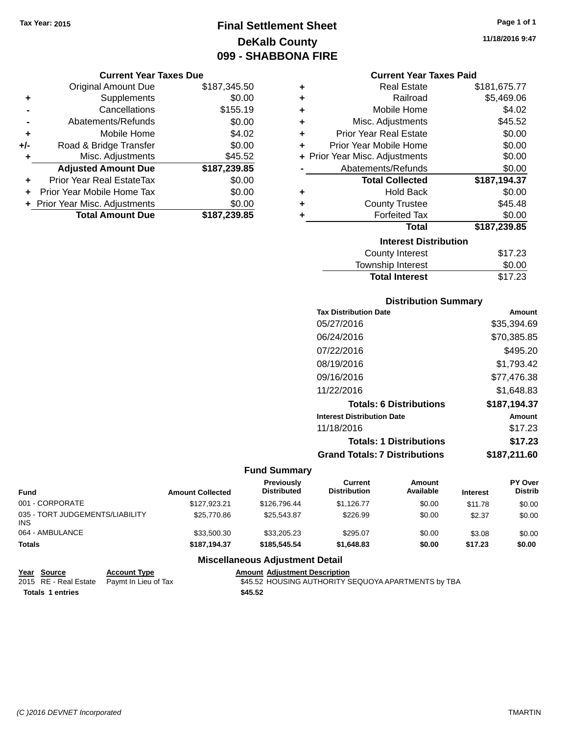Tax Year: 2015

# Final Settlement Sheet
## DeKalb County
## 099 - SHABBONA FIRE

11/18/2016 9:47

### Current Year Taxes Due

| | | |
|---|---|---|
| | Original Amount Due | $187,345.50 |
| + | Supplements | $0.00 |
| - | Cancellations | $155.19 |
| - | Abatements/Refunds | $0.00 |
| + | Mobile Home | $4.02 |
| +/- | Road & Bridge Transfer | $0.00 |
| + | Misc. Adjustments | $45.52 |
| | **Adjusted Amount Due** | **$187,239.85** |
| + | Prior Year Real EstateTax | $0.00 |
| + | Prior Year Mobile Home Tax | $0.00 |
| + | Prior Year Misc. Adjustments | $0.00 |
| | **Total Amount Due** | **$187,239.85** |

### Current Year Taxes Paid

| | | |
|---|---|---|
| + | Real Estate | $181,675.77 |
| + | Railroad | $5,469.06 |
| + | Mobile Home | $4.02 |
| + | Misc. Adjustments | $45.52 |
| + | Prior Year Real Estate | $0.00 |
| + | Prior Year Mobile Home | $0.00 |
| + | Prior Year Misc. Adjustments | $0.00 |
| - | Abatements/Refunds | $0.00 |
| | **Total Collected** | **$187,194.37** |
| + | Hold Back | $0.00 |
| + | County Trustee | $45.48 |
| + | Forfeited Tax | $0.00 |
| | **Total** | **$187,239.85** |

### Interest Distribution

| | |
|---|---|
| County Interest | $17.23 |
| Township Interest | $0.00 |
| **Total Interest** | $17.23 |

### Distribution Summary

| Tax Distribution Date | Amount |
|---|---|
| 05/27/2016 | $35,394.69 |
| 06/24/2016 | $70,385.85 |
| 07/22/2016 | $495.20 |
| 08/19/2016 | $1,793.42 |
| 09/16/2016 | $77,476.38 |
| 11/22/2016 | $1,648.83 |
| **Totals: 6 Distributions** | **$187,194.37** |
| **Interest Distribution Date** | **Amount** |
| 11/18/2016 | $17.23 |
| **Totals: 1 Distributions** | **$17.23** |
| **Grand Totals: 7 Distributions** | **$187,211.60** |

### Fund Summary

| Fund | Amount Collected | Previously Distributed | Current Distribution | Amount Available | Interest | PY Over Distrib |
|---|---|---|---|---|---|---|
| 001 - CORPORATE | $127,923.21 | $126,796.44 | $1,126.77 | $0.00 | $11.78 | $0.00 |
| 035 - TORT JUDGEMENTS/LIABILITY INS | $25,770.86 | $25,543.87 | $226.99 | $0.00 | $2.37 | $0.00 |
| 064 - AMBULANCE | $33,500.30 | $33,205.23 | $295.07 | $0.00 | $3.08 | $0.00 |
| **Totals** | **$187,194.37** | **$185,545.54** | **$1,648.83** | **$0.00** | **$17.23** | **$0.00** |

### Miscellaneous Adjustment Detail

| Year | Source | Account Type | Amount | Adjustment Description |
|---|---|---|---|---|
| 2015 | RE - Real Estate | Paymt In Lieu of Tax | $45.52 | HOUSING AUTHORITY SEQUOYA APARTMENTS by TBA |
| **Totals** | **1 entries** | | **$45.52** | |

(C )2016 DEVNET Incorporated TMARTIN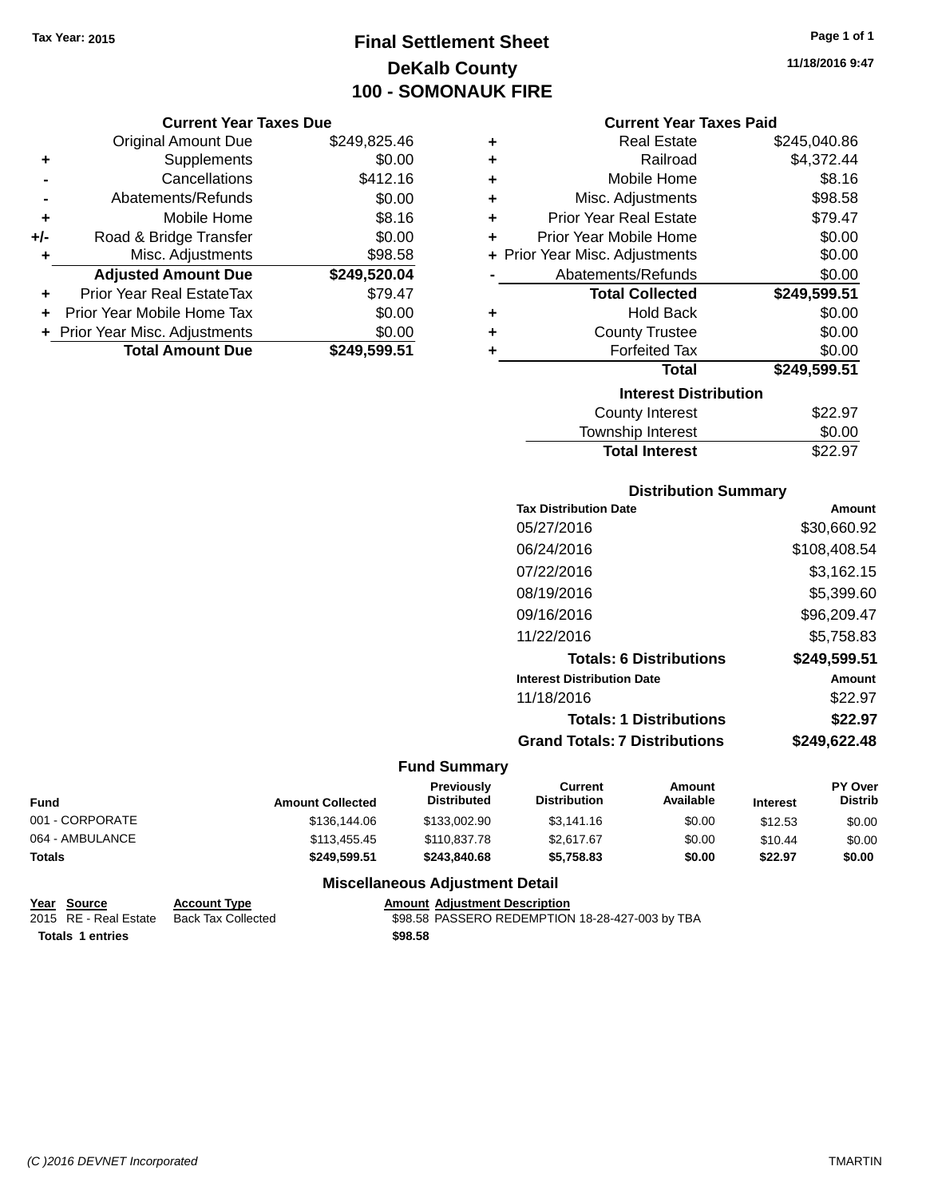Tax Year: 2015

# Final Settlement Sheet
## DeKalb County
## 100 - SOMONAUK FIRE

11/18/2016 9:47

### Current Year Taxes Due

| | | Amount |
|---|---|---|
| | Original Amount Due | $249,825.46 |
| + | Supplements | $0.00 |
| - | Cancellations | $412.16 |
| - | Abatements/Refunds | $0.00 |
| + | Mobile Home | $8.16 |
| +/- | Road & Bridge Transfer | $0.00 |
| + | Misc. Adjustments | $98.58 |
| | **Adjusted Amount Due** | **$249,520.04** |
| + | Prior Year Real EstateTax | $79.47 |
| + | Prior Year Mobile Home Tax | $0.00 |
| + | Prior Year Misc. Adjustments | $0.00 |
| | **Total Amount Due** | **$249,599.51** |

### Current Year Taxes Paid

| | | Amount |
|---|---|---|
| + | Real Estate | $245,040.86 |
| + | Railroad | $4,372.44 |
| + | Mobile Home | $8.16 |
| + | Misc. Adjustments | $98.58 |
| + | Prior Year Real Estate | $79.47 |
| + | Prior Year Mobile Home | $0.00 |
| + | Prior Year Misc. Adjustments | $0.00 |
| - | Abatements/Refunds | $0.00 |
| | **Total Collected** | **$249,599.51** |
| + | Hold Back | $0.00 |
| + | County Trustee | $0.00 |
| + | Forfeited Tax | $0.00 |
| | **Total** | **$249,599.51** |

### Interest Distribution

| | Amount |
|---|---|
| County Interest | $22.97 |
| Township Interest | $0.00 |
| **Total Interest** | $22.97 |

### Distribution Summary

| Tax Distribution Date | Amount |
|---|---|
| 05/27/2016 | $30,660.92 |
| 06/24/2016 | $108,408.54 |
| 07/22/2016 | $3,162.15 |
| 08/19/2016 | $5,399.60 |
| 09/16/2016 | $96,209.47 |
| 11/22/2016 | $5,758.83 |
| **Totals: 6 Distributions** | **$249,599.51** |

| Interest Distribution Date | Amount |
|---|---|
| 11/18/2016 | $22.97 |
| **Totals: 1 Distributions** | **$22.97** |
| **Grand Totals: 7 Distributions** | **$249,622.48** |

### Fund Summary

| Fund | Amount Collected | Previously Distributed | Current Distribution | Amount Available | Interest | PY Over Distrib |
|---|---|---|---|---|---|---|
| 001 - CORPORATE | $136,144.06 | $133,002.90 | $3,141.16 | $0.00 | $12.53 | $0.00 |
| 064 - AMBULANCE | $113,455.45 | $110,837.78 | $2,617.67 | $0.00 | $10.44 | $0.00 |
| **Totals** | **$249,599.51** | **$243,840.68** | **$5,758.83** | **$0.00** | **$22.97** | **$0.00** |

### Miscellaneous Adjustment Detail

| Year | Source | Account Type | Amount | Adjustment Description |
|---|---|---|---|---|
| 2015 | RE - Real Estate | Back Tax Collected | $98.58 | PASSERO REDEMPTION 18-28-427-003 by TBA |
| **Totals 1 entries** | | | **$98.58** | |

(C )2016 DEVNET Incorporated TMARTIN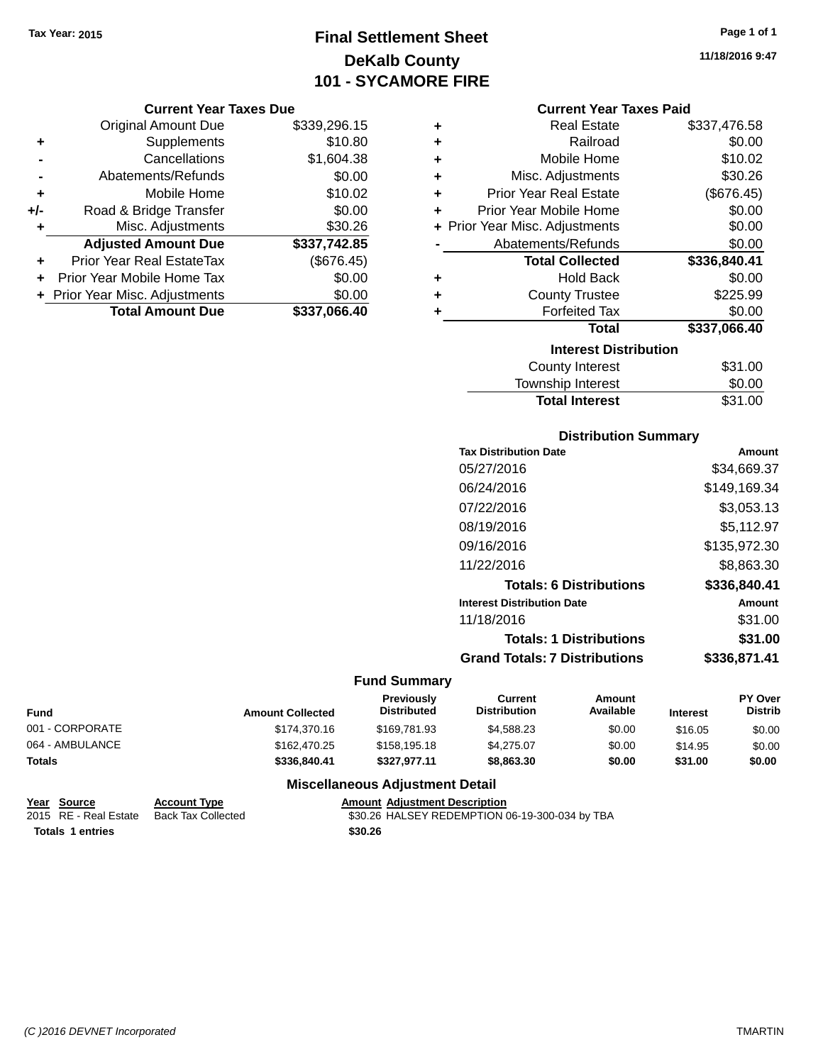Tax Year: 2015

# Final Settlement Sheet

## DeKalb County

## 101 - SYCAMORE FIRE

11/18/2016 9:47

### Current Year Taxes Due

| | | |
|---|---|---|
| | Original Amount Due | $339,296.15 |
| + | Supplements | $10.80 |
| - | Cancellations | $1,604.38 |
| - | Abatements/Refunds | $0.00 |
| + | Mobile Home | $10.02 |
| +/- | Road & Bridge Transfer | $0.00 |
| + | Misc. Adjustments | $30.26 |
| | **Adjusted Amount Due** | **$337,742.85** |
| + | Prior Year Real EstateTax | ($676.45) |
| + | Prior Year Mobile Home Tax | $0.00 |
| + | Prior Year Misc. Adjustments | $0.00 |
| | **Total Amount Due** | **$337,066.40** |

### Current Year Taxes Paid

| | | |
|---|---|---|
| + | Real Estate | $337,476.58 |
| + | Railroad | $0.00 |
| + | Mobile Home | $10.02 |
| + | Misc. Adjustments | $30.26 |
| + | Prior Year Real Estate | ($676.45) |
| + | Prior Year Mobile Home | $0.00 |
| + | Prior Year Misc. Adjustments | $0.00 |
| - | Abatements/Refunds | $0.00 |
| | **Total Collected** | **$336,840.41** |
| + | Hold Back | $0.00 |
| + | County Trustee | $225.99 |
| + | Forfeited Tax | $0.00 |
| | **Total** | **$337,066.40** |

### Interest Distribution

| | |
|---|---|
| County Interest | $31.00 |
| Township Interest | $0.00 |
| **Total Interest** | $31.00 |

### Distribution Summary

| Tax Distribution Date | Amount |
|---|---|
| 05/27/2016 | $34,669.37 |
| 06/24/2016 | $149,169.34 |
| 07/22/2016 | $3,053.13 |
| 08/19/2016 | $5,112.97 |
| 09/16/2016 | $135,972.30 |
| 11/22/2016 | $8,863.30 |
| **Totals: 6 Distributions** | **$336,840.41** |
| **Interest Distribution Date** | **Amount** |
| 11/18/2016 | $31.00 |
| **Totals: 1 Distributions** | **$31.00** |
| **Grand Totals: 7 Distributions** | **$336,871.41** |

### Fund Summary

| Fund | Amount Collected | Previously Distributed | Current Distribution | Amount Available | Interest | PY Over Distrib |
|---|---|---|---|---|---|---|
| 001 - CORPORATE | $174,370.16 | $169,781.93 | $4,588.23 | $0.00 | $16.05 | $0.00 |
| 064 - AMBULANCE | $162,470.25 | $158,195.18 | $4,275.07 | $0.00 | $14.95 | $0.00 |
| **Totals** | **$336,840.41** | **$327,977.11** | **$8,863.30** | **$0.00** | **$31.00** | **$0.00** |

### Miscellaneous Adjustment Detail

| Year | Source | Account Type | Amount | Adjustment Description |
|---|---|---|---|---|
| 2015 | RE - Real Estate | Back Tax Collected | $30.26 | HALSEY REDEMPTION 06-19-300-034 by TBA |
| **Totals 1 entries** | | | **$30.26** | |

(C )2016 DEVNET Incorporated    TMARTIN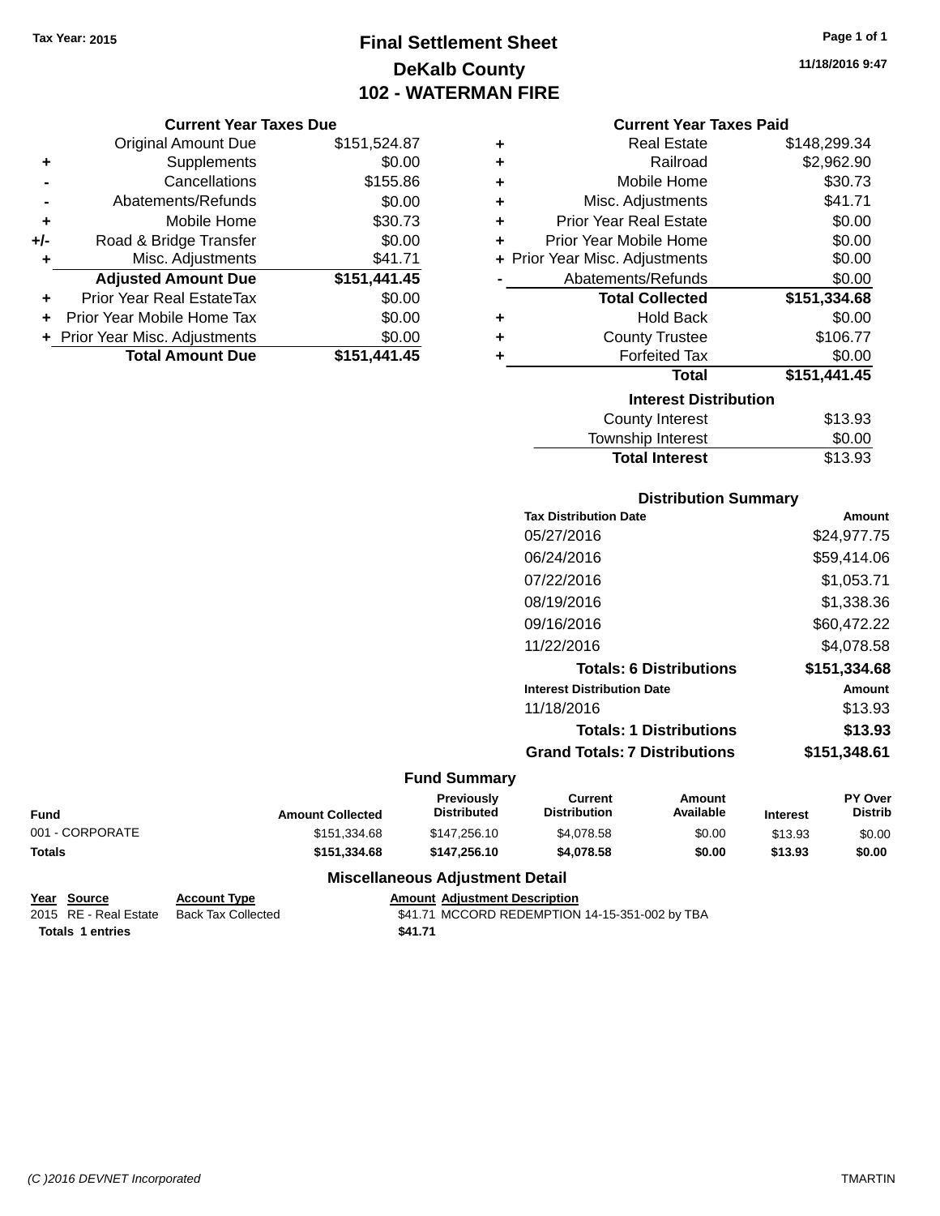Tax Year: 2015

# Final Settlement Sheet
## DeKalb County
## 102 - WATERMAN FIRE

11/18/2016 9:47

### Current Year Taxes Due

| | | |
|---|---|---|
| | Original Amount Due | $151,524.87 |
| + | Supplements | $0.00 |
| - | Cancellations | $155.86 |
| - | Abatements/Refunds | $0.00 |
| + | Mobile Home | $30.73 |
| +/- | Road & Bridge Transfer | $0.00 |
| + | Misc. Adjustments | $41.71 |
| | **Adjusted Amount Due** | **$151,441.45** |
| + | Prior Year Real EstateTax | $0.00 |
| + | Prior Year Mobile Home Tax | $0.00 |
| + | Prior Year Misc. Adjustments | $0.00 |
| | **Total Amount Due** | **$151,441.45** |

### Current Year Taxes Paid

| | | |
|---|---|---|
| + | Real Estate | $148,299.34 |
| + | Railroad | $2,962.90 |
| + | Mobile Home | $30.73 |
| + | Misc. Adjustments | $41.71 |
| + | Prior Year Real Estate | $0.00 |
| + | Prior Year Mobile Home | $0.00 |
| + | Prior Year Misc. Adjustments | $0.00 |
| - | Abatements/Refunds | $0.00 |
| | **Total Collected** | **$151,334.68** |
| + | Hold Back | $0.00 |
| + | County Trustee | $106.77 |
| + | Forfeited Tax | $0.00 |
| | **Total** | **$151,441.45** |

### Interest Distribution

| | |
|---|---|
| County Interest | $13.93 |
| Township Interest | $0.00 |
| **Total Interest** | $13.93 |

### Distribution Summary

| Tax Distribution Date | Amount |
|---|---|
| 05/27/2016 | $24,977.75 |
| 06/24/2016 | $59,414.06 |
| 07/22/2016 | $1,053.71 |
| 08/19/2016 | $1,338.36 |
| 09/16/2016 | $60,472.22 |
| 11/22/2016 | $4,078.58 |
| **Totals: 6 Distributions** | **$151,334.68** |
| **Interest Distribution Date** | **Amount** |
| 11/18/2016 | $13.93 |
| **Totals: 1 Distributions** | **$13.93** |
| **Grand Totals: 7 Distributions** | **$151,348.61** |

### Fund Summary

| Fund | Amount Collected | Previously Distributed | Current Distribution | Amount Available | Interest | PY Over Distrib |
|---|---|---|---|---|---|---|
| 001 - CORPORATE | $151,334.68 | $147,256.10 | $4,078.58 | $0.00 | $13.93 | $0.00 |
| **Totals** | **$151,334.68** | **$147,256.10** | **$4,078.58** | **$0.00** | **$13.93** | **$0.00** |

### Miscellaneous Adjustment Detail

| Year | Source | Account Type | Amount | Adjustment Description |
|---|---|---|---|---|
| 2015 | RE - Real Estate | Back Tax Collected | $41.71 | MCCORD REDEMPTION 14-15-351-002 by TBA |
| **Totals** | **1 entries** | | **$41.71** | |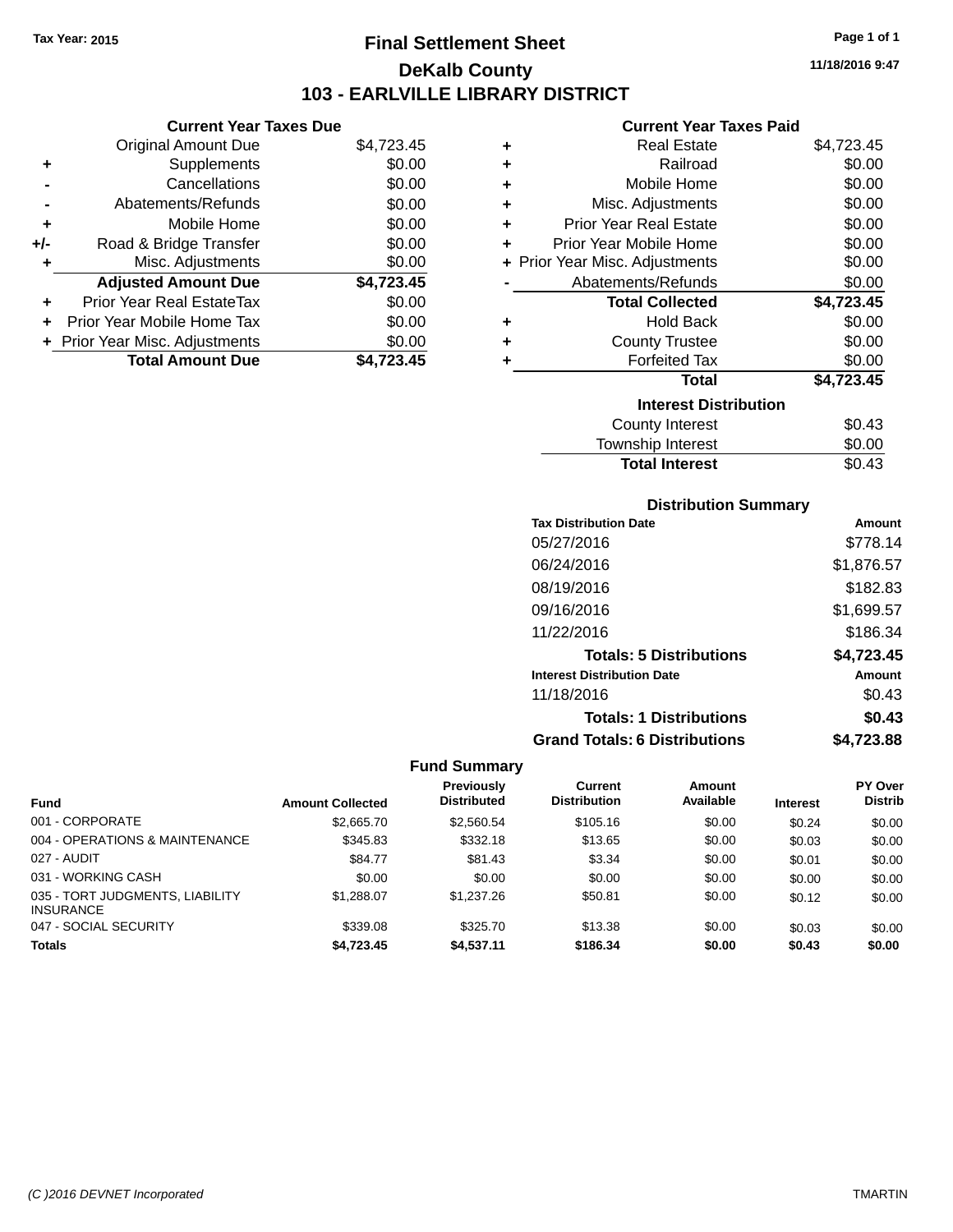Tax Year: 2015

# Final Settlement Sheet

## DeKalb County

## 103 - EARLVILLE LIBRARY DISTRICT

11/18/2016 9:47

### Current Year Taxes Due

| | | |
|---|---|---|
| | Original Amount Due | $4,723.45 |
| + | Supplements | $0.00 |
| - | Cancellations | $0.00 |
| - | Abatements/Refunds | $0.00 |
| + | Mobile Home | $0.00 |
| +/- | Road & Bridge Transfer | $0.00 |
| + | Misc. Adjustments | $0.00 |
| | **Adjusted Amount Due** | **$4,723.45** |
| + | Prior Year Real EstateTax | $0.00 |
| + | Prior Year Mobile Home Tax | $0.00 |
| + | Prior Year Misc. Adjustments | $0.00 |
| | **Total Amount Due** | **$4,723.45** |

### Current Year Taxes Paid

| | | |
|---|---|---|
| + | Real Estate | $4,723.45 |
| + | Railroad | $0.00 |
| + | Mobile Home | $0.00 |
| + | Misc. Adjustments | $0.00 |
| + | Prior Year Real Estate | $0.00 |
| + | Prior Year Mobile Home | $0.00 |
| + | Prior Year Misc. Adjustments | $0.00 |
| - | Abatements/Refunds | $0.00 |
| | **Total Collected** | **$4,723.45** |
| + | Hold Back | $0.00 |
| + | County Trustee | $0.00 |
| + | Forfeited Tax | $0.00 |
| | **Total** | **$4,723.45** |

### Interest Distribution

| | |
|---|---|
| County Interest | $0.43 |
| Township Interest | $0.00 |
| **Total Interest** | $0.43 |

### Distribution Summary

| Tax Distribution Date | Amount |
|---|---|
| 05/27/2016 | $778.14 |
| 06/24/2016 | $1,876.57 |
| 08/19/2016 | $182.83 |
| 09/16/2016 | $1,699.57 |
| 11/22/2016 | $186.34 |
| **Totals: 5 Distributions** | **$4,723.45** |
| **Interest Distribution Date** | **Amount** |
| 11/18/2016 | $0.43 |
| **Totals: 1 Distributions** | **$0.43** |
| **Grand Totals: 6 Distributions** | **$4,723.88** |

### Fund Summary

| Fund | Amount Collected | Previously Distributed | Current Distribution | Amount Available | Interest | PY Over Distrib |
|---|---|---|---|---|---|---|
| 001 - CORPORATE | $2,665.70 | $2,560.54 | $105.16 | $0.00 | $0.24 | $0.00 |
| 004 - OPERATIONS & MAINTENANCE | $345.83 | $332.18 | $13.65 | $0.00 | $0.03 | $0.00 |
| 027 - AUDIT | $84.77 | $81.43 | $3.34 | $0.00 | $0.01 | $0.00 |
| 031 - WORKING CASH | $0.00 | $0.00 | $0.00 | $0.00 | $0.00 | $0.00 |
| 035 - TORT JUDGMENTS, LIABILITY INSURANCE | $1,288.07 | $1,237.26 | $50.81 | $0.00 | $0.12 | $0.00 |
| 047 - SOCIAL SECURITY | $339.08 | $325.70 | $13.38 | $0.00 | $0.03 | $0.00 |
| **Totals** | **$4,723.45** | **$4,537.11** | **$186.34** | **$0.00** | **$0.43** | **$0.00** |

(C )2016 DEVNET Incorporated TMARTIN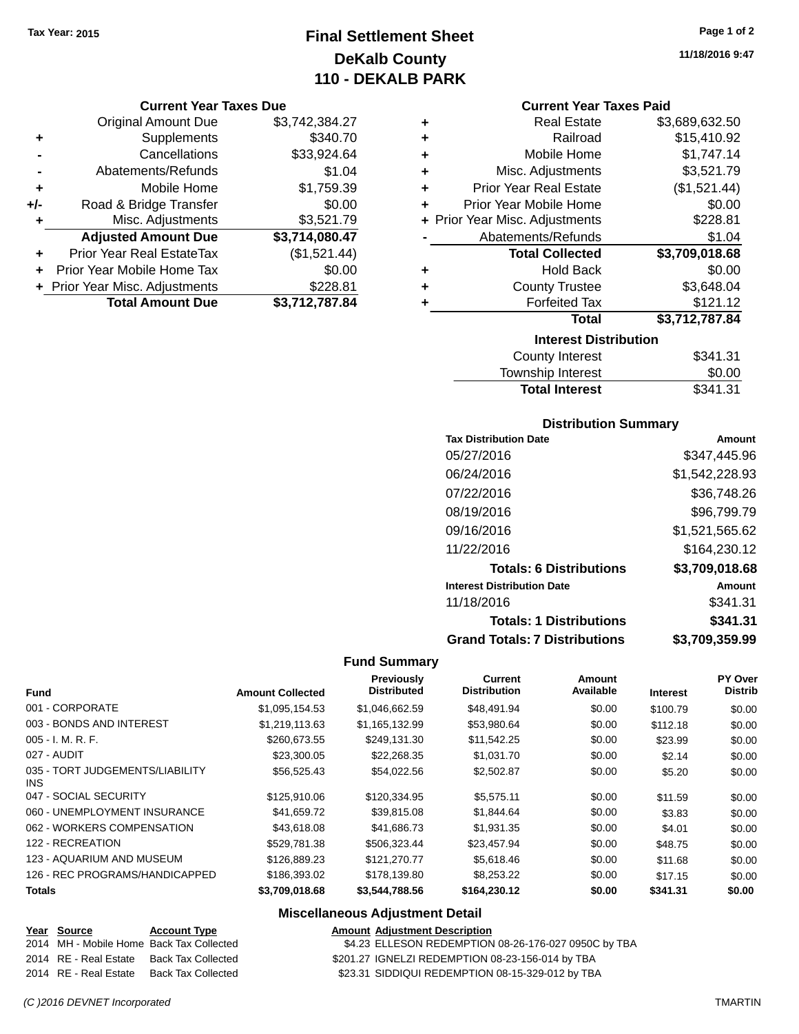Tax Year: 2015

# Final Settlement Sheet
## DeKalb County
## 110 - DEKALB PARK

11/18/2016 9:47

### Current Year Taxes Due

| | | |
|---|---|---|
| | Original Amount Due | $3,742,384.27 |
| + | Supplements | $340.70 |
| - | Cancellations | $33,924.64 |
| - | Abatements/Refunds | $1.04 |
| + | Mobile Home | $1,759.39 |
| +/- | Road & Bridge Transfer | $0.00 |
| + | Misc. Adjustments | $3,521.79 |
| | **Adjusted Amount Due** | **$3,714,080.47** |
| + | Prior Year Real EstateTax | ($1,521.44) |
| + | Prior Year Mobile Home Tax | $0.00 |
| + | Prior Year Misc. Adjustments | $228.81 |
| | **Total Amount Due** | **$3,712,787.84** |

### Current Year Taxes Paid

| | | |
|---|---|---|
| + | Real Estate | $3,689,632.50 |
| + | Railroad | $15,410.92 |
| + | Mobile Home | $1,747.14 |
| + | Misc. Adjustments | $3,521.79 |
| + | Prior Year Real Estate | ($1,521.44) |
| + | Prior Year Mobile Home | $0.00 |
| + | Prior Year Misc. Adjustments | $228.81 |
| - | Abatements/Refunds | $1.04 |
| | **Total Collected** | **$3,709,018.68** |
| + | Hold Back | $0.00 |
| + | County Trustee | $3,648.04 |
| + | Forfeited Tax | $121.12 |
| | **Total** | **$3,712,787.84** |

### Interest Distribution

| | |
|---|---|
| County Interest | $341.31 |
| Township Interest | $0.00 |
| **Total Interest** | $341.31 |

### Distribution Summary

| Tax Distribution Date | Amount |
|---|---|
| 05/27/2016 | $347,445.96 |
| 06/24/2016 | $1,542,228.93 |
| 07/22/2016 | $36,748.26 |
| 08/19/2016 | $96,799.79 |
| 09/16/2016 | $1,521,565.62 |
| 11/22/2016 | $164,230.12 |
| **Totals: 6 Distributions** | **$3,709,018.68** |
| **Interest Distribution Date** | **Amount** |
| 11/18/2016 | $341.31 |
| **Totals: 1 Distributions** | **$341.31** |
| **Grand Totals: 7 Distributions** | **$3,709,359.99** |

### Fund Summary

| Fund | Amount Collected | Previously Distributed | Current Distribution | Amount Available | Interest | PY Over Distrib |
|---|---|---|---|---|---|---|
| 001 - CORPORATE | $1,095,154.53 | $1,046,662.59 | $48,491.94 | $0.00 | $100.79 | $0.00 |
| 003 - BONDS AND INTEREST | $1,219,113.63 | $1,165,132.99 | $53,980.64 | $0.00 | $112.18 | $0.00 |
| 005 - I. M. R. F. | $260,673.55 | $249,131.30 | $11,542.25 | $0.00 | $23.99 | $0.00 |
| 027 - AUDIT | $23,300.05 | $22,268.35 | $1,031.70 | $0.00 | $2.14 | $0.00 |
| 035 - TORT JUDGEMENTS/LIABILITY INS | $56,525.43 | $54,022.56 | $2,502.87 | $0.00 | $5.20 | $0.00 |
| 047 - SOCIAL SECURITY | $125,910.06 | $120,334.95 | $5,575.11 | $0.00 | $11.59 | $0.00 |
| 060 - UNEMPLOYMENT INSURANCE | $41,659.72 | $39,815.08 | $1,844.64 | $0.00 | $3.83 | $0.00 |
| 062 - WORKERS COMPENSATION | $43,618.08 | $41,686.73 | $1,931.35 | $0.00 | $4.01 | $0.00 |
| 122 - RECREATION | $529,781.38 | $506,323.44 | $23,457.94 | $0.00 | $48.75 | $0.00 |
| 123 - AQUARIUM AND MUSEUM | $126,889.23 | $121,270.77 | $5,618.46 | $0.00 | $11.68 | $0.00 |
| 126 - REC PROGRAMS/HANDICAPPED | $186,393.02 | $178,139.80 | $8,253.22 | $0.00 | $17.15 | $0.00 |
| **Totals** | **$3,709,018.68** | **$3,544,788.56** | **$164,230.12** | **$0.00** | **$341.31** | **$0.00** |

### Miscellaneous Adjustment Detail

| Year | Source | Account Type | Amount | Adjustment Description |
|---|---|---|---|---|
| 2014 | MH - Mobile Home | Back Tax Collected | $4.23 | ELLESON REDEMPTION 08-26-176-027 0950C by TBA |
| 2014 | RE - Real Estate | Back Tax Collected | $201.27 | IGNELZI REDEMPTION 08-23-156-014 by TBA |
| 2014 | RE - Real Estate | Back Tax Collected | $23.31 | SIDDIQUI REDEMPTION 08-15-329-012 by TBA |

(C )2016 DEVNET Incorporated TMARTIN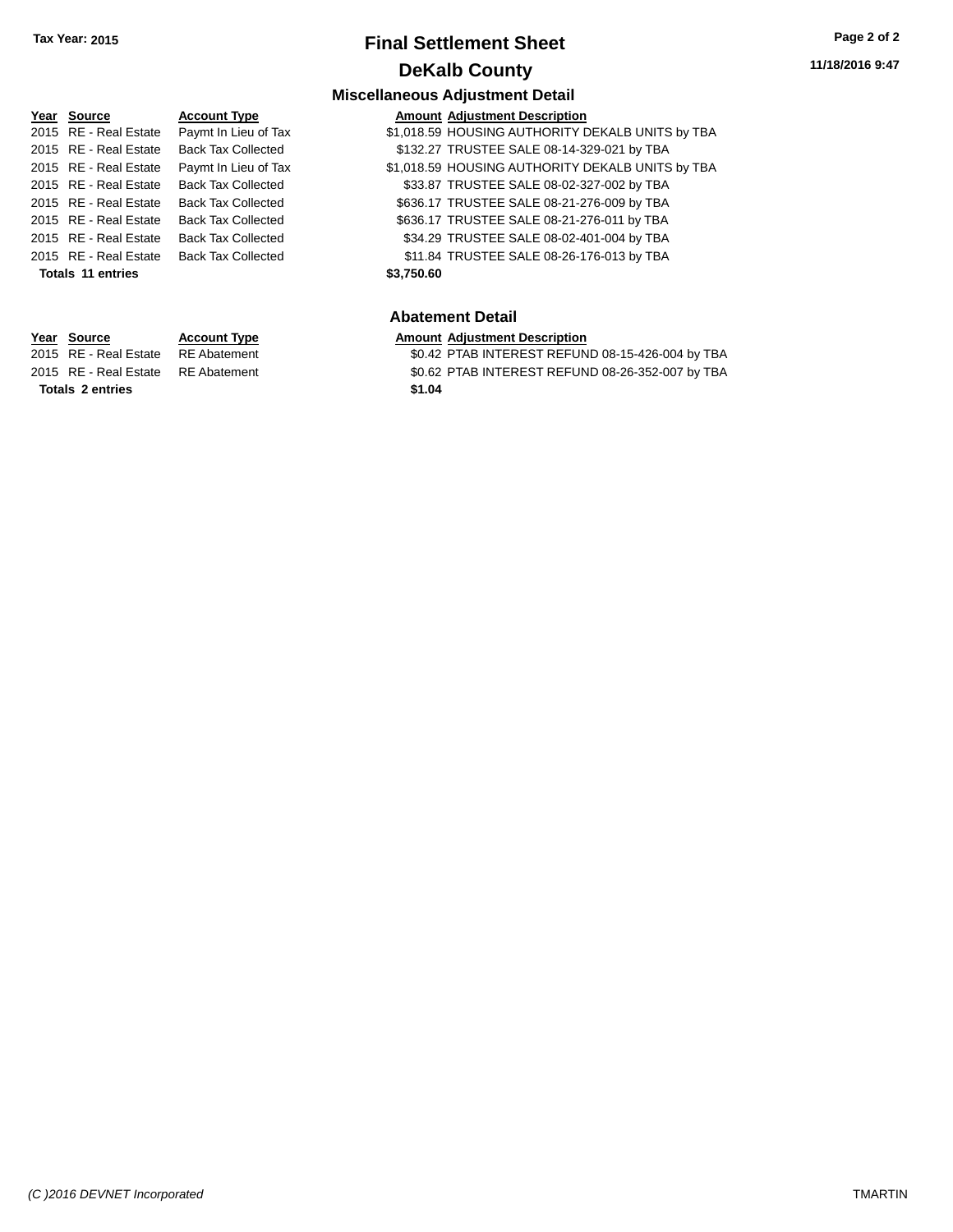**Tax Year: 2015**

# Final Settlement Sheet

## DeKalb County

### Miscellaneous Adjustment Detail

| Year | Source | Account Type | Amount | Adjustment Description |
|---|---|---|---|---|
| 2015 | RE - Real Estate | Paymt In Lieu of Tax | $1,018.59 | HOUSING AUTHORITY DEKALB UNITS by TBA |
| 2015 | RE - Real Estate | Back Tax Collected | $132.27 | TRUSTEE SALE 08-14-329-021 by TBA |
| 2015 | RE - Real Estate | Paymt In Lieu of Tax | $1,018.59 | HOUSING AUTHORITY DEKALB UNITS by TBA |
| 2015 | RE - Real Estate | Back Tax Collected | $33.87 | TRUSTEE SALE 08-02-327-002 by TBA |
| 2015 | RE - Real Estate | Back Tax Collected | $636.17 | TRUSTEE SALE 08-21-276-009 by TBA |
| 2015 | RE - Real Estate | Back Tax Collected | $636.17 | TRUSTEE SALE 08-21-276-011 by TBA |
| 2015 | RE - Real Estate | Back Tax Collected | $34.29 | TRUSTEE SALE 08-02-401-004 by TBA |
| 2015 | RE - Real Estate | Back Tax Collected | $11.84 | TRUSTEE SALE 08-26-176-013 by TBA |
| **Totals 11 entries** | | | **$3,750.60** | |

### Abatement Detail

| Year | Source | Account Type | Amount | Adjustment Description |
|---|---|---|---|---|
| 2015 | RE - Real Estate | RE Abatement | $0.42 | PTAB INTEREST REFUND 08-15-426-004 by TBA |
| 2015 | RE - Real Estate | RE Abatement | $0.62 | PTAB INTEREST REFUND 08-26-352-007 by TBA |
| **Totals 2 entries** | | | **$1.04** | |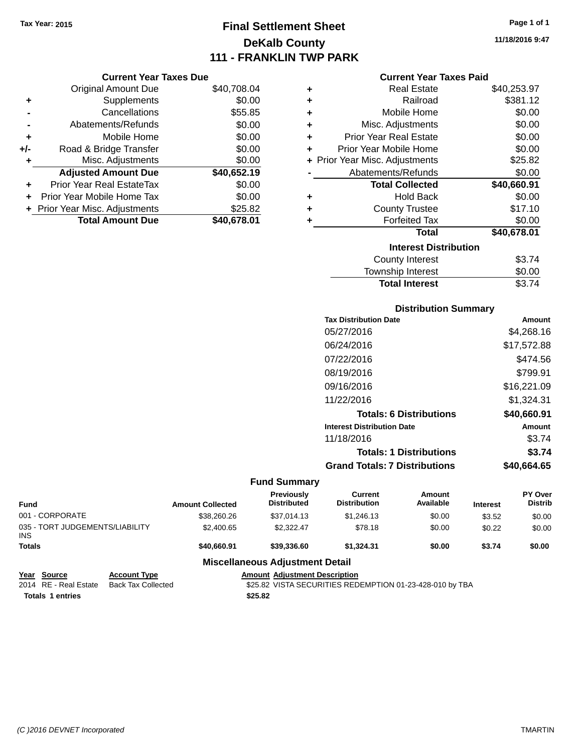Tax Year: 2015

# Final Settlement Sheet

## DeKalb County

## 111 - FRANKLIN TWP PARK

11/18/2016 9:47

### Current Year Taxes Due

| | | |
|---|---|---|
| | Original Amount Due | $40,708.04 |
| + | Supplements | $0.00 |
| - | Cancellations | $55.85 |
| - | Abatements/Refunds | $0.00 |
| + | Mobile Home | $0.00 |
| +/- | Road & Bridge Transfer | $0.00 |
| + | Misc. Adjustments | $0.00 |
| | **Adjusted Amount Due** | **$40,652.19** |
| + | Prior Year Real EstateTax | $0.00 |
| + | Prior Year Mobile Home Tax | $0.00 |
| + | Prior Year Misc. Adjustments | $25.82 |
| | **Total Amount Due** | **$40,678.01** |

### Current Year Taxes Paid

| | | |
|---|---|---|
| + | Real Estate | $40,253.97 |
| + | Railroad | $381.12 |
| + | Mobile Home | $0.00 |
| + | Misc. Adjustments | $0.00 |
| + | Prior Year Real Estate | $0.00 |
| + | Prior Year Mobile Home | $0.00 |
| + | Prior Year Misc. Adjustments | $25.82 |
| - | Abatements/Refunds | $0.00 |
| | **Total Collected** | **$40,660.91** |
| + | Hold Back | $0.00 |
| + | County Trustee | $17.10 |
| + | Forfeited Tax | $0.00 |
| | **Total** | **$40,678.01** |

### Interest Distribution

| | |
|---|---|
| County Interest | $3.74 |
| Township Interest | $0.00 |
| **Total Interest** | $3.74 |

### Distribution Summary

| Tax Distribution Date | Amount |
|---|---|
| 05/27/2016 | $4,268.16 |
| 06/24/2016 | $17,572.88 |
| 07/22/2016 | $474.56 |
| 08/19/2016 | $799.91 |
| 09/16/2016 | $16,221.09 |
| 11/22/2016 | $1,324.31 |
| **Totals: 6 Distributions** | **$40,660.91** |
| **Interest Distribution Date** | **Amount** |
| 11/18/2016 | $3.74 |
| **Totals: 1 Distributions** | **$3.74** |
| **Grand Totals: 7 Distributions** | **$40,664.65** |

### Fund Summary

| Fund | Amount Collected | Previously Distributed | Current Distribution | Amount Available | Interest | PY Over Distrib |
|---|---|---|---|---|---|---|
| 001 - CORPORATE | $38,260.26 | $37,014.13 | $1,246.13 | $0.00 | $3.52 | $0.00 |
| 035 - TORT JUDGEMENTS/LIABILITY INS | $2,400.65 | $2,322.47 | $78.18 | $0.00 | $0.22 | $0.00 |
| **Totals** | **$40,660.91** | **$39,336.60** | **$1,324.31** | **$0.00** | **$3.74** | **$0.00** |

### Miscellaneous Adjustment Detail

| Year | Source | Account Type | Amount | Adjustment Description |
|---|---|---|---|---|
| 2014 | RE - Real Estate | Back Tax Collected | $25.82 | VISTA SECURITIES REDEMPTION 01-23-428-010 by TBA |
| **Totals 1 entries** | | | **$25.82** | |

(C )2016 DEVNET Incorporated TMARTIN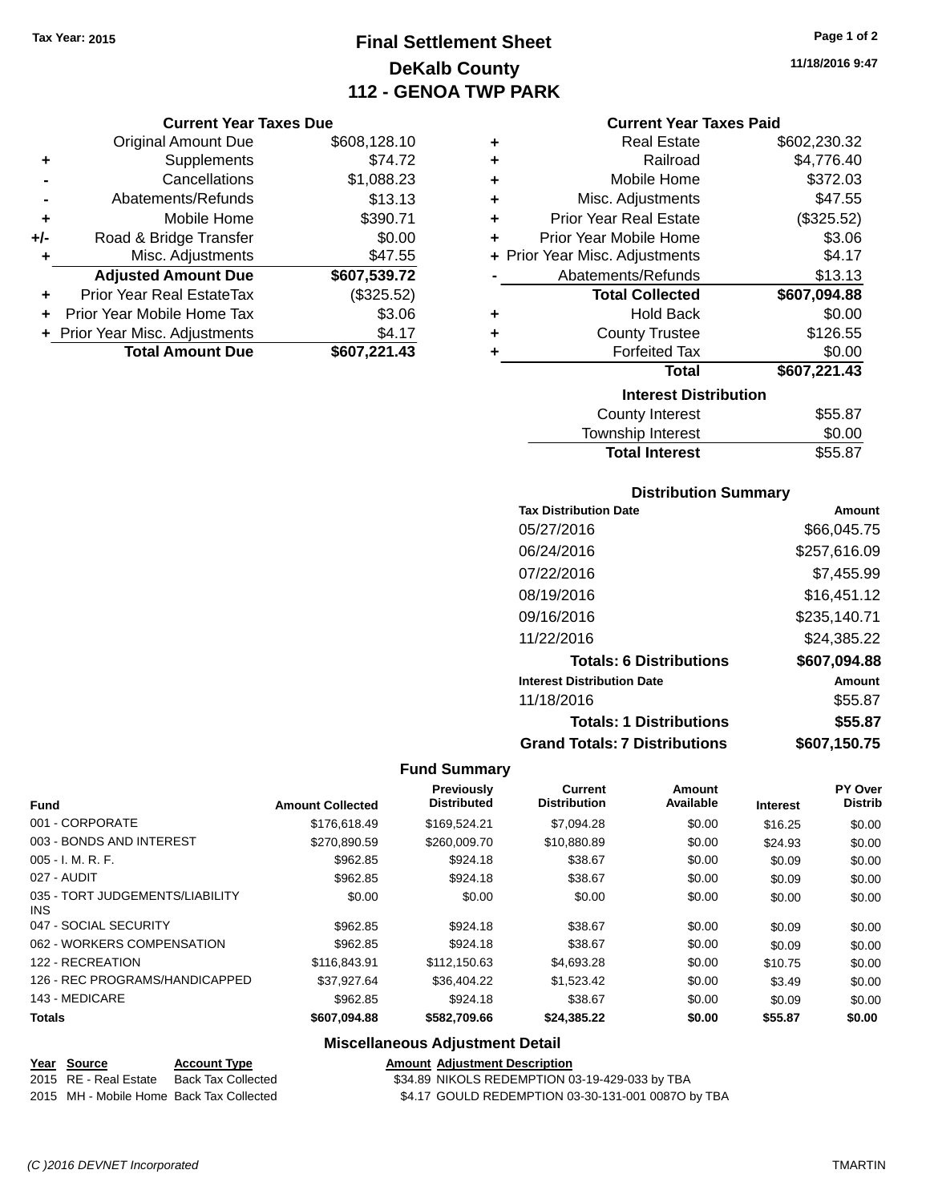**Tax Year: 2015**

# Final Settlement Sheet
## DeKalb County
## 112 - GENOA TWP PARK

11/18/2016 9:47

### Current Year Taxes Due

| | | |
|---|---|---|
| | Original Amount Due | $608,128.10 |
| + | Supplements | $74.72 |
| - | Cancellations | $1,088.23 |
| - | Abatements/Refunds | $13.13 |
| + | Mobile Home | $390.71 |
| +/- | Road & Bridge Transfer | $0.00 |
| + | Misc. Adjustments | $47.55 |
| | **Adjusted Amount Due** | **$607,539.72** |
| + | Prior Year Real EstateTax | ($325.52) |
| + | Prior Year Mobile Home Tax | $3.06 |
| + | Prior Year Misc. Adjustments | $4.17 |
| | **Total Amount Due** | **$607,221.43** |

### Current Year Taxes Paid

| | | |
|---|---|---|
| + | Real Estate | $602,230.32 |
| + | Railroad | $4,776.40 |
| + | Mobile Home | $372.03 |
| + | Misc. Adjustments | $47.55 |
| + | Prior Year Real Estate | ($325.52) |
| + | Prior Year Mobile Home | $3.06 |
| + | Prior Year Misc. Adjustments | $4.17 |
| - | Abatements/Refunds | $13.13 |
| | **Total Collected** | **$607,094.88** |
| + | Hold Back | $0.00 |
| + | County Trustee | $126.55 |
| + | Forfeited Tax | $0.00 |
| | **Total** | **$607,221.43** |

### Interest Distribution

| | |
|---|---|
| County Interest | $55.87 |
| Township Interest | $0.00 |
| **Total Interest** | $55.87 |

### Distribution Summary

| Tax Distribution Date | Amount |
|---|---|
| 05/27/2016 | $66,045.75 |
| 06/24/2016 | $257,616.09 |
| 07/22/2016 | $7,455.99 |
| 08/19/2016 | $16,451.12 |
| 09/16/2016 | $235,140.71 |
| 11/22/2016 | $24,385.22 |
| **Totals: 6 Distributions** | **$607,094.88** |
| **Interest Distribution Date** | **Amount** |
| 11/18/2016 | $55.87 |
| **Totals: 1 Distributions** | **$55.87** |
| **Grand Totals: 7 Distributions** | **$607,150.75** |

### Fund Summary

| Fund | Amount Collected | Previously Distributed | Current Distribution | Amount Available | Interest | PY Over Distrib |
|---|---|---|---|---|---|---|
| 001 - CORPORATE | $176,618.49 | $169,524.21 | $7,094.28 | $0.00 | $16.25 | $0.00 |
| 003 - BONDS AND INTEREST | $270,890.59 | $260,009.70 | $10,880.89 | $0.00 | $24.93 | $0.00 |
| 005 - I. M. R. F. | $962.85 | $924.18 | $38.67 | $0.00 | $0.09 | $0.00 |
| 027 - AUDIT | $962.85 | $924.18 | $38.67 | $0.00 | $0.09 | $0.00 |
| 035 - TORT JUDGEMENTS/LIABILITY INS | $0.00 | $0.00 | $0.00 | $0.00 | $0.00 | $0.00 |
| 047 - SOCIAL SECURITY | $962.85 | $924.18 | $38.67 | $0.00 | $0.09 | $0.00 |
| 062 - WORKERS COMPENSATION | $962.85 | $924.18 | $38.67 | $0.00 | $0.09 | $0.00 |
| 122 - RECREATION | $116,843.91 | $112,150.63 | $4,693.28 | $0.00 | $10.75 | $0.00 |
| 126 - REC PROGRAMS/HANDICAPPED | $37,927.64 | $36,404.22 | $1,523.42 | $0.00 | $3.49 | $0.00 |
| 143 - MEDICARE | $962.85 | $924.18 | $38.67 | $0.00 | $0.09 | $0.00 |
| **Totals** | **$607,094.88** | **$582,709.66** | **$24,385.22** | **$0.00** | **$55.87** | **$0.00** |

### Miscellaneous Adjustment Detail

| Year | Source | Account Type | Amount | Adjustment Description |
|---|---|---|---|---|
| 2015 | RE - Real Estate | Back Tax Collected | $34.89 | NIKOLS REDEMPTION 03-19-429-033 by TBA |
| 2015 | MH - Mobile Home | Back Tax Collected | $4.17 | GOULD REDEMPTION 03-30-131-001 0087O by TBA |

(C )2016 DEVNET Incorporated — TMARTIN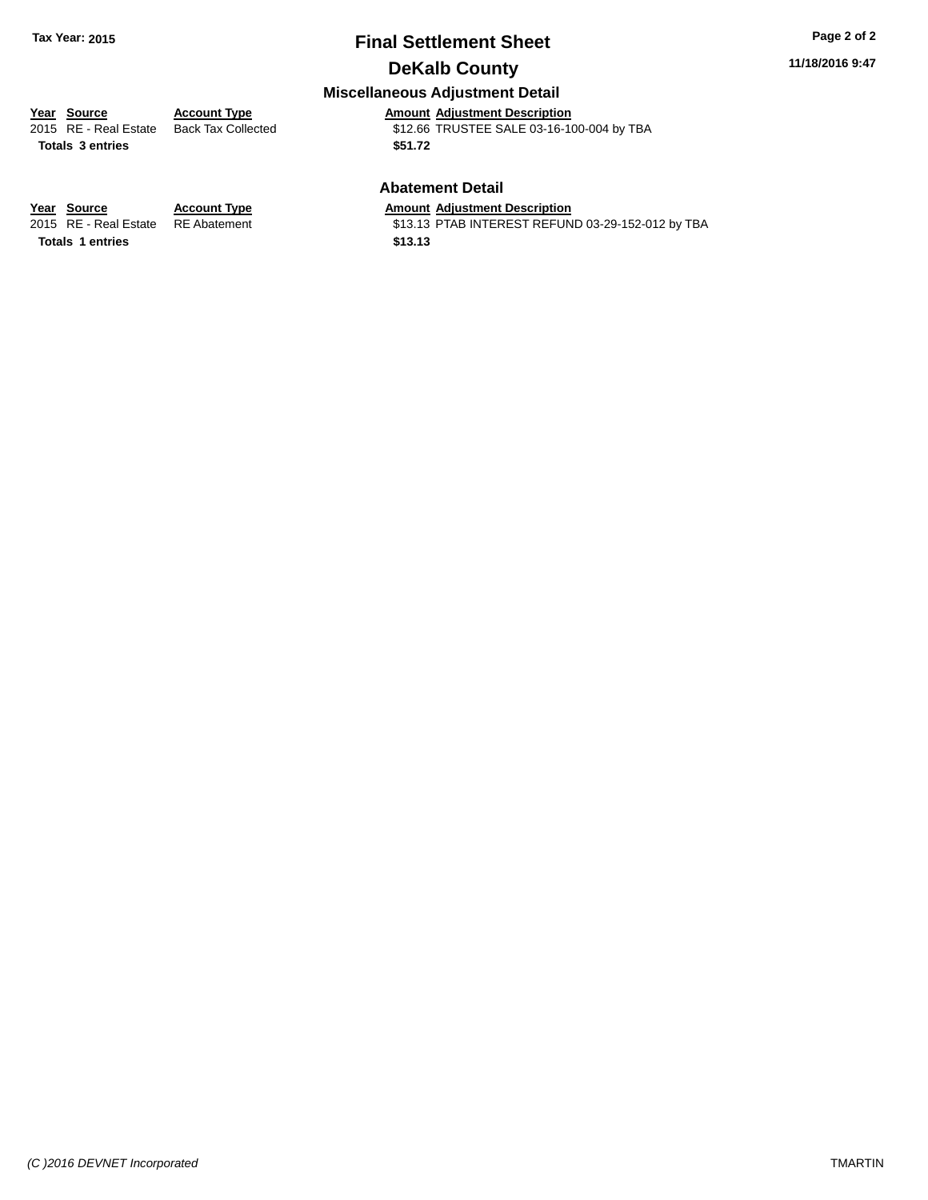## Final Settlement Sheet

## DeKalb County

### Miscellaneous Adjustment Detail

| Year | Source | Account Type | Amount | Adjustment Description |
|---|---|---|---|---|
| 2015 | RE - Real Estate | Back Tax Collected | $12.66 | TRUSTEE SALE 03-16-100-004 by TBA |
| **Totals 3 entries** | | | **$51.72** | |

### Abatement Detail

| Year | Source | Account Type | Amount | Adjustment Description |
|---|---|---|---|---|
| 2015 | RE - Real Estate | RE Abatement | $13.13 | PTAB INTEREST REFUND 03-29-152-012 by TBA |
| **Totals 1 entries** | | | **$13.13** | |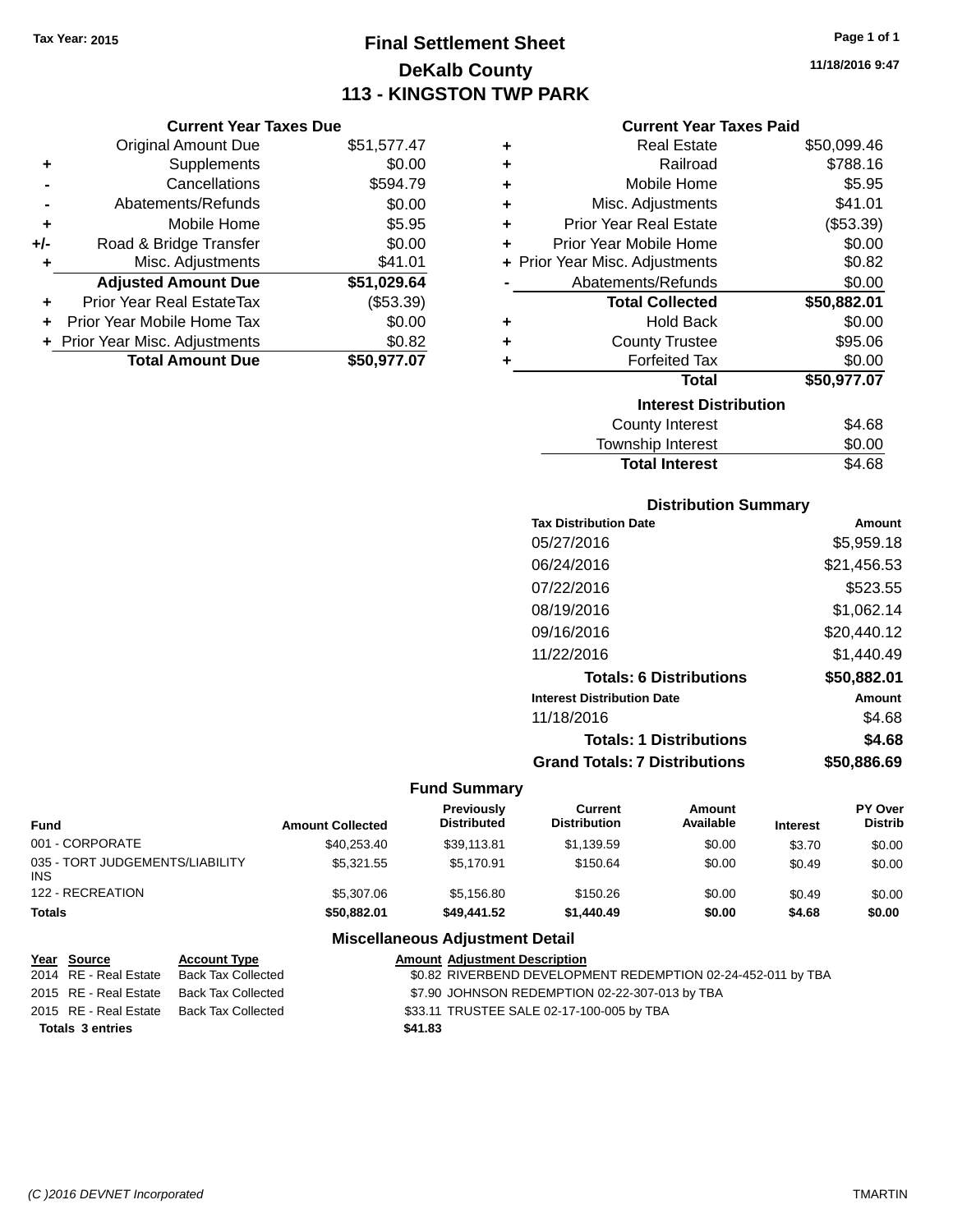Tax Year: 2015

# Final Settlement Sheet
## DeKalb County
## 113 - KINGSTON TWP PARK

11/18/2016 9:47

### Current Year Taxes Due

| | | |
|---|---|---|
| | Original Amount Due | $51,577.47 |
| + | Supplements | $0.00 |
| - | Cancellations | $594.79 |
| - | Abatements/Refunds | $0.00 |
| + | Mobile Home | $5.95 |
| +/- | Road & Bridge Transfer | $0.00 |
| + | Misc. Adjustments | $41.01 |
| | **Adjusted Amount Due** | **$51,029.64** |
| + | Prior Year Real EstateTax | ($53.39) |
| + | Prior Year Mobile Home Tax | $0.00 |
| + | Prior Year Misc. Adjustments | $0.82 |
| | **Total Amount Due** | **$50,977.07** |

### Current Year Taxes Paid

| | | |
|---|---|---|
| + | Real Estate | $50,099.46 |
| + | Railroad | $788.16 |
| + | Mobile Home | $5.95 |
| + | Misc. Adjustments | $41.01 |
| + | Prior Year Real Estate | ($53.39) |
| + | Prior Year Mobile Home | $0.00 |
| + | Prior Year Misc. Adjustments | $0.82 |
| - | Abatements/Refunds | $0.00 |
| | **Total Collected** | **$50,882.01** |
| + | Hold Back | $0.00 |
| + | County Trustee | $95.06 |
| + | Forfeited Tax | $0.00 |
| | **Total** | **$50,977.07** |

### Interest Distribution

| | |
|---|---|
| County Interest | $4.68 |
| Township Interest | $0.00 |
| **Total Interest** | $4.68 |

### Distribution Summary

| Tax Distribution Date | Amount |
|---|---|
| 05/27/2016 | $5,959.18 |
| 06/24/2016 | $21,456.53 |
| 07/22/2016 | $523.55 |
| 08/19/2016 | $1,062.14 |
| 09/16/2016 | $20,440.12 |
| 11/22/2016 | $1,440.49 |
| **Totals: 6 Distributions** | **$50,882.01** |
| **Interest Distribution Date** | **Amount** |
| 11/18/2016 | $4.68 |
| **Totals: 1 Distributions** | **$4.68** |
| **Grand Totals: 7 Distributions** | **$50,886.69** |

### Fund Summary

| Fund | Amount Collected | Previously Distributed | Current Distribution | Amount Available | Interest | PY Over Distrib |
|---|---|---|---|---|---|---|
| 001 - CORPORATE | $40,253.40 | $39,113.81 | $1,139.59 | $0.00 | $3.70 | $0.00 |
| 035 - TORT JUDGEMENTS/LIABILITY INS | $5,321.55 | $5,170.91 | $150.64 | $0.00 | $0.49 | $0.00 |
| 122 - RECREATION | $5,307.06 | $5,156.80 | $150.26 | $0.00 | $0.49 | $0.00 |
| **Totals** | **$50,882.01** | **$49,441.52** | **$1,440.49** | **$0.00** | **$4.68** | **$0.00** |

### Miscellaneous Adjustment Detail

| Year | Source | Account Type | Amount | Adjustment Description |
|---|---|---|---|---|
| 2014 | RE - Real Estate | Back Tax Collected | $0.82 | RIVERBEND DEVELOPMENT REDEMPTION 02-24-452-011 by TBA |
| 2015 | RE - Real Estate | Back Tax Collected | $7.90 | JOHNSON REDEMPTION 02-22-307-013 by TBA |
| 2015 | RE - Real Estate | Back Tax Collected | $33.11 | TRUSTEE SALE 02-17-100-005 by TBA |
| **Totals 3 entries** | | | **$41.83** | |

(C )2016 DEVNET Incorporated TMARTIN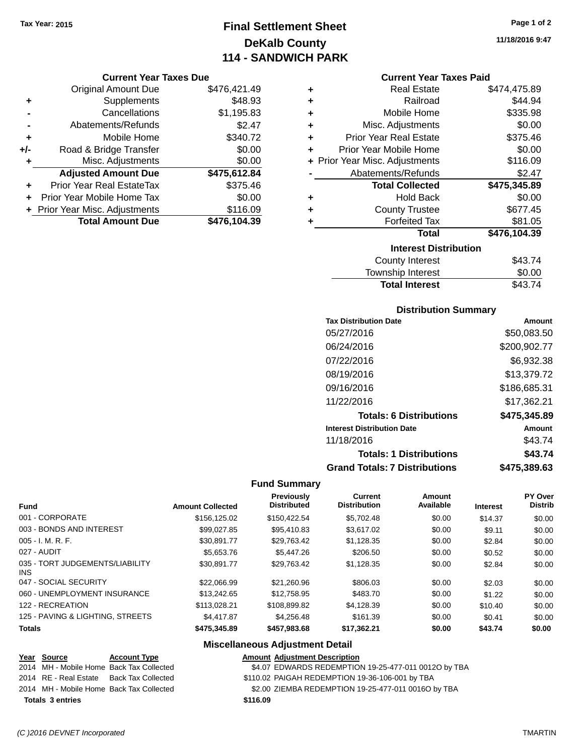Tax Year: 2015

# Final Settlement Sheet
## DeKalb County
## 114 - SANDWICH PARK

11/18/2016 9:47

### Current Year Taxes Due

| | | |
|---|---|---|
| | Original Amount Due | $476,421.49 |
| + | Supplements | $48.93 |
| - | Cancellations | $1,195.83 |
| - | Abatements/Refunds | $2.47 |
| + | Mobile Home | $340.72 |
| +/- | Road & Bridge Transfer | $0.00 |
| + | Misc. Adjustments | $0.00 |
| | **Adjusted Amount Due** | **$475,612.84** |
| + | Prior Year Real EstateTax | $375.46 |
| + | Prior Year Mobile Home Tax | $0.00 |
| + | Prior Year Misc. Adjustments | $116.09 |
| | **Total Amount Due** | **$476,104.39** |

### Current Year Taxes Paid

| | | |
|---|---|---|
| + | Real Estate | $474,475.89 |
| + | Railroad | $44.94 |
| + | Mobile Home | $335.98 |
| + | Misc. Adjustments | $0.00 |
| + | Prior Year Real Estate | $375.46 |
| + | Prior Year Mobile Home | $0.00 |
| + | Prior Year Misc. Adjustments | $116.09 |
| - | Abatements/Refunds | $2.47 |
| | **Total Collected** | **$475,345.89** |
| + | Hold Back | $0.00 |
| + | County Trustee | $677.45 |
| + | Forfeited Tax | $81.05 |
| | **Total** | **$476,104.39** |

### Interest Distribution

| | |
|---|---|
| County Interest | $43.74 |
| Township Interest | $0.00 |
| **Total Interest** | $43.74 |

### Distribution Summary

| Tax Distribution Date | Amount |
|---|---|
| 05/27/2016 | $50,083.50 |
| 06/24/2016 | $200,902.77 |
| 07/22/2016 | $6,932.38 |
| 08/19/2016 | $13,379.72 |
| 09/16/2016 | $186,685.31 |
| 11/22/2016 | $17,362.21 |
| **Totals: 6 Distributions** | **$475,345.89** |
| **Interest Distribution Date** | **Amount** |
| 11/18/2016 | $43.74 |
| **Totals: 1 Distributions** | **$43.74** |
| **Grand Totals: 7 Distributions** | **$475,389.63** |

### Fund Summary

| Fund | Amount Collected | Previously Distributed | Current Distribution | Amount Available | Interest | PY Over Distrib |
|---|---|---|---|---|---|---|
| 001 - CORPORATE | $156,125.02 | $150,422.54 | $5,702.48 | $0.00 | $14.37 | $0.00 |
| 003 - BONDS AND INTEREST | $99,027.85 | $95,410.83 | $3,617.02 | $0.00 | $9.11 | $0.00 |
| 005 - I. M. R. F. | $30,891.77 | $29,763.42 | $1,128.35 | $0.00 | $2.84 | $0.00 |
| 027 - AUDIT | $5,653.76 | $5,447.26 | $206.50 | $0.00 | $0.52 | $0.00 |
| 035 - TORT JUDGEMENTS/LIABILITY INS | $30,891.77 | $29,763.42 | $1,128.35 | $0.00 | $2.84 | $0.00 |
| 047 - SOCIAL SECURITY | $22,066.99 | $21,260.96 | $806.03 | $0.00 | $2.03 | $0.00 |
| 060 - UNEMPLOYMENT INSURANCE | $13,242.65 | $12,758.95 | $483.70 | $0.00 | $1.22 | $0.00 |
| 122 - RECREATION | $113,028.21 | $108,899.82 | $4,128.39 | $0.00 | $10.40 | $0.00 |
| 125 - PAVING & LIGHTING, STREETS | $4,417.87 | $4,256.48 | $161.39 | $0.00 | $0.41 | $0.00 |
| **Totals** | **$475,345.89** | **$457,983.68** | **$17,362.21** | **$0.00** | **$43.74** | **$0.00** |

### Miscellaneous Adjustment Detail

| Year | Source | Account Type | Amount | Adjustment Description |
|---|---|---|---|---|
| 2014 | MH - Mobile Home | Back Tax Collected | $4.07 | EDWARDS REDEMPTION 19-25-477-011 0012O by TBA |
| 2014 | RE - Real Estate | Back Tax Collected | $110.02 | PAIGAH REDEMPTION 19-36-106-001 by TBA |
| 2014 | MH - Mobile Home | Back Tax Collected | $2.00 | ZIEMBA REDEMPTION 19-25-477-011 0016O by TBA |
| **Totals 3 entries** | | | **$116.09** | |

(C )2016 DEVNET Incorporated — TMARTIN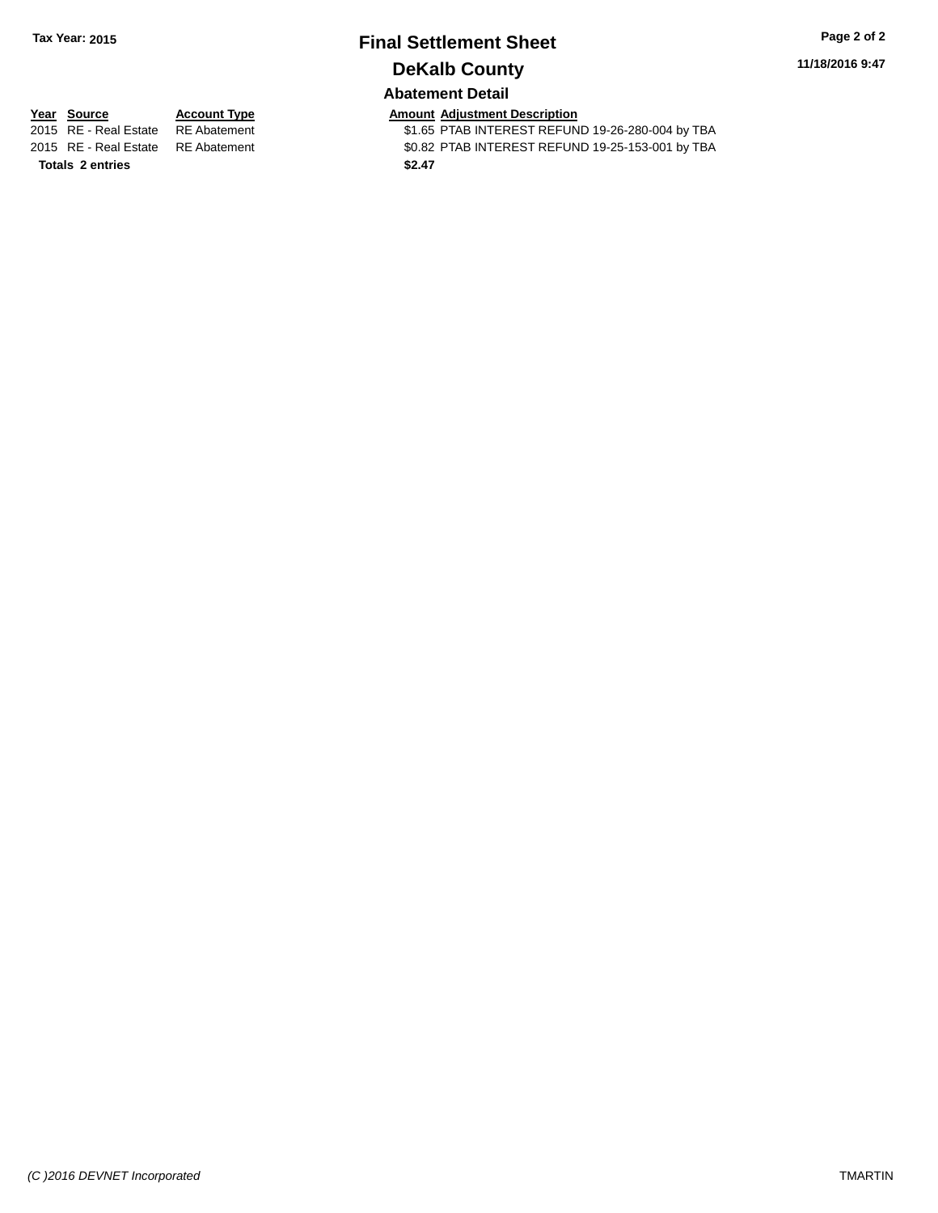**Tax Year: 2015**

# Final Settlement Sheet

## DeKalb County

**11/18/2016 9:47**

### Abatement Detail

| Year | Source | Account Type | Amount | Adjustment Description |
|---|---|---|---|---|
| 2015 | RE - Real Estate | RE Abatement | $1.65 | PTAB INTEREST REFUND 19-26-280-004 by TBA |
| 2015 | RE - Real Estate | RE Abatement | $0.82 | PTAB INTEREST REFUND 19-25-153-001 by TBA |
| **Totals** | **2 entries** | | **$2.47** | |

*(C )2016 DEVNET Incorporated*

TMARTIN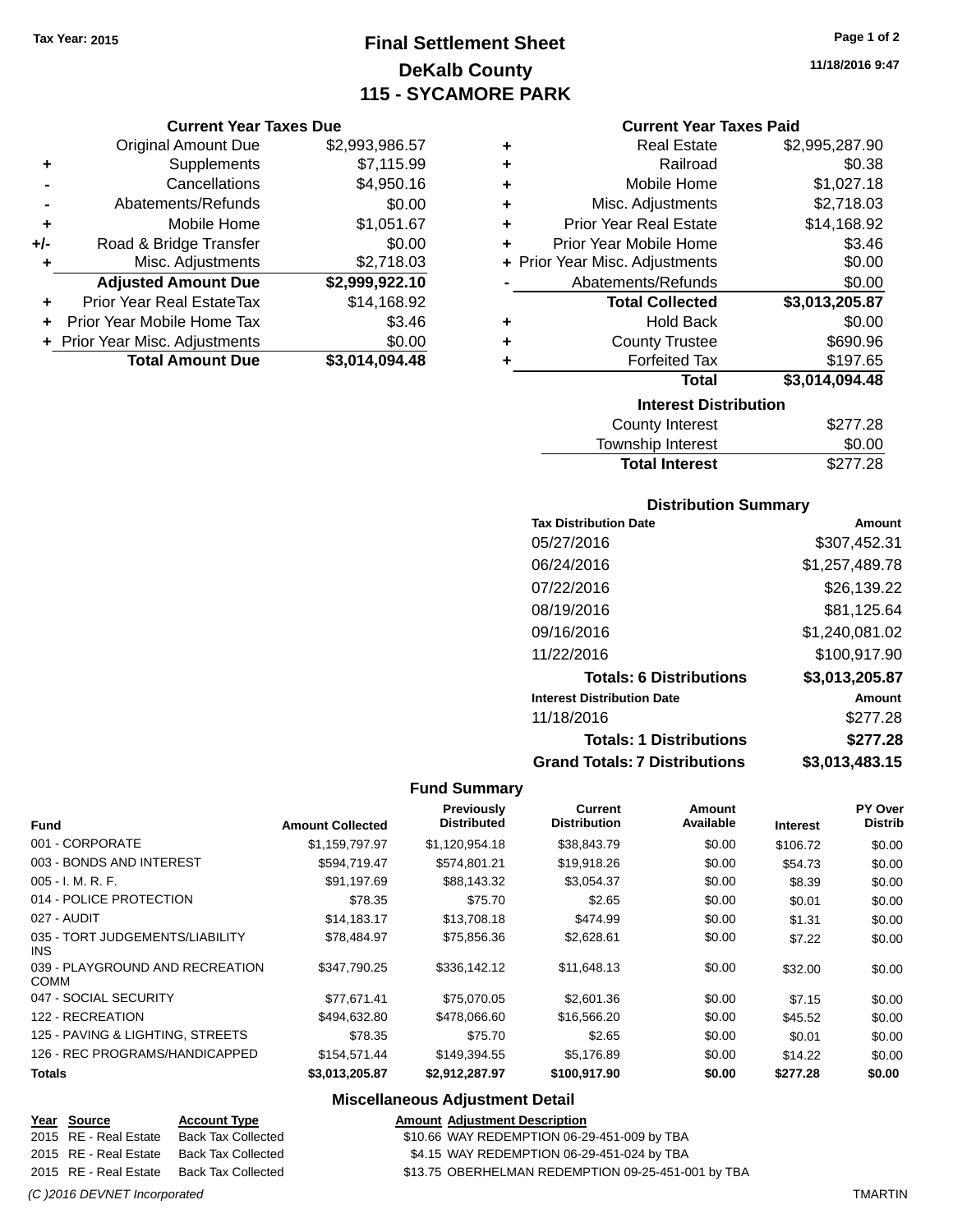Tax Year: 2015

# Final Settlement Sheet
## DeKalb County
## 115 - SYCAMORE PARK

11/18/2016 9:47

### Current Year Taxes Due

| | | |
|---|---|---|
| | Original Amount Due | $2,993,986.57 |
| + | Supplements | $7,115.99 |
| - | Cancellations | $4,950.16 |
| - | Abatements/Refunds | $0.00 |
| + | Mobile Home | $1,051.67 |
| +/- | Road & Bridge Transfer | $0.00 |
| + | Misc. Adjustments | $2,718.03 |
| | **Adjusted Amount Due** | **$2,999,922.10** |
| + | Prior Year Real EstateTax | $14,168.92 |
| + | Prior Year Mobile Home Tax | $3.46 |
| + | Prior Year Misc. Adjustments | $0.00 |
| | **Total Amount Due** | **$3,014,094.48** |

### Current Year Taxes Paid

| | | |
|---|---|---|
| + | Real Estate | $2,995,287.90 |
| + | Railroad | $0.38 |
| + | Mobile Home | $1,027.18 |
| + | Misc. Adjustments | $2,718.03 |
| + | Prior Year Real Estate | $14,168.92 |
| + | Prior Year Mobile Home | $3.46 |
| + | Prior Year Misc. Adjustments | $0.00 |
| - | Abatements/Refunds | $0.00 |
| | **Total Collected** | **$3,013,205.87** |
| + | Hold Back | $0.00 |
| + | County Trustee | $690.96 |
| + | Forfeited Tax | $197.65 |
| | **Total** | **$3,014,094.48** |

### Interest Distribution

| | |
|---|---|
| County Interest | $277.28 |
| Township Interest | $0.00 |
| **Total Interest** | $277.28 |

### Distribution Summary

| Tax Distribution Date | Amount |
|---|---|
| 05/27/2016 | $307,452.31 |
| 06/24/2016 | $1,257,489.78 |
| 07/22/2016 | $26,139.22 |
| 08/19/2016 | $81,125.64 |
| 09/16/2016 | $1,240,081.02 |
| 11/22/2016 | $100,917.90 |
| **Totals: 6 Distributions** | **$3,013,205.87** |
| **Interest Distribution Date** | **Amount** |
| 11/18/2016 | $277.28 |
| **Totals: 1 Distributions** | **$277.28** |
| **Grand Totals: 7 Distributions** | **$3,013,483.15** |

### Fund Summary

| Fund | Amount Collected | Previously Distributed | Current Distribution | Amount Available | Interest | PY Over Distrib |
|---|---|---|---|---|---|---|
| 001 - CORPORATE | $1,159,797.97 | $1,120,954.18 | $38,843.79 | $0.00 | $106.72 | $0.00 |
| 003 - BONDS AND INTEREST | $594,719.47 | $574,801.21 | $19,918.26 | $0.00 | $54.73 | $0.00 |
| 005 - I. M. R. F. | $91,197.69 | $88,143.32 | $3,054.37 | $0.00 | $8.39 | $0.00 |
| 014 - POLICE PROTECTION | $78.35 | $75.70 | $2.65 | $0.00 | $0.01 | $0.00 |
| 027 - AUDIT | $14,183.17 | $13,708.18 | $474.99 | $0.00 | $1.31 | $0.00 |
| 035 - TORT JUDGEMENTS/LIABILITY INS | $78,484.97 | $75,856.36 | $2,628.61 | $0.00 | $7.22 | $0.00 |
| 039 - PLAYGROUND AND RECREATION COMM | $347,790.25 | $336,142.12 | $11,648.13 | $0.00 | $32.00 | $0.00 |
| 047 - SOCIAL SECURITY | $77,671.41 | $75,070.05 | $2,601.36 | $0.00 | $7.15 | $0.00 |
| 122 - RECREATION | $494,632.80 | $478,066.60 | $16,566.20 | $0.00 | $45.52 | $0.00 |
| 125 - PAVING & LIGHTING, STREETS | $78.35 | $75.70 | $2.65 | $0.00 | $0.01 | $0.00 |
| 126 - REC PROGRAMS/HANDICAPPED | $154,571.44 | $149,394.55 | $5,176.89 | $0.00 | $14.22 | $0.00 |
| **Totals** | **$3,013,205.87** | **$2,912,287.97** | **$100,917.90** | **$0.00** | **$277.28** | **$0.00** |

### Miscellaneous Adjustment Detail

| Year | Source | Account Type | Amount | Adjustment Description |
|---|---|---|---|---|
| 2015 | RE - Real Estate | Back Tax Collected | $10.66 | WAY REDEMPTION 06-29-451-009 by TBA |
| 2015 | RE - Real Estate | Back Tax Collected | $4.15 | WAY REDEMPTION 06-29-451-024 by TBA |
| 2015 | RE - Real Estate | Back Tax Collected | $13.75 | OBERHELMAN REDEMPTION 09-25-451-001 by TBA |

(C )2016 DEVNET Incorporated — TMARTIN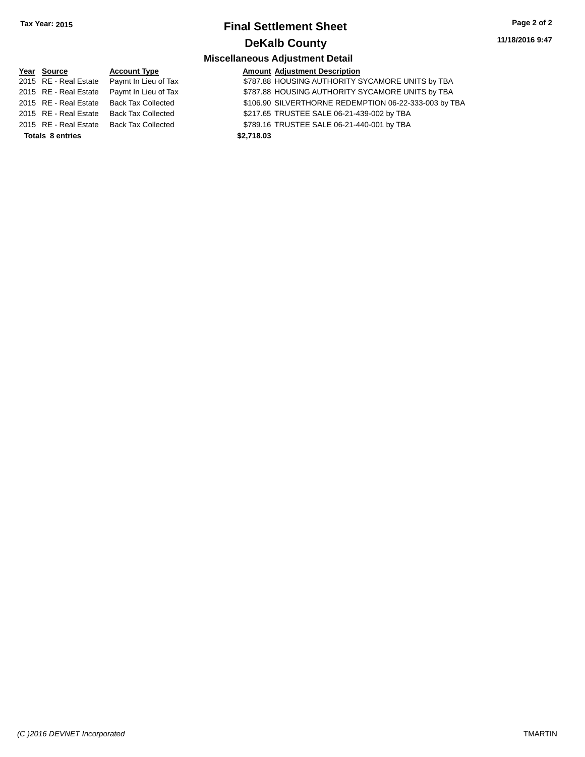# Final Settlement Sheet

**Tax Year: 2015**

## DeKalb County

**11/18/2016 9:47**

### Miscellaneous Adjustment Detail

| Year | Source | Account Type | Amount | Adjustment Description |
|---|---|---|---|---|
| 2015 | RE - Real Estate | Paymt In Lieu of Tax | $787.88 | HOUSING AUTHORITY SYCAMORE UNITS by TBA |
| 2015 | RE - Real Estate | Paymt In Lieu of Tax | $787.88 | HOUSING AUTHORITY SYCAMORE UNITS by TBA |
| 2015 | RE - Real Estate | Back Tax Collected | $106.90 | SILVERTHORNE REDEMPTION 06-22-333-003 by TBA |
| 2015 | RE - Real Estate | Back Tax Collected | $217.65 | TRUSTEE SALE 06-21-439-002 by TBA |
| 2015 | RE - Real Estate | Back Tax Collected | $789.16 | TRUSTEE SALE 06-21-440-001 by TBA |
| **Totals** | **8 entries** | | **$2,718.03** | |

*(C )2016 DEVNET Incorporated* TMARTIN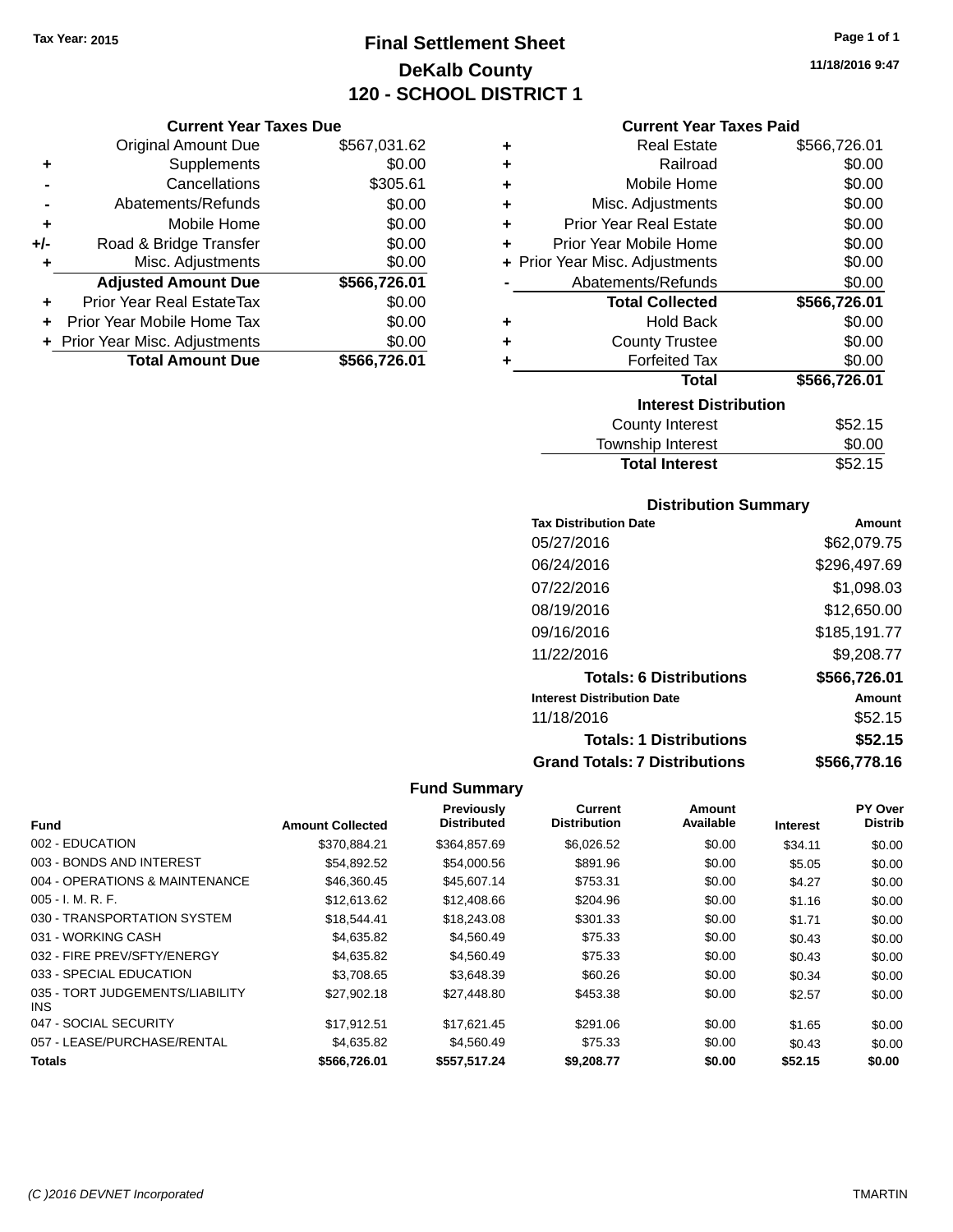Tax Year: 2015

# Final Settlement Sheet
## DeKalb County
## 120 - SCHOOL DISTRICT 1

11/18/2016 9:47

### Current Year Taxes Due

| | | |
|---|---|---|
| | Original Amount Due | $567,031.62 |
| + | Supplements | $0.00 |
| - | Cancellations | $305.61 |
| - | Abatements/Refunds | $0.00 |
| + | Mobile Home | $0.00 |
| +/- | Road & Bridge Transfer | $0.00 |
| + | Misc. Adjustments | $0.00 |
| | **Adjusted Amount Due** | **$566,726.01** |
| + | Prior Year Real EstateTax | $0.00 |
| + | Prior Year Mobile Home Tax | $0.00 |
| + | Prior Year Misc. Adjustments | $0.00 |
| | **Total Amount Due** | **$566,726.01** |

### Current Year Taxes Paid

| | | |
|---|---|---|
| + | Real Estate | $566,726.01 |
| + | Railroad | $0.00 |
| + | Mobile Home | $0.00 |
| + | Misc. Adjustments | $0.00 |
| + | Prior Year Real Estate | $0.00 |
| + | Prior Year Mobile Home | $0.00 |
| + | Prior Year Misc. Adjustments | $0.00 |
| - | Abatements/Refunds | $0.00 |
| | **Total Collected** | **$566,726.01** |
| + | Hold Back | $0.00 |
| + | County Trustee | $0.00 |
| + | Forfeited Tax | $0.00 |
| | **Total** | **$566,726.01** |

### Interest Distribution

| | |
|---|---|
| County Interest | $52.15 |
| Township Interest | $0.00 |
| **Total Interest** | $52.15 |

### Distribution Summary

| Tax Distribution Date | Amount |
|---|---|
| 05/27/2016 | $62,079.75 |
| 06/24/2016 | $296,497.69 |
| 07/22/2016 | $1,098.03 |
| 08/19/2016 | $12,650.00 |
| 09/16/2016 | $185,191.77 |
| 11/22/2016 | $9,208.77 |
| **Totals: 6 Distributions** | **$566,726.01** |
| **Interest Distribution Date** | **Amount** |
| 11/18/2016 | $52.15 |
| **Totals: 1 Distributions** | **$52.15** |
| **Grand Totals: 7 Distributions** | **$566,778.16** |

### Fund Summary

| Fund | Amount Collected | Previously Distributed | Current Distribution | Amount Available | Interest | PY Over Distrib |
|---|---|---|---|---|---|---|
| 002 - EDUCATION | $370,884.21 | $364,857.69 | $6,026.52 | $0.00 | $34.11 | $0.00 |
| 003 - BONDS AND INTEREST | $54,892.52 | $54,000.56 | $891.96 | $0.00 | $5.05 | $0.00 |
| 004 - OPERATIONS & MAINTENANCE | $46,360.45 | $45,607.14 | $753.31 | $0.00 | $4.27 | $0.00 |
| 005 - I. M. R. F. | $12,613.62 | $12,408.66 | $204.96 | $0.00 | $1.16 | $0.00 |
| 030 - TRANSPORTATION SYSTEM | $18,544.41 | $18,243.08 | $301.33 | $0.00 | $1.71 | $0.00 |
| 031 - WORKING CASH | $4,635.82 | $4,560.49 | $75.33 | $0.00 | $0.43 | $0.00 |
| 032 - FIRE PREV/SFTY/ENERGY | $4,635.82 | $4,560.49 | $75.33 | $0.00 | $0.43 | $0.00 |
| 033 - SPECIAL EDUCATION | $3,708.65 | $3,648.39 | $60.26 | $0.00 | $0.34 | $0.00 |
| 035 - TORT JUDGEMENTS/LIABILITY INS | $27,902.18 | $27,448.80 | $453.38 | $0.00 | $2.57 | $0.00 |
| 047 - SOCIAL SECURITY | $17,912.51 | $17,621.45 | $291.06 | $0.00 | $1.65 | $0.00 |
| 057 - LEASE/PURCHASE/RENTAL | $4,635.82 | $4,560.49 | $75.33 | $0.00 | $0.43 | $0.00 |
| **Totals** | **$566,726.01** | **$557,517.24** | **$9,208.77** | **$0.00** | **$52.15** | **$0.00** |

(C )2016 DEVNET Incorporated TMARTIN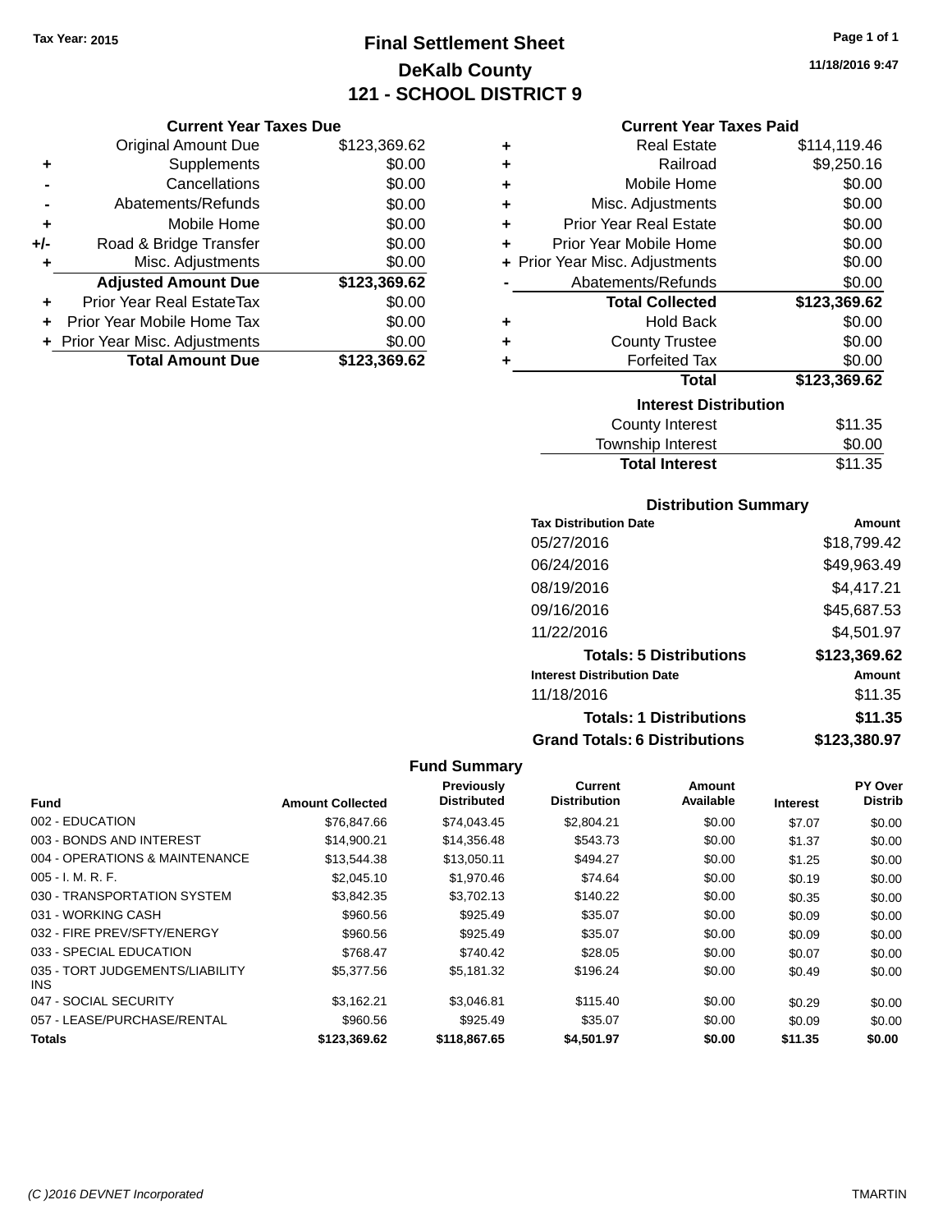Tax Year: 2015

# Final Settlement Sheet

## DeKalb County

## 121 - SCHOOL DISTRICT 9

11/18/2016 9:47

### Current Year Taxes Due

| | | |
|---|---|---|
| | Original Amount Due | $123,369.62 |
| + | Supplements | $0.00 |
| - | Cancellations | $0.00 |
| - | Abatements/Refunds | $0.00 |
| + | Mobile Home | $0.00 |
| +/- | Road & Bridge Transfer | $0.00 |
| + | Misc. Adjustments | $0.00 |
| | **Adjusted Amount Due** | **$123,369.62** |
| + | Prior Year Real EstateTax | $0.00 |
| + | Prior Year Mobile Home Tax | $0.00 |
| + | Prior Year Misc. Adjustments | $0.00 |
| | **Total Amount Due** | **$123,369.62** |

### Current Year Taxes Paid

| | | |
|---|---|---|
| + | Real Estate | $114,119.46 |
| + | Railroad | $9,250.16 |
| + | Mobile Home | $0.00 |
| + | Misc. Adjustments | $0.00 |
| + | Prior Year Real Estate | $0.00 |
| + | Prior Year Mobile Home | $0.00 |
| + | Prior Year Misc. Adjustments | $0.00 |
| - | Abatements/Refunds | $0.00 |
| | **Total Collected** | **$123,369.62** |
| + | Hold Back | $0.00 |
| + | County Trustee | $0.00 |
| + | Forfeited Tax | $0.00 |
| | **Total** | **$123,369.62** |

### Interest Distribution

| | |
|---|---|
| County Interest | $11.35 |
| Township Interest | $0.00 |
| **Total Interest** | $11.35 |

### Distribution Summary

| Tax Distribution Date | Amount |
|---|---|
| 05/27/2016 | $18,799.42 |
| 06/24/2016 | $49,963.49 |
| 08/19/2016 | $4,417.21 |
| 09/16/2016 | $45,687.53 |
| 11/22/2016 | $4,501.97 |
| **Totals: 5 Distributions** | **$123,369.62** |
| **Interest Distribution Date** | **Amount** |
| 11/18/2016 | $11.35 |
| **Totals: 1 Distributions** | **$11.35** |
| **Grand Totals: 6 Distributions** | **$123,380.97** |

### Fund Summary

| Fund | Amount Collected | Previously Distributed | Current Distribution | Amount Available | Interest | PY Over Distrib |
|---|---|---|---|---|---|---|
| 002 - EDUCATION | $76,847.66 | $74,043.45 | $2,804.21 | $0.00 | $7.07 | $0.00 |
| 003 - BONDS AND INTEREST | $14,900.21 | $14,356.48 | $543.73 | $0.00 | $1.37 | $0.00 |
| 004 - OPERATIONS & MAINTENANCE | $13,544.38 | $13,050.11 | $494.27 | $0.00 | $1.25 | $0.00 |
| 005 - I. M. R. F. | $2,045.10 | $1,970.46 | $74.64 | $0.00 | $0.19 | $0.00 |
| 030 - TRANSPORTATION SYSTEM | $3,842.35 | $3,702.13 | $140.22 | $0.00 | $0.35 | $0.00 |
| 031 - WORKING CASH | $960.56 | $925.49 | $35.07 | $0.00 | $0.09 | $0.00 |
| 032 - FIRE PREV/SFTY/ENERGY | $960.56 | $925.49 | $35.07 | $0.00 | $0.09 | $0.00 |
| 033 - SPECIAL EDUCATION | $768.47 | $740.42 | $28.05 | $0.00 | $0.07 | $0.00 |
| 035 - TORT JUDGEMENTS/LIABILITY INS | $5,377.56 | $5,181.32 | $196.24 | $0.00 | $0.49 | $0.00 |
| 047 - SOCIAL SECURITY | $3,162.21 | $3,046.81 | $115.40 | $0.00 | $0.29 | $0.00 |
| 057 - LEASE/PURCHASE/RENTAL | $960.56 | $925.49 | $35.07 | $0.00 | $0.09 | $0.00 |
| **Totals** | **$123,369.62** | **$118,867.65** | **$4,501.97** | **$0.00** | **$11.35** | **$0.00** |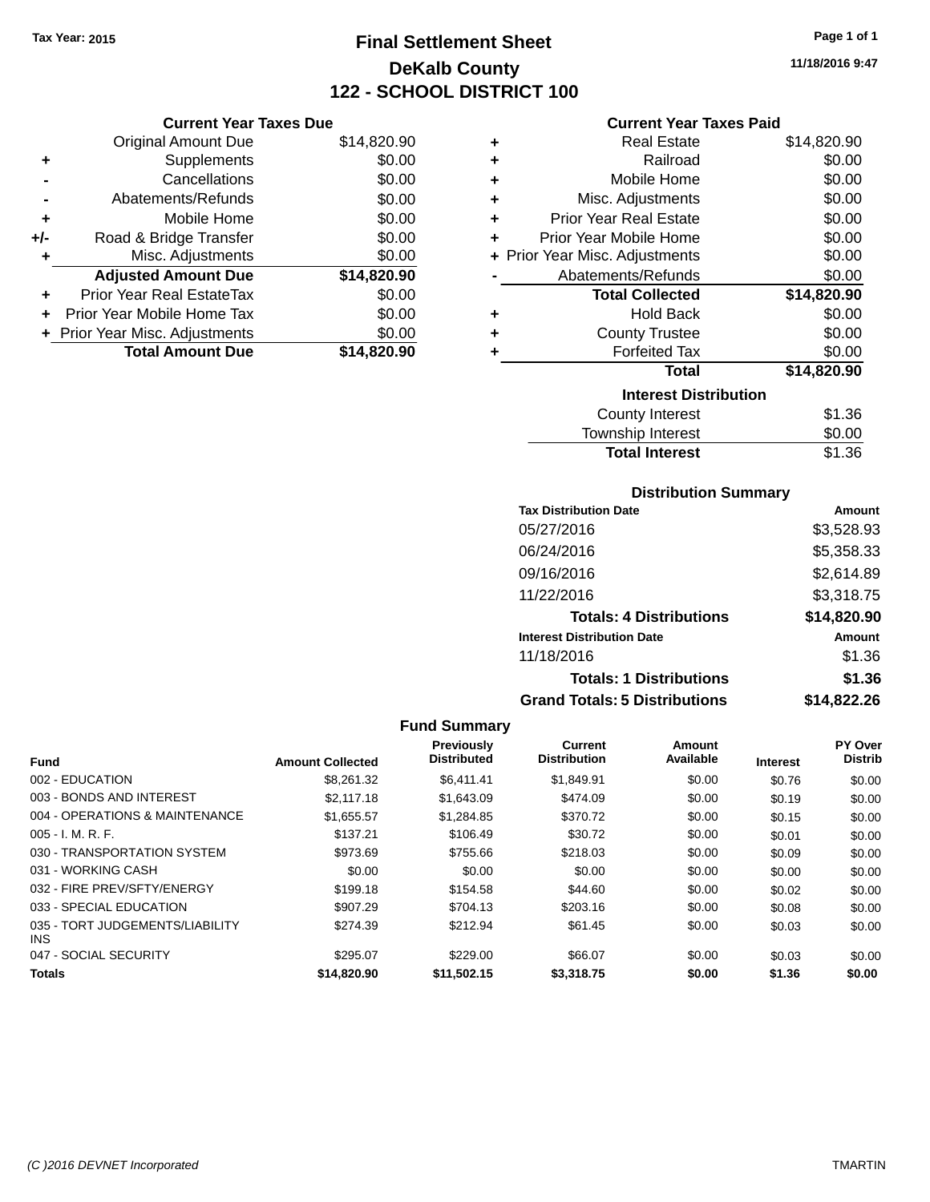Tax Year: 2015

# Final Settlement Sheet

## DeKalb County

## 122 - SCHOOL DISTRICT 100

11/18/2016 9:47

### Current Year Taxes Due

| | | |
|---|---|---|
| | Original Amount Due | $14,820.90 |
| + | Supplements | $0.00 |
| - | Cancellations | $0.00 |
| - | Abatements/Refunds | $0.00 |
| + | Mobile Home | $0.00 |
| +/- | Road & Bridge Transfer | $0.00 |
| + | Misc. Adjustments | $0.00 |
| | **Adjusted Amount Due** | **$14,820.90** |
| + | Prior Year Real EstateTax | $0.00 |
| + | Prior Year Mobile Home Tax | $0.00 |
| + | Prior Year Misc. Adjustments | $0.00 |
| | **Total Amount Due** | **$14,820.90** |

### Current Year Taxes Paid

| | | |
|---|---|---|
| + | Real Estate | $14,820.90 |
| + | Railroad | $0.00 |
| + | Mobile Home | $0.00 |
| + | Misc. Adjustments | $0.00 |
| + | Prior Year Real Estate | $0.00 |
| + | Prior Year Mobile Home | $0.00 |
| + | Prior Year Misc. Adjustments | $0.00 |
| - | Abatements/Refunds | $0.00 |
| | **Total Collected** | **$14,820.90** |
| + | Hold Back | $0.00 |
| + | County Trustee | $0.00 |
| + | Forfeited Tax | $0.00 |
| | **Total** | **$14,820.90** |

### Interest Distribution

| | |
|---|---|
| County Interest | $1.36 |
| Township Interest | $0.00 |
| **Total Interest** | $1.36 |

### Distribution Summary

| Tax Distribution Date | Amount |
|---|---|
| 05/27/2016 | $3,528.93 |
| 06/24/2016 | $5,358.33 |
| 09/16/2016 | $2,614.89 |
| 11/22/2016 | $3,318.75 |
| **Totals: 4 Distributions** | **$14,820.90** |
| **Interest Distribution Date** | **Amount** |
| 11/18/2016 | $1.36 |
| **Totals: 1 Distributions** | **$1.36** |
| **Grand Totals: 5 Distributions** | **$14,822.26** |

### Fund Summary

| Fund | Amount Collected | Previously Distributed | Current Distribution | Amount Available | Interest | PY Over Distrib |
|---|---|---|---|---|---|---|
| 002 - EDUCATION | $8,261.32 | $6,411.41 | $1,849.91 | $0.00 | $0.76 | $0.00 |
| 003 - BONDS AND INTEREST | $2,117.18 | $1,643.09 | $474.09 | $0.00 | $0.19 | $0.00 |
| 004 - OPERATIONS & MAINTENANCE | $1,655.57 | $1,284.85 | $370.72 | $0.00 | $0.15 | $0.00 |
| 005 - I. M. R. F. | $137.21 | $106.49 | $30.72 | $0.00 | $0.01 | $0.00 |
| 030 - TRANSPORTATION SYSTEM | $973.69 | $755.66 | $218.03 | $0.00 | $0.09 | $0.00 |
| 031 - WORKING CASH | $0.00 | $0.00 | $0.00 | $0.00 | $0.00 | $0.00 |
| 032 - FIRE PREV/SFTY/ENERGY | $199.18 | $154.58 | $44.60 | $0.00 | $0.02 | $0.00 |
| 033 - SPECIAL EDUCATION | $907.29 | $704.13 | $203.16 | $0.00 | $0.08 | $0.00 |
| 035 - TORT JUDGEMENTS/LIABILITY INS | $274.39 | $212.94 | $61.45 | $0.00 | $0.03 | $0.00 |
| 047 - SOCIAL SECURITY | $295.07 | $229.00 | $66.07 | $0.00 | $0.03 | $0.00 |
| **Totals** | **$14,820.90** | **$11,502.15** | **$3,318.75** | **$0.00** | **$1.36** | **$0.00** |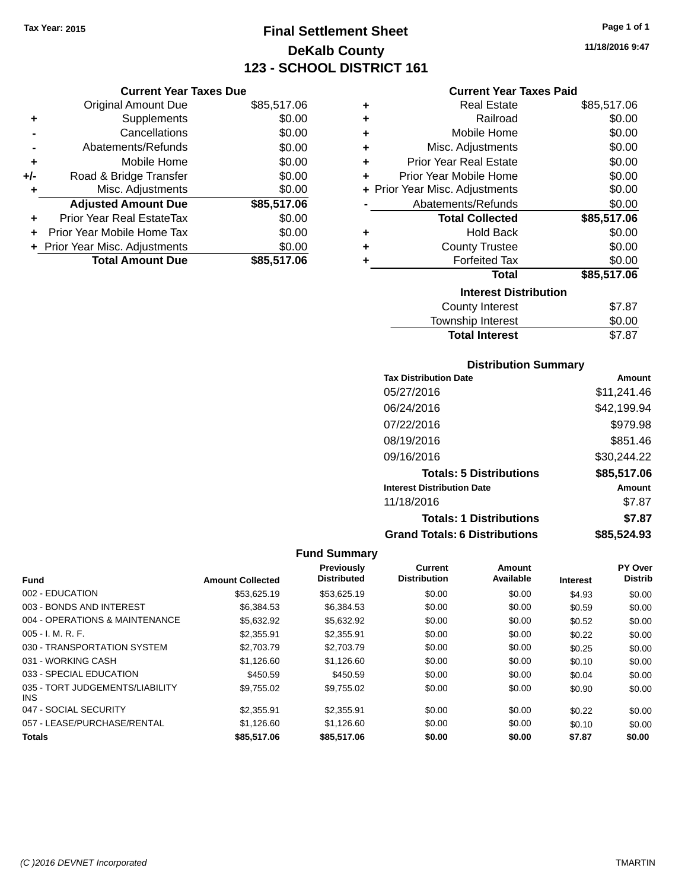Tax Year: 2015

# Final Settlement Sheet
## DeKalb County
## 123 - SCHOOL DISTRICT 161

11/18/2016 9:47

### Current Year Taxes Due

| | | |
|---|---|---|
| | Original Amount Due | $85,517.06 |
| + | Supplements | $0.00 |
| - | Cancellations | $0.00 |
| - | Abatements/Refunds | $0.00 |
| + | Mobile Home | $0.00 |
| +/- | Road & Bridge Transfer | $0.00 |
| + | Misc. Adjustments | $0.00 |
| | **Adjusted Amount Due** | **$85,517.06** |
| + | Prior Year Real EstateTax | $0.00 |
| + | Prior Year Mobile Home Tax | $0.00 |
| + | Prior Year Misc. Adjustments | $0.00 |
| | **Total Amount Due** | **$85,517.06** |

### Current Year Taxes Paid

| | | |
|---|---|---|
| + | Real Estate | $85,517.06 |
| + | Railroad | $0.00 |
| + | Mobile Home | $0.00 |
| + | Misc. Adjustments | $0.00 |
| + | Prior Year Real Estate | $0.00 |
| + | Prior Year Mobile Home | $0.00 |
| + | Prior Year Misc. Adjustments | $0.00 |
| - | Abatements/Refunds | $0.00 |
| | **Total Collected** | **$85,517.06** |
| + | Hold Back | $0.00 |
| + | County Trustee | $0.00 |
| + | Forfeited Tax | $0.00 |
| | **Total** | **$85,517.06** |

### Interest Distribution

| | |
|---|---|
| County Interest | $7.87 |
| Township Interest | $0.00 |
| **Total Interest** | $7.87 |

### Distribution Summary

| Tax Distribution Date | Amount |
|---|---|
| 05/27/2016 | $11,241.46 |
| 06/24/2016 | $42,199.94 |
| 07/22/2016 | $979.98 |
| 08/19/2016 | $851.46 |
| 09/16/2016 | $30,244.22 |
| **Totals: 5 Distributions** | **$85,517.06** |
| **Interest Distribution Date** | **Amount** |
| 11/18/2016 | $7.87 |
| **Totals: 1 Distributions** | **$7.87** |
| **Grand Totals: 6 Distributions** | **$85,524.93** |

### Fund Summary

| Fund | Amount Collected | Previously Distributed | Current Distribution | Amount Available | Interest | PY Over Distrib |
|---|---|---|---|---|---|---|
| 002 - EDUCATION | $53,625.19 | $53,625.19 | $0.00 | $0.00 | $4.93 | $0.00 |
| 003 - BONDS AND INTEREST | $6,384.53 | $6,384.53 | $0.00 | $0.00 | $0.59 | $0.00 |
| 004 - OPERATIONS & MAINTENANCE | $5,632.92 | $5,632.92 | $0.00 | $0.00 | $0.52 | $0.00 |
| 005 - I. M. R. F. | $2,355.91 | $2,355.91 | $0.00 | $0.00 | $0.22 | $0.00 |
| 030 - TRANSPORTATION SYSTEM | $2,703.79 | $2,703.79 | $0.00 | $0.00 | $0.25 | $0.00 |
| 031 - WORKING CASH | $1,126.60 | $1,126.60 | $0.00 | $0.00 | $0.10 | $0.00 |
| 033 - SPECIAL EDUCATION | $450.59 | $450.59 | $0.00 | $0.00 | $0.04 | $0.00 |
| 035 - TORT JUDGEMENTS/LIABILITY INS | $9,755.02 | $9,755.02 | $0.00 | $0.00 | $0.90 | $0.00 |
| 047 - SOCIAL SECURITY | $2,355.91 | $2,355.91 | $0.00 | $0.00 | $0.22 | $0.00 |
| 057 - LEASE/PURCHASE/RENTAL | $1,126.60 | $1,126.60 | $0.00 | $0.00 | $0.10 | $0.00 |
| **Totals** | **$85,517.06** | **$85,517.06** | **$0.00** | **$0.00** | **$7.87** | **$0.00** |

(C )2016 DEVNET Incorporated TMARTIN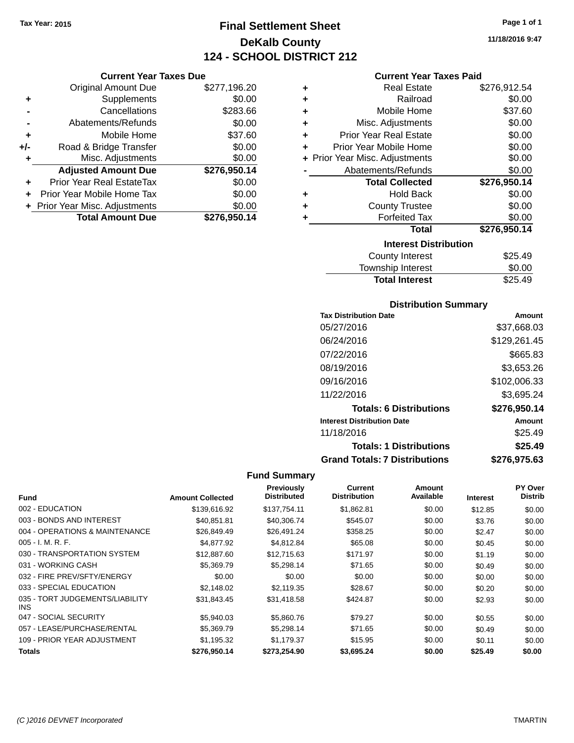Tax Year: 2015

# Final Settlement Sheet
## DeKalb County
## 124 - SCHOOL DISTRICT 212

11/18/2016 9:47

### Current Year Taxes Due

| | | |
|---|---|---|
| | Original Amount Due | $277,196.20 |
| + | Supplements | $0.00 |
| - | Cancellations | $283.66 |
| - | Abatements/Refunds | $0.00 |
| + | Mobile Home | $37.60 |
| +/- | Road & Bridge Transfer | $0.00 |
| + | Misc. Adjustments | $0.00 |
| | **Adjusted Amount Due** | **$276,950.14** |
| + | Prior Year Real EstateTax | $0.00 |
| + | Prior Year Mobile Home Tax | $0.00 |
| + | Prior Year Misc. Adjustments | $0.00 |
| | **Total Amount Due** | **$276,950.14** |

### Current Year Taxes Paid

| | | |
|---|---|---|
| + | Real Estate | $276,912.54 |
| + | Railroad | $0.00 |
| + | Mobile Home | $37.60 |
| + | Misc. Adjustments | $0.00 |
| + | Prior Year Real Estate | $0.00 |
| + | Prior Year Mobile Home | $0.00 |
| + | Prior Year Misc. Adjustments | $0.00 |
| - | Abatements/Refunds | $0.00 |
| | **Total Collected** | **$276,950.14** |
| + | Hold Back | $0.00 |
| + | County Trustee | $0.00 |
| + | Forfeited Tax | $0.00 |
| | **Total** | **$276,950.14** |

### Interest Distribution

| | |
|---|---|
| County Interest | $25.49 |
| Township Interest | $0.00 |
| **Total Interest** | $25.49 |

### Distribution Summary

| Tax Distribution Date | Amount |
|---|---|
| 05/27/2016 | $37,668.03 |
| 06/24/2016 | $129,261.45 |
| 07/22/2016 | $665.83 |
| 08/19/2016 | $3,653.26 |
| 09/16/2016 | $102,006.33 |
| 11/22/2016 | $3,695.24 |
| **Totals: 6 Distributions** | **$276,950.14** |
| **Interest Distribution Date** | **Amount** |
| 11/18/2016 | $25.49 |
| **Totals: 1 Distributions** | **$25.49** |
| **Grand Totals: 7 Distributions** | **$276,975.63** |

### Fund Summary

| Fund | Amount Collected | Previously Distributed | Current Distribution | Amount Available | Interest | PY Over Distrib |
|---|---|---|---|---|---|---|
| 002 - EDUCATION | $139,616.92 | $137,754.11 | $1,862.81 | $0.00 | $12.85 | $0.00 |
| 003 - BONDS AND INTEREST | $40,851.81 | $40,306.74 | $545.07 | $0.00 | $3.76 | $0.00 |
| 004 - OPERATIONS & MAINTENANCE | $26,849.49 | $26,491.24 | $358.25 | $0.00 | $2.47 | $0.00 |
| 005 - I. M. R. F. | $4,877.92 | $4,812.84 | $65.08 | $0.00 | $0.45 | $0.00 |
| 030 - TRANSPORTATION SYSTEM | $12,887.60 | $12,715.63 | $171.97 | $0.00 | $1.19 | $0.00 |
| 031 - WORKING CASH | $5,369.79 | $5,298.14 | $71.65 | $0.00 | $0.49 | $0.00 |
| 032 - FIRE PREV/SFTY/ENERGY | $0.00 | $0.00 | $0.00 | $0.00 | $0.00 | $0.00 |
| 033 - SPECIAL EDUCATION | $2,148.02 | $2,119.35 | $28.67 | $0.00 | $0.20 | $0.00 |
| 035 - TORT JUDGEMENTS/LIABILITY INS | $31,843.45 | $31,418.58 | $424.87 | $0.00 | $2.93 | $0.00 |
| 047 - SOCIAL SECURITY | $5,940.03 | $5,860.76 | $79.27 | $0.00 | $0.55 | $0.00 |
| 057 - LEASE/PURCHASE/RENTAL | $5,369.79 | $5,298.14 | $71.65 | $0.00 | $0.49 | $0.00 |
| 109 - PRIOR YEAR ADJUSTMENT | $1,195.32 | $1,179.37 | $15.95 | $0.00 | $0.11 | $0.00 |
| **Totals** | **$276,950.14** | **$273,254.90** | **$3,695.24** | **$0.00** | **$25.49** | **$0.00** |

(C )2016 DEVNET Incorporated — TMARTIN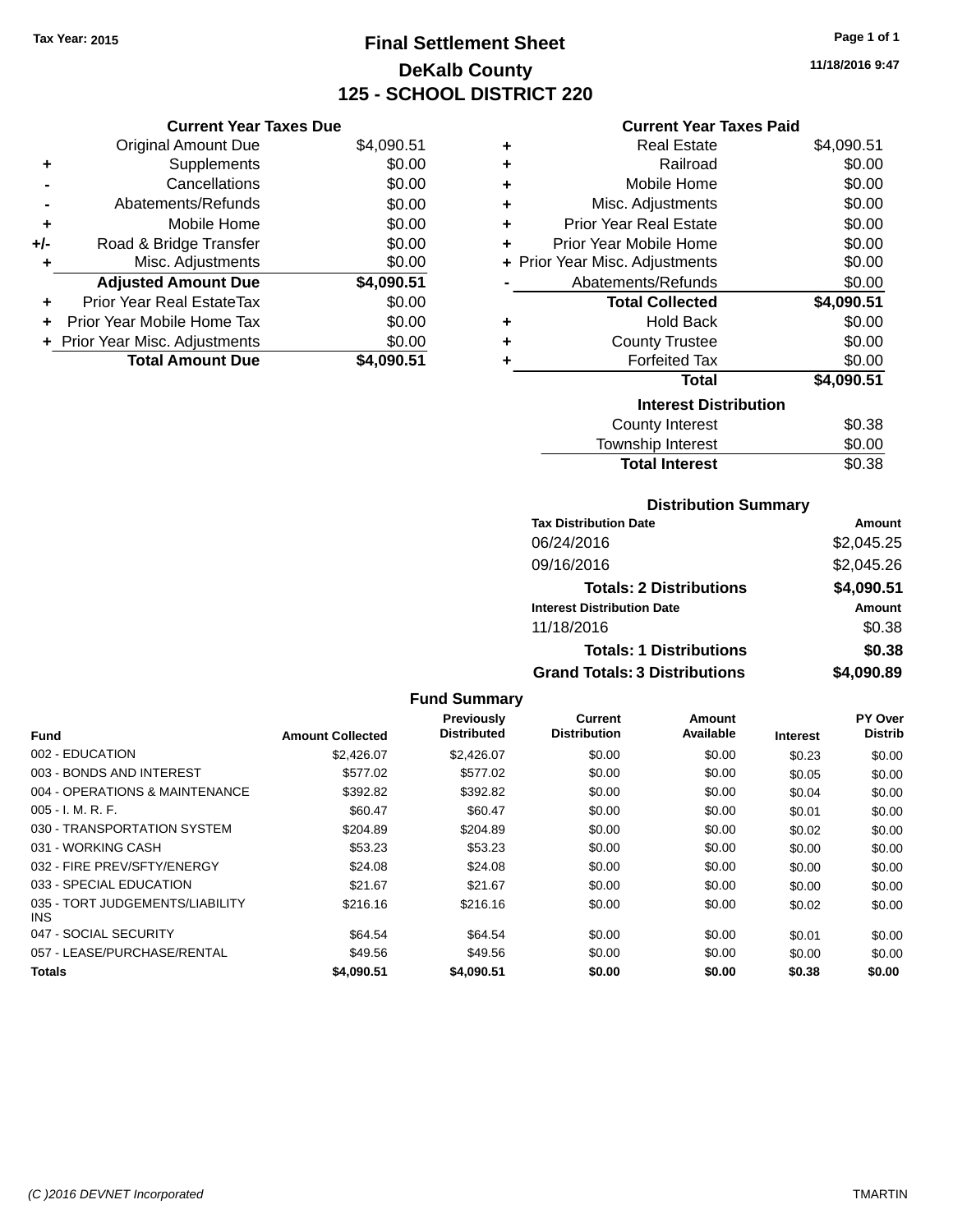Tax Year: 2015

# Final Settlement Sheet

## DeKalb County

## 125 - SCHOOL DISTRICT 220

11/18/2016 9:47

### Current Year Taxes Due

| | | |
|---|---|---|
| | Original Amount Due | $4,090.51 |
| + | Supplements | $0.00 |
| - | Cancellations | $0.00 |
| - | Abatements/Refunds | $0.00 |
| + | Mobile Home | $0.00 |
| +/- | Road & Bridge Transfer | $0.00 |
| + | Misc. Adjustments | $0.00 |
| | **Adjusted Amount Due** | **$4,090.51** |
| + | Prior Year Real EstateTax | $0.00 |
| + | Prior Year Mobile Home Tax | $0.00 |
| + | Prior Year Misc. Adjustments | $0.00 |
| | **Total Amount Due** | **$4,090.51** |

### Current Year Taxes Paid

| | | |
|---|---|---|
| + | Real Estate | $4,090.51 |
| + | Railroad | $0.00 |
| + | Mobile Home | $0.00 |
| + | Misc. Adjustments | $0.00 |
| + | Prior Year Real Estate | $0.00 |
| + | Prior Year Mobile Home | $0.00 |
| + | Prior Year Misc. Adjustments | $0.00 |
| - | Abatements/Refunds | $0.00 |
| | **Total Collected** | **$4,090.51** |
| + | Hold Back | $0.00 |
| + | County Trustee | $0.00 |
| + | Forfeited Tax | $0.00 |
| | **Total** | **$4,090.51** |

### Interest Distribution

| | |
|---|---|
| County Interest | $0.38 |
| Township Interest | $0.00 |
| **Total Interest** | $0.38 |

### Distribution Summary

| Tax Distribution Date | Amount |
|---|---|
| 06/24/2016 | $2,045.25 |
| 09/16/2016 | $2,045.26 |
| **Totals: 2 Distributions** | **$4,090.51** |
| **Interest Distribution Date** | **Amount** |
| 11/18/2016 | $0.38 |
| **Totals: 1 Distributions** | **$0.38** |
| **Grand Totals: 3 Distributions** | **$4,090.89** |

### Fund Summary

| Fund | Amount Collected | Previously Distributed | Current Distribution | Amount Available | Interest | PY Over Distrib |
|---|---|---|---|---|---|---|
| 002 - EDUCATION | $2,426.07 | $2,426.07 | $0.00 | $0.00 | $0.23 | $0.00 |
| 003 - BONDS AND INTEREST | $577.02 | $577.02 | $0.00 | $0.00 | $0.05 | $0.00 |
| 004 - OPERATIONS & MAINTENANCE | $392.82 | $392.82 | $0.00 | $0.00 | $0.04 | $0.00 |
| 005 - I. M. R. F. | $60.47 | $60.47 | $0.00 | $0.00 | $0.01 | $0.00 |
| 030 - TRANSPORTATION SYSTEM | $204.89 | $204.89 | $0.00 | $0.00 | $0.02 | $0.00 |
| 031 - WORKING CASH | $53.23 | $53.23 | $0.00 | $0.00 | $0.00 | $0.00 |
| 032 - FIRE PREV/SFTY/ENERGY | $24.08 | $24.08 | $0.00 | $0.00 | $0.00 | $0.00 |
| 033 - SPECIAL EDUCATION | $21.67 | $21.67 | $0.00 | $0.00 | $0.00 | $0.00 |
| 035 - TORT JUDGEMENTS/LIABILITY INS | $216.16 | $216.16 | $0.00 | $0.00 | $0.02 | $0.00 |
| 047 - SOCIAL SECURITY | $64.54 | $64.54 | $0.00 | $0.00 | $0.01 | $0.00 |
| 057 - LEASE/PURCHASE/RENTAL | $49.56 | $49.56 | $0.00 | $0.00 | $0.00 | $0.00 |
| **Totals** | **$4,090.51** | **$4,090.51** | **$0.00** | **$0.00** | **$0.38** | **$0.00** |

(C )2016 DEVNET Incorporated TMARTIN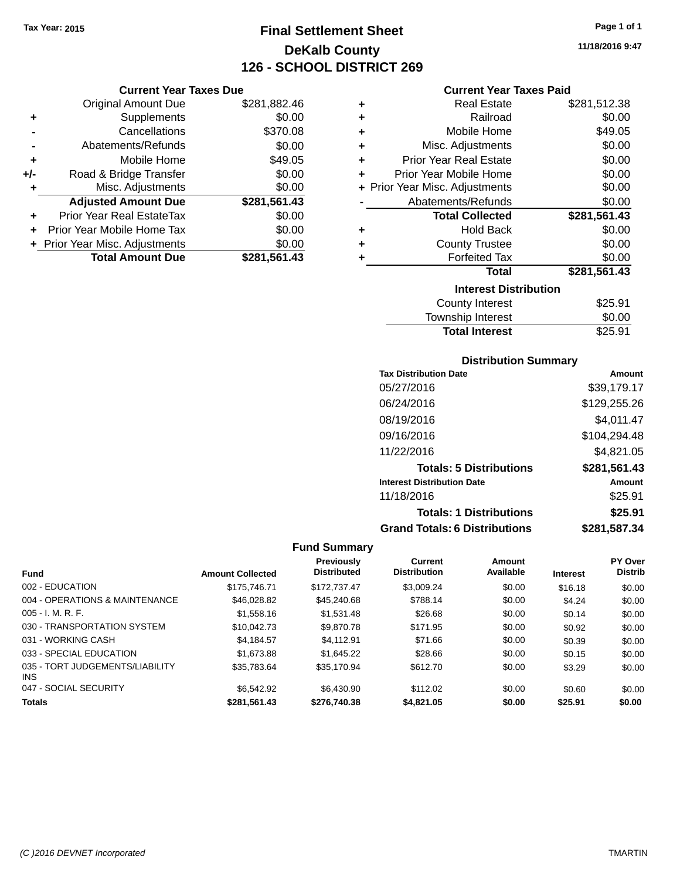Tax Year: 2015

# Final Settlement Sheet
## DeKalb County
## 126 - SCHOOL DISTRICT 269

11/18/2016 9:47

### Current Year Taxes Due

| | | |
|---|---|---|
| | Original Amount Due | $281,882.46 |
| + | Supplements | $0.00 |
| - | Cancellations | $370.08 |
| - | Abatements/Refunds | $0.00 |
| + | Mobile Home | $49.05 |
| +/- | Road & Bridge Transfer | $0.00 |
| + | Misc. Adjustments | $0.00 |
| | **Adjusted Amount Due** | **$281,561.43** |
| + | Prior Year Real EstateTax | $0.00 |
| + | Prior Year Mobile Home Tax | $0.00 |
| + | Prior Year Misc. Adjustments | $0.00 |
| | **Total Amount Due** | **$281,561.43** |

### Current Year Taxes Paid

| | | |
|---|---|---|
| + | Real Estate | $281,512.38 |
| + | Railroad | $0.00 |
| + | Mobile Home | $49.05 |
| + | Misc. Adjustments | $0.00 |
| + | Prior Year Real Estate | $0.00 |
| + | Prior Year Mobile Home | $0.00 |
| + | Prior Year Misc. Adjustments | $0.00 |
| - | Abatements/Refunds | $0.00 |
| | **Total Collected** | **$281,561.43** |
| + | Hold Back | $0.00 |
| + | County Trustee | $0.00 |
| + | Forfeited Tax | $0.00 |
| | **Total** | **$281,561.43** |

### Interest Distribution

| | |
|---|---|
| County Interest | $25.91 |
| Township Interest | $0.00 |
| **Total Interest** | $25.91 |

### Distribution Summary

| Tax Distribution Date | Amount |
|---|---|
| 05/27/2016 | $39,179.17 |
| 06/24/2016 | $129,255.26 |
| 08/19/2016 | $4,011.47 |
| 09/16/2016 | $104,294.48 |
| 11/22/2016 | $4,821.05 |
| **Totals: 5 Distributions** | **$281,561.43** |
| **Interest Distribution Date** | **Amount** |
| 11/18/2016 | $25.91 |
| **Totals: 1 Distributions** | **$25.91** |
| **Grand Totals: 6 Distributions** | **$281,587.34** |

### Fund Summary

| Fund | Amount Collected | Previously Distributed | Current Distribution | Amount Available | Interest | PY Over Distrib |
|---|---|---|---|---|---|---|
| 002 - EDUCATION | $175,746.71 | $172,737.47 | $3,009.24 | $0.00 | $16.18 | $0.00 |
| 004 - OPERATIONS & MAINTENANCE | $46,028.82 | $45,240.68 | $788.14 | $0.00 | $4.24 | $0.00 |
| 005 - I. M. R. F. | $1,558.16 | $1,531.48 | $26.68 | $0.00 | $0.14 | $0.00 |
| 030 - TRANSPORTATION SYSTEM | $10,042.73 | $9,870.78 | $171.95 | $0.00 | $0.92 | $0.00 |
| 031 - WORKING CASH | $4,184.57 | $4,112.91 | $71.66 | $0.00 | $0.39 | $0.00 |
| 033 - SPECIAL EDUCATION | $1,673.88 | $1,645.22 | $28.66 | $0.00 | $0.15 | $0.00 |
| 035 - TORT JUDGEMENTS/LIABILITY INS | $35,783.64 | $35,170.94 | $612.70 | $0.00 | $3.29 | $0.00 |
| 047 - SOCIAL SECURITY | $6,542.92 | $6,430.90 | $112.02 | $0.00 | $0.60 | $0.00 |
| **Totals** | **$281,561.43** | **$276,740.38** | **$4,821.05** | **$0.00** | **$25.91** | **$0.00** |

(C )2016 DEVNET Incorporated TMARTIN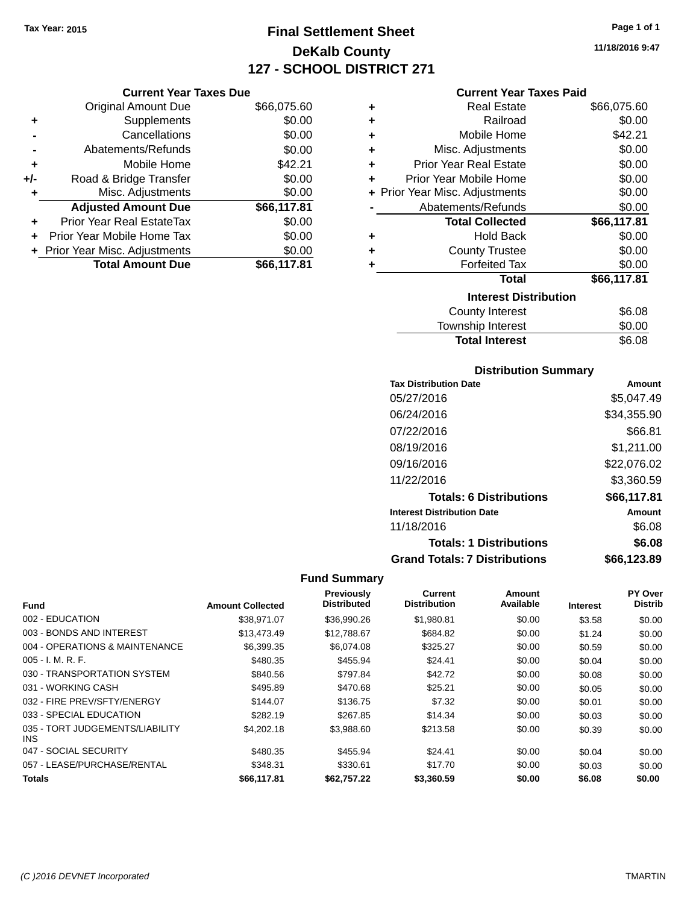Tax Year: 2015

# Final Settlement Sheet

## DeKalb County

## 127 - SCHOOL DISTRICT 271

11/18/2016 9:47

### Current Year Taxes Due

| | | |
|---|---|---|
| | Original Amount Due | $66,075.60 |
| + | Supplements | $0.00 |
| - | Cancellations | $0.00 |
| - | Abatements/Refunds | $0.00 |
| + | Mobile Home | $42.21 |
| +/- | Road & Bridge Transfer | $0.00 |
| + | Misc. Adjustments | $0.00 |
| | **Adjusted Amount Due** | **$66,117.81** |
| + | Prior Year Real EstateTax | $0.00 |
| + | Prior Year Mobile Home Tax | $0.00 |
| + | Prior Year Misc. Adjustments | $0.00 |
| | **Total Amount Due** | **$66,117.81** |

### Current Year Taxes Paid

| | | |
|---|---|---|
| + | Real Estate | $66,075.60 |
| + | Railroad | $0.00 |
| + | Mobile Home | $42.21 |
| + | Misc. Adjustments | $0.00 |
| + | Prior Year Real Estate | $0.00 |
| + | Prior Year Mobile Home | $0.00 |
| + | Prior Year Misc. Adjustments | $0.00 |
| - | Abatements/Refunds | $0.00 |
| | **Total Collected** | **$66,117.81** |
| + | Hold Back | $0.00 |
| + | County Trustee | $0.00 |
| + | Forfeited Tax | $0.00 |
| | **Total** | **$66,117.81** |

### Interest Distribution

| | |
|---|---|
| County Interest | $6.08 |
| Township Interest | $0.00 |
| **Total Interest** | $6.08 |

### Distribution Summary

| Tax Distribution Date | Amount |
|---|---|
| 05/27/2016 | $5,047.49 |
| 06/24/2016 | $34,355.90 |
| 07/22/2016 | $66.81 |
| 08/19/2016 | $1,211.00 |
| 09/16/2016 | $22,076.02 |
| 11/22/2016 | $3,360.59 |
| **Totals: 6 Distributions** | **$66,117.81** |
| **Interest Distribution Date** | **Amount** |
| 11/18/2016 | $6.08 |
| **Totals: 1 Distributions** | **$6.08** |
| **Grand Totals: 7 Distributions** | **$66,123.89** |

### Fund Summary

| Fund | Amount Collected | Previously Distributed | Current Distribution | Amount Available | Interest | PY Over Distrib |
|---|---|---|---|---|---|---|
| 002 - EDUCATION | $38,971.07 | $36,990.26 | $1,980.81 | $0.00 | $3.58 | $0.00 |
| 003 - BONDS AND INTEREST | $13,473.49 | $12,788.67 | $684.82 | $0.00 | $1.24 | $0.00 |
| 004 - OPERATIONS & MAINTENANCE | $6,399.35 | $6,074.08 | $325.27 | $0.00 | $0.59 | $0.00 |
| 005 - I. M. R. F. | $480.35 | $455.94 | $24.41 | $0.00 | $0.04 | $0.00 |
| 030 - TRANSPORTATION SYSTEM | $840.56 | $797.84 | $42.72 | $0.00 | $0.08 | $0.00 |
| 031 - WORKING CASH | $495.89 | $470.68 | $25.21 | $0.00 | $0.05 | $0.00 |
| 032 - FIRE PREV/SFTY/ENERGY | $144.07 | $136.75 | $7.32 | $0.00 | $0.01 | $0.00 |
| 033 - SPECIAL EDUCATION | $282.19 | $267.85 | $14.34 | $0.00 | $0.03 | $0.00 |
| 035 - TORT JUDGEMENTS/LIABILITY INS | $4,202.18 | $3,988.60 | $213.58 | $0.00 | $0.39 | $0.00 |
| 047 - SOCIAL SECURITY | $480.35 | $455.94 | $24.41 | $0.00 | $0.04 | $0.00 |
| 057 - LEASE/PURCHASE/RENTAL | $348.31 | $330.61 | $17.70 | $0.00 | $0.03 | $0.00 |
| **Totals** | **$66,117.81** | **$62,757.22** | **$3,360.59** | **$0.00** | **$6.08** | **$0.00** |

(C )2016 DEVNET Incorporated TMARTIN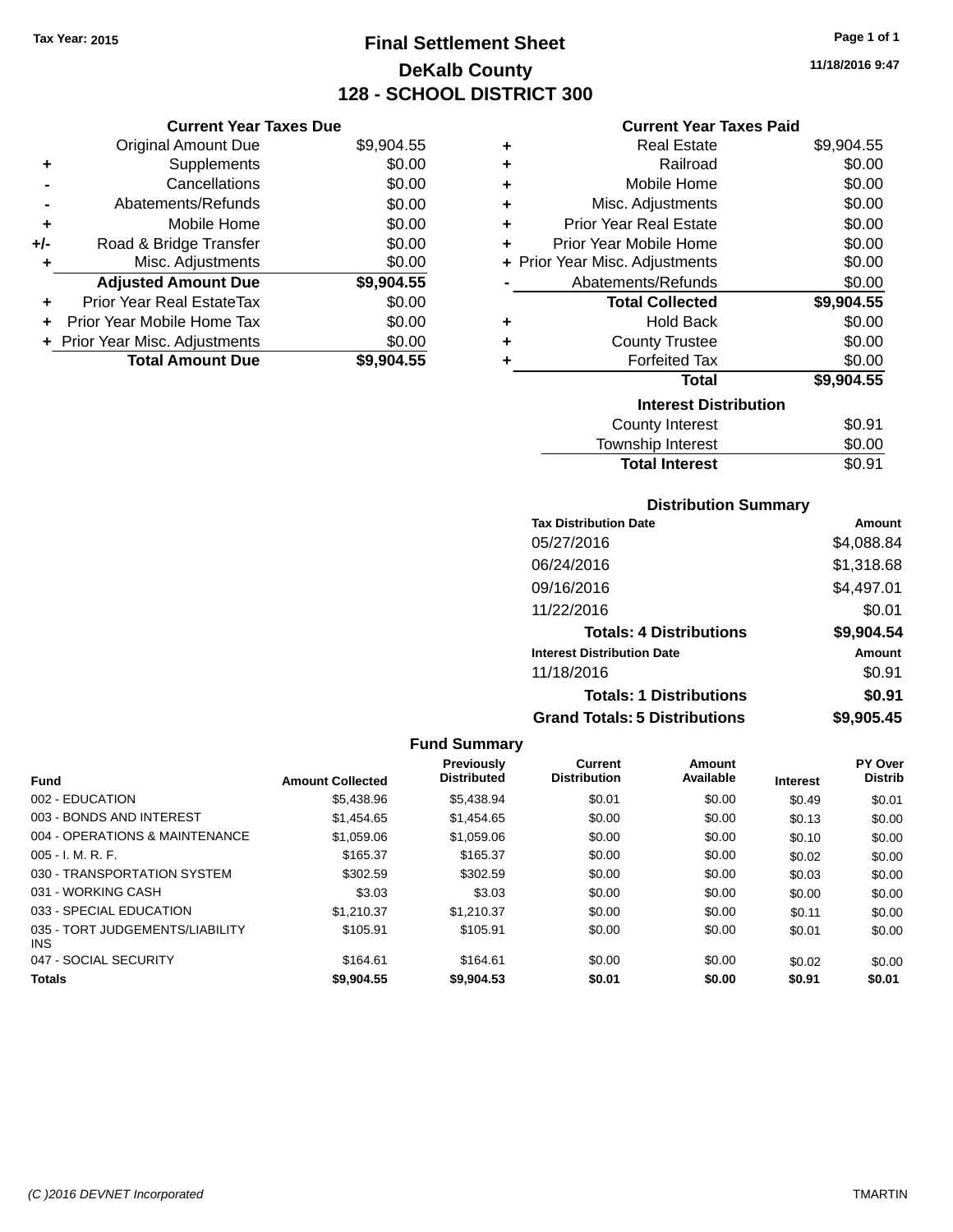Tax Year: 2015

# Final Settlement Sheet

## DeKalb County

## 128 - SCHOOL DISTRICT 300

11/18/2016 9:47

### Current Year Taxes Due

| | | |
|---|---|---|
| | Original Amount Due | $9,904.55 |
| + | Supplements | $0.00 |
| - | Cancellations | $0.00 |
| - | Abatements/Refunds | $0.00 |
| + | Mobile Home | $0.00 |
| +/- | Road & Bridge Transfer | $0.00 |
| + | Misc. Adjustments | $0.00 |
| | **Adjusted Amount Due** | **$9,904.55** |
| + | Prior Year Real EstateTax | $0.00 |
| + | Prior Year Mobile Home Tax | $0.00 |
| + | Prior Year Misc. Adjustments | $0.00 |
| | **Total Amount Due** | **$9,904.55** |

### Current Year Taxes Paid

| | | |
|---|---|---|
| + | Real Estate | $9,904.55 |
| + | Railroad | $0.00 |
| + | Mobile Home | $0.00 |
| + | Misc. Adjustments | $0.00 |
| + | Prior Year Real Estate | $0.00 |
| + | Prior Year Mobile Home | $0.00 |
| + | Prior Year Misc. Adjustments | $0.00 |
| - | Abatements/Refunds | $0.00 |
| | **Total Collected** | **$9,904.55** |
| + | Hold Back | $0.00 |
| + | County Trustee | $0.00 |
| + | Forfeited Tax | $0.00 |
| | **Total** | **$9,904.55** |

### Interest Distribution

| | |
|---|---|
| County Interest | $0.91 |
| Township Interest | $0.00 |
| **Total Interest** | $0.91 |

### Distribution Summary

| Tax Distribution Date | Amount |
|---|---|
| 05/27/2016 | $4,088.84 |
| 06/24/2016 | $1,318.68 |
| 09/16/2016 | $4,497.01 |
| 11/22/2016 | $0.01 |
| **Totals: 4 Distributions** | **$9,904.54** |
| **Interest Distribution Date** | **Amount** |
| 11/18/2016 | $0.91 |
| **Totals: 1 Distributions** | **$0.91** |
| **Grand Totals: 5 Distributions** | **$9,905.45** |

### Fund Summary

| Fund | Amount Collected | Previously Distributed | Current Distribution | Amount Available | Interest | PY Over Distrib |
|---|---|---|---|---|---|---|
| 002 - EDUCATION | $5,438.96 | $5,438.94 | $0.01 | $0.00 | $0.49 | $0.01 |
| 003 - BONDS AND INTEREST | $1,454.65 | $1,454.65 | $0.00 | $0.00 | $0.13 | $0.00 |
| 004 - OPERATIONS & MAINTENANCE | $1,059.06 | $1,059.06 | $0.00 | $0.00 | $0.10 | $0.00 |
| 005 - I. M. R. F. | $165.37 | $165.37 | $0.00 | $0.00 | $0.02 | $0.00 |
| 030 - TRANSPORTATION SYSTEM | $302.59 | $302.59 | $0.00 | $0.00 | $0.03 | $0.00 |
| 031 - WORKING CASH | $3.03 | $3.03 | $0.00 | $0.00 | $0.00 | $0.00 |
| 033 - SPECIAL EDUCATION | $1,210.37 | $1,210.37 | $0.00 | $0.00 | $0.11 | $0.00 |
| 035 - TORT JUDGEMENTS/LIABILITY INS | $105.91 | $105.91 | $0.00 | $0.00 | $0.01 | $0.00 |
| 047 - SOCIAL SECURITY | $164.61 | $164.61 | $0.00 | $0.00 | $0.02 | $0.00 |
| **Totals** | **$9,904.55** | **$9,904.53** | **$0.01** | **$0.00** | **$0.91** | **$0.01** |

(C )2016 DEVNET Incorporated TMARTIN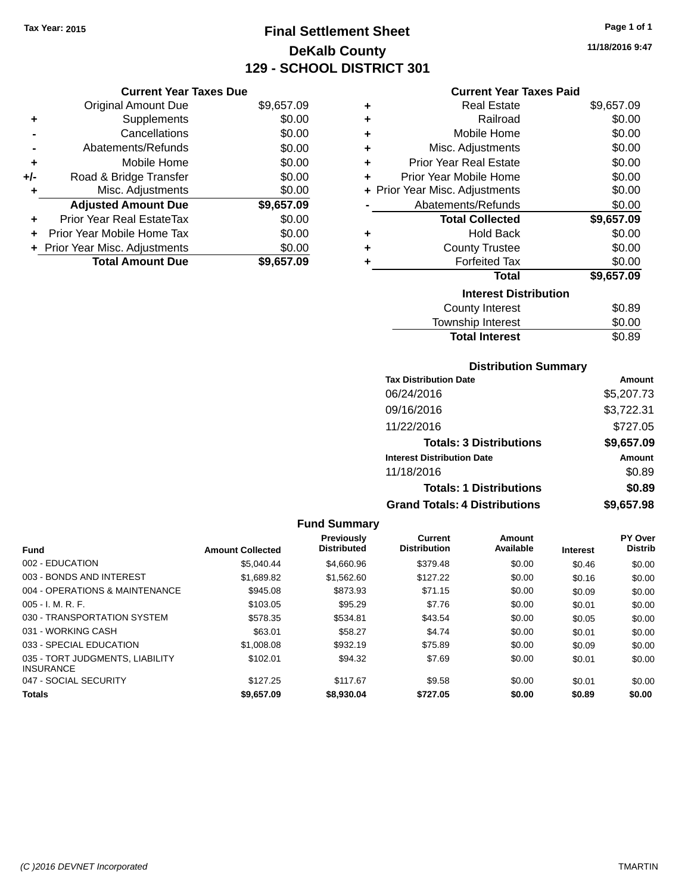Tax Year: 2015

# Final Settlement Sheet

## DeKalb County

## 129 - SCHOOL DISTRICT 301

11/18/2016 9:47

### Current Year Taxes Due

| | | |
|---|---|---|
| | Original Amount Due | $9,657.09 |
| + | Supplements | $0.00 |
| - | Cancellations | $0.00 |
| - | Abatements/Refunds | $0.00 |
| + | Mobile Home | $0.00 |
| +/- | Road & Bridge Transfer | $0.00 |
| + | Misc. Adjustments | $0.00 |
| | **Adjusted Amount Due** | **$9,657.09** |
| + | Prior Year Real EstateTax | $0.00 |
| + | Prior Year Mobile Home Tax | $0.00 |
| + | Prior Year Misc. Adjustments | $0.00 |
| | **Total Amount Due** | **$9,657.09** |

### Current Year Taxes Paid

| | | |
|---|---|---|
| + | Real Estate | $9,657.09 |
| + | Railroad | $0.00 |
| + | Mobile Home | $0.00 |
| + | Misc. Adjustments | $0.00 |
| + | Prior Year Real Estate | $0.00 |
| + | Prior Year Mobile Home | $0.00 |
| + | Prior Year Misc. Adjustments | $0.00 |
| - | Abatements/Refunds | $0.00 |
| | **Total Collected** | **$9,657.09** |
| + | Hold Back | $0.00 |
| + | County Trustee | $0.00 |
| + | Forfeited Tax | $0.00 |
| | **Total** | **$9,657.09** |

### Interest Distribution

| | |
|---|---|
| County Interest | $0.89 |
| Township Interest | $0.00 |
| **Total Interest** | $0.89 |

### Distribution Summary

| Tax Distribution Date | Amount |
|---|---|
| 06/24/2016 | $5,207.73 |
| 09/16/2016 | $3,722.31 |
| 11/22/2016 | $727.05 |
| **Totals: 3 Distributions** | **$9,657.09** |
| **Interest Distribution Date** | **Amount** |
| 11/18/2016 | $0.89 |
| **Totals: 1 Distributions** | **$0.89** |
| **Grand Totals: 4 Distributions** | **$9,657.98** |

### Fund Summary

| Fund | Amount Collected | Previously Distributed | Current Distribution | Amount Available | Interest | PY Over Distrib |
|---|---|---|---|---|---|---|
| 002 - EDUCATION | $5,040.44 | $4,660.96 | $379.48 | $0.00 | $0.46 | $0.00 |
| 003 - BONDS AND INTEREST | $1,689.82 | $1,562.60 | $127.22 | $0.00 | $0.16 | $0.00 |
| 004 - OPERATIONS & MAINTENANCE | $945.08 | $873.93 | $71.15 | $0.00 | $0.09 | $0.00 |
| 005 - I. M. R. F. | $103.05 | $95.29 | $7.76 | $0.00 | $0.01 | $0.00 |
| 030 - TRANSPORTATION SYSTEM | $578.35 | $534.81 | $43.54 | $0.00 | $0.05 | $0.00 |
| 031 - WORKING CASH | $63.01 | $58.27 | $4.74 | $0.00 | $0.01 | $0.00 |
| 033 - SPECIAL EDUCATION | $1,008.08 | $932.19 | $75.89 | $0.00 | $0.09 | $0.00 |
| 035 - TORT JUDGMENTS, LIABILITY INSURANCE | $102.01 | $94.32 | $7.69 | $0.00 | $0.01 | $0.00 |
| 047 - SOCIAL SECURITY | $127.25 | $117.67 | $9.58 | $0.00 | $0.01 | $0.00 |
| **Totals** | **$9,657.09** | **$8,930.04** | **$727.05** | **$0.00** | **$0.89** | **$0.00** |

(C )2016 DEVNET Incorporated — TMARTIN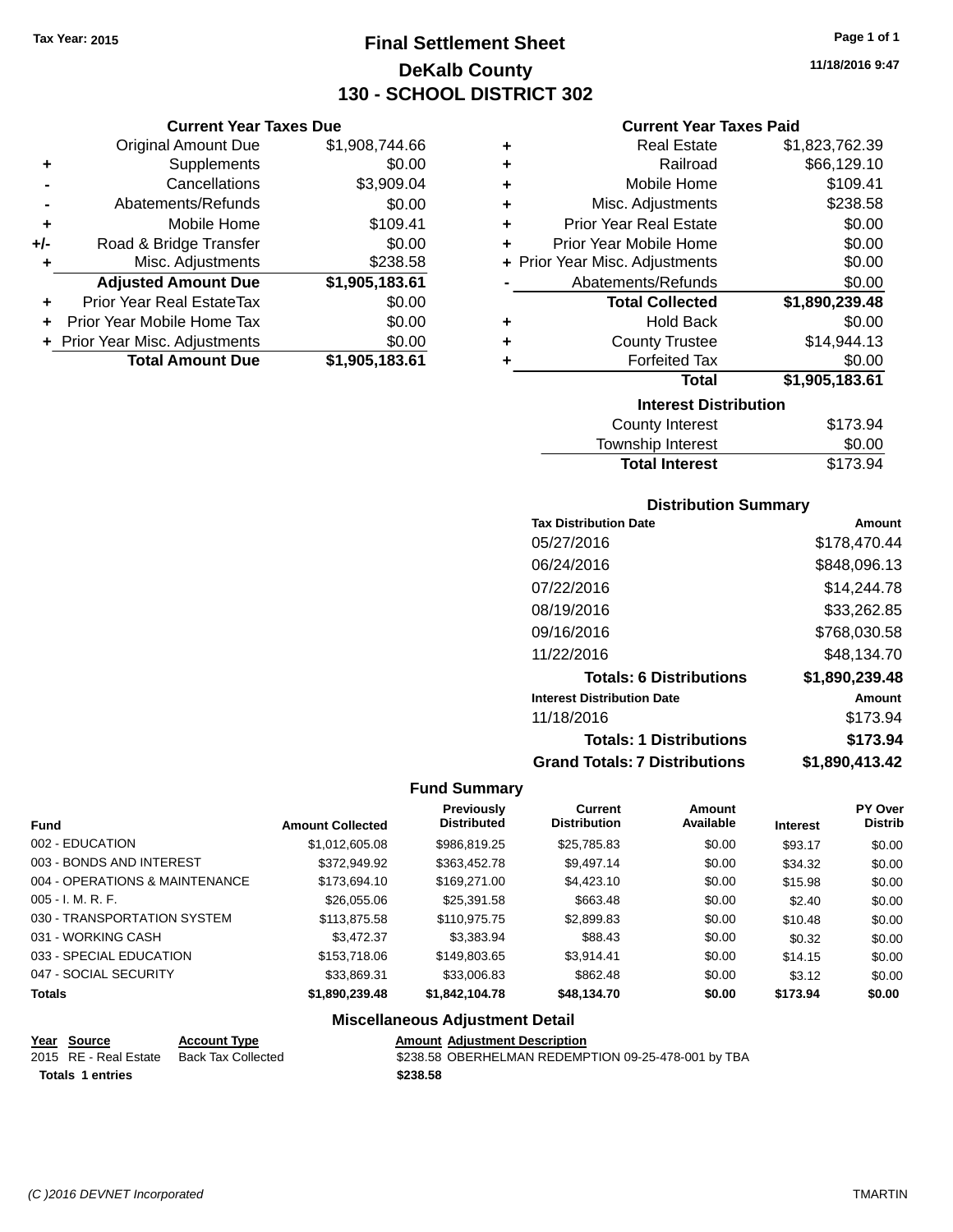Tax Year: 2015

# Final Settlement Sheet
## DeKalb County
## 130 - SCHOOL DISTRICT 302

11/18/2016 9:47

### Current Year Taxes Due

| | | |
|---|---|---|
| | Original Amount Due | $1,908,744.66 |
| + | Supplements | $0.00 |
| - | Cancellations | $3,909.04 |
| - | Abatements/Refunds | $0.00 |
| + | Mobile Home | $109.41 |
| +/- | Road & Bridge Transfer | $0.00 |
| + | Misc. Adjustments | $238.58 |
| | **Adjusted Amount Due** | **$1,905,183.61** |
| + | Prior Year Real EstateTax | $0.00 |
| + | Prior Year Mobile Home Tax | $0.00 |
| + | Prior Year Misc. Adjustments | $0.00 |
| | **Total Amount Due** | **$1,905,183.61** |

### Current Year Taxes Paid

| | | |
|---|---|---|
| + | Real Estate | $1,823,762.39 |
| + | Railroad | $66,129.10 |
| + | Mobile Home | $109.41 |
| + | Misc. Adjustments | $238.58 |
| + | Prior Year Real Estate | $0.00 |
| + | Prior Year Mobile Home | $0.00 |
| + | Prior Year Misc. Adjustments | $0.00 |
| - | Abatements/Refunds | $0.00 |
| | **Total Collected** | **$1,890,239.48** |
| + | Hold Back | $0.00 |
| + | County Trustee | $14,944.13 |
| + | Forfeited Tax | $0.00 |
| | **Total** | **$1,905,183.61** |

### Interest Distribution

| | |
|---|---|
| County Interest | $173.94 |
| Township Interest | $0.00 |
| **Total Interest** | $173.94 |

### Distribution Summary

| Tax Distribution Date | Amount |
|---|---|
| 05/27/2016 | $178,470.44 |
| 06/24/2016 | $848,096.13 |
| 07/22/2016 | $14,244.78 |
| 08/19/2016 | $33,262.85 |
| 09/16/2016 | $768,030.58 |
| 11/22/2016 | $48,134.70 |
| **Totals: 6 Distributions** | **$1,890,239.48** |
| **Interest Distribution Date** | **Amount** |
| 11/18/2016 | $173.94 |
| **Totals: 1 Distributions** | **$173.94** |
| **Grand Totals: 7 Distributions** | **$1,890,413.42** |

### Fund Summary

| Fund | Amount Collected | Previously Distributed | Current Distribution | Amount Available | Interest | PY Over Distrib |
|---|---|---|---|---|---|---|
| 002 - EDUCATION | $1,012,605.08 | $986,819.25 | $25,785.83 | $0.00 | $93.17 | $0.00 |
| 003 - BONDS AND INTEREST | $372,949.92 | $363,452.78 | $9,497.14 | $0.00 | $34.32 | $0.00 |
| 004 - OPERATIONS & MAINTENANCE | $173,694.10 | $169,271.00 | $4,423.10 | $0.00 | $15.98 | $0.00 |
| 005 - I. M. R. F. | $26,055.06 | $25,391.58 | $663.48 | $0.00 | $2.40 | $0.00 |
| 030 - TRANSPORTATION SYSTEM | $113,875.58 | $110,975.75 | $2,899.83 | $0.00 | $10.48 | $0.00 |
| 031 - WORKING CASH | $3,472.37 | $3,383.94 | $88.43 | $0.00 | $0.32 | $0.00 |
| 033 - SPECIAL EDUCATION | $153,718.06 | $149,803.65 | $3,914.41 | $0.00 | $14.15 | $0.00 |
| 047 - SOCIAL SECURITY | $33,869.31 | $33,006.83 | $862.48 | $0.00 | $3.12 | $0.00 |
| **Totals** | **$1,890,239.48** | **$1,842,104.78** | **$48,134.70** | **$0.00** | **$173.94** | **$0.00** |

### Miscellaneous Adjustment Detail

| Year | Source | Account Type | Amount | Adjustment Description |
|---|---|---|---|---|
| 2015 | RE - Real Estate | Back Tax Collected | $238.58 | OBERHELMAN REDEMPTION 09-25-478-001 by TBA |
| **Totals 1 entries** | | | **$238.58** | |

(C )2016 DEVNET Incorporated — TMARTIN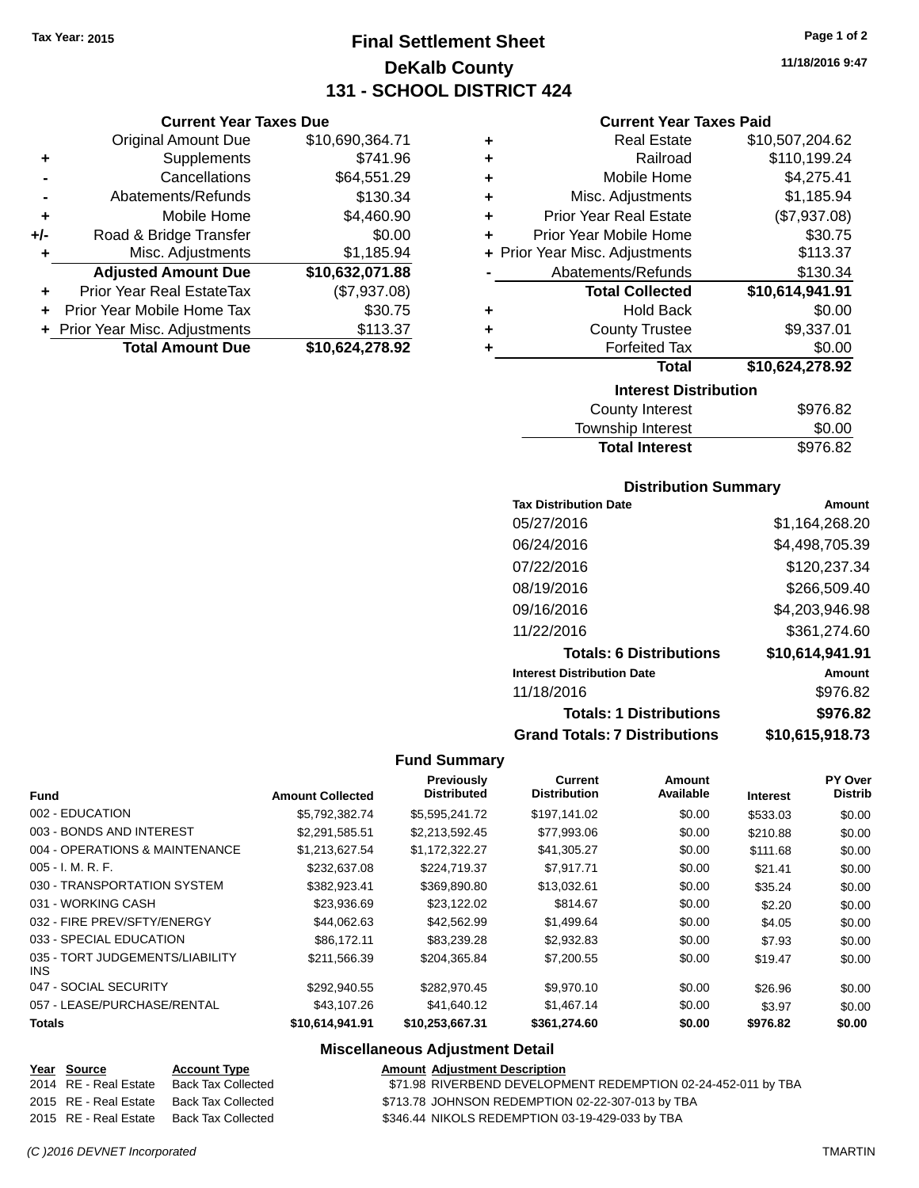Tax Year: 2015

# Final Settlement Sheet
## DeKalb County
## 131 - SCHOOL DISTRICT 424

11/18/2016 9:47

### Current Year Taxes Due

| | | |
|---|---|---|
| | Original Amount Due | $10,690,364.71 |
| + | Supplements | $741.96 |
| - | Cancellations | $64,551.29 |
| - | Abatements/Refunds | $130.34 |
| + | Mobile Home | $4,460.90 |
| +/- | Road & Bridge Transfer | $0.00 |
| + | Misc. Adjustments | $1,185.94 |
| | **Adjusted Amount Due** | **$10,632,071.88** |
| + | Prior Year Real EstateTax | ($7,937.08) |
| + | Prior Year Mobile Home Tax | $30.75 |
| + | Prior Year Misc. Adjustments | $113.37 |
| | **Total Amount Due** | **$10,624,278.92** |

### Current Year Taxes Paid

| | | |
|---|---|---|
| + | Real Estate | $10,507,204.62 |
| + | Railroad | $110,199.24 |
| + | Mobile Home | $4,275.41 |
| + | Misc. Adjustments | $1,185.94 |
| + | Prior Year Real Estate | ($7,937.08) |
| + | Prior Year Mobile Home | $30.75 |
| + | Prior Year Misc. Adjustments | $113.37 |
| - | Abatements/Refunds | $130.34 |
| | **Total Collected** | **$10,614,941.91** |
| + | Hold Back | $0.00 |
| + | County Trustee | $9,337.01 |
| + | Forfeited Tax | $0.00 |
| | **Total** | **$10,624,278.92** |

### Interest Distribution

| | |
|---|---|
| County Interest | $976.82 |
| Township Interest | $0.00 |
| **Total Interest** | **$976.82** |

### Distribution Summary

| Tax Distribution Date | Amount |
|---|---|
| 05/27/2016 | $1,164,268.20 |
| 06/24/2016 | $4,498,705.39 |
| 07/22/2016 | $120,237.34 |
| 08/19/2016 | $266,509.40 |
| 09/16/2016 | $4,203,946.98 |
| 11/22/2016 | $361,274.60 |
| **Totals: 6 Distributions** | **$10,614,941.91** |
| **Interest Distribution Date** | **Amount** |
| 11/18/2016 | $976.82 |
| **Totals: 1 Distributions** | **$976.82** |
| **Grand Totals: 7 Distributions** | **$10,615,918.73** |

### Fund Summary

| Fund | Amount Collected | Previously Distributed | Current Distribution | Amount Available | Interest | PY Over Distrib |
|---|---|---|---|---|---|---|
| 002 - EDUCATION | $5,792,382.74 | $5,595,241.72 | $197,141.02 | $0.00 | $533.03 | $0.00 |
| 003 - BONDS AND INTEREST | $2,291,585.51 | $2,213,592.45 | $77,993.06 | $0.00 | $210.88 | $0.00 |
| 004 - OPERATIONS & MAINTENANCE | $1,213,627.54 | $1,172,322.27 | $41,305.27 | $0.00 | $111.68 | $0.00 |
| 005 - I. M. R. F. | $232,637.08 | $224,719.37 | $7,917.71 | $0.00 | $21.41 | $0.00 |
| 030 - TRANSPORTATION SYSTEM | $382,923.41 | $369,890.80 | $13,032.61 | $0.00 | $35.24 | $0.00 |
| 031 - WORKING CASH | $23,936.69 | $23,122.02 | $814.67 | $0.00 | $2.20 | $0.00 |
| 032 - FIRE PREV/SFTY/ENERGY | $44,062.63 | $42,562.99 | $1,499.64 | $0.00 | $4.05 | $0.00 |
| 033 - SPECIAL EDUCATION | $86,172.11 | $83,239.28 | $2,932.83 | $0.00 | $7.93 | $0.00 |
| 035 - TORT JUDGEMENTS/LIABILITY INS | $211,566.39 | $204,365.84 | $7,200.55 | $0.00 | $19.47 | $0.00 |
| 047 - SOCIAL SECURITY | $292,940.55 | $282,970.45 | $9,970.10 | $0.00 | $26.96 | $0.00 |
| 057 - LEASE/PURCHASE/RENTAL | $43,107.26 | $41,640.12 | $1,467.14 | $0.00 | $3.97 | $0.00 |
| **Totals** | **$10,614,941.91** | **$10,253,667.31** | **$361,274.60** | **$0.00** | **$976.82** | **$0.00** |

### Miscellaneous Adjustment Detail

| Year | Source | Account Type | Amount | Adjustment Description |
|---|---|---|---|---|
| 2014 | RE - Real Estate | Back Tax Collected | $71.98 | RIVERBEND DEVELOPMENT REDEMPTION 02-24-452-011 by TBA |
| 2015 | RE - Real Estate | Back Tax Collected | $713.78 | JOHNSON REDEMPTION 02-22-307-013 by TBA |
| 2015 | RE - Real Estate | Back Tax Collected | $346.44 | NIKOLS REDEMPTION 03-19-429-033 by TBA |

(C )2016 DEVNET Incorporated — TMARTIN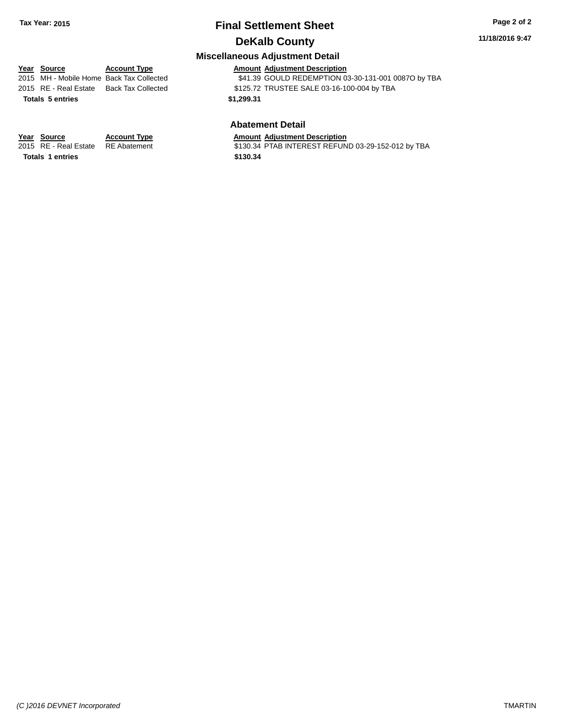Tax Year: 2015

# Final Settlement Sheet

## DeKalb County

### Miscellaneous Adjustment Detail

| Year | Source | Account Type | Amount | Adjustment Description |
|---|---|---|---|---|
| 2015 | MH - Mobile Home | Back Tax Collected | $41.39 | GOULD REDEMPTION 03-30-131-001 0087O by TBA |
| 2015 | RE - Real Estate | Back Tax Collected | $125.72 | TRUSTEE SALE 03-16-100-004 by TBA |
| **Totals 5 entries** | | | **$1,299.31** | |

### Abatement Detail

| Year | Source | Account Type | Amount | Adjustment Description |
|---|---|---|---|---|
| 2015 | RE - Real Estate | RE Abatement | $130.34 | PTAB INTEREST REFUND 03-29-152-012 by TBA |
| **Totals 1 entries** | | | **$130.34** | |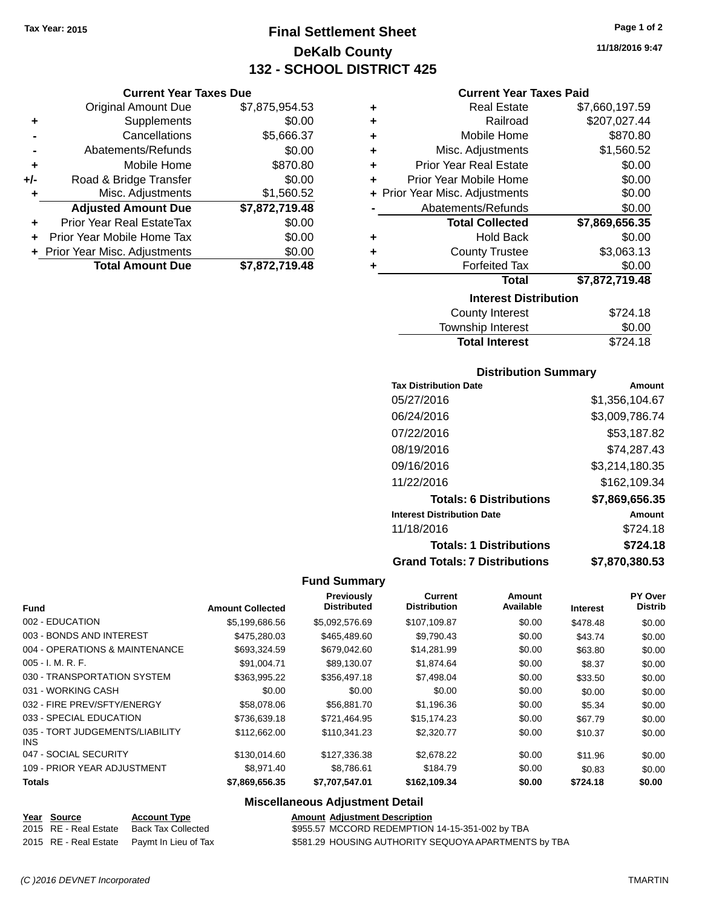Tax Year: 2015

# Final Settlement Sheet

## DeKalb County

## 132 - SCHOOL DISTRICT 425

11/18/2016 9:47

### Current Year Taxes Due

| | | |
|---|---|---|
| | Original Amount Due | $7,875,954.53 |
| + | Supplements | $0.00 |
| - | Cancellations | $5,666.37 |
| - | Abatements/Refunds | $0.00 |
| + | Mobile Home | $870.80 |
| +/- | Road & Bridge Transfer | $0.00 |
| + | Misc. Adjustments | $1,560.52 |
| | **Adjusted Amount Due** | **$7,872,719.48** |
| + | Prior Year Real EstateTax | $0.00 |
| + | Prior Year Mobile Home Tax | $0.00 |
| + | Prior Year Misc. Adjustments | $0.00 |
| | **Total Amount Due** | **$7,872,719.48** |

### Current Year Taxes Paid

| | | |
|---|---|---|
| + | Real Estate | $7,660,197.59 |
| + | Railroad | $207,027.44 |
| + | Mobile Home | $870.80 |
| + | Misc. Adjustments | $1,560.52 |
| + | Prior Year Real Estate | $0.00 |
| + | Prior Year Mobile Home | $0.00 |
| + | Prior Year Misc. Adjustments | $0.00 |
| - | Abatements/Refunds | $0.00 |
| | **Total Collected** | **$7,869,656.35** |
| + | Hold Back | $0.00 |
| + | County Trustee | $3,063.13 |
| + | Forfeited Tax | $0.00 |
| | **Total** | **$7,872,719.48** |

### Interest Distribution

| | |
|---|---|
| County Interest | $724.18 |
| Township Interest | $0.00 |
| **Total Interest** | $724.18 |

### Distribution Summary

| Tax Distribution Date | Amount |
|---|---|
| 05/27/2016 | $1,356,104.67 |
| 06/24/2016 | $3,009,786.74 |
| 07/22/2016 | $53,187.82 |
| 08/19/2016 | $74,287.43 |
| 09/16/2016 | $3,214,180.35 |
| 11/22/2016 | $162,109.34 |
| **Totals: 6 Distributions** | **$7,869,656.35** |
| **Interest Distribution Date** | **Amount** |
| 11/18/2016 | $724.18 |
| **Totals: 1 Distributions** | **$724.18** |
| **Grand Totals: 7 Distributions** | **$7,870,380.53** |

### Fund Summary

| Fund | Amount Collected | Previously Distributed | Current Distribution | Amount Available | Interest | PY Over Distrib |
|---|---|---|---|---|---|---|
| 002 - EDUCATION | $5,199,686.56 | $5,092,576.69 | $107,109.87 | $0.00 | $478.48 | $0.00 |
| 003 - BONDS AND INTEREST | $475,280.03 | $465,489.60 | $9,790.43 | $0.00 | $43.74 | $0.00 |
| 004 - OPERATIONS & MAINTENANCE | $693,324.59 | $679,042.60 | $14,281.99 | $0.00 | $63.80 | $0.00 |
| 005 - I. M. R. F. | $91,004.71 | $89,130.07 | $1,874.64 | $0.00 | $8.37 | $0.00 |
| 030 - TRANSPORTATION SYSTEM | $363,995.22 | $356,497.18 | $7,498.04 | $0.00 | $33.50 | $0.00 |
| 031 - WORKING CASH | $0.00 | $0.00 | $0.00 | $0.00 | $0.00 | $0.00 |
| 032 - FIRE PREV/SFTY/ENERGY | $58,078.06 | $56,881.70 | $1,196.36 | $0.00 | $5.34 | $0.00 |
| 033 - SPECIAL EDUCATION | $736,639.18 | $721,464.95 | $15,174.23 | $0.00 | $67.79 | $0.00 |
| 035 - TORT JUDGEMENTS/LIABILITY INS | $112,662.00 | $110,341.23 | $2,320.77 | $0.00 | $10.37 | $0.00 |
| 047 - SOCIAL SECURITY | $130,014.60 | $127,336.38 | $2,678.22 | $0.00 | $11.96 | $0.00 |
| 109 - PRIOR YEAR ADJUSTMENT | $8,971.40 | $8,786.61 | $184.79 | $0.00 | $0.83 | $0.00 |
| **Totals** | **$7,869,656.35** | **$7,707,547.01** | **$162,109.34** | **$0.00** | **$724.18** | **$0.00** |

### Miscellaneous Adjustment Detail

| Year | Source | Account Type | Amount | Adjustment Description |
|---|---|---|---|---|
| 2015 | RE - Real Estate | Back Tax Collected | $955.57 | MCCORD REDEMPTION 14-15-351-002 by TBA |
| 2015 | RE - Real Estate | Paymt In Lieu of Tax | $581.29 | HOUSING AUTHORITY SEQUOYA APARTMENTS by TBA |

(C )2016 DEVNET Incorporated TMARTIN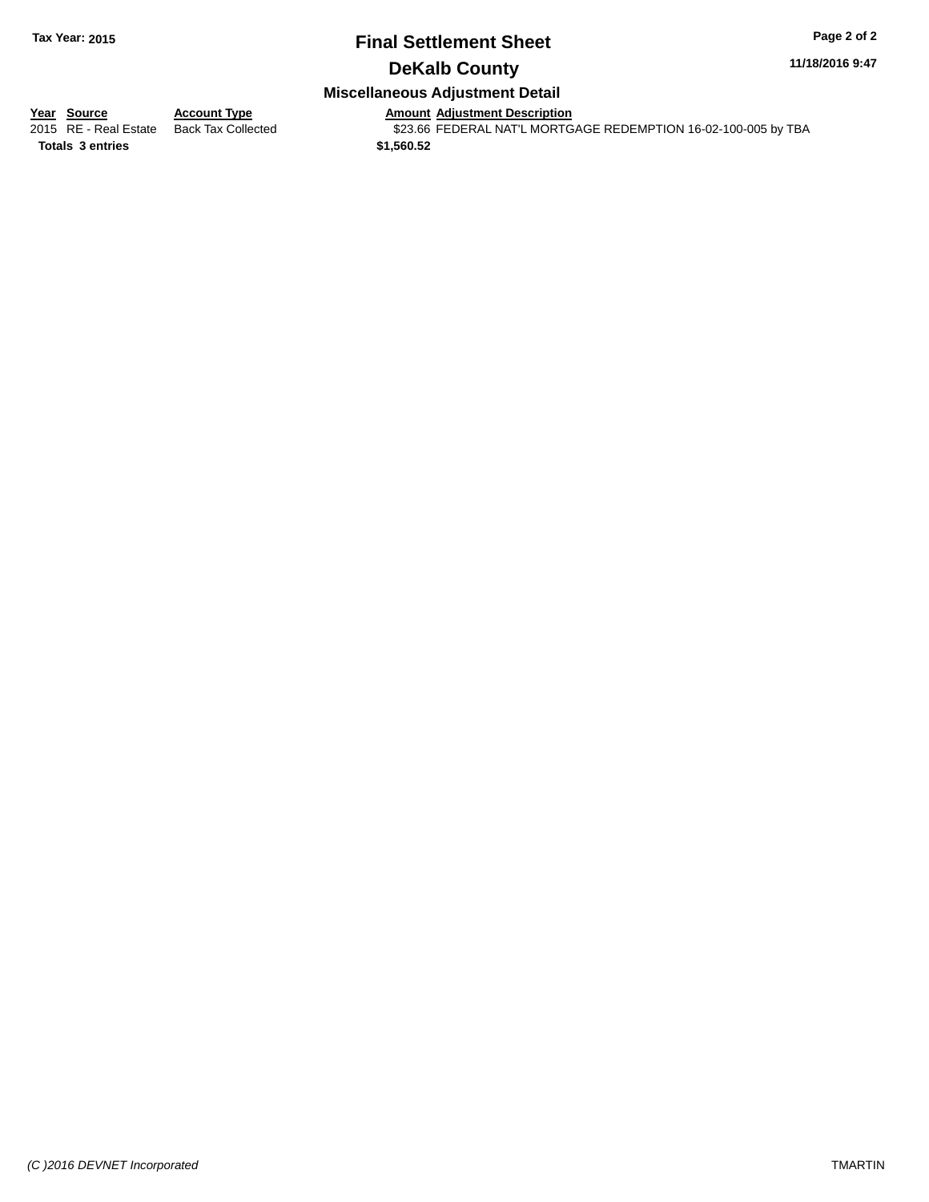**Tax Year: 2015**

# Final Settlement Sheet

## DeKalb County

### Miscellaneous Adjustment Detail

**11/18/2016 9:47**

| Year | Source | Account Type | Amount | Adjustment Description |
|---|---|---|---|---|
| 2015 | RE - Real Estate | Back Tax Collected | $23.66 | FEDERAL NAT'L MORTGAGE REDEMPTION 16-02-100-005 by TBA |
| **Totals** | **3 entries** | | **$1,560.52** | |

*(C )2016 DEVNET Incorporated* TMARTIN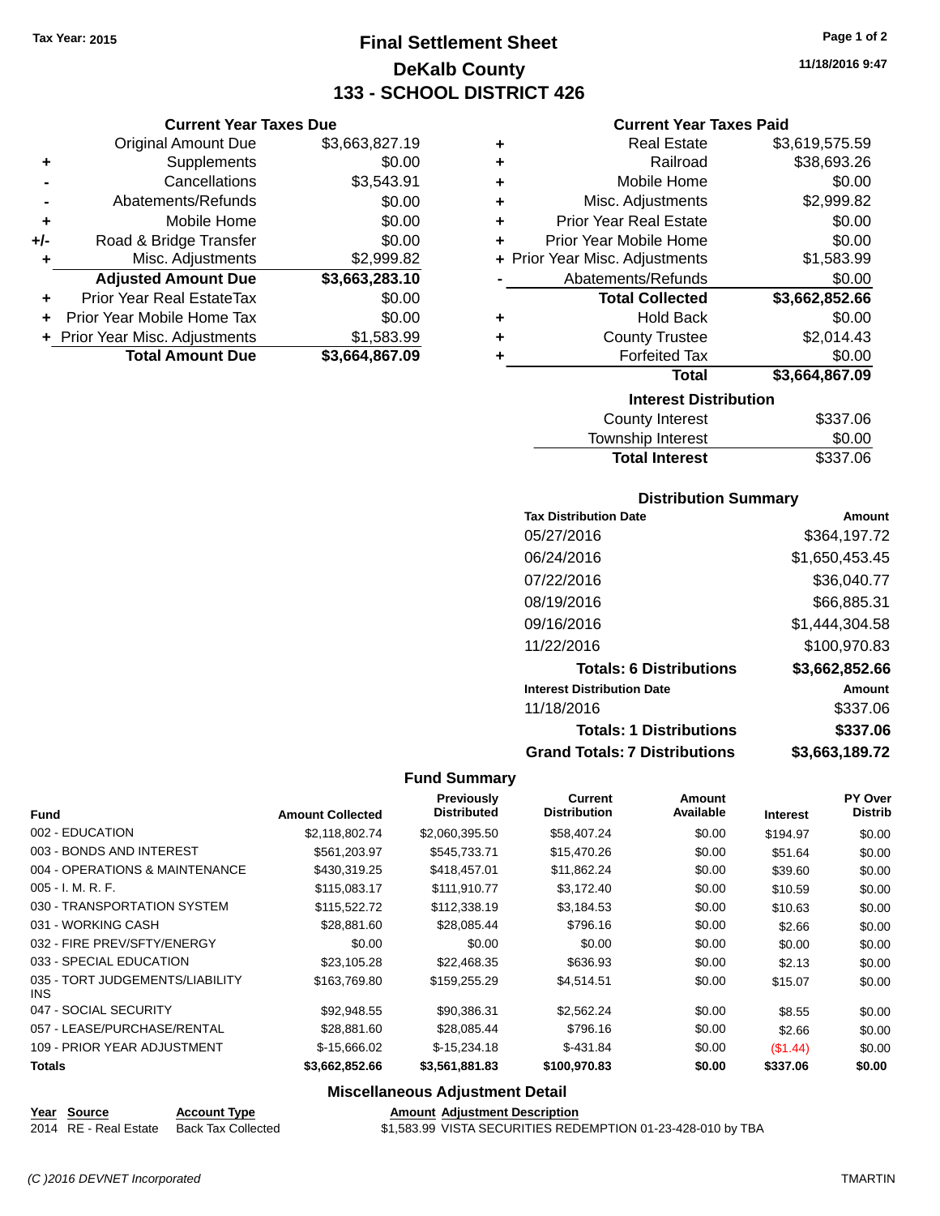Tax Year: 2015

# Final Settlement Sheet
## DeKalb County
## 133 - SCHOOL DISTRICT 426

11/18/2016 9:47

### Current Year Taxes Due

| | | |
|---|---|---|
| | Original Amount Due | $3,663,827.19 |
| + | Supplements | $0.00 |
| - | Cancellations | $3,543.91 |
| - | Abatements/Refunds | $0.00 |
| + | Mobile Home | $0.00 |
| +/- | Road & Bridge Transfer | $0.00 |
| + | Misc. Adjustments | $2,999.82 |
| | **Adjusted Amount Due** | **$3,663,283.10** |
| + | Prior Year Real EstateTax | $0.00 |
| + | Prior Year Mobile Home Tax | $0.00 |
| + | Prior Year Misc. Adjustments | $1,583.99 |
| | **Total Amount Due** | **$3,664,867.09** |

### Current Year Taxes Paid

| | | |
|---|---|---|
| + | Real Estate | $3,619,575.59 |
| + | Railroad | $38,693.26 |
| + | Mobile Home | $0.00 |
| + | Misc. Adjustments | $2,999.82 |
| + | Prior Year Real Estate | $0.00 |
| + | Prior Year Mobile Home | $0.00 |
| + | Prior Year Misc. Adjustments | $1,583.99 |
| - | Abatements/Refunds | $0.00 |
| | **Total Collected** | **$3,662,852.66** |
| + | Hold Back | $0.00 |
| + | County Trustee | $2,014.43 |
| + | Forfeited Tax | $0.00 |
| | **Total** | **$3,664,867.09** |

### Interest Distribution

| | |
|---|---|
| County Interest | $337.06 |
| Township Interest | $0.00 |
| **Total Interest** | $337.06 |

### Distribution Summary

| Tax Distribution Date | Amount |
|---|---|
| 05/27/2016 | $364,197.72 |
| 06/24/2016 | $1,650,453.45 |
| 07/22/2016 | $36,040.77 |
| 08/19/2016 | $66,885.31 |
| 09/16/2016 | $1,444,304.58 |
| 11/22/2016 | $100,970.83 |
| **Totals: 6 Distributions** | **$3,662,852.66** |
| **Interest Distribution Date** | **Amount** |
| 11/18/2016 | $337.06 |
| **Totals: 1 Distributions** | **$337.06** |
| **Grand Totals: 7 Distributions** | **$3,663,189.72** |

### Fund Summary

| Fund | Amount Collected | Previously Distributed | Current Distribution | Amount Available | Interest | PY Over Distrib |
|---|---|---|---|---|---|---|
| 002 - EDUCATION | $2,118,802.74 | $2,060,395.50 | $58,407.24 | $0.00 | $194.97 | $0.00 |
| 003 - BONDS AND INTEREST | $561,203.97 | $545,733.71 | $15,470.26 | $0.00 | $51.64 | $0.00 |
| 004 - OPERATIONS & MAINTENANCE | $430,319.25 | $418,457.01 | $11,862.24 | $0.00 | $39.60 | $0.00 |
| 005 - I. M. R. F. | $115,083.17 | $111,910.77 | $3,172.40 | $0.00 | $10.59 | $0.00 |
| 030 - TRANSPORTATION SYSTEM | $115,522.72 | $112,338.19 | $3,184.53 | $0.00 | $10.63 | $0.00 |
| 031 - WORKING CASH | $28,881.60 | $28,085.44 | $796.16 | $0.00 | $2.66 | $0.00 |
| 032 - FIRE PREV/SFTY/ENERGY | $0.00 | $0.00 | $0.00 | $0.00 | $0.00 | $0.00 |
| 033 - SPECIAL EDUCATION | $23,105.28 | $22,468.35 | $636.93 | $0.00 | $2.13 | $0.00 |
| 035 - TORT JUDGEMENTS/LIABILITY INS | $163,769.80 | $159,255.29 | $4,514.51 | $0.00 | $15.07 | $0.00 |
| 047 - SOCIAL SECURITY | $92,948.55 | $90,386.31 | $2,562.24 | $0.00 | $8.55 | $0.00 |
| 057 - LEASE/PURCHASE/RENTAL | $28,881.60 | $28,085.44 | $796.16 | $0.00 | $2.66 | $0.00 |
| 109 - PRIOR YEAR ADJUSTMENT | $-15,666.02 | $-15,234.18 | $-431.84 | $0.00 | ($1.44) | $0.00 |
| **Totals** | **$3,662,852.66** | **$3,561,881.83** | **$100,970.83** | **$0.00** | **$337.06** | **$0.00** |

### Miscellaneous Adjustment Detail

| Year | Source | Account Type | Amount | Adjustment Description |
|---|---|---|---|---|
| 2014 | RE - Real Estate | Back Tax Collected | $1,583.99 | VISTA SECURITIES REDEMPTION 01-23-428-010 by TBA |

(C )2016 DEVNET Incorporated TMARTIN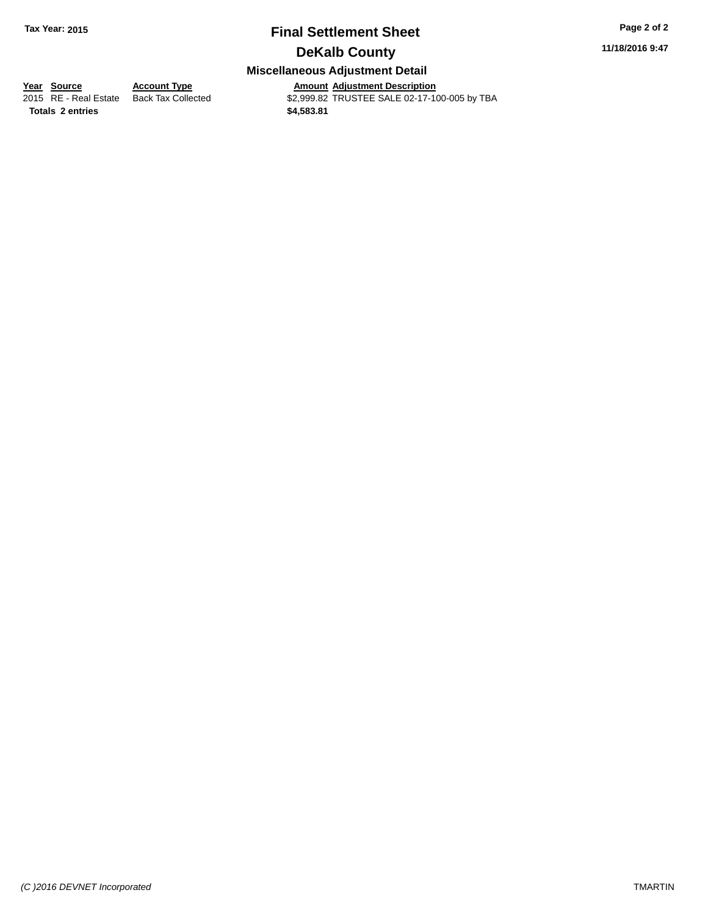**Tax Year: 2015**

# Final Settlement Sheet

## DeKalb County

### Miscellaneous Adjustment Detail

11/18/2016 9:47

| Year | Source | Account Type | Amount | Adjustment Description |
|---|---|---|---|---|
| 2015 | RE - Real Estate | Back Tax Collected | $2,999.82 | TRUSTEE SALE 02-17-100-005 by TBA |
| **Totals** | **2 entries** | | **$4,583.81** | |

*(C )2016 DEVNET Incorporated*

TMARTIN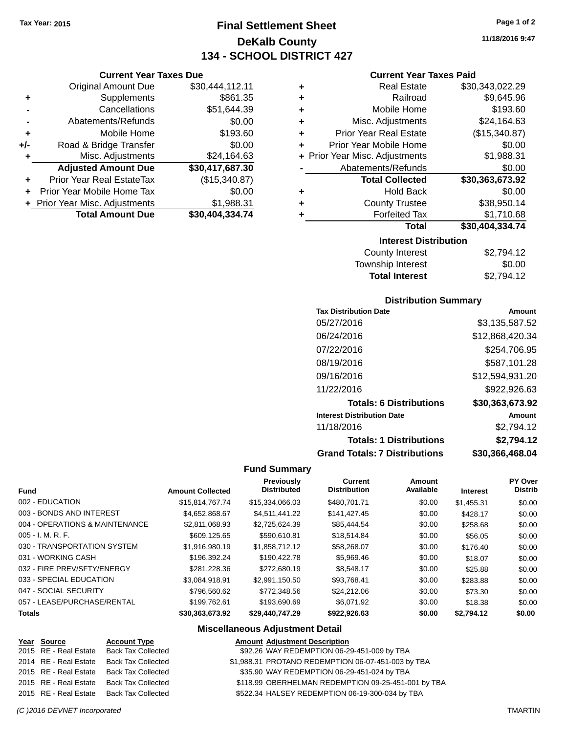Tax Year: 2015

# Final Settlement Sheet

## DeKalb County

## 134 - SCHOOL DISTRICT 427

11/18/2016 9:47

### Current Year Taxes Due

| | | |
|---|---|---|
| | Original Amount Due | $30,444,112.11 |
| + | Supplements | $861.35 |
| - | Cancellations | $51,644.39 |
| - | Abatements/Refunds | $0.00 |
| + | Mobile Home | $193.60 |
| +/- | Road & Bridge Transfer | $0.00 |
| + | Misc. Adjustments | $24,164.63 |
| | **Adjusted Amount Due** | **$30,417,687.30** |
| + | Prior Year Real EstateTax | ($15,340.87) |
| + | Prior Year Mobile Home Tax | $0.00 |
| + | Prior Year Misc. Adjustments | $1,988.31 |
| | **Total Amount Due** | **$30,404,334.74** |

### Current Year Taxes Paid

| | | |
|---|---|---|
| + | Real Estate | $30,343,022.29 |
| + | Railroad | $9,645.96 |
| + | Mobile Home | $193.60 |
| + | Misc. Adjustments | $24,164.63 |
| + | Prior Year Real Estate | ($15,340.87) |
| + | Prior Year Mobile Home | $0.00 |
| + | Prior Year Misc. Adjustments | $1,988.31 |
| - | Abatements/Refunds | $0.00 |
| | **Total Collected** | **$30,363,673.92** |
| + | Hold Back | $0.00 |
| + | County Trustee | $38,950.14 |
| + | Forfeited Tax | $1,710.68 |
| | **Total** | **$30,404,334.74** |

### Interest Distribution

| | |
|---|---|
| County Interest | $2,794.12 |
| Township Interest | $0.00 |
| **Total Interest** | $2,794.12 |

### Distribution Summary

| Tax Distribution Date | Amount |
|---|---|
| 05/27/2016 | $3,135,587.52 |
| 06/24/2016 | $12,868,420.34 |
| 07/22/2016 | $254,706.95 |
| 08/19/2016 | $587,101.28 |
| 09/16/2016 | $12,594,931.20 |
| 11/22/2016 | $922,926.63 |
| **Totals: 6 Distributions** | **$30,363,673.92** |
| **Interest Distribution Date** | **Amount** |
| 11/18/2016 | $2,794.12 |
| **Totals: 1 Distributions** | **$2,794.12** |
| **Grand Totals: 7 Distributions** | **$30,366,468.04** |

### Fund Summary

| Fund | Amount Collected | Previously Distributed | Current Distribution | Amount Available | Interest | PY Over Distrib |
|---|---|---|---|---|---|---|
| 002 - EDUCATION | $15,814,767.74 | $15,334,066.03 | $480,701.71 | $0.00 | $1,455.31 | $0.00 |
| 003 - BONDS AND INTEREST | $4,652,868.67 | $4,511,441.22 | $141,427.45 | $0.00 | $428.17 | $0.00 |
| 004 - OPERATIONS & MAINTENANCE | $2,811,068.93 | $2,725,624.39 | $85,444.54 | $0.00 | $258.68 | $0.00 |
| 005 - I. M. R. F. | $609,125.65 | $590,610.81 | $18,514.84 | $0.00 | $56.05 | $0.00 |
| 030 - TRANSPORTATION SYSTEM | $1,916,980.19 | $1,858,712.12 | $58,268.07 | $0.00 | $176.40 | $0.00 |
| 031 - WORKING CASH | $196,392.24 | $190,422.78 | $5,969.46 | $0.00 | $18.07 | $0.00 |
| 032 - FIRE PREV/SFTY/ENERGY | $281,228.36 | $272,680.19 | $8,548.17 | $0.00 | $25.88 | $0.00 |
| 033 - SPECIAL EDUCATION | $3,084,918.91 | $2,991,150.50 | $93,768.41 | $0.00 | $283.88 | $0.00 |
| 047 - SOCIAL SECURITY | $796,560.62 | $772,348.56 | $24,212.06 | $0.00 | $73.30 | $0.00 |
| 057 - LEASE/PURCHASE/RENTAL | $199,762.61 | $193,690.69 | $6,071.92 | $0.00 | $18.38 | $0.00 |
| **Totals** | **$30,363,673.92** | **$29,440,747.29** | **$922,926.63** | **$0.00** | **$2,794.12** | **$0.00** |

### Miscellaneous Adjustment Detail

| Year | Source | Account Type | Amount | Adjustment Description |
|---|---|---|---|---|
| 2015 | RE - Real Estate | Back Tax Collected | $92.26 | WAY REDEMPTION 06-29-451-009 by TBA |
| 2014 | RE - Real Estate | Back Tax Collected | $1,988.31 | PROTANO REDEMPTION 06-07-451-003 by TBA |
| 2015 | RE - Real Estate | Back Tax Collected | $35.90 | WAY REDEMPTION 06-29-451-024 by TBA |
| 2015 | RE - Real Estate | Back Tax Collected | $118.99 | OBERHELMAN REDEMPTION 09-25-451-001 by TBA |
| 2015 | RE - Real Estate | Back Tax Collected | $522.34 | HALSEY REDEMPTION 06-19-300-034 by TBA |

(C )2016 DEVNET Incorporated TMARTIN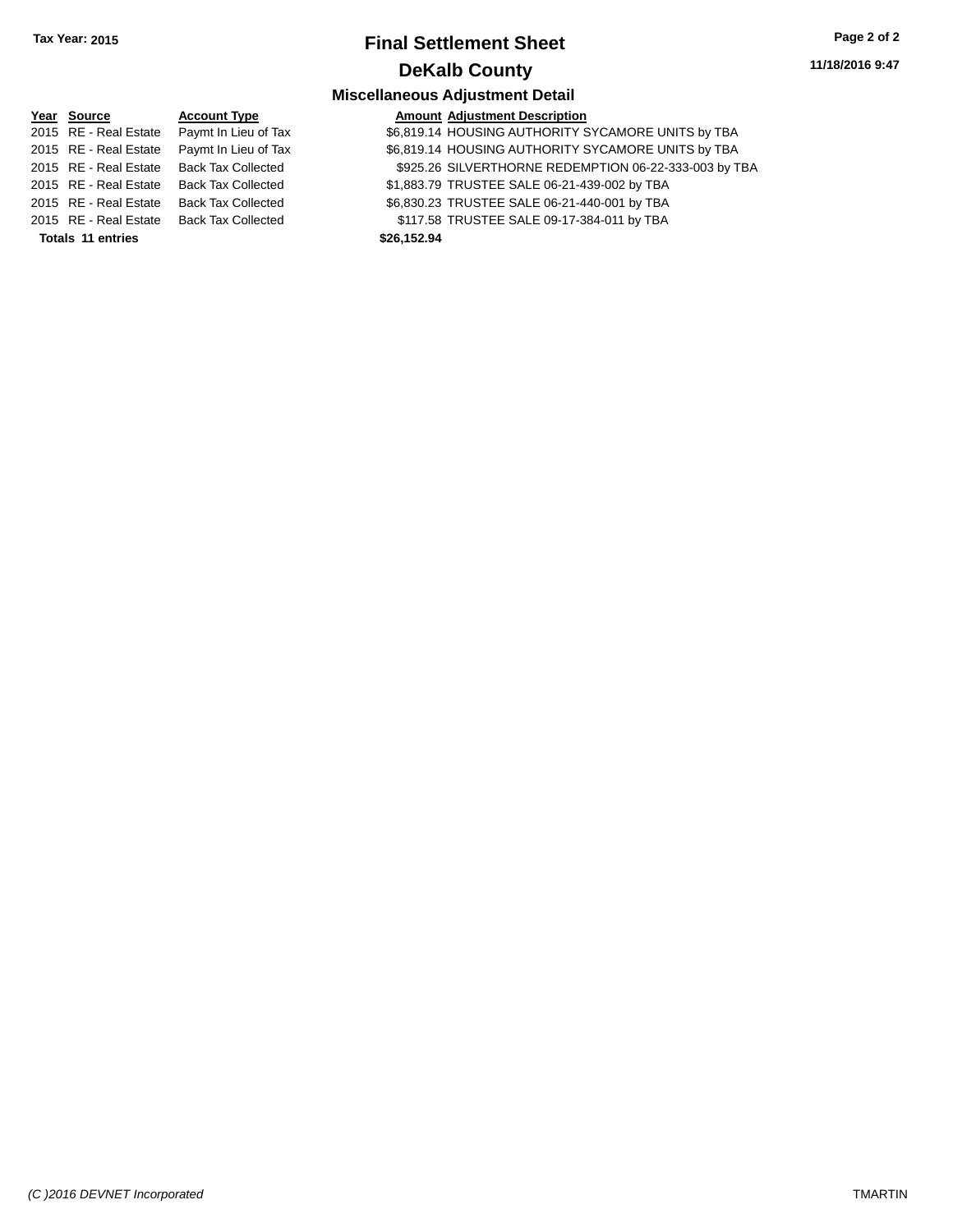# Final Settlement Sheet

## DeKalb County

### Miscellaneous Adjustment Detail

Tax Year: 2015

11/18/2016 9:47

| Year | Source | Account Type | Amount | Adjustment Description |
|---|---|---|---|---|
| 2015 | RE - Real Estate | Paymt In Lieu of Tax | $6,819.14 | HOUSING AUTHORITY SYCAMORE UNITS by TBA |
| 2015 | RE - Real Estate | Paymt In Lieu of Tax | $6,819.14 | HOUSING AUTHORITY SYCAMORE UNITS by TBA |
| 2015 | RE - Real Estate | Back Tax Collected | $925.26 | SILVERTHORNE REDEMPTION 06-22-333-003 by TBA |
| 2015 | RE - Real Estate | Back Tax Collected | $1,883.79 | TRUSTEE SALE 06-21-439-002 by TBA |
| 2015 | RE - Real Estate | Back Tax Collected | $6,830.23 | TRUSTEE SALE 06-21-440-001 by TBA |
| 2015 | RE - Real Estate | Back Tax Collected | $117.58 | TRUSTEE SALE 09-17-384-011 by TBA |
| **Totals 11 entries** | | | **$26,152.94** | |

*(C )2016 DEVNET Incorporated* TMARTIN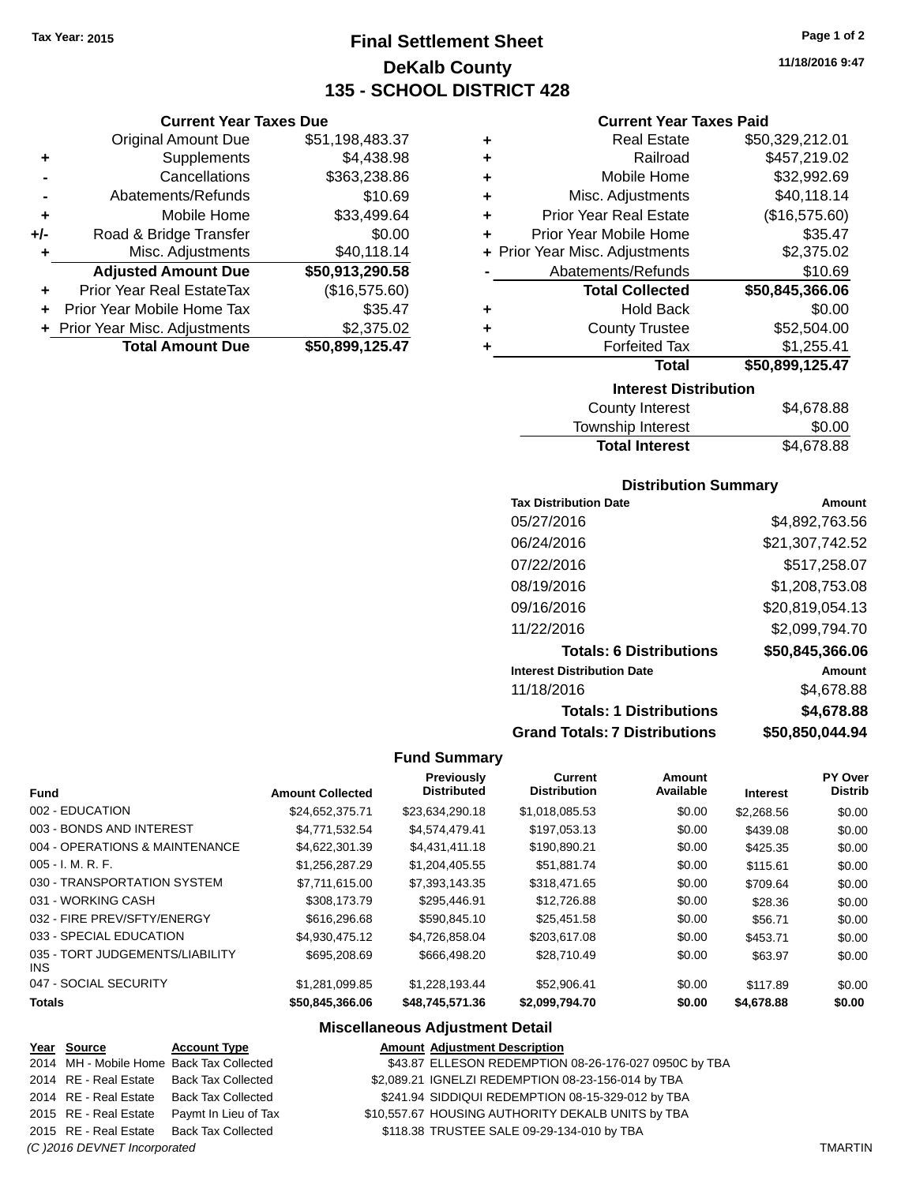Tax Year: 2015

# Final Settlement Sheet
## DeKalb County
## 135 - SCHOOL DISTRICT 428

11/18/2016 9:47

### Current Year Taxes Due

| | | |
|---|---|---|
| | Original Amount Due | $51,198,483.37 |
| + | Supplements | $4,438.98 |
| - | Cancellations | $363,238.86 |
| - | Abatements/Refunds | $10.69 |
| + | Mobile Home | $33,499.64 |
| +/- | Road & Bridge Transfer | $0.00 |
| + | Misc. Adjustments | $40,118.14 |
| | **Adjusted Amount Due** | **$50,913,290.58** |
| + | Prior Year Real EstateTax | ($16,575.60) |
| + | Prior Year Mobile Home Tax | $35.47 |
| + | Prior Year Misc. Adjustments | $2,375.02 |
| | **Total Amount Due** | **$50,899,125.47** |

### Current Year Taxes Paid

| | | |
|---|---|---|
| + | Real Estate | $50,329,212.01 |
| + | Railroad | $457,219.02 |
| + | Mobile Home | $32,992.69 |
| + | Misc. Adjustments | $40,118.14 |
| + | Prior Year Real Estate | ($16,575.60) |
| + | Prior Year Mobile Home | $35.47 |
| + | Prior Year Misc. Adjustments | $2,375.02 |
| - | Abatements/Refunds | $10.69 |
| | **Total Collected** | **$50,845,366.06** |
| + | Hold Back | $0.00 |
| + | County Trustee | $52,504.00 |
| + | Forfeited Tax | $1,255.41 |
| | **Total** | **$50,899,125.47** |

### Interest Distribution

| | |
|---|---|
| County Interest | $4,678.88 |
| Township Interest | $0.00 |
| **Total Interest** | $4,678.88 |

### Distribution Summary

| Tax Distribution Date | Amount |
|---|---|
| 05/27/2016 | $4,892,763.56 |
| 06/24/2016 | $21,307,742.52 |
| 07/22/2016 | $517,258.07 |
| 08/19/2016 | $1,208,753.08 |
| 09/16/2016 | $20,819,054.13 |
| 11/22/2016 | $2,099,794.70 |
| **Totals: 6 Distributions** | **$50,845,366.06** |
| **Interest Distribution Date** | **Amount** |
| 11/18/2016 | $4,678.88 |
| **Totals: 1 Distributions** | **$4,678.88** |
| **Grand Totals: 7 Distributions** | **$50,850,044.94** |

### Fund Summary

| Fund | Amount Collected | Previously Distributed | Current Distribution | Amount Available | Interest | PY Over Distrib |
|---|---|---|---|---|---|---|
| 002 - EDUCATION | $24,652,375.71 | $23,634,290.18 | $1,018,085.53 | $0.00 | $2,268.56 | $0.00 |
| 003 - BONDS AND INTEREST | $4,771,532.54 | $4,574,479.41 | $197,053.13 | $0.00 | $439.08 | $0.00 |
| 004 - OPERATIONS & MAINTENANCE | $4,622,301.39 | $4,431,411.18 | $190,890.21 | $0.00 | $425.35 | $0.00 |
| 005 - I. M. R. F. | $1,256,287.29 | $1,204,405.55 | $51,881.74 | $0.00 | $115.61 | $0.00 |
| 030 - TRANSPORTATION SYSTEM | $7,711,615.00 | $7,393,143.35 | $318,471.65 | $0.00 | $709.64 | $0.00 |
| 031 - WORKING CASH | $308,173.79 | $295,446.91 | $12,726.88 | $0.00 | $28.36 | $0.00 |
| 032 - FIRE PREV/SFTY/ENERGY | $616,296.68 | $590,845.10 | $25,451.58 | $0.00 | $56.71 | $0.00 |
| 033 - SPECIAL EDUCATION | $4,930,475.12 | $4,726,858.04 | $203,617.08 | $0.00 | $453.71 | $0.00 |
| 035 - TORT JUDGEMENTS/LIABILITY INS | $695,208.69 | $666,498.20 | $28,710.49 | $0.00 | $63.97 | $0.00 |
| 047 - SOCIAL SECURITY | $1,281,099.85 | $1,228,193.44 | $52,906.41 | $0.00 | $117.89 | $0.00 |
| **Totals** | **$50,845,366.06** | **$48,745,571.36** | **$2,099,794.70** | **$0.00** | **$4,678.88** | **$0.00** |

### Miscellaneous Adjustment Detail

| Year | Source | Account Type | Amount | Adjustment Description |
|---|---|---|---|---|
| 2014 | MH - Mobile Home | Back Tax Collected | $43.87 | ELLESON REDEMPTION 08-26-176-027 0950C by TBA |
| 2014 | RE - Real Estate | Back Tax Collected | $2,089.21 | IGNELZI REDEMPTION 08-23-156-014 by TBA |
| 2014 | RE - Real Estate | Back Tax Collected | $241.94 | SIDDIQUI REDEMPTION 08-15-329-012 by TBA |
| 2015 | RE - Real Estate | Paymt In Lieu of Tax | $10,557.67 | HOUSING AUTHORITY DEKALB UNITS by TBA |
| 2015 | RE - Real Estate | Back Tax Collected | $118.38 | TRUSTEE SALE 09-29-134-010 by TBA |

(C )2016 DEVNET Incorporated TMARTIN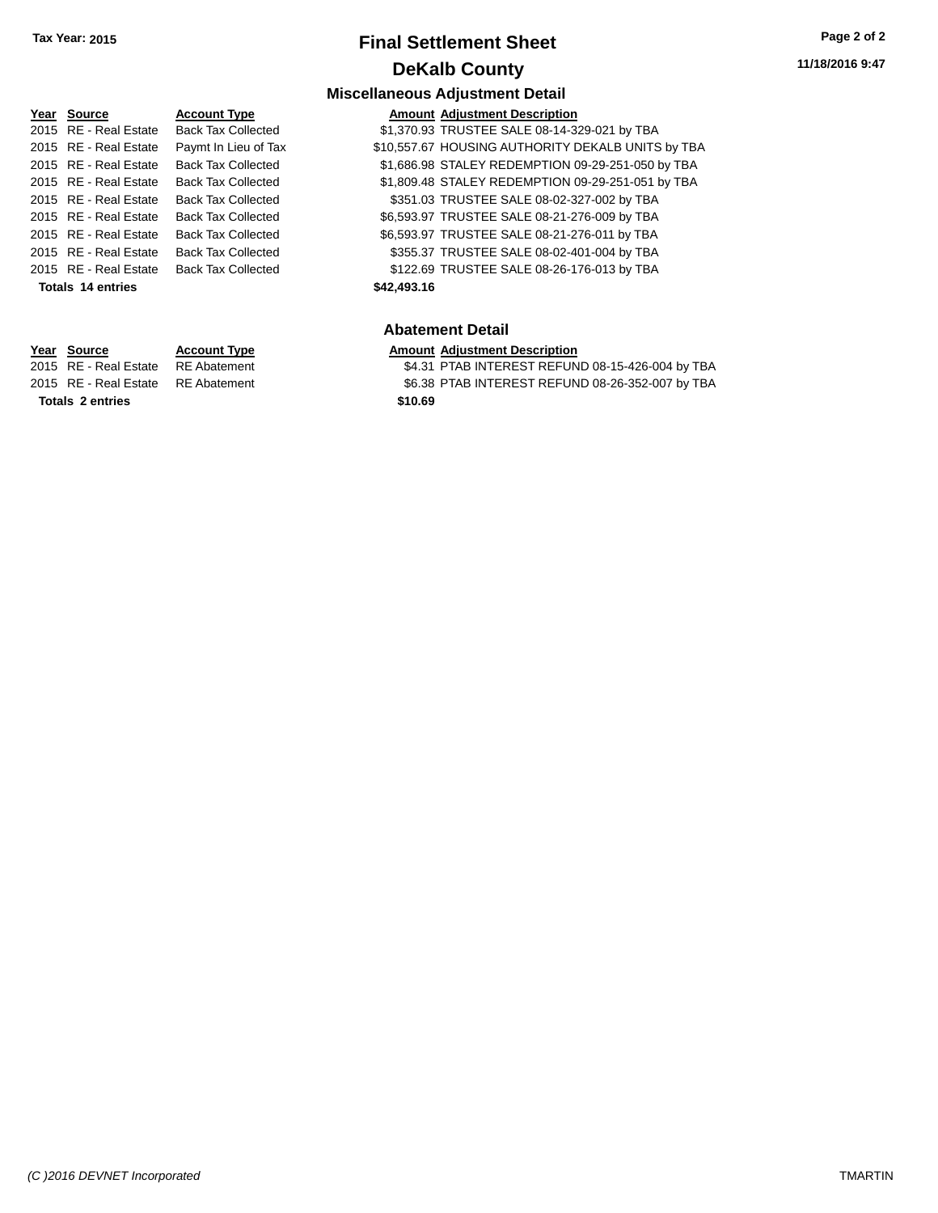**Tax Year: 2015**

# Final Settlement Sheet

## DeKalb County

11/18/2016 9:47

### Miscellaneous Adjustment Detail

| Year | Source | Account Type | Amount | Adjustment Description |
|---|---|---|---|---|
| 2015 | RE - Real Estate | Back Tax Collected | $1,370.93 | TRUSTEE SALE 08-14-329-021 by TBA |
| 2015 | RE - Real Estate | Paymt In Lieu of Tax | $10,557.67 | HOUSING AUTHORITY DEKALB UNITS by TBA |
| 2015 | RE - Real Estate | Back Tax Collected | $1,686.98 | STALEY REDEMPTION 09-29-251-050 by TBA |
| 2015 | RE - Real Estate | Back Tax Collected | $1,809.48 | STALEY REDEMPTION 09-29-251-051 by TBA |
| 2015 | RE - Real Estate | Back Tax Collected | $351.03 | TRUSTEE SALE 08-02-327-002 by TBA |
| 2015 | RE - Real Estate | Back Tax Collected | $6,593.97 | TRUSTEE SALE 08-21-276-009 by TBA |
| 2015 | RE - Real Estate | Back Tax Collected | $6,593.97 | TRUSTEE SALE 08-21-276-011 by TBA |
| 2015 | RE - Real Estate | Back Tax Collected | $355.37 | TRUSTEE SALE 08-02-401-004 by TBA |
| 2015 | RE - Real Estate | Back Tax Collected | $122.69 | TRUSTEE SALE 08-26-176-013 by TBA |
| **Totals 14 entries** | | | **$42,493.16** | |

### Abatement Detail

| Year | Source | Account Type | Amount | Adjustment Description |
|---|---|---|---|---|
| 2015 | RE - Real Estate | RE Abatement | $4.31 | PTAB INTEREST REFUND 08-15-426-004 by TBA |
| 2015 | RE - Real Estate | RE Abatement | $6.38 | PTAB INTEREST REFUND 08-26-352-007 by TBA |
| **Totals 2 entries** | | | **$10.69** | |

*(C )2016 DEVNET Incorporated* TMARTIN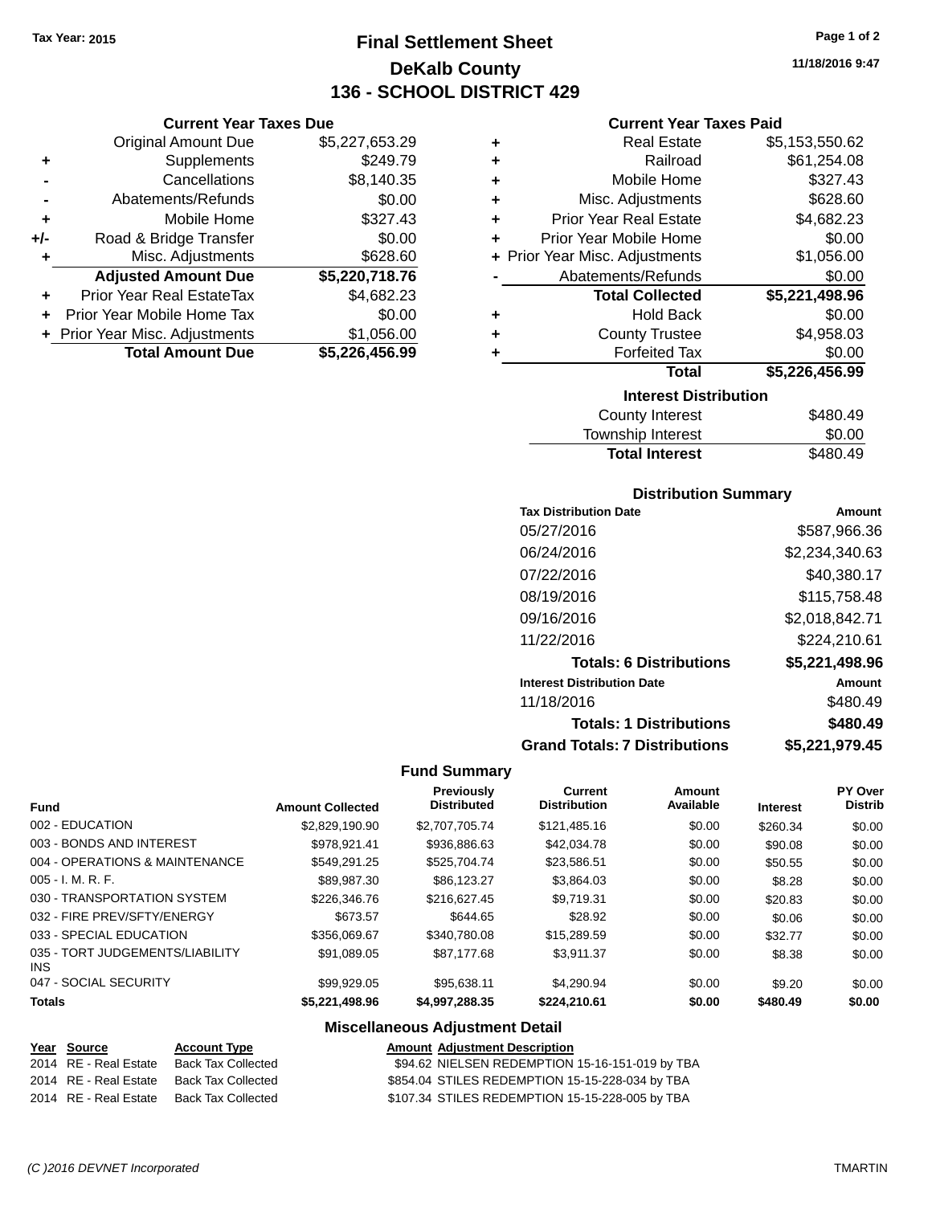Tax Year: 2015

# Final Settlement Sheet

## DeKalb County

## 136 - SCHOOL DISTRICT 429

11/18/2016 9:47

### Current Year Taxes Due

| | | |
|---|---|---|
| | Original Amount Due | $5,227,653.29 |
| + | Supplements | $249.79 |
| - | Cancellations | $8,140.35 |
| - | Abatements/Refunds | $0.00 |
| + | Mobile Home | $327.43 |
| +/- | Road & Bridge Transfer | $0.00 |
| + | Misc. Adjustments | $628.60 |
| | **Adjusted Amount Due** | **$5,220,718.76** |
| + | Prior Year Real EstateTax | $4,682.23 |
| + | Prior Year Mobile Home Tax | $0.00 |
| + | Prior Year Misc. Adjustments | $1,056.00 |
| | **Total Amount Due** | **$5,226,456.99** |

### Current Year Taxes Paid

| | | |
|---|---|---|
| + | Real Estate | $5,153,550.62 |
| + | Railroad | $61,254.08 |
| + | Mobile Home | $327.43 |
| + | Misc. Adjustments | $628.60 |
| + | Prior Year Real Estate | $4,682.23 |
| + | Prior Year Mobile Home | $0.00 |
| + | Prior Year Misc. Adjustments | $1,056.00 |
| - | Abatements/Refunds | $0.00 |
| | **Total Collected** | **$5,221,498.96** |
| + | Hold Back | $0.00 |
| + | County Trustee | $4,958.03 |
| + | Forfeited Tax | $0.00 |
| | **Total** | **$5,226,456.99** |

### Interest Distribution

| | |
|---|---|
| County Interest | $480.49 |
| Township Interest | $0.00 |
| **Total Interest** | $480.49 |

### Distribution Summary

| Tax Distribution Date | Amount |
|---|---|
| 05/27/2016 | $587,966.36 |
| 06/24/2016 | $2,234,340.63 |
| 07/22/2016 | $40,380.17 |
| 08/19/2016 | $115,758.48 |
| 09/16/2016 | $2,018,842.71 |
| 11/22/2016 | $224,210.61 |
| **Totals: 6 Distributions** | **$5,221,498.96** |
| **Interest Distribution Date** | **Amount** |
| 11/18/2016 | $480.49 |
| **Totals: 1 Distributions** | **$480.49** |
| **Grand Totals: 7 Distributions** | **$5,221,979.45** |

### Fund Summary

| Fund | Amount Collected | Previously Distributed | Current Distribution | Amount Available | Interest | PY Over Distrib |
|---|---|---|---|---|---|---|
| 002 - EDUCATION | $2,829,190.90 | $2,707,705.74 | $121,485.16 | $0.00 | $260.34 | $0.00 |
| 003 - BONDS AND INTEREST | $978,921.41 | $936,886.63 | $42,034.78 | $0.00 | $90.08 | $0.00 |
| 004 - OPERATIONS & MAINTENANCE | $549,291.25 | $525,704.74 | $23,586.51 | $0.00 | $50.55 | $0.00 |
| 005 - I. M. R. F. | $89,987.30 | $86,123.27 | $3,864.03 | $0.00 | $8.28 | $0.00 |
| 030 - TRANSPORTATION SYSTEM | $226,346.76 | $216,627.45 | $9,719.31 | $0.00 | $20.83 | $0.00 |
| 032 - FIRE PREV/SFTY/ENERGY | $673.57 | $644.65 | $28.92 | $0.00 | $0.06 | $0.00 |
| 033 - SPECIAL EDUCATION | $356,069.67 | $340,780.08 | $15,289.59 | $0.00 | $32.77 | $0.00 |
| 035 - TORT JUDGEMENTS/LIABILITY INS | $91,089.05 | $87,177.68 | $3,911.37 | $0.00 | $8.38 | $0.00 |
| 047 - SOCIAL SECURITY | $99,929.05 | $95,638.11 | $4,290.94 | $0.00 | $9.20 | $0.00 |
| **Totals** | **$5,221,498.96** | **$4,997,288.35** | **$224,210.61** | **$0.00** | **$480.49** | **$0.00** |

### Miscellaneous Adjustment Detail

| Year | Source | Account Type | Amount | Adjustment Description |
|---|---|---|---|---|
| 2014 | RE - Real Estate | Back Tax Collected | $94.62 | NIELSEN REDEMPTION 15-16-151-019 by TBA |
| 2014 | RE - Real Estate | Back Tax Collected | $854.04 | STILES REDEMPTION 15-15-228-034 by TBA |
| 2014 | RE - Real Estate | Back Tax Collected | $107.34 | STILES REDEMPTION 15-15-228-005 by TBA |

(C )2016 DEVNET Incorporated TMARTIN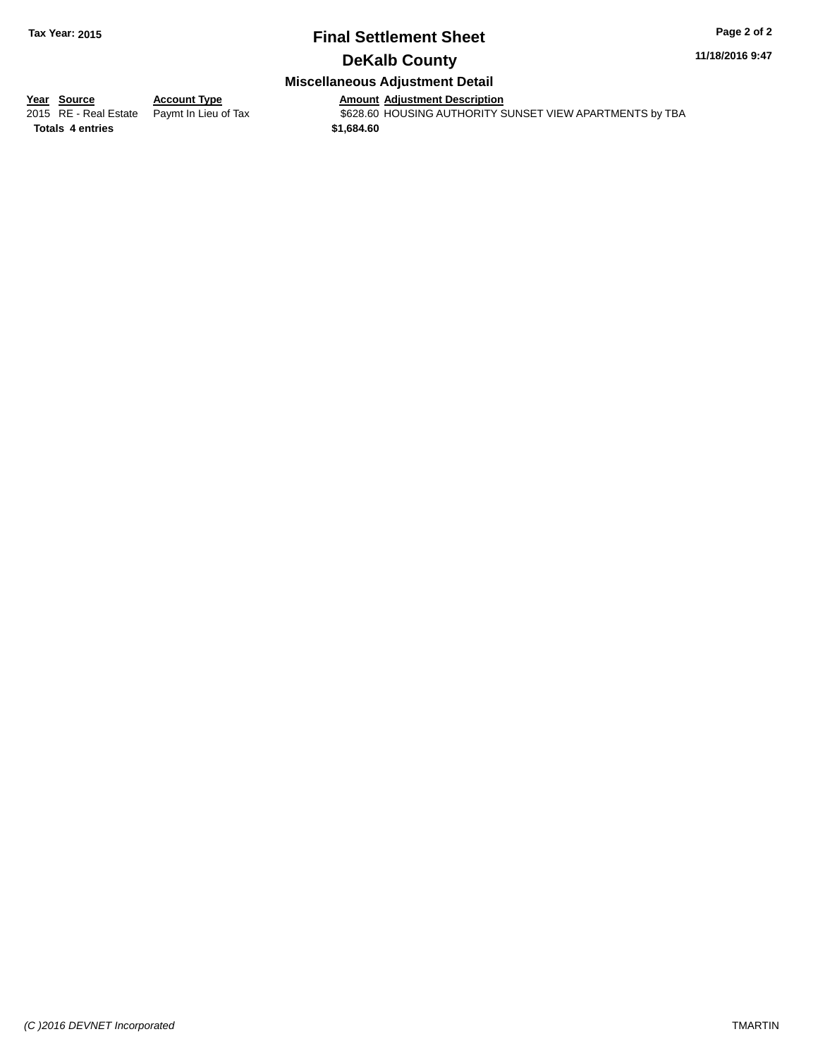# Final Settlement Sheet

## DeKalb County

### Miscellaneous Adjustment Detail

| Year | Source | Account Type | Amount | Adjustment Description |
|---|---|---|---|---|
| 2015 | RE - Real Estate | Paymt In Lieu of Tax | $628.60 | HOUSING AUTHORITY SUNSET VIEW APARTMENTS by TBA |
| **Totals** | **4 entries** | | **$1,684.60** | |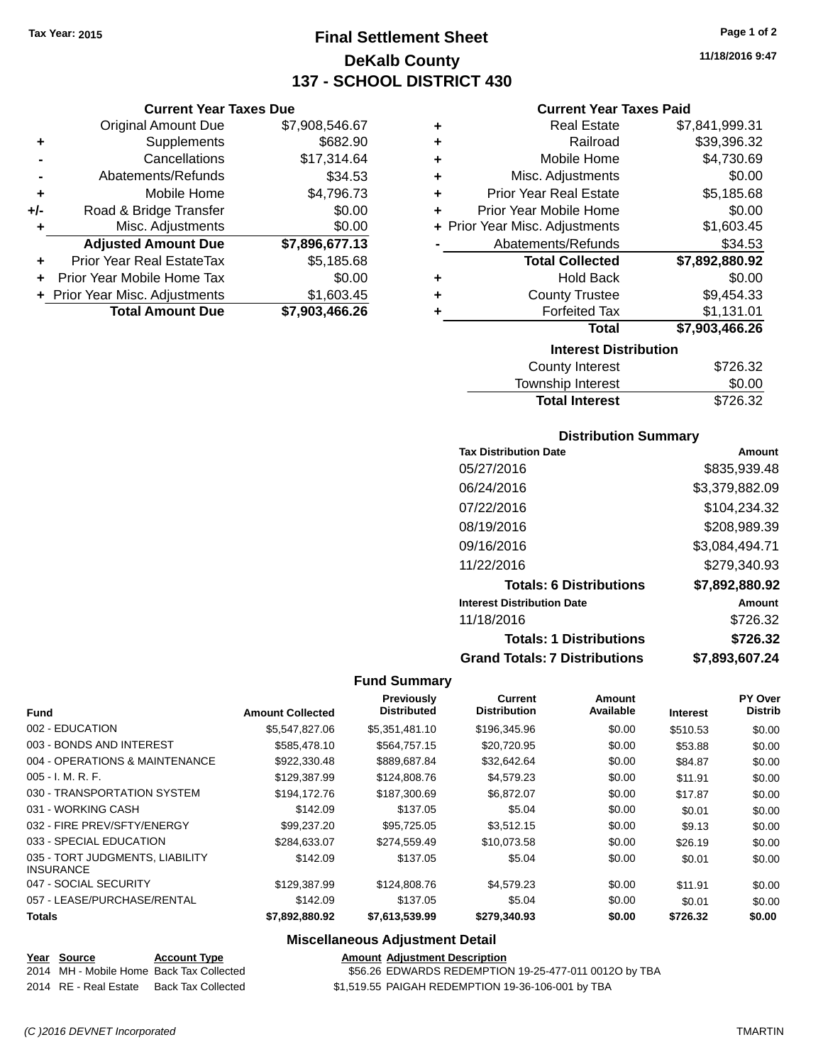Tax Year: 2015

# Final Settlement Sheet

## DeKalb County

## 137 - SCHOOL DISTRICT 430

11/18/2016 9:47

### Current Year Taxes Due

| | | |
|---|---|---|
| | Original Amount Due | $7,908,546.67 |
| + | Supplements | $682.90 |
| - | Cancellations | $17,314.64 |
| - | Abatements/Refunds | $34.53 |
| + | Mobile Home | $4,796.73 |
| +/- | Road & Bridge Transfer | $0.00 |
| + | Misc. Adjustments | $0.00 |
| | **Adjusted Amount Due** | **$7,896,677.13** |
| + | Prior Year Real EstateTax | $5,185.68 |
| + | Prior Year Mobile Home Tax | $0.00 |
| + | Prior Year Misc. Adjustments | $1,603.45 |
| | **Total Amount Due** | **$7,903,466.26** |

### Current Year Taxes Paid

| | | |
|---|---|---|
| + | Real Estate | $7,841,999.31 |
| + | Railroad | $39,396.32 |
| + | Mobile Home | $4,730.69 |
| + | Misc. Adjustments | $0.00 |
| + | Prior Year Real Estate | $5,185.68 |
| + | Prior Year Mobile Home | $0.00 |
| + | Prior Year Misc. Adjustments | $1,603.45 |
| - | Abatements/Refunds | $34.53 |
| | **Total Collected** | **$7,892,880.92** |
| + | Hold Back | $0.00 |
| + | County Trustee | $9,454.33 |
| + | Forfeited Tax | $1,131.01 |
| | **Total** | **$7,903,466.26** |

### Interest Distribution

| | |
|---|---|
| County Interest | $726.32 |
| Township Interest | $0.00 |
| **Total Interest** | $726.32 |

### Distribution Summary

| Tax Distribution Date | Amount |
|---|---|
| 05/27/2016 | $835,939.48 |
| 06/24/2016 | $3,379,882.09 |
| 07/22/2016 | $104,234.32 |
| 08/19/2016 | $208,989.39 |
| 09/16/2016 | $3,084,494.71 |
| 11/22/2016 | $279,340.93 |
| **Totals: 6 Distributions** | **$7,892,880.92** |
| **Interest Distribution Date** | **Amount** |
| 11/18/2016 | $726.32 |
| **Totals: 1 Distributions** | **$726.32** |
| **Grand Totals: 7 Distributions** | **$7,893,607.24** |

### Fund Summary

| Fund | Amount Collected | Previously Distributed | Current Distribution | Amount Available | Interest | PY Over Distrib |
|---|---|---|---|---|---|---|
| 002 - EDUCATION | $5,547,827.06 | $5,351,481.10 | $196,345.96 | $0.00 | $510.53 | $0.00 |
| 003 - BONDS AND INTEREST | $585,478.10 | $564,757.15 | $20,720.95 | $0.00 | $53.88 | $0.00 |
| 004 - OPERATIONS & MAINTENANCE | $922,330.48 | $889,687.84 | $32,642.64 | $0.00 | $84.87 | $0.00 |
| 005 - I. M. R. F. | $129,387.99 | $124,808.76 | $4,579.23 | $0.00 | $11.91 | $0.00 |
| 030 - TRANSPORTATION SYSTEM | $194,172.76 | $187,300.69 | $6,872.07 | $0.00 | $17.87 | $0.00 |
| 031 - WORKING CASH | $142.09 | $137.05 | $5.04 | $0.00 | $0.01 | $0.00 |
| 032 - FIRE PREV/SFTY/ENERGY | $99,237.20 | $95,725.05 | $3,512.15 | $0.00 | $9.13 | $0.00 |
| 033 - SPECIAL EDUCATION | $284,633.07 | $274,559.49 | $10,073.58 | $0.00 | $26.19 | $0.00 |
| 035 - TORT JUDGMENTS, LIABILITY INSURANCE | $142.09 | $137.05 | $5.04 | $0.00 | $0.01 | $0.00 |
| 047 - SOCIAL SECURITY | $129,387.99 | $124,808.76 | $4,579.23 | $0.00 | $11.91 | $0.00 |
| 057 - LEASE/PURCHASE/RENTAL | $142.09 | $137.05 | $5.04 | $0.00 | $0.01 | $0.00 |
| **Totals** | **$7,892,880.92** | **$7,613,539.99** | **$279,340.93** | **$0.00** | **$726.32** | **$0.00** |

### Miscellaneous Adjustment Detail

| Year | Source | Account Type | Amount | Adjustment Description |
|---|---|---|---|---|
| 2014 | MH - Mobile Home | Back Tax Collected | $56.26 | EDWARDS REDEMPTION 19-25-477-011 0012O by TBA |
| 2014 | RE - Real Estate | Back Tax Collected | $1,519.55 | PAIGAH REDEMPTION 19-36-106-001 by TBA |

(C )2016 DEVNET Incorporated TMARTIN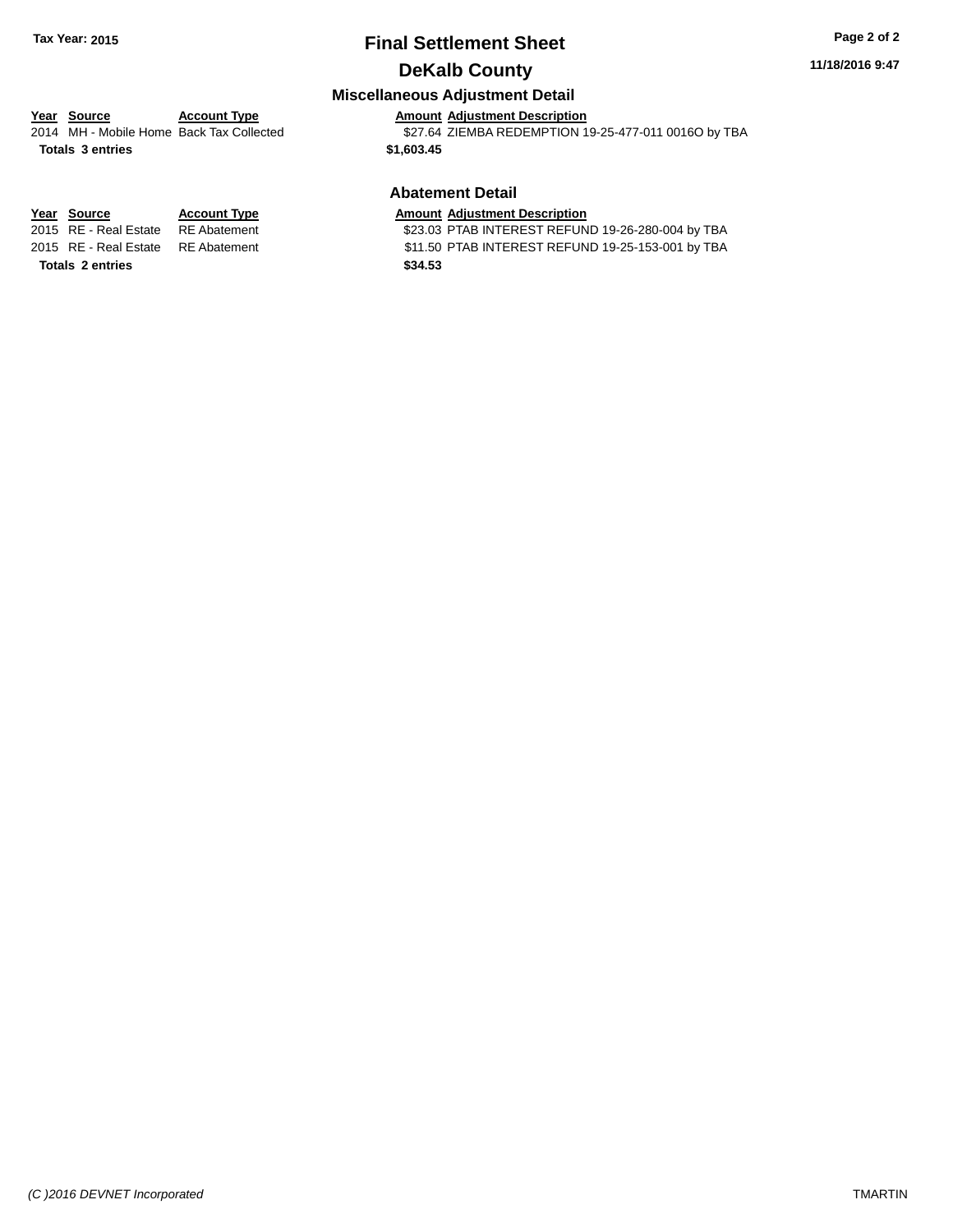# Final Settlement Sheet

## DeKalb County

### Miscellaneous Adjustment Detail

| Year | Source | Account Type | Amount | Adjustment Description |
|---|---|---|---|---|
| 2014 | MH - Mobile Home | Back Tax Collected | $27.64 | ZIEMBA REDEMPTION 19-25-477-011 0016O by TBA |
| **Totals 3 entries** | | | **$1,603.45** | |

### Abatement Detail

| Year | Source | Account Type | Amount | Adjustment Description |
|---|---|---|---|---|
| 2015 | RE - Real Estate | RE Abatement | $23.03 | PTAB INTEREST REFUND 19-26-280-004 by TBA |
| 2015 | RE - Real Estate | RE Abatement | $11.50 | PTAB INTEREST REFUND 19-25-153-001 by TBA |
| **Totals 2 entries** | | | **$34.53** | |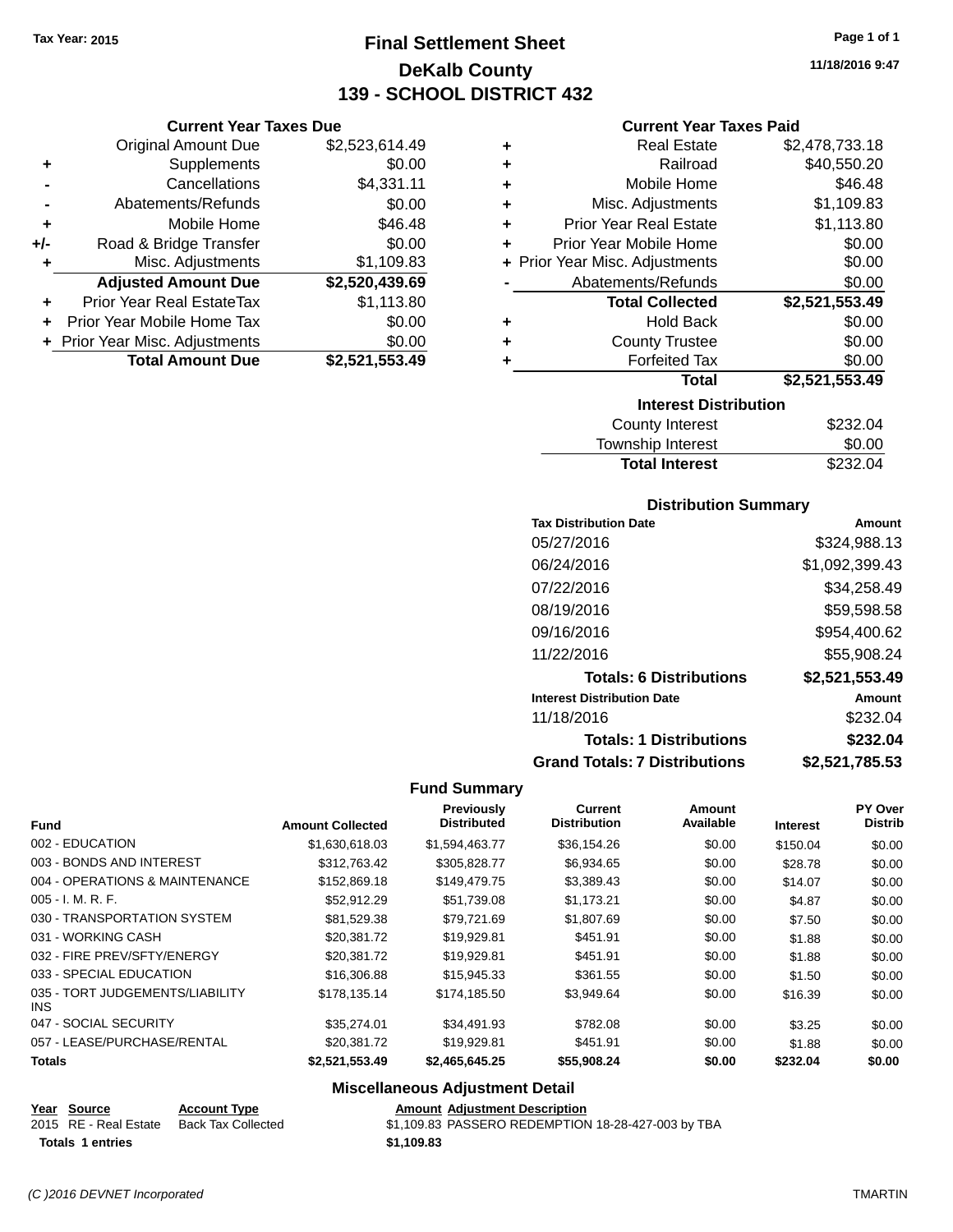**Tax Year: 2015**

# Final Settlement Sheet
## DeKalb County
## 139 - SCHOOL DISTRICT 432

11/18/2016 9:47

### Current Year Taxes Due

| | | |
|---|---|---|
| | Original Amount Due | $2,523,614.49 |
| + | Supplements | $0.00 |
| - | Cancellations | $4,331.11 |
| - | Abatements/Refunds | $0.00 |
| + | Mobile Home | $46.48 |
| +/- | Road & Bridge Transfer | $0.00 |
| + | Misc. Adjustments | $1,109.83 |
| | **Adjusted Amount Due** | **$2,520,439.69** |
| + | Prior Year Real EstateTax | $1,113.80 |
| + | Prior Year Mobile Home Tax | $0.00 |
| + | Prior Year Misc. Adjustments | $0.00 |
| | **Total Amount Due** | **$2,521,553.49** |

### Current Year Taxes Paid

| | | |
|---|---|---|
| + | Real Estate | $2,478,733.18 |
| + | Railroad | $40,550.20 |
| + | Mobile Home | $46.48 |
| + | Misc. Adjustments | $1,109.83 |
| + | Prior Year Real Estate | $1,113.80 |
| + | Prior Year Mobile Home | $0.00 |
| + | Prior Year Misc. Adjustments | $0.00 |
| - | Abatements/Refunds | $0.00 |
| | **Total Collected** | **$2,521,553.49** |
| + | Hold Back | $0.00 |
| + | County Trustee | $0.00 |
| + | Forfeited Tax | $0.00 |
| | **Total** | **$2,521,553.49** |

### Interest Distribution

| | |
|---|---|
| County Interest | $232.04 |
| Township Interest | $0.00 |
| **Total Interest** | **$232.04** |

### Distribution Summary

| Tax Distribution Date | Amount |
|---|---|
| 05/27/2016 | $324,988.13 |
| 06/24/2016 | $1,092,399.43 |
| 07/22/2016 | $34,258.49 |
| 08/19/2016 | $59,598.58 |
| 09/16/2016 | $954,400.62 |
| 11/22/2016 | $55,908.24 |
| **Totals: 6 Distributions** | **$2,521,553.49** |
| **Interest Distribution Date** | **Amount** |
| 11/18/2016 | $232.04 |
| **Totals: 1 Distributions** | **$232.04** |
| **Grand Totals: 7 Distributions** | **$2,521,785.53** |

### Fund Summary

| Fund | Amount Collected | Previously Distributed | Current Distribution | Amount Available | Interest | PY Over Distrib |
|---|---|---|---|---|---|---|
| 002 - EDUCATION | $1,630,618.03 | $1,594,463.77 | $36,154.26 | $0.00 | $150.04 | $0.00 |
| 003 - BONDS AND INTEREST | $312,763.42 | $305,828.77 | $6,934.65 | $0.00 | $28.78 | $0.00 |
| 004 - OPERATIONS & MAINTENANCE | $152,869.18 | $149,479.75 | $3,389.43 | $0.00 | $14.07 | $0.00 |
| 005 - I. M. R. F. | $52,912.29 | $51,739.08 | $1,173.21 | $0.00 | $4.87 | $0.00 |
| 030 - TRANSPORTATION SYSTEM | $81,529.38 | $79,721.69 | $1,807.69 | $0.00 | $7.50 | $0.00 |
| 031 - WORKING CASH | $20,381.72 | $19,929.81 | $451.91 | $0.00 | $1.88 | $0.00 |
| 032 - FIRE PREV/SFTY/ENERGY | $20,381.72 | $19,929.81 | $451.91 | $0.00 | $1.88 | $0.00 |
| 033 - SPECIAL EDUCATION | $16,306.88 | $15,945.33 | $361.55 | $0.00 | $1.50 | $0.00 |
| 035 - TORT JUDGEMENTS/LIABILITY INS | $178,135.14 | $174,185.50 | $3,949.64 | $0.00 | $16.39 | $0.00 |
| 047 - SOCIAL SECURITY | $35,274.01 | $34,491.93 | $782.08 | $0.00 | $3.25 | $0.00 |
| 057 - LEASE/PURCHASE/RENTAL | $20,381.72 | $19,929.81 | $451.91 | $0.00 | $1.88 | $0.00 |
| **Totals** | **$2,521,553.49** | **$2,465,645.25** | **$55,908.24** | **$0.00** | **$232.04** | **$0.00** |

### Miscellaneous Adjustment Detail

| Year | Source | Account Type | Amount | Adjustment Description |
|---|---|---|---|---|
| 2015 | RE - Real Estate | Back Tax Collected | $1,109.83 | PASSERO REDEMPTION 18-28-427-003 by TBA |
| **Totals** | **1 entries** | | **$1,109.83** | |

(C )2016 DEVNET Incorporated TMARTIN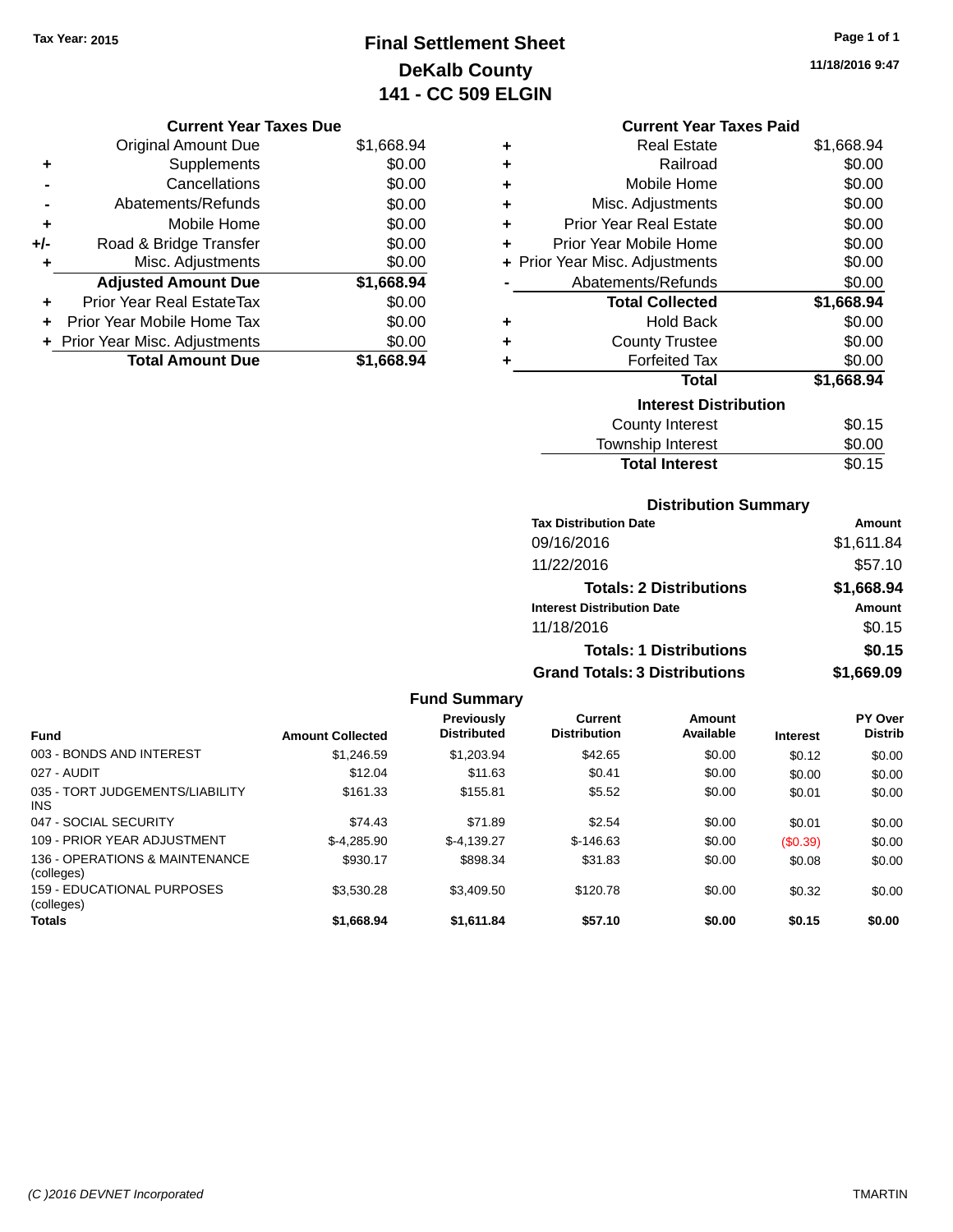Tax Year: 2015

# Final Settlement Sheet
## DeKalb County
## 141 - CC 509 ELGIN

11/18/2016 9:47

### Current Year Taxes Due

| | | |
|---|---|---|
| | Original Amount Due | $1,668.94 |
| + | Supplements | $0.00 |
| - | Cancellations | $0.00 |
| - | Abatements/Refunds | $0.00 |
| + | Mobile Home | $0.00 |
| +/- | Road & Bridge Transfer | $0.00 |
| + | Misc. Adjustments | $0.00 |
| | **Adjusted Amount Due** | **$1,668.94** |
| + | Prior Year Real EstateTax | $0.00 |
| + | Prior Year Mobile Home Tax | $0.00 |
| + | Prior Year Misc. Adjustments | $0.00 |
| | **Total Amount Due** | **$1,668.94** |

### Current Year Taxes Paid

| | | |
|---|---|---|
| + | Real Estate | $1,668.94 |
| + | Railroad | $0.00 |
| + | Mobile Home | $0.00 |
| + | Misc. Adjustments | $0.00 |
| + | Prior Year Real Estate | $0.00 |
| + | Prior Year Mobile Home | $0.00 |
| + | Prior Year Misc. Adjustments | $0.00 |
| - | Abatements/Refunds | $0.00 |
| | **Total Collected** | **$1,668.94** |
| + | Hold Back | $0.00 |
| + | County Trustee | $0.00 |
| + | Forfeited Tax | $0.00 |
| | **Total** | **$1,668.94** |

### Interest Distribution

| | |
|---|---|
| County Interest | $0.15 |
| Township Interest | $0.00 |
| **Total Interest** | $0.15 |

### Distribution Summary

| Tax Distribution Date | Amount |
|---|---|
| 09/16/2016 | $1,611.84 |
| 11/22/2016 | $57.10 |
| **Totals: 2 Distributions** | **$1,668.94** |
| **Interest Distribution Date** | **Amount** |
| 11/18/2016 | $0.15 |
| **Totals: 1 Distributions** | **$0.15** |
| **Grand Totals: 3 Distributions** | **$1,669.09** |

### Fund Summary

| Fund | Amount Collected | Previously Distributed | Current Distribution | Amount Available | Interest | PY Over Distrib |
|---|---|---|---|---|---|---|
| 003 - BONDS AND INTEREST | $1,246.59 | $1,203.94 | $42.65 | $0.00 | $0.12 | $0.00 |
| 027 - AUDIT | $12.04 | $11.63 | $0.41 | $0.00 | $0.00 | $0.00 |
| 035 - TORT JUDGEMENTS/LIABILITY INS | $161.33 | $155.81 | $5.52 | $0.00 | $0.01 | $0.00 |
| 047 - SOCIAL SECURITY | $74.43 | $71.89 | $2.54 | $0.00 | $0.01 | $0.00 |
| 109 - PRIOR YEAR ADJUSTMENT | $-4,285.90 | $-4,139.27 | $-146.63 | $0.00 | ($0.39) | $0.00 |
| 136 - OPERATIONS & MAINTENANCE (colleges) | $930.17 | $898.34 | $31.83 | $0.00 | $0.08 | $0.00 |
| 159 - EDUCATIONAL PURPOSES (colleges) | $3,530.28 | $3,409.50 | $120.78 | $0.00 | $0.32 | $0.00 |
| **Totals** | **$1,668.94** | **$1,611.84** | **$57.10** | **$0.00** | **$0.15** | **$0.00** |

(C )2016 DEVNET Incorporated TMARTIN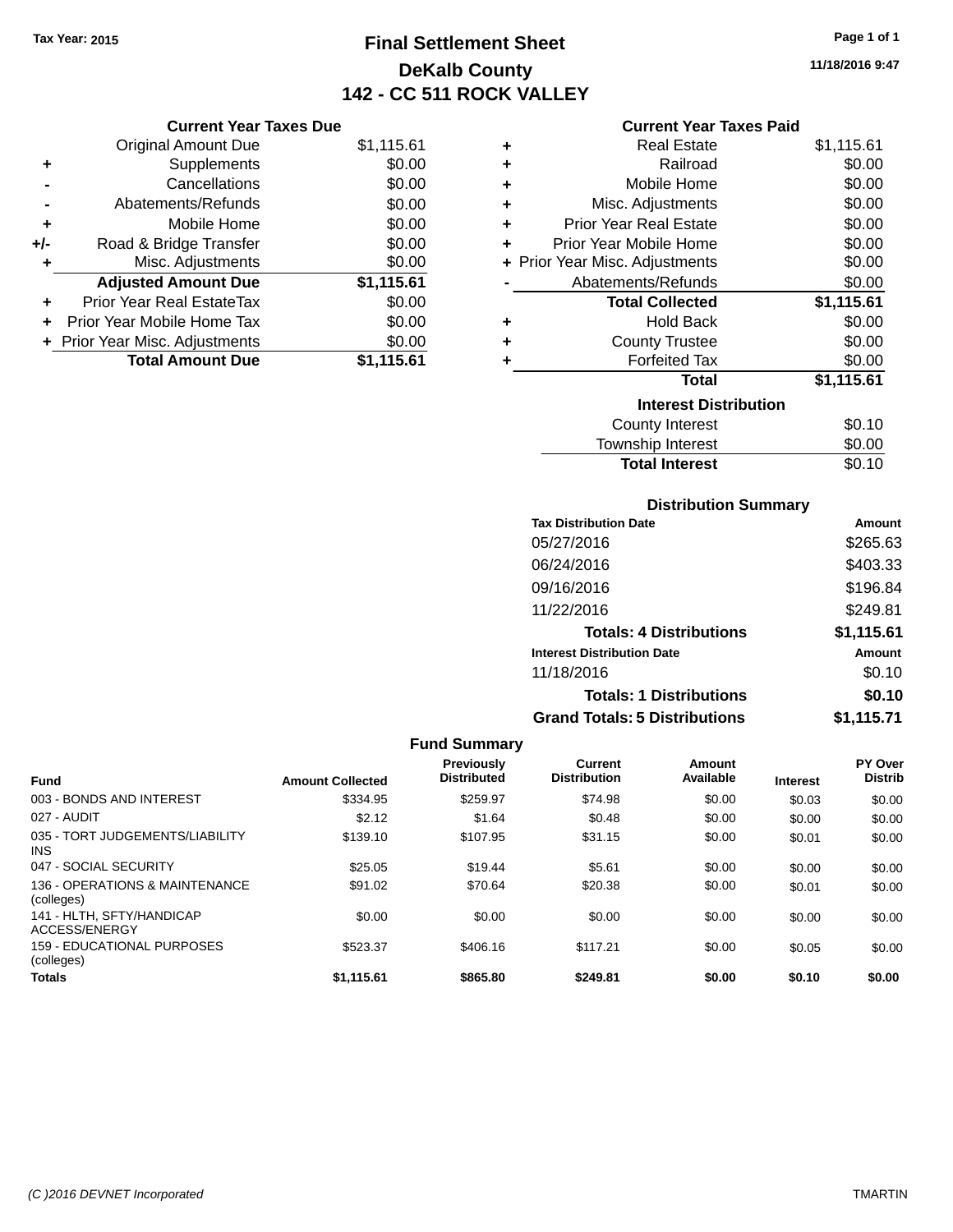Tax Year: 2015

# Final Settlement Sheet

## DeKalb County

## 142 - CC 511 ROCK VALLEY

11/18/2016 9:47

### Current Year Taxes Due

| | | |
|---|---|---|
| | Original Amount Due | $1,115.61 |
| + | Supplements | $0.00 |
| - | Cancellations | $0.00 |
| - | Abatements/Refunds | $0.00 |
| + | Mobile Home | $0.00 |
| +/- | Road & Bridge Transfer | $0.00 |
| + | Misc. Adjustments | $0.00 |
| | **Adjusted Amount Due** | **$1,115.61** |
| + | Prior Year Real EstateTax | $0.00 |
| + | Prior Year Mobile Home Tax | $0.00 |
| + | Prior Year Misc. Adjustments | $0.00 |
| | **Total Amount Due** | **$1,115.61** |

### Current Year Taxes Paid

| | | |
|---|---|---|
| + | Real Estate | $1,115.61 |
| + | Railroad | $0.00 |
| + | Mobile Home | $0.00 |
| + | Misc. Adjustments | $0.00 |
| + | Prior Year Real Estate | $0.00 |
| + | Prior Year Mobile Home | $0.00 |
| + | Prior Year Misc. Adjustments | $0.00 |
| - | Abatements/Refunds | $0.00 |
| | **Total Collected** | **$1,115.61** |
| + | Hold Back | $0.00 |
| + | County Trustee | $0.00 |
| + | Forfeited Tax | $0.00 |
| | **Total** | **$1,115.61** |

### Interest Distribution

| | |
|---|---|
| County Interest | $0.10 |
| Township Interest | $0.00 |
| **Total Interest** | $0.10 |

### Distribution Summary

| Tax Distribution Date | Amount |
|---|---|
| 05/27/2016 | $265.63 |
| 06/24/2016 | $403.33 |
| 09/16/2016 | $196.84 |
| 11/22/2016 | $249.81 |
| **Totals: 4 Distributions** | **$1,115.61** |
| **Interest Distribution Date** | **Amount** |
| 11/18/2016 | $0.10 |
| **Totals: 1 Distributions** | **$0.10** |
| **Grand Totals: 5 Distributions** | **$1,115.71** |

### Fund Summary

| Fund | Amount Collected | Previously Distributed | Current Distribution | Amount Available | Interest | PY Over Distrib |
|---|---|---|---|---|---|---|
| 003 - BONDS AND INTEREST | $334.95 | $259.97 | $74.98 | $0.00 | $0.03 | $0.00 |
| 027 - AUDIT | $2.12 | $1.64 | $0.48 | $0.00 | $0.00 | $0.00 |
| 035 - TORT JUDGEMENTS/LIABILITY INS | $139.10 | $107.95 | $31.15 | $0.00 | $0.01 | $0.00 |
| 047 - SOCIAL SECURITY | $25.05 | $19.44 | $5.61 | $0.00 | $0.00 | $0.00 |
| 136 - OPERATIONS & MAINTENANCE (colleges) | $91.02 | $70.64 | $20.38 | $0.00 | $0.01 | $0.00 |
| 141 - HLTH, SFTY/HANDICAP ACCESS/ENERGY | $0.00 | $0.00 | $0.00 | $0.00 | $0.00 | $0.00 |
| 159 - EDUCATIONAL PURPOSES (colleges) | $523.37 | $406.16 | $117.21 | $0.00 | $0.05 | $0.00 |
| **Totals** | **$1,115.61** | **$865.80** | **$249.81** | **$0.00** | **$0.10** | **$0.00** |

(C )2016 DEVNET Incorporated TMARTIN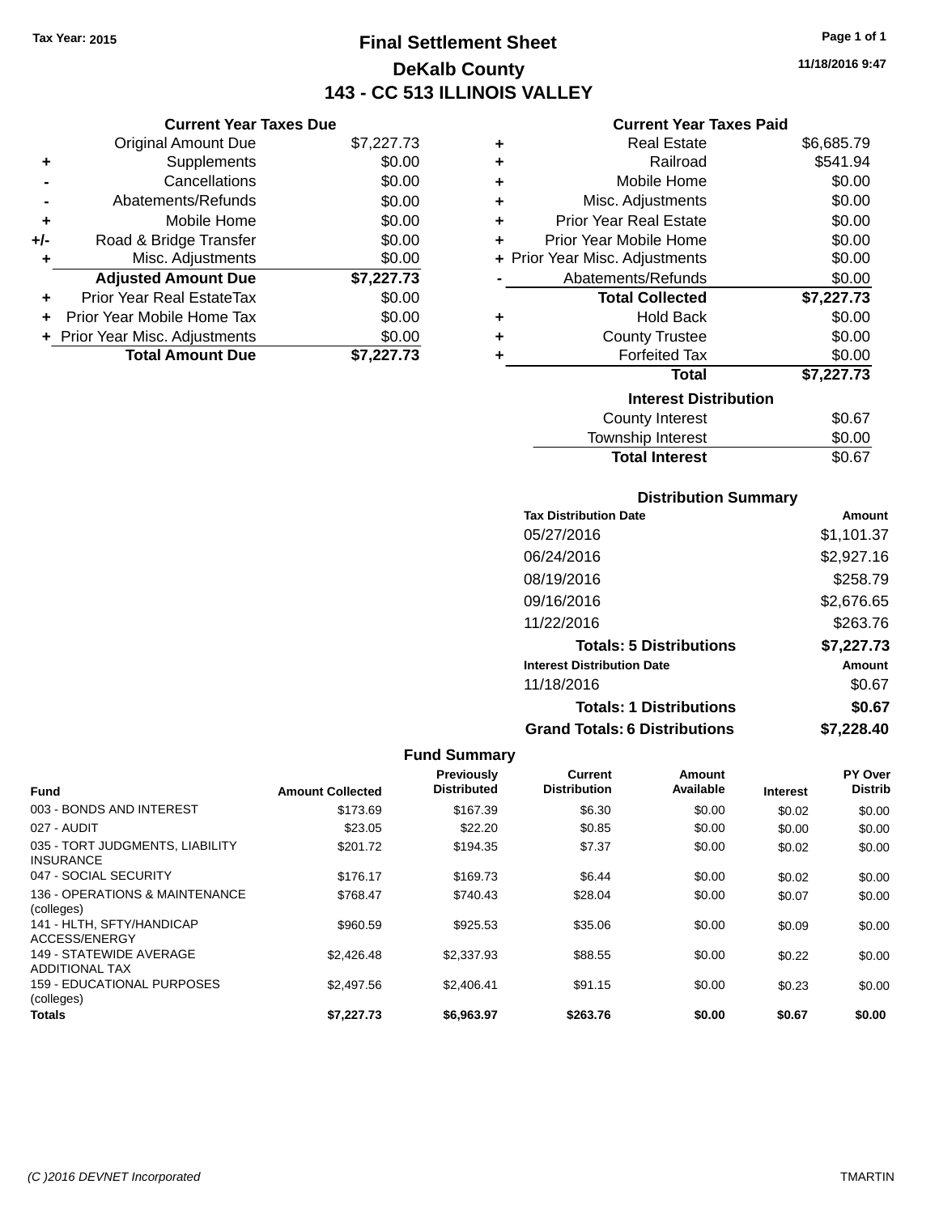Tax Year: 2015

# Final Settlement Sheet
## DeKalb County
## 143 - CC 513 ILLINOIS VALLEY

11/18/2016 9:47

### Current Year Taxes Due

| | | |
|---|---|---|
| | Original Amount Due | $7,227.73 |
| + | Supplements | $0.00 |
| - | Cancellations | $0.00 |
| - | Abatements/Refunds | $0.00 |
| + | Mobile Home | $0.00 |
| +/- | Road & Bridge Transfer | $0.00 |
| + | Misc. Adjustments | $0.00 |
| | **Adjusted Amount Due** | **$7,227.73** |
| + | Prior Year Real EstateTax | $0.00 |
| + | Prior Year Mobile Home Tax | $0.00 |
| + | Prior Year Misc. Adjustments | $0.00 |
| | **Total Amount Due** | **$7,227.73** |

### Current Year Taxes Paid

| | | |
|---|---|---|
| + | Real Estate | $6,685.79 |
| + | Railroad | $541.94 |
| + | Mobile Home | $0.00 |
| + | Misc. Adjustments | $0.00 |
| + | Prior Year Real Estate | $0.00 |
| + | Prior Year Mobile Home | $0.00 |
| + | Prior Year Misc. Adjustments | $0.00 |
| - | Abatements/Refunds | $0.00 |
| | **Total Collected** | **$7,227.73** |
| + | Hold Back | $0.00 |
| + | County Trustee | $0.00 |
| + | Forfeited Tax | $0.00 |
| | **Total** | **$7,227.73** |

### Interest Distribution

| | |
|---|---|
| County Interest | $0.67 |
| Township Interest | $0.00 |
| **Total Interest** | $0.67 |

### Distribution Summary

| Tax Distribution Date | Amount |
|---|---|
| 05/27/2016 | $1,101.37 |
| 06/24/2016 | $2,927.16 |
| 08/19/2016 | $258.79 |
| 09/16/2016 | $2,676.65 |
| 11/22/2016 | $263.76 |
| **Totals: 5 Distributions** | **$7,227.73** |
| **Interest Distribution Date** | **Amount** |
| 11/18/2016 | $0.67 |
| **Totals: 1 Distributions** | **$0.67** |
| **Grand Totals: 6 Distributions** | **$7,228.40** |

### Fund Summary

| Fund | Amount Collected | Previously Distributed | Current Distribution | Amount Available | Interest | PY Over Distrib |
|---|---|---|---|---|---|---|
| 003 - BONDS AND INTEREST | $173.69 | $167.39 | $6.30 | $0.00 | $0.02 | $0.00 |
| 027 - AUDIT | $23.05 | $22.20 | $0.85 | $0.00 | $0.00 | $0.00 |
| 035 - TORT JUDGMENTS, LIABILITY INSURANCE | $201.72 | $194.35 | $7.37 | $0.00 | $0.02 | $0.00 |
| 047 - SOCIAL SECURITY | $176.17 | $169.73 | $6.44 | $0.00 | $0.02 | $0.00 |
| 136 - OPERATIONS & MAINTENANCE (colleges) | $768.47 | $740.43 | $28.04 | $0.00 | $0.07 | $0.00 |
| 141 - HLTH, SFTY/HANDICAP ACCESS/ENERGY | $960.59 | $925.53 | $35.06 | $0.00 | $0.09 | $0.00 |
| 149 - STATEWIDE AVERAGE ADDITIONAL TAX | $2,426.48 | $2,337.93 | $88.55 | $0.00 | $0.22 | $0.00 |
| 159 - EDUCATIONAL PURPOSES (colleges) | $2,497.56 | $2,406.41 | $91.15 | $0.00 | $0.23 | $0.00 |
| **Totals** | **$7,227.73** | **$6,963.97** | **$263.76** | **$0.00** | **$0.67** | **$0.00** |

(C )2016 DEVNET Incorporated — TMARTIN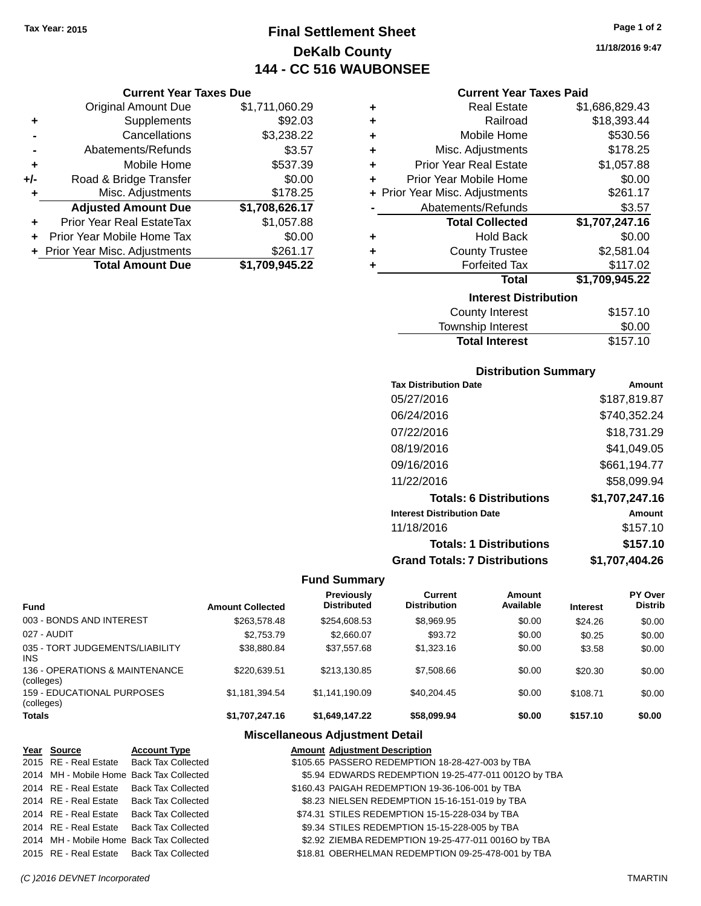Tax Year: 2015

# Final Settlement Sheet

## DeKalb County

## 144 - CC 516 WAUBONSEE

11/18/2016 9:47

### Current Year Taxes Due

| | | |
|---|---|---|
| | Original Amount Due | $1,711,060.29 |
| + | Supplements | $92.03 |
| - | Cancellations | $3,238.22 |
| - | Abatements/Refunds | $3.57 |
| + | Mobile Home | $537.39 |
| +/- | Road & Bridge Transfer | $0.00 |
| + | Misc. Adjustments | $178.25 |
| | **Adjusted Amount Due** | **$1,708,626.17** |
| + | Prior Year Real EstateTax | $1,057.88 |
| + | Prior Year Mobile Home Tax | $0.00 |
| + | Prior Year Misc. Adjustments | $261.17 |
| | **Total Amount Due** | **$1,709,945.22** |

### Current Year Taxes Paid

| | | |
|---|---|---|
| + | Real Estate | $1,686,829.43 |
| + | Railroad | $18,393.44 |
| + | Mobile Home | $530.56 |
| + | Misc. Adjustments | $178.25 |
| + | Prior Year Real Estate | $1,057.88 |
| + | Prior Year Mobile Home | $0.00 |
| + | Prior Year Misc. Adjustments | $261.17 |
| - | Abatements/Refunds | $3.57 |
| | **Total Collected** | **$1,707,247.16** |
| + | Hold Back | $0.00 |
| + | County Trustee | $2,581.04 |
| + | Forfeited Tax | $117.02 |
| | **Total** | **$1,709,945.22** |

### Interest Distribution

| | |
|---|---|
| County Interest | $157.10 |
| Township Interest | $0.00 |
| **Total Interest** | $157.10 |

### Distribution Summary

| Tax Distribution Date | Amount |
|---|---|
| 05/27/2016 | $187,819.87 |
| 06/24/2016 | $740,352.24 |
| 07/22/2016 | $18,731.29 |
| 08/19/2016 | $41,049.05 |
| 09/16/2016 | $661,194.77 |
| 11/22/2016 | $58,099.94 |
| **Totals: 6 Distributions** | **$1,707,247.16** |
| **Interest Distribution Date** | **Amount** |
| 11/18/2016 | $157.10 |
| **Totals: 1 Distributions** | **$157.10** |
| **Grand Totals: 7 Distributions** | **$1,707,404.26** |

### Fund Summary

| Fund | Amount Collected | Previously Distributed | Current Distribution | Amount Available | Interest | PY Over Distrib |
|---|---|---|---|---|---|---|
| 003 - BONDS AND INTEREST | $263,578.48 | $254,608.53 | $8,969.95 | $0.00 | $24.26 | $0.00 |
| 027 - AUDIT | $2,753.79 | $2,660.07 | $93.72 | $0.00 | $0.25 | $0.00 |
| 035 - TORT JUDGEMENTS/LIABILITY INS | $38,880.84 | $37,557.68 | $1,323.16 | $0.00 | $3.58 | $0.00 |
| 136 - OPERATIONS & MAINTENANCE (colleges) | $220,639.51 | $213,130.85 | $7,508.66 | $0.00 | $20.30 | $0.00 |
| 159 - EDUCATIONAL PURPOSES (colleges) | $1,181,394.54 | $1,141,190.09 | $40,204.45 | $0.00 | $108.71 | $0.00 |
| **Totals** | **$1,707,247.16** | **$1,649,147.22** | **$58,099.94** | **$0.00** | **$157.10** | **$0.00** |

### Miscellaneous Adjustment Detail

| Year | Source | Account Type | Amount | Adjustment Description |
|---|---|---|---|---|
| 2015 | RE - Real Estate | Back Tax Collected | $105.65 | PASSERO REDEMPTION 18-28-427-003 by TBA |
| 2014 | MH - Mobile Home | Back Tax Collected | $5.94 | EDWARDS REDEMPTION 19-25-477-011 0012O by TBA |
| 2014 | RE - Real Estate | Back Tax Collected | $160.43 | PAIGAH REDEMPTION 19-36-106-001 by TBA |
| 2014 | RE - Real Estate | Back Tax Collected | $8.23 | NIELSEN REDEMPTION 15-16-151-019 by TBA |
| 2014 | RE - Real Estate | Back Tax Collected | $74.31 | STILES REDEMPTION 15-15-228-034 by TBA |
| 2014 | RE - Real Estate | Back Tax Collected | $9.34 | STILES REDEMPTION 15-15-228-005 by TBA |
| 2014 | MH - Mobile Home | Back Tax Collected | $2.92 | ZIEMBA REDEMPTION 19-25-477-011 0016O by TBA |
| 2015 | RE - Real Estate | Back Tax Collected | $18.81 | OBERHELMAN REDEMPTION 09-25-478-001 by TBA |

(C )2016 DEVNET Incorporated TMARTIN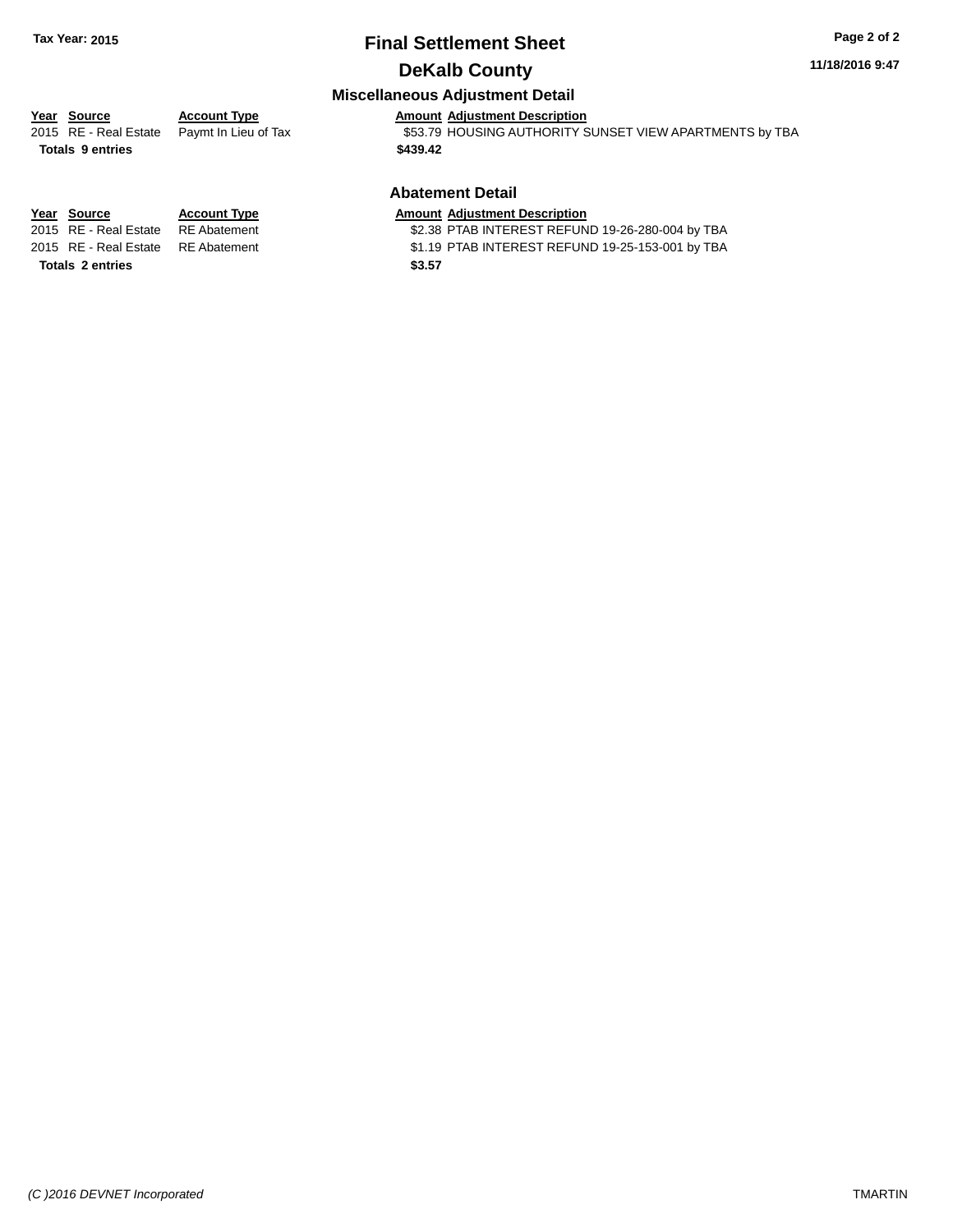# Final Settlement Sheet

## DeKalb County

### Miscellaneous Adjustment Detail

| Year | Source | Account Type | Amount | Adjustment Description |
|---|---|---|---|---|
| 2015 | RE - Real Estate | Paymt In Lieu of Tax | $53.79 | HOUSING AUTHORITY SUNSET VIEW APARTMENTS by TBA |
| **Totals** | **9 entries** | | **$439.42** | |

### Abatement Detail

| Year | Source | Account Type | Amount | Adjustment Description |
|---|---|---|---|---|
| 2015 | RE - Real Estate | RE Abatement | $2.38 | PTAB INTEREST REFUND 19-26-280-004 by TBA |
| 2015 | RE - Real Estate | RE Abatement | $1.19 | PTAB INTEREST REFUND 19-25-153-001 by TBA |
| **Totals** | **2 entries** | | **$3.57** | |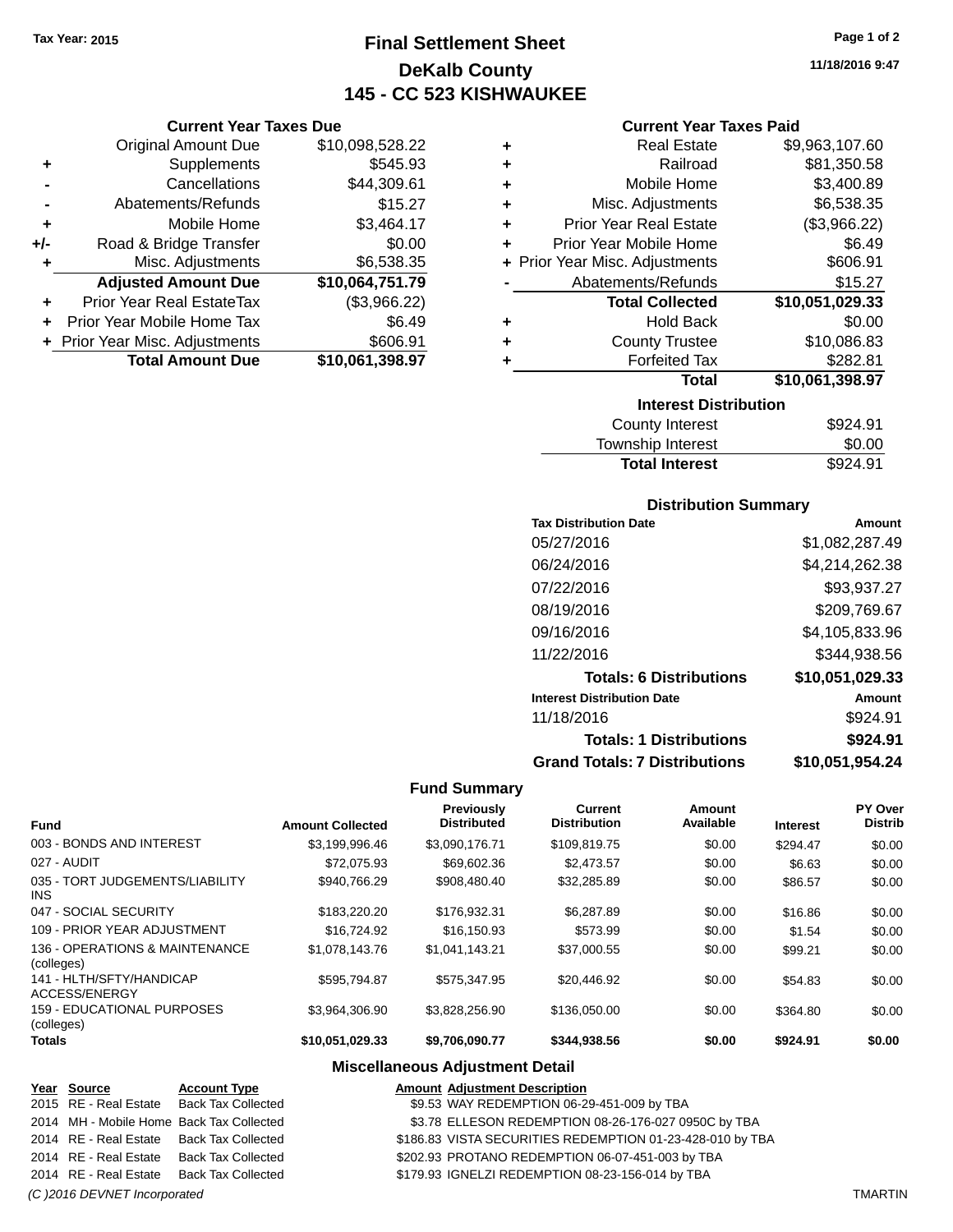Tax Year: 2015

# Final Settlement Sheet
## DeKalb County
## 145 - CC 523 KISHWAUKEE

11/18/2016 9:47

### Current Year Taxes Due

| | | |
|---|---|---|
| | Original Amount Due | $10,098,528.22 |
| + | Supplements | $545.93 |
| - | Cancellations | $44,309.61 |
| - | Abatements/Refunds | $15.27 |
| + | Mobile Home | $3,464.17 |
| +/- | Road & Bridge Transfer | $0.00 |
| + | Misc. Adjustments | $6,538.35 |
| | **Adjusted Amount Due** | **$10,064,751.79** |
| + | Prior Year Real EstateTax | ($3,966.22) |
| + | Prior Year Mobile Home Tax | $6.49 |
| + | Prior Year Misc. Adjustments | $606.91 |
| | **Total Amount Due** | **$10,061,398.97** |

### Current Year Taxes Paid

| | | |
|---|---|---|
| + | Real Estate | $9,963,107.60 |
| + | Railroad | $81,350.58 |
| + | Mobile Home | $3,400.89 |
| + | Misc. Adjustments | $6,538.35 |
| + | Prior Year Real Estate | ($3,966.22) |
| + | Prior Year Mobile Home | $6.49 |
| + | Prior Year Misc. Adjustments | $606.91 |
| - | Abatements/Refunds | $15.27 |
| | **Total Collected** | **$10,051,029.33** |
| + | Hold Back | $0.00 |
| + | County Trustee | $10,086.83 |
| + | Forfeited Tax | $282.81 |
| | **Total** | **$10,061,398.97** |

### Interest Distribution

| | |
|---|---|
| County Interest | $924.91 |
| Township Interest | $0.00 |
| **Total Interest** | $924.91 |

### Distribution Summary

| Tax Distribution Date | Amount |
|---|---|
| 05/27/2016 | $1,082,287.49 |
| 06/24/2016 | $4,214,262.38 |
| 07/22/2016 | $93,937.27 |
| 08/19/2016 | $209,769.67 |
| 09/16/2016 | $4,105,833.96 |
| 11/22/2016 | $344,938.56 |
| **Totals: 6 Distributions** | **$10,051,029.33** |
| **Interest Distribution Date** | **Amount** |
| 11/18/2016 | $924.91 |
| **Totals: 1 Distributions** | **$924.91** |
| **Grand Totals: 7 Distributions** | **$10,051,954.24** |

### Fund Summary

| Fund | Amount Collected | Previously Distributed | Current Distribution | Amount Available | Interest | PY Over Distrib |
|---|---|---|---|---|---|---|
| 003 - BONDS AND INTEREST | $3,199,996.46 | $3,090,176.71 | $109,819.75 | $0.00 | $294.47 | $0.00 |
| 027 - AUDIT | $72,075.93 | $69,602.36 | $2,473.57 | $0.00 | $6.63 | $0.00 |
| 035 - TORT JUDGEMENTS/LIABILITY INS | $940,766.29 | $908,480.40 | $32,285.89 | $0.00 | $86.57 | $0.00 |
| 047 - SOCIAL SECURITY | $183,220.20 | $176,932.31 | $6,287.89 | $0.00 | $16.86 | $0.00 |
| 109 - PRIOR YEAR ADJUSTMENT | $16,724.92 | $16,150.93 | $573.99 | $0.00 | $1.54 | $0.00 |
| 136 - OPERATIONS & MAINTENANCE (colleges) | $1,078,143.76 | $1,041,143.21 | $37,000.55 | $0.00 | $99.21 | $0.00 |
| 141 - HLTH/SFTY/HANDICAP ACCESS/ENERGY | $595,794.87 | $575,347.95 | $20,446.92 | $0.00 | $54.83 | $0.00 |
| 159 - EDUCATIONAL PURPOSES (colleges) | $3,964,306.90 | $3,828,256.90 | $136,050.00 | $0.00 | $364.80 | $0.00 |
| **Totals** | **$10,051,029.33** | **$9,706,090.77** | **$344,938.56** | **$0.00** | **$924.91** | **$0.00** |

### Miscellaneous Adjustment Detail

| Year | Source | Account Type | Amount | Adjustment Description |
|---|---|---|---|---|
| 2015 | RE - Real Estate | Back Tax Collected | $9.53 | WAY REDEMPTION 06-29-451-009 by TBA |
| 2014 | MH - Mobile Home | Back Tax Collected | $3.78 | ELLESON REDEMPTION 08-26-176-027 0950C by TBA |
| 2014 | RE - Real Estate | Back Tax Collected | $186.83 | VISTA SECURITIES REDEMPTION 01-23-428-010 by TBA |
| 2014 | RE - Real Estate | Back Tax Collected | $202.93 | PROTANO REDEMPTION 06-07-451-003 by TBA |
| 2014 | RE - Real Estate | Back Tax Collected | $179.93 | IGNELZI REDEMPTION 08-23-156-014 by TBA |

(C )2016 DEVNET Incorporated TMARTIN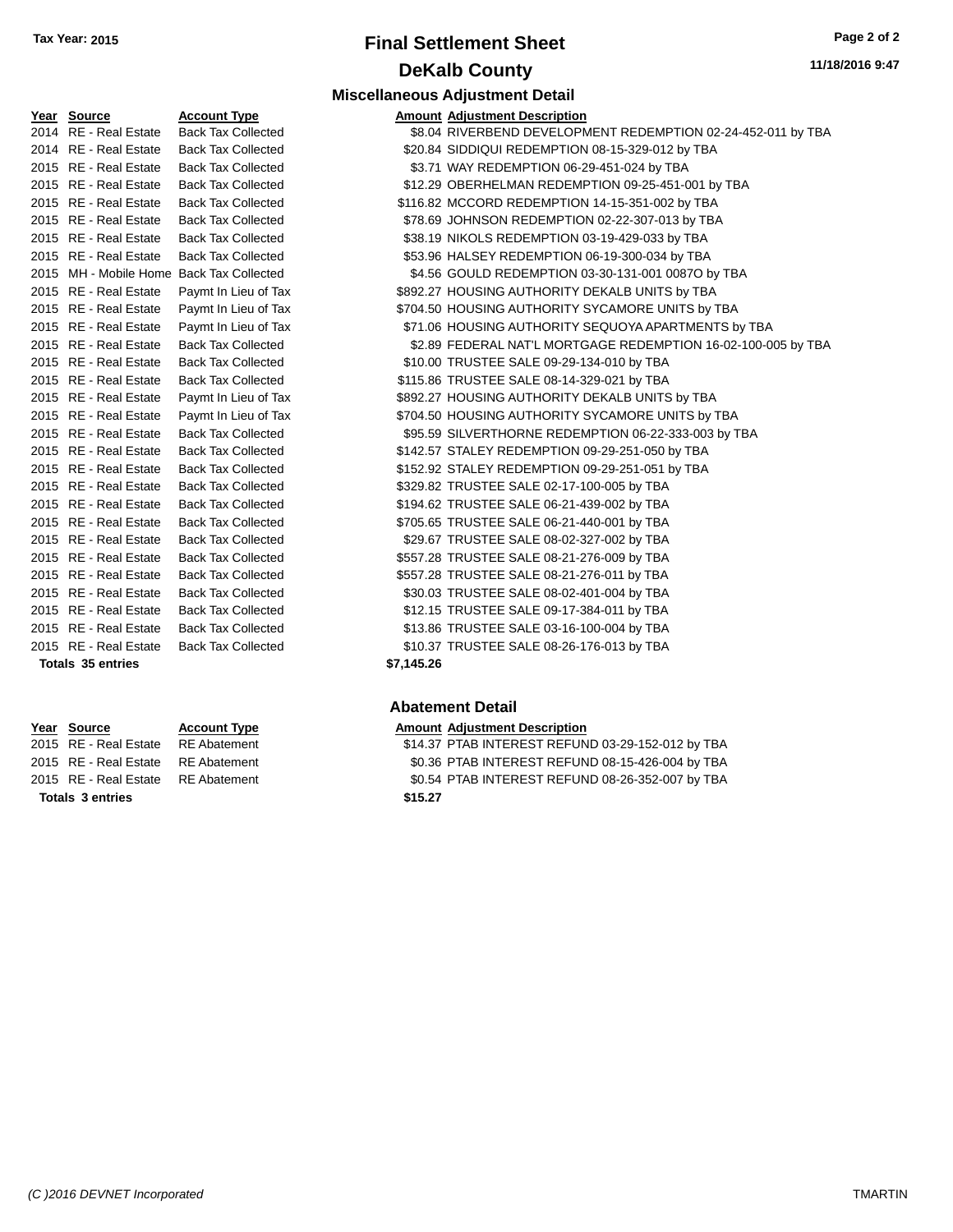# Final Settlement Sheet

## DeKalb County

Tax Year: 2015

11/18/2016 9:47

### Miscellaneous Adjustment Detail

| Year | Source | Account Type | Amount | Adjustment Description |
|---|---|---|---|---|
| 2014 | RE - Real Estate | Back Tax Collected | $8.04 | RIVERBEND DEVELOPMENT REDEMPTION 02-24-452-011 by TBA |
| 2014 | RE - Real Estate | Back Tax Collected | $20.84 | SIDDIQUI REDEMPTION 08-15-329-012 by TBA |
| 2015 | RE - Real Estate | Back Tax Collected | $3.71 | WAY REDEMPTION 06-29-451-024 by TBA |
| 2015 | RE - Real Estate | Back Tax Collected | $12.29 | OBERHELMAN REDEMPTION 09-25-451-001 by TBA |
| 2015 | RE - Real Estate | Back Tax Collected | $116.82 | MCCORD REDEMPTION 14-15-351-002 by TBA |
| 2015 | RE - Real Estate | Back Tax Collected | $78.69 | JOHNSON REDEMPTION 02-22-307-013 by TBA |
| 2015 | RE - Real Estate | Back Tax Collected | $38.19 | NIKOLS REDEMPTION 03-19-429-033 by TBA |
| 2015 | RE - Real Estate | Back Tax Collected | $53.96 | HALSEY REDEMPTION 06-19-300-034 by TBA |
| 2015 | MH - Mobile Home | Back Tax Collected | $4.56 | GOULD REDEMPTION 03-30-131-001 0087O by TBA |
| 2015 | RE - Real Estate | Paymt In Lieu of Tax | $892.27 | HOUSING AUTHORITY DEKALB UNITS by TBA |
| 2015 | RE - Real Estate | Paymt In Lieu of Tax | $704.50 | HOUSING AUTHORITY SYCAMORE UNITS by TBA |
| 2015 | RE - Real Estate | Paymt In Lieu of Tax | $71.06 | HOUSING AUTHORITY SEQUOYA APARTMENTS by TBA |
| 2015 | RE - Real Estate | Back Tax Collected | $2.89 | FEDERAL NAT'L MORTGAGE REDEMPTION 16-02-100-005 by TBA |
| 2015 | RE - Real Estate | Back Tax Collected | $10.00 | TRUSTEE SALE 09-29-134-010 by TBA |
| 2015 | RE - Real Estate | Back Tax Collected | $115.86 | TRUSTEE SALE 08-14-329-021 by TBA |
| 2015 | RE - Real Estate | Paymt In Lieu of Tax | $892.27 | HOUSING AUTHORITY DEKALB UNITS by TBA |
| 2015 | RE - Real Estate | Paymt In Lieu of Tax | $704.50 | HOUSING AUTHORITY SYCAMORE UNITS by TBA |
| 2015 | RE - Real Estate | Back Tax Collected | $95.59 | SILVERTHORNE REDEMPTION 06-22-333-003 by TBA |
| 2015 | RE - Real Estate | Back Tax Collected | $142.57 | STALEY REDEMPTION 09-29-251-050 by TBA |
| 2015 | RE - Real Estate | Back Tax Collected | $152.92 | STALEY REDEMPTION 09-29-251-051 by TBA |
| 2015 | RE - Real Estate | Back Tax Collected | $329.82 | TRUSTEE SALE 02-17-100-005 by TBA |
| 2015 | RE - Real Estate | Back Tax Collected | $194.62 | TRUSTEE SALE 06-21-439-002 by TBA |
| 2015 | RE - Real Estate | Back Tax Collected | $705.65 | TRUSTEE SALE 06-21-440-001 by TBA |
| 2015 | RE - Real Estate | Back Tax Collected | $29.67 | TRUSTEE SALE 08-02-327-002 by TBA |
| 2015 | RE - Real Estate | Back Tax Collected | $557.28 | TRUSTEE SALE 08-21-276-009 by TBA |
| 2015 | RE - Real Estate | Back Tax Collected | $557.28 | TRUSTEE SALE 08-21-276-011 by TBA |
| 2015 | RE - Real Estate | Back Tax Collected | $30.03 | TRUSTEE SALE 08-02-401-004 by TBA |
| 2015 | RE - Real Estate | Back Tax Collected | $12.15 | TRUSTEE SALE 09-17-384-011 by TBA |
| 2015 | RE - Real Estate | Back Tax Collected | $13.86 | TRUSTEE SALE 03-16-100-004 by TBA |
| 2015 | RE - Real Estate | Back Tax Collected | $10.37 | TRUSTEE SALE 08-26-176-013 by TBA |
| **Totals 35 entries** | | | **$7,145.26** | |

### Abatement Detail

| Year | Source | Account Type | Amount | Adjustment Description |
|---|---|---|---|---|
| 2015 | RE - Real Estate | RE Abatement | $14.37 | PTAB INTEREST REFUND 03-29-152-012 by TBA |
| 2015 | RE - Real Estate | RE Abatement | $0.36 | PTAB INTEREST REFUND 08-15-426-004 by TBA |
| 2015 | RE - Real Estate | RE Abatement | $0.54 | PTAB INTEREST REFUND 08-26-352-007 by TBA |
| **Totals 3 entries** | | | **$15.27** | |

*(C )2016 DEVNET Incorporated* TMARTIN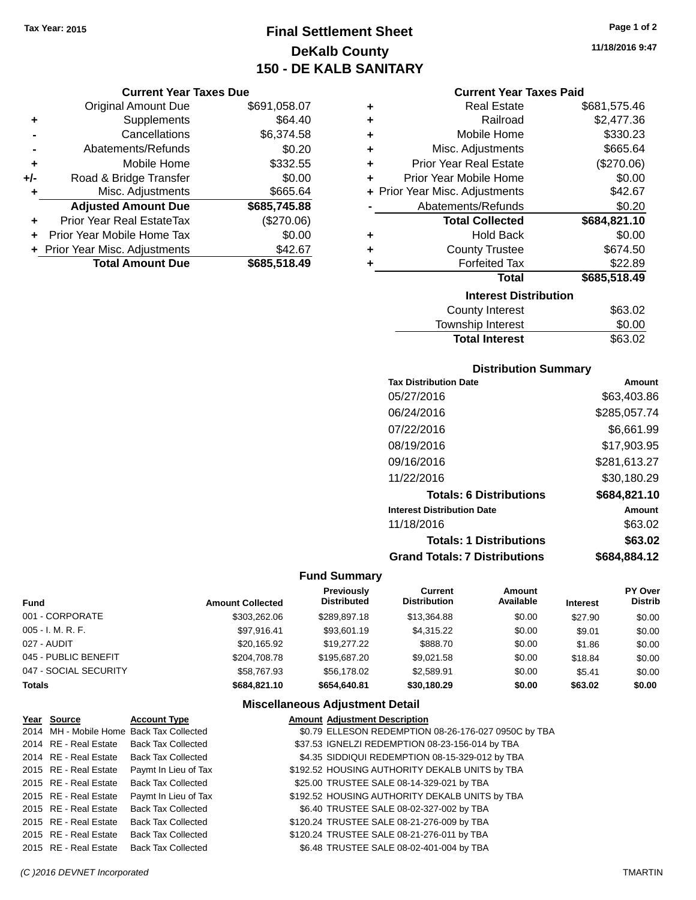Tax Year: 2015

# Final Settlement Sheet
## DeKalb County
## 150 - DE KALB SANITARY

11/18/2016 9:47

### Current Year Taxes Due

| | | |
|---|---|---|
| | Original Amount Due | $691,058.07 |
| + | Supplements | $64.40 |
| - | Cancellations | $6,374.58 |
| - | Abatements/Refunds | $0.20 |
| + | Mobile Home | $332.55 |
| +/- | Road & Bridge Transfer | $0.00 |
| + | Misc. Adjustments | $665.64 |
| | **Adjusted Amount Due** | **$685,745.88** |
| + | Prior Year Real EstateTax | ($270.06) |
| + | Prior Year Mobile Home Tax | $0.00 |
| + | Prior Year Misc. Adjustments | $42.67 |
| | **Total Amount Due** | **$685,518.49** |

### Current Year Taxes Paid

| | | |
|---|---|---|
| + | Real Estate | $681,575.46 |
| + | Railroad | $2,477.36 |
| + | Mobile Home | $330.23 |
| + | Misc. Adjustments | $665.64 |
| + | Prior Year Real Estate | ($270.06) |
| + | Prior Year Mobile Home | $0.00 |
| + | Prior Year Misc. Adjustments | $42.67 |
| - | Abatements/Refunds | $0.20 |
| | **Total Collected** | **$684,821.10** |
| + | Hold Back | $0.00 |
| + | County Trustee | $674.50 |
| + | Forfeited Tax | $22.89 |
| | **Total** | **$685,518.49** |

### Interest Distribution

| | |
|---|---|
| County Interest | $63.02 |
| Township Interest | $0.00 |
| **Total Interest** | $63.02 |

### Distribution Summary

| Tax Distribution Date | Amount |
|---|---|
| 05/27/2016 | $63,403.86 |
| 06/24/2016 | $285,057.74 |
| 07/22/2016 | $6,661.99 |
| 08/19/2016 | $17,903.95 |
| 09/16/2016 | $281,613.27 |
| 11/22/2016 | $30,180.29 |
| **Totals: 6 Distributions** | **$684,821.10** |
| **Interest Distribution Date** | **Amount** |
| 11/18/2016 | $63.02 |
| **Totals: 1 Distributions** | **$63.02** |
| **Grand Totals: 7 Distributions** | **$684,884.12** |

### Fund Summary

| Fund | Amount Collected | Previously Distributed | Current Distribution | Amount Available | Interest | PY Over Distrib |
|---|---|---|---|---|---|---|
| 001 - CORPORATE | $303,262.06 | $289,897.18 | $13,364.88 | $0.00 | $27.90 | $0.00 |
| 005 - I. M. R. F. | $97,916.41 | $93,601.19 | $4,315.22 | $0.00 | $9.01 | $0.00 |
| 027 - AUDIT | $20,165.92 | $19,277.22 | $888.70 | $0.00 | $1.86 | $0.00 |
| 045 - PUBLIC BENEFIT | $204,708.78 | $195,687.20 | $9,021.58 | $0.00 | $18.84 | $0.00 |
| 047 - SOCIAL SECURITY | $58,767.93 | $56,178.02 | $2,589.91 | $0.00 | $5.41 | $0.00 |
| **Totals** | **$684,821.10** | **$654,640.81** | **$30,180.29** | **$0.00** | **$63.02** | **$0.00** |

### Miscellaneous Adjustment Detail

| Year | Source | Account Type | Amount | Adjustment Description |
|---|---|---|---|---|
| 2014 | MH - Mobile Home | Back Tax Collected | $0.79 | ELLESON REDEMPTION 08-26-176-027 0950C by TBA |
| 2014 | RE - Real Estate | Back Tax Collected | $37.53 | IGNELZI REDEMPTION 08-23-156-014 by TBA |
| 2014 | RE - Real Estate | Back Tax Collected | $4.35 | SIDDIQUI REDEMPTION 08-15-329-012 by TBA |
| 2015 | RE - Real Estate | Paymt In Lieu of Tax | $192.52 | HOUSING AUTHORITY DEKALB UNITS by TBA |
| 2015 | RE - Real Estate | Back Tax Collected | $25.00 | TRUSTEE SALE 08-14-329-021 by TBA |
| 2015 | RE - Real Estate | Paymt In Lieu of Tax | $192.52 | HOUSING AUTHORITY DEKALB UNITS by TBA |
| 2015 | RE - Real Estate | Back Tax Collected | $6.40 | TRUSTEE SALE 08-02-327-002 by TBA |
| 2015 | RE - Real Estate | Back Tax Collected | $120.24 | TRUSTEE SALE 08-21-276-009 by TBA |
| 2015 | RE - Real Estate | Back Tax Collected | $120.24 | TRUSTEE SALE 08-21-276-011 by TBA |
| 2015 | RE - Real Estate | Back Tax Collected | $6.48 | TRUSTEE SALE 08-02-401-004 by TBA |

(C )2016 DEVNET Incorporated TMARTIN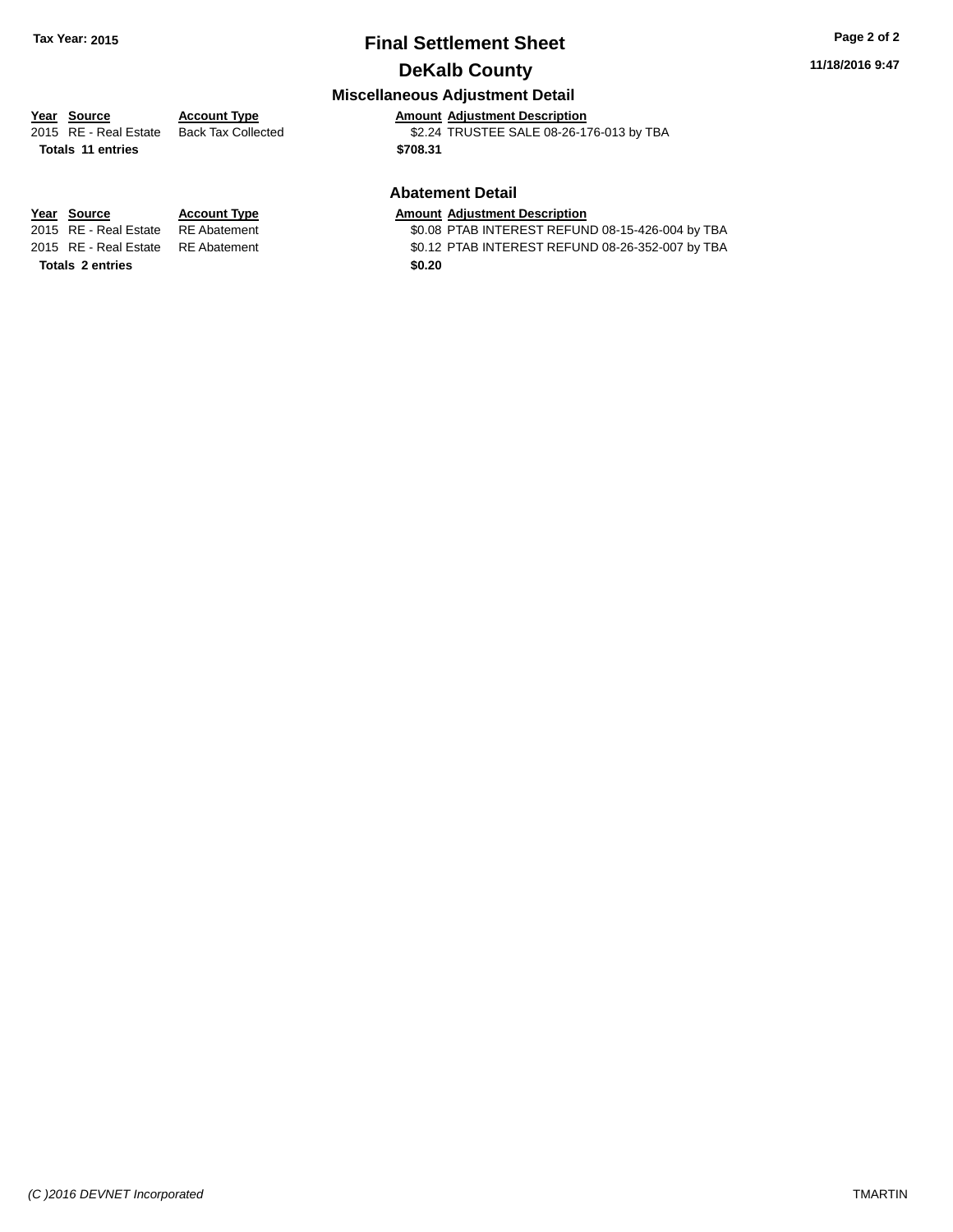**Tax Year: 2015**

# Final Settlement Sheet

## DeKalb County

**11/18/2016 9:47**

### Miscellaneous Adjustment Detail

| Year | Source | Account Type | Amount | Adjustment Description |
|---|---|---|---|---|
| 2015 | RE - Real Estate | Back Tax Collected | $2.24 | TRUSTEE SALE 08-26-176-013 by TBA |
| **Totals 11 entries** | | | **$708.31** | |

### Abatement Detail

| Year | Source | Account Type | Amount | Adjustment Description |
|---|---|---|---|---|
| 2015 | RE - Real Estate | RE Abatement | $0.08 | PTAB INTEREST REFUND 08-15-426-004 by TBA |
| 2015 | RE - Real Estate | RE Abatement | $0.12 | PTAB INTEREST REFUND 08-26-352-007 by TBA |
| **Totals 2 entries** | | | **$0.20** | |

*(C )2016 DEVNET Incorporated* TMARTIN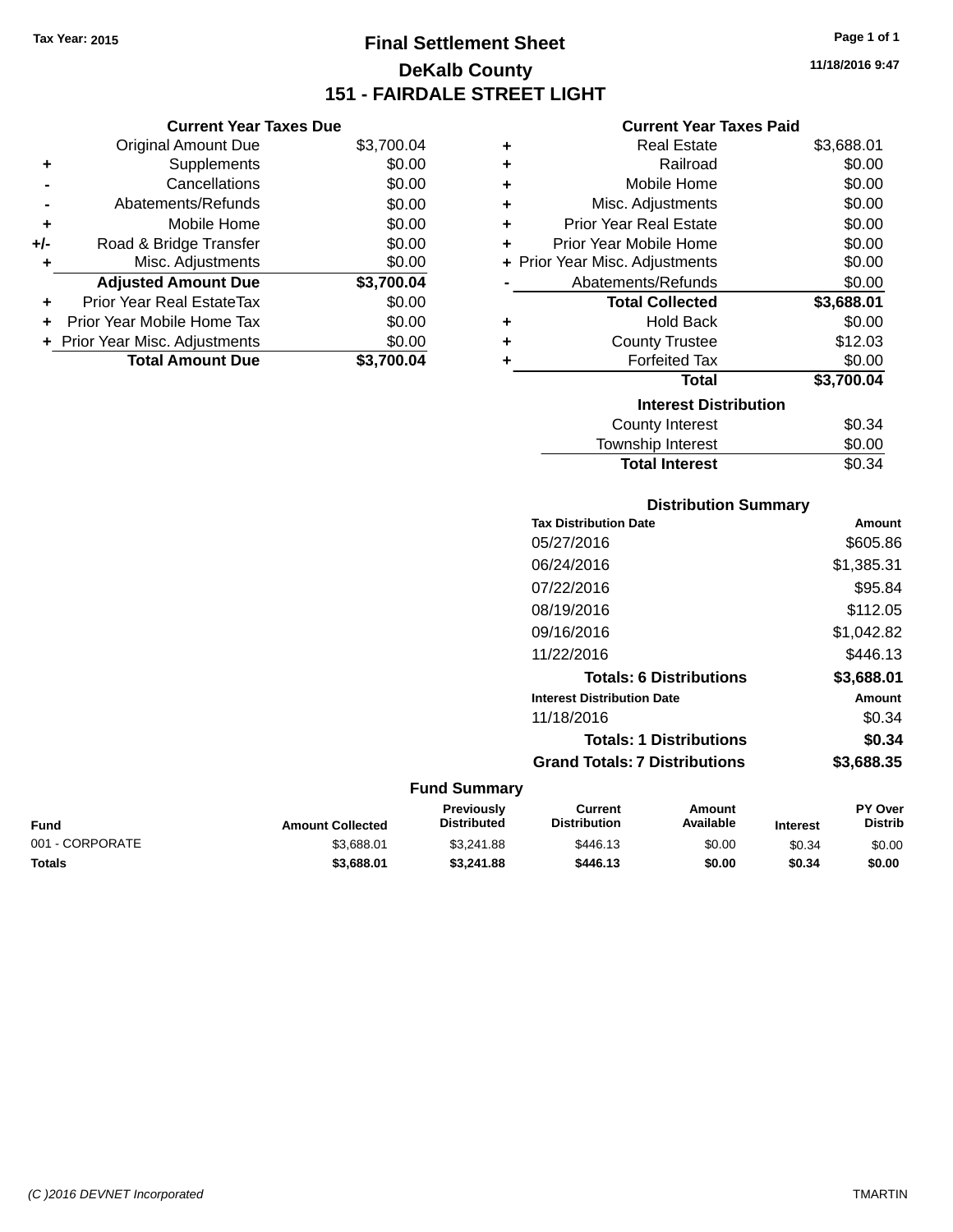Tax Year: 2015

# Final Settlement Sheet
## DeKalb County
## 151 - FAIRDALE STREET LIGHT

11/18/2016 9:47

### Current Year Taxes Due

| | | |
|---|---|---|
| | Original Amount Due | $3,700.04 |
| + | Supplements | $0.00 |
| - | Cancellations | $0.00 |
| - | Abatements/Refunds | $0.00 |
| + | Mobile Home | $0.00 |
| +/- | Road & Bridge Transfer | $0.00 |
| + | Misc. Adjustments | $0.00 |
| | **Adjusted Amount Due** | **$3,700.04** |
| + | Prior Year Real EstateTax | $0.00 |
| + | Prior Year Mobile Home Tax | $0.00 |
| + | Prior Year Misc. Adjustments | $0.00 |
| | **Total Amount Due** | **$3,700.04** |

### Current Year Taxes Paid

| | | |
|---|---|---|
| + | Real Estate | $3,688.01 |
| + | Railroad | $0.00 |
| + | Mobile Home | $0.00 |
| + | Misc. Adjustments | $0.00 |
| + | Prior Year Real Estate | $0.00 |
| + | Prior Year Mobile Home | $0.00 |
| + | Prior Year Misc. Adjustments | $0.00 |
| - | Abatements/Refunds | $0.00 |
| | **Total Collected** | **$3,688.01** |
| + | Hold Back | $0.00 |
| + | County Trustee | $12.03 |
| + | Forfeited Tax | $0.00 |
| | **Total** | **$3,700.04** |

### Interest Distribution

| | |
|---|---|
| County Interest | $0.34 |
| Township Interest | $0.00 |
| **Total Interest** | $0.34 |

### Distribution Summary

| Tax Distribution Date | Amount |
|---|---|
| 05/27/2016 | $605.86 |
| 06/24/2016 | $1,385.31 |
| 07/22/2016 | $95.84 |
| 08/19/2016 | $112.05 |
| 09/16/2016 | $1,042.82 |
| 11/22/2016 | $446.13 |
| **Totals: 6 Distributions** | **$3,688.01** |

| Interest Distribution Date | Amount |
|---|---|
| 11/18/2016 | $0.34 |
| **Totals: 1 Distributions** | **$0.34** |
| **Grand Totals: 7 Distributions** | **$3,688.35** |

### Fund Summary

| Fund | Amount Collected | Previously Distributed | Current Distribution | Amount Available | Interest | PY Over Distrib |
|---|---|---|---|---|---|---|
| 001 - CORPORATE | $3,688.01 | $3,241.88 | $446.13 | $0.00 | $0.34 | $0.00 |
| **Totals** | **$3,688.01** | **$3,241.88** | **$446.13** | **$0.00** | **$0.34** | **$0.00** |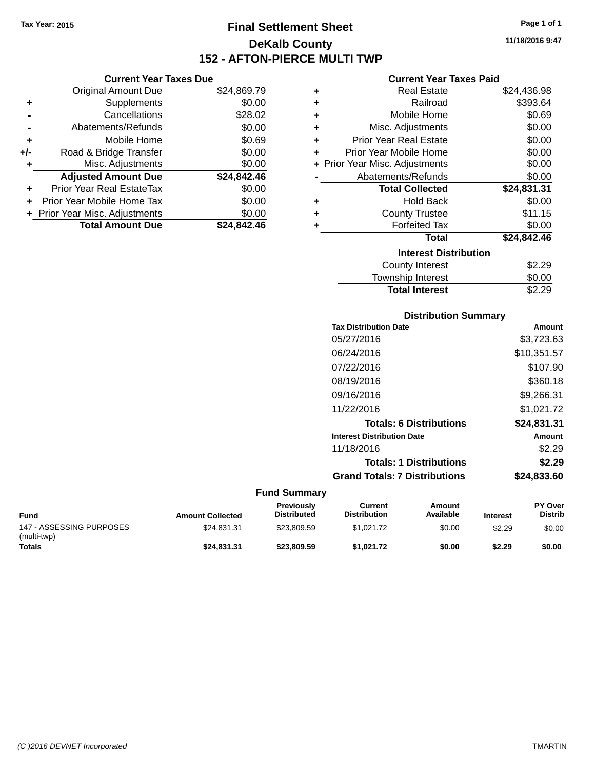Tax Year: 2015

# Final Settlement Sheet

## DeKalb County

## 152 - AFTON-PIERCE MULTI TWP

11/18/2016 9:47

### Current Year Taxes Due

| | | |
|---|---|---|
| | Original Amount Due | $24,869.79 |
| + | Supplements | $0.00 |
| - | Cancellations | $28.02 |
| - | Abatements/Refunds | $0.00 |
| + | Mobile Home | $0.69 |
| +/- | Road & Bridge Transfer | $0.00 |
| + | Misc. Adjustments | $0.00 |
| | **Adjusted Amount Due** | **$24,842.46** |
| + | Prior Year Real EstateTax | $0.00 |
| + | Prior Year Mobile Home Tax | $0.00 |
| + | Prior Year Misc. Adjustments | $0.00 |
| | **Total Amount Due** | **$24,842.46** |

### Current Year Taxes Paid

| | | |
|---|---|---|
| + | Real Estate | $24,436.98 |
| + | Railroad | $393.64 |
| + | Mobile Home | $0.69 |
| + | Misc. Adjustments | $0.00 |
| + | Prior Year Real Estate | $0.00 |
| + | Prior Year Mobile Home | $0.00 |
| + | Prior Year Misc. Adjustments | $0.00 |
| - | Abatements/Refunds | $0.00 |
| | **Total Collected** | **$24,831.31** |
| + | Hold Back | $0.00 |
| + | County Trustee | $11.15 |
| + | Forfeited Tax | $0.00 |
| | **Total** | **$24,842.46** |

### Interest Distribution

| | |
|---|---|
| County Interest | $2.29 |
| Township Interest | $0.00 |
| **Total Interest** | **$2.29** |

### Distribution Summary

| Tax Distribution Date | Amount |
|---|---|
| 05/27/2016 | $3,723.63 |
| 06/24/2016 | $10,351.57 |
| 07/22/2016 | $107.90 |
| 08/19/2016 | $360.18 |
| 09/16/2016 | $9,266.31 |
| 11/22/2016 | $1,021.72 |
| **Totals: 6 Distributions** | **$24,831.31** |
| **Interest Distribution Date** | **Amount** |
| 11/18/2016 | $2.29 |
| **Totals: 1 Distributions** | **$2.29** |
| **Grand Totals: 7 Distributions** | **$24,833.60** |

### Fund Summary

| Fund | Amount Collected | Previously Distributed | Current Distribution | Amount Available | Interest | PY Over Distrib |
|---|---|---|---|---|---|---|
| 147 - ASSESSING PURPOSES (multi-twp) | $24,831.31 | $23,809.59 | $1,021.72 | $0.00 | $2.29 | $0.00 |
| **Totals** | **$24,831.31** | **$23,809.59** | **$1,021.72** | **$0.00** | **$2.29** | **$0.00** |

(C )2016 DEVNET Incorporated TMARTIN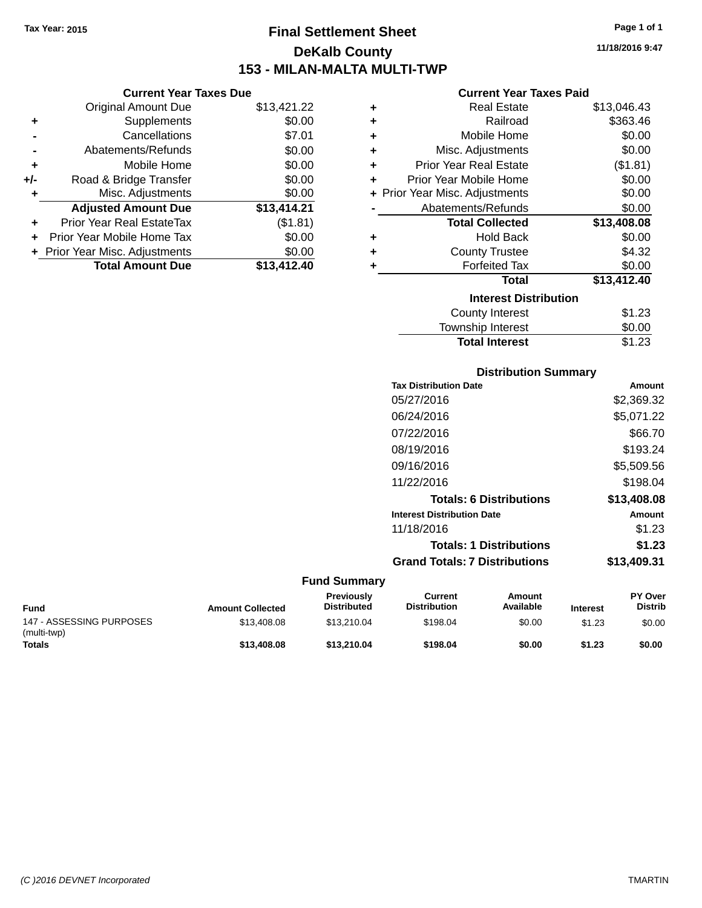Tax Year: 2015

# Final Settlement Sheet

## DeKalb County

## 153 - MILAN-MALTA MULTI-TWP

11/18/2016 9:47

### Current Year Taxes Due

| | | |
|---|---|---|
| | Original Amount Due | $13,421.22 |
| + | Supplements | $0.00 |
| - | Cancellations | $7.01 |
| - | Abatements/Refunds | $0.00 |
| + | Mobile Home | $0.00 |
| +/- | Road & Bridge Transfer | $0.00 |
| + | Misc. Adjustments | $0.00 |
| | **Adjusted Amount Due** | **$13,414.21** |
| + | Prior Year Real EstateTax | ($1.81) |
| + | Prior Year Mobile Home Tax | $0.00 |
| + | Prior Year Misc. Adjustments | $0.00 |
| | **Total Amount Due** | **$13,412.40** |

### Current Year Taxes Paid

| | | |
|---|---|---|
| + | Real Estate | $13,046.43 |
| + | Railroad | $363.46 |
| + | Mobile Home | $0.00 |
| + | Misc. Adjustments | $0.00 |
| + | Prior Year Real Estate | ($1.81) |
| + | Prior Year Mobile Home | $0.00 |
| + | Prior Year Misc. Adjustments | $0.00 |
| - | Abatements/Refunds | $0.00 |
| | **Total Collected** | **$13,408.08** |
| + | Hold Back | $0.00 |
| + | County Trustee | $4.32 |
| + | Forfeited Tax | $0.00 |
| | **Total** | **$13,412.40** |

### Interest Distribution

| | |
|---|---|
| County Interest | $1.23 |
| Township Interest | $0.00 |
| **Total Interest** | $1.23 |

### Distribution Summary

| Tax Distribution Date | Amount |
|---|---|
| 05/27/2016 | $2,369.32 |
| 06/24/2016 | $5,071.22 |
| 07/22/2016 | $66.70 |
| 08/19/2016 | $193.24 |
| 09/16/2016 | $5,509.56 |
| 11/22/2016 | $198.04 |
| **Totals: 6 Distributions** | **$13,408.08** |
| **Interest Distribution Date** | **Amount** |
| 11/18/2016 | $1.23 |
| **Totals: 1 Distributions** | **$1.23** |
| **Grand Totals: 7 Distributions** | **$13,409.31** |

### Fund Summary

| Fund | Amount Collected | Previously Distributed | Current Distribution | Amount Available | Interest | PY Over Distrib |
|---|---|---|---|---|---|---|
| 147 - ASSESSING PURPOSES (multi-twp) | $13,408.08 | $13,210.04 | $198.04 | $0.00 | $1.23 | $0.00 |
| **Totals** | **$13,408.08** | **$13,210.04** | **$198.04** | **$0.00** | **$1.23** | **$0.00** |

(C )2016 DEVNET Incorporated TMARTIN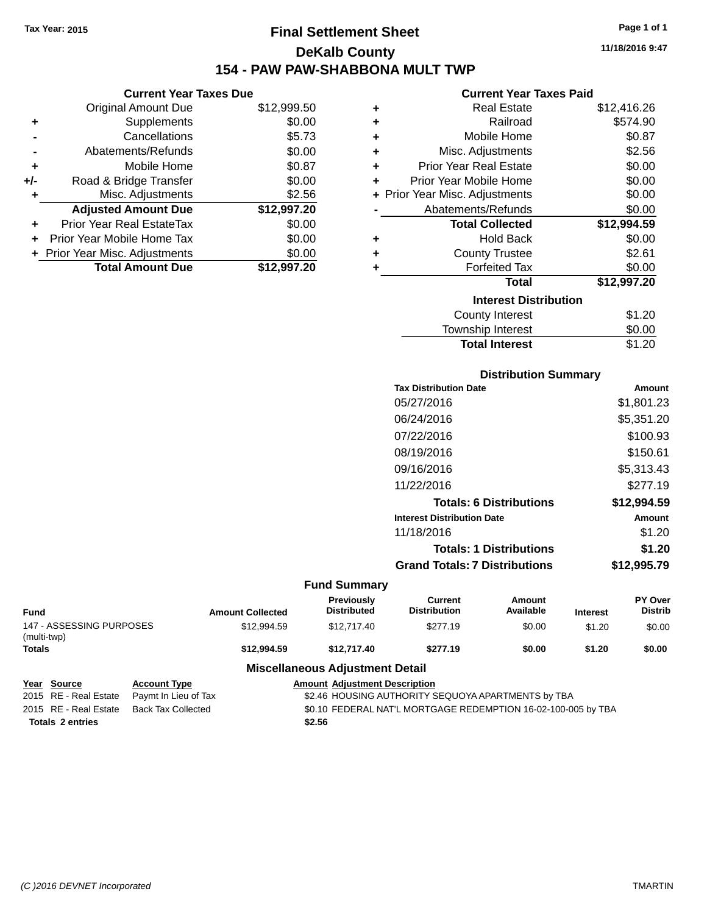Tax Year: 2015

# Final Settlement Sheet

## DeKalb County

## 154 - PAW PAW-SHABBONA MULT TWP

11/18/2016 9:47

### Current Year Taxes Due

| | | |
|---|---|---|
| | Original Amount Due | $12,999.50 |
| + | Supplements | $0.00 |
| - | Cancellations | $5.73 |
| - | Abatements/Refunds | $0.00 |
| + | Mobile Home | $0.87 |
| +/- | Road & Bridge Transfer | $0.00 |
| + | Misc. Adjustments | $2.56 |
| | **Adjusted Amount Due** | **$12,997.20** |
| + | Prior Year Real EstateTax | $0.00 |
| + | Prior Year Mobile Home Tax | $0.00 |
| + | Prior Year Misc. Adjustments | $0.00 |
| | **Total Amount Due** | **$12,997.20** |

### Current Year Taxes Paid

| | | |
|---|---|---|
| + | Real Estate | $12,416.26 |
| + | Railroad | $574.90 |
| + | Mobile Home | $0.87 |
| + | Misc. Adjustments | $2.56 |
| + | Prior Year Real Estate | $0.00 |
| + | Prior Year Mobile Home | $0.00 |
| + | Prior Year Misc. Adjustments | $0.00 |
| - | Abatements/Refunds | $0.00 |
| | **Total Collected** | **$12,994.59** |
| + | Hold Back | $0.00 |
| + | County Trustee | $2.61 |
| + | Forfeited Tax | $0.00 |
| | **Total** | **$12,997.20** |

### Interest Distribution

| | |
|---|---|
| County Interest | $1.20 |
| Township Interest | $0.00 |
| **Total Interest** | $1.20 |

### Distribution Summary

| Tax Distribution Date | Amount |
|---|---|
| 05/27/2016 | $1,801.23 |
| 06/24/2016 | $5,351.20 |
| 07/22/2016 | $100.93 |
| 08/19/2016 | $150.61 |
| 09/16/2016 | $5,313.43 |
| 11/22/2016 | $277.19 |
| **Totals: 6 Distributions** | **$12,994.59** |
| **Interest Distribution Date** | **Amount** |
| 11/18/2016 | $1.20 |
| **Totals: 1 Distributions** | **$1.20** |
| **Grand Totals: 7 Distributions** | **$12,995.79** |

### Fund Summary

| Fund | Amount Collected | Previously Distributed | Current Distribution | Amount Available | Interest | PY Over Distrib |
|---|---|---|---|---|---|---|
| 147 - ASSESSING PURPOSES (multi-twp) | $12,994.59 | $12,717.40 | $277.19 | $0.00 | $1.20 | $0.00 |
| **Totals** | **$12,994.59** | **$12,717.40** | **$277.19** | **$0.00** | **$1.20** | **$0.00** |

### Miscellaneous Adjustment Detail

| Year | Source | Account Type | Amount | Adjustment Description |
|---|---|---|---|---|
| 2015 | RE - Real Estate | Paymt In Lieu of Tax | $2.46 | HOUSING AUTHORITY SEQUOYA APARTMENTS by TBA |
| 2015 | RE - Real Estate | Back Tax Collected | $0.10 | FEDERAL NAT'L MORTGAGE REDEMPTION 16-02-100-005 by TBA |
| **Totals 2 entries** | | | **$2.56** | |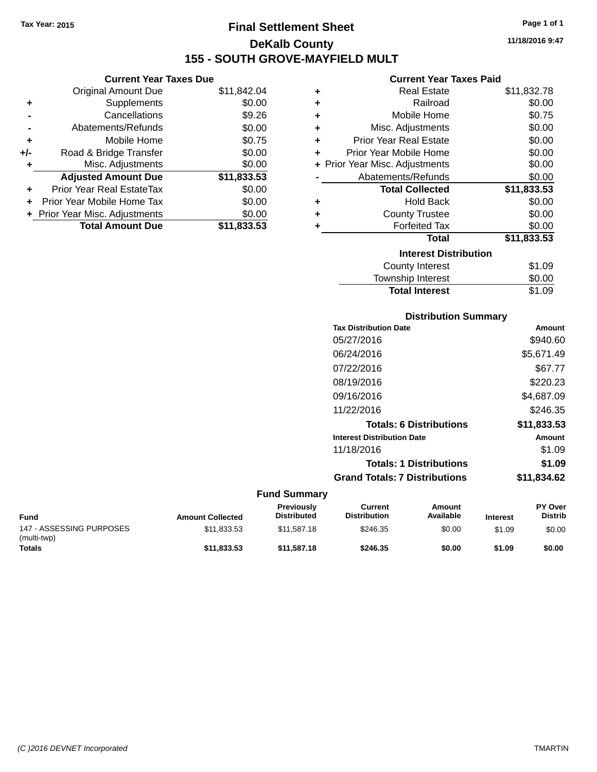Tax Year: 2015

# Final Settlement Sheet

## DeKalb County

## 155 - SOUTH GROVE-MAYFIELD MULT

11/18/2016 9:47

### Current Year Taxes Due

| | | |
|---|---|---|
| | Original Amount Due | $11,842.04 |
| + | Supplements | $0.00 |
| - | Cancellations | $9.26 |
| - | Abatements/Refunds | $0.00 |
| + | Mobile Home | $0.75 |
| +/- | Road & Bridge Transfer | $0.00 |
| + | Misc. Adjustments | $0.00 |
| | **Adjusted Amount Due** | **$11,833.53** |
| + | Prior Year Real EstateTax | $0.00 |
| + | Prior Year Mobile Home Tax | $0.00 |
| + | Prior Year Misc. Adjustments | $0.00 |
| | **Total Amount Due** | **$11,833.53** |

### Current Year Taxes Paid

| | | |
|---|---|---|
| + | Real Estate | $11,832.78 |
| + | Railroad | $0.00 |
| + | Mobile Home | $0.75 |
| + | Misc. Adjustments | $0.00 |
| + | Prior Year Real Estate | $0.00 |
| + | Prior Year Mobile Home | $0.00 |
| + | Prior Year Misc. Adjustments | $0.00 |
| - | Abatements/Refunds | $0.00 |
| | **Total Collected** | **$11,833.53** |
| + | Hold Back | $0.00 |
| + | County Trustee | $0.00 |
| + | Forfeited Tax | $0.00 |
| | **Total** | **$11,833.53** |

### Interest Distribution

| | |
|---|---|
| County Interest | $1.09 |
| Township Interest | $0.00 |
| **Total Interest** | $1.09 |

### Distribution Summary

| Tax Distribution Date | Amount |
|---|---|
| 05/27/2016 | $940.60 |
| 06/24/2016 | $5,671.49 |
| 07/22/2016 | $67.77 |
| 08/19/2016 | $220.23 |
| 09/16/2016 | $4,687.09 |
| 11/22/2016 | $246.35 |
| **Totals: 6 Distributions** | **$11,833.53** |
| **Interest Distribution Date** | **Amount** |
| 11/18/2016 | $1.09 |
| **Totals: 1 Distributions** | **$1.09** |
| **Grand Totals: 7 Distributions** | **$11,834.62** |

### Fund Summary

| Fund | Amount Collected | Previously Distributed | Current Distribution | Amount Available | Interest | PY Over Distrib |
|---|---|---|---|---|---|---|
| 147 - ASSESSING PURPOSES (multi-twp) | $11,833.53 | $11,587.18 | $246.35 | $0.00 | $1.09 | $0.00 |
| **Totals** | **$11,833.53** | **$11,587.18** | **$246.35** | **$0.00** | **$1.09** | **$0.00** |

(C )2016 DEVNET Incorporated TMARTIN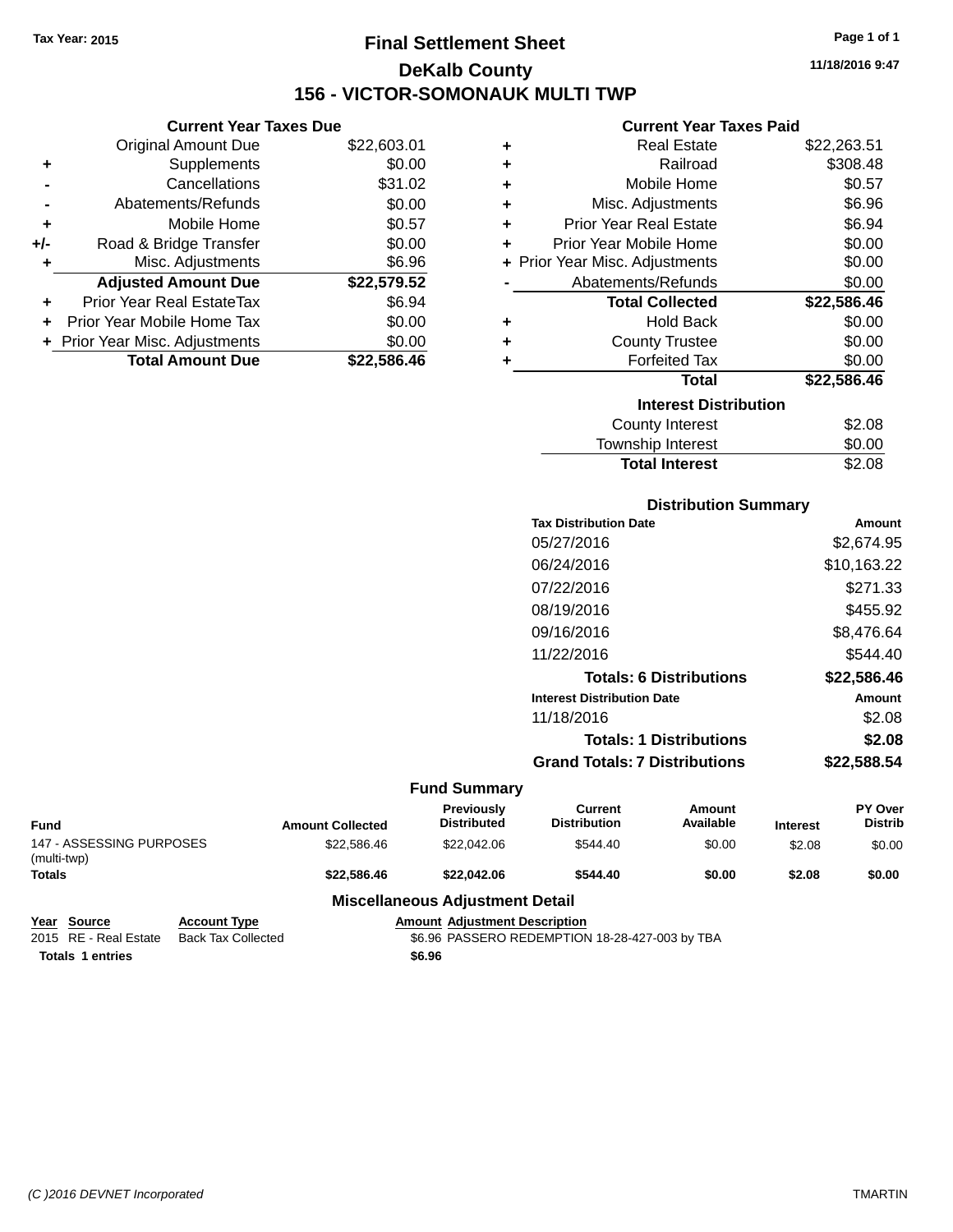Tax Year: 2015

# Final Settlement Sheet

## DeKalb County

## 156 - VICTOR-SOMONAUK MULTI TWP

11/18/2016 9:47

### Current Year Taxes Due

| | | |
|---|---|---|
| | Original Amount Due | $22,603.01 |
| + | Supplements | $0.00 |
| - | Cancellations | $31.02 |
| - | Abatements/Refunds | $0.00 |
| + | Mobile Home | $0.57 |
| +/- | Road & Bridge Transfer | $0.00 |
| + | Misc. Adjustments | $6.96 |
| | **Adjusted Amount Due** | **$22,579.52** |
| + | Prior Year Real EstateTax | $6.94 |
| + | Prior Year Mobile Home Tax | $0.00 |
| + | Prior Year Misc. Adjustments | $0.00 |
| | **Total Amount Due** | **$22,586.46** |

### Current Year Taxes Paid

| | | |
|---|---|---|
| + | Real Estate | $22,263.51 |
| + | Railroad | $308.48 |
| + | Mobile Home | $0.57 |
| + | Misc. Adjustments | $6.96 |
| + | Prior Year Real Estate | $6.94 |
| + | Prior Year Mobile Home | $0.00 |
| + | Prior Year Misc. Adjustments | $0.00 |
| - | Abatements/Refunds | $0.00 |
| | **Total Collected** | **$22,586.46** |
| + | Hold Back | $0.00 |
| + | County Trustee | $0.00 |
| + | Forfeited Tax | $0.00 |
| | **Total** | **$22,586.46** |

### Interest Distribution

| | |
|---|---|
| County Interest | $2.08 |
| Township Interest | $0.00 |
| **Total Interest** | $2.08 |

### Distribution Summary

| Tax Distribution Date | Amount |
|---|---|
| 05/27/2016 | $2,674.95 |
| 06/24/2016 | $10,163.22 |
| 07/22/2016 | $271.33 |
| 08/19/2016 | $455.92 |
| 09/16/2016 | $8,476.64 |
| 11/22/2016 | $544.40 |
| **Totals: 6 Distributions** | **$22,586.46** |
| **Interest Distribution Date** | **Amount** |
| 11/18/2016 | $2.08 |
| **Totals: 1 Distributions** | **$2.08** |
| **Grand Totals: 7 Distributions** | **$22,588.54** |

### Fund Summary

| Fund | Amount Collected | Previously Distributed | Current Distribution | Amount Available | Interest | PY Over Distrib |
|---|---|---|---|---|---|---|
| 147 - ASSESSING PURPOSES (multi-twp) | $22,586.46 | $22,042.06 | $544.40 | $0.00 | $2.08 | $0.00 |
| **Totals** | **$22,586.46** | **$22,042.06** | **$544.40** | **$0.00** | **$2.08** | **$0.00** |

### Miscellaneous Adjustment Detail

| Year | Source | Account Type | Amount | Adjustment Description |
|---|---|---|---|---|
| 2015 | RE - Real Estate | Back Tax Collected | $6.96 | PASSERO REDEMPTION 18-28-427-003 by TBA |
| **Totals** | **1 entries** | | **$6.96** | |

(C )2016 DEVNET Incorporated — TMARTIN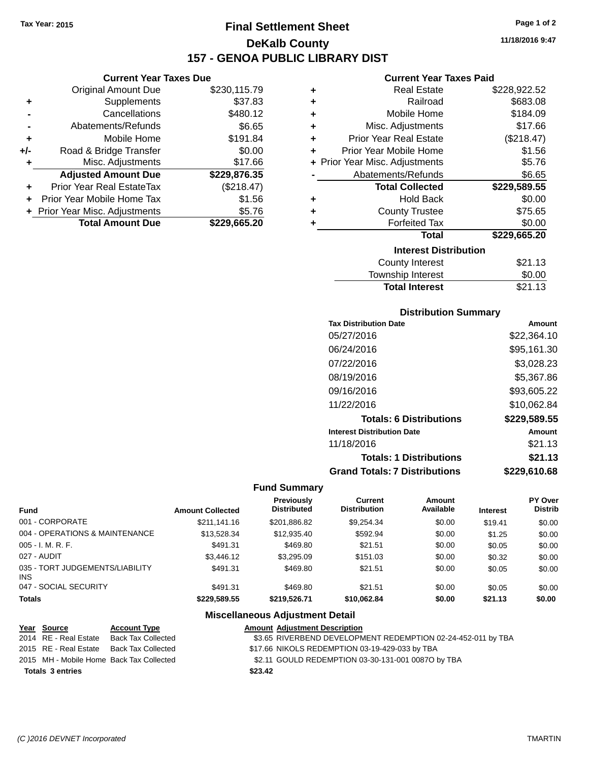Tax Year: 2015

# Final Settlement Sheet

## DeKalb County

## 157 - GENOA PUBLIC LIBRARY DIST

11/18/2016 9:47

### Current Year Taxes Due

| | | |
|---|---|---|
| | Original Amount Due | $230,115.79 |
| + | Supplements | $37.83 |
| - | Cancellations | $480.12 |
| - | Abatements/Refunds | $6.65 |
| + | Mobile Home | $191.84 |
| +/- | Road & Bridge Transfer | $0.00 |
| + | Misc. Adjustments | $17.66 |
| | **Adjusted Amount Due** | **$229,876.35** |
| + | Prior Year Real EstateTax | ($218.47) |
| + | Prior Year Mobile Home Tax | $1.56 |
| + | Prior Year Misc. Adjustments | $5.76 |
| | **Total Amount Due** | **$229,665.20** |

### Current Year Taxes Paid

| | | |
|---|---|---|
| + | Real Estate | $228,922.52 |
| + | Railroad | $683.08 |
| + | Mobile Home | $184.09 |
| + | Misc. Adjustments | $17.66 |
| + | Prior Year Real Estate | ($218.47) |
| + | Prior Year Mobile Home | $1.56 |
| + | Prior Year Misc. Adjustments | $5.76 |
| - | Abatements/Refunds | $6.65 |
| | **Total Collected** | **$229,589.55** |
| + | Hold Back | $0.00 |
| + | County Trustee | $75.65 |
| + | Forfeited Tax | $0.00 |
| | **Total** | **$229,665.20** |

### Interest Distribution

| | |
|---|---|
| County Interest | $21.13 |
| Township Interest | $0.00 |
| **Total Interest** | $21.13 |

### Distribution Summary

| Tax Distribution Date | Amount |
|---|---|
| 05/27/2016 | $22,364.10 |
| 06/24/2016 | $95,161.30 |
| 07/22/2016 | $3,028.23 |
| 08/19/2016 | $5,367.86 |
| 09/16/2016 | $93,605.22 |
| 11/22/2016 | $10,062.84 |
| **Totals: 6 Distributions** | **$229,589.55** |
| **Interest Distribution Date** | **Amount** |
| 11/18/2016 | $21.13 |
| **Totals: 1 Distributions** | **$21.13** |
| **Grand Totals: 7 Distributions** | **$229,610.68** |

### Fund Summary

| Fund | Amount Collected | Previously Distributed | Current Distribution | Amount Available | Interest | PY Over Distrib |
|---|---|---|---|---|---|---|
| 001 - CORPORATE | $211,141.16 | $201,886.82 | $9,254.34 | $0.00 | $19.41 | $0.00 |
| 004 - OPERATIONS & MAINTENANCE | $13,528.34 | $12,935.40 | $592.94 | $0.00 | $1.25 | $0.00 |
| 005 - I. M. R. F. | $491.31 | $469.80 | $21.51 | $0.00 | $0.05 | $0.00 |
| 027 - AUDIT | $3,446.12 | $3,295.09 | $151.03 | $0.00 | $0.32 | $0.00 |
| 035 - TORT JUDGEMENTS/LIABILITY INS | $491.31 | $469.80 | $21.51 | $0.00 | $0.05 | $0.00 |
| 047 - SOCIAL SECURITY | $491.31 | $469.80 | $21.51 | $0.00 | $0.05 | $0.00 |
| **Totals** | **$229,589.55** | **$219,526.71** | **$10,062.84** | **$0.00** | **$21.13** | **$0.00** |

### Miscellaneous Adjustment Detail

| Year | Source | Account Type | Amount | Adjustment Description |
|---|---|---|---|---|
| 2014 | RE - Real Estate | Back Tax Collected | $3.65 | RIVERBEND DEVELOPMENT REDEMPTION 02-24-452-011 by TBA |
| 2015 | RE - Real Estate | Back Tax Collected | $17.66 | NIKOLS REDEMPTION 03-19-429-033 by TBA |
| 2015 | MH - Mobile Home | Back Tax Collected | $2.11 | GOULD REDEMPTION 03-30-131-001 0087O by TBA |
| **Totals 3 entries** | | | **$23.42** | |

(C )2016 DEVNET Incorporated — TMARTIN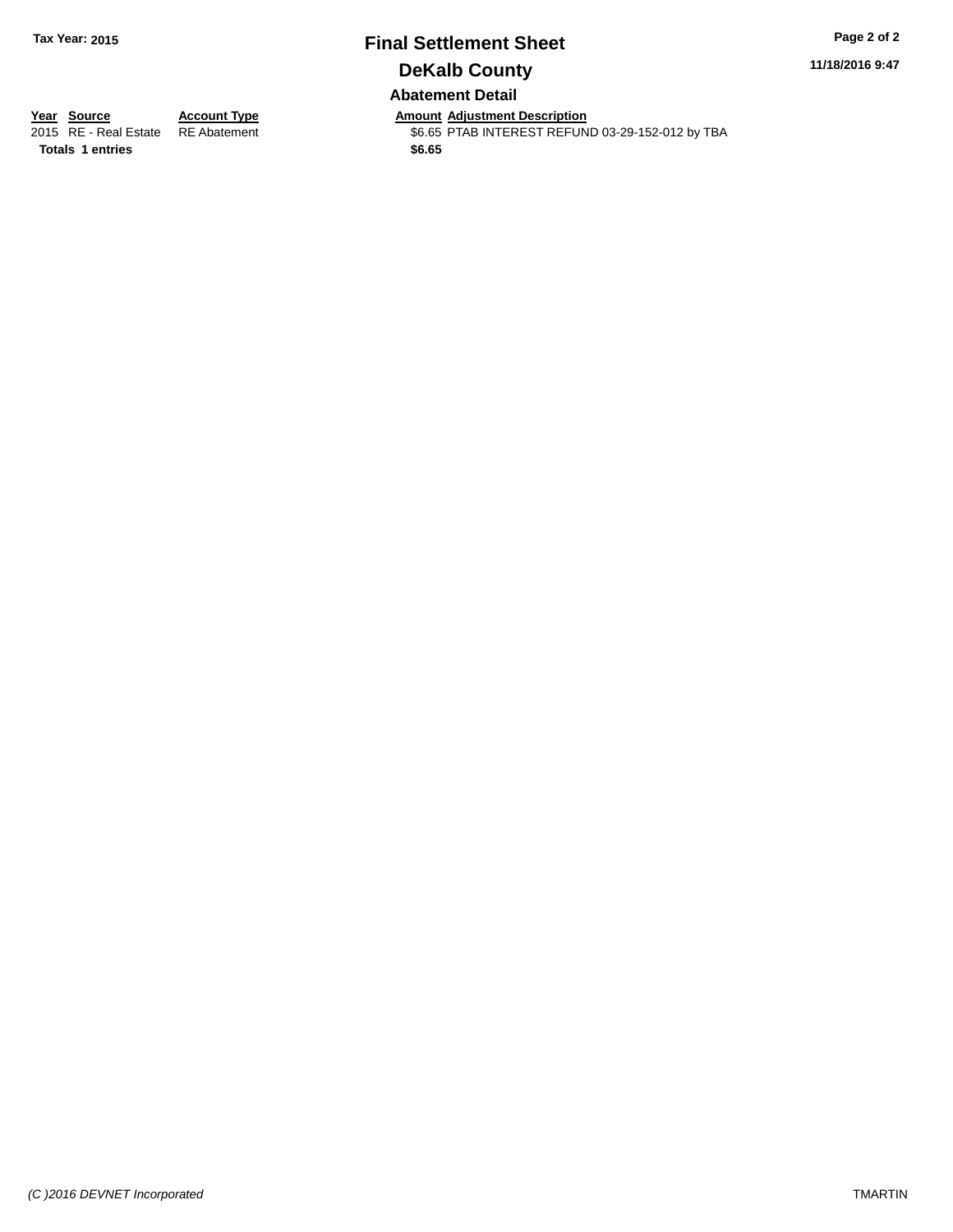**Tax Year: 2015**

# Final Settlement Sheet

## DeKalb County

**11/18/2016 9:47**

### Abatement Detail

| Year | Source | Account Type | Amount | Adjustment Description |
|---|---|---|---|---|
| 2015 | RE - Real Estate | RE Abatement | $6.65 | PTAB INTEREST REFUND 03-29-152-012 by TBA |
| **Totals** | **1 entries** | | **$6.65** | |

*(C )2016 DEVNET Incorporated*

TMARTIN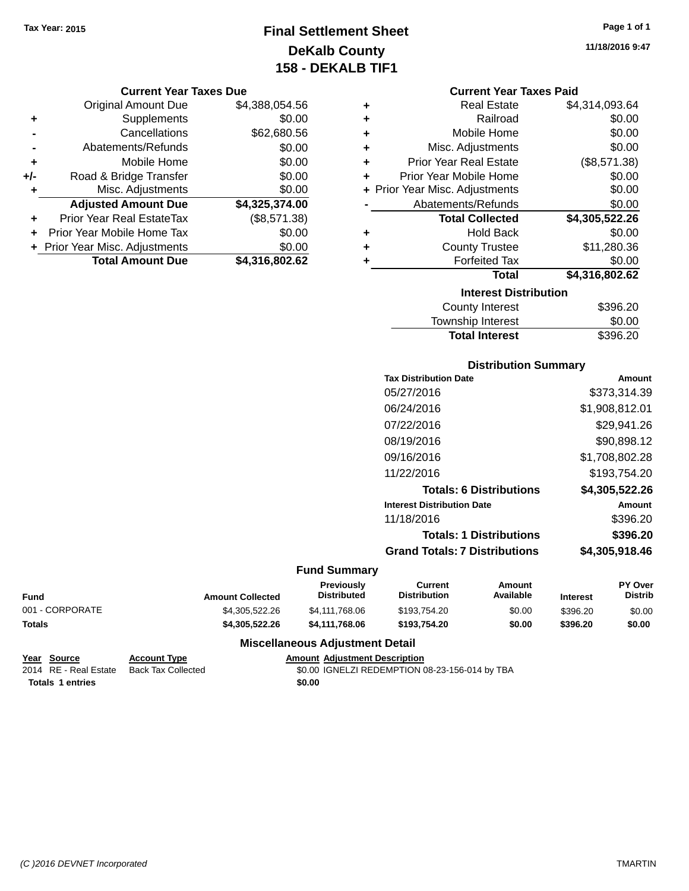Tax Year: 2015

# Final Settlement Sheet
## DeKalb County
## 158 - DEKALB TIF1

11/18/2016 9:47

### Current Year Taxes Due

| | | |
|---|---|---|
| | Original Amount Due | $4,388,054.56 |
| + | Supplements | $0.00 |
| - | Cancellations | $62,680.56 |
| - | Abatements/Refunds | $0.00 |
| + | Mobile Home | $0.00 |
| +/- | Road & Bridge Transfer | $0.00 |
| + | Misc. Adjustments | $0.00 |
| | **Adjusted Amount Due** | **$4,325,374.00** |
| + | Prior Year Real EstateTax | ($8,571.38) |
| + | Prior Year Mobile Home Tax | $0.00 |
| + | Prior Year Misc. Adjustments | $0.00 |
| | **Total Amount Due** | **$4,316,802.62** |

### Current Year Taxes Paid

| | | |
|---|---|---|
| + | Real Estate | $4,314,093.64 |
| + | Railroad | $0.00 |
| + | Mobile Home | $0.00 |
| + | Misc. Adjustments | $0.00 |
| + | Prior Year Real Estate | ($8,571.38) |
| + | Prior Year Mobile Home | $0.00 |
| + | Prior Year Misc. Adjustments | $0.00 |
| - | Abatements/Refunds | $0.00 |
| | **Total Collected** | **$4,305,522.26** |
| + | Hold Back | $0.00 |
| + | County Trustee | $11,280.36 |
| + | Forfeited Tax | $0.00 |
| | **Total** | **$4,316,802.62** |

### Interest Distribution

| | |
|---|---|
| County Interest | $396.20 |
| Township Interest | $0.00 |
| **Total Interest** | $396.20 |

### Distribution Summary

| Tax Distribution Date | Amount |
|---|---|
| 05/27/2016 | $373,314.39 |
| 06/24/2016 | $1,908,812.01 |
| 07/22/2016 | $29,941.26 |
| 08/19/2016 | $90,898.12 |
| 09/16/2016 | $1,708,802.28 |
| 11/22/2016 | $193,754.20 |
| **Totals: 6 Distributions** | **$4,305,522.26** |

| Interest Distribution Date | Amount |
|---|---|
| 11/18/2016 | $396.20 |
| **Totals: 1 Distributions** | **$396.20** |
| **Grand Totals: 7 Distributions** | **$4,305,918.46** |

### Fund Summary

| Fund | Amount Collected | Previously Distributed | Current Distribution | Amount Available | Interest | PY Over Distrib |
|---|---|---|---|---|---|---|
| 001 - CORPORATE | $4,305,522.26 | $4,111,768.06 | $193,754.20 | $0.00 | $396.20 | $0.00 |
| **Totals** | **$4,305,522.26** | **$4,111,768.06** | **$193,754.20** | **$0.00** | **$396.20** | **$0.00** |

### Miscellaneous Adjustment Detail

| Year | Source | Account Type | Amount | Adjustment Description |
|---|---|---|---|---|
| 2014 | RE - Real Estate | Back Tax Collected | $0.00 | IGNELZI REDEMPTION 08-23-156-014 by TBA |
| **Totals 1 entries** | | | **$0.00** | |

(C )2016 DEVNET Incorporated TMARTIN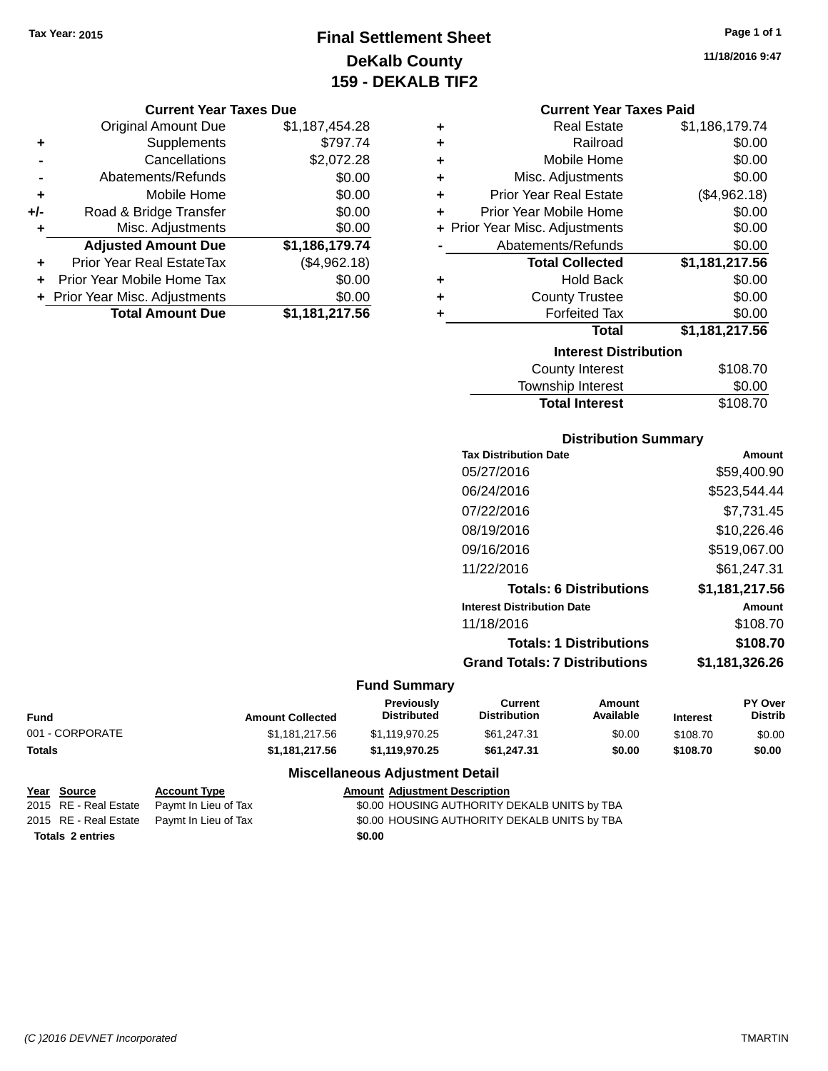Tax Year: 2015

# Final Settlement Sheet
## DeKalb County
## 159 - DEKALB TIF2

11/18/2016 9:47

### Current Year Taxes Due

| | | |
|---|---|---|
| | Original Amount Due | $1,187,454.28 |
| + | Supplements | $797.74 |
| - | Cancellations | $2,072.28 |
| - | Abatements/Refunds | $0.00 |
| + | Mobile Home | $0.00 |
| +/- | Road & Bridge Transfer | $0.00 |
| + | Misc. Adjustments | $0.00 |
| | **Adjusted Amount Due** | **$1,186,179.74** |
| + | Prior Year Real EstateTax | ($4,962.18) |
| + | Prior Year Mobile Home Tax | $0.00 |
| + | Prior Year Misc. Adjustments | $0.00 |
| | **Total Amount Due** | **$1,181,217.56** |

### Current Year Taxes Paid

| | | |
|---|---|---|
| + | Real Estate | $1,186,179.74 |
| + | Railroad | $0.00 |
| + | Mobile Home | $0.00 |
| + | Misc. Adjustments | $0.00 |
| + | Prior Year Real Estate | ($4,962.18) |
| + | Prior Year Mobile Home | $0.00 |
| + | Prior Year Misc. Adjustments | $0.00 |
| - | Abatements/Refunds | $0.00 |
| | **Total Collected** | **$1,181,217.56** |
| + | Hold Back | $0.00 |
| + | County Trustee | $0.00 |
| + | Forfeited Tax | $0.00 |
| | **Total** | **$1,181,217.56** |

### Interest Distribution

| | |
|---|---|
| County Interest | $108.70 |
| Township Interest | $0.00 |
| **Total Interest** | $108.70 |

### Distribution Summary

| Tax Distribution Date | Amount |
|---|---|
| 05/27/2016 | $59,400.90 |
| 06/24/2016 | $523,544.44 |
| 07/22/2016 | $7,731.45 |
| 08/19/2016 | $10,226.46 |
| 09/16/2016 | $519,067.00 |
| 11/22/2016 | $61,247.31 |
| **Totals: 6 Distributions** | **$1,181,217.56** |

| Interest Distribution Date | Amount |
|---|---|
| 11/18/2016 | $108.70 |
| **Totals: 1 Distributions** | **$108.70** |
| **Grand Totals: 7 Distributions** | **$1,181,326.26** |

### Fund Summary

| Fund | Amount Collected | Previously Distributed | Current Distribution | Amount Available | Interest | PY Over Distrib |
|---|---|---|---|---|---|---|
| 001 - CORPORATE | $1,181,217.56 | $1,119,970.25 | $61,247.31 | $0.00 | $108.70 | $0.00 |
| **Totals** | **$1,181,217.56** | **$1,119,970.25** | **$61,247.31** | **$0.00** | **$108.70** | **$0.00** |

### Miscellaneous Adjustment Detail

| Year | Source | Account Type | Amount | Adjustment Description |
|---|---|---|---|---|
| 2015 | RE - Real Estate | Paymt In Lieu of Tax | $0.00 | HOUSING AUTHORITY DEKALB UNITS by TBA |
| 2015 | RE - Real Estate | Paymt In Lieu of Tax | $0.00 | HOUSING AUTHORITY DEKALB UNITS by TBA |
| **Totals 2 entries** | | | **$0.00** | |

(C )2016 DEVNET Incorporated TMARTIN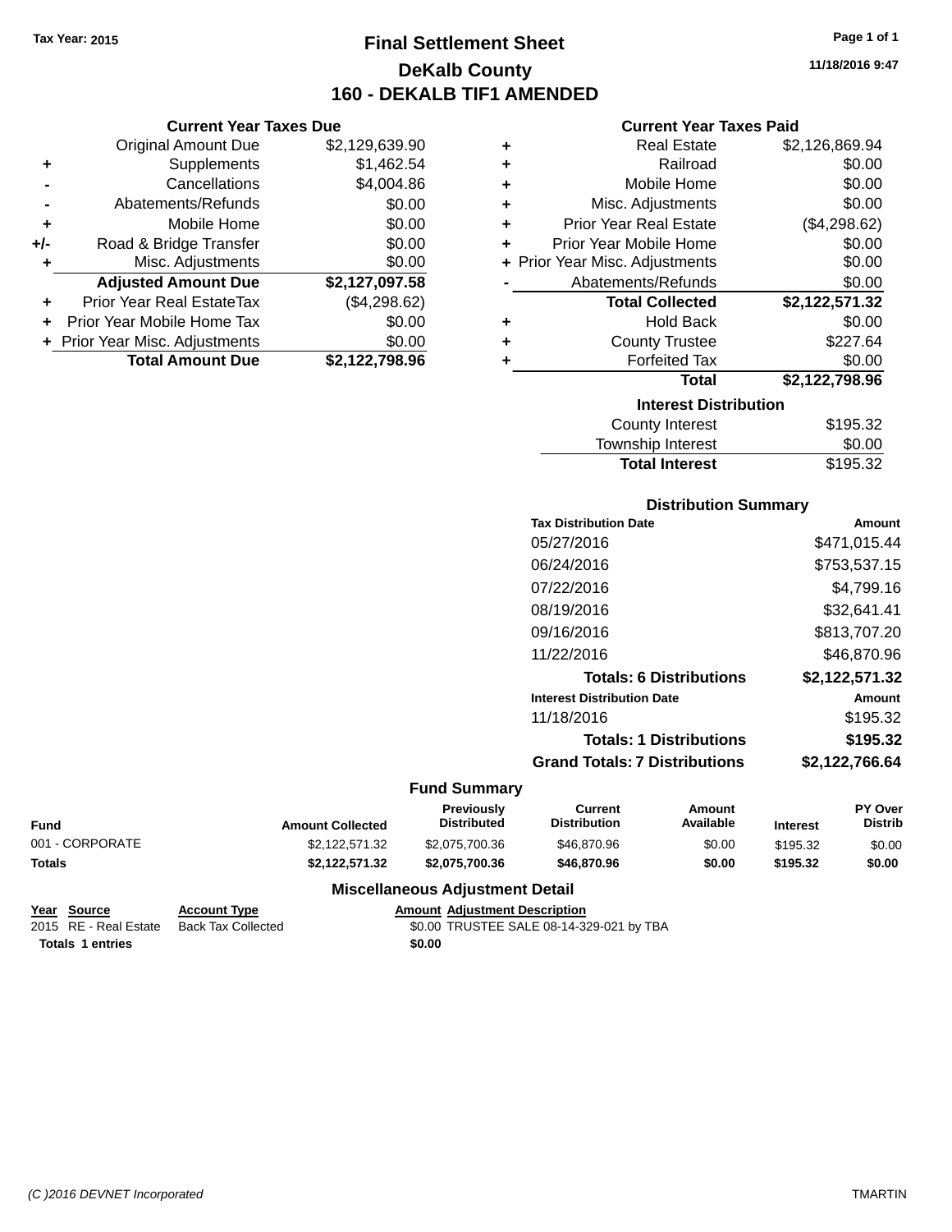Tax Year: 2015

# Final Settlement Sheet

## DeKalb County

## 160 - DEKALB TIF1 AMENDED

11/18/2016 9:47

### Current Year Taxes Due

| | | |
|---|---|---|
| | Original Amount Due | $2,129,639.90 |
| + | Supplements | $1,462.54 |
| - | Cancellations | $4,004.86 |
| - | Abatements/Refunds | $0.00 |
| + | Mobile Home | $0.00 |
| +/- | Road & Bridge Transfer | $0.00 |
| + | Misc. Adjustments | $0.00 |
| | **Adjusted Amount Due** | **$2,127,097.58** |
| + | Prior Year Real EstateTax | ($4,298.62) |
| + | Prior Year Mobile Home Tax | $0.00 |
| + | Prior Year Misc. Adjustments | $0.00 |
| | **Total Amount Due** | **$2,122,798.96** |

### Current Year Taxes Paid

| | | |
|---|---|---|
| + | Real Estate | $2,126,869.94 |
| + | Railroad | $0.00 |
| + | Mobile Home | $0.00 |
| + | Misc. Adjustments | $0.00 |
| + | Prior Year Real Estate | ($4,298.62) |
| + | Prior Year Mobile Home | $0.00 |
| + | Prior Year Misc. Adjustments | $0.00 |
| - | Abatements/Refunds | $0.00 |
| | **Total Collected** | **$2,122,571.32** |
| + | Hold Back | $0.00 |
| + | County Trustee | $227.64 |
| + | Forfeited Tax | $0.00 |
| | **Total** | **$2,122,798.96** |

### Interest Distribution

| | |
|---|---|
| County Interest | $195.32 |
| Township Interest | $0.00 |
| **Total Interest** | $195.32 |

### Distribution Summary

| Tax Distribution Date | Amount |
|---|---|
| 05/27/2016 | $471,015.44 |
| 06/24/2016 | $753,537.15 |
| 07/22/2016 | $4,799.16 |
| 08/19/2016 | $32,641.41 |
| 09/16/2016 | $813,707.20 |
| 11/22/2016 | $46,870.96 |
| **Totals: 6 Distributions** | **$2,122,571.32** |
| **Interest Distribution Date** | **Amount** |
| 11/18/2016 | $195.32 |
| **Totals: 1 Distributions** | **$195.32** |
| **Grand Totals: 7 Distributions** | **$2,122,766.64** |

### Fund Summary

| Fund | Amount Collected | Previously Distributed | Current Distribution | Amount Available | Interest | PY Over Distrib |
|---|---|---|---|---|---|---|
| 001 - CORPORATE | $2,122,571.32 | $2,075,700.36 | $46,870.96 | $0.00 | $195.32 | $0.00 |
| **Totals** | **$2,122,571.32** | **$2,075,700.36** | **$46,870.96** | **$0.00** | **$195.32** | **$0.00** |

### Miscellaneous Adjustment Detail

| Year | Source | Account Type | Amount | Adjustment Description |
|---|---|---|---|---|
| 2015 | RE - Real Estate | Back Tax Collected | $0.00 | TRUSTEE SALE 08-14-329-021 by TBA |
| **Totals** | **1 entries** | | **$0.00** | |

(C )2016 DEVNET Incorporated TMARTIN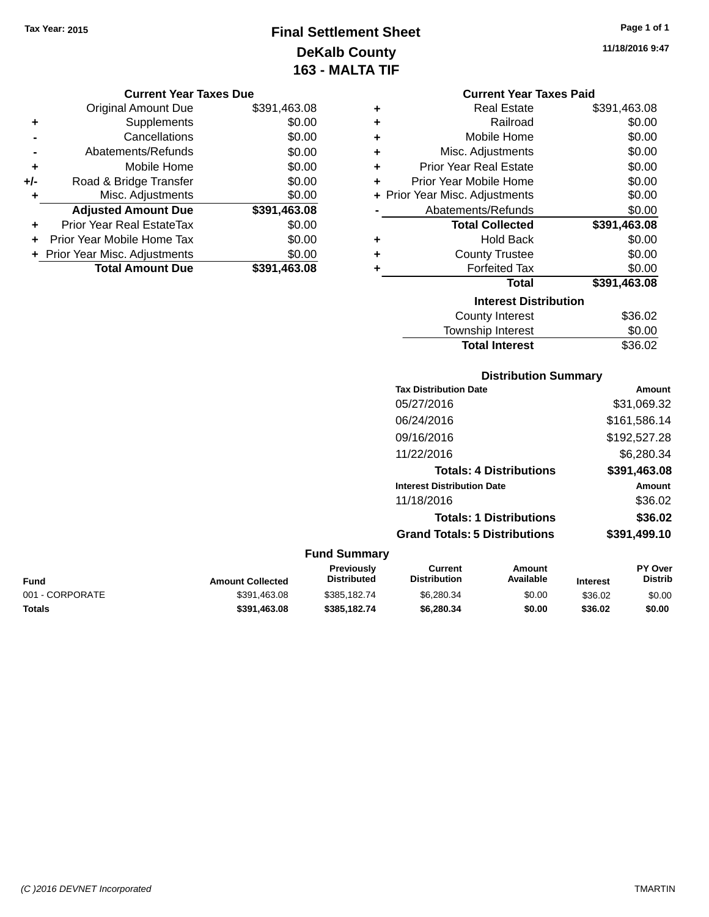Tax Year: 2015

# Final Settlement Sheet
## DeKalb County
## 163 - MALTA TIF

11/18/2016 9:47

### Current Year Taxes Due

| | | |
|---|---|---|
| | Original Amount Due | $391,463.08 |
| + | Supplements | $0.00 |
| - | Cancellations | $0.00 |
| - | Abatements/Refunds | $0.00 |
| + | Mobile Home | $0.00 |
| +/- | Road & Bridge Transfer | $0.00 |
| + | Misc. Adjustments | $0.00 |
| | **Adjusted Amount Due** | **$391,463.08** |
| + | Prior Year Real EstateTax | $0.00 |
| + | Prior Year Mobile Home Tax | $0.00 |
| + | Prior Year Misc. Adjustments | $0.00 |
| | **Total Amount Due** | **$391,463.08** |

### Current Year Taxes Paid

| | | |
|---|---|---|
| + | Real Estate | $391,463.08 |
| + | Railroad | $0.00 |
| + | Mobile Home | $0.00 |
| + | Misc. Adjustments | $0.00 |
| + | Prior Year Real Estate | $0.00 |
| + | Prior Year Mobile Home | $0.00 |
| + | Prior Year Misc. Adjustments | $0.00 |
| - | Abatements/Refunds | $0.00 |
| | **Total Collected** | **$391,463.08** |
| + | Hold Back | $0.00 |
| + | County Trustee | $0.00 |
| + | Forfeited Tax | $0.00 |
| | **Total** | **$391,463.08** |

### Interest Distribution

| | |
|---|---|
| County Interest | $36.02 |
| Township Interest | $0.00 |
| **Total Interest** | $36.02 |

### Distribution Summary

| Tax Distribution Date | Amount |
|---|---|
| 05/27/2016 | $31,069.32 |
| 06/24/2016 | $161,586.14 |
| 09/16/2016 | $192,527.28 |
| 11/22/2016 | $6,280.34 |
| **Totals: 4 Distributions** | **$391,463.08** |
| **Interest Distribution Date** | **Amount** |
| 11/18/2016 | $36.02 |
| **Totals: 1 Distributions** | **$36.02** |
| **Grand Totals: 5 Distributions** | **$391,499.10** |

### Fund Summary

| Fund | Amount Collected | Previously Distributed | Current Distribution | Amount Available | Interest | PY Over Distrib |
|---|---|---|---|---|---|---|
| 001 - CORPORATE | $391,463.08 | $385,182.74 | $6,280.34 | $0.00 | $36.02 | $0.00 |
| **Totals** | **$391,463.08** | **$385,182.74** | **$6,280.34** | **$0.00** | **$36.02** | **$0.00** |

(C )2016 DEVNET Incorporated TMARTIN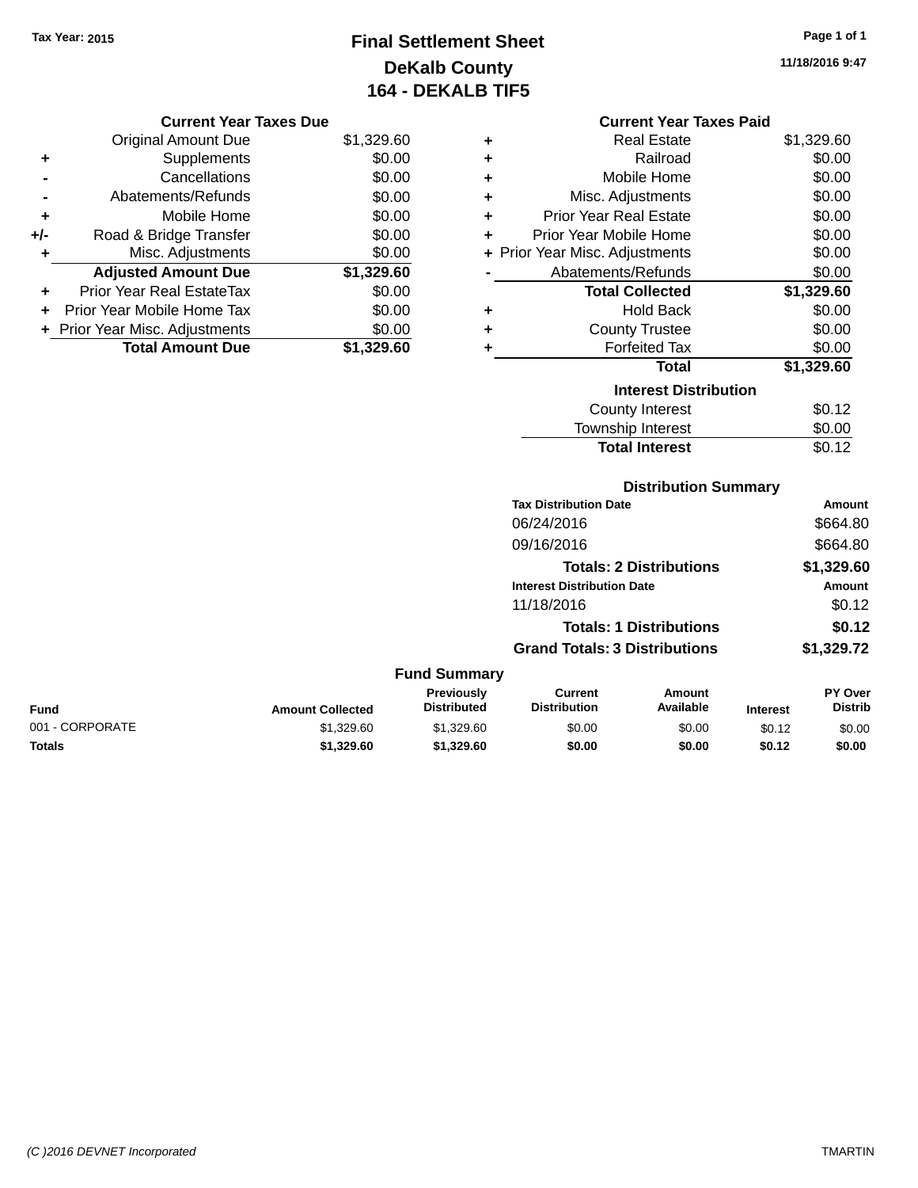Tax Year: 2015

# Final Settlement Sheet

## DeKalb County

## 164 - DEKALB TIF5

11/18/2016 9:47

### Current Year Taxes Due

| | | |
|---|---|---|
| | Original Amount Due | $1,329.60 |
| + | Supplements | $0.00 |
| - | Cancellations | $0.00 |
| - | Abatements/Refunds | $0.00 |
| + | Mobile Home | $0.00 |
| +/- | Road & Bridge Transfer | $0.00 |
| + | Misc. Adjustments | $0.00 |
| | **Adjusted Amount Due** | **$1,329.60** |
| + | Prior Year Real EstateTax | $0.00 |
| + | Prior Year Mobile Home Tax | $0.00 |
| + | Prior Year Misc. Adjustments | $0.00 |
| | **Total Amount Due** | **$1,329.60** |

### Current Year Taxes Paid

| | | |
|---|---|---|
| + | Real Estate | $1,329.60 |
| + | Railroad | $0.00 |
| + | Mobile Home | $0.00 |
| + | Misc. Adjustments | $0.00 |
| + | Prior Year Real Estate | $0.00 |
| + | Prior Year Mobile Home | $0.00 |
| + | Prior Year Misc. Adjustments | $0.00 |
| - | Abatements/Refunds | $0.00 |
| | **Total Collected** | **$1,329.60** |
| + | Hold Back | $0.00 |
| + | County Trustee | $0.00 |
| + | Forfeited Tax | $0.00 |
| | **Total** | **$1,329.60** |

### Interest Distribution

| | |
|---|---|
| County Interest | $0.12 |
| Township Interest | $0.00 |
| **Total Interest** | $0.12 |

### Distribution Summary

| Tax Distribution Date | Amount |
|---|---|
| 06/24/2016 | $664.80 |
| 09/16/2016 | $664.80 |
| **Totals: 2 Distributions** | **$1,329.60** |
| **Interest Distribution Date** | **Amount** |
| 11/18/2016 | $0.12 |
| **Totals: 1 Distributions** | **$0.12** |
| **Grand Totals: 3 Distributions** | **$1,329.72** |

### Fund Summary

| Fund | Amount Collected | Previously Distributed | Current Distribution | Amount Available | Interest | PY Over Distrib |
|---|---|---|---|---|---|---|
| 001 - CORPORATE | $1,329.60 | $1,329.60 | $0.00 | $0.00 | $0.12 | $0.00 |
| **Totals** | **$1,329.60** | **$1,329.60** | **$0.00** | **$0.00** | **$0.12** | **$0.00** |

(C )2016 DEVNET Incorporated TMARTIN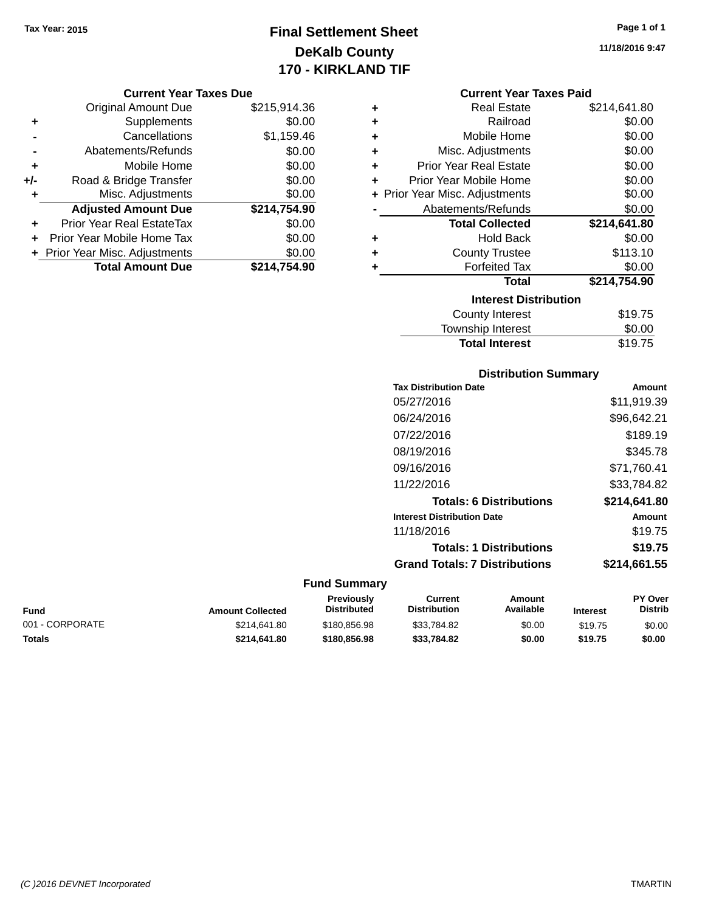Tax Year: 2015

# Final Settlement Sheet
## DeKalb County
## 170 - KIRKLAND TIF

11/18/2016 9:47

### Current Year Taxes Due

| | | |
|---|---|---|
| | Original Amount Due | $215,914.36 |
| + | Supplements | $0.00 |
| - | Cancellations | $1,159.46 |
| - | Abatements/Refunds | $0.00 |
| + | Mobile Home | $0.00 |
| +/- | Road & Bridge Transfer | $0.00 |
| + | Misc. Adjustments | $0.00 |
| | **Adjusted Amount Due** | **$214,754.90** |
| + | Prior Year Real EstateTax | $0.00 |
| + | Prior Year Mobile Home Tax | $0.00 |
| + | Prior Year Misc. Adjustments | $0.00 |
| | **Total Amount Due** | **$214,754.90** |

### Current Year Taxes Paid

| | | |
|---|---|---|
| + | Real Estate | $214,641.80 |
| + | Railroad | $0.00 |
| + | Mobile Home | $0.00 |
| + | Misc. Adjustments | $0.00 |
| + | Prior Year Real Estate | $0.00 |
| + | Prior Year Mobile Home | $0.00 |
| + | Prior Year Misc. Adjustments | $0.00 |
| - | Abatements/Refunds | $0.00 |
| | **Total Collected** | **$214,641.80** |
| + | Hold Back | $0.00 |
| + | County Trustee | $113.10 |
| + | Forfeited Tax | $0.00 |
| | **Total** | **$214,754.90** |

### Interest Distribution

| | |
|---|---|
| County Interest | $19.75 |
| Township Interest | $0.00 |
| **Total Interest** | $19.75 |

### Distribution Summary

| Tax Distribution Date | Amount |
|---|---|
| 05/27/2016 | $11,919.39 |
| 06/24/2016 | $96,642.21 |
| 07/22/2016 | $189.19 |
| 08/19/2016 | $345.78 |
| 09/16/2016 | $71,760.41 |
| 11/22/2016 | $33,784.82 |
| **Totals: 6 Distributions** | **$214,641.80** |
| **Interest Distribution Date** | **Amount** |
| 11/18/2016 | $19.75 |
| **Totals: 1 Distributions** | **$19.75** |
| **Grand Totals: 7 Distributions** | **$214,661.55** |

### Fund Summary

| Fund | Amount Collected | Previously Distributed | Current Distribution | Amount Available | Interest | PY Over Distrib |
|---|---|---|---|---|---|---|
| 001 - CORPORATE | $214,641.80 | $180,856.98 | $33,784.82 | $0.00 | $19.75 | $0.00 |
| **Totals** | **$214,641.80** | **$180,856.98** | **$33,784.82** | **$0.00** | **$19.75** | **$0.00** |

(C )2016 DEVNET Incorporated TMARTIN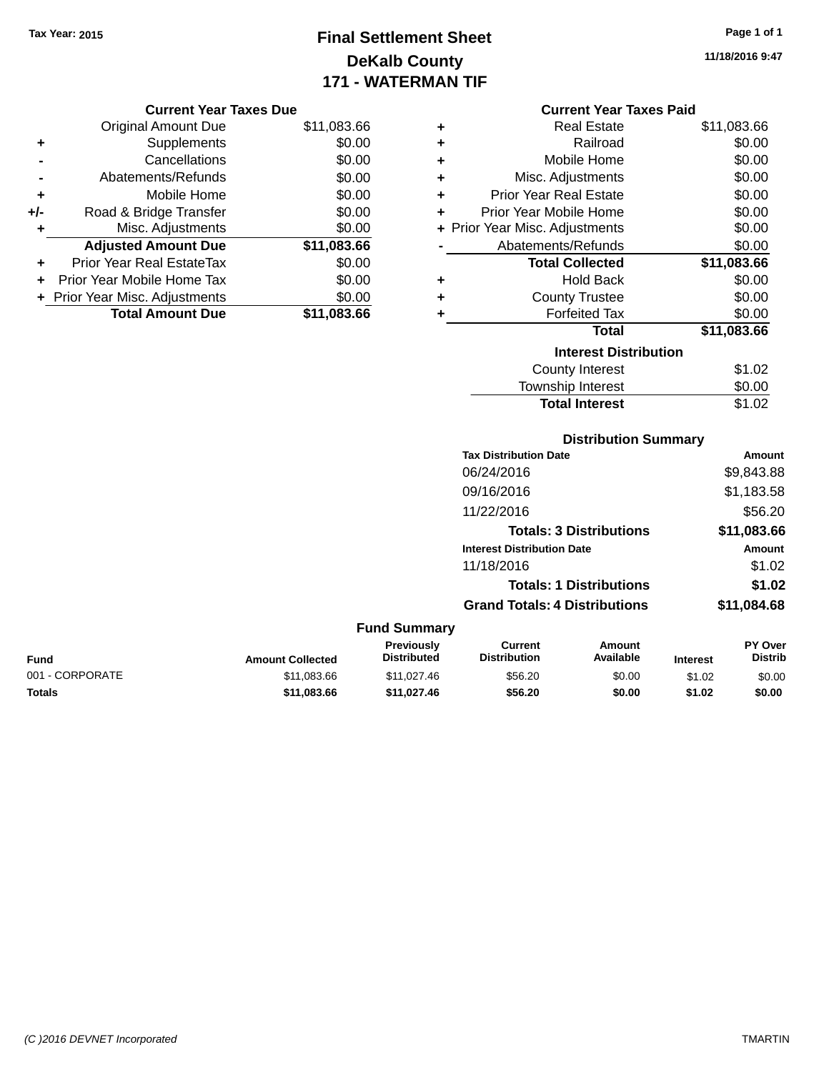Tax Year: 2015

# Final Settlement Sheet
## DeKalb County
## 171 - WATERMAN TIF

11/18/2016 9:47

### Current Year Taxes Due

| | | |
|---|---|---|
| | Original Amount Due | $11,083.66 |
| + | Supplements | $0.00 |
| - | Cancellations | $0.00 |
| - | Abatements/Refunds | $0.00 |
| + | Mobile Home | $0.00 |
| +/- | Road & Bridge Transfer | $0.00 |
| + | Misc. Adjustments | $0.00 |
| | **Adjusted Amount Due** | **$11,083.66** |
| + | Prior Year Real EstateTax | $0.00 |
| + | Prior Year Mobile Home Tax | $0.00 |
| + | Prior Year Misc. Adjustments | $0.00 |
| | **Total Amount Due** | **$11,083.66** |

### Current Year Taxes Paid

| | | |
|---|---|---|
| + | Real Estate | $11,083.66 |
| + | Railroad | $0.00 |
| + | Mobile Home | $0.00 |
| + | Misc. Adjustments | $0.00 |
| + | Prior Year Real Estate | $0.00 |
| + | Prior Year Mobile Home | $0.00 |
| + | Prior Year Misc. Adjustments | $0.00 |
| - | Abatements/Refunds | $0.00 |
| | **Total Collected** | **$11,083.66** |
| + | Hold Back | $0.00 |
| + | County Trustee | $0.00 |
| + | Forfeited Tax | $0.00 |
| | **Total** | **$11,083.66** |

### Interest Distribution

| | |
|---|---|
| County Interest | $1.02 |
| Township Interest | $0.00 |
| **Total Interest** | $1.02 |

### Distribution Summary

| Tax Distribution Date | Amount |
|---|---|
| 06/24/2016 | $9,843.88 |
| 09/16/2016 | $1,183.58 |
| 11/22/2016 | $56.20 |
| **Totals: 3 Distributions** | **$11,083.66** |

| Interest Distribution Date | Amount |
|---|---|
| 11/18/2016 | $1.02 |
| **Totals: 1 Distributions** | **$1.02** |
| **Grand Totals: 4 Distributions** | **$11,084.68** |

### Fund Summary

| Fund | Amount Collected | Previously Distributed | Current Distribution | Amount Available | Interest | PY Over Distrib |
|---|---|---|---|---|---|---|
| 001 - CORPORATE | $11,083.66 | $11,027.46 | $56.20 | $0.00 | $1.02 | $0.00 |
| **Totals** | **$11,083.66** | **$11,027.46** | **$56.20** | **$0.00** | **$1.02** | **$0.00** |

(C )2016 DEVNET Incorporated

TMARTIN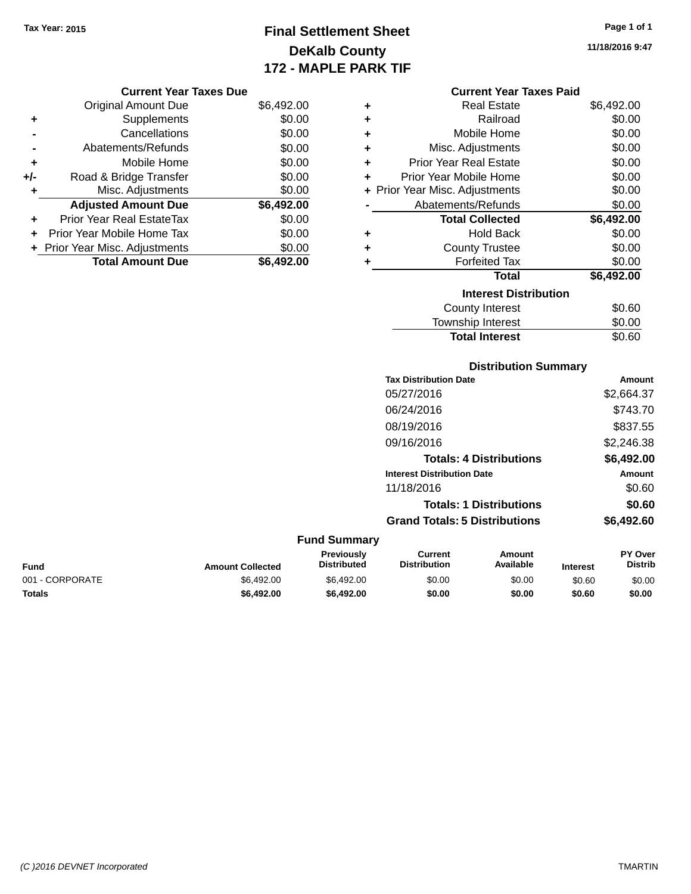Tax Year: 2015

# Final Settlement Sheet

## DeKalb County

## 172 - MAPLE PARK TIF

11/18/2016 9:47

### Current Year Taxes Due

| | | |
|---|---|---|
| | Original Amount Due | $6,492.00 |
| + | Supplements | $0.00 |
| - | Cancellations | $0.00 |
| - | Abatements/Refunds | $0.00 |
| + | Mobile Home | $0.00 |
| +/- | Road & Bridge Transfer | $0.00 |
| + | Misc. Adjustments | $0.00 |
| | **Adjusted Amount Due** | **$6,492.00** |
| + | Prior Year Real EstateTax | $0.00 |
| + | Prior Year Mobile Home Tax | $0.00 |
| + | Prior Year Misc. Adjustments | $0.00 |
| | **Total Amount Due** | **$6,492.00** |

### Current Year Taxes Paid

| | | |
|---|---|---|
| + | Real Estate | $6,492.00 |
| + | Railroad | $0.00 |
| + | Mobile Home | $0.00 |
| + | Misc. Adjustments | $0.00 |
| + | Prior Year Real Estate | $0.00 |
| + | Prior Year Mobile Home | $0.00 |
| + | Prior Year Misc. Adjustments | $0.00 |
| - | Abatements/Refunds | $0.00 |
| | **Total Collected** | **$6,492.00** |
| + | Hold Back | $0.00 |
| + | County Trustee | $0.00 |
| + | Forfeited Tax | $0.00 |
| | **Total** | **$6,492.00** |

### Interest Distribution

| | |
|---|---|
| County Interest | $0.60 |
| Township Interest | $0.00 |
| **Total Interest** | $0.60 |

### Distribution Summary

| Tax Distribution Date | Amount |
|---|---|
| 05/27/2016 | $2,664.37 |
| 06/24/2016 | $743.70 |
| 08/19/2016 | $837.55 |
| 09/16/2016 | $2,246.38 |
| **Totals: 4 Distributions** | **$6,492.00** |
| **Interest Distribution Date** | **Amount** |
| 11/18/2016 | $0.60 |
| **Totals: 1 Distributions** | **$0.60** |
| **Grand Totals: 5 Distributions** | **$6,492.60** |

### Fund Summary

| Fund | Amount Collected | Previously Distributed | Current Distribution | Amount Available | Interest | PY Over Distrib |
|---|---|---|---|---|---|---|
| 001 - CORPORATE | $6,492.00 | $6,492.00 | $0.00 | $0.00 | $0.60 | $0.00 |
| **Totals** | **$6,492.00** | **$6,492.00** | **$0.00** | **$0.00** | **$0.60** | **$0.00** |

(C )2016 DEVNET Incorporated TMARTIN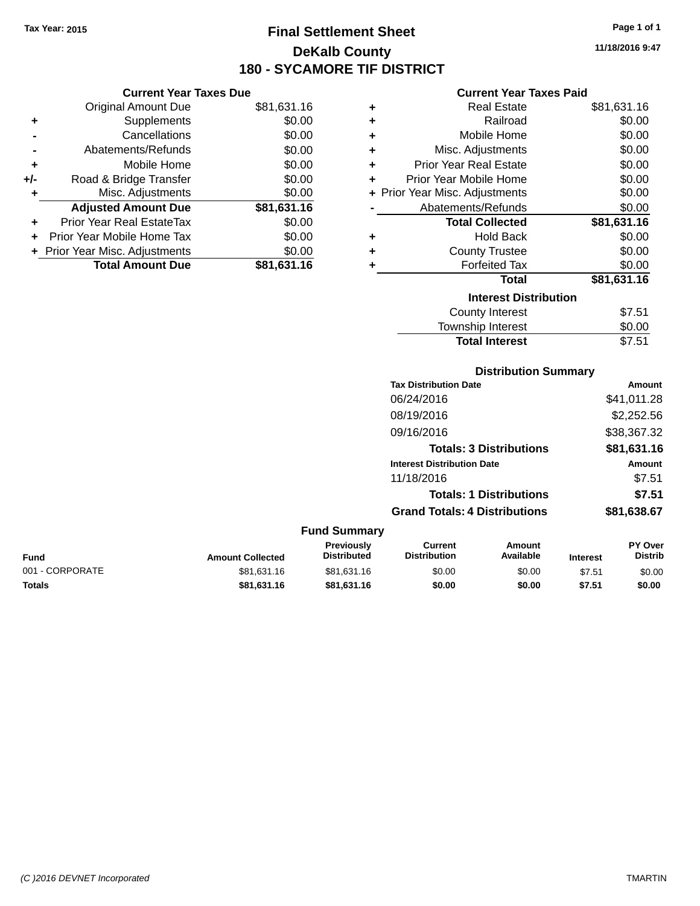Tax Year: 2015

# Final Settlement Sheet

## DeKalb County

## 180 - SYCAMORE TIF DISTRICT

11/18/2016 9:47

### Current Year Taxes Due

| | | |
|---|---|---|
| | Original Amount Due | $81,631.16 |
| + | Supplements | $0.00 |
| - | Cancellations | $0.00 |
| - | Abatements/Refunds | $0.00 |
| + | Mobile Home | $0.00 |
| +/- | Road & Bridge Transfer | $0.00 |
| + | Misc. Adjustments | $0.00 |
| | **Adjusted Amount Due** | **$81,631.16** |
| + | Prior Year Real EstateTax | $0.00 |
| + | Prior Year Mobile Home Tax | $0.00 |
| + | Prior Year Misc. Adjustments | $0.00 |
| | **Total Amount Due** | **$81,631.16** |

### Current Year Taxes Paid

| | | |
|---|---|---|
| + | Real Estate | $81,631.16 |
| + | Railroad | $0.00 |
| + | Mobile Home | $0.00 |
| + | Misc. Adjustments | $0.00 |
| + | Prior Year Real Estate | $0.00 |
| + | Prior Year Mobile Home | $0.00 |
| + | Prior Year Misc. Adjustments | $0.00 |
| - | Abatements/Refunds | $0.00 |
| | **Total Collected** | **$81,631.16** |
| + | Hold Back | $0.00 |
| + | County Trustee | $0.00 |
| + | Forfeited Tax | $0.00 |
| | **Total** | **$81,631.16** |

### Interest Distribution

| | |
|---|---|
| County Interest | $7.51 |
| Township Interest | $0.00 |
| **Total Interest** | $7.51 |

### Distribution Summary

| Tax Distribution Date | Amount |
|---|---|
| 06/24/2016 | $41,011.28 |
| 08/19/2016 | $2,252.56 |
| 09/16/2016 | $38,367.32 |
| **Totals: 3 Distributions** | **$81,631.16** |

| Interest Distribution Date | Amount |
|---|---|
| 11/18/2016 | $7.51 |
| **Totals: 1 Distributions** | **$7.51** |
| **Grand Totals: 4 Distributions** | **$81,638.67** |

### Fund Summary

| Fund | Amount Collected | Previously Distributed | Current Distribution | Amount Available | Interest | PY Over Distrib |
|---|---|---|---|---|---|---|
| 001 - CORPORATE | $81,631.16 | $81,631.16 | $0.00 | $0.00 | $7.51 | $0.00 |
| **Totals** | **$81,631.16** | **$81,631.16** | **$0.00** | **$0.00** | **$7.51** | **$0.00** |

(C )2016 DEVNET Incorporated TMARTIN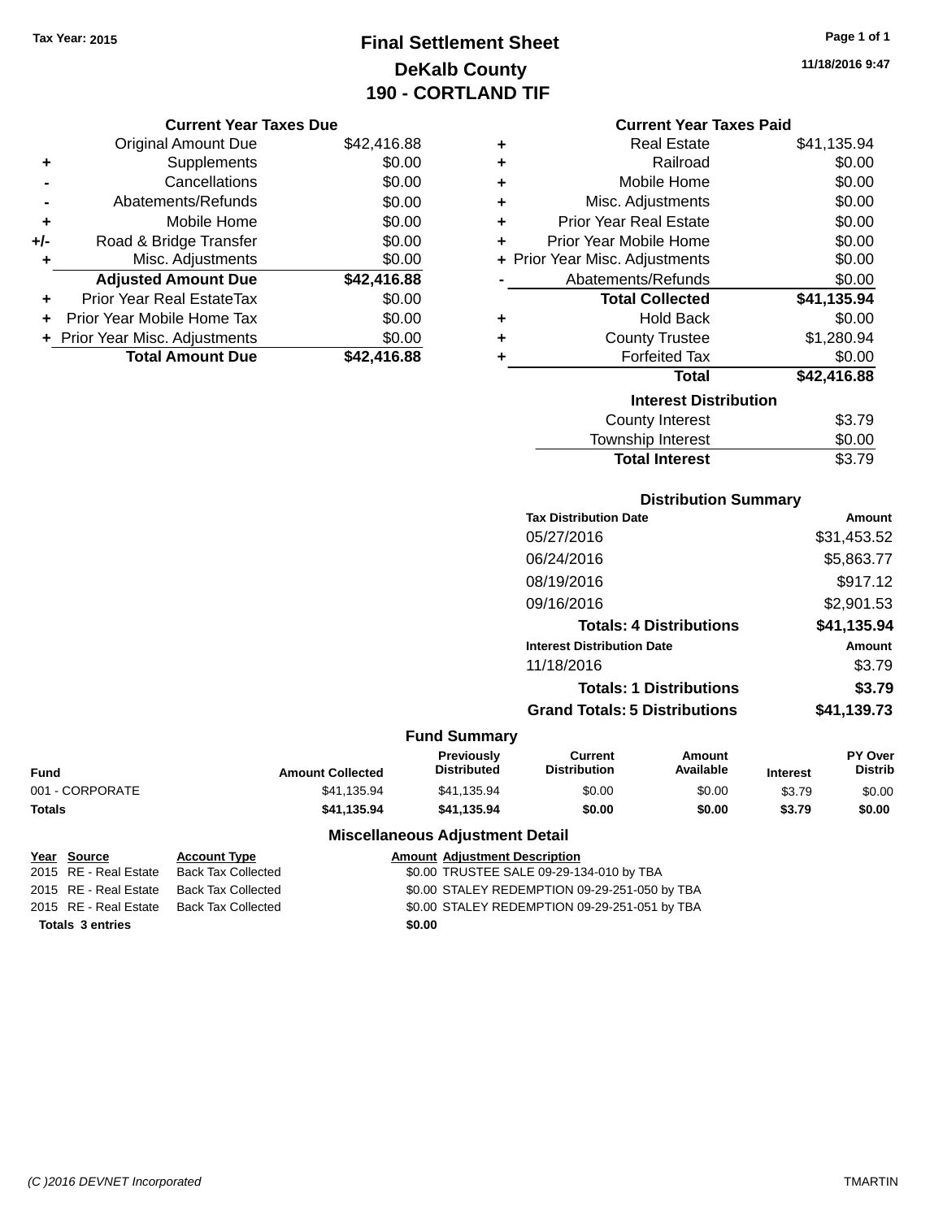Tax Year: 2015

# Final Settlement Sheet
## DeKalb County
## 190 - CORTLAND TIF

11/18/2016 9:47

### Current Year Taxes Due

| | | |
|---|---|---|
| | Original Amount Due | $42,416.88 |
| + | Supplements | $0.00 |
| - | Cancellations | $0.00 |
| - | Abatements/Refunds | $0.00 |
| + | Mobile Home | $0.00 |
| +/- | Road & Bridge Transfer | $0.00 |
| + | Misc. Adjustments | $0.00 |
| | **Adjusted Amount Due** | **$42,416.88** |
| + | Prior Year Real EstateTax | $0.00 |
| + | Prior Year Mobile Home Tax | $0.00 |
| + | Prior Year Misc. Adjustments | $0.00 |
| | **Total Amount Due** | **$42,416.88** |

### Current Year Taxes Paid

| | | |
|---|---|---|
| + | Real Estate | $41,135.94 |
| + | Railroad | $0.00 |
| + | Mobile Home | $0.00 |
| + | Misc. Adjustments | $0.00 |
| + | Prior Year Real Estate | $0.00 |
| + | Prior Year Mobile Home | $0.00 |
| + | Prior Year Misc. Adjustments | $0.00 |
| - | Abatements/Refunds | $0.00 |
| | **Total Collected** | **$41,135.94** |
| + | Hold Back | $0.00 |
| + | County Trustee | $1,280.94 |
| + | Forfeited Tax | $0.00 |
| | **Total** | **$42,416.88** |

### Interest Distribution

| | |
|---|---|
| County Interest | $3.79 |
| Township Interest | $0.00 |
| **Total Interest** | $3.79 |

### Distribution Summary

| Tax Distribution Date | Amount |
|---|---|
| 05/27/2016 | $31,453.52 |
| 06/24/2016 | $5,863.77 |
| 08/19/2016 | $917.12 |
| 09/16/2016 | $2,901.53 |
| **Totals: 4 Distributions** | **$41,135.94** |
| **Interest Distribution Date** | **Amount** |
| 11/18/2016 | $3.79 |
| **Totals: 1 Distributions** | **$3.79** |
| **Grand Totals: 5 Distributions** | **$41,139.73** |

### Fund Summary

| Fund | Amount Collected | Previously Distributed | Current Distribution | Amount Available | Interest | PY Over Distrib |
|---|---|---|---|---|---|---|
| 001 - CORPORATE | $41,135.94 | $41,135.94 | $0.00 | $0.00 | $3.79 | $0.00 |
| **Totals** | **$41,135.94** | **$41,135.94** | **$0.00** | **$0.00** | **$3.79** | **$0.00** |

### Miscellaneous Adjustment Detail

| Year | Source | Account Type | Amount | Adjustment Description |
|---|---|---|---|---|
| 2015 | RE - Real Estate | Back Tax Collected | $0.00 | TRUSTEE SALE 09-29-134-010 by TBA |
| 2015 | RE - Real Estate | Back Tax Collected | $0.00 | STALEY REDEMPTION 09-29-251-050 by TBA |
| 2015 | RE - Real Estate | Back Tax Collected | $0.00 | STALEY REDEMPTION 09-29-251-051 by TBA |
| **Totals 3 entries** | | | **$0.00** | |

(C )2016 DEVNET Incorporated TMARTIN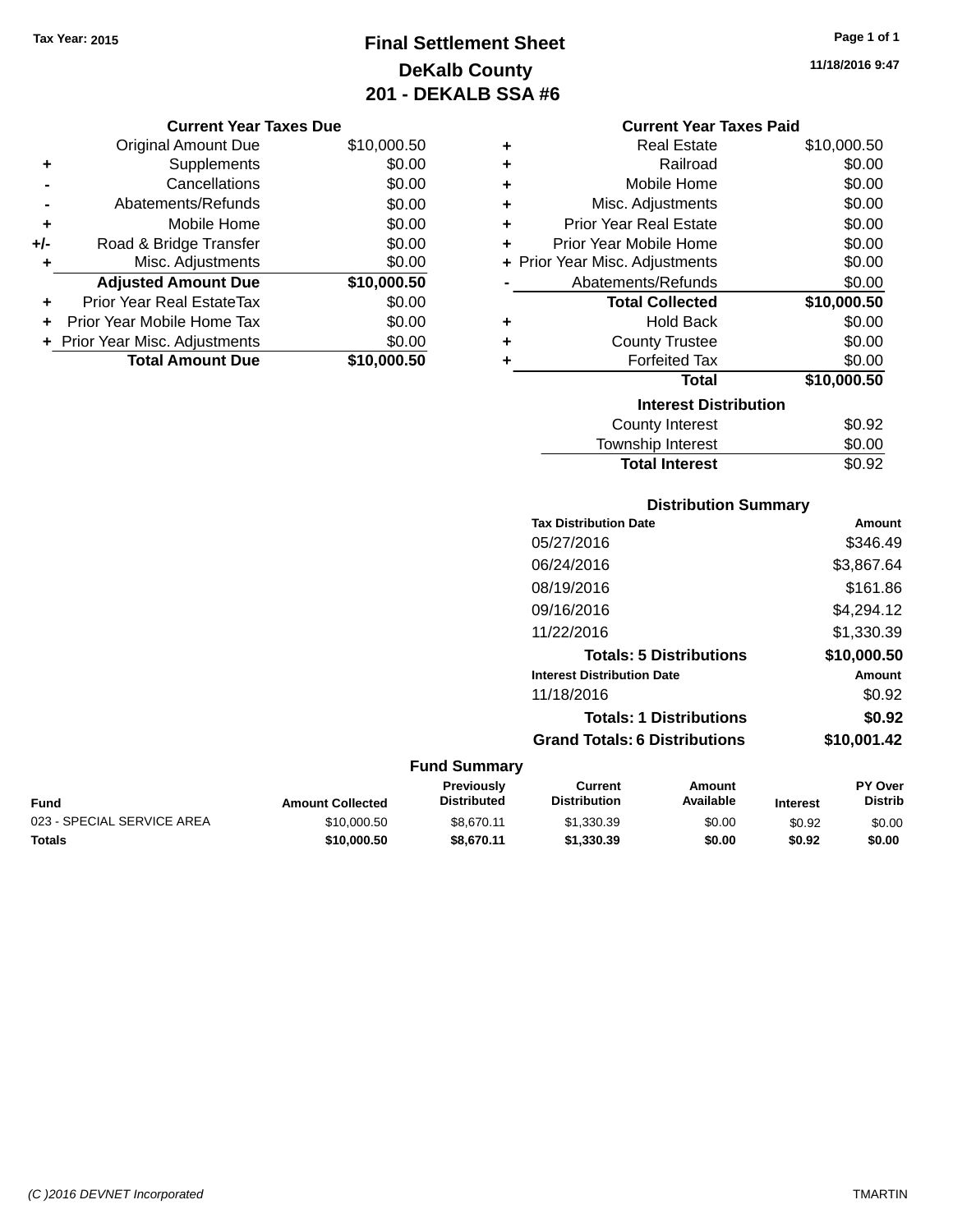Tax Year: 2015

# Final Settlement Sheet
## DeKalb County
## 201 - DEKALB SSA #6

11/18/2016 9:47

### Current Year Taxes Due

| | | |
|---|---|---|
| | Original Amount Due | $10,000.50 |
| + | Supplements | $0.00 |
| - | Cancellations | $0.00 |
| - | Abatements/Refunds | $0.00 |
| + | Mobile Home | $0.00 |
| +/- | Road & Bridge Transfer | $0.00 |
| + | Misc. Adjustments | $0.00 |
| | **Adjusted Amount Due** | **$10,000.50** |
| + | Prior Year Real EstateTax | $0.00 |
| + | Prior Year Mobile Home Tax | $0.00 |
| + | Prior Year Misc. Adjustments | $0.00 |
| | **Total Amount Due** | **$10,000.50** |

### Current Year Taxes Paid

| | | |
|---|---|---|
| + | Real Estate | $10,000.50 |
| + | Railroad | $0.00 |
| + | Mobile Home | $0.00 |
| + | Misc. Adjustments | $0.00 |
| + | Prior Year Real Estate | $0.00 |
| + | Prior Year Mobile Home | $0.00 |
| + | Prior Year Misc. Adjustments | $0.00 |
| - | Abatements/Refunds | $0.00 |
| | **Total Collected** | **$10,000.50** |
| + | Hold Back | $0.00 |
| + | County Trustee | $0.00 |
| + | Forfeited Tax | $0.00 |
| | **Total** | **$10,000.50** |

### Interest Distribution

| | |
|---|---|
| County Interest | $0.92 |
| Township Interest | $0.00 |
| **Total Interest** | $0.92 |

### Distribution Summary

| Tax Distribution Date | Amount |
|---|---|
| 05/27/2016 | $346.49 |
| 06/24/2016 | $3,867.64 |
| 08/19/2016 | $161.86 |
| 09/16/2016 | $4,294.12 |
| 11/22/2016 | $1,330.39 |
| **Totals: 5 Distributions** | **$10,000.50** |

| Interest Distribution Date | Amount |
|---|---|
| 11/18/2016 | $0.92 |
| **Totals: 1 Distributions** | **$0.92** |
| **Grand Totals: 6 Distributions** | **$10,001.42** |

### Fund Summary

| Fund | Amount Collected | Previously Distributed | Current Distribution | Amount Available | Interest | PY Over Distrib |
|---|---|---|---|---|---|---|
| 023 - SPECIAL SERVICE AREA | $10,000.50 | $8,670.11 | $1,330.39 | $0.00 | $0.92 | $0.00 |
| **Totals** | **$10,000.50** | **$8,670.11** | **$1,330.39** | **$0.00** | **$0.92** | **$0.00** |

(C )2016 DEVNET Incorporated TMARTIN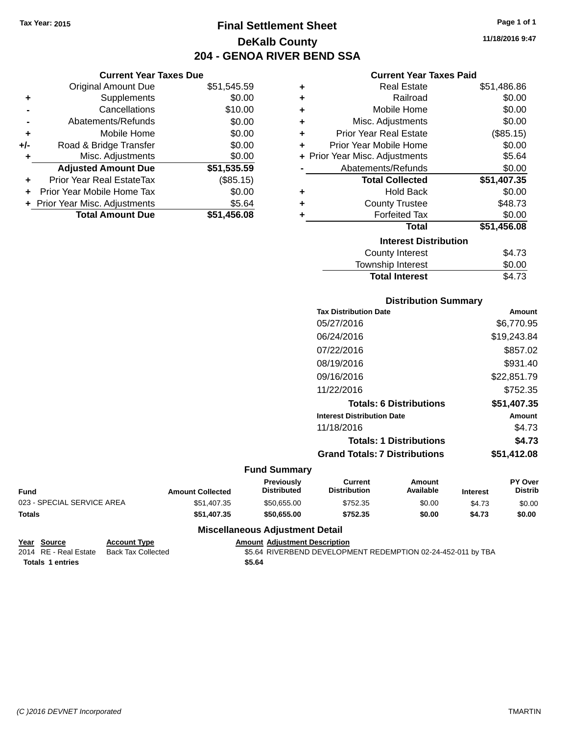Tax Year: 2015

# Final Settlement Sheet
## DeKalb County
## 204 - GENOA RIVER BEND SSA

11/18/2016 9:47

### Current Year Taxes Due

| | | |
|---|---|---|
| | Original Amount Due | $51,545.59 |
| + | Supplements | $0.00 |
| - | Cancellations | $10.00 |
| - | Abatements/Refunds | $0.00 |
| + | Mobile Home | $0.00 |
| +/- | Road & Bridge Transfer | $0.00 |
| + | Misc. Adjustments | $0.00 |
| | **Adjusted Amount Due** | **$51,535.59** |
| + | Prior Year Real EstateTax | ($85.15) |
| + | Prior Year Mobile Home Tax | $0.00 |
| + | Prior Year Misc. Adjustments | $5.64 |
| | **Total Amount Due** | **$51,456.08** |

### Current Year Taxes Paid

| | | |
|---|---|---|
| + | Real Estate | $51,486.86 |
| + | Railroad | $0.00 |
| + | Mobile Home | $0.00 |
| + | Misc. Adjustments | $0.00 |
| + | Prior Year Real Estate | ($85.15) |
| + | Prior Year Mobile Home | $0.00 |
| + | Prior Year Misc. Adjustments | $5.64 |
| - | Abatements/Refunds | $0.00 |
| | **Total Collected** | **$51,407.35** |
| + | Hold Back | $0.00 |
| + | County Trustee | $48.73 |
| + | Forfeited Tax | $0.00 |
| | **Total** | **$51,456.08** |

### Interest Distribution

| | |
|---|---|
| County Interest | $4.73 |
| Township Interest | $0.00 |
| **Total Interest** | $4.73 |

### Distribution Summary

| Tax Distribution Date | Amount |
|---|---|
| 05/27/2016 | $6,770.95 |
| 06/24/2016 | $19,243.84 |
| 07/22/2016 | $857.02 |
| 08/19/2016 | $931.40 |
| 09/16/2016 | $22,851.79 |
| 11/22/2016 | $752.35 |
| **Totals: 6 Distributions** | **$51,407.35** |
| **Interest Distribution Date** | **Amount** |
| 11/18/2016 | $4.73 |
| **Totals: 1 Distributions** | **$4.73** |
| **Grand Totals: 7 Distributions** | **$51,412.08** |

### Fund Summary

| Fund | Amount Collected | Previously Distributed | Current Distribution | Amount Available | Interest | PY Over Distrib |
|---|---|---|---|---|---|---|
| 023 - SPECIAL SERVICE AREA | $51,407.35 | $50,655.00 | $752.35 | $0.00 | $4.73 | $0.00 |
| **Totals** | **$51,407.35** | **$50,655.00** | **$752.35** | **$0.00** | **$4.73** | **$0.00** |

### Miscellaneous Adjustment Detail

| Year | Source | Account Type | Amount | Adjustment Description |
|---|---|---|---|---|
| 2014 | RE - Real Estate | Back Tax Collected | $5.64 | RIVERBEND DEVELOPMENT REDEMPTION 02-24-452-011 by TBA |
| **Totals 1 entries** | | | **$5.64** | |

(C )2016 DEVNET Incorporated TMARTIN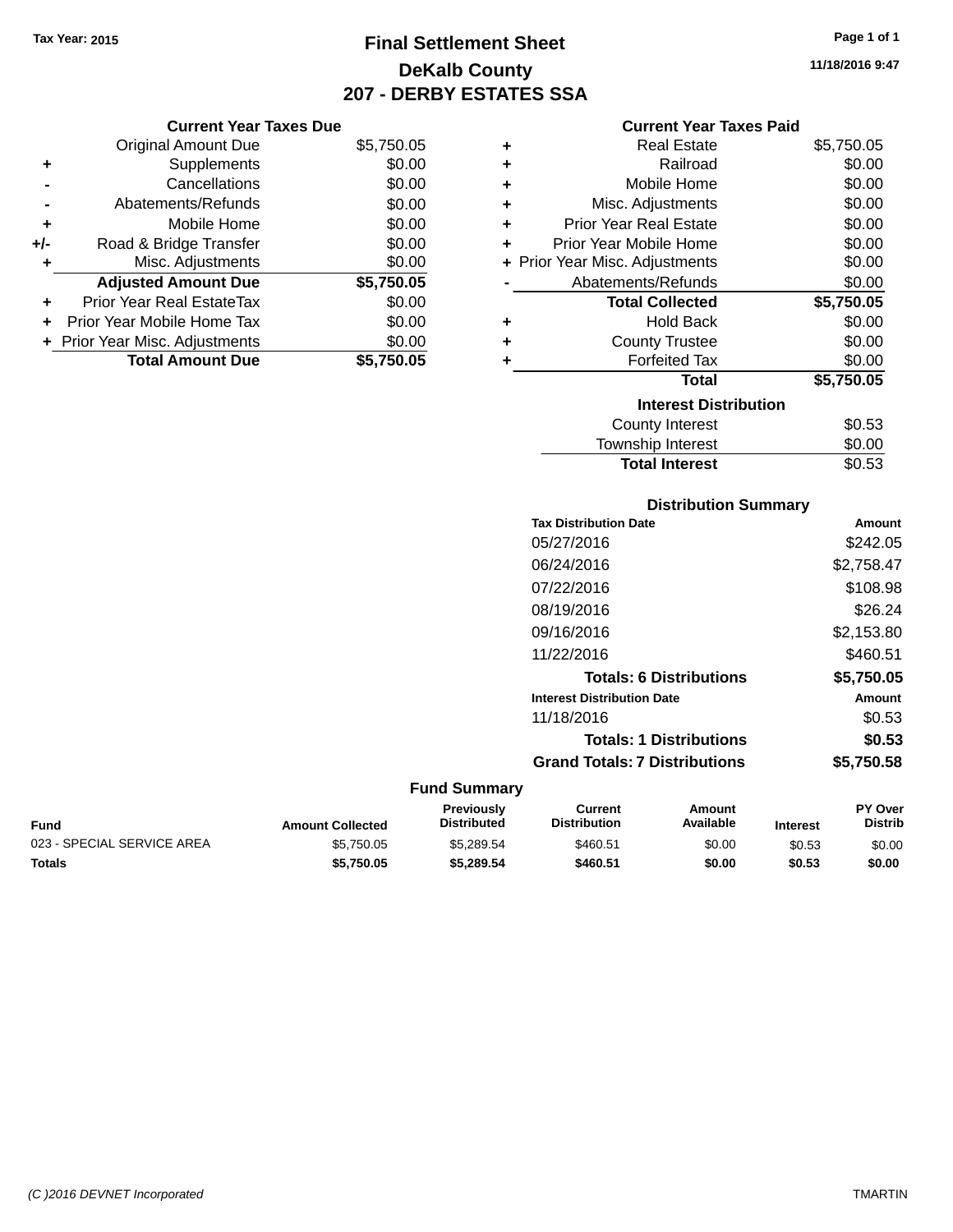Tax Year: 2015

# Final Settlement Sheet

## DeKalb County

## 207 - DERBY ESTATES SSA

11/18/2016 9:47

### Current Year Taxes Due

| | | |
|---|---|---|
| | Original Amount Due | $5,750.05 |
| + | Supplements | $0.00 |
| - | Cancellations | $0.00 |
| - | Abatements/Refunds | $0.00 |
| + | Mobile Home | $0.00 |
| +/- | Road & Bridge Transfer | $0.00 |
| + | Misc. Adjustments | $0.00 |
| | **Adjusted Amount Due** | **$5,750.05** |
| + | Prior Year Real EstateTax | $0.00 |
| + | Prior Year Mobile Home Tax | $0.00 |
| + | Prior Year Misc. Adjustments | $0.00 |
| | **Total Amount Due** | **$5,750.05** |

### Current Year Taxes Paid

| | | |
|---|---|---|
| + | Real Estate | $5,750.05 |
| + | Railroad | $0.00 |
| + | Mobile Home | $0.00 |
| + | Misc. Adjustments | $0.00 |
| + | Prior Year Real Estate | $0.00 |
| + | Prior Year Mobile Home | $0.00 |
| + | Prior Year Misc. Adjustments | $0.00 |
| - | Abatements/Refunds | $0.00 |
| | **Total Collected** | **$5,750.05** |
| + | Hold Back | $0.00 |
| + | County Trustee | $0.00 |
| + | Forfeited Tax | $0.00 |
| | **Total** | **$5,750.05** |

### Interest Distribution

| | |
|---|---|
| County Interest | $0.53 |
| Township Interest | $0.00 |
| **Total Interest** | $0.53 |

### Distribution Summary

| Tax Distribution Date | Amount |
|---|---|
| 05/27/2016 | $242.05 |
| 06/24/2016 | $2,758.47 |
| 07/22/2016 | $108.98 |
| 08/19/2016 | $26.24 |
| 09/16/2016 | $2,153.80 |
| 11/22/2016 | $460.51 |
| **Totals: 6 Distributions** | **$5,750.05** |
| **Interest Distribution Date** | **Amount** |
| 11/18/2016 | $0.53 |
| **Totals: 1 Distributions** | **$0.53** |
| **Grand Totals: 7 Distributions** | **$5,750.58** |

### Fund Summary

| Fund | Amount Collected | Previously Distributed | Current Distribution | Amount Available | Interest | PY Over Distrib |
|---|---|---|---|---|---|---|
| 023 - SPECIAL SERVICE AREA | $5,750.05 | $5,289.54 | $460.51 | $0.00 | $0.53 | $0.00 |
| **Totals** | **$5,750.05** | **$5,289.54** | **$460.51** | **$0.00** | **$0.53** | **$0.00** |

(C )2016 DEVNET Incorporated TMARTIN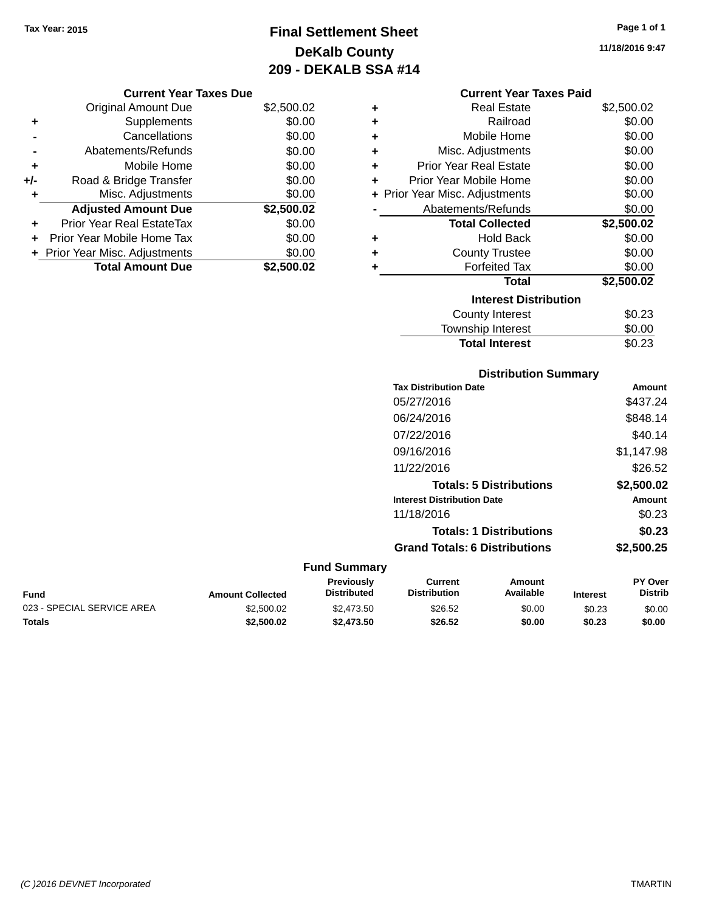Tax Year: 2015

# Final Settlement Sheet
## DeKalb County
## 209 - DEKALB SSA #14

11/18/2016 9:47

### Current Year Taxes Due

| | | |
|---|---|---|
| | Original Amount Due | $2,500.02 |
| + | Supplements | $0.00 |
| - | Cancellations | $0.00 |
| - | Abatements/Refunds | $0.00 |
| + | Mobile Home | $0.00 |
| +/- | Road & Bridge Transfer | $0.00 |
| + | Misc. Adjustments | $0.00 |
| | **Adjusted Amount Due** | **$2,500.02** |
| + | Prior Year Real EstateTax | $0.00 |
| + | Prior Year Mobile Home Tax | $0.00 |
| + | Prior Year Misc. Adjustments | $0.00 |
| | **Total Amount Due** | **$2,500.02** |

### Current Year Taxes Paid

| | | |
|---|---|---|
| + | Real Estate | $2,500.02 |
| + | Railroad | $0.00 |
| + | Mobile Home | $0.00 |
| + | Misc. Adjustments | $0.00 |
| + | Prior Year Real Estate | $0.00 |
| + | Prior Year Mobile Home | $0.00 |
| + | Prior Year Misc. Adjustments | $0.00 |
| - | Abatements/Refunds | $0.00 |
| | **Total Collected** | **$2,500.02** |
| + | Hold Back | $0.00 |
| + | County Trustee | $0.00 |
| + | Forfeited Tax | $0.00 |
| | **Total** | **$2,500.02** |

### Interest Distribution

| | |
|---|---|
| County Interest | $0.23 |
| Township Interest | $0.00 |
| **Total Interest** | $0.23 |

### Distribution Summary

| Tax Distribution Date | Amount |
|---|---|
| 05/27/2016 | $437.24 |
| 06/24/2016 | $848.14 |
| 07/22/2016 | $40.14 |
| 09/16/2016 | $1,147.98 |
| 11/22/2016 | $26.52 |
| **Totals: 5 Distributions** | **$2,500.02** |
| **Interest Distribution Date** | **Amount** |
| 11/18/2016 | $0.23 |
| **Totals: 1 Distributions** | **$0.23** |
| **Grand Totals: 6 Distributions** | **$2,500.25** |

### Fund Summary

| Fund | Amount Collected | Previously Distributed | Current Distribution | Amount Available | Interest | PY Over Distrib |
|---|---|---|---|---|---|---|
| 023 - SPECIAL SERVICE AREA | $2,500.02 | $2,473.50 | $26.52 | $0.00 | $0.23 | $0.00 |
| **Totals** | **$2,500.02** | **$2,473.50** | **$26.52** | **$0.00** | **$0.23** | **$0.00** |

(C )2016 DEVNET Incorporated TMARTIN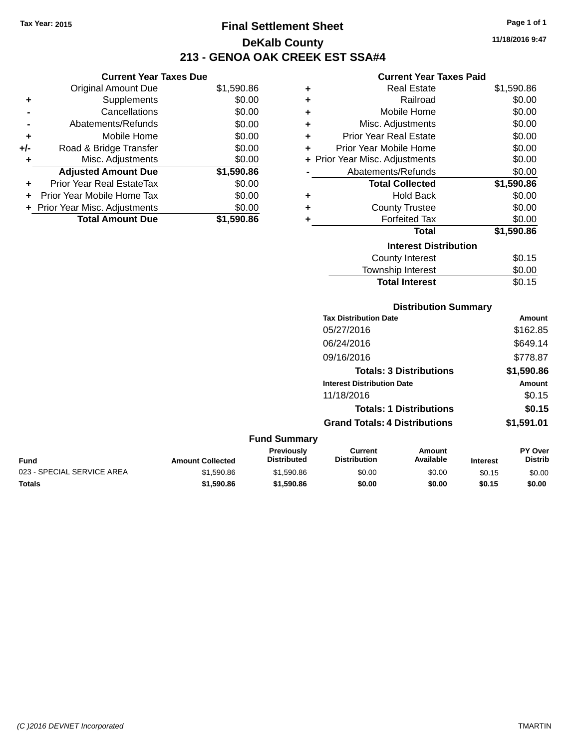Tax Year: 2015

# Final Settlement Sheet

## DeKalb County

## 213 - GENOA OAK CREEK EST SSA#4

11/18/2016 9:47

### Current Year Taxes Due

| | | |
|---|---|---|
| | Original Amount Due | $1,590.86 |
| + | Supplements | $0.00 |
| - | Cancellations | $0.00 |
| - | Abatements/Refunds | $0.00 |
| + | Mobile Home | $0.00 |
| +/- | Road & Bridge Transfer | $0.00 |
| + | Misc. Adjustments | $0.00 |
| | **Adjusted Amount Due** | **$1,590.86** |
| + | Prior Year Real EstateTax | $0.00 |
| + | Prior Year Mobile Home Tax | $0.00 |
| + | Prior Year Misc. Adjustments | $0.00 |
| | **Total Amount Due** | **$1,590.86** |

### Current Year Taxes Paid

| | | |
|---|---|---|
| + | Real Estate | $1,590.86 |
| + | Railroad | $0.00 |
| + | Mobile Home | $0.00 |
| + | Misc. Adjustments | $0.00 |
| + | Prior Year Real Estate | $0.00 |
| + | Prior Year Mobile Home | $0.00 |
| + | Prior Year Misc. Adjustments | $0.00 |
| - | Abatements/Refunds | $0.00 |
| | **Total Collected** | **$1,590.86** |
| + | Hold Back | $0.00 |
| + | County Trustee | $0.00 |
| + | Forfeited Tax | $0.00 |
| | **Total** | **$1,590.86** |

### Interest Distribution

| | |
|---|---|
| County Interest | $0.15 |
| Township Interest | $0.00 |
| **Total Interest** | $0.15 |

### Distribution Summary

| Tax Distribution Date | Amount |
|---|---|
| 05/27/2016 | $162.85 |
| 06/24/2016 | $649.14 |
| 09/16/2016 | $778.87 |
| **Totals: 3 Distributions** | **$1,590.86** |
| **Interest Distribution Date** | **Amount** |
| 11/18/2016 | $0.15 |
| **Totals: 1 Distributions** | **$0.15** |
| **Grand Totals: 4 Distributions** | **$1,591.01** |

### Fund Summary

| Fund | Amount Collected | Previously Distributed | Current Distribution | Amount Available | Interest | PY Over Distrib |
|---|---|---|---|---|---|---|
| 023 - SPECIAL SERVICE AREA | $1,590.86 | $1,590.86 | $0.00 | $0.00 | $0.15 | $0.00 |
| **Totals** | **$1,590.86** | **$1,590.86** | **$0.00** | **$0.00** | **$0.15** | **$0.00** |

(C )2016 DEVNET Incorporated TMARTIN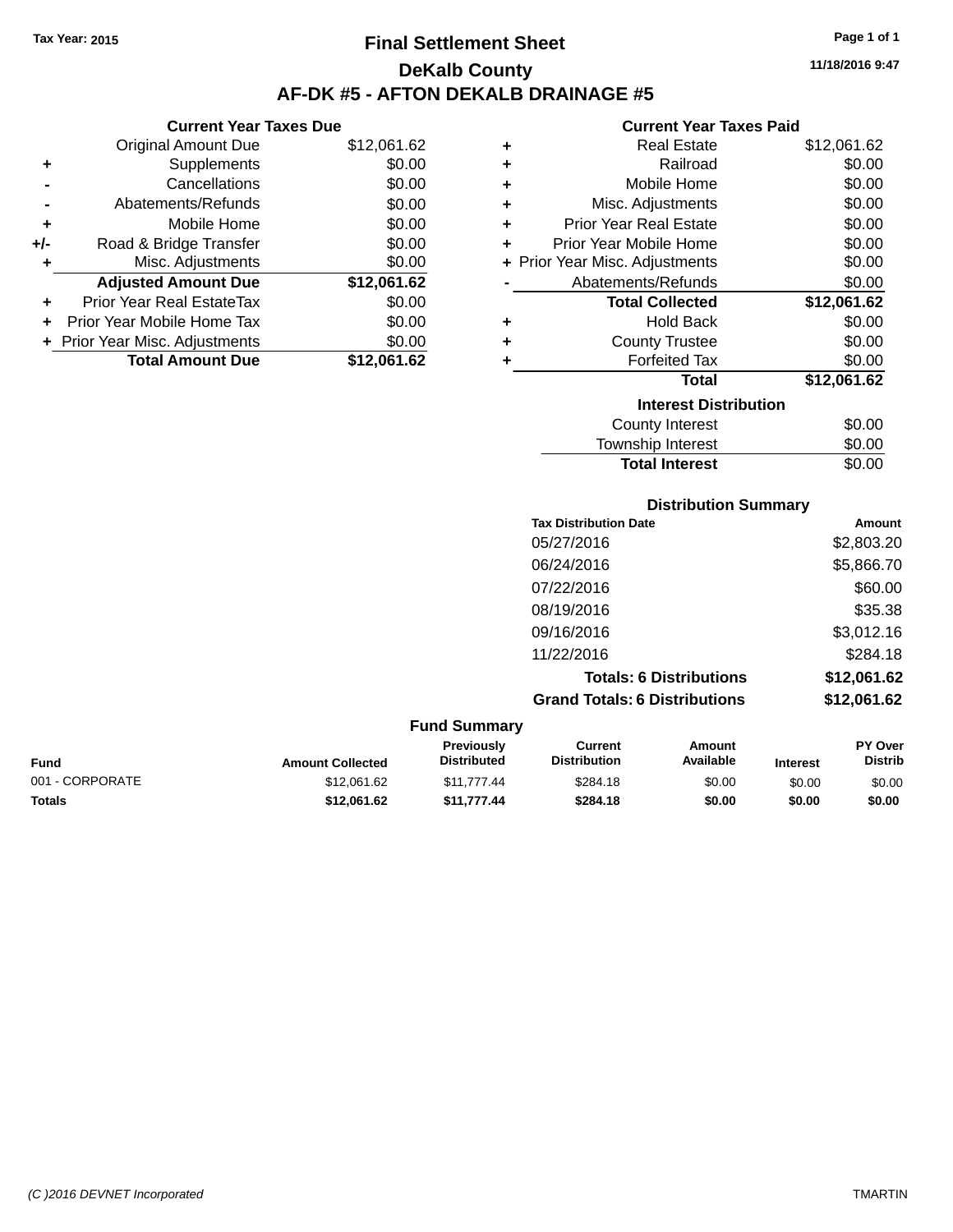Tax Year: 2015

# Final Settlement Sheet

## DeKalb County

## AF-DK #5 - AFTON DEKALB DRAINAGE #5

11/18/2016 9:47

### Current Year Taxes Due

| | | |
|---|---|---|
| | Original Amount Due | $12,061.62 |
| + | Supplements | $0.00 |
| - | Cancellations | $0.00 |
| - | Abatements/Refunds | $0.00 |
| + | Mobile Home | $0.00 |
| +/- | Road & Bridge Transfer | $0.00 |
| + | Misc. Adjustments | $0.00 |
| | **Adjusted Amount Due** | **$12,061.62** |
| + | Prior Year Real EstateTax | $0.00 |
| + | Prior Year Mobile Home Tax | $0.00 |
| + | Prior Year Misc. Adjustments | $0.00 |
| | **Total Amount Due** | **$12,061.62** |

### Current Year Taxes Paid

| | | |
|---|---|---|
| + | Real Estate | $12,061.62 |
| + | Railroad | $0.00 |
| + | Mobile Home | $0.00 |
| + | Misc. Adjustments | $0.00 |
| + | Prior Year Real Estate | $0.00 |
| + | Prior Year Mobile Home | $0.00 |
| + | Prior Year Misc. Adjustments | $0.00 |
| - | Abatements/Refunds | $0.00 |
| | **Total Collected** | **$12,061.62** |
| + | Hold Back | $0.00 |
| + | County Trustee | $0.00 |
| + | Forfeited Tax | $0.00 |
| | **Total** | **$12,061.62** |

### Interest Distribution

| | |
|---|---|
| County Interest | $0.00 |
| Township Interest | $0.00 |
| **Total Interest** | $0.00 |

### Distribution Summary

| Tax Distribution Date | Amount |
|---|---|
| 05/27/2016 | $2,803.20 |
| 06/24/2016 | $5,866.70 |
| 07/22/2016 | $60.00 |
| 08/19/2016 | $35.38 |
| 09/16/2016 | $3,012.16 |
| 11/22/2016 | $284.18 |
| **Totals: 6 Distributions** | **$12,061.62** |
| **Grand Totals: 6 Distributions** | **$12,061.62** |

### Fund Summary

| Fund | Amount Collected | Previously Distributed | Current Distribution | Amount Available | Interest | PY Over Distrib |
|---|---|---|---|---|---|---|
| 001 - CORPORATE | $12,061.62 | $11,777.44 | $284.18 | $0.00 | $0.00 | $0.00 |
| **Totals** | **$12,061.62** | **$11,777.44** | **$284.18** | **$0.00** | **$0.00** | **$0.00** |

(C )2016 DEVNET Incorporated — TMARTIN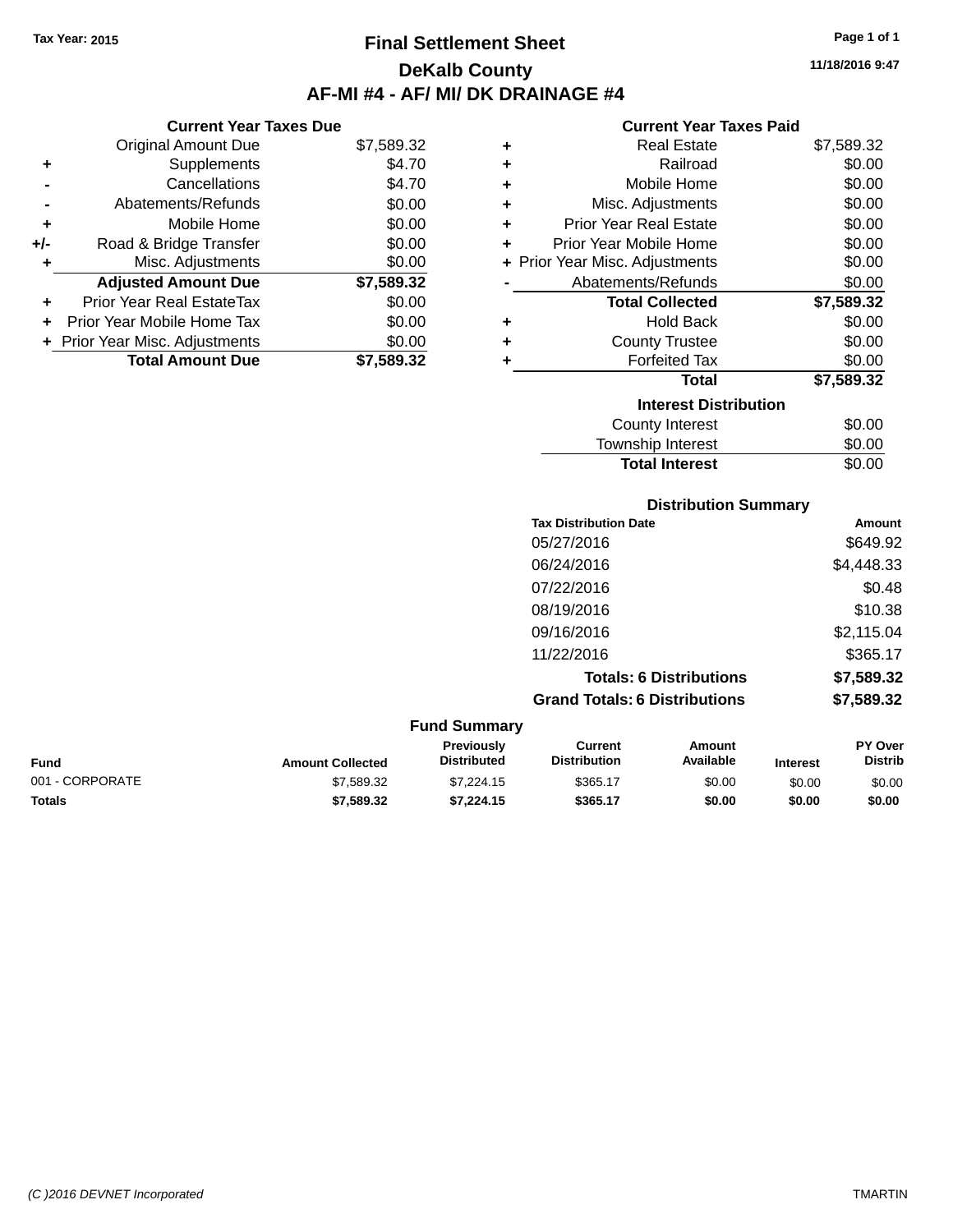Tax Year: 2015

# Final Settlement Sheet

## DeKalb County

## AF-MI #4 - AF/ MI/ DK DRAINAGE #4

11/18/2016 9:47

### Current Year Taxes Due

| | | |
|---|---|---|
| | Original Amount Due | $7,589.32 |
| + | Supplements | $4.70 |
| - | Cancellations | $4.70 |
| - | Abatements/Refunds | $0.00 |
| + | Mobile Home | $0.00 |
| +/- | Road & Bridge Transfer | $0.00 |
| + | Misc. Adjustments | $0.00 |
| | **Adjusted Amount Due** | **$7,589.32** |
| + | Prior Year Real EstateTax | $0.00 |
| + | Prior Year Mobile Home Tax | $0.00 |
| + | Prior Year Misc. Adjustments | $0.00 |
| | **Total Amount Due** | **$7,589.32** |

### Current Year Taxes Paid

| | | |
|---|---|---|
| + | Real Estate | $7,589.32 |
| + | Railroad | $0.00 |
| + | Mobile Home | $0.00 |
| + | Misc. Adjustments | $0.00 |
| + | Prior Year Real Estate | $0.00 |
| + | Prior Year Mobile Home | $0.00 |
| + | Prior Year Misc. Adjustments | $0.00 |
| - | Abatements/Refunds | $0.00 |
| | **Total Collected** | **$7,589.32** |
| + | Hold Back | $0.00 |
| + | County Trustee | $0.00 |
| + | Forfeited Tax | $0.00 |
| | **Total** | **$7,589.32** |

### Interest Distribution

| | |
|---|---|
| County Interest | $0.00 |
| Township Interest | $0.00 |
| **Total Interest** | $0.00 |

### Distribution Summary

| Tax Distribution Date | Amount |
|---|---|
| 05/27/2016 | $649.92 |
| 06/24/2016 | $4,448.33 |
| 07/22/2016 | $0.48 |
| 08/19/2016 | $10.38 |
| 09/16/2016 | $2,115.04 |
| 11/22/2016 | $365.17 |
| **Totals: 6 Distributions** | **$7,589.32** |
| **Grand Totals: 6 Distributions** | **$7,589.32** |

### Fund Summary

| Fund | Amount Collected | Previously Distributed | Current Distribution | Amount Available | Interest | PY Over Distrib |
|---|---|---|---|---|---|---|
| 001 - CORPORATE | $7,589.32 | $7,224.15 | $365.17 | $0.00 | $0.00 | $0.00 |
| **Totals** | **$7,589.32** | **$7,224.15** | **$365.17** | **$0.00** | **$0.00** | **$0.00** |

(C )2016 DEVNET Incorporated TMARTIN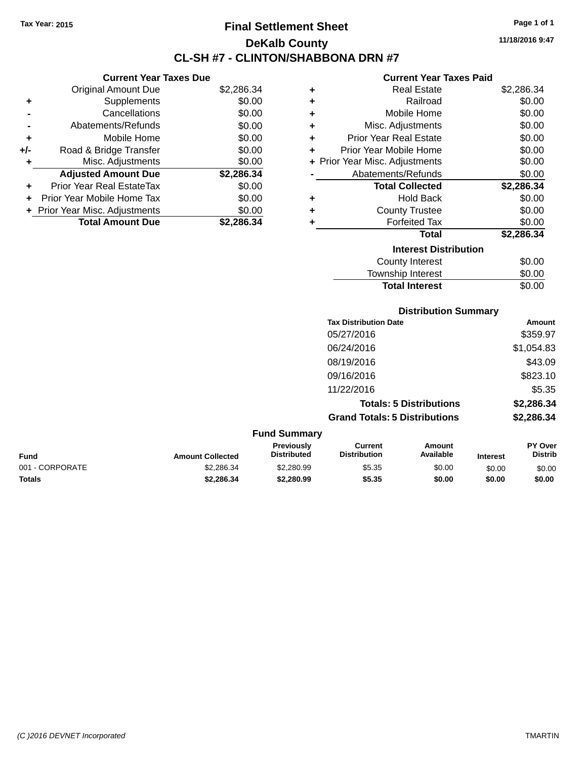**Tax Year: 2015**

# Final Settlement Sheet

## DeKalb County

## CL-SH #7 - CLINTON/SHABBONA DRN #7

11/18/2016 9:47

### Current Year Taxes Due

| | | |
|---|---|---|
| | Original Amount Due | $2,286.34 |
| + | Supplements | $0.00 |
| - | Cancellations | $0.00 |
| - | Abatements/Refunds | $0.00 |
| + | Mobile Home | $0.00 |
| +/- | Road & Bridge Transfer | $0.00 |
| + | Misc. Adjustments | $0.00 |
| | **Adjusted Amount Due** | **$2,286.34** |
| + | Prior Year Real EstateTax | $0.00 |
| + | Prior Year Mobile Home Tax | $0.00 |
| + | Prior Year Misc. Adjustments | $0.00 |
| | **Total Amount Due** | **$2,286.34** |

### Current Year Taxes Paid

| | | |
|---|---|---|
| + | Real Estate | $2,286.34 |
| + | Railroad | $0.00 |
| + | Mobile Home | $0.00 |
| + | Misc. Adjustments | $0.00 |
| + | Prior Year Real Estate | $0.00 |
| + | Prior Year Mobile Home | $0.00 |
| + | Prior Year Misc. Adjustments | $0.00 |
| - | Abatements/Refunds | $0.00 |
| | **Total Collected** | **$2,286.34** |
| + | Hold Back | $0.00 |
| + | County Trustee | $0.00 |
| + | Forfeited Tax | $0.00 |
| | **Total** | **$2,286.34** |

### Interest Distribution

| | |
|---|---|
| County Interest | $0.00 |
| Township Interest | $0.00 |
| **Total Interest** | $0.00 |

### Distribution Summary

| Tax Distribution Date | Amount |
|---|---|
| 05/27/2016 | $359.97 |
| 06/24/2016 | $1,054.83 |
| 08/19/2016 | $43.09 |
| 09/16/2016 | $823.10 |
| 11/22/2016 | $5.35 |
| **Totals: 5 Distributions** | **$2,286.34** |
| **Grand Totals: 5 Distributions** | **$2,286.34** |

### Fund Summary

| Fund | Amount Collected | Previously Distributed | Current Distribution | Amount Available | Interest | PY Over Distrib |
|---|---|---|---|---|---|---|
| 001 - CORPORATE | $2,286.34 | $2,280.99 | $5.35 | $0.00 | $0.00 | $0.00 |
| **Totals** | **$2,286.34** | **$2,280.99** | **$5.35** | **$0.00** | **$0.00** | **$0.00** |

*(C )2016 DEVNET Incorporated* TMARTIN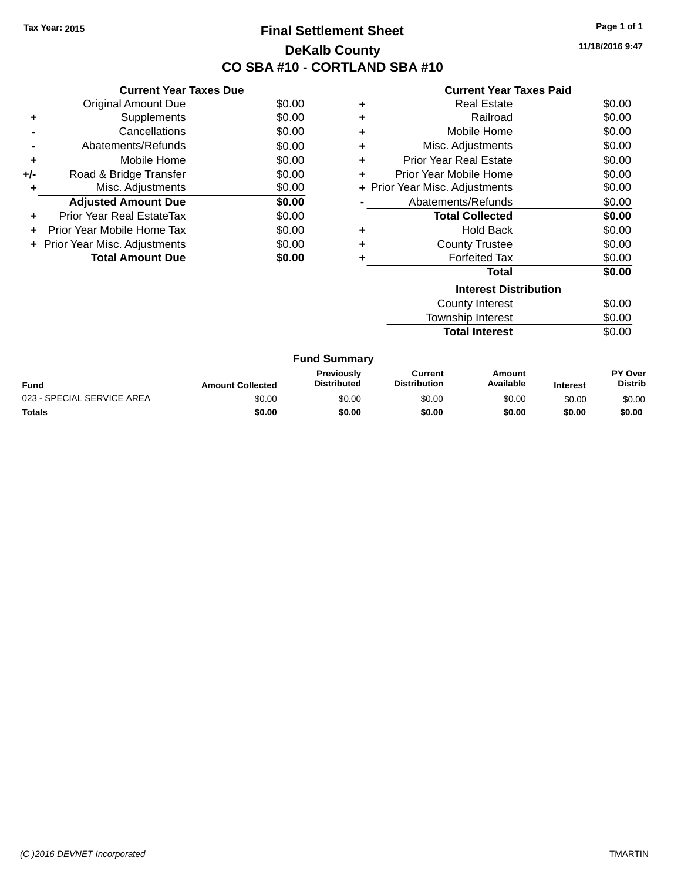Tax Year: 2015

# Final Settlement Sheet

## DeKalb County

## CO SBA #10 - CORTLAND SBA #10

11/18/2016 9:47

### Current Year Taxes Due

| | | |
|---|---|---|
| | Original Amount Due | $0.00 |
| + | Supplements | $0.00 |
| - | Cancellations | $0.00 |
| - | Abatements/Refunds | $0.00 |
| + | Mobile Home | $0.00 |
| +/- | Road & Bridge Transfer | $0.00 |
| + | Misc. Adjustments | $0.00 |
| | **Adjusted Amount Due** | **$0.00** |
| + | Prior Year Real EstateTax | $0.00 |
| + | Prior Year Mobile Home Tax | $0.00 |
| + | Prior Year Misc. Adjustments | $0.00 |
| | **Total Amount Due** | **$0.00** |

### Current Year Taxes Paid

| | | |
|---|---|---|
| + | Real Estate | $0.00 |
| + | Railroad | $0.00 |
| + | Mobile Home | $0.00 |
| + | Misc. Adjustments | $0.00 |
| + | Prior Year Real Estate | $0.00 |
| + | Prior Year Mobile Home | $0.00 |
| + | Prior Year Misc. Adjustments | $0.00 |
| - | Abatements/Refunds | $0.00 |
| | **Total Collected** | **$0.00** |
| + | Hold Back | $0.00 |
| + | County Trustee | $0.00 |
| + | Forfeited Tax | $0.00 |
| | **Total** | **$0.00** |

### Interest Distribution

| | |
|---|---|
| County Interest | $0.00 |
| Township Interest | $0.00 |
| **Total Interest** | $0.00 |

### Fund Summary

| Fund | Amount Collected | Previously Distributed | Current Distribution | Amount Available | Interest | PY Over Distrib |
|---|---|---|---|---|---|---|
| 023 - SPECIAL SERVICE AREA | $0.00 | $0.00 | $0.00 | $0.00 | $0.00 | $0.00 |
| **Totals** | **$0.00** | **$0.00** | **$0.00** | **$0.00** | **$0.00** | **$0.00** |

*(C )2016 DEVNET Incorporated* TMARTIN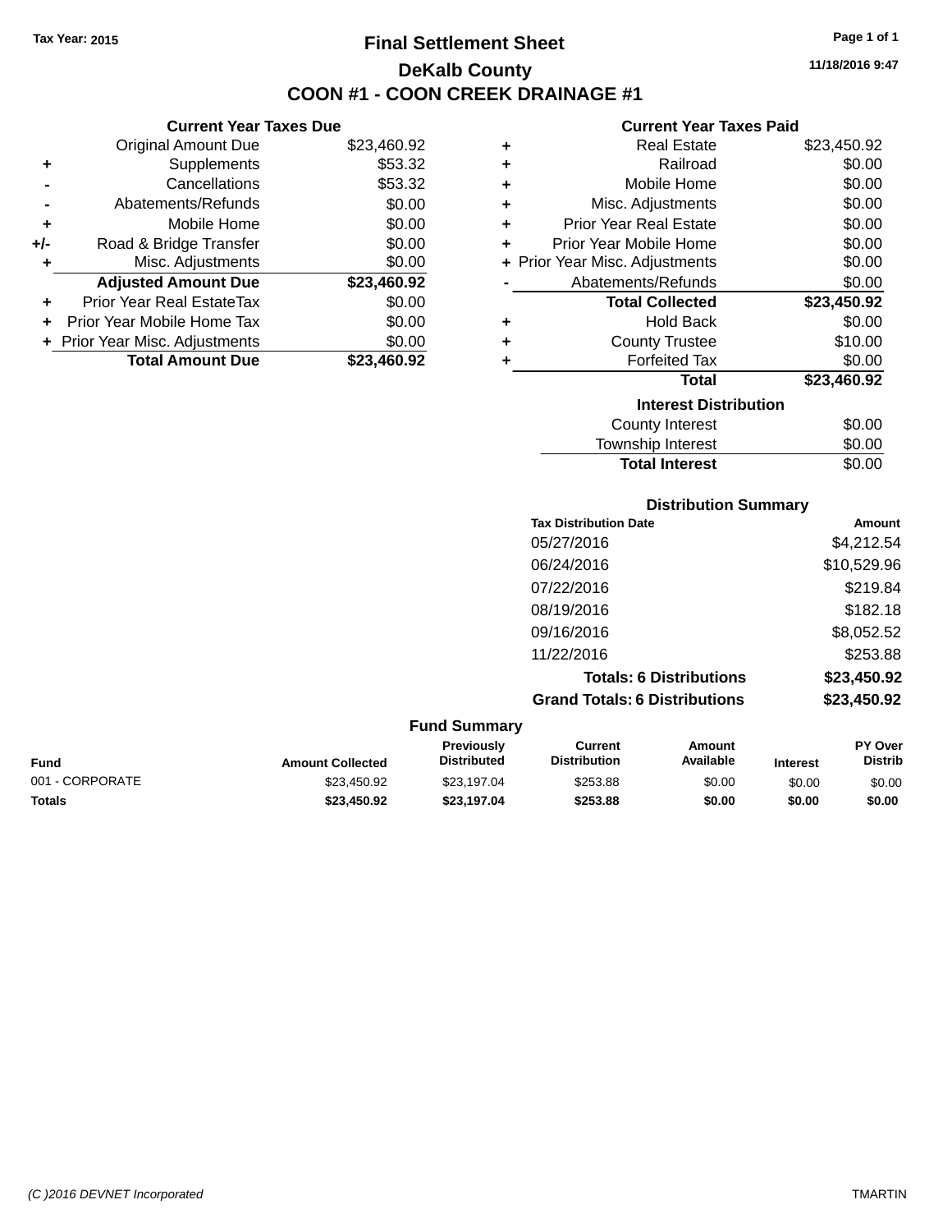Tax Year: 2015

# Final Settlement Sheet

## DeKalb County

## COON #1 - COON CREEK DRAINAGE #1

11/18/2016 9:47

### Current Year Taxes Due

| | | |
|---|---|---|
| | Original Amount Due | $23,460.92 |
| + | Supplements | $53.32 |
| - | Cancellations | $53.32 |
| - | Abatements/Refunds | $0.00 |
| + | Mobile Home | $0.00 |
| +/- | Road & Bridge Transfer | $0.00 |
| + | Misc. Adjustments | $0.00 |
| | **Adjusted Amount Due** | **$23,460.92** |
| + | Prior Year Real EstateTax | $0.00 |
| + | Prior Year Mobile Home Tax | $0.00 |
| + | Prior Year Misc. Adjustments | $0.00 |
| | **Total Amount Due** | **$23,460.92** |

### Current Year Taxes Paid

| | | |
|---|---|---|
| + | Real Estate | $23,450.92 |
| + | Railroad | $0.00 |
| + | Mobile Home | $0.00 |
| + | Misc. Adjustments | $0.00 |
| + | Prior Year Real Estate | $0.00 |
| + | Prior Year Mobile Home | $0.00 |
| + | Prior Year Misc. Adjustments | $0.00 |
| - | Abatements/Refunds | $0.00 |
| | **Total Collected** | **$23,450.92** |
| + | Hold Back | $0.00 |
| + | County Trustee | $10.00 |
| + | Forfeited Tax | $0.00 |
| | **Total** | **$23,460.92** |

### Interest Distribution

| | |
|---|---|
| County Interest | $0.00 |
| Township Interest | $0.00 |
| **Total Interest** | $0.00 |

### Distribution Summary

| Tax Distribution Date | Amount |
|---|---|
| 05/27/2016 | $4,212.54 |
| 06/24/2016 | $10,529.96 |
| 07/22/2016 | $219.84 |
| 08/19/2016 | $182.18 |
| 09/16/2016 | $8,052.52 |
| 11/22/2016 | $253.88 |
| **Totals: 6 Distributions** | **$23,450.92** |
| **Grand Totals: 6 Distributions** | **$23,450.92** |

### Fund Summary

| Fund | Amount Collected | Previously Distributed | Current Distribution | Amount Available | Interest | PY Over Distrib |
|---|---|---|---|---|---|---|
| 001 - CORPORATE | $23,450.92 | $23,197.04 | $253.88 | $0.00 | $0.00 | $0.00 |
| **Totals** | **$23,450.92** | **$23,197.04** | **$253.88** | **$0.00** | **$0.00** | **$0.00** |

(C )2016 DEVNET Incorporated TMARTIN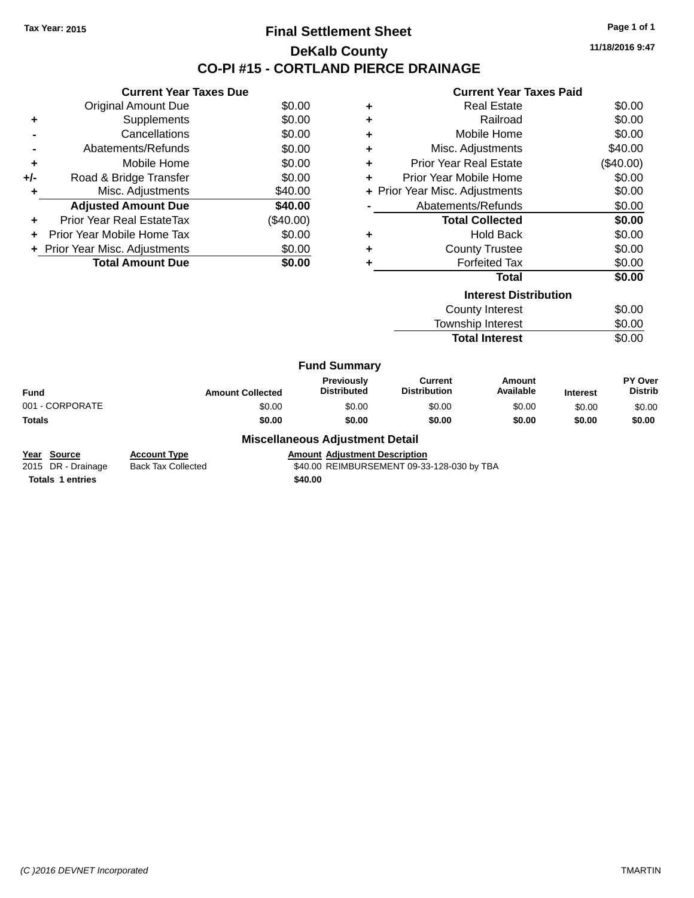**Tax Year: 2015**

# Final Settlement Sheet

## DeKalb County

## CO-PI #15 - CORTLAND PIERCE DRAINAGE

11/18/2016 9:47

### Current Year Taxes Due

| | | |
|---|---|---|
| | Original Amount Due | $0.00 |
| + | Supplements | $0.00 |
| - | Cancellations | $0.00 |
| - | Abatements/Refunds | $0.00 |
| + | Mobile Home | $0.00 |
| +/- | Road & Bridge Transfer | $0.00 |
| + | Misc. Adjustments | $40.00 |
| | **Adjusted Amount Due** | **$40.00** |
| + | Prior Year Real EstateTax | ($40.00) |
| + | Prior Year Mobile Home Tax | $0.00 |
| + | Prior Year Misc. Adjustments | $0.00 |
| | **Total Amount Due** | **$0.00** |

### Current Year Taxes Paid

| | | |
|---|---|---|
| + | Real Estate | $0.00 |
| + | Railroad | $0.00 |
| + | Mobile Home | $0.00 |
| + | Misc. Adjustments | $40.00 |
| + | Prior Year Real Estate | ($40.00) |
| + | Prior Year Mobile Home | $0.00 |
| + | Prior Year Misc. Adjustments | $0.00 |
| - | Abatements/Refunds | $0.00 |
| | **Total Collected** | **$0.00** |
| + | Hold Back | $0.00 |
| + | County Trustee | $0.00 |
| + | Forfeited Tax | $0.00 |
| | **Total** | **$0.00** |

### Interest Distribution

| | |
|---|---|
| County Interest | $0.00 |
| Township Interest | $0.00 |
| **Total Interest** | $0.00 |

### Fund Summary

| Fund | Amount Collected | Previously Distributed | Current Distribution | Amount Available | Interest | PY Over Distrib |
|---|---|---|---|---|---|---|
| 001 - CORPORATE | $0.00 | $0.00 | $0.00 | $0.00 | $0.00 | $0.00 |
| **Totals** | **$0.00** | **$0.00** | **$0.00** | **$0.00** | **$0.00** | **$0.00** |

### Miscellaneous Adjustment Detail

| Year | Source | Account Type | Amount | Adjustment Description |
|---|---|---|---|---|
| 2015 | DR - Drainage | Back Tax Collected | $40.00 | REIMBURSEMENT 09-33-128-030 by TBA |
| **Totals** | **1 entries** | | **$40.00** | |

*(C )2016 DEVNET Incorporated* TMARTIN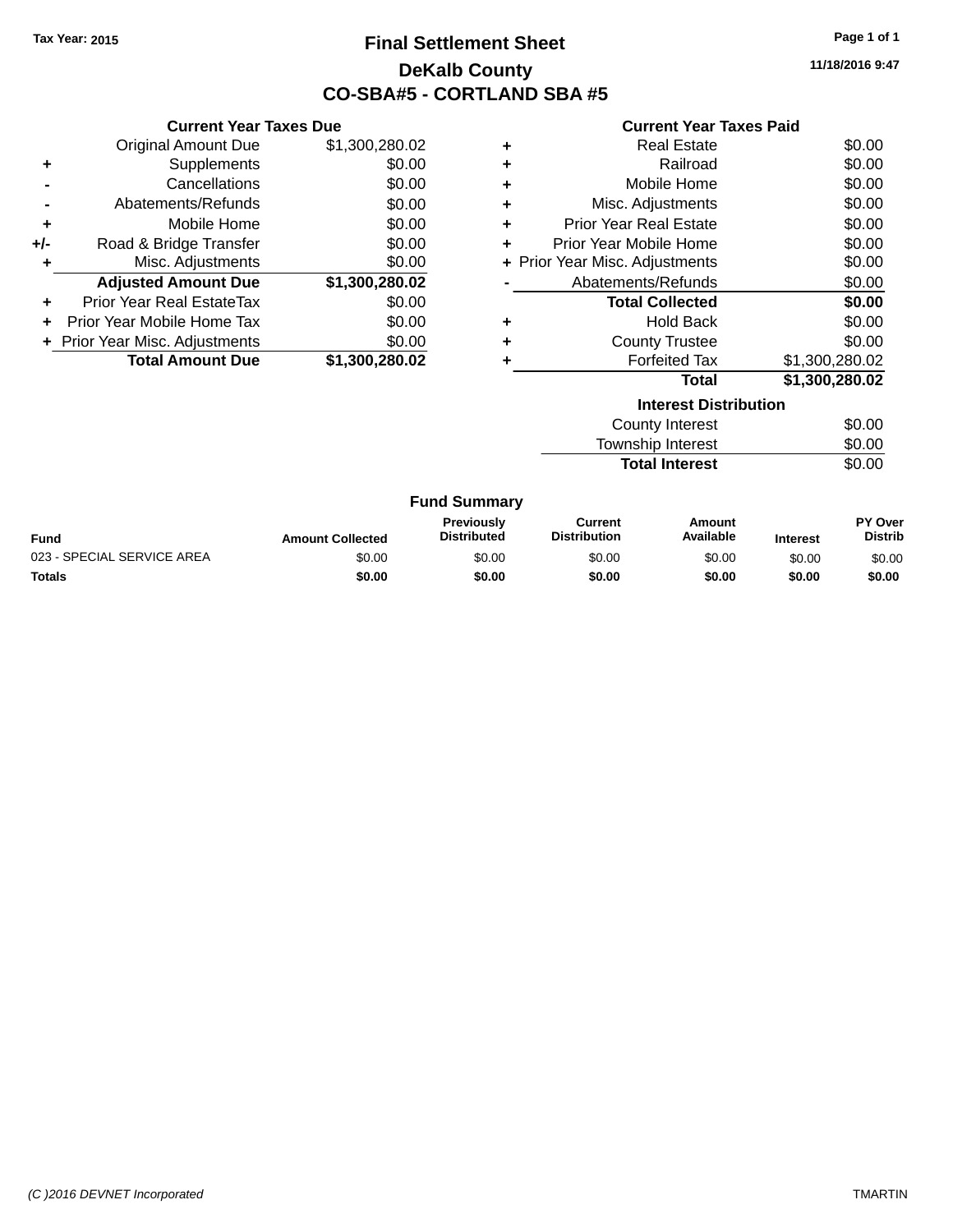Tax Year: 2015

# Final Settlement Sheet

## DeKalb County

## CO-SBA#5 - CORTLAND SBA #5

11/18/2016 9:47

### Current Year Taxes Due

| | | |
|---|---|---|
| | Original Amount Due | $1,300,280.02 |
| + | Supplements | $0.00 |
| - | Cancellations | $0.00 |
| - | Abatements/Refunds | $0.00 |
| + | Mobile Home | $0.00 |
| +/- | Road & Bridge Transfer | $0.00 |
| + | Misc. Adjustments | $0.00 |
| | **Adjusted Amount Due** | **$1,300,280.02** |
| + | Prior Year Real EstateTax | $0.00 |
| + | Prior Year Mobile Home Tax | $0.00 |
| + | Prior Year Misc. Adjustments | $0.00 |
| | **Total Amount Due** | **$1,300,280.02** |

### Current Year Taxes Paid

| | | |
|---|---|---|
| + | Real Estate | $0.00 |
| + | Railroad | $0.00 |
| + | Mobile Home | $0.00 |
| + | Misc. Adjustments | $0.00 |
| + | Prior Year Real Estate | $0.00 |
| + | Prior Year Mobile Home | $0.00 |
| + | Prior Year Misc. Adjustments | $0.00 |
| - | Abatements/Refunds | $0.00 |
| | **Total Collected** | **$0.00** |
| + | Hold Back | $0.00 |
| + | County Trustee | $0.00 |
| + | Forfeited Tax | $1,300,280.02 |
| | **Total** | **$1,300,280.02** |

### Interest Distribution

| | |
|---|---|
| County Interest | $0.00 |
| Township Interest | $0.00 |
| **Total Interest** | $0.00 |

### Fund Summary

| Fund | Amount Collected | Previously Distributed | Current Distribution | Amount Available | Interest | PY Over Distrib |
|---|---|---|---|---|---|---|
| 023 - SPECIAL SERVICE AREA | $0.00 | $0.00 | $0.00 | $0.00 | $0.00 | $0.00 |
| **Totals** | **$0.00** | **$0.00** | **$0.00** | **$0.00** | **$0.00** | **$0.00** |

(C )2016 DEVNET Incorporated

TMARTIN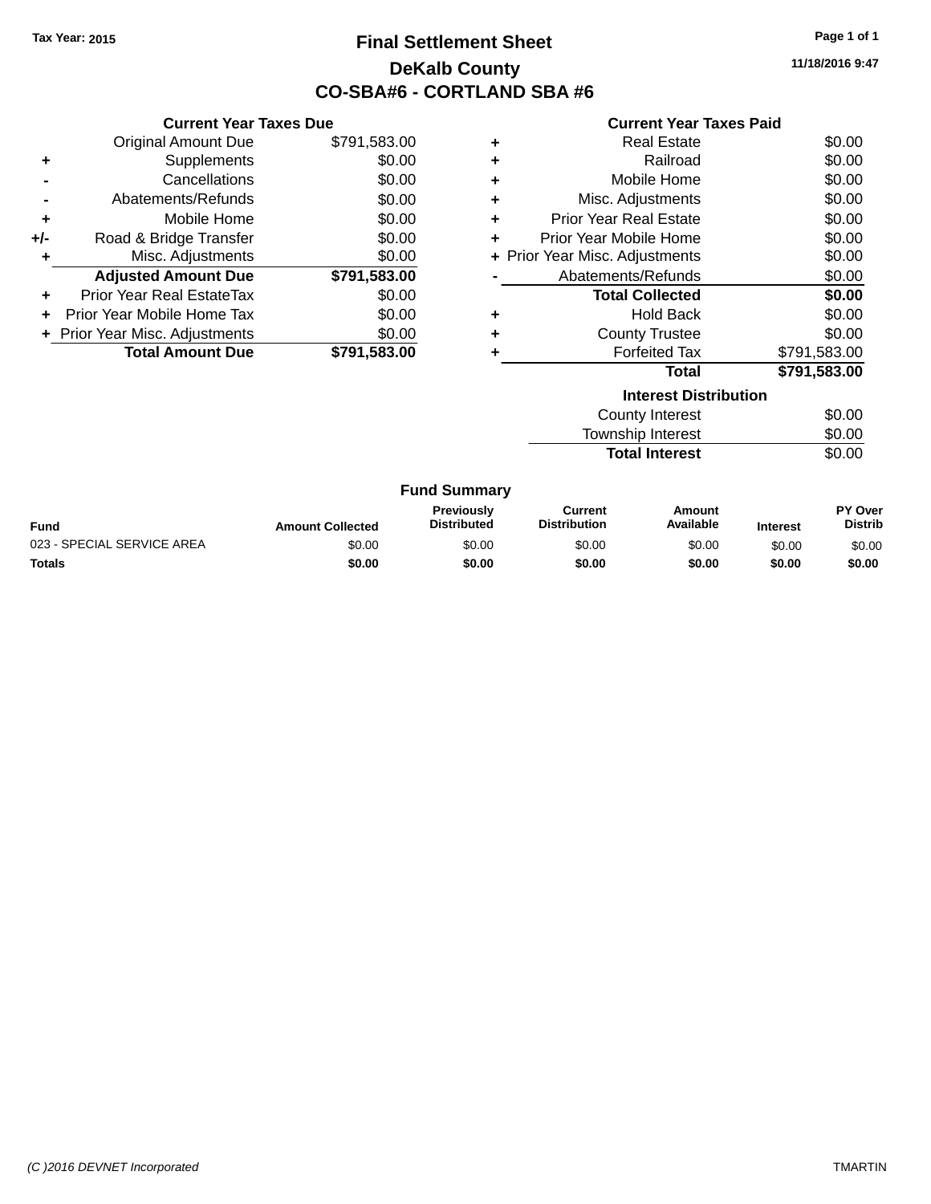Tax Year: 2015

# Final Settlement Sheet

## DeKalb County

## CO-SBA#6 - CORTLAND SBA #6

11/18/2016 9:47

### Current Year Taxes Due

| | | |
|---|---|---|
| | Original Amount Due | $791,583.00 |
| + | Supplements | $0.00 |
| - | Cancellations | $0.00 |
| - | Abatements/Refunds | $0.00 |
| + | Mobile Home | $0.00 |
| +/- | Road & Bridge Transfer | $0.00 |
| + | Misc. Adjustments | $0.00 |
| | **Adjusted Amount Due** | **$791,583.00** |
| + | Prior Year Real EstateTax | $0.00 |
| + | Prior Year Mobile Home Tax | $0.00 |
| + | Prior Year Misc. Adjustments | $0.00 |
| | **Total Amount Due** | **$791,583.00** |

### Current Year Taxes Paid

| | | |
|---|---|---|
| + | Real Estate | $0.00 |
| + | Railroad | $0.00 |
| + | Mobile Home | $0.00 |
| + | Misc. Adjustments | $0.00 |
| + | Prior Year Real Estate | $0.00 |
| + | Prior Year Mobile Home | $0.00 |
| + | Prior Year Misc. Adjustments | $0.00 |
| - | Abatements/Refunds | $0.00 |
| | **Total Collected** | **$0.00** |
| + | Hold Back | $0.00 |
| + | County Trustee | $0.00 |
| + | Forfeited Tax | $791,583.00 |
| | **Total** | **$791,583.00** |

### Interest Distribution

| | |
|---|---|
| County Interest | $0.00 |
| Township Interest | $0.00 |
| **Total Interest** | $0.00 |

### Fund Summary

| Fund | Amount Collected | Previously Distributed | Current Distribution | Amount Available | Interest | PY Over Distrib |
|---|---|---|---|---|---|---|
| 023 - SPECIAL SERVICE AREA | $0.00 | $0.00 | $0.00 | $0.00 | $0.00 | $0.00 |
| **Totals** | **$0.00** | **$0.00** | **$0.00** | **$0.00** | **$0.00** | **$0.00** |

(C )2016 DEVNET Incorporated

TMARTIN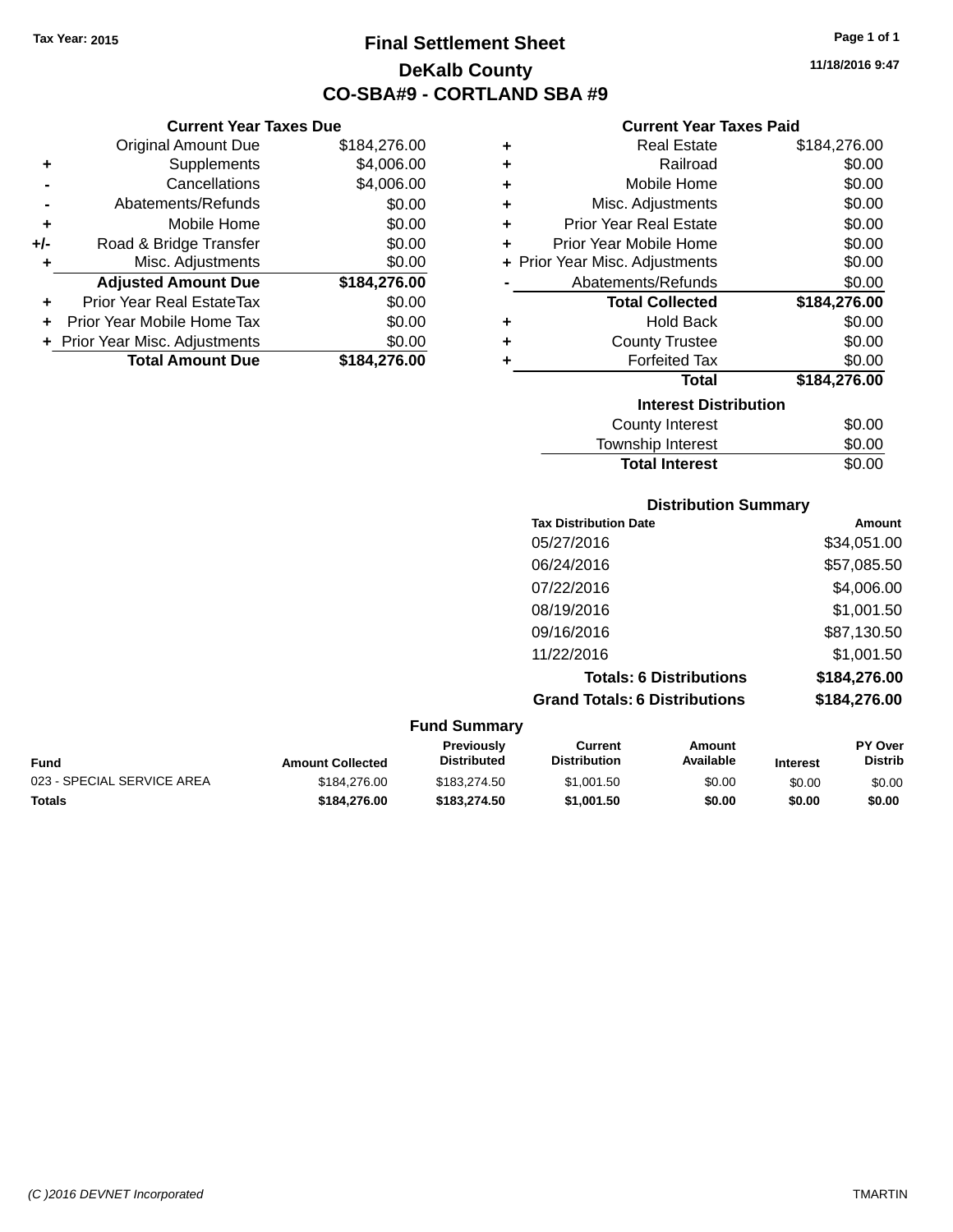Tax Year: 2015

# Final Settlement Sheet

## DeKalb County

## CO-SBA#9 - CORTLAND SBA #9

11/18/2016 9:47

### Current Year Taxes Due

| | | |
|---|---|---|
| | Original Amount Due | $184,276.00 |
| + | Supplements | $4,006.00 |
| - | Cancellations | $4,006.00 |
| - | Abatements/Refunds | $0.00 |
| + | Mobile Home | $0.00 |
| +/- | Road & Bridge Transfer | $0.00 |
| + | Misc. Adjustments | $0.00 |
| | **Adjusted Amount Due** | **$184,276.00** |
| + | Prior Year Real EstateTax | $0.00 |
| + | Prior Year Mobile Home Tax | $0.00 |
| + | Prior Year Misc. Adjustments | $0.00 |
| | **Total Amount Due** | **$184,276.00** |

### Current Year Taxes Paid

| | | |
|---|---|---|
| + | Real Estate | $184,276.00 |
| + | Railroad | $0.00 |
| + | Mobile Home | $0.00 |
| + | Misc. Adjustments | $0.00 |
| + | Prior Year Real Estate | $0.00 |
| + | Prior Year Mobile Home | $0.00 |
| + | Prior Year Misc. Adjustments | $0.00 |
| - | Abatements/Refunds | $0.00 |
| | **Total Collected** | **$184,276.00** |
| + | Hold Back | $0.00 |
| + | County Trustee | $0.00 |
| + | Forfeited Tax | $0.00 |
| | **Total** | **$184,276.00** |

### Interest Distribution

| | |
|---|---|
| County Interest | $0.00 |
| Township Interest | $0.00 |
| **Total Interest** | $0.00 |

### Distribution Summary

| Tax Distribution Date | Amount |
|---|---|
| 05/27/2016 | $34,051.00 |
| 06/24/2016 | $57,085.50 |
| 07/22/2016 | $4,006.00 |
| 08/19/2016 | $1,001.50 |
| 09/16/2016 | $87,130.50 |
| 11/22/2016 | $1,001.50 |
| **Totals: 6 Distributions** | **$184,276.00** |
| **Grand Totals: 6 Distributions** | **$184,276.00** |

### Fund Summary

| Fund | Amount Collected | Previously Distributed | Current Distribution | Amount Available | Interest | PY Over Distrib |
|---|---|---|---|---|---|---|
| 023 - SPECIAL SERVICE AREA | $184,276.00 | $183,274.50 | $1,001.50 | $0.00 | $0.00 | $0.00 |
| **Totals** | **$184,276.00** | **$183,274.50** | **$1,001.50** | **$0.00** | **$0.00** | **$0.00** |

(C )2016 DEVNET Incorporated TMARTIN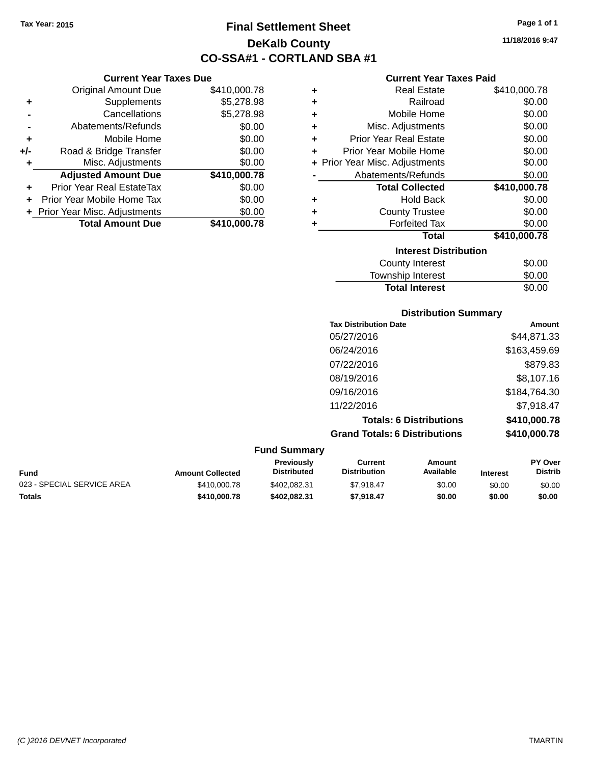Tax Year: 2015

# Final Settlement Sheet

## DeKalb County

## CO-SSA#1 - CORTLAND SBA #1

11/18/2016 9:47

### Current Year Taxes Due

| | | Amount |
|---|---|---|
| | Original Amount Due | $410,000.78 |
| + | Supplements | $5,278.98 |
| - | Cancellations | $5,278.98 |
| - | Abatements/Refunds | $0.00 |
| + | Mobile Home | $0.00 |
| +/- | Road & Bridge Transfer | $0.00 |
| + | Misc. Adjustments | $0.00 |
| | **Adjusted Amount Due** | **$410,000.78** |
| + | Prior Year Real EstateTax | $0.00 |
| + | Prior Year Mobile Home Tax | $0.00 |
| + | Prior Year Misc. Adjustments | $0.00 |
| | **Total Amount Due** | **$410,000.78** |

### Current Year Taxes Paid

| | | Amount |
|---|---|---|
| + | Real Estate | $410,000.78 |
| + | Railroad | $0.00 |
| + | Mobile Home | $0.00 |
| + | Misc. Adjustments | $0.00 |
| + | Prior Year Real Estate | $0.00 |
| + | Prior Year Mobile Home | $0.00 |
| + | Prior Year Misc. Adjustments | $0.00 |
| - | Abatements/Refunds | $0.00 |
| | **Total Collected** | **$410,000.78** |
| + | Hold Back | $0.00 |
| + | County Trustee | $0.00 |
| + | Forfeited Tax | $0.00 |
| | **Total** | **$410,000.78** |

### Interest Distribution

| | |
|---|---|
| County Interest | $0.00 |
| Township Interest | $0.00 |
| **Total Interest** | $0.00 |

### Distribution Summary

| Tax Distribution Date | Amount |
|---|---|
| 05/27/2016 | $44,871.33 |
| 06/24/2016 | $163,459.69 |
| 07/22/2016 | $879.83 |
| 08/19/2016 | $8,107.16 |
| 09/16/2016 | $184,764.30 |
| 11/22/2016 | $7,918.47 |
| **Totals: 6 Distributions** | **$410,000.78** |
| **Grand Totals: 6 Distributions** | **$410,000.78** |

### Fund Summary

| Fund | Amount Collected | Previously Distributed | Current Distribution | Amount Available | Interest | PY Over Distrib |
|---|---|---|---|---|---|---|
| 023 - SPECIAL SERVICE AREA | $410,000.78 | $402,082.31 | $7,918.47 | $0.00 | $0.00 | $0.00 |
| **Totals** | **$410,000.78** | **$402,082.31** | **$7,918.47** | **$0.00** | **$0.00** | **$0.00** |

(C )2016 DEVNET Incorporated TMARTIN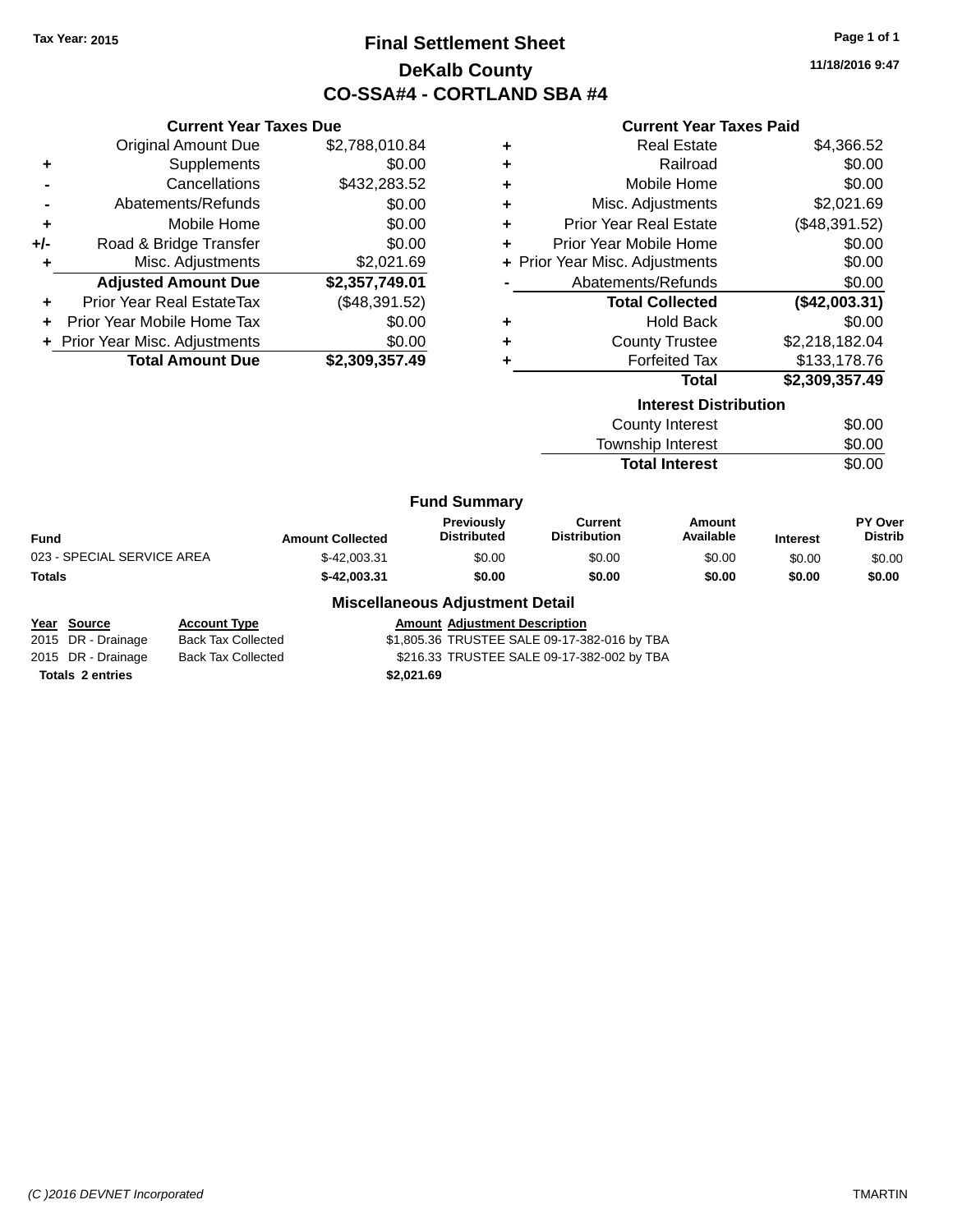Tax Year: 2015

# Final Settlement Sheet

## DeKalb County

## CO-SSA#4 - CORTLAND SBA #4

11/18/2016 9:47

### Current Year Taxes Due

| | | |
|---|---|---|
| | Original Amount Due | $2,788,010.84 |
| + | Supplements | $0.00 |
| - | Cancellations | $432,283.52 |
| - | Abatements/Refunds | $0.00 |
| + | Mobile Home | $0.00 |
| +/- | Road & Bridge Transfer | $0.00 |
| + | Misc. Adjustments | $2,021.69 |
| | **Adjusted Amount Due** | **$2,357,749.01** |
| + | Prior Year Real EstateTax | ($48,391.52) |
| + | Prior Year Mobile Home Tax | $0.00 |
| + | Prior Year Misc. Adjustments | $0.00 |
| | **Total Amount Due** | **$2,309,357.49** |

### Current Year Taxes Paid

| | | |
|---|---|---|
| + | Real Estate | $4,366.52 |
| + | Railroad | $0.00 |
| + | Mobile Home | $0.00 |
| + | Misc. Adjustments | $2,021.69 |
| + | Prior Year Real Estate | ($48,391.52) |
| + | Prior Year Mobile Home | $0.00 |
| + | Prior Year Misc. Adjustments | $0.00 |
| - | Abatements/Refunds | $0.00 |
| | **Total Collected** | **($42,003.31)** |
| + | Hold Back | $0.00 |
| + | County Trustee | $2,218,182.04 |
| + | Forfeited Tax | $133,178.76 |
| | **Total** | **$2,309,357.49** |

### Interest Distribution

| | |
|---|---|
| County Interest | $0.00 |
| Township Interest | $0.00 |
| **Total Interest** | $0.00 |

### Fund Summary

| Fund | Amount Collected | Previously Distributed | Current Distribution | Amount Available | Interest | PY Over Distrib |
|---|---|---|---|---|---|---|
| 023 - SPECIAL SERVICE AREA | $-42,003.31 | $0.00 | $0.00 | $0.00 | $0.00 | $0.00 |
| **Totals** | **$-42,003.31** | **$0.00** | **$0.00** | **$0.00** | **$0.00** | **$0.00** |

### Miscellaneous Adjustment Detail

| Year | Source | Account Type | Amount | Adjustment Description |
|---|---|---|---|---|
| 2015 | DR - Drainage | Back Tax Collected | $1,805.36 | TRUSTEE SALE 09-17-382-016 by TBA |
| 2015 | DR - Drainage | Back Tax Collected | $216.33 | TRUSTEE SALE 09-17-382-002 by TBA |
| **Totals** | **2 entries** | | **$2,021.69** | |

(C )2016 DEVNET Incorporated — TMARTIN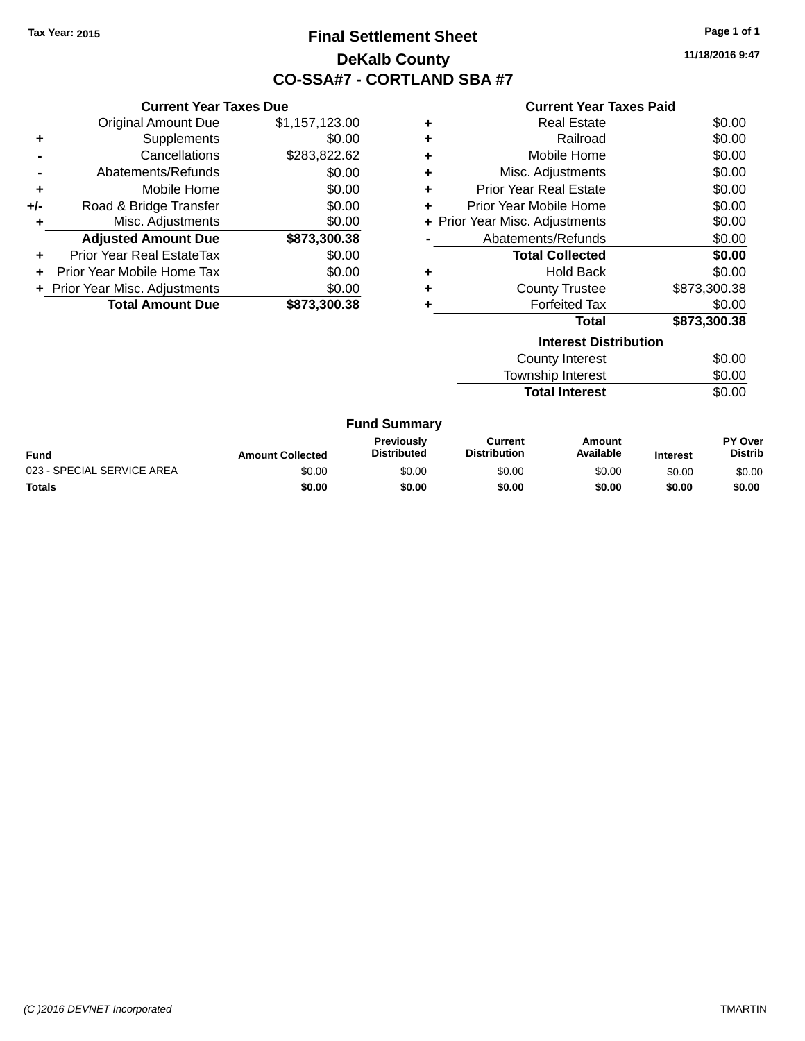Tax Year: 2015

# Final Settlement Sheet

## DeKalb County

## CO-SSA#7 - CORTLAND SBA #7

11/18/2016 9:47

### Current Year Taxes Due

| | | |
|---|---|---|
| | Original Amount Due | $1,157,123.00 |
| + | Supplements | $0.00 |
| - | Cancellations | $283,822.62 |
| - | Abatements/Refunds | $0.00 |
| + | Mobile Home | $0.00 |
| +/- | Road & Bridge Transfer | $0.00 |
| + | Misc. Adjustments | $0.00 |
| | **Adjusted Amount Due** | **$873,300.38** |
| + | Prior Year Real EstateTax | $0.00 |
| + | Prior Year Mobile Home Tax | $0.00 |
| + | Prior Year Misc. Adjustments | $0.00 |
| | **Total Amount Due** | **$873,300.38** |

### Current Year Taxes Paid

| | | |
|---|---|---|
| + | Real Estate | $0.00 |
| + | Railroad | $0.00 |
| + | Mobile Home | $0.00 |
| + | Misc. Adjustments | $0.00 |
| + | Prior Year Real Estate | $0.00 |
| + | Prior Year Mobile Home | $0.00 |
| + | Prior Year Misc. Adjustments | $0.00 |
| - | Abatements/Refunds | $0.00 |
| | **Total Collected** | **$0.00** |
| + | Hold Back | $0.00 |
| + | County Trustee | $873,300.38 |
| + | Forfeited Tax | $0.00 |
| | **Total** | **$873,300.38** |

### Interest Distribution

| | |
|---|---|
| County Interest | $0.00 |
| Township Interest | $0.00 |
| **Total Interest** | $0.00 |

### Fund Summary

| Fund | Amount Collected | Previously Distributed | Current Distribution | Amount Available | Interest | PY Over Distrib |
|---|---|---|---|---|---|---|
| 023 - SPECIAL SERVICE AREA | $0.00 | $0.00 | $0.00 | $0.00 | $0.00 | $0.00 |
| **Totals** | **$0.00** | **$0.00** | **$0.00** | **$0.00** | **$0.00** | **$0.00** |

(C )2016 DEVNET Incorporated TMARTIN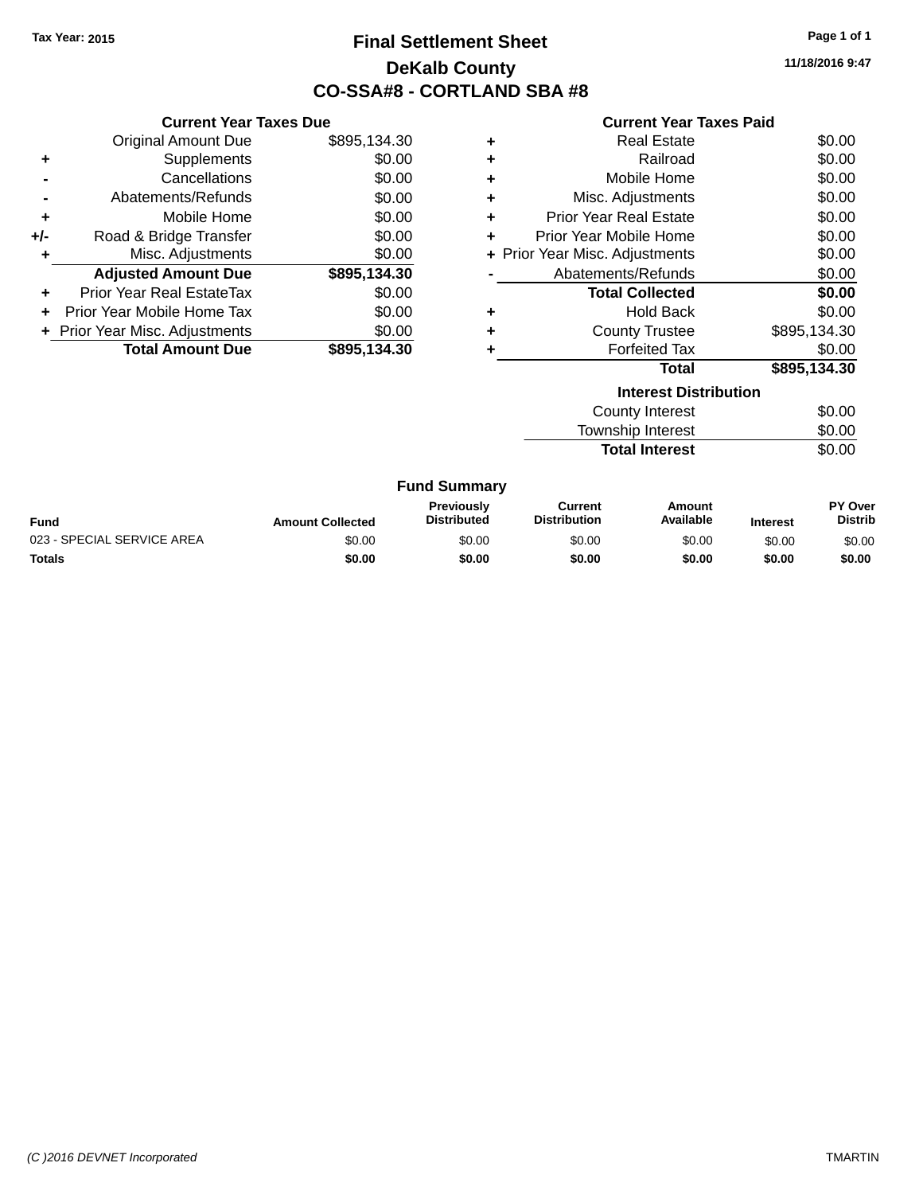Tax Year: 2015

# Final Settlement Sheet

## DeKalb County

## CO-SSA#8 - CORTLAND SBA #8

11/18/2016 9:47

### Current Year Taxes Due

| | | |
|---|---|---|
| | Original Amount Due | $895,134.30 |
| + | Supplements | $0.00 |
| - | Cancellations | $0.00 |
| - | Abatements/Refunds | $0.00 |
| + | Mobile Home | $0.00 |
| +/- | Road & Bridge Transfer | $0.00 |
| + | Misc. Adjustments | $0.00 |
| | **Adjusted Amount Due** | **$895,134.30** |
| + | Prior Year Real EstateTax | $0.00 |
| + | Prior Year Mobile Home Tax | $0.00 |
| + | Prior Year Misc. Adjustments | $0.00 |
| | **Total Amount Due** | **$895,134.30** |

### Current Year Taxes Paid

| | | |
|---|---|---|
| + | Real Estate | $0.00 |
| + | Railroad | $0.00 |
| + | Mobile Home | $0.00 |
| + | Misc. Adjustments | $0.00 |
| + | Prior Year Real Estate | $0.00 |
| + | Prior Year Mobile Home | $0.00 |
| + | Prior Year Misc. Adjustments | $0.00 |
| - | Abatements/Refunds | $0.00 |
| | **Total Collected** | **$0.00** |
| + | Hold Back | $0.00 |
| + | County Trustee | $895,134.30 |
| + | Forfeited Tax | $0.00 |
| | **Total** | **$895,134.30** |

### Interest Distribution

| | |
|---|---|
| County Interest | $0.00 |
| Township Interest | $0.00 |
| **Total Interest** | $0.00 |

### Fund Summary

| Fund | Amount Collected | Previously Distributed | Current Distribution | Amount Available | Interest | PY Over Distrib |
|---|---|---|---|---|---|---|
| 023 - SPECIAL SERVICE AREA | $0.00 | $0.00 | $0.00 | $0.00 | $0.00 | $0.00 |
| **Totals** | **$0.00** | **$0.00** | **$0.00** | **$0.00** | **$0.00** | **$0.00** |

(C )2016 DEVNET Incorporated

TMARTIN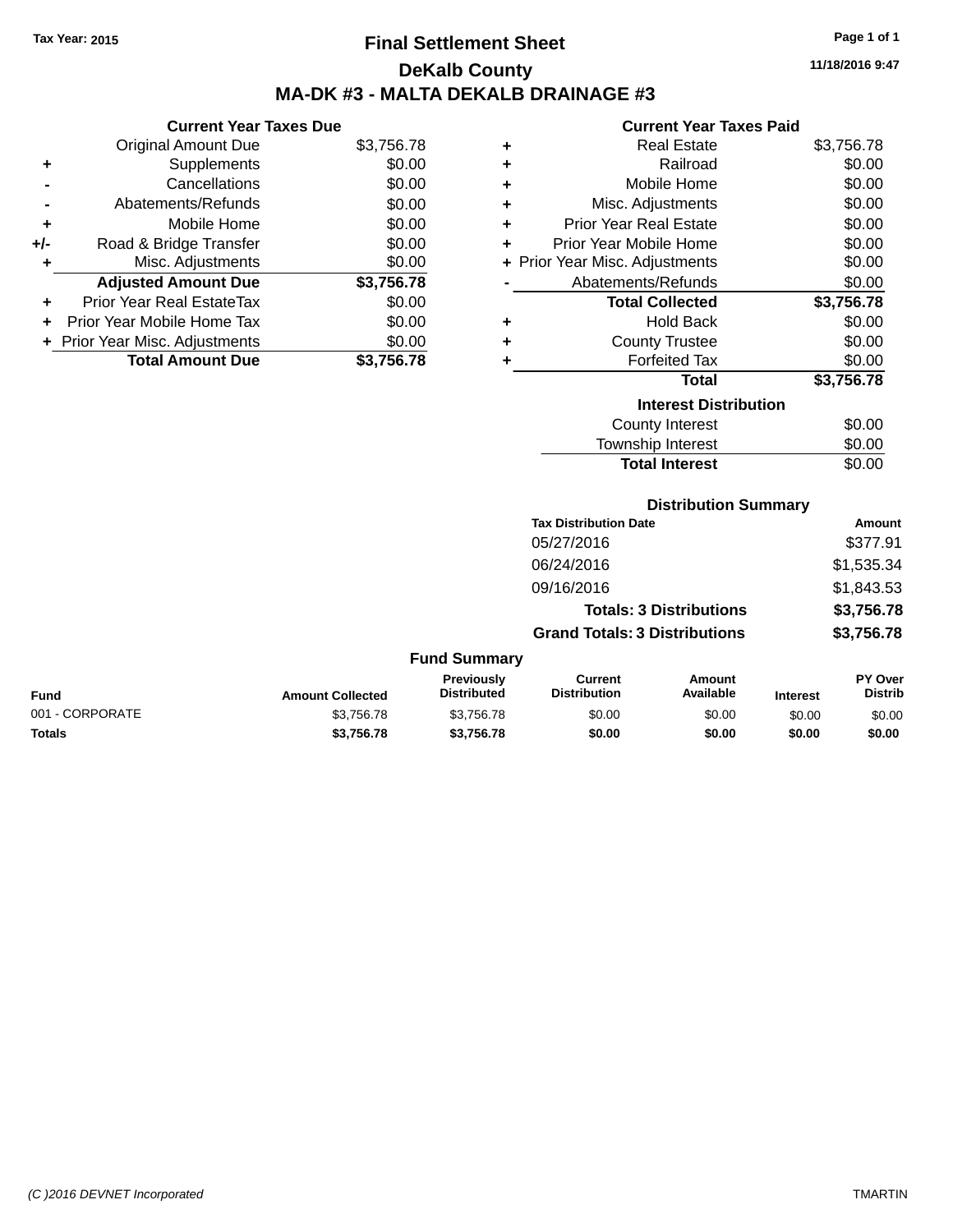Tax Year: 2015

# Final Settlement Sheet

## DeKalb County

## MA-DK #3 - MALTA DEKALB DRAINAGE #3

11/18/2016 9:47

### Current Year Taxes Due

| | | |
|---|---|---|
| | Original Amount Due | $3,756.78 |
| + | Supplements | $0.00 |
| - | Cancellations | $0.00 |
| - | Abatements/Refunds | $0.00 |
| + | Mobile Home | $0.00 |
| +/- | Road & Bridge Transfer | $0.00 |
| + | Misc. Adjustments | $0.00 |
| | **Adjusted Amount Due** | **$3,756.78** |
| + | Prior Year Real EstateTax | $0.00 |
| + | Prior Year Mobile Home Tax | $0.00 |
| + | Prior Year Misc. Adjustments | $0.00 |
| | **Total Amount Due** | **$3,756.78** |

### Current Year Taxes Paid

| | | |
|---|---|---|
| + | Real Estate | $3,756.78 |
| + | Railroad | $0.00 |
| + | Mobile Home | $0.00 |
| + | Misc. Adjustments | $0.00 |
| + | Prior Year Real Estate | $0.00 |
| + | Prior Year Mobile Home | $0.00 |
| + | Prior Year Misc. Adjustments | $0.00 |
| - | Abatements/Refunds | $0.00 |
| | **Total Collected** | **$3,756.78** |
| + | Hold Back | $0.00 |
| + | County Trustee | $0.00 |
| + | Forfeited Tax | $0.00 |
| | **Total** | **$3,756.78** |

### Interest Distribution

| | |
|---|---|
| County Interest | $0.00 |
| Township Interest | $0.00 |
| **Total Interest** | $0.00 |

### Distribution Summary

| Tax Distribution Date | Amount |
|---|---|
| 05/27/2016 | $377.91 |
| 06/24/2016 | $1,535.34 |
| 09/16/2016 | $1,843.53 |
| **Totals: 3 Distributions** | **$3,756.78** |
| **Grand Totals: 3 Distributions** | **$3,756.78** |

### Fund Summary

| Fund | Amount Collected | Previously Distributed | Current Distribution | Amount Available | Interest | PY Over Distrib |
|---|---|---|---|---|---|---|
| 001 - CORPORATE | $3,756.78 | $3,756.78 | $0.00 | $0.00 | $0.00 | $0.00 |
| **Totals** | **$3,756.78** | **$3,756.78** | **$0.00** | **$0.00** | **$0.00** | **$0.00** |

(C )2016 DEVNET Incorporated TMARTIN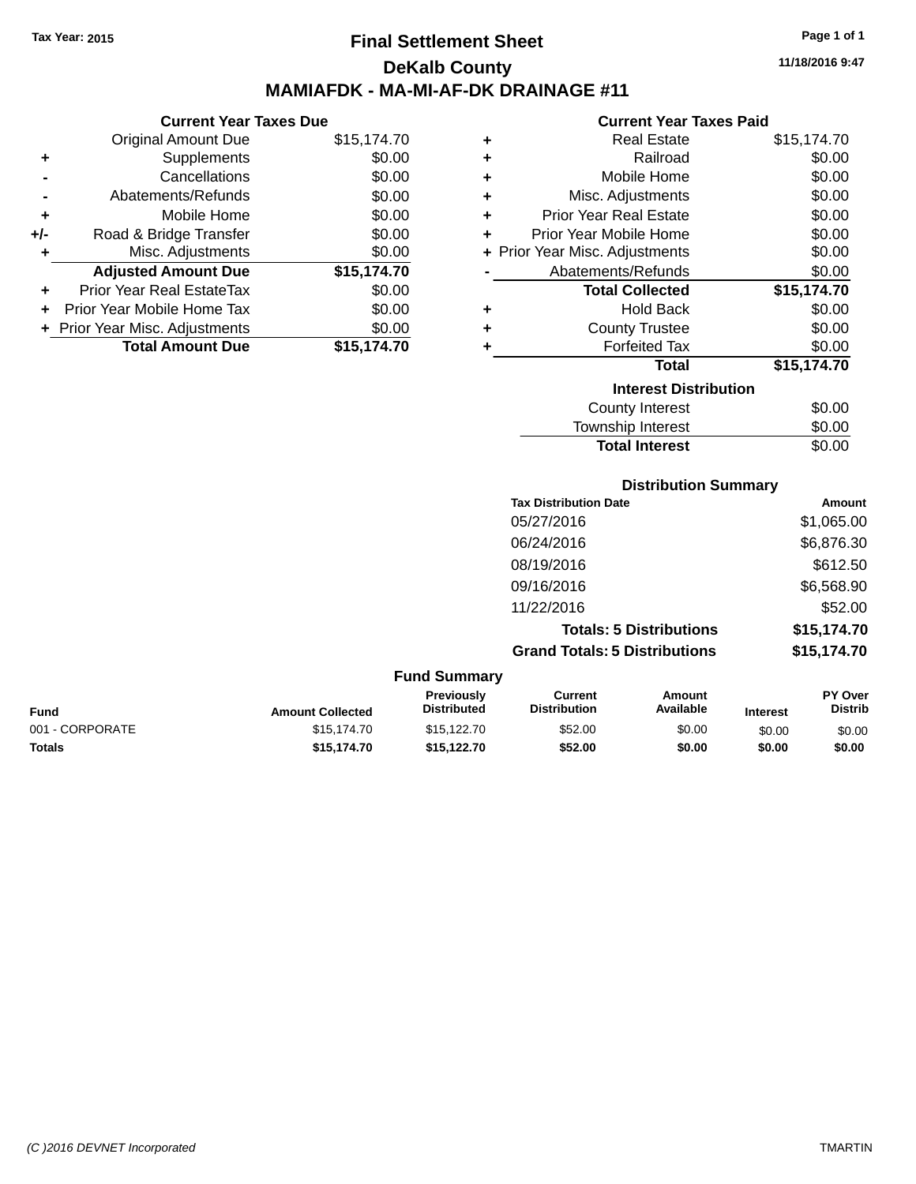Tax Year: 2015

# Final Settlement Sheet

## DeKalb County

## MAMIAFDK - MA-MI-AF-DK DRAINAGE #11

11/18/2016 9:47

### Current Year Taxes Due

| | | |
|---|---|---|
| | Original Amount Due | $15,174.70 |
| + | Supplements | $0.00 |
| - | Cancellations | $0.00 |
| - | Abatements/Refunds | $0.00 |
| + | Mobile Home | $0.00 |
| +/- | Road & Bridge Transfer | $0.00 |
| + | Misc. Adjustments | $0.00 |
| | **Adjusted Amount Due** | **$15,174.70** |
| + | Prior Year Real EstateTax | $0.00 |
| + | Prior Year Mobile Home Tax | $0.00 |
| + | Prior Year Misc. Adjustments | $0.00 |
| | **Total Amount Due** | **$15,174.70** |

### Current Year Taxes Paid

| | | |
|---|---|---|
| + | Real Estate | $15,174.70 |
| + | Railroad | $0.00 |
| + | Mobile Home | $0.00 |
| + | Misc. Adjustments | $0.00 |
| + | Prior Year Real Estate | $0.00 |
| + | Prior Year Mobile Home | $0.00 |
| + | Prior Year Misc. Adjustments | $0.00 |
| - | Abatements/Refunds | $0.00 |
| | **Total Collected** | **$15,174.70** |
| + | Hold Back | $0.00 |
| + | County Trustee | $0.00 |
| + | Forfeited Tax | $0.00 |
| | **Total** | **$15,174.70** |

### Interest Distribution

| | |
|---|---|
| County Interest | $0.00 |
| Township Interest | $0.00 |
| **Total Interest** | $0.00 |

### Distribution Summary

| Tax Distribution Date | Amount |
|---|---|
| 05/27/2016 | $1,065.00 |
| 06/24/2016 | $6,876.30 |
| 08/19/2016 | $612.50 |
| 09/16/2016 | $6,568.90 |
| 11/22/2016 | $52.00 |
| **Totals: 5 Distributions** | **$15,174.70** |
| **Grand Totals: 5 Distributions** | **$15,174.70** |

### Fund Summary

| Fund | Amount Collected | Previously Distributed | Current Distribution | Amount Available | Interest | PY Over Distrib |
|---|---|---|---|---|---|---|
| 001 - CORPORATE | $15,174.70 | $15,122.70 | $52.00 | $0.00 | $0.00 | $0.00 |
| **Totals** | **$15,174.70** | **$15,122.70** | **$52.00** | **$0.00** | **$0.00** | **$0.00** |

(C )2016 DEVNET Incorporated TMARTIN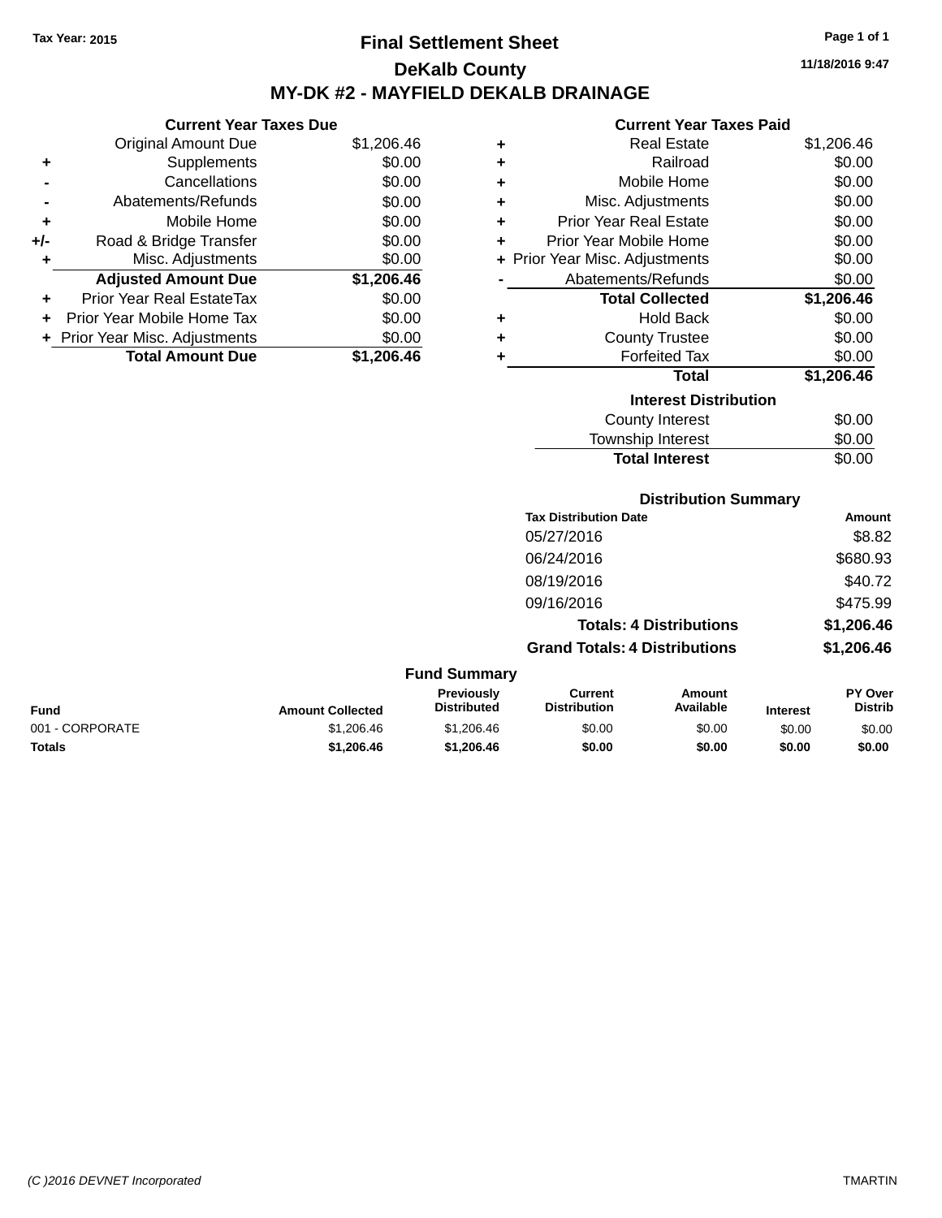Tax Year: 2015

# Final Settlement Sheet

## DeKalb County

## MY-DK #2 - MAYFIELD DEKALB DRAINAGE

11/18/2016 9:47

### Current Year Taxes Due

| | | |
|---|---|---|
| | Original Amount Due | $1,206.46 |
| + | Supplements | $0.00 |
| - | Cancellations | $0.00 |
| - | Abatements/Refunds | $0.00 |
| + | Mobile Home | $0.00 |
| +/- | Road & Bridge Transfer | $0.00 |
| + | Misc. Adjustments | $0.00 |
| | **Adjusted Amount Due** | **$1,206.46** |
| + | Prior Year Real EstateTax | $0.00 |
| + | Prior Year Mobile Home Tax | $0.00 |
| + | Prior Year Misc. Adjustments | $0.00 |
| | **Total Amount Due** | **$1,206.46** |

### Current Year Taxes Paid

| | | |
|---|---|---|
| + | Real Estate | $1,206.46 |
| + | Railroad | $0.00 |
| + | Mobile Home | $0.00 |
| + | Misc. Adjustments | $0.00 |
| + | Prior Year Real Estate | $0.00 |
| + | Prior Year Mobile Home | $0.00 |
| + | Prior Year Misc. Adjustments | $0.00 |
| - | Abatements/Refunds | $0.00 |
| | **Total Collected** | **$1,206.46** |
| + | Hold Back | $0.00 |
| + | County Trustee | $0.00 |
| + | Forfeited Tax | $0.00 |
| | **Total** | **$1,206.46** |

### Interest Distribution

| | |
|---|---|
| County Interest | $0.00 |
| Township Interest | $0.00 |
| **Total Interest** | $0.00 |

### Distribution Summary

| Tax Distribution Date | Amount |
|---|---|
| 05/27/2016 | $8.82 |
| 06/24/2016 | $680.93 |
| 08/19/2016 | $40.72 |
| 09/16/2016 | $475.99 |
| **Totals: 4 Distributions** | **$1,206.46** |
| **Grand Totals: 4 Distributions** | **$1,206.46** |

### Fund Summary

| Fund | Amount Collected | Previously Distributed | Current Distribution | Amount Available | Interest | PY Over Distrib |
|---|---|---|---|---|---|---|
| 001 - CORPORATE | $1,206.46 | $1,206.46 | $0.00 | $0.00 | $0.00 | $0.00 |
| **Totals** | **$1,206.46** | **$1,206.46** | **$0.00** | **$0.00** | **$0.00** | **$0.00** |

(C )2016 DEVNET Incorporated

TMARTIN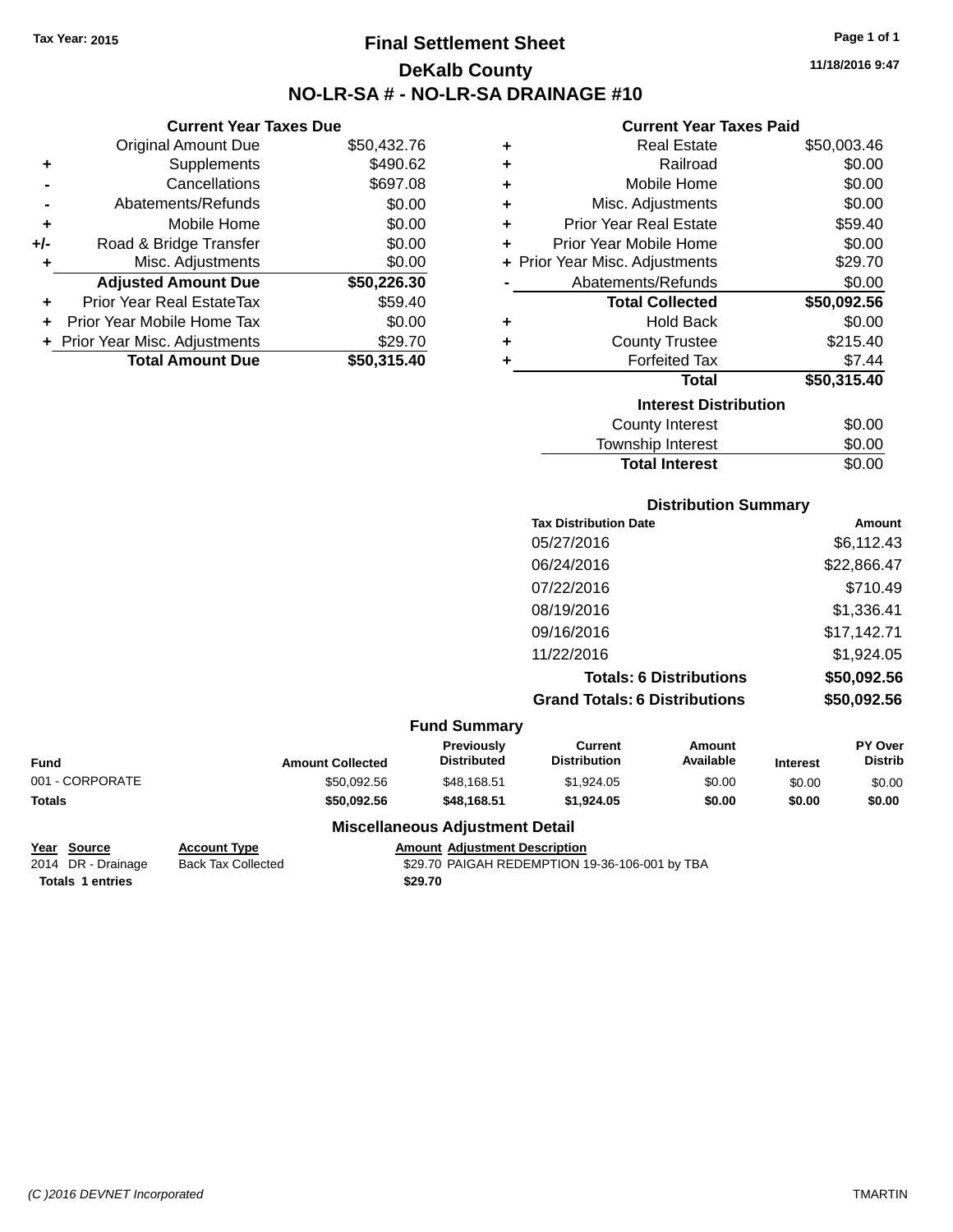Tax Year: 2015

# Final Settlement Sheet

## DeKalb County

## NO-LR-SA # - NO-LR-SA DRAINAGE #10

11/18/2016 9:47

### Current Year Taxes Due

| | | |
|---|---|---|
| | Original Amount Due | $50,432.76 |
| + | Supplements | $490.62 |
| - | Cancellations | $697.08 |
| - | Abatements/Refunds | $0.00 |
| + | Mobile Home | $0.00 |
| +/- | Road & Bridge Transfer | $0.00 |
| + | Misc. Adjustments | $0.00 |
| | **Adjusted Amount Due** | **$50,226.30** |
| + | Prior Year Real EstateTax | $59.40 |
| + | Prior Year Mobile Home Tax | $0.00 |
| + | Prior Year Misc. Adjustments | $29.70 |
| | **Total Amount Due** | **$50,315.40** |

### Current Year Taxes Paid

| | | |
|---|---|---|
| + | Real Estate | $50,003.46 |
| + | Railroad | $0.00 |
| + | Mobile Home | $0.00 |
| + | Misc. Adjustments | $0.00 |
| + | Prior Year Real Estate | $59.40 |
| + | Prior Year Mobile Home | $0.00 |
| + | Prior Year Misc. Adjustments | $29.70 |
| - | Abatements/Refunds | $0.00 |
| | **Total Collected** | **$50,092.56** |
| + | Hold Back | $0.00 |
| + | County Trustee | $215.40 |
| + | Forfeited Tax | $7.44 |
| | **Total** | **$50,315.40** |

### Interest Distribution

| | |
|---|---|
| County Interest | $0.00 |
| Township Interest | $0.00 |
| **Total Interest** | $0.00 |

### Distribution Summary

| Tax Distribution Date | Amount |
|---|---|
| 05/27/2016 | $6,112.43 |
| 06/24/2016 | $22,866.47 |
| 07/22/2016 | $710.49 |
| 08/19/2016 | $1,336.41 |
| 09/16/2016 | $17,142.71 |
| 11/22/2016 | $1,924.05 |
| **Totals: 6 Distributions** | **$50,092.56** |
| **Grand Totals: 6 Distributions** | **$50,092.56** |

### Fund Summary

| Fund | Amount Collected | Previously Distributed | Current Distribution | Amount Available | Interest | PY Over Distrib |
|---|---|---|---|---|---|---|
| 001 - CORPORATE | $50,092.56 | $48,168.51 | $1,924.05 | $0.00 | $0.00 | $0.00 |
| **Totals** | **$50,092.56** | **$48,168.51** | **$1,924.05** | **$0.00** | **$0.00** | **$0.00** |

### Miscellaneous Adjustment Detail

| Year | Source | Account Type | Amount | Adjustment Description |
|---|---|---|---|---|
| 2014 | DR - Drainage | Back Tax Collected | $29.70 | PAIGAH REDEMPTION 19-36-106-001 by TBA |
| **Totals 1 entries** | | | **$29.70** | |

(C )2016 DEVNET Incorporated TMARTIN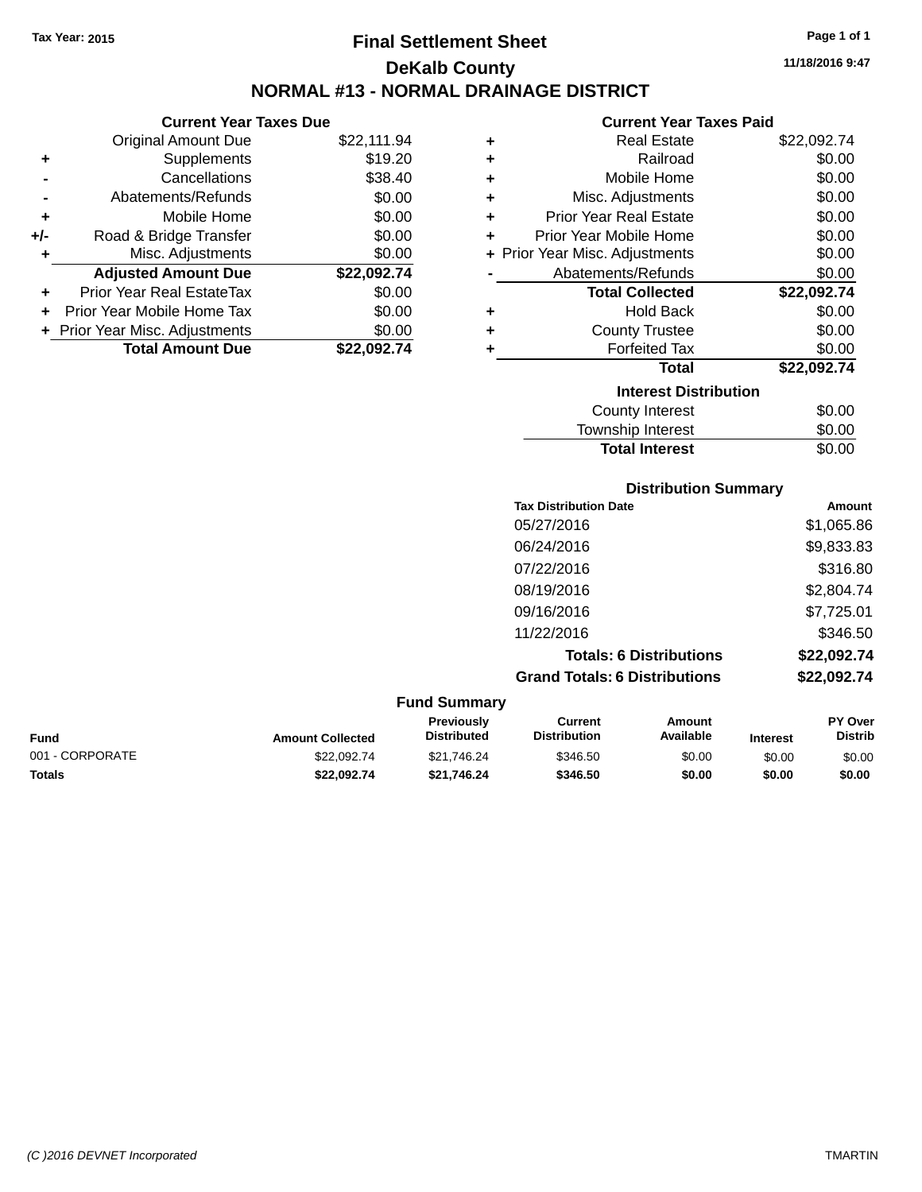Tax Year: 2015

# Final Settlement Sheet

## DeKalb County

## NORMAL #13 - NORMAL DRAINAGE DISTRICT

11/18/2016 9:47

### Current Year Taxes Due

| | | |
|---|---|---|
| | Original Amount Due | $22,111.94 |
| + | Supplements | $19.20 |
| - | Cancellations | $38.40 |
| - | Abatements/Refunds | $0.00 |
| + | Mobile Home | $0.00 |
| +/- | Road & Bridge Transfer | $0.00 |
| + | Misc. Adjustments | $0.00 |
| | **Adjusted Amount Due** | **$22,092.74** |
| + | Prior Year Real EstateTax | $0.00 |
| + | Prior Year Mobile Home Tax | $0.00 |
| + | Prior Year Misc. Adjustments | $0.00 |
| | **Total Amount Due** | **$22,092.74** |

### Current Year Taxes Paid

| | | |
|---|---|---|
| + | Real Estate | $22,092.74 |
| + | Railroad | $0.00 |
| + | Mobile Home | $0.00 |
| + | Misc. Adjustments | $0.00 |
| + | Prior Year Real Estate | $0.00 |
| + | Prior Year Mobile Home | $0.00 |
| + | Prior Year Misc. Adjustments | $0.00 |
| - | Abatements/Refunds | $0.00 |
| | **Total Collected** | **$22,092.74** |
| + | Hold Back | $0.00 |
| + | County Trustee | $0.00 |
| + | Forfeited Tax | $0.00 |
| | **Total** | **$22,092.74** |

### Interest Distribution

| | |
|---|---|
| County Interest | $0.00 |
| Township Interest | $0.00 |
| **Total Interest** | $0.00 |

### Distribution Summary

| Tax Distribution Date | Amount |
|---|---|
| 05/27/2016 | $1,065.86 |
| 06/24/2016 | $9,833.83 |
| 07/22/2016 | $316.80 |
| 08/19/2016 | $2,804.74 |
| 09/16/2016 | $7,725.01 |
| 11/22/2016 | $346.50 |
| **Totals: 6 Distributions** | **$22,092.74** |
| **Grand Totals: 6 Distributions** | **$22,092.74** |

### Fund Summary

| Fund | Amount Collected | Previously Distributed | Current Distribution | Amount Available | Interest | PY Over Distrib |
|---|---|---|---|---|---|---|
| 001 - CORPORATE | $22,092.74 | $21,746.24 | $346.50 | $0.00 | $0.00 | $0.00 |
| **Totals** | **$22,092.74** | **$21,746.24** | **$346.50** | **$0.00** | **$0.00** | **$0.00** |

(C )2016 DEVNET Incorporated TMARTIN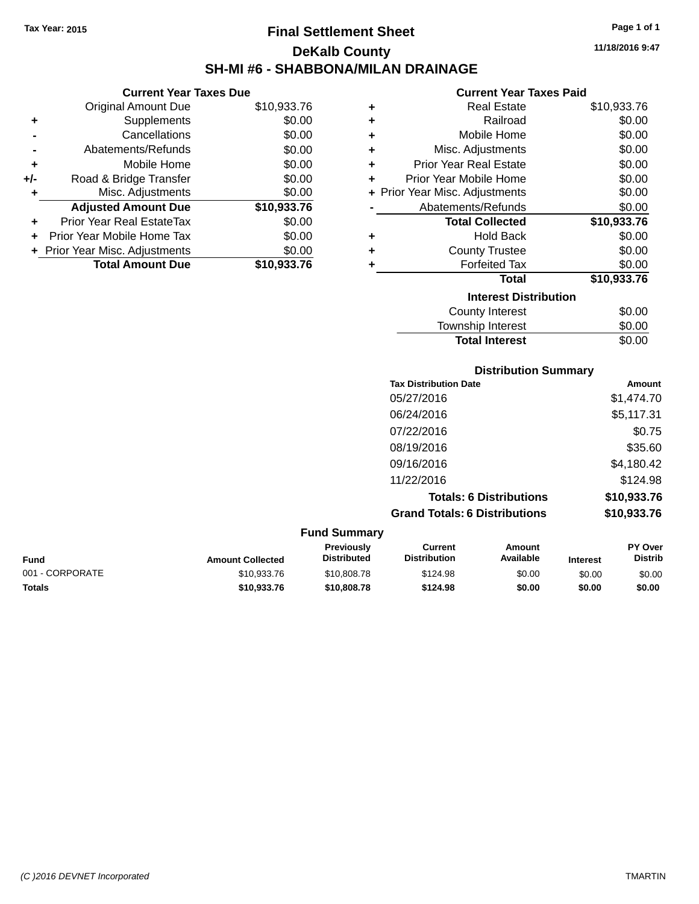Tax Year: 2015

# Final Settlement Sheet

## DeKalb County

## SH-MI #6 - SHABBONA/MILAN DRAINAGE

11/18/2016 9:47

### Current Year Taxes Due

| | | |
|---|---|---|
| | Original Amount Due | $10,933.76 |
| + | Supplements | $0.00 |
| - | Cancellations | $0.00 |
| - | Abatements/Refunds | $0.00 |
| + | Mobile Home | $0.00 |
| +/- | Road & Bridge Transfer | $0.00 |
| + | Misc. Adjustments | $0.00 |
| | **Adjusted Amount Due** | **$10,933.76** |
| + | Prior Year Real EstateTax | $0.00 |
| + | Prior Year Mobile Home Tax | $0.00 |
| + | Prior Year Misc. Adjustments | $0.00 |
| | **Total Amount Due** | **$10,933.76** |

### Current Year Taxes Paid

| | | |
|---|---|---|
| + | Real Estate | $10,933.76 |
| + | Railroad | $0.00 |
| + | Mobile Home | $0.00 |
| + | Misc. Adjustments | $0.00 |
| + | Prior Year Real Estate | $0.00 |
| + | Prior Year Mobile Home | $0.00 |
| + | Prior Year Misc. Adjustments | $0.00 |
| - | Abatements/Refunds | $0.00 |
| | **Total Collected** | **$10,933.76** |
| + | Hold Back | $0.00 |
| + | County Trustee | $0.00 |
| + | Forfeited Tax | $0.00 |
| | **Total** | **$10,933.76** |

### Interest Distribution

| | |
|---|---|
| County Interest | $0.00 |
| Township Interest | $0.00 |
| **Total Interest** | $0.00 |

### Distribution Summary

| Tax Distribution Date | Amount |
|---|---|
| 05/27/2016 | $1,474.70 |
| 06/24/2016 | $5,117.31 |
| 07/22/2016 | $0.75 |
| 08/19/2016 | $35.60 |
| 09/16/2016 | $4,180.42 |
| 11/22/2016 | $124.98 |
| **Totals: 6 Distributions** | **$10,933.76** |
| **Grand Totals: 6 Distributions** | **$10,933.76** |

### Fund Summary

| Fund | Amount Collected | Previously Distributed | Current Distribution | Amount Available | Interest | PY Over Distrib |
|---|---|---|---|---|---|---|
| 001 - CORPORATE | $10,933.76 | $10,808.78 | $124.98 | $0.00 | $0.00 | $0.00 |
| **Totals** | **$10,933.76** | **$10,808.78** | **$124.98** | **$0.00** | **$0.00** | **$0.00** |

(C )2016 DEVNET Incorporated — TMARTIN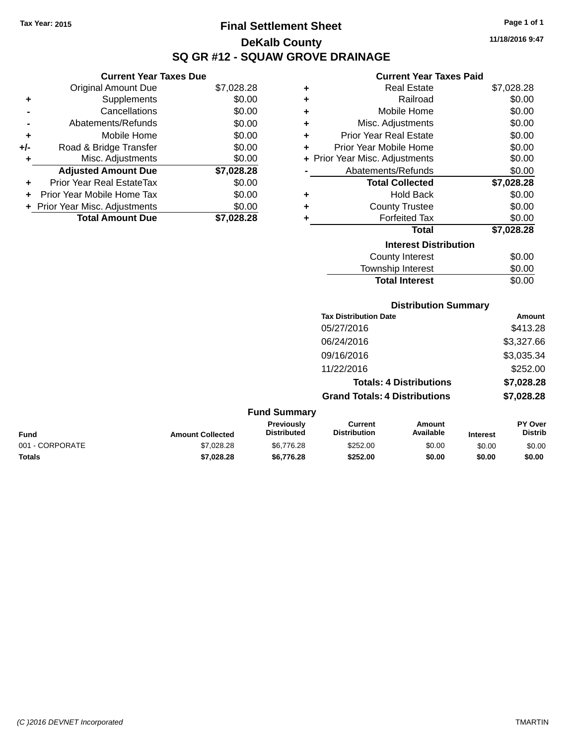Tax Year: 2015

# Final Settlement Sheet

## DeKalb County

## SQ GR #12 - SQUAW GROVE DRAINAGE

11/18/2016 9:47

### Current Year Taxes Due

| | | |
|---|---|---|
| | Original Amount Due | $7,028.28 |
| + | Supplements | $0.00 |
| - | Cancellations | $0.00 |
| - | Abatements/Refunds | $0.00 |
| + | Mobile Home | $0.00 |
| +/- | Road & Bridge Transfer | $0.00 |
| + | Misc. Adjustments | $0.00 |
| | **Adjusted Amount Due** | **$7,028.28** |
| + | Prior Year Real EstateTax | $0.00 |
| + | Prior Year Mobile Home Tax | $0.00 |
| + | Prior Year Misc. Adjustments | $0.00 |
| | **Total Amount Due** | **$7,028.28** |

### Current Year Taxes Paid

| | | |
|---|---|---|
| + | Real Estate | $7,028.28 |
| + | Railroad | $0.00 |
| + | Mobile Home | $0.00 |
| + | Misc. Adjustments | $0.00 |
| + | Prior Year Real Estate | $0.00 |
| + | Prior Year Mobile Home | $0.00 |
| + | Prior Year Misc. Adjustments | $0.00 |
| - | Abatements/Refunds | $0.00 |
| | **Total Collected** | **$7,028.28** |
| + | Hold Back | $0.00 |
| + | County Trustee | $0.00 |
| + | Forfeited Tax | $0.00 |
| | **Total** | **$7,028.28** |

### Interest Distribution

| | |
|---|---|
| County Interest | $0.00 |
| Township Interest | $0.00 |
| **Total Interest** | $0.00 |

### Distribution Summary

| Tax Distribution Date | Amount |
|---|---|
| 05/27/2016 | $413.28 |
| 06/24/2016 | $3,327.66 |
| 09/16/2016 | $3,035.34 |
| 11/22/2016 | $252.00 |
| **Totals: 4 Distributions** | **$7,028.28** |
| **Grand Totals: 4 Distributions** | **$7,028.28** |

### Fund Summary

| Fund | Amount Collected | Previously Distributed | Current Distribution | Amount Available | Interest | PY Over Distrib |
|---|---|---|---|---|---|---|
| 001 - CORPORATE | $7,028.28 | $6,776.28 | $252.00 | $0.00 | $0.00 | $0.00 |
| **Totals** | **$7,028.28** | **$6,776.28** | **$252.00** | **$0.00** | **$0.00** | **$0.00** |

(C )2016 DEVNET Incorporated — TMARTIN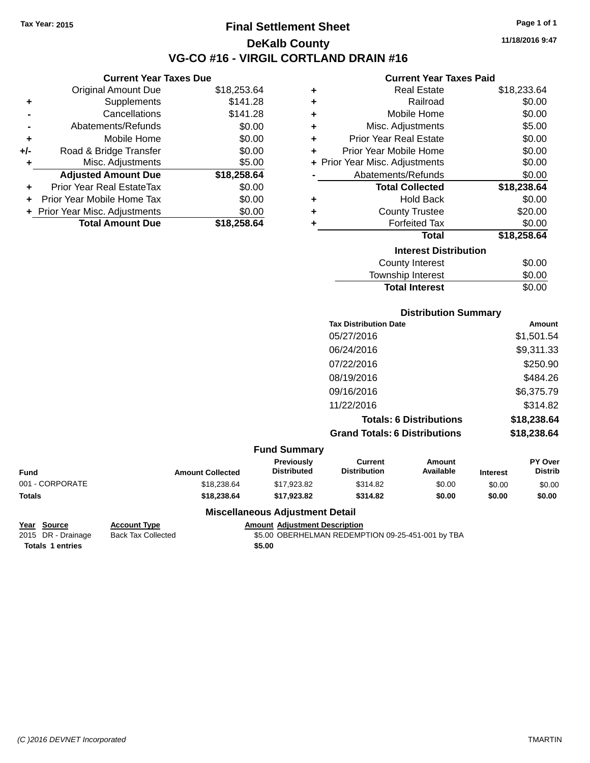Tax Year: 2015

# Final Settlement Sheet

## DeKalb County

## VG-CO #16 - VIRGIL CORTLAND DRAIN #16

11/18/2016 9:47

### Current Year Taxes Due

| | | |
|---|---|---|
| | Original Amount Due | $18,253.64 |
| + | Supplements | $141.28 |
| - | Cancellations | $141.28 |
| - | Abatements/Refunds | $0.00 |
| + | Mobile Home | $0.00 |
| +/- | Road & Bridge Transfer | $0.00 |
| + | Misc. Adjustments | $5.00 |
| | **Adjusted Amount Due** | **$18,258.64** |
| + | Prior Year Real EstateTax | $0.00 |
| + | Prior Year Mobile Home Tax | $0.00 |
| + | Prior Year Misc. Adjustments | $0.00 |
| | **Total Amount Due** | **$18,258.64** |

### Current Year Taxes Paid

| | | |
|---|---|---|
| + | Real Estate | $18,233.64 |
| + | Railroad | $0.00 |
| + | Mobile Home | $0.00 |
| + | Misc. Adjustments | $5.00 |
| + | Prior Year Real Estate | $0.00 |
| + | Prior Year Mobile Home | $0.00 |
| + | Prior Year Misc. Adjustments | $0.00 |
| - | Abatements/Refunds | $0.00 |
| | **Total Collected** | **$18,238.64** |
| + | Hold Back | $0.00 |
| + | County Trustee | $20.00 |
| + | Forfeited Tax | $0.00 |
| | **Total** | **$18,258.64** |

### Interest Distribution

| | |
|---|---|
| County Interest | $0.00 |
| Township Interest | $0.00 |
| **Total Interest** | $0.00 |

### Distribution Summary

| Tax Distribution Date | Amount |
|---|---|
| 05/27/2016 | $1,501.54 |
| 06/24/2016 | $9,311.33 |
| 07/22/2016 | $250.90 |
| 08/19/2016 | $484.26 |
| 09/16/2016 | $6,375.79 |
| 11/22/2016 | $314.82 |
| **Totals: 6 Distributions** | **$18,238.64** |
| **Grand Totals: 6 Distributions** | **$18,238.64** |

### Fund Summary

| Fund | Amount Collected | Previously Distributed | Current Distribution | Amount Available | Interest | PY Over Distrib |
|---|---|---|---|---|---|---|
| 001 - CORPORATE | $18,238.64 | $17,923.82 | $314.82 | $0.00 | $0.00 | $0.00 |
| **Totals** | **$18,238.64** | **$17,923.82** | **$314.82** | **$0.00** | **$0.00** | **$0.00** |

### Miscellaneous Adjustment Detail

| Year | Source | Account Type | Amount | Adjustment Description |
|---|---|---|---|---|
| 2015 | DR - Drainage | Back Tax Collected | $5.00 | OBERHELMAN REDEMPTION 09-25-451-001 by TBA |
| **Totals** | **1 entries** | | **$5.00** | |

(C )2016 DEVNET Incorporated TMARTIN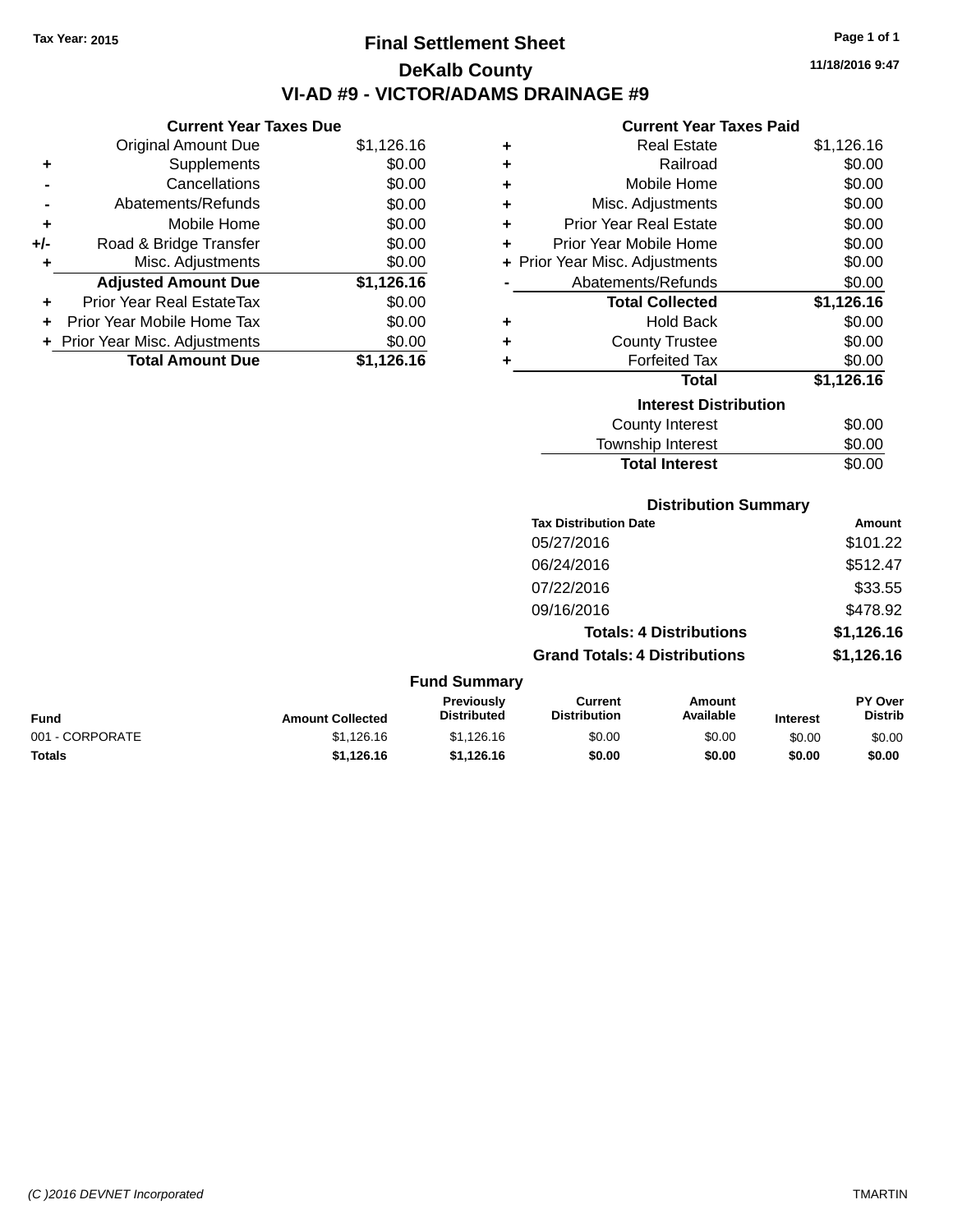Tax Year: 2015

# Final Settlement Sheet

## DeKalb County

## VI-AD #9 - VICTOR/ADAMS DRAINAGE #9

11/18/2016 9:47

### Current Year Taxes Due

| | | |
|---|---|---|
| | Original Amount Due | $1,126.16 |
| + | Supplements | $0.00 |
| - | Cancellations | $0.00 |
| - | Abatements/Refunds | $0.00 |
| + | Mobile Home | $0.00 |
| +/- | Road & Bridge Transfer | $0.00 |
| + | Misc. Adjustments | $0.00 |
| | **Adjusted Amount Due** | **$1,126.16** |
| + | Prior Year Real EstateTax | $0.00 |
| + | Prior Year Mobile Home Tax | $0.00 |
| + | Prior Year Misc. Adjustments | $0.00 |
| | **Total Amount Due** | **$1,126.16** |

### Current Year Taxes Paid

| | | |
|---|---|---|
| + | Real Estate | $1,126.16 |
| + | Railroad | $0.00 |
| + | Mobile Home | $0.00 |
| + | Misc. Adjustments | $0.00 |
| + | Prior Year Real Estate | $0.00 |
| + | Prior Year Mobile Home | $0.00 |
| + | Prior Year Misc. Adjustments | $0.00 |
| - | Abatements/Refunds | $0.00 |
| | **Total Collected** | **$1,126.16** |
| + | Hold Back | $0.00 |
| + | County Trustee | $0.00 |
| + | Forfeited Tax | $0.00 |
| | **Total** | **$1,126.16** |

### Interest Distribution

| | |
|---|---|
| County Interest | $0.00 |
| Township Interest | $0.00 |
| **Total Interest** | $0.00 |

### Distribution Summary

| Tax Distribution Date | Amount |
|---|---|
| 05/27/2016 | $101.22 |
| 06/24/2016 | $512.47 |
| 07/22/2016 | $33.55 |
| 09/16/2016 | $478.92 |
| **Totals: 4 Distributions** | **$1,126.16** |
| **Grand Totals: 4 Distributions** | **$1,126.16** |

### Fund Summary

| Fund | Amount Collected | Previously Distributed | Current Distribution | Amount Available | Interest | PY Over Distrib |
|---|---|---|---|---|---|---|
| 001 - CORPORATE | $1,126.16 | $1,126.16 | $0.00 | $0.00 | $0.00 | $0.00 |
| **Totals** | **$1,126.16** | **$1,126.16** | **$0.00** | **$0.00** | **$0.00** | **$0.00** |

(C )2016 DEVNET Incorporated TMARTIN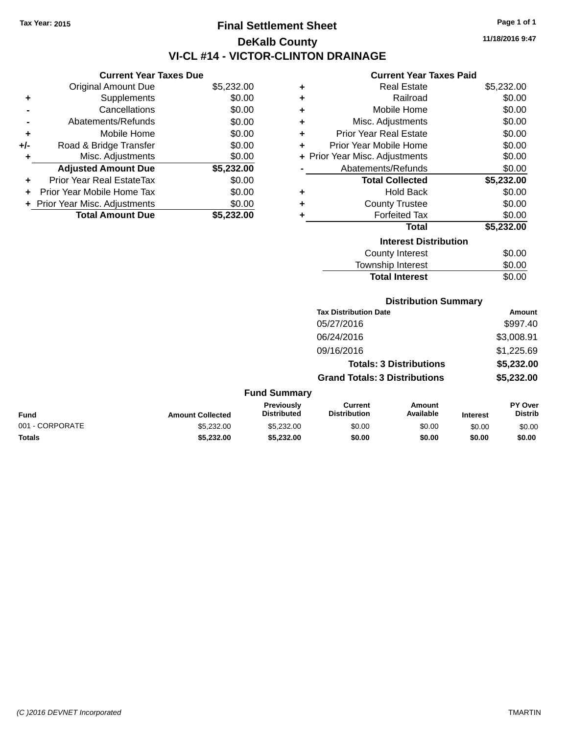Tax Year: 2015

# Final Settlement Sheet

## DeKalb County

## VI-CL #14 - VICTOR-CLINTON DRAINAGE

11/18/2016 9:47

### Current Year Taxes Due

| | | |
|---|---|---|
| | Original Amount Due | $5,232.00 |
| + | Supplements | $0.00 |
| - | Cancellations | $0.00 |
| - | Abatements/Refunds | $0.00 |
| + | Mobile Home | $0.00 |
| +/- | Road & Bridge Transfer | $0.00 |
| + | Misc. Adjustments | $0.00 |
| | **Adjusted Amount Due** | **$5,232.00** |
| + | Prior Year Real EstateTax | $0.00 |
| + | Prior Year Mobile Home Tax | $0.00 |
| + | Prior Year Misc. Adjustments | $0.00 |
| | **Total Amount Due** | **$5,232.00** |

### Current Year Taxes Paid

| | | |
|---|---|---|
| + | Real Estate | $5,232.00 |
| + | Railroad | $0.00 |
| + | Mobile Home | $0.00 |
| + | Misc. Adjustments | $0.00 |
| + | Prior Year Real Estate | $0.00 |
| + | Prior Year Mobile Home | $0.00 |
| + | Prior Year Misc. Adjustments | $0.00 |
| - | Abatements/Refunds | $0.00 |
| | **Total Collected** | **$5,232.00** |
| + | Hold Back | $0.00 |
| + | County Trustee | $0.00 |
| + | Forfeited Tax | $0.00 |
| | **Total** | **$5,232.00** |

### Interest Distribution

| | |
|---|---|
| County Interest | $0.00 |
| Township Interest | $0.00 |
| **Total Interest** | $0.00 |

### Distribution Summary

| Tax Distribution Date | Amount |
|---|---|
| 05/27/2016 | $997.40 |
| 06/24/2016 | $3,008.91 |
| 09/16/2016 | $1,225.69 |
| **Totals: 3 Distributions** | **$5,232.00** |
| **Grand Totals: 3 Distributions** | **$5,232.00** |

### Fund Summary

| Fund | Amount Collected | Previously Distributed | Current Distribution | Amount Available | Interest | PY Over Distrib |
|---|---|---|---|---|---|---|
| 001 - CORPORATE | $5,232.00 | $5,232.00 | $0.00 | $0.00 | $0.00 | $0.00 |
| **Totals** | **$5,232.00** | **$5,232.00** | **$0.00** | **$0.00** | **$0.00** | **$0.00** |

(C )2016 DEVNET Incorporated TMARTIN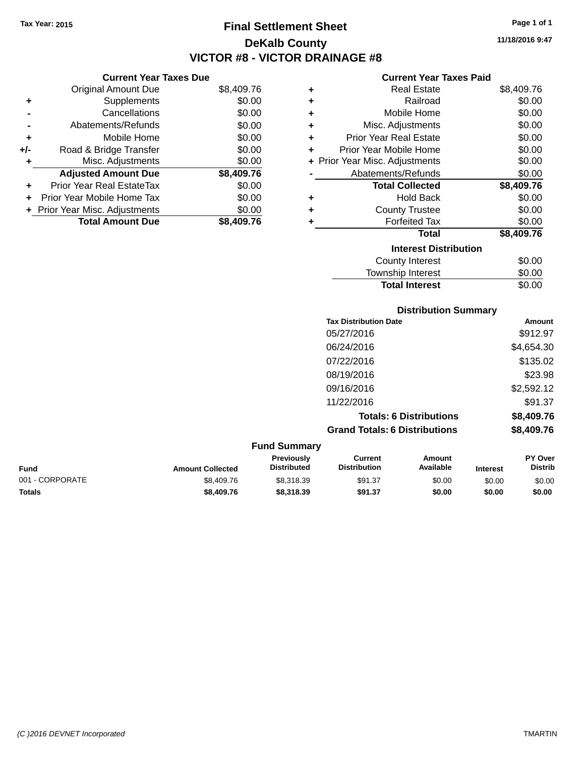Tax Year: 2015

# Final Settlement Sheet

## DeKalb County

## VICTOR #8 - VICTOR DRAINAGE #8

11/18/2016 9:47

### Current Year Taxes Due

| | | |
|---|---|---|
| | Original Amount Due | $8,409.76 |
| + | Supplements | $0.00 |
| - | Cancellations | $0.00 |
| - | Abatements/Refunds | $0.00 |
| + | Mobile Home | $0.00 |
| +/- | Road & Bridge Transfer | $0.00 |
| + | Misc. Adjustments | $0.00 |
| | **Adjusted Amount Due** | **$8,409.76** |
| + | Prior Year Real EstateTax | $0.00 |
| + | Prior Year Mobile Home Tax | $0.00 |
| + | Prior Year Misc. Adjustments | $0.00 |
| | **Total Amount Due** | **$8,409.76** |

### Current Year Taxes Paid

| | | |
|---|---|---|
| + | Real Estate | $8,409.76 |
| + | Railroad | $0.00 |
| + | Mobile Home | $0.00 |
| + | Misc. Adjustments | $0.00 |
| + | Prior Year Real Estate | $0.00 |
| + | Prior Year Mobile Home | $0.00 |
| + | Prior Year Misc. Adjustments | $0.00 |
| - | Abatements/Refunds | $0.00 |
| | **Total Collected** | **$8,409.76** |
| + | Hold Back | $0.00 |
| + | County Trustee | $0.00 |
| + | Forfeited Tax | $0.00 |
| | **Total** | **$8,409.76** |

### Interest Distribution

| | |
|---|---|
| County Interest | $0.00 |
| Township Interest | $0.00 |
| **Total Interest** | $0.00 |

### Distribution Summary

| Tax Distribution Date | Amount |
|---|---|
| 05/27/2016 | $912.97 |
| 06/24/2016 | $4,654.30 |
| 07/22/2016 | $135.02 |
| 08/19/2016 | $23.98 |
| 09/16/2016 | $2,592.12 |
| 11/22/2016 | $91.37 |
| **Totals: 6 Distributions** | **$8,409.76** |
| **Grand Totals: 6 Distributions** | **$8,409.76** |

### Fund Summary

| Fund | Amount Collected | Previously Distributed | Current Distribution | Amount Available | Interest | PY Over Distrib |
|---|---|---|---|---|---|---|
| 001 - CORPORATE | $8,409.76 | $8,318.39 | $91.37 | $0.00 | $0.00 | $0.00 |
| **Totals** | **$8,409.76** | **$8,318.39** | **$91.37** | **$0.00** | **$0.00** | **$0.00** |

(C )2016 DEVNET Incorporated

TMARTIN